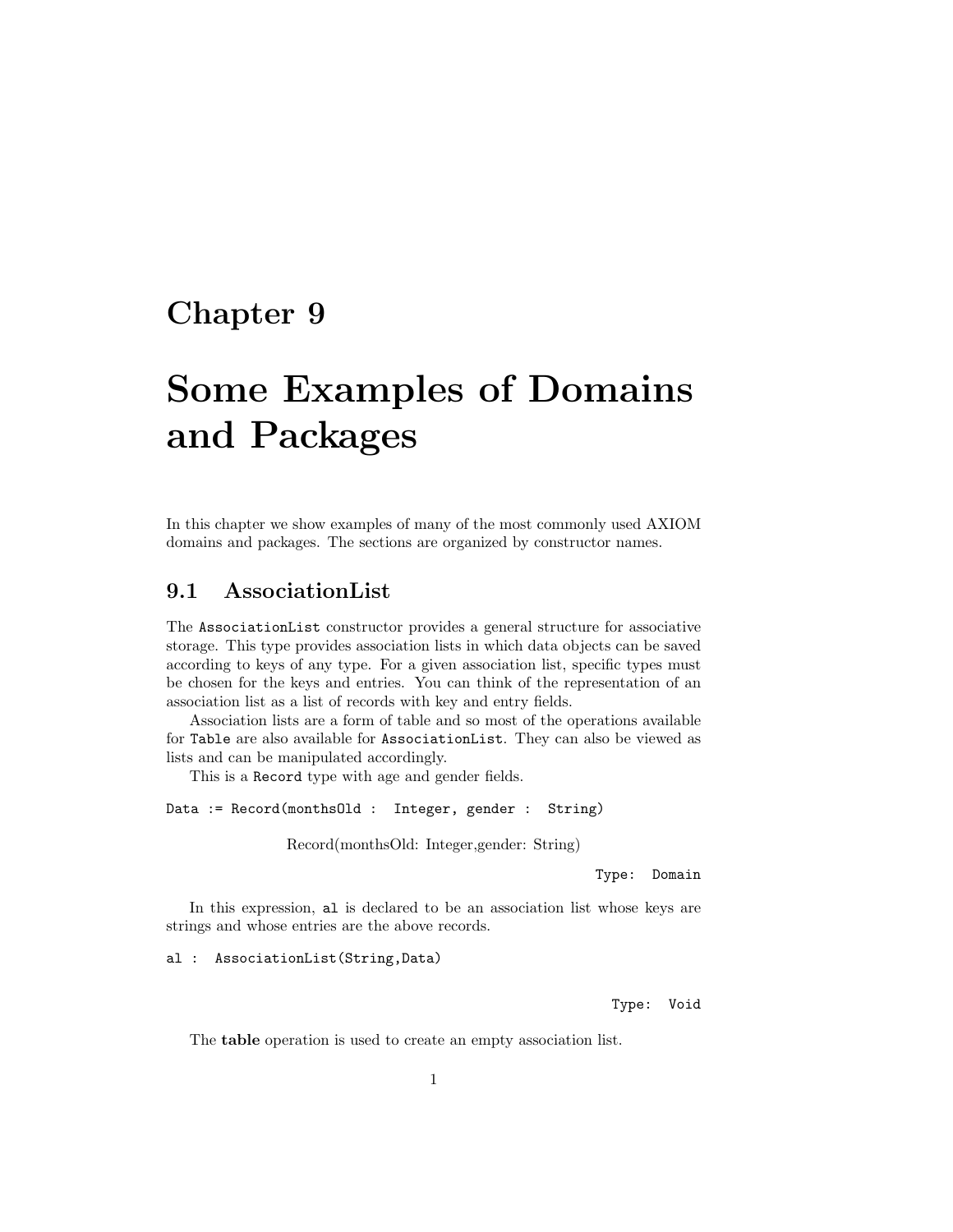# Chapter 9

# Some Examples of Domains and Packages

In this chapter we show examples of many of the most commonly used AXIOM domains and packages. The sections are organized by constructor names.

## 9.1 AssociationList

The `AssociationList` constructor provides a general structure for associative storage. This type provides association lists in which data objects can be saved according to keys of any type. For a given association list, specific types must be chosen for the keys and entries. You can think of the representation of an association list as a list of records with key and entry fields.

Association lists are a form of table and so most of the operations available for `Table` are also available for `AssociationList`. They can also be viewed as lists and can be manipulated accordingly.

This is a `Record` type with age and gender fields.

```
Data := Record(monthsOld : Integer, gender : String)
```

Record(monthsOld: Integer,gender: String)

```
Type: Domain
```

In this expression, `al` is declared to be an association list whose keys are strings and whose entries are the above records.

```
al : AssociationList(String,Data)
```

```
Type: Void
```

The **table** operation is used to create an empty association list.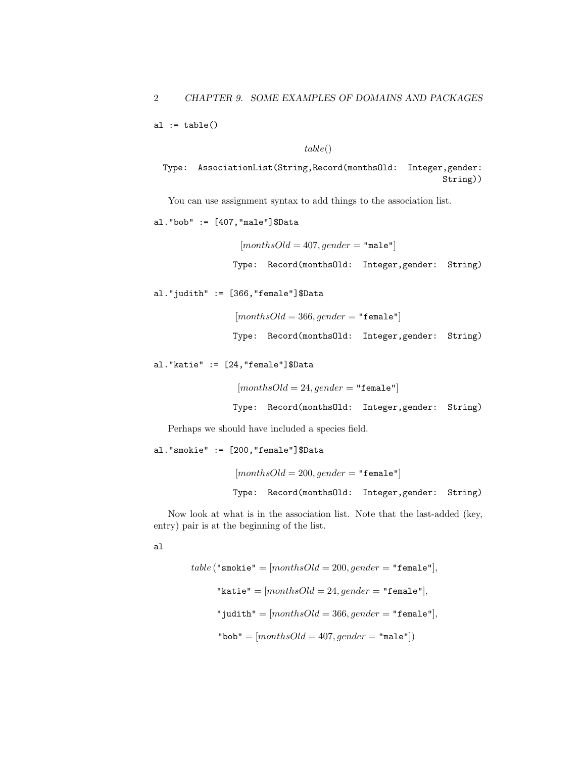```
al := table()
```

$$table()$$

Type: AssociationList(String,Record(monthsOld: Integer,gender: String))

You can use assignment syntax to add things to the association list.

```
al."bob" := [407,"male"]$Data
```

$$[monthsOld = 407, gender = \texttt{"male"}]$$

Type: Record(monthsOld: Integer,gender: String)

```
al."judith" := [366,"female"]$Data
```

$$[monthsOld = 366, gender = \texttt{"female"}]$$

Type: Record(monthsOld: Integer,gender: String)

```
al."katie" := [24,"female"]$Data
```

$$[monthsOld = 24, gender = \texttt{"female"}]$$

Type: Record(monthsOld: Integer,gender: String)

Perhaps we should have included a species field.

```
al."smokie" := [200,"female"]$Data
```

$$[monthsOld = 200, gender = \texttt{"female"}]$$

Type: Record(monthsOld: Integer,gender: String)

Now look at what is in the association list. Note that the last-added (key, entry) pair is at the beginning of the list.

```
al
```

$$table(\texttt{"smokie"} = [monthsOld = 200, gender = \texttt{"female"}],$$
$$\texttt{"katie"} = [monthsOld = 24, gender = \texttt{"female"}],$$
$$\texttt{"judith"} = [monthsOld = 366, gender = \texttt{"female"}],$$
$$\texttt{"bob"} = [monthsOld = 407, gender = \texttt{"male"}])$$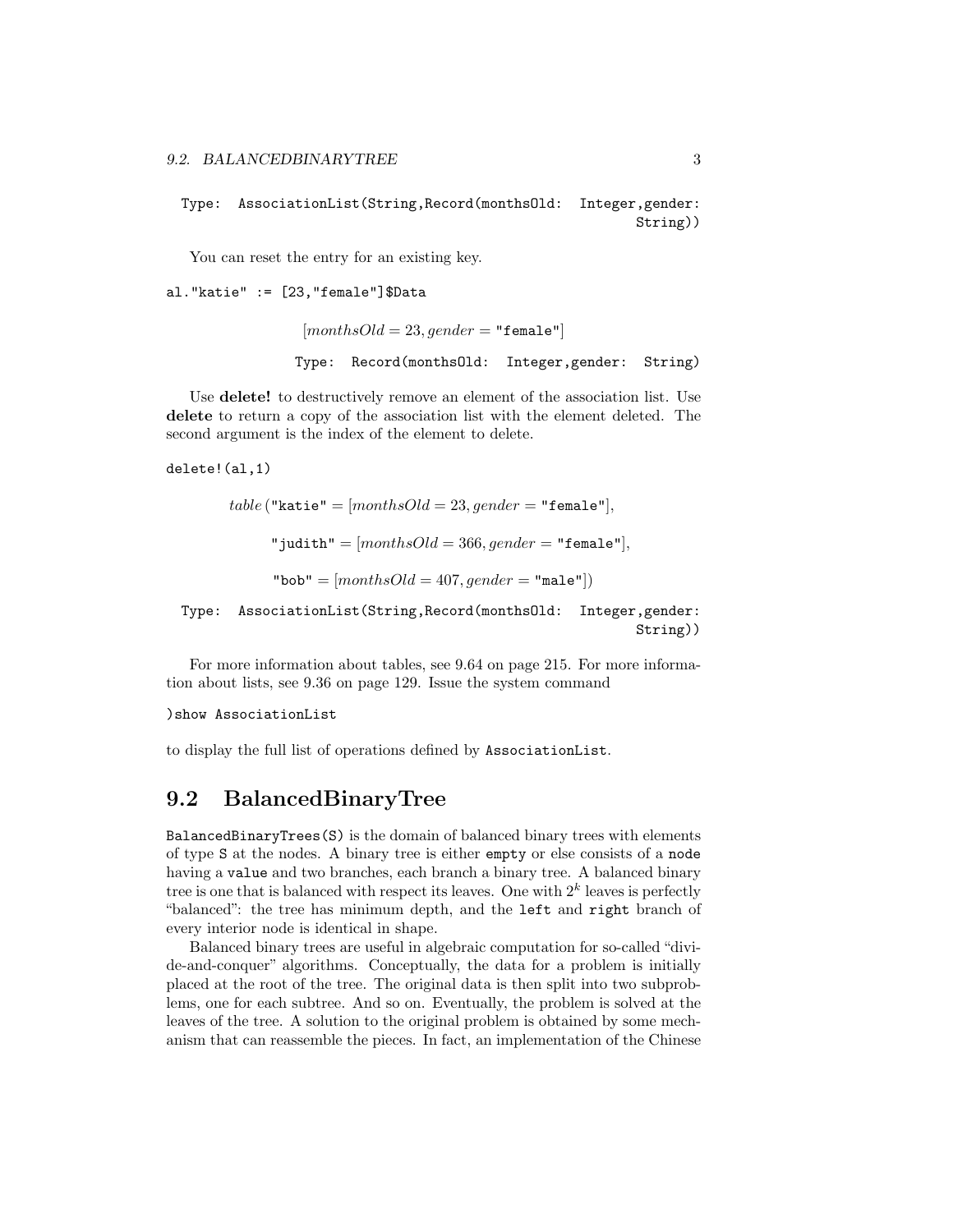```
Type: AssociationList(String,Record(monthsOld: Integer,gender:
                                                        String))
```

You can reset the entry for an existing key.

```
al."katie" := [23,"female"]$Data
```

$$[monthsOld = 23, gender = \texttt{"female"}]$$

```
Type: Record(monthsOld: Integer,gender: String)
```

Use **delete!** to destructively remove an element of the association list. Use **delete** to return a copy of the association list with the element deleted. The second argument is the index of the element to delete.

```
delete!(al,1)
```

$$table(\texttt{"katie"} = [monthsOld = 23, gender = \texttt{"female"}],$$

$$\texttt{"judith"} = [monthsOld = 366, gender = \texttt{"female"}],$$

$$\texttt{"bob"} = [monthsOld = 407, gender = \texttt{"male"}])$$

```
Type: AssociationList(String,Record(monthsOld: Integer,gender:
                                                        String))
```

For more information about tables, see 9.64 on page 215. For more information about lists, see 9.36 on page 129. Issue the system command

```
)show AssociationList
```

to display the full list of operations defined by `AssociationList`.

## 9.2 BalancedBinaryTree

`BalancedBinaryTrees(S)` is the domain of balanced binary trees with elements of type `S` at the nodes. A binary tree is either `empty` or else consists of a `node` having a `value` and two branches, each branch a binary tree. A balanced binary tree is one that is balanced with respect its leaves. One with $2^k$ leaves is perfectly "balanced": the tree has minimum depth, and the `left` and `right` branch of every interior node is identical in shape.

Balanced binary trees are useful in algebraic computation for so-called "divide-and-conquer" algorithms. Conceptually, the data for a problem is initially placed at the root of the tree. The original data is then split into two subproblems, one for each subtree. And so on. Eventually, the problem is solved at the leaves of the tree. A solution to the original problem is obtained by some mechanism that can reassemble the pieces. In fact, an implementation of the Chinese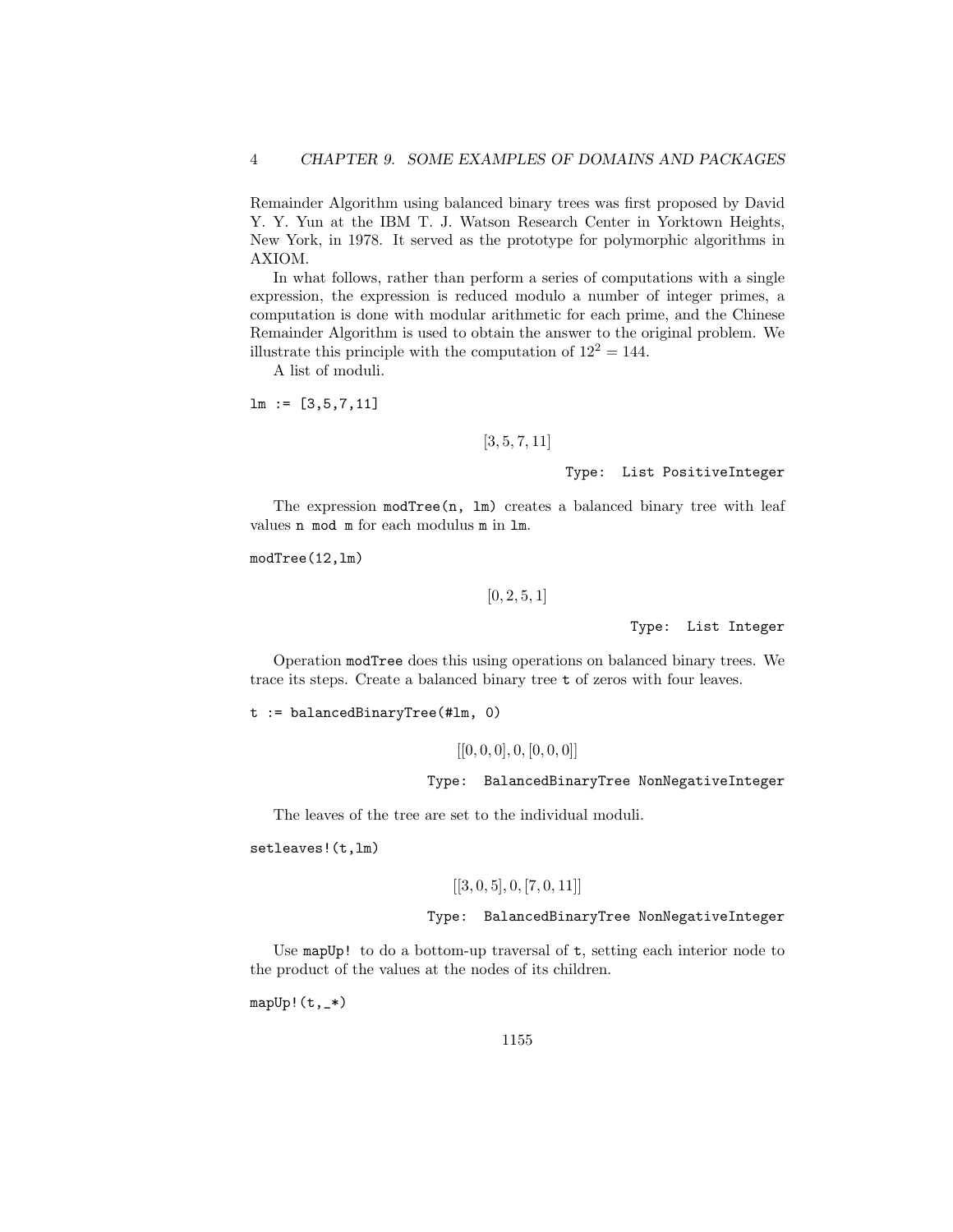Remainder Algorithm using balanced binary trees was first proposed by David Y. Y. Yun at the IBM T. J. Watson Research Center in Yorktown Heights, New York, in 1978. It served as the prototype for polymorphic algorithms in AXIOM.

In what follows, rather than perform a series of computations with a single expression, the expression is reduced modulo a number of integer primes, a computation is done with modular arithmetic for each prime, and the Chinese Remainder Algorithm is used to obtain the answer to the original problem. We illustrate this principle with the computation of $12^2 = 144$.

A list of moduli.

```
lm := [3,5,7,11]
```

$$[3, 5, 7, 11]$$

Type: List PositiveInteger

The expression `modTree(n, lm)` creates a balanced binary tree with leaf values `n mod m` for each modulus `m` in `lm`.

```
modTree(12,lm)
```

$$[0, 2, 5, 1]$$

Type: List Integer

Operation `modTree` does this using operations on balanced binary trees. We trace its steps. Create a balanced binary tree `t` of zeros with four leaves.

```
t := balancedBinaryTree(#lm, 0)
```

$$[[0, 0, 0], 0, [0, 0, 0]]$$

Type: BalancedBinaryTree NonNegativeInteger

The leaves of the tree are set to the individual moduli.

```
setleaves!(t,lm)
```

$$[[3, 0, 5], 0, [7, 0, 11]]$$

Type: BalancedBinaryTree NonNegativeInteger

Use `mapUp!` to do a bottom-up traversal of `t`, setting each interior node to the product of the values at the nodes of its children.

```
mapUp!(t,_*)
```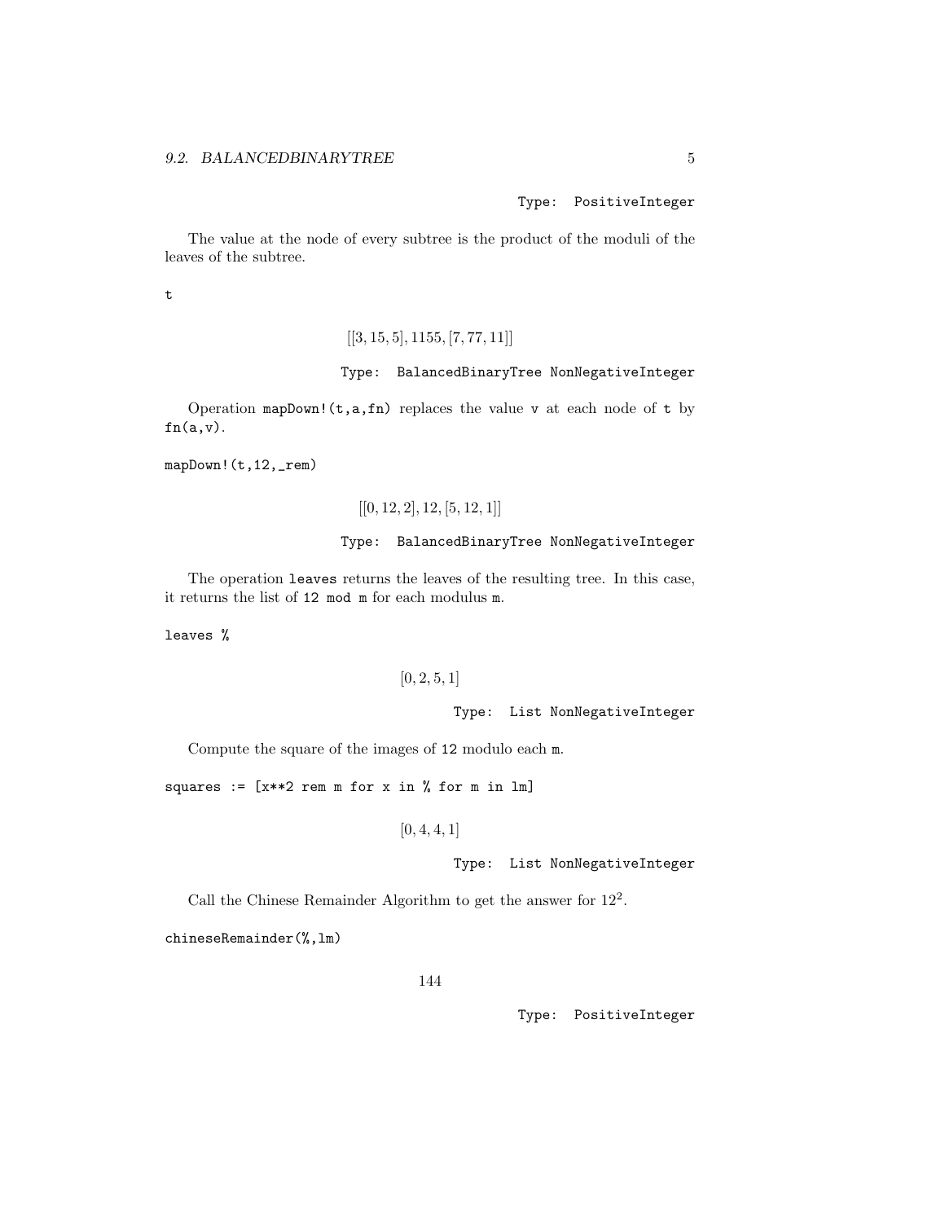Type: PositiveInteger

The value at the node of every subtree is the product of the moduli of the leaves of the subtree.

```
t
```

$$[[3, 15, 5], 1155, [7, 77, 11]]$$

Type: BalancedBinaryTree NonNegativeInteger

Operation `mapDown!(t,a,fn)` replaces the value `v` at each node of `t` by `fn(a,v)`.

```
mapDown!(t,12,_rem)
```

$$[[0, 12, 2], 12, [5, 12, 1]]$$

Type: BalancedBinaryTree NonNegativeInteger

The operation `leaves` returns the leaves of the resulting tree. In this case, it returns the list of `12 mod m` for each modulus `m`.

```
leaves %
```

$$[0, 2, 5, 1]$$

Type: List NonNegativeInteger

Compute the square of the images of `12` modulo each `m`.

```
squares := [x**2 rem m for x in % for m in lm]
```

$$[0, 4, 4, 1]$$

Type: List NonNegativeInteger

Call the Chinese Remainder Algorithm to get the answer for $12^2$.

```
chineseRemainder(%,lm)
```

$$144$$

Type: PositiveInteger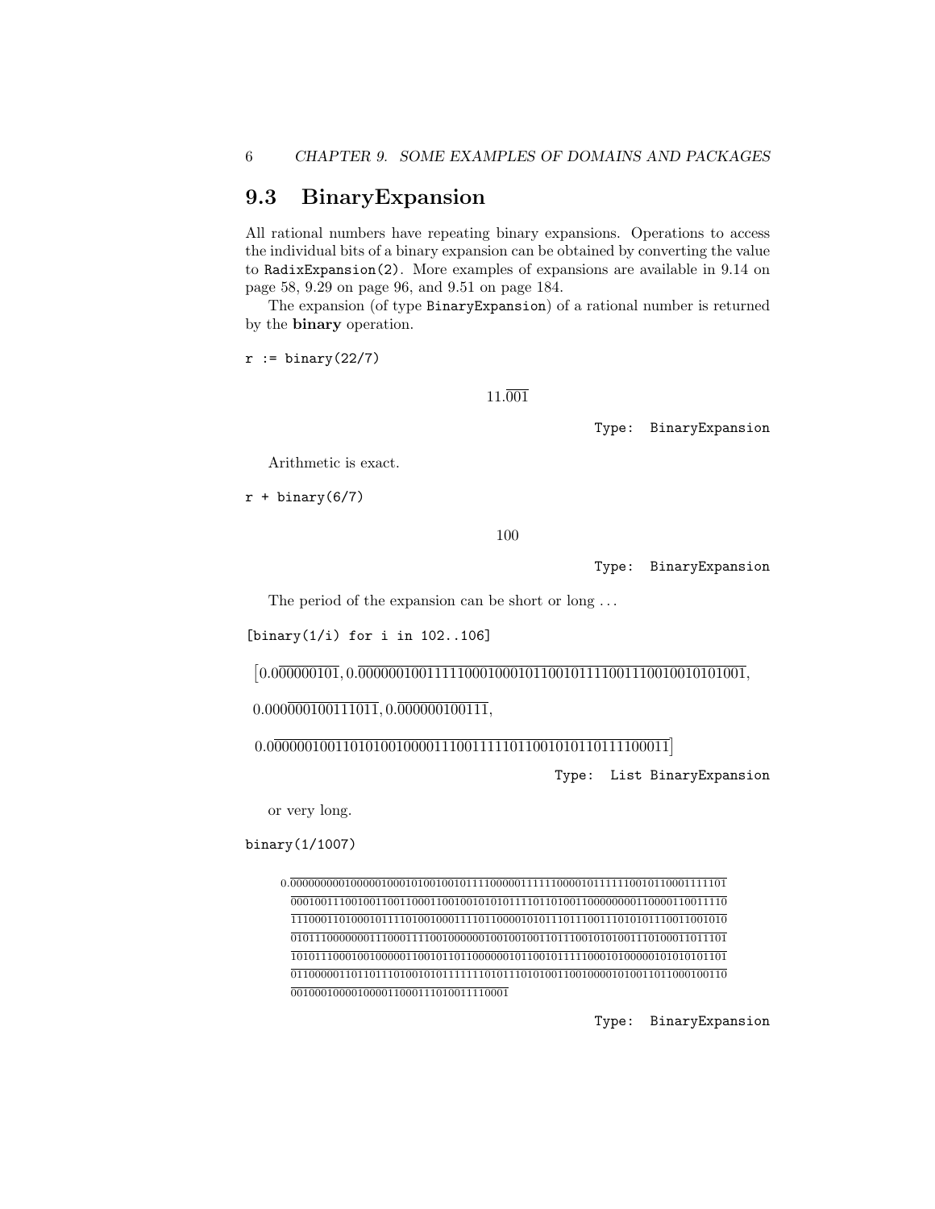## 9.3 BinaryExpansion

All rational numbers have repeating binary expansions. Operations to access the individual bits of a binary expansion can be obtained by converting the value to `RadixExpansion(2)`. More examples of expansions are available in 9.14 on page 58, 9.29 on page 96, and 9.51 on page 184.

The expansion (of type `BinaryExpansion`) of a rational number is returned by the **binary** operation.

```
r := binary(22/7)
```

$$11.\overline{001}$$

Type: BinaryExpansion

Arithmetic is exact.

```
r + binary(6/7)
```

$$100$$

Type: BinaryExpansion

The period of the expansion can be short or long . . .

```
[binary(1/i) for i in 102..106]
```

$$[0.0\overline{00000101}, 0.\overline{000000100111110001000101100101111001110010010101001},$$

$$0.000\overline{000100111011}, 0.\overline{000000100111},$$

$$0.0\overline{00000100110101001000011100111110110010101101111100011}]$$

Type: List BinaryExpansion

or very long.

```
binary(1/1007)
```

$$0.\overline{0000000001000001000101001001011110000011111110000101111110010110001111101}$$
$$\overline{0001001110010011001100011001001010101111011010011000000001100001100111110}$$
$$\overline{1110001101000101111010010001111011000010101110111001110101011100110010 10}$$
$$\overline{0101110000000111000111110010000000100100100110111001010100111010001101 1101}$$
$$\overline{1010111000100100000110010110110000000101100101111100010100000101010101101}$$
$$\overline{0110000011011011101001010111111110101110101001100100001010011011000100110}$$
$$\overline{0010001000010000110001110100111110001}$$

Type: BinaryExpansion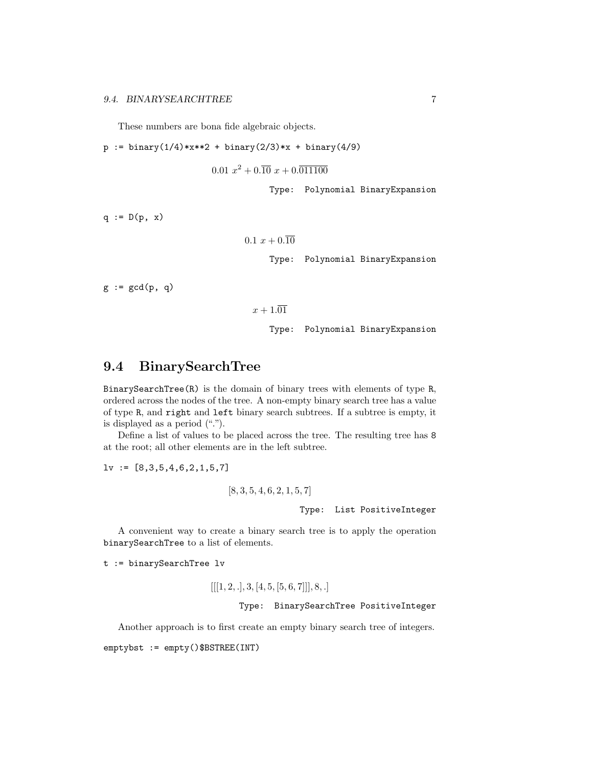These numbers are bona fide algebraic objects.

```
p := binary(1/4)*x**2 + binary(2/3)*x + binary(4/9)
```

$$0.01\ x^2 + 0.\overline{10}\ x + 0.\overline{011100}$$

Type: Polynomial BinaryExpansion

```
q := D(p, x)
```

$$0.1\ x + 0.\overline{10}$$

Type: Polynomial BinaryExpansion

```
g := gcd(p, q)
```

$$x + 1.\overline{01}$$

Type: Polynomial BinaryExpansion

## 9.4 BinarySearchTree

`BinarySearchTree(R)` is the domain of binary trees with elements of type `R`, ordered across the nodes of the tree. A non-empty binary search tree has a value of type `R`, and `right` and `left` binary search subtrees. If a subtree is empty, it is displayed as a period (".").

Define a list of values to be placed across the tree. The resulting tree has `8` at the root; all other elements are in the left subtree.

```
lv := [8,3,5,4,6,2,1,5,7]
```

$$[8, 3, 5, 4, 6, 2, 1, 5, 7]$$

Type: List PositiveInteger

A convenient way to create a binary search tree is to apply the operation `binarySearchTree` to a list of elements.

```
t := binarySearchTree lv
```

$$[[[1, 2, .], 3, [4, 5, [5, 6, 7]]], 8, .]$$

Type: BinarySearchTree PositiveInteger

Another approach is to first create an empty binary search tree of integers.

```
emptybst := empty()$BSTREE(INT)
```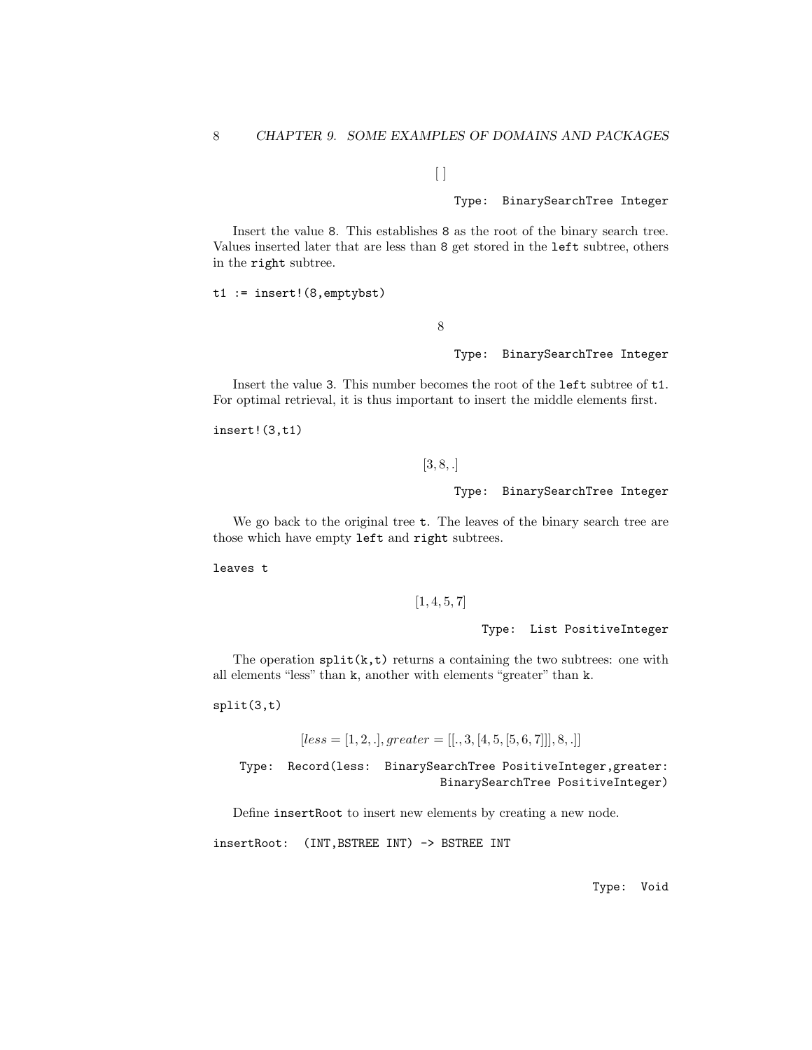$$[\,]$$

Type: BinarySearchTree Integer

Insert the value 8. This establishes 8 as the root of the binary search tree. Values inserted later that are less than 8 get stored in the `left` subtree, others in the `right` subtree.

```
t1 := insert!(8,emptybst)
```

$$8$$

Type: BinarySearchTree Integer

Insert the value 3. This number becomes the root of the `left` subtree of `t1`. For optimal retrieval, it is thus important to insert the middle elements first.

```
insert!(3,t1)
```

$$[3, 8, .]$$

Type: BinarySearchTree Integer

We go back to the original tree `t`. The leaves of the binary search tree are those which have empty `left` and `right` subtrees.

```
leaves t
```

$$[1, 4, 5, 7]$$

Type: List PositiveInteger

The operation `split(k,t)` returns a containing the two subtrees: one with all elements "less" than `k`, another with elements "greater" than `k`.

```
split(3,t)
```

$$[less = [1, 2, .], greater = [[., 3, [4, 5, [5, 6, 7]]], 8, .]]$$

Type: Record(less: BinarySearchTree PositiveInteger,greater: BinarySearchTree PositiveInteger)

Define `insertRoot` to insert new elements by creating a new node.

```
insertRoot: (INT,BSTREE INT) -> BSTREE INT
```

Type: Void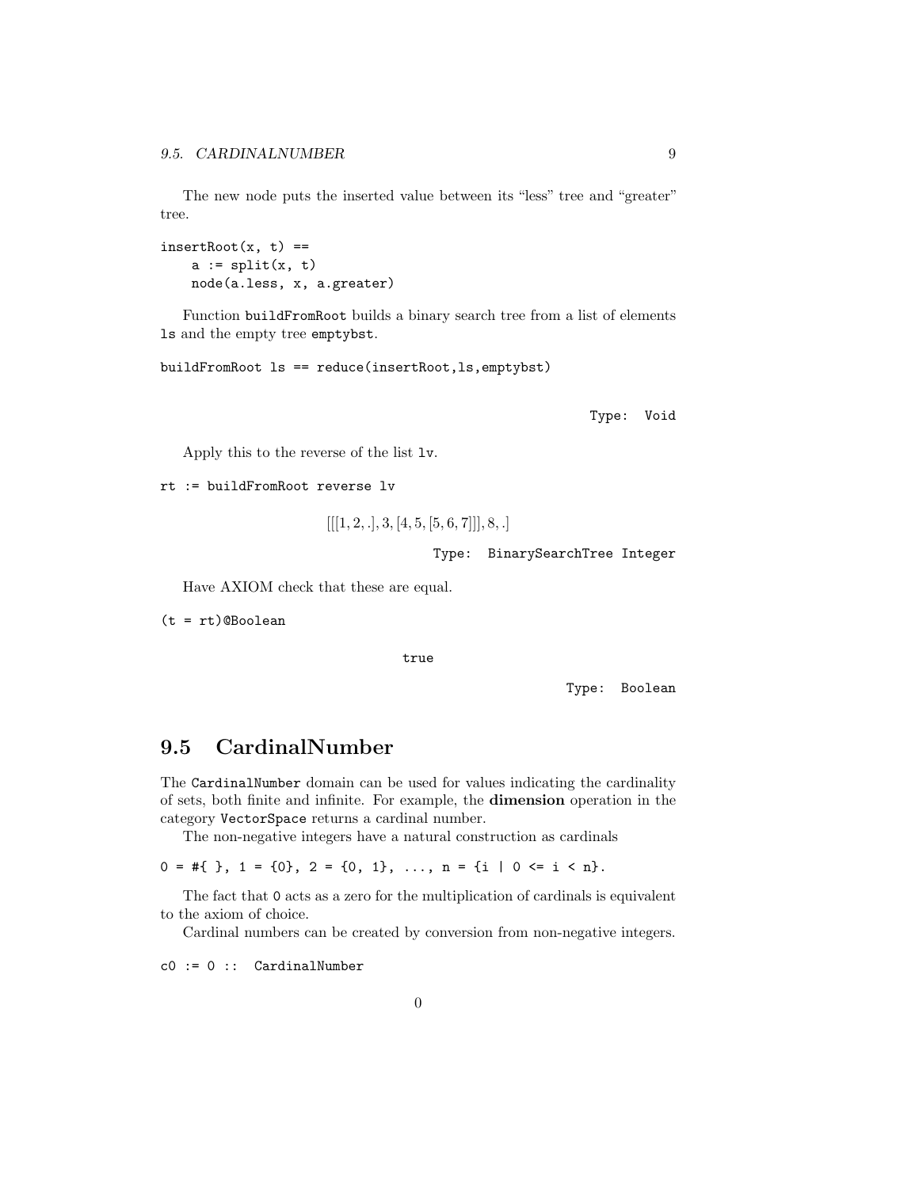The new node puts the inserted value between its "less" tree and "greater" tree.

```
insertRoot(x, t) ==
    a := split(x, t)
    node(a.less, x, a.greater)
```

Function `buildFromRoot` builds a binary search tree from a list of elements `ls` and the empty tree `emptybst`.

```
buildFromRoot ls == reduce(insertRoot,ls,emptybst)
```

Type: Void

Apply this to the reverse of the list `lv`.

```
rt := buildFromRoot reverse lv
```

$$[[[1, 2, .], 3, [4, 5, [5, 6, 7]]], 8, .]$$

Type: BinarySearchTree Integer

Have AXIOM check that these are equal.

```
(t = rt)@Boolean
```

true

Type: Boolean

## 9.5 CardinalNumber

The `CardinalNumber` domain can be used for values indicating the cardinality of sets, both finite and infinite. For example, the **dimension** operation in the category `VectorSpace` returns a cardinal number.

The non-negative integers have a natural construction as cardinals

```
0 = #{ }, 1 = {0}, 2 = {0, 1}, ..., n = {i | 0 <= i < n}.
```

The fact that `0` acts as a zero for the multiplication of cardinals is equivalent to the axiom of choice.

Cardinal numbers can be created by conversion from non-negative integers.

```
c0 := 0 :: CardinalNumber
```

$$0$$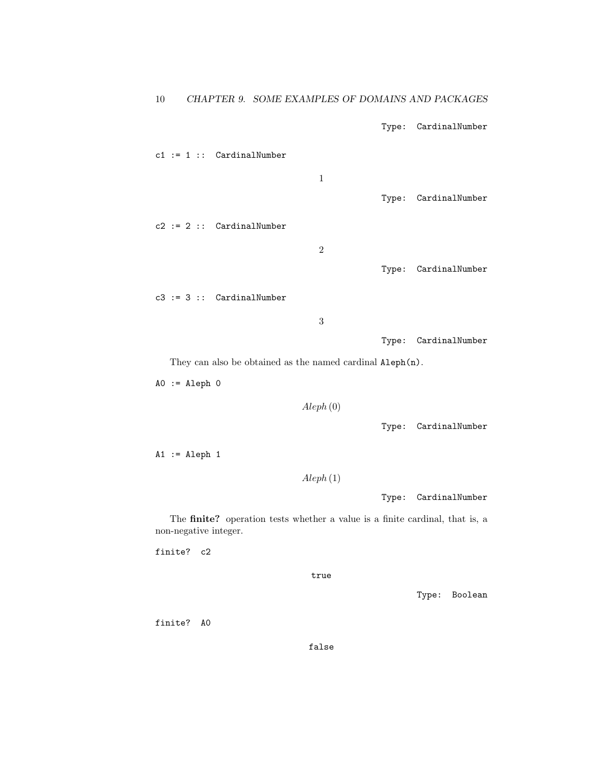Type: CardinalNumber

```
c1 := 1 :: CardinalNumber
```

$$1$$

Type: CardinalNumber

```
c2 := 2 :: CardinalNumber
```

$$2$$

Type: CardinalNumber

```
c3 := 3 :: CardinalNumber
```

$$3$$

Type: CardinalNumber

They can also be obtained as the named cardinal `Aleph(n)`.

```
A0 := Aleph 0
```

$$Aleph\,(0)$$

Type: CardinalNumber

```
A1 := Aleph 1
```

$$Aleph\,(1)$$

Type: CardinalNumber

The **finite?** operation tests whether a value is a finite cardinal, that is, a non-negative integer.

```
finite? c2
```

`true`

Type: Boolean

```
finite? A0
```

`false`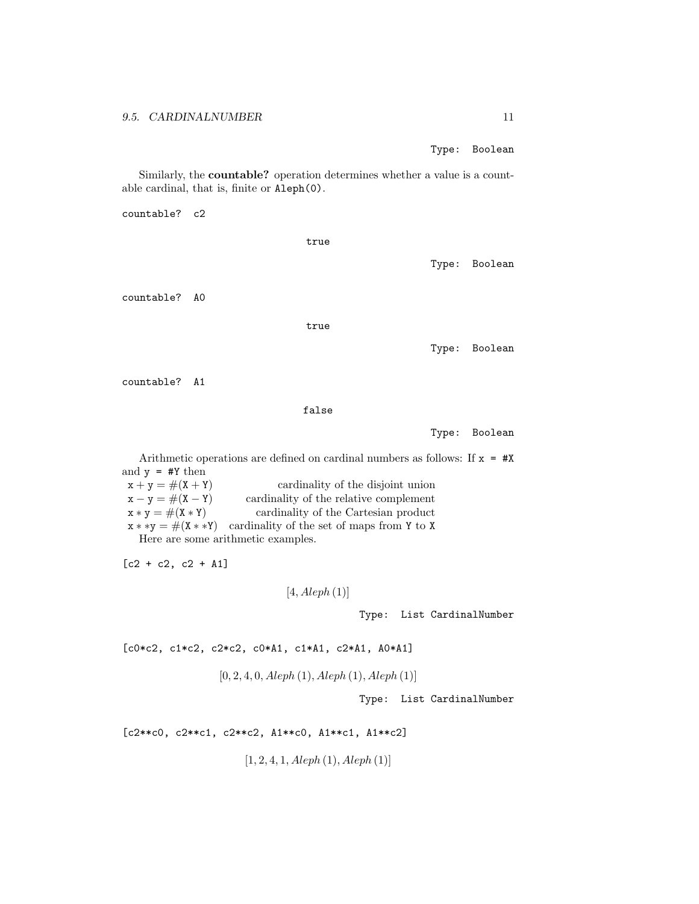Type: Boolean

Similarly, the **countable?** operation determines whether a value is a countable cardinal, that is, finite or `Aleph(0)`.

```
countable?  c2
```

true

Type: Boolean

```
countable?  A0
```

true

Type: Boolean

```
countable?  A1
```

false

Type: Boolean

Arithmetic operations are defined on cardinal numbers as follows: If `x = #X` and `y = #Y` then

| | |
|---|---|
| $x + y = \#(X + Y)$ | cardinality of the disjoint union |
| $x - y = \#(X - Y)$ | cardinality of the relative complement |
| $x * y = \#(X * Y)$ | cardinality of the Cartesian product |
| $x * *y = \#(X * *Y)$ | cardinality of the set of maps from `Y` to `X` |

Here are some arithmetic examples.

```
[c2 + c2, c2 + A1]
```

$$[4, Aleph\,(1)]$$

Type: List CardinalNumber

```
[c0*c2, c1*c2, c2*c2, c0*A1, c1*A1, c2*A1, A0*A1]
```

$$[0, 2, 4, 0, Aleph\,(1), Aleph\,(1), Aleph\,(1)]$$

Type: List CardinalNumber

```
[c2**c0, c2**c1, c2**c2, A1**c0, A1**c1, A1**c2]
```

$$[1, 2, 4, 1, Aleph\,(1), Aleph\,(1)]$$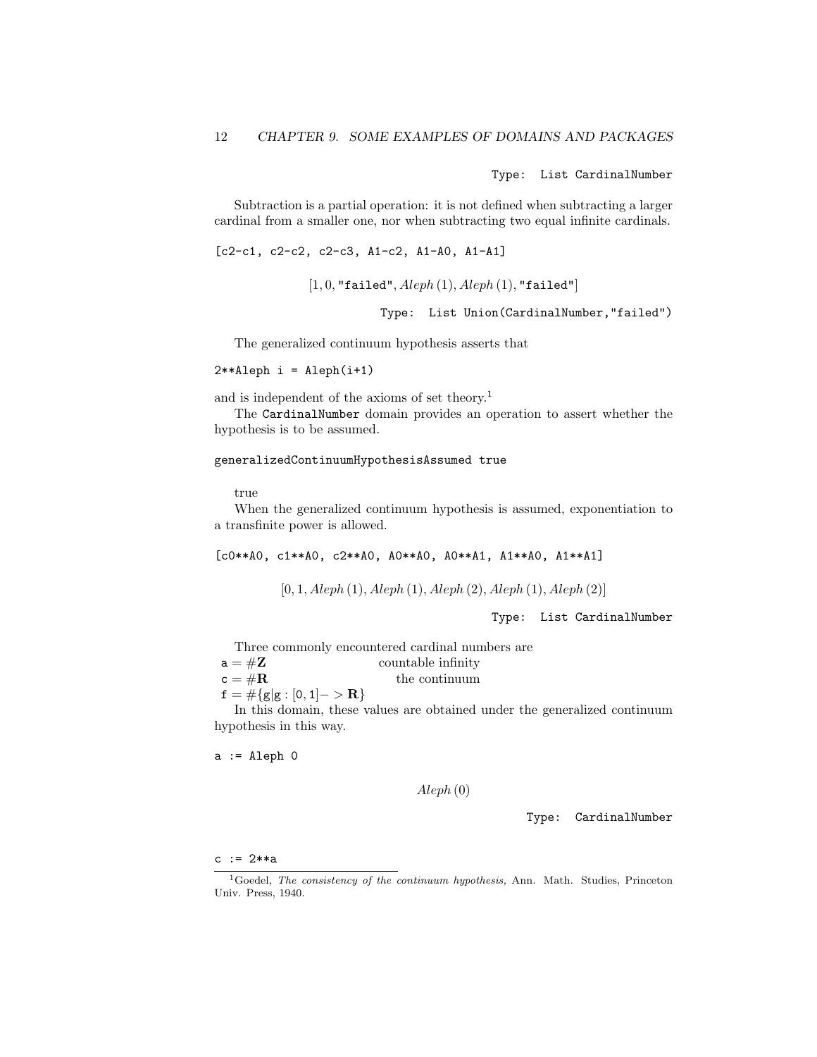Type: List CardinalNumber

Subtraction is a partial operation: it is not defined when subtracting a larger cardinal from a smaller one, nor when subtracting two equal infinite cardinals.

```
[c2-c1, c2-c2, c2-c3, A1-c2, A1-A0, A1-A1]
```

$$[1, 0, \texttt{"failed"}, Aleph\,(1), Aleph\,(1), \texttt{"failed"}]$$

Type: List Union(CardinalNumber,"failed")

The generalized continuum hypothesis asserts that

```
2**Aleph i = Aleph(i+1)
```

and is independent of the axioms of set theory.[1]

The `CardinalNumber` domain provides an operation to assert whether the hypothesis is to be assumed.

```
generalizedContinuumHypothesisAssumed true
```

true

When the generalized continuum hypothesis is assumed, exponentiation to a transfinite power is allowed.

```
[c0**A0, c1**A0, c2**A0, A0**A0, A0**A1, A1**A0, A1**A1]
```

$$[0, 1, Aleph\,(1), Aleph\,(1), Aleph\,(2), Aleph\,(1), Aleph\,(2)]$$

Type: List CardinalNumber

Three commonly encountered cardinal numbers are

| | |
|---|---|
| $\mathtt{a} = \#\mathbf{Z}$ | countable infinity |
| $\mathtt{c} = \#\mathbf{R}$ | the continuum |
| $\mathtt{f} = \#\{\mathtt{g} \mid \mathtt{g} : [0,1] -> \mathbf{R}\}$ | |

In this domain, these values are obtained under the generalized continuum hypothesis in this way.

```
a := Aleph 0
```

$$Aleph\,(0)$$

Type: CardinalNumber

```
c := 2**a
```

[1] Goedel, *The consistency of the continuum hypothesis,* Ann. Math. Studies, Princeton Univ. Press, 1940.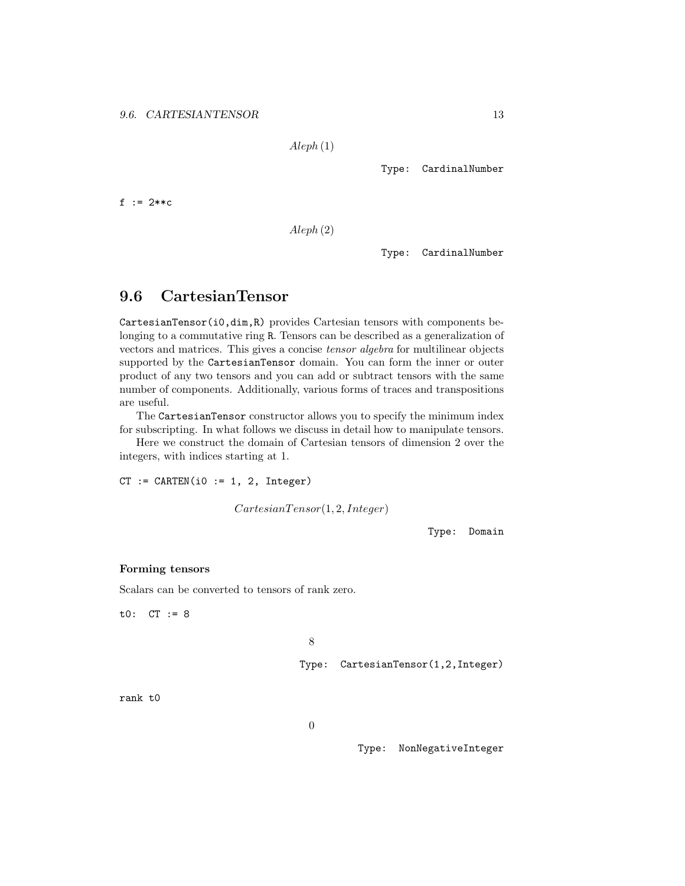$$Aleph(1)$$

Type: CardinalNumber

```
f := 2**c
```

$$Aleph(2)$$

Type: CardinalNumber

## 9.6 CartesianTensor

`CartesianTensor(i0,dim,R)` provides Cartesian tensors with components belonging to a commutative ring `R`. Tensors can be described as a generalization of vectors and matrices. This gives a concise *tensor algebra* for multilinear objects supported by the `CartesianTensor` domain. You can form the inner or outer product of any two tensors and you can add or subtract tensors with the same number of components. Additionally, various forms of traces and transpositions are useful.

The `CartesianTensor` constructor allows you to specify the minimum index for subscripting. In what follows we discuss in detail how to manipulate tensors.

Here we construct the domain of Cartesian tensors of dimension 2 over the integers, with indices starting at 1.

```
CT := CARTEN(i0 := 1, 2, Integer)
```

$$CartesianTensor(1, 2, Integer)$$

Type: Domain

#### Forming tensors

Scalars can be converted to tensors of rank zero.

```
t0:  CT := 8
```

$$8$$

Type: CartesianTensor(1,2,Integer)

```
rank t0
```

$$0$$

Type: NonNegativeInteger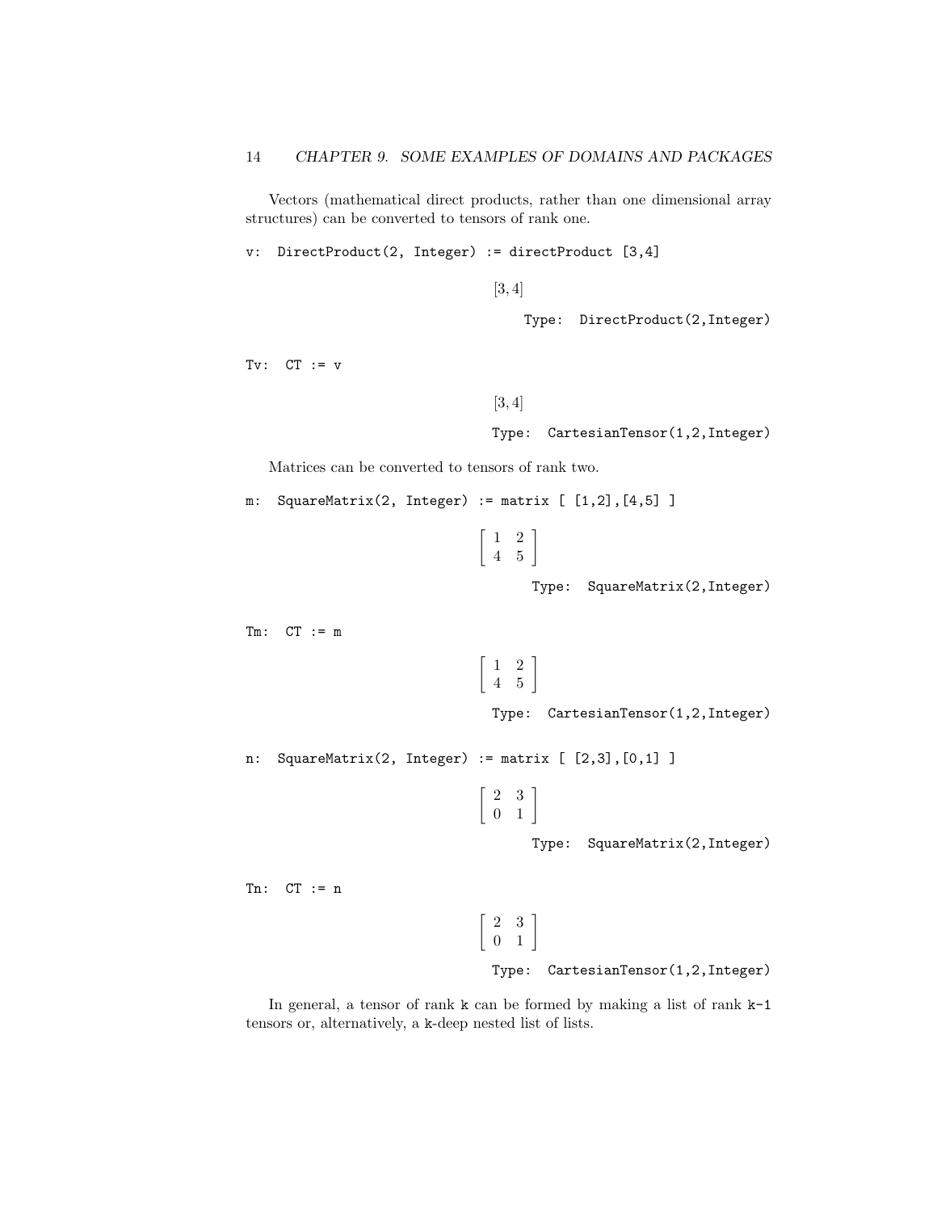Vectors (mathematical direct products, rather than one dimensional array structures) can be converted to tensors of rank one.

```
v:  DirectProduct(2, Integer) := directProduct [3,4]
```

$$[3, 4]$$

Type: DirectProduct(2,Integer)

```
Tv:  CT := v
```

$$[3, 4]$$

Type: CartesianTensor(1,2,Integer)

Matrices can be converted to tensors of rank two.

```
m:  SquareMatrix(2, Integer) := matrix [ [1,2],[4,5] ]
```

$$\begin{bmatrix} 1 & 2 \\ 4 & 5 \end{bmatrix}$$

Type: SquareMatrix(2,Integer)

```
Tm:  CT := m
```

$$\begin{bmatrix} 1 & 2 \\ 4 & 5 \end{bmatrix}$$

Type: CartesianTensor(1,2,Integer)

```
n:  SquareMatrix(2, Integer) := matrix [ [2,3],[0,1] ]
```

$$\begin{bmatrix} 2 & 3 \\ 0 & 1 \end{bmatrix}$$

Type: SquareMatrix(2,Integer)

```
Tn:  CT := n
```

$$\begin{bmatrix} 2 & 3 \\ 0 & 1 \end{bmatrix}$$

Type: CartesianTensor(1,2,Integer)

In general, a tensor of rank `k` can be formed by making a list of rank `k-1` tensors or, alternatively, a `k`-deep nested list of lists.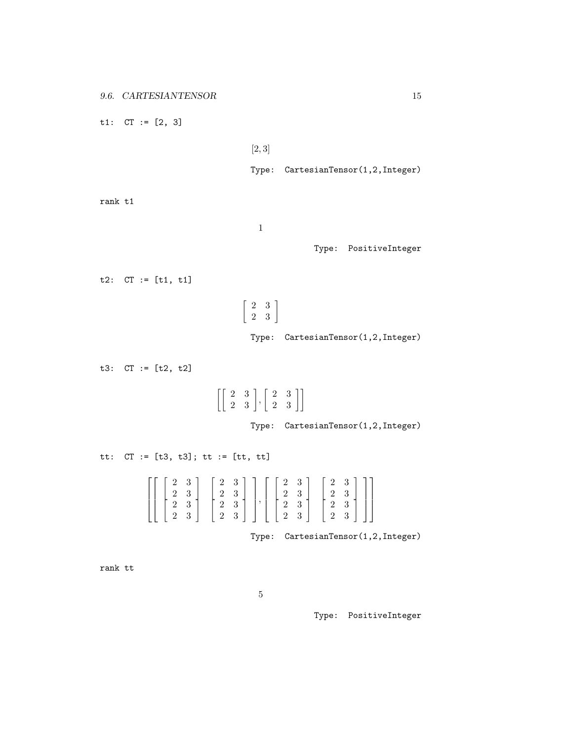```
t1:  CT := [2, 3]
```

$$[2, 3]$$

Type: CartesianTensor(1,2,Integer)

```
rank t1
```

$$1$$

Type: PositiveInteger

```
t2:  CT := [t1, t1]
```

$$\begin{bmatrix} 2 & 3 \\ 2 & 3 \end{bmatrix}$$

Type: CartesianTensor(1,2,Integer)

```
t3:  CT := [t2, t2]
```

$$\left[ \begin{bmatrix} 2 & 3 \\ 2 & 3 \end{bmatrix}, \begin{bmatrix} 2 & 3 \\ 2 & 3 \end{bmatrix} \right]$$

Type: CartesianTensor(1,2,Integer)

```
tt:  CT := [t3, t3]; tt := [tt, tt]
```

$$\left[ \left[ \begin{bmatrix} \begin{bmatrix} 2 & 3 \\ 2 & 3 \end{bmatrix} \\ \begin{bmatrix} 2 & 3 \\ 2 & 3 \end{bmatrix} \end{bmatrix} \begin{bmatrix} \begin{bmatrix} 2 & 3 \\ 2 & 3 \end{bmatrix} \\ \begin{bmatrix} 2 & 3 \\ 2 & 3 \end{bmatrix} \end{bmatrix} \right], \left[ \begin{bmatrix} \begin{bmatrix} 2 & 3 \\ 2 & 3 \end{bmatrix} \\ \begin{bmatrix} 2 & 3 \\ 2 & 3 \end{bmatrix} \end{bmatrix} \begin{bmatrix} \begin{bmatrix} 2 & 3 \\ 2 & 3 \end{bmatrix} \\ \begin{bmatrix} 2 & 3 \\ 2 & 3 \end{bmatrix} \end{bmatrix} \right] \right]$$

Type: CartesianTensor(1,2,Integer)

```
rank tt
```

$$5$$

Type: PositiveInteger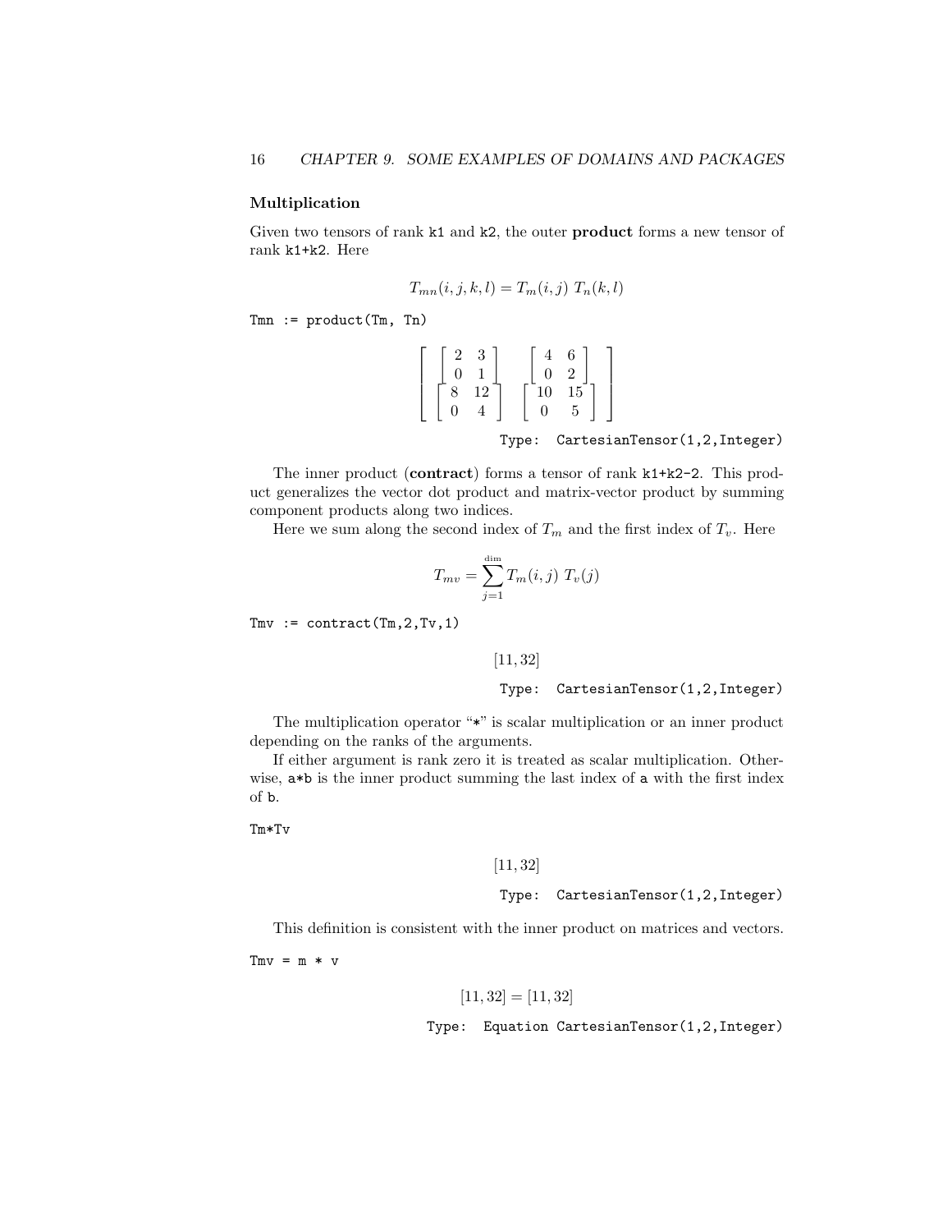#### Multiplication

Given two tensors of rank `k1` and `k2`, the outer **product** forms a new tensor of rank `k1+k2`. Here

$$T_{mn}(i,j,k,l) = T_m(i,j)\ T_n(k,l)$$

```
Tmn := product(Tm, Tn)
```

$$\left[\begin{array}{cc} \left[\begin{array}{cc} 2 & 3 \\ 0 & 1 \end{array}\right] & \left[\begin{array}{cc} 4 & 6 \\ 0 & 2 \end{array}\right] \\ \left[\begin{array}{cc} 8 & 12 \\ 0 & 4 \end{array}\right] & \left[\begin{array}{cc} 10 & 15 \\ 0 & 5 \end{array}\right] \end{array}\right]$$

Type: CartesianTensor(1,2,Integer)

The inner product (**contract**) forms a tensor of rank `k1+k2-2`. This product generalizes the vector dot product and matrix-vector product by summing component products along two indices.

Here we sum along the second index of $T_m$ and the first index of $T_v$. Here

$$T_{mv} = \sum_{j=1}^{\dim} T_m(i,j)\ T_v(j)$$

```
Tmv := contract(Tm,2,Tv,1)
```

$$[11, 32]$$

Type: CartesianTensor(1,2,Integer)

The multiplication operator "`*`" is scalar multiplication or an inner product depending on the ranks of the arguments.

If either argument is rank zero it is treated as scalar multiplication. Otherwise, `a*b` is the inner product summing the last index of `a` with the first index of `b`.

```
Tm*Tv
```

$$[11, 32]$$

Type: CartesianTensor(1,2,Integer)

This definition is consistent with the inner product on matrices and vectors.

```
Tmv = m * v
```

$$[11, 32] = [11, 32]$$

Type: Equation CartesianTensor(1,2,Integer)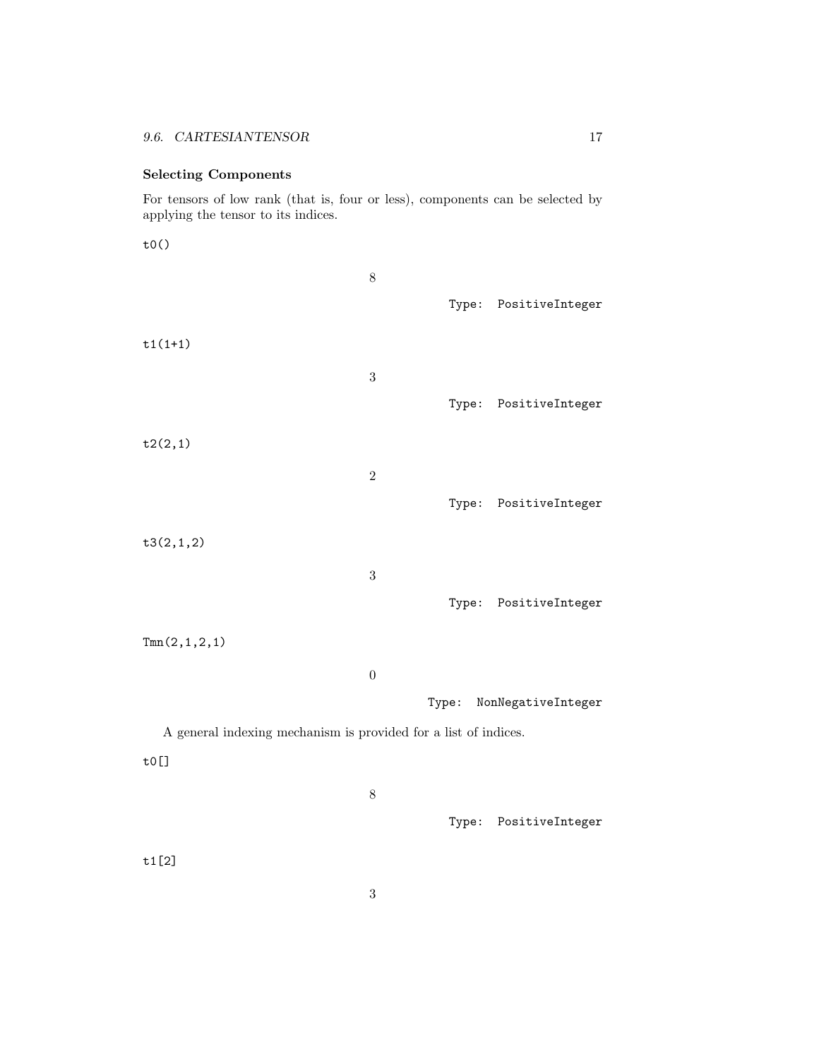### Selecting Components

For tensors of low rank (that is, four or less), components can be selected by applying the tensor to its indices.

```
t0()
```

$$8$$

Type: PositiveInteger

```
t1(1+1)
```

$$3$$

Type: PositiveInteger

```
t2(2,1)
```

$$2$$

Type: PositiveInteger

```
t3(2,1,2)
```

$$3$$

Type: PositiveInteger

```
Tmn(2,1,2,1)
```

$$0$$

Type: NonNegativeInteger

A general indexing mechanism is provided for a list of indices.

```
t0[]
```

$$8$$

Type: PositiveInteger

```
t1[2]
```

$$3$$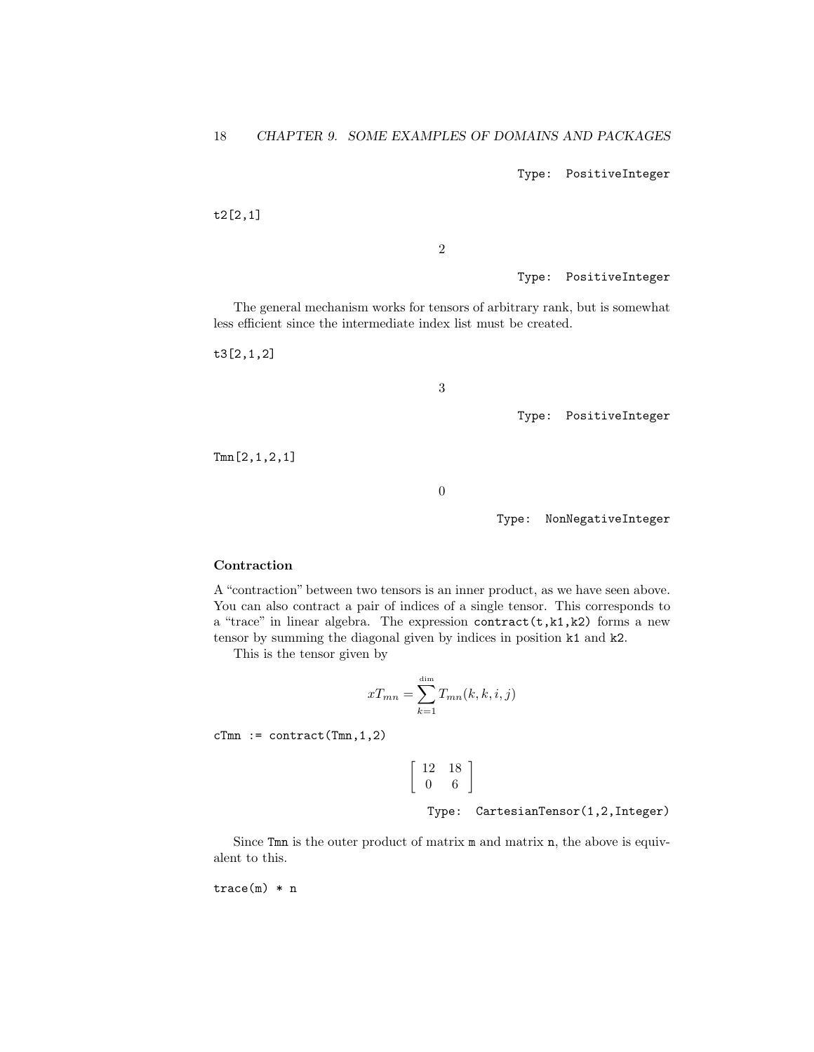Type: PositiveInteger

```
t2[2,1]
```

$$2$$

Type: PositiveInteger

The general mechanism works for tensors of arbitrary rank, but is somewhat less efficient since the intermediate index list must be created.

```
t3[2,1,2]
```

$$3$$

Type: PositiveInteger

```
Tmn[2,1,2,1]
```

$$0$$

Type: NonNegativeInteger

### Contraction

A "contraction" between two tensors is an inner product, as we have seen above. You can also contract a pair of indices of a single tensor. This corresponds to a "trace" in linear algebra. The expression `contract(t,k1,k2)` forms a new tensor by summing the diagonal given by indices in position `k1` and `k2`.

This is the tensor given by

$$xT_{mn} = \sum_{k=1}^{\text{dim}} T_{mn}(k,k,i,j)$$

```
cTmn := contract(Tmn,1,2)
```

$$\begin{bmatrix} 12 & 18 \\ 0 & 6 \end{bmatrix}$$

Type: CartesianTensor(1,2,Integer)

Since `Tmn` is the outer product of matrix `m` and matrix `n`, the above is equivalent to this.

```
trace(m) * n
```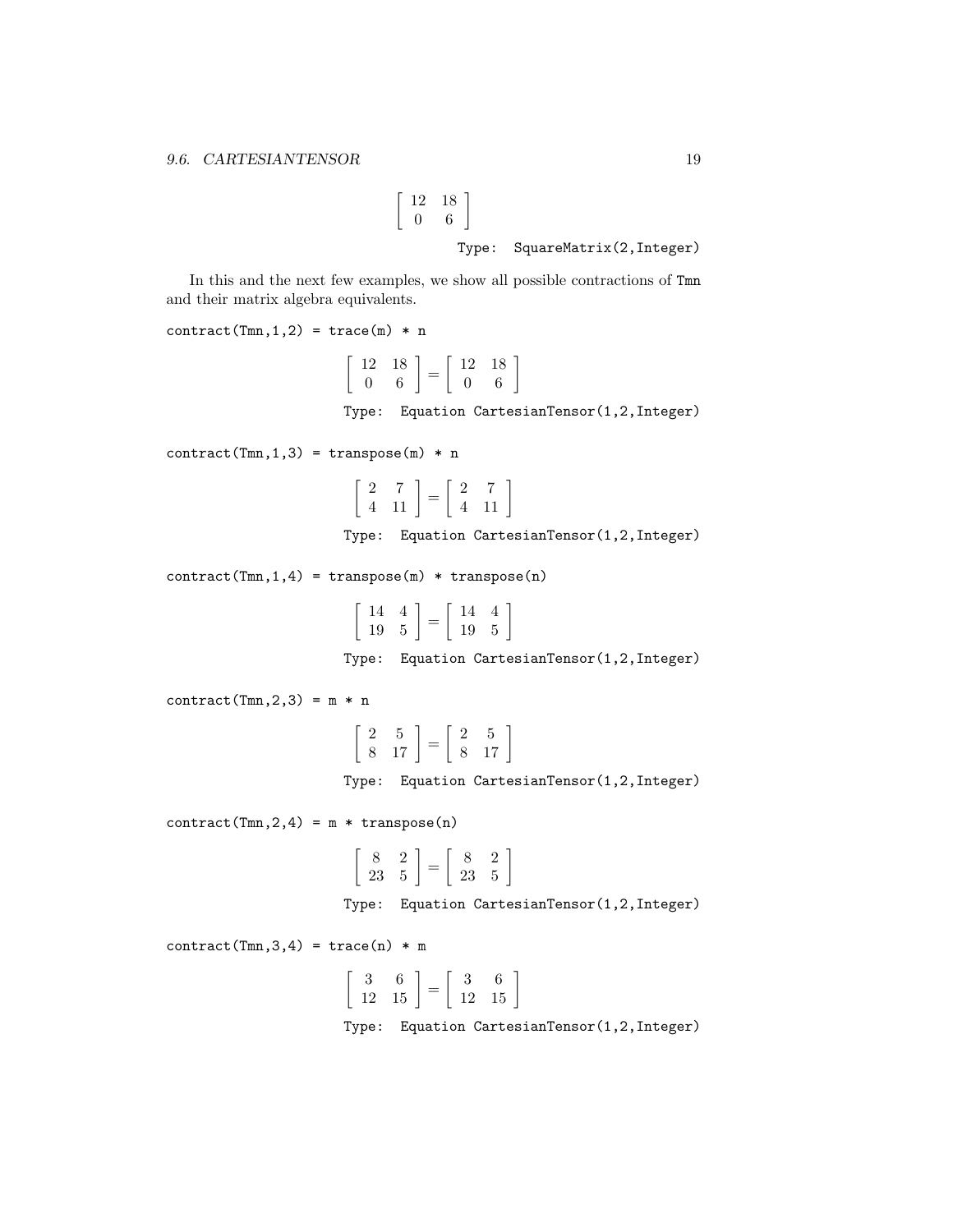$$\begin{bmatrix} 12 & 18 \\ 0 & 6 \end{bmatrix}$$

Type: SquareMatrix(2,Integer)

In this and the next few examples, we show all possible contractions of Tmn and their matrix algebra equivalents.

```
contract(Tmn,1,2) = trace(m) * n
```

$$\begin{bmatrix} 12 & 18 \\ 0 & 6 \end{bmatrix} = \begin{bmatrix} 12 & 18 \\ 0 & 6 \end{bmatrix}$$

Type: Equation CartesianTensor(1,2,Integer)

```
contract(Tmn,1,3) = transpose(m) * n
```

$$\begin{bmatrix} 2 & 7 \\ 4 & 11 \end{bmatrix} = \begin{bmatrix} 2 & 7 \\ 4 & 11 \end{bmatrix}$$

Type: Equation CartesianTensor(1,2,Integer)

```
contract(Tmn,1,4) = transpose(m) * transpose(n)
```

$$\begin{bmatrix} 14 & 4 \\ 19 & 5 \end{bmatrix} = \begin{bmatrix} 14 & 4 \\ 19 & 5 \end{bmatrix}$$

Type: Equation CartesianTensor(1,2,Integer)

```
contract(Tmn,2,3) = m * n
```

$$\begin{bmatrix} 2 & 5 \\ 8 & 17 \end{bmatrix} = \begin{bmatrix} 2 & 5 \\ 8 & 17 \end{bmatrix}$$

Type: Equation CartesianTensor(1,2,Integer)

```
contract(Tmn,2,4) = m * transpose(n)
```

$$\begin{bmatrix} 8 & 2 \\ 23 & 5 \end{bmatrix} = \begin{bmatrix} 8 & 2 \\ 23 & 5 \end{bmatrix}$$

Type: Equation CartesianTensor(1,2,Integer)

```
contract(Tmn,3,4) = trace(n) * m
```

$$\begin{bmatrix} 3 & 6 \\ 12 & 15 \end{bmatrix} = \begin{bmatrix} 3 & 6 \\ 12 & 15 \end{bmatrix}$$

Type: Equation CartesianTensor(1,2,Integer)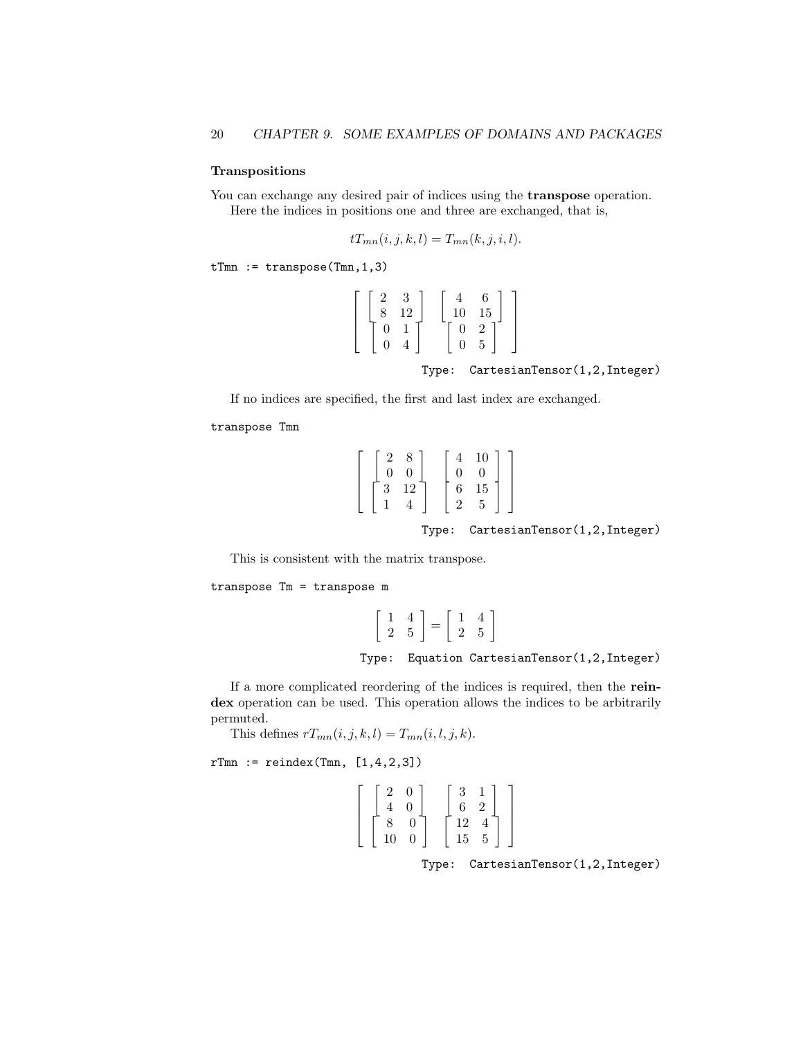### Transpositions

You can exchange any desired pair of indices using the **transpose** operation.

Here the indices in positions one and three are exchanged, that is,

$$tT_{mn}(i,j,k,l) = T_{mn}(k,j,i,l).$$

```
tTmn := transpose(Tmn,1,3)
```

$$\left[\begin{array}{cc} \left[\begin{array}{cc} 2 & 3 \\ 8 & 12 \end{array}\right] & \left[\begin{array}{cc} 4 & 6 \\ 10 & 15 \end{array}\right] \\ \left[\begin{array}{cc} 0 & 1 \\ 0 & 4 \end{array}\right] & \left[\begin{array}{cc} 0 & 2 \\ 0 & 5 \end{array}\right] \end{array}\right]$$

Type: CartesianTensor(1,2,Integer)

If no indices are specified, the first and last index are exchanged.

```
transpose Tmn
```

$$\left[\begin{array}{cc} \left[\begin{array}{cc} 2 & 8 \\ 0 & 0 \end{array}\right] & \left[\begin{array}{cc} 4 & 10 \\ 0 & 0 \end{array}\right] \\ \left[\begin{array}{cc} 3 & 12 \\ 1 & 4 \end{array}\right] & \left[\begin{array}{cc} 6 & 15 \\ 2 & 5 \end{array}\right] \end{array}\right]$$

Type: CartesianTensor(1,2,Integer)

This is consistent with the matrix transpose.

```
transpose Tm = transpose m
```

$$\left[\begin{array}{cc} 1 & 4 \\ 2 & 5 \end{array}\right] = \left[\begin{array}{cc} 1 & 4 \\ 2 & 5 \end{array}\right]$$

Type: Equation CartesianTensor(1,2,Integer)

If a more complicated reordering of the indices is required, then the **reindex** operation can be used. This operation allows the indices to be arbitrarily permuted.

This defines $rT_{mn}(i,j,k,l) = T_{mn}(i,l,j,k)$.

```
rTmn := reindex(Tmn, [1,4,2,3])
```

$$\left[\begin{array}{cc} \left[\begin{array}{cc} 2 & 0 \\ 4 & 0 \end{array}\right] & \left[\begin{array}{cc} 3 & 1 \\ 6 & 2 \end{array}\right] \\ \left[\begin{array}{cc} 8 & 0 \\ 10 & 0 \end{array}\right] & \left[\begin{array}{cc} 12 & 4 \\ 15 & 5 \end{array}\right] \end{array}\right]$$

Type: CartesianTensor(1,2,Integer)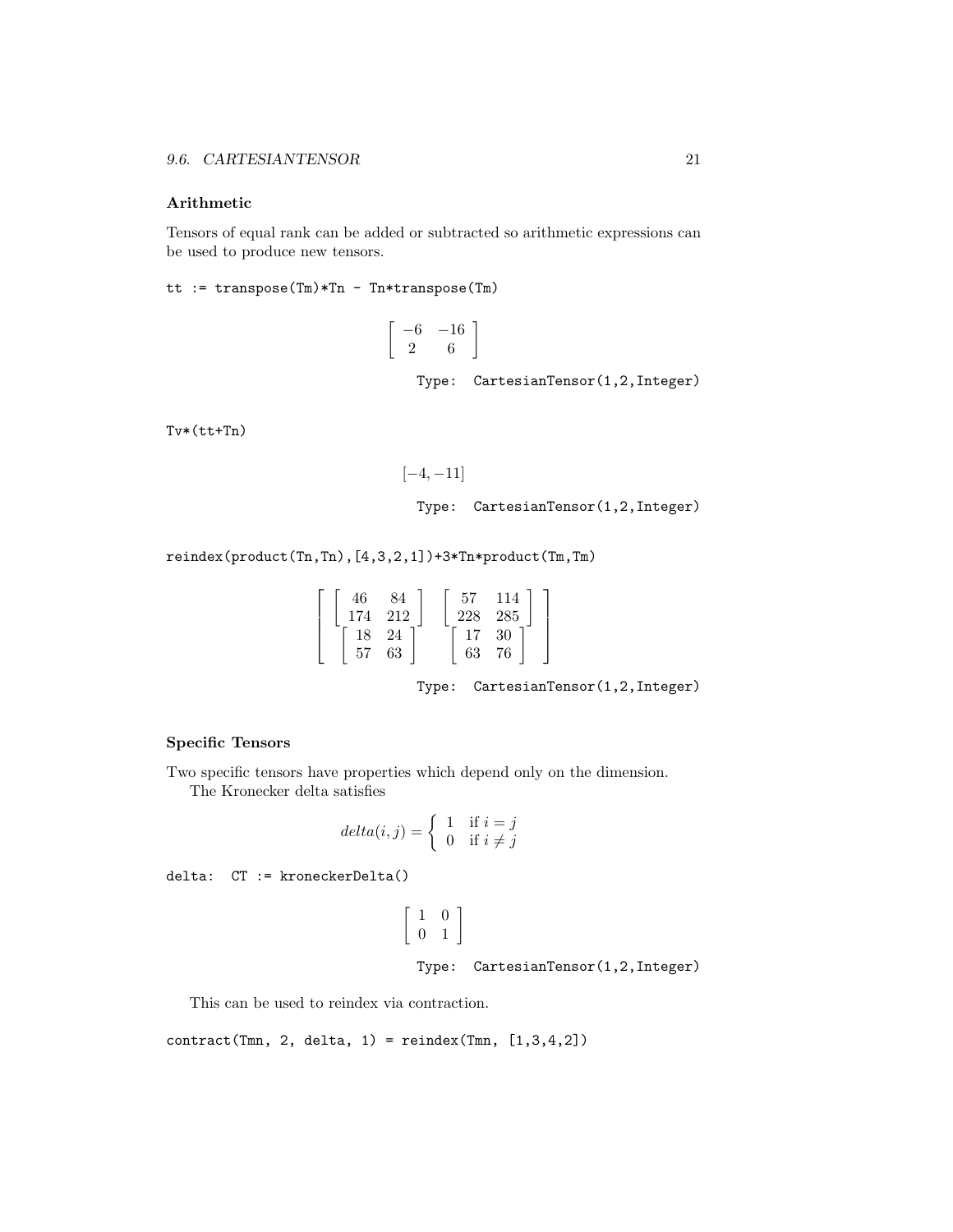### Arithmetic

Tensors of equal rank can be added or subtracted so arithmetic expressions can be used to produce new tensors.

```
tt := transpose(Tm)*Tn - Tn*transpose(Tm)
```

$$\begin{bmatrix} -6 & -16 \\ 2 & 6 \end{bmatrix}$$

Type: CartesianTensor(1,2,Integer)

```
Tv*(tt+Tn)
```

$$[-4, -11]$$

Type: CartesianTensor(1,2,Integer)

```
reindex(product(Tn,Tn),[4,3,2,1])+3*Tn*product(Tm,Tm)
```

$$\begin{bmatrix} \begin{bmatrix} 46 & 84 \\ 174 & 212 \end{bmatrix} & \begin{bmatrix} 57 & 114 \\ 228 & 285 \end{bmatrix} \\ \begin{bmatrix} 18 & 24 \\ 57 & 63 \end{bmatrix} & \begin{bmatrix} 17 & 30 \\ 63 & 76 \end{bmatrix} \end{bmatrix}$$

Type: CartesianTensor(1,2,Integer)

### Specific Tensors

Two specific tensors have properties which depend only on the dimension.

The Kronecker delta satisfies

$$delta(i,j) = \begin{cases} 1 & \text{if } i = j \\ 0 & \text{if } i \neq j \end{cases}$$

```
delta:  CT := kroneckerDelta()
```

$$\begin{bmatrix} 1 & 0 \\ 0 & 1 \end{bmatrix}$$

Type: CartesianTensor(1,2,Integer)

This can be used to reindex via contraction.

```
contract(Tmn, 2, delta, 1) = reindex(Tmn, [1,3,4,2])
```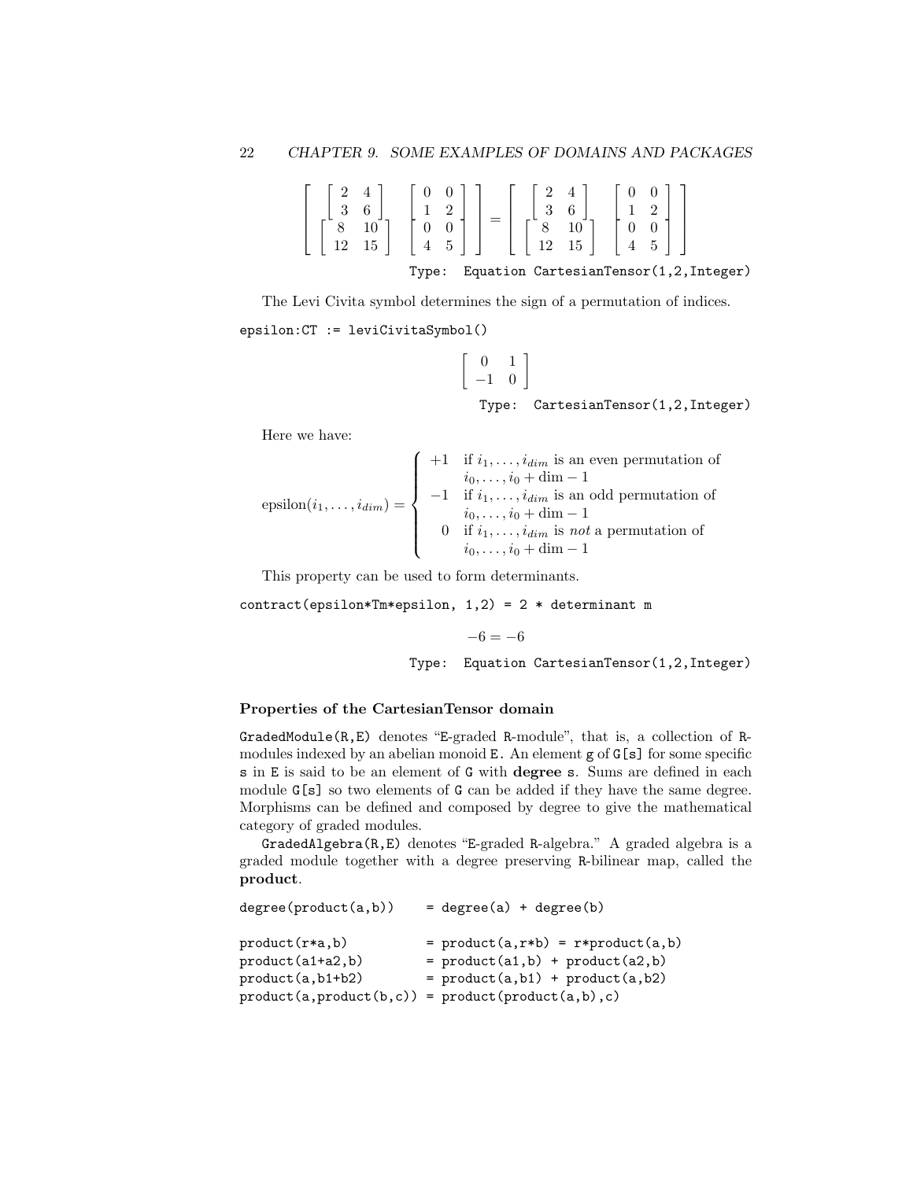$$\left[\begin{array}{cc}\left[\begin{array}{cc}2 & 4\\3 & 6\end{array}\right] & \left[\begin{array}{cc}0 & 0\\1 & 2\end{array}\right]\\\left[\begin{array}{cc}8 & 10\\12 & 15\end{array}\right] & \left[\begin{array}{cc}0 & 0\\4 & 5\end{array}\right]\end{array}\right] = \left[\begin{array}{cc}\left[\begin{array}{cc}2 & 4\\3 & 6\end{array}\right] & \left[\begin{array}{cc}0 & 0\\1 & 2\end{array}\right]\\\left[\begin{array}{cc}8 & 10\\12 & 15\end{array}\right] & \left[\begin{array}{cc}0 & 0\\4 & 5\end{array}\right]\end{array}\right]$$

Type: Equation CartesianTensor(1,2,Integer)

The Levi Civita symbol determines the sign of a permutation of indices.

```
epsilon:CT := leviCivitaSymbol()
```

$$\left[\begin{array}{cc}0 & 1\\-1 & 0\end{array}\right]$$

Type: CartesianTensor(1,2,Integer)

Here we have:

$$\text{epsilon}(i_1,\ldots,i_{dim}) = \begin{cases} +1 & \text{if } i_1,\ldots,i_{dim} \text{ is an even permutation of} \\ & \quad i_0,\ldots,i_0+\dim-1 \\ -1 & \text{if } i_1,\ldots,i_{dim} \text{ is an odd permutation of} \\ & \quad i_0,\ldots,i_0+\dim-1 \\ 0 & \text{if } i_1,\ldots,i_{dim} \text{ is } \textit{not} \text{ a permutation of} \\ & \quad i_0,\ldots,i_0+\dim-1 \end{cases}$$

This property can be used to form determinants.

```
contract(epsilon*Tm*epsilon, 1,2) = 2 * determinant m
```

$$-6 = -6$$

Type: Equation CartesianTensor(1,2,Integer)

### Properties of the CartesianTensor domain

GradedModule(R,E) denotes "E-graded R-module", that is, a collection of R-modules indexed by an abelian monoid E. An element g of G[s] for some specific s in E is said to be an element of G with **degree** s. Sums are defined in each module G[s] so two elements of G can be added if they have the same degree. Morphisms can be defined and composed by degree to give the mathematical category of graded modules.

GradedAlgebra(R,E) denotes "E-graded R-algebra." A graded algebra is a graded module together with a degree preserving R-bilinear map, called the **product**.

```
degree(product(a,b))     = degree(a) + degree(b)

product(r*a,b)           = product(a,r*b) = r*product(a,b)
product(a1+a2,b)         = product(a1,b) + product(a2,b)
product(a,b1+b2)         = product(a,b1) + product(a,b2)
product(a,product(b,c)) = product(product(a,b),c)
```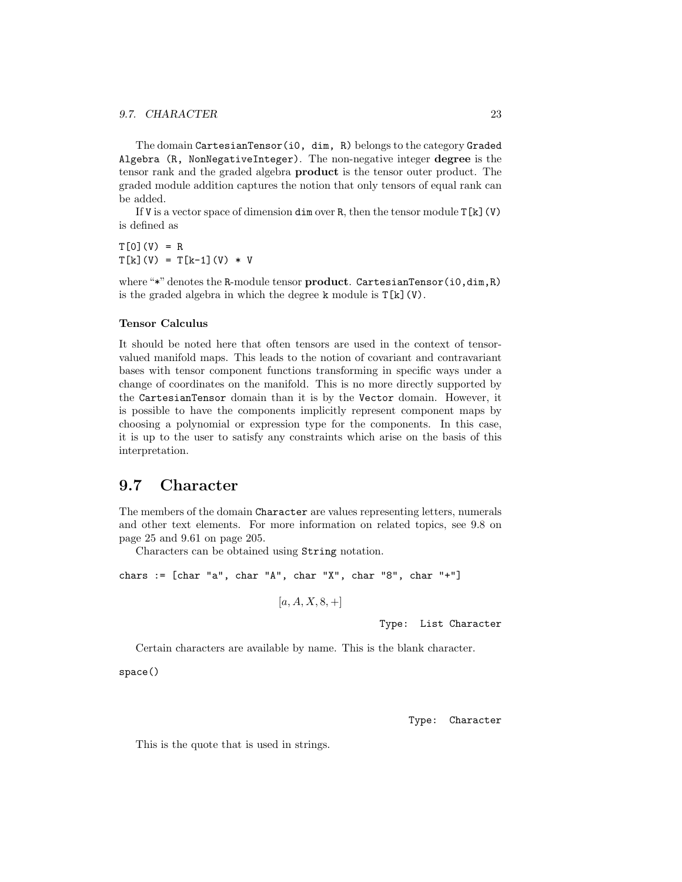The domain `CartesianTensor(i0, dim, R)` belongs to the category `Graded Algebra (R, NonNegativeInteger)`. The non-negative integer **degree** is the tensor rank and the graded algebra **product** is the tensor outer product. The graded module addition captures the notion that only tensors of equal rank can be added.

If `V` is a vector space of dimension `dim` over `R`, then the tensor module `T[k](V)` is defined as

```
T[0](V) = R
T[k](V) = T[k-1](V) * V
```

where "`*`" denotes the `R`-module tensor **product**. `CartesianTensor(i0,dim,R)` is the graded algebra in which the degree `k` module is `T[k](V)`.

### Tensor Calculus

It should be noted here that often tensors are used in the context of tensor-valued manifold maps. This leads to the notion of covariant and contravariant bases with tensor component functions transforming in specific ways under a change of coordinates on the manifold. This is no more directly supported by the `CartesianTensor` domain than it is by the `Vector` domain. However, it is possible to have the components implicitly represent component maps by choosing a polynomial or expression type for the components. In this case, it is up to the user to satisfy any constraints which arise on the basis of this interpretation.

## 9.7 Character

The members of the domain `Character` are values representing letters, numerals and other text elements. For more information on related topics, see 9.8 on page 25 and 9.61 on page 205.

Characters can be obtained using `String` notation.

```
chars := [char "a", char "A", char "X", char "8", char "+"]
```

$$[a, A, X, 8, +]$$

Type: List Character

Certain characters are available by name. This is the blank character.

```
space()
```

Type: Character

This is the quote that is used in strings.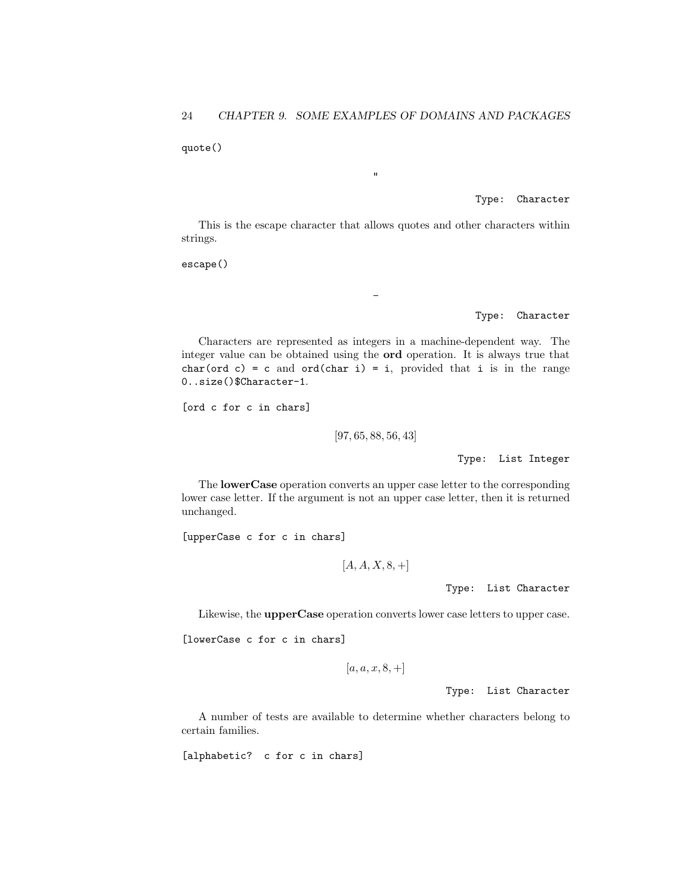```
quote()
```

$$"$$

Type: Character

This is the escape character that allows quotes and other characters within strings.

```
escape()
```

$$\_$$

Type: Character

Characters are represented as integers in a machine-dependent way. The integer value can be obtained using the **ord** operation. It is always true that `char(ord c) = c` and `ord(char i) = i`, provided that `i` is in the range `0..size()$Character-1`.

```
[ord c for c in chars]
```

$$[97, 65, 88, 56, 43]$$

Type: List Integer

The **lowerCase** operation converts an upper case letter to the corresponding lower case letter. If the argument is not an upper case letter, then it is returned unchanged.

```
[upperCase c for c in chars]
```

$$[A, A, X, 8, +]$$

Type: List Character

Likewise, the **upperCase** operation converts lower case letters to upper case.

```
[lowerCase c for c in chars]
```

$$[a, a, x, 8, +]$$

Type: List Character

A number of tests are available to determine whether characters belong to certain families.

```
[alphabetic?  c for c in chars]
```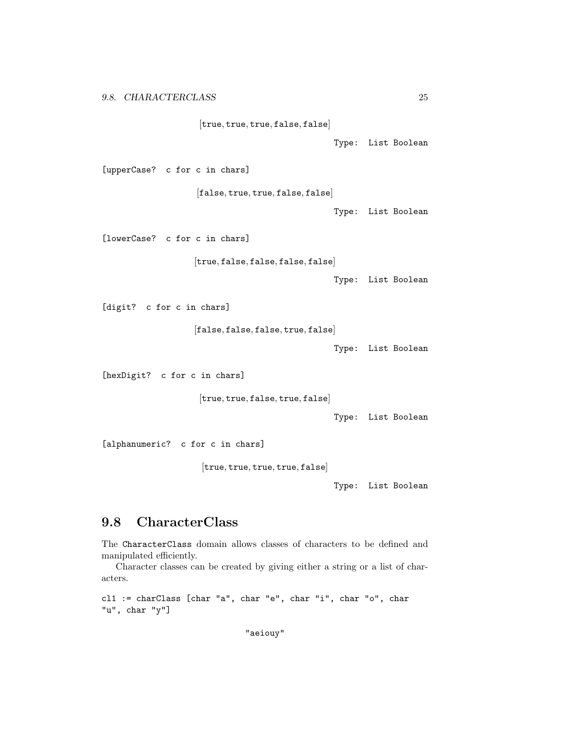$$[\mathtt{true}, \mathtt{true}, \mathtt{true}, \mathtt{false}, \mathtt{false}]$$

Type: List Boolean

```
[upperCase? c for c in chars]
```

$$[\mathtt{false}, \mathtt{true}, \mathtt{true}, \mathtt{false}, \mathtt{false}]$$

Type: List Boolean

```
[lowerCase? c for c in chars]
```

$$[\mathtt{true}, \mathtt{false}, \mathtt{false}, \mathtt{false}, \mathtt{false}]$$

Type: List Boolean

```
[digit? c for c in chars]
```

$$[\mathtt{false}, \mathtt{false}, \mathtt{false}, \mathtt{true}, \mathtt{false}]$$

Type: List Boolean

```
[hexDigit? c for c in chars]
```

$$[\mathtt{true}, \mathtt{true}, \mathtt{false}, \mathtt{true}, \mathtt{false}]$$

Type: List Boolean

```
[alphanumeric? c for c in chars]
```

$$[\mathtt{true}, \mathtt{true}, \mathtt{true}, \mathtt{true}, \mathtt{false}]$$

Type: List Boolean

## 9.8 CharacterClass

The CharacterClass domain allows classes of characters to be defined and manipulated efficiently.

Character classes can be created by giving either a string or a list of characters.

```
cl1 := charClass [char "a", char "e", char "i", char "o", char
"u", char "y"]
```

"aeiouy"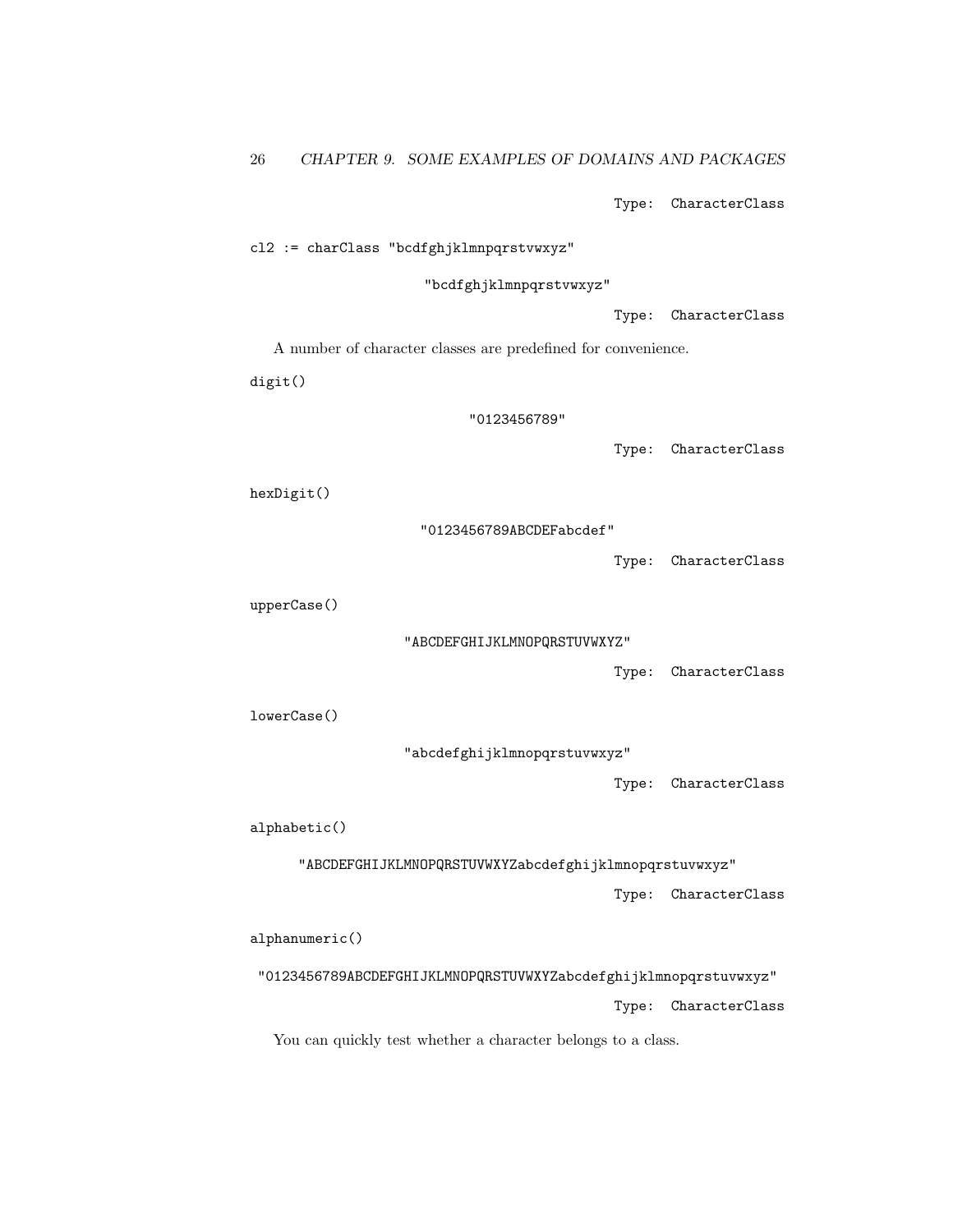```
Type: CharacterClass
```

```
cl2 := charClass "bcdfghjklmnpqrstvwxyz"

"bcdfghjklmnpqrstvwxyz"

Type: CharacterClass
```

A number of character classes are predefined for convenience.

```
digit()

"0123456789"

Type: CharacterClass
```

```
hexDigit()

"0123456789ABCDEFabcdef"

Type: CharacterClass
```

```
upperCase()

"ABCDEFGHIJKLMNOPQRSTUVWXYZ"

Type: CharacterClass
```

```
lowerCase()

"abcdefghijklmnopqrstuvwxyz"

Type: CharacterClass
```

```
alphabetic()

"ABCDEFGHIJKLMNOPQRSTUVWXYZabcdefghijklmnopqrstuvwxyz"

Type: CharacterClass
```

```
alphanumeric()

"0123456789ABCDEFGHIJKLMNOPQRSTUVWXYZabcdefghijklmnopqrstuvwxyz"

Type: CharacterClass
```

You can quickly test whether a character belongs to a class.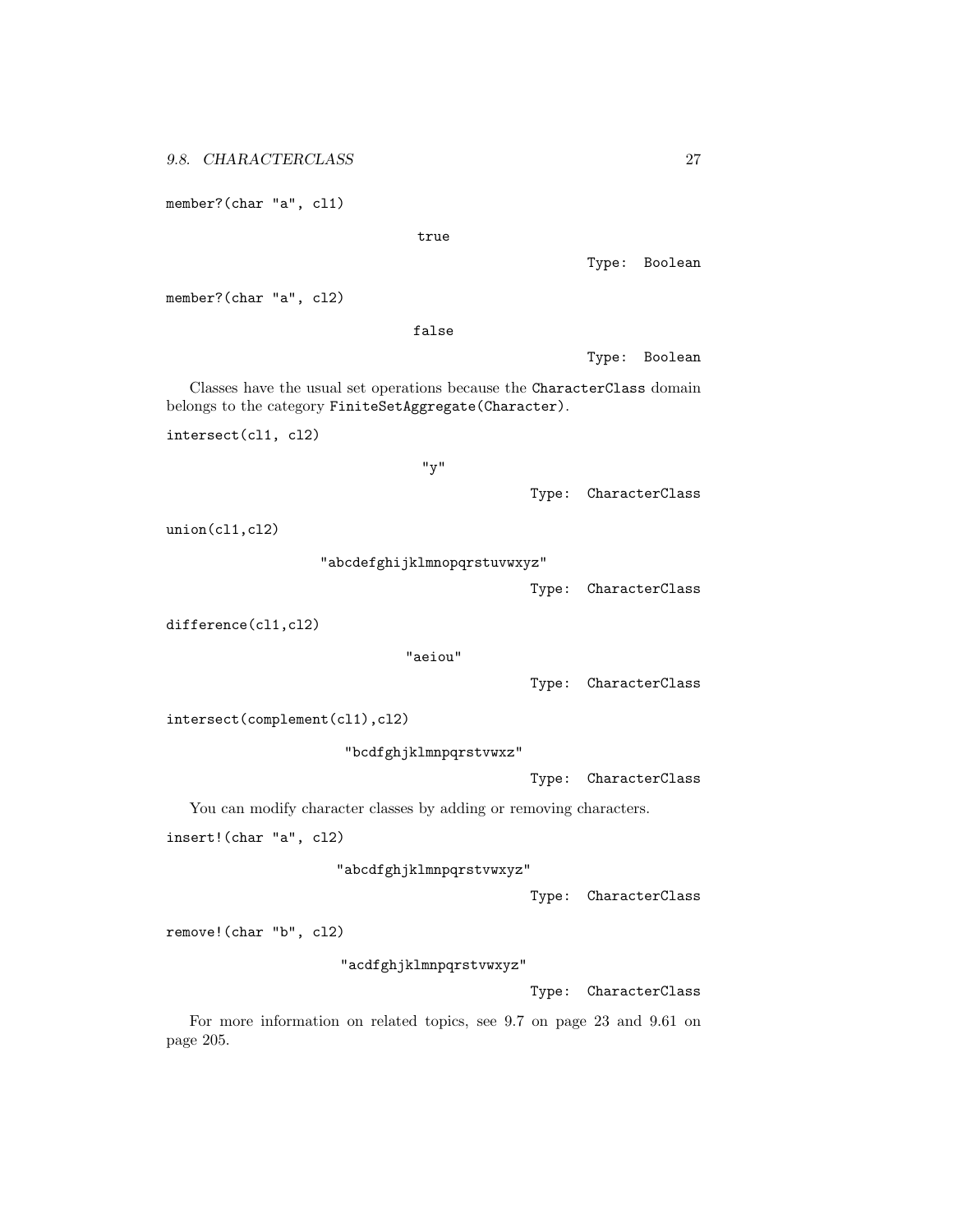```
member?(char "a", cl1)
```

true

Type: Boolean

```
member?(char "a", cl2)
```

false

Type: Boolean

Classes have the usual set operations because the `CharacterClass` domain belongs to the category `FiniteSetAggregate(Character)`.

```
intersect(cl1, cl2)
```

"y"

Type: CharacterClass

```
union(cl1,cl2)
```

"abcdefghijklmnopqrstuvwxyz"

Type: CharacterClass

```
difference(cl1,cl2)
```

"aeiou"

Type: CharacterClass

```
intersect(complement(cl1),cl2)
```

"bcdfghjklmnpqrstvwxz"

Type: CharacterClass

You can modify character classes by adding or removing characters.

```
insert!(char "a", cl2)
```

"abcdfghjklmnpqrstvwxyz"

Type: CharacterClass

```
remove!(char "b", cl2)
```

"acdfghjklmnpqrstvwxyz"

Type: CharacterClass

For more information on related topics, see 9.7 on page 23 and 9.61 on page 205.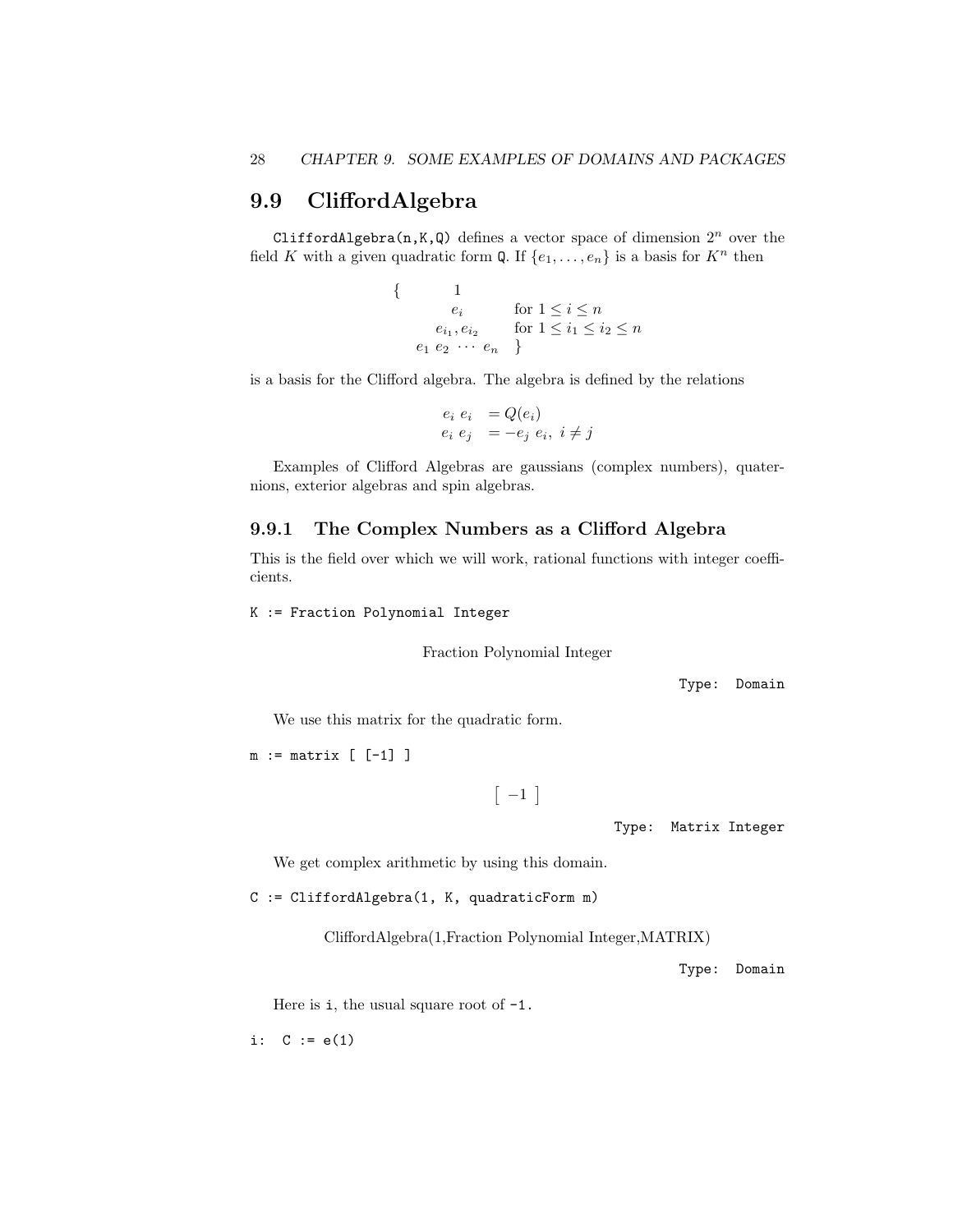## 9.9 CliffordAlgebra

`CliffordAlgebra(n,K,Q)` defines a vector space of dimension $2^n$ over the field $K$ with a given quadratic form `Q`. If $\{e_1, \ldots, e_n\}$ is a basis for $K^n$ then

$$
\begin{array}{lll}
\{ & 1 & \\
 & e_i & \text{for } 1 \leq i \leq n \\
 & e_{i_1}, e_{i_2} & \text{for } 1 \leq i_1 \leq i_2 \leq n \\
 & e_1\ e_2\ \cdots\ e_n & \}
\end{array}
$$

is a basis for the Clifford algebra. The algebra is defined by the relations

$$
\begin{array}{ll}
e_i\ e_i & = Q(e_i) \\
e_i\ e_j & = -e_j\ e_i,\ i \neq j
\end{array}
$$

Examples of Clifford Algebras are gaussians (complex numbers), quaternions, exterior algebras and spin algebras.

### 9.9.1 The Complex Numbers as a Clifford Algebra

This is the field over which we will work, rational functions with integer coefficients.

```
K := Fraction Polynomial Integer
```

Fraction Polynomial Integer

Type: Domain

We use this matrix for the quadratic form.

```
m := matrix [ [-1] ]
```

$$\left[\ -1\ \right]$$

Type: Matrix Integer

We get complex arithmetic by using this domain.

```
C := CliffordAlgebra(1, K, quadraticForm m)
```

CliffordAlgebra(1,Fraction Polynomial Integer,MATRIX)

Type: Domain

Here is `i`, the usual square root of `-1`.

```
i:  C := e(1)
```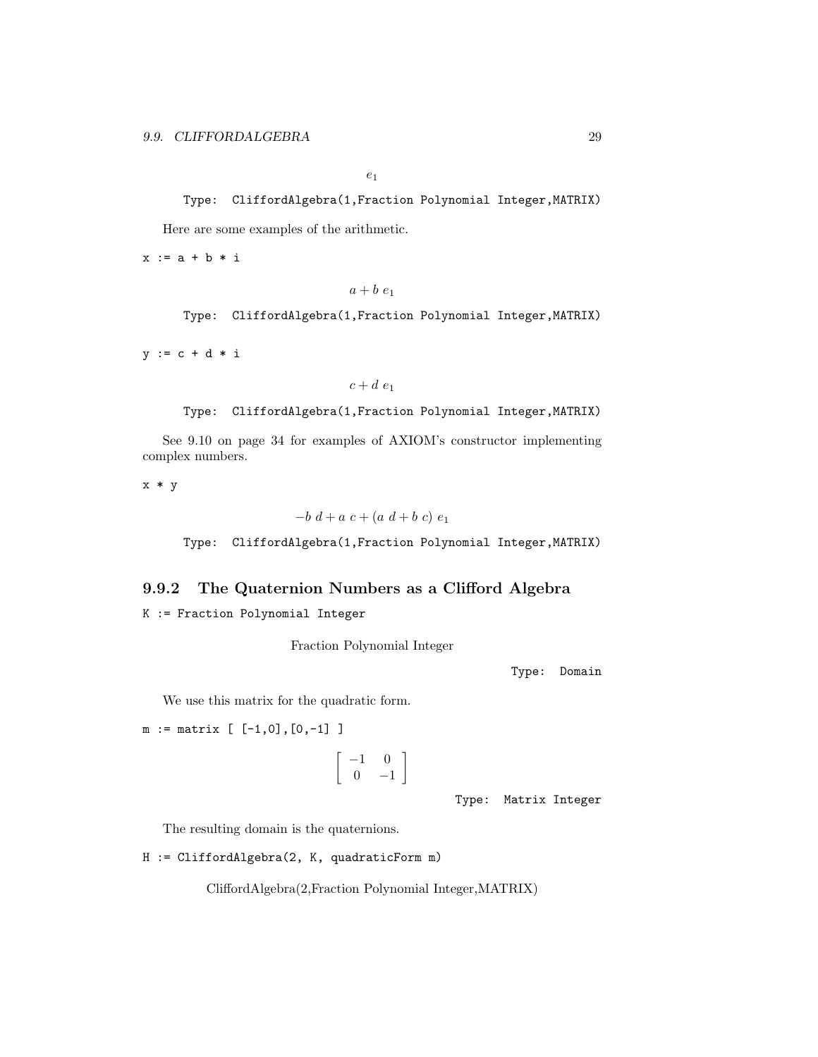$$e_1$$

Type: CliffordAlgebra(1,Fraction Polynomial Integer,MATRIX)

Here are some examples of the arithmetic.

```
x := a + b * i
```

$$a + b\ e_1$$

Type: CliffordAlgebra(1,Fraction Polynomial Integer,MATRIX)

```
y := c + d * i
```

$$c + d\ e_1$$

Type: CliffordAlgebra(1,Fraction Polynomial Integer,MATRIX)

See 9.10 on page 34 for examples of AXIOM's constructor implementing complex numbers.

```
x * y
```

$$-b\ d + a\ c + (a\ d + b\ c)\ e_1$$

Type: CliffordAlgebra(1,Fraction Polynomial Integer,MATRIX)

### 9.9.2 The Quaternion Numbers as a Clifford Algebra

```
K := Fraction Polynomial Integer
```

Fraction Polynomial Integer

Type: Domain

We use this matrix for the quadratic form.

```
m := matrix [ [-1,0],[0,-1] ]
```

$$\begin{bmatrix} -1 & 0 \\ 0 & -1 \end{bmatrix}$$

Type: Matrix Integer

The resulting domain is the quaternions.

```
H := CliffordAlgebra(2, K, quadraticForm m)
```

CliffordAlgebra(2,Fraction Polynomial Integer,MATRIX)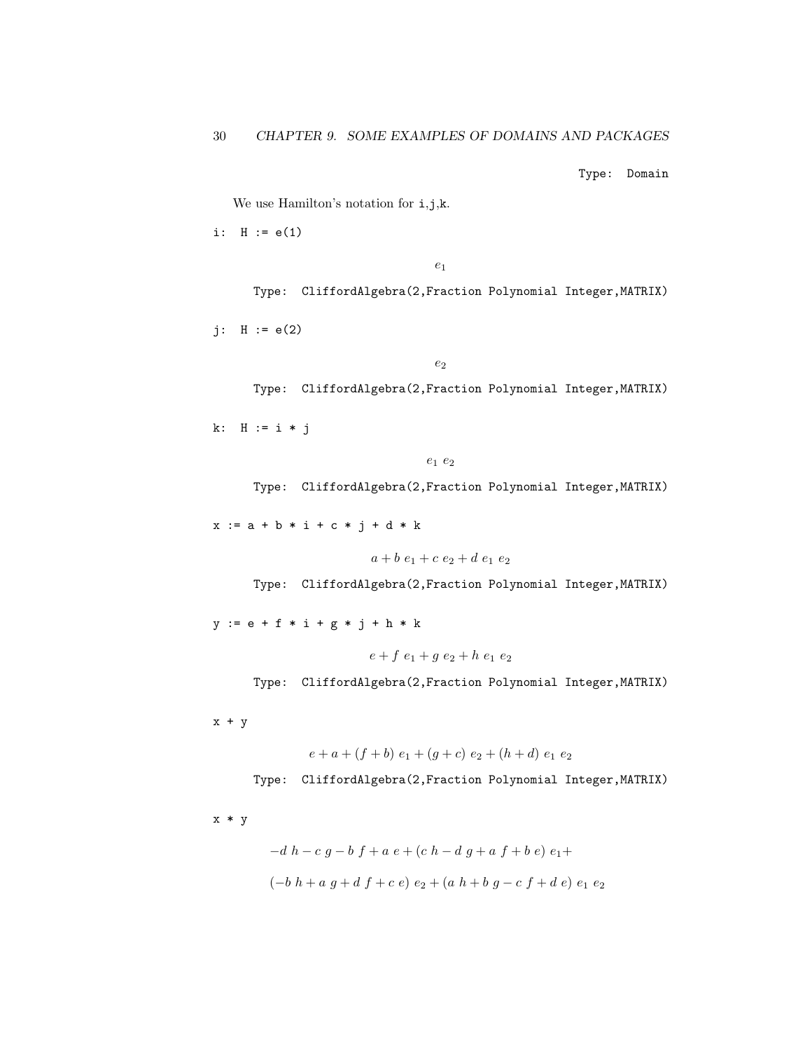Type: Domain

We use Hamilton's notation for i,j,k.

```
i:  H := e(1)
```

$$e_1$$

Type: CliffordAlgebra(2,Fraction Polynomial Integer,MATRIX)

```
j:  H := e(2)
```

$$e_2$$

Type: CliffordAlgebra(2,Fraction Polynomial Integer,MATRIX)

```
k:  H := i * j
```

$$e_1 \ e_2$$

Type: CliffordAlgebra(2,Fraction Polynomial Integer,MATRIX)

```
x := a + b * i + c * j + d * k
```

$$a + b \ e_1 + c \ e_2 + d \ e_1 \ e_2$$

Type: CliffordAlgebra(2,Fraction Polynomial Integer,MATRIX)

```
y := e + f * i + g * j + h * k
```

$$e + f \ e_1 + g \ e_2 + h \ e_1 \ e_2$$

Type: CliffordAlgebra(2,Fraction Polynomial Integer,MATRIX)

```
x + y
```

$$e + a + (f + b) \ e_1 + (g + c) \ e_2 + (h + d) \ e_1 \ e_2$$

Type: CliffordAlgebra(2,Fraction Polynomial Integer,MATRIX)

```
x * y
```

$$-d \ h - c \ g - b \ f + a \ e + (c \ h - d \ g + a \ f + b \ e) \ e_1 +$$

$$(-b \ h + a \ g + d \ f + c \ e) \ e_2 + (a \ h + b \ g - c \ f + d \ e) \ e_1 \ e_2$$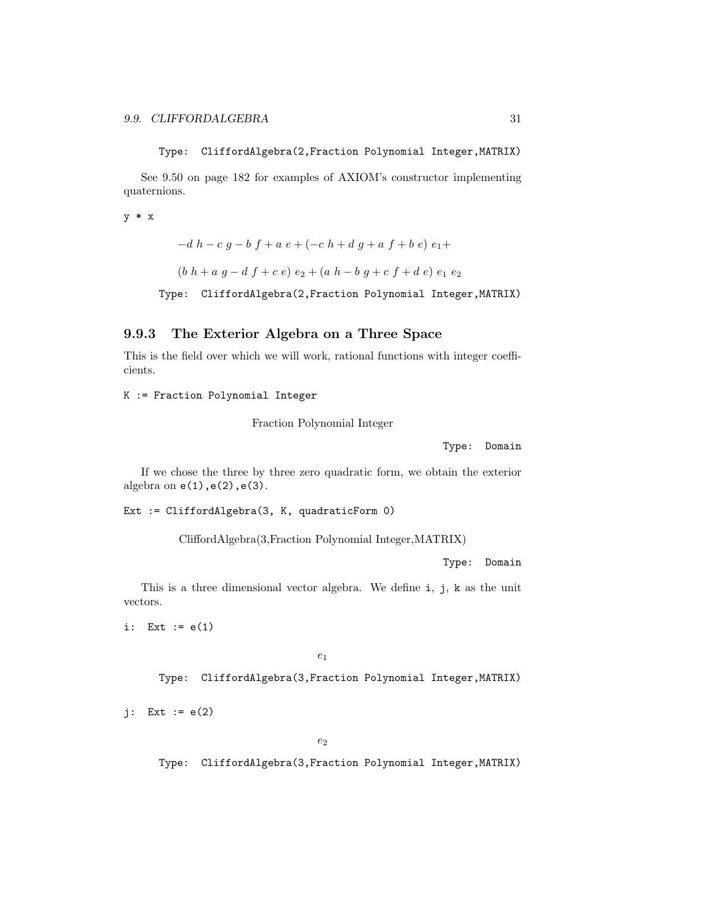Type: CliffordAlgebra(2,Fraction Polynomial Integer,MATRIX)

See 9.50 on page 182 for examples of AXIOM's constructor implementing quaternions.

```
y * x
```

$$-d\ h - c\ g - b\ f + a\ e + (-c\ h + d\ g + a\ f + b\ e)\ e_1 +$$

$$(b\ h + a\ g - d\ f + c\ e)\ e_2 + (a\ h - b\ g + c\ f + d\ e)\ e_1\ e_2$$

Type: CliffordAlgebra(2,Fraction Polynomial Integer,MATRIX)

### 9.9.3 The Exterior Algebra on a Three Space

This is the field over which we will work, rational functions with integer coefficients.

```
K := Fraction Polynomial Integer
```

Fraction Polynomial Integer

Type: Domain

If we chose the three by three zero quadratic form, we obtain the exterior algebra on `e(1),e(2),e(3)`.

```
Ext := CliffordAlgebra(3, K, quadraticForm 0)
```

CliffordAlgebra(3,Fraction Polynomial Integer,MATRIX)

Type: Domain

This is a three dimensional vector algebra. We define `i`, `j`, `k` as the unit vectors.

```
i:  Ext := e(1)
```

$$e_1$$

Type: CliffordAlgebra(3,Fraction Polynomial Integer,MATRIX)

```
j:  Ext := e(2)
```

$$e_2$$

Type: CliffordAlgebra(3,Fraction Polynomial Integer,MATRIX)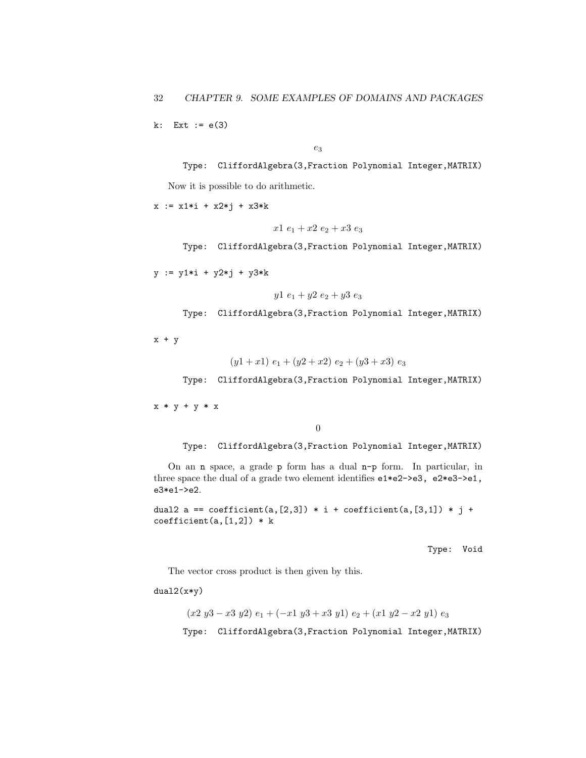```
k:  Ext := e(3)
```

$$e_3$$

Type: CliffordAlgebra(3,Fraction Polynomial Integer,MATRIX)

Now it is possible to do arithmetic.

```
x := x1*i + x2*j + x3*k
```

$$x1\ e_1 + x2\ e_2 + x3\ e_3$$

Type: CliffordAlgebra(3,Fraction Polynomial Integer,MATRIX)

```
y := y1*i + y2*j + y3*k
```

$$y1\ e_1 + y2\ e_2 + y3\ e_3$$

Type: CliffordAlgebra(3,Fraction Polynomial Integer,MATRIX)

```
x + y
```

$$(y1 + x1)\ e_1 + (y2 + x2)\ e_2 + (y3 + x3)\ e_3$$

Type: CliffordAlgebra(3,Fraction Polynomial Integer,MATRIX)

```
x * y + y * x
```

$$0$$

Type: CliffordAlgebra(3,Fraction Polynomial Integer,MATRIX)

On an n space, a grade p form has a dual n-p form. In particular, in three space the dual of a grade two element identifies e1*e2->e3, e2*e3->e1, e3*e1->e2.

```
dual2 a == coefficient(a,[2,3]) * i + coefficient(a,[3,1]) * j +
coefficient(a,[1,2]) * k
```

Type: Void

The vector cross product is then given by this.

```
dual2(x*y)
```

$$(x2\ y3 - x3\ y2)\ e_1 + (-x1\ y3 + x3\ y1)\ e_2 + (x1\ y2 - x2\ y1)\ e_3$$

Type: CliffordAlgebra(3,Fraction Polynomial Integer,MATRIX)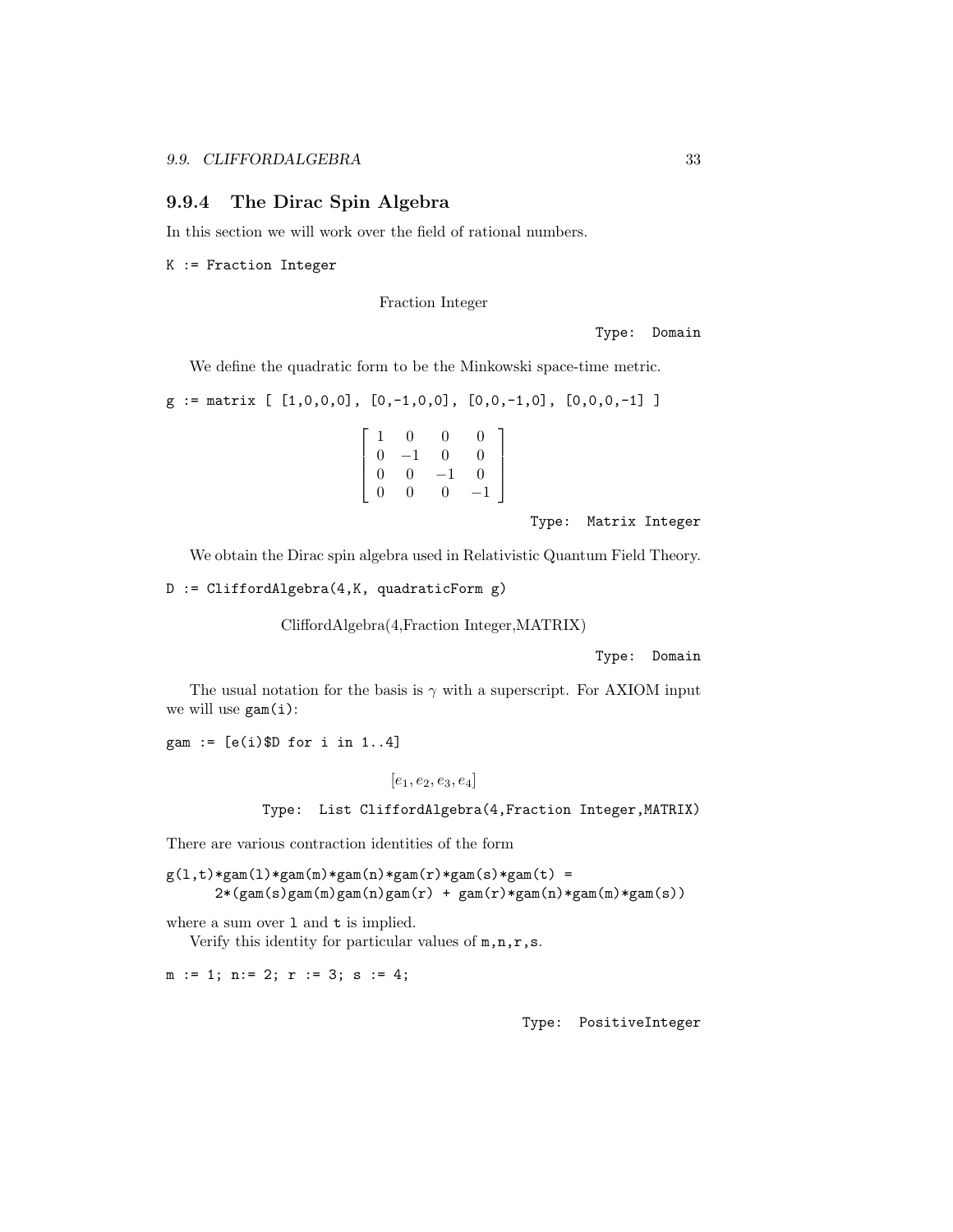### 9.9.4 The Dirac Spin Algebra

In this section we will work over the field of rational numbers.

```
K := Fraction Integer
```

Fraction Integer

Type: Domain

We define the quadratic form to be the Minkowski space-time metric.

```
g := matrix [ [1,0,0,0], [0,-1,0,0], [0,0,-1,0], [0,0,0,-1] ]
```

$$\begin{bmatrix} 1 & 0 & 0 & 0 \\ 0 & -1 & 0 & 0 \\ 0 & 0 & -1 & 0 \\ 0 & 0 & 0 & -1 \end{bmatrix}$$

Type: Matrix Integer

We obtain the Dirac spin algebra used in Relativistic Quantum Field Theory.

```
D := CliffordAlgebra(4,K, quadraticForm g)
```

CliffordAlgebra(4,Fraction Integer,MATRIX)

Type: Domain

The usual notation for the basis is $\gamma$ with a superscript. For AXIOM input we will use gam(i):

```
gam := [e(i)$D for i in 1..4]
```

$$[e_1, e_2, e_3, e_4]$$

Type: List CliffordAlgebra(4,Fraction Integer,MATRIX)

There are various contraction identities of the form

```
g(l,t)*gam(l)*gam(m)*gam(n)*gam(r)*gam(s)*gam(t) =
      2*(gam(s)gam(m)gam(n)gam(r) + gam(r)*gam(n)*gam(m)*gam(s))
```

where a sum over l and t is implied.

Verify this identity for particular values of m,n,r,s.

```
m := 1; n:= 2; r := 3; s := 4;
```

Type: PositiveInteger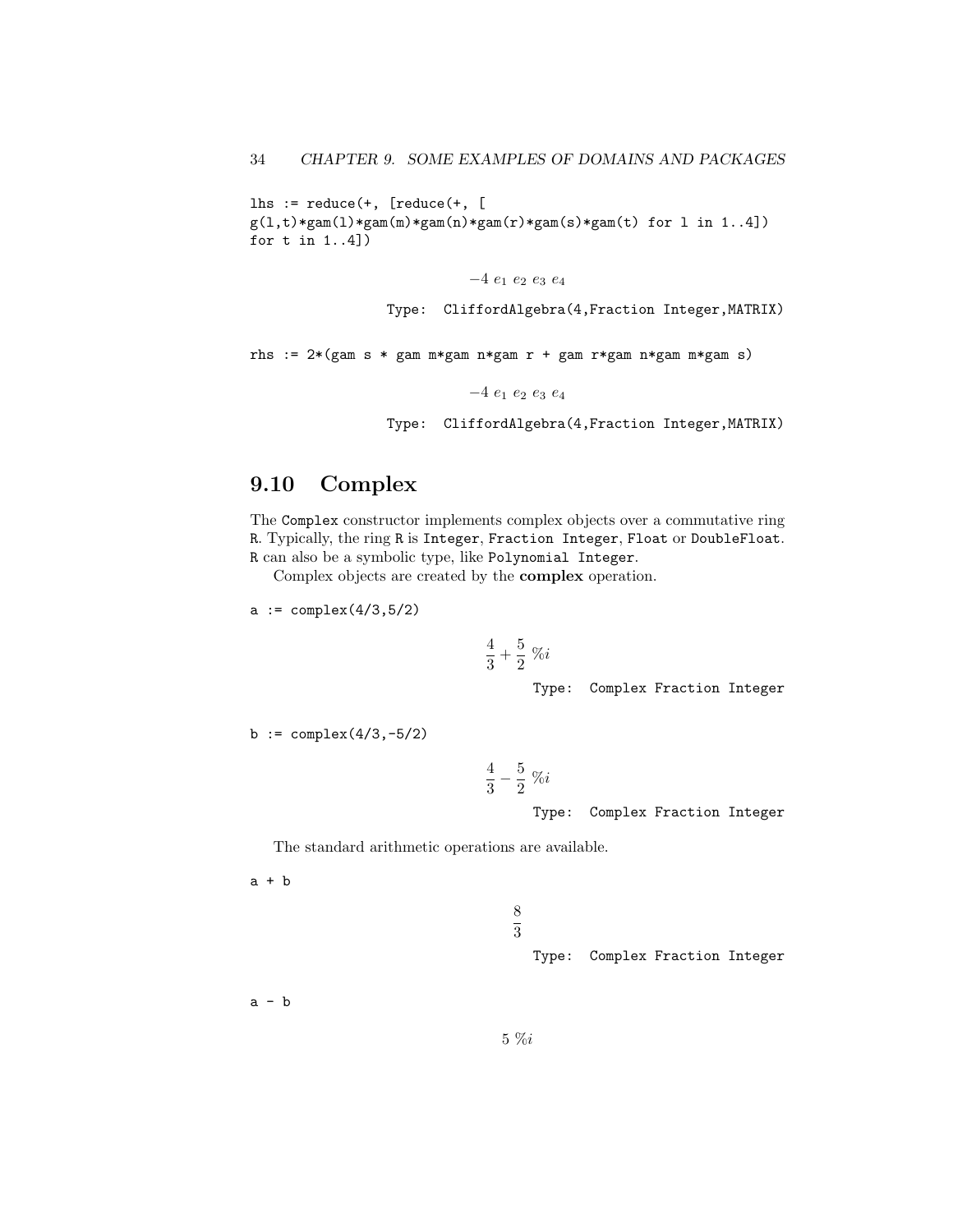```
lhs := reduce(+, [reduce(+, [
g(l,t)*gam(l)*gam(m)*gam(n)*gam(r)*gam(s)*gam(t) for l in 1..4])
for t in 1..4])
```

$$-4\ e_1\ e_2\ e_3\ e_4$$

Type: CliffordAlgebra(4,Fraction Integer,MATRIX)

```
rhs := 2*(gam s * gam m*gam n*gam r + gam r*gam n*gam m*gam s)
```

$$-4\ e_1\ e_2\ e_3\ e_4$$

Type: CliffordAlgebra(4,Fraction Integer,MATRIX)

## 9.10 Complex

The `Complex` constructor implements complex objects over a commutative ring `R`. Typically, the ring `R` is `Integer`, `Fraction Integer`, `Float` or `DoubleFloat`. `R` can also be a symbolic type, like `Polynomial Integer`.

Complex objects are created by the **complex** operation.

```
a := complex(4/3,5/2)
```

$$\frac{4}{3} + \frac{5}{2}\ \%i$$

Type: Complex Fraction Integer

```
b := complex(4/3,-5/2)
```

$$\frac{4}{3} - \frac{5}{2}\ \%i$$

Type: Complex Fraction Integer

The standard arithmetic operations are available.

```
a + b
```

$$\frac{8}{3}$$

Type: Complex Fraction Integer

```
a - b
```

$$5\ \%i$$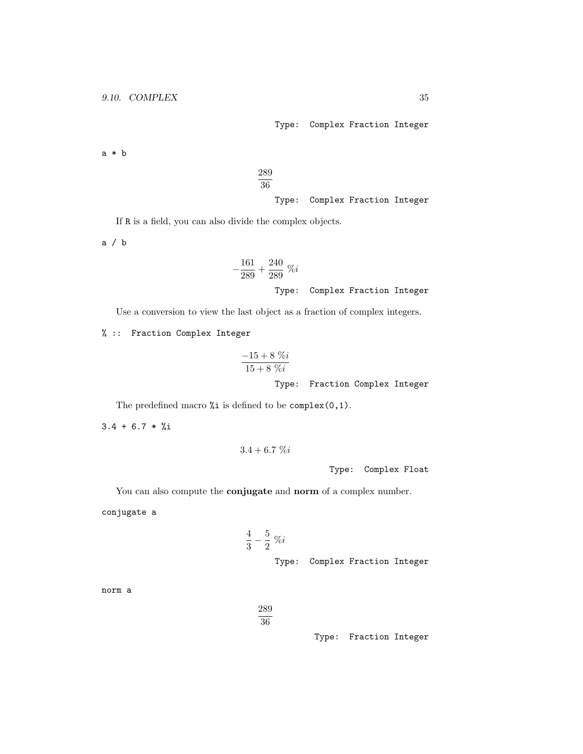Type: Complex Fraction Integer

```
a * b
```

$$\frac{289}{36}$$

Type: Complex Fraction Integer

If R is a field, you can also divide the complex objects.

```
a / b
```

$$-\frac{161}{289} + \frac{240}{289}\ \%i$$

Type: Complex Fraction Integer

Use a conversion to view the last object as a fraction of complex integers.

```
% :: Fraction Complex Integer
```

$$\frac{-15 + 8\ \%i}{15 + 8\ \%i}$$

Type: Fraction Complex Integer

The predefined macro `%i` is defined to be `complex(0,1)`.

```
3.4 + 6.7 * %i
```

$$3.4 + 6.7\ \%i$$

Type: Complex Float

You can also compute the **conjugate** and **norm** of a complex number.

```
conjugate a
```

$$\frac{4}{3} - \frac{5}{2}\ \%i$$

Type: Complex Fraction Integer

```
norm a
```

$$\frac{289}{36}$$

Type: Fraction Integer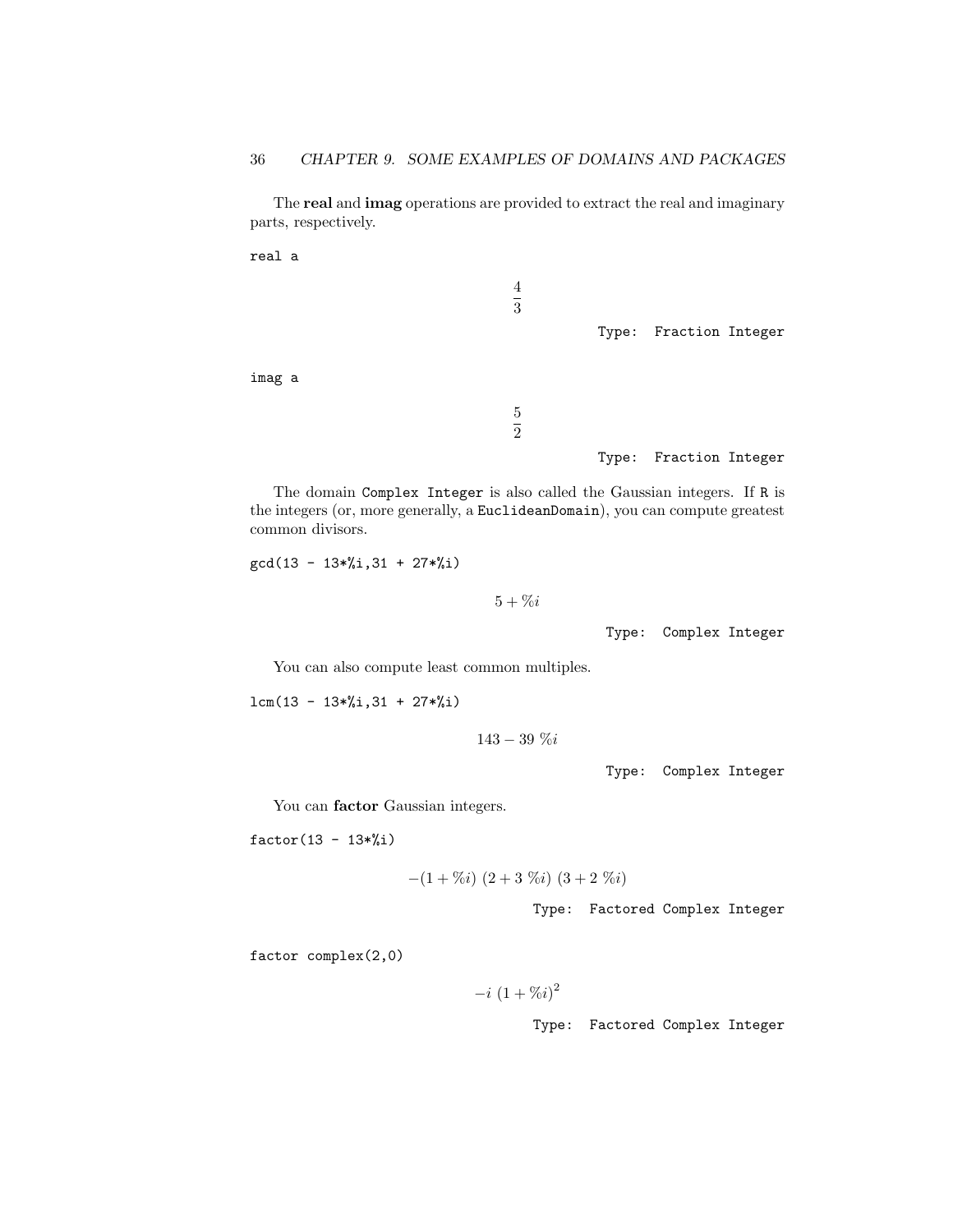The **real** and **imag** operations are provided to extract the real and imaginary parts, respectively.

```
real a
```

$$\frac{4}{3}$$

Type: Fraction Integer

```
imag a
```

$$\frac{5}{2}$$

Type: Fraction Integer

The domain `Complex Integer` is also called the Gaussian integers. If `R` is the integers (or, more generally, a `EuclideanDomain`), you can compute greatest common divisors.

```
gcd(13 - 13*%i,31 + 27*%i)
```

$$5 + \%i$$

Type: Complex Integer

You can also compute least common multiples.

```
lcm(13 - 13*%i,31 + 27*%i)
```

$$143 - 39\ \%i$$

Type: Complex Integer

You can **factor** Gaussian integers.

```
factor(13 - 13*%i)
```

$$-(1 + \%i)\ (2 + 3\ \%i)\ (3 + 2\ \%i)$$

Type: Factored Complex Integer

```
factor complex(2,0)
```

$$-i\ (1 + \%i)^2$$

Type: Factored Complex Integer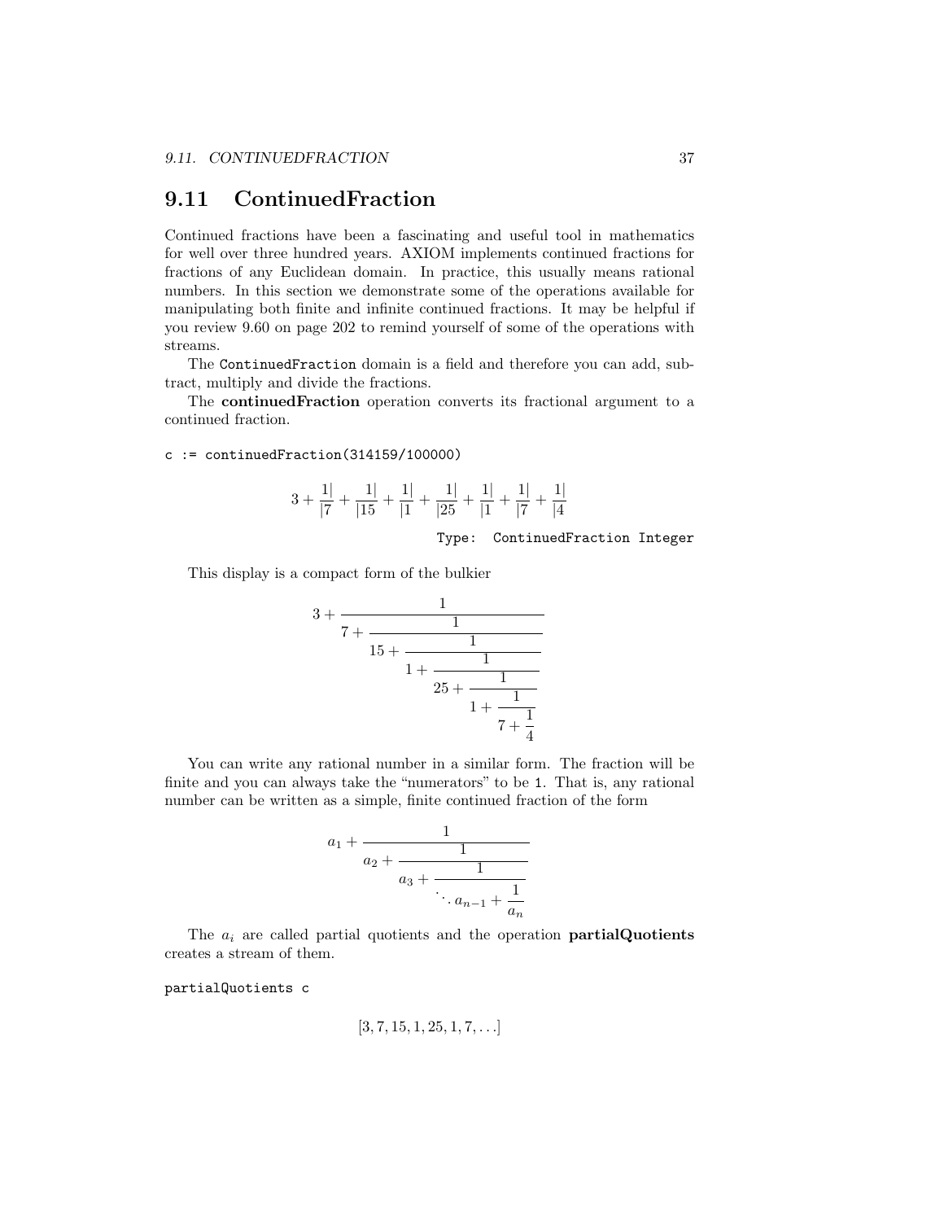## 9.11 ContinuedFraction

Continued fractions have been a fascinating and useful tool in mathematics for well over three hundred years. AXIOM implements continued fractions for fractions of any Euclidean domain. In practice, this usually means rational numbers. In this section we demonstrate some of the operations available for manipulating both finite and infinite continued fractions. It may be helpful if you review 9.60 on page 202 to remind yourself of some of the operations with streams.

The `ContinuedFraction` domain is a field and therefore you can add, subtract, multiply and divide the fractions.

The **continuedFraction** operation converts its fractional argument to a continued fraction.

```
c := continuedFraction(314159/100000)
```

$$3 + \frac{1|}{|7} + \frac{1|}{|15} + \frac{1|}{|1} + \frac{1|}{|25} + \frac{1|}{|1} + \frac{1|}{|7} + \frac{1|}{|4}$$

Type: `ContinuedFraction Integer`

This display is a compact form of the bulkier

$$3 + \cfrac{1}{7 + \cfrac{1}{15 + \cfrac{1}{1 + \cfrac{1}{25 + \cfrac{1}{1 + \cfrac{1}{7 + \cfrac{1}{4}}}}}}}$$

You can write any rational number in a similar form. The fraction will be finite and you can always take the "numerators" to be `1`. That is, any rational number can be written as a simple, finite continued fraction of the form

$$a_1 + \cfrac{1}{a_2 + \cfrac{1}{a_3 + \cfrac{1}{\ddots\, a_{n-1} + \cfrac{1}{a_n}}}}$$

The $a_i$ are called partial quotients and the operation **partialQuotients** creates a stream of them.

```
partialQuotients c
```

$$[3, 7, 15, 1, 25, 1, 7, \ldots]$$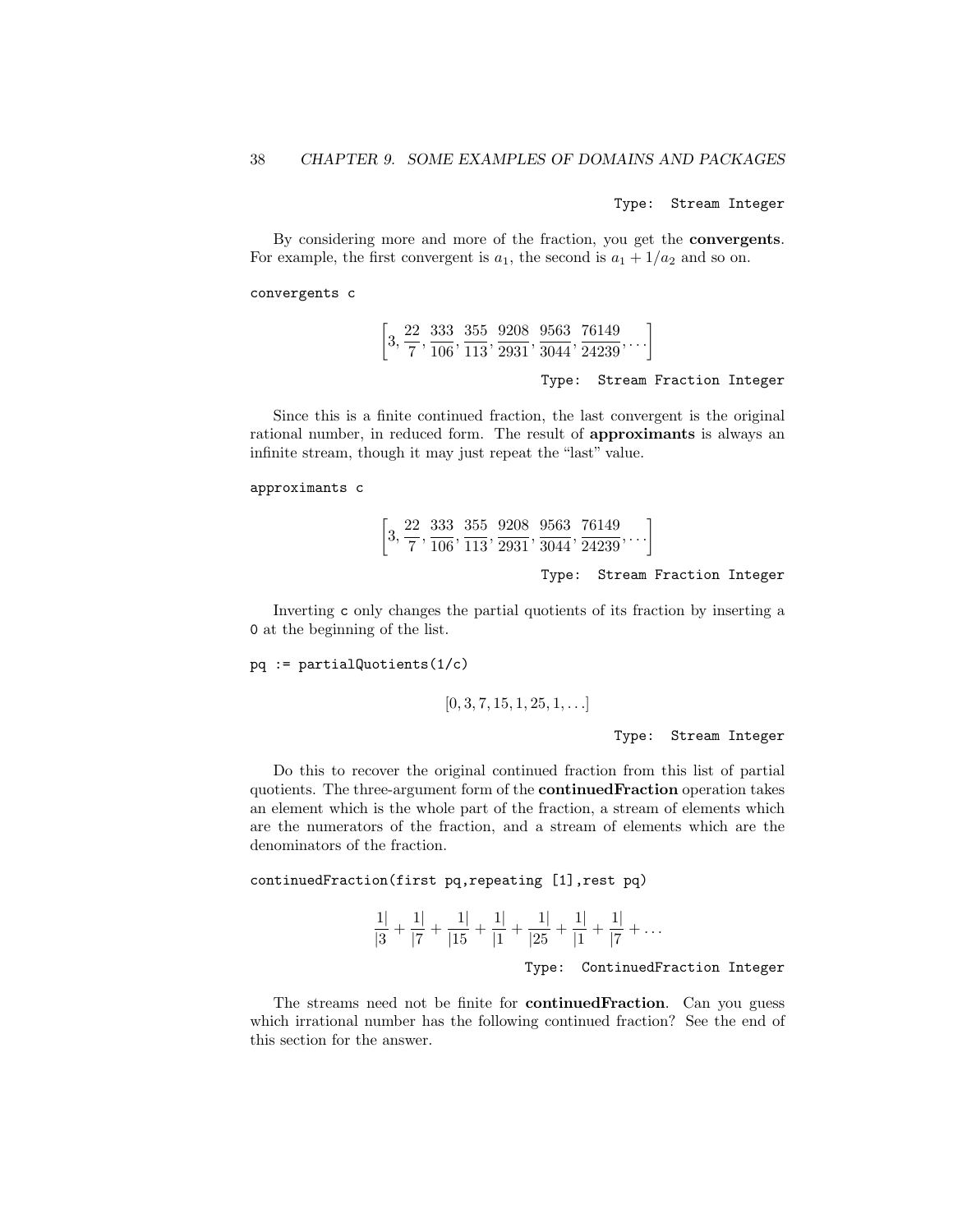Type: Stream Integer

By considering more and more of the fraction, you get the **convergents**. For example, the first convergent is $a_1$, the second is $a_1 + 1/a_2$ and so on.

```
convergents c
```

$$\left[3, \frac{22}{7}, \frac{333}{106}, \frac{355}{113}, \frac{9208}{2931}, \frac{9563}{3044}, \frac{76149}{24239}, \ldots\right]$$

Type: Stream Fraction Integer

Since this is a finite continued fraction, the last convergent is the original rational number, in reduced form. The result of **approximants** is always an infinite stream, though it may just repeat the "last" value.

```
approximants c
```

$$\left[3, \frac{22}{7}, \frac{333}{106}, \frac{355}{113}, \frac{9208}{2931}, \frac{9563}{3044}, \frac{76149}{24239}, \ldots\right]$$

Type: Stream Fraction Integer

Inverting `c` only changes the partial quotients of its fraction by inserting a `0` at the beginning of the list.

```
pq := partialQuotients(1/c)
```

$$[0, 3, 7, 15, 1, 25, 1, \ldots]$$

Type: Stream Integer

Do this to recover the original continued fraction from this list of partial quotients. The three-argument form of the **continuedFraction** operation takes an element which is the whole part of the fraction, a stream of elements which are the numerators of the fraction, and a stream of elements which are the denominators of the fraction.

```
continuedFraction(first pq,repeating [1],rest pq)
```

$$\frac{1|}{|3} + \frac{1|}{|7} + \frac{1|}{|15} + \frac{1|}{|1} + \frac{1|}{|25} + \frac{1|}{|1} + \frac{1|}{|7} + \ldots$$

Type: ContinuedFraction Integer

The streams need not be finite for **continuedFraction**. Can you guess which irrational number has the following continued fraction? See the end of this section for the answer.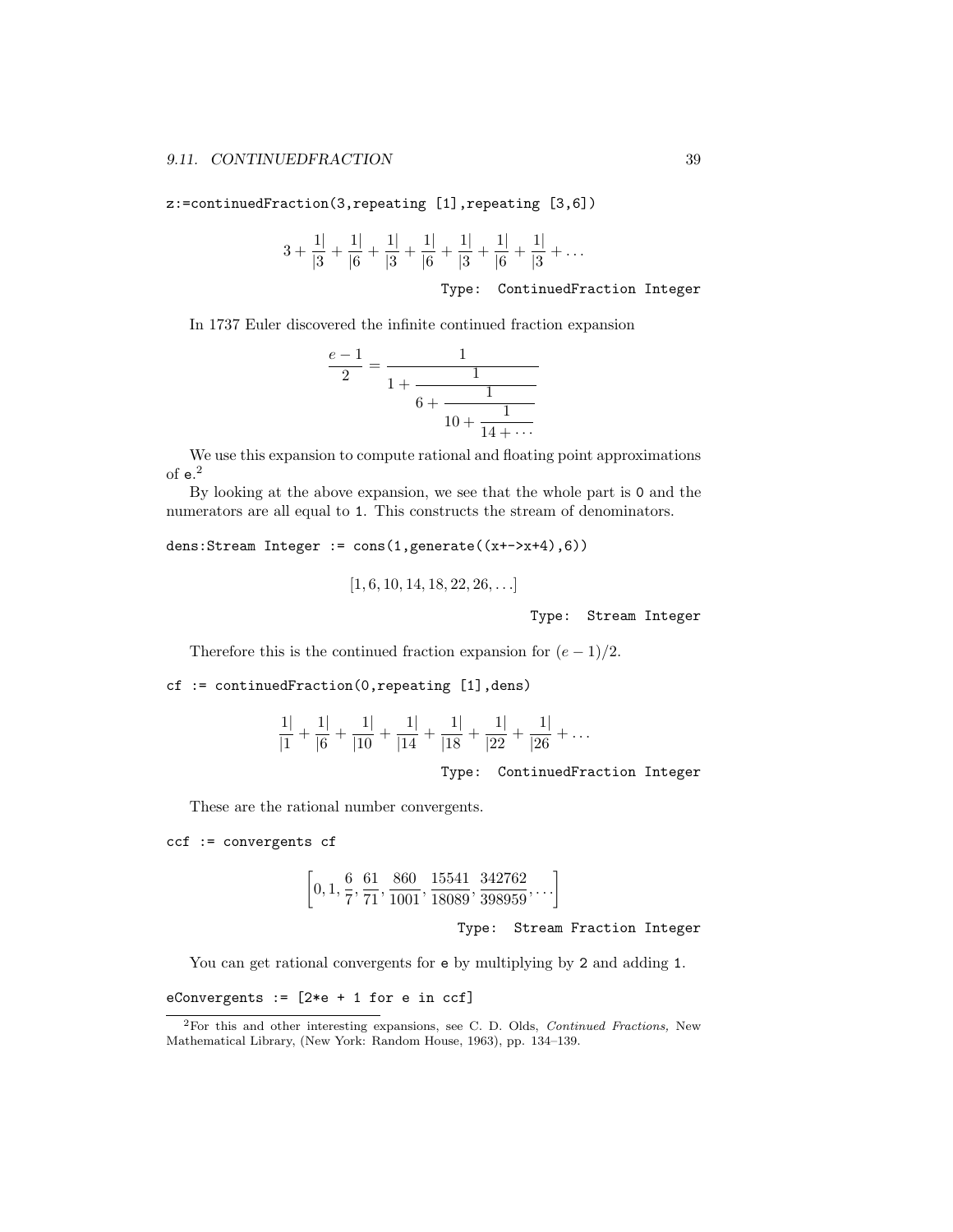```
z:=continuedFraction(3,repeating [1],repeating [3,6])
```

$$3 + \frac{1|}{|3} + \frac{1|}{|6} + \frac{1|}{|3} + \frac{1|}{|6} + \frac{1|}{|3} + \frac{1|}{|6} + \frac{1|}{|3} + \ldots$$

Type: ContinuedFraction Integer

In 1737 Euler discovered the infinite continued fraction expansion

$$\frac{e-1}{2} = \cfrac{1}{1 + \cfrac{1}{6 + \cfrac{1}{10 + \cfrac{1}{14 + \cdots}}}}$$

We use this expansion to compute rational and floating point approximations of `e`.[2]

By looking at the above expansion, we see that the whole part is `0` and the numerators are all equal to `1`. This constructs the stream of denominators.

```
dens:Stream Integer := cons(1,generate((x+->x+4),6))
```

$$[1, 6, 10, 14, 18, 22, 26, \ldots]$$

Type: Stream Integer

Therefore this is the continued fraction expansion for $(e-1)/2$.

```
cf := continuedFraction(0,repeating [1],dens)
```

$$\frac{1|}{|1} + \frac{1|}{|6} + \frac{1|}{|10} + \frac{1|}{|14} + \frac{1|}{|18} + \frac{1|}{|22} + \frac{1|}{|26} + \ldots$$

Type: ContinuedFraction Integer

These are the rational number convergents.

```
ccf := convergents cf
```

$$\left[0, 1, \frac{6}{7}, \frac{61}{71}, \frac{860}{1001}, \frac{15541}{18089}, \frac{342762}{398959}, \ldots\right]$$

Type: Stream Fraction Integer

You can get rational convergents for `e` by multiplying by `2` and adding `1`.

```
eConvergents := [2*e + 1 for e in ccf]
```

[2] For this and other interesting expansions, see C. D. Olds, *Continued Fractions,* New Mathematical Library, (New York: Random House, 1963), pp. 134–139.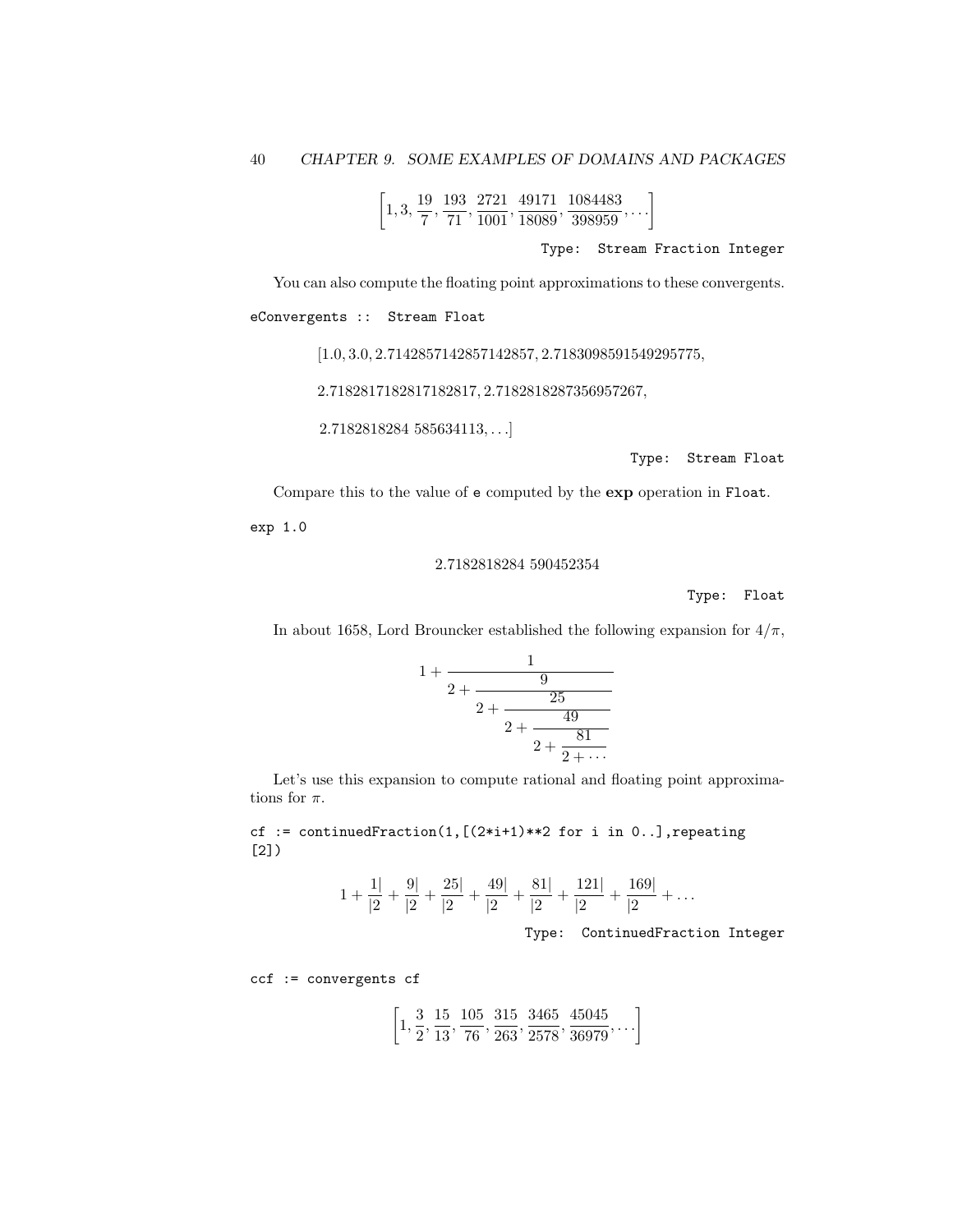$$\left[1, 3, \frac{19}{7}, \frac{193}{71}, \frac{2721}{1001}, \frac{49171}{18089}, \frac{1084483}{398959}, \ldots\right]$$

Type: Stream Fraction Integer

You can also compute the floating point approximations to these convergents.

```
eConvergents :: Stream Float
```

[1.0, 3.0, 2.7142857142857142857, 2.7183098591549295775,

2.7182817182817182817, 2.7182818287356957267,

2.7182818284 585634113, ...]

Type: Stream Float

Compare this to the value of `e` computed by the **exp** operation in `Float`.

```
exp 1.0
```

2.7182818284 590452354

Type: Float

In about 1658, Lord Brouncker established the following expansion for $4/\pi$,

$$1 + \cfrac{1}{2 + \cfrac{9}{2 + \cfrac{25}{2 + \cfrac{49}{2 + \cfrac{81}{2 + \cdots}}}}}$$

Let's use this expansion to compute rational and floating point approximations for $\pi$.

```
cf := continuedFraction(1,[(2*i+1)**2 for i in 0..],repeating
[2])
```

$$1 + \frac{1|}{|2} + \frac{9|}{|2} + \frac{25|}{|2} + \frac{49|}{|2} + \frac{81|}{|2} + \frac{121|}{|2} + \frac{169|}{|2} + \ldots$$

Type: ContinuedFraction Integer

```
ccf := convergents cf
```

$$\left[1, \frac{3}{2}, \frac{15}{13}, \frac{105}{76}, \frac{315}{263}, \frac{3465}{2578}, \frac{45045}{36979}, \ldots\right]$$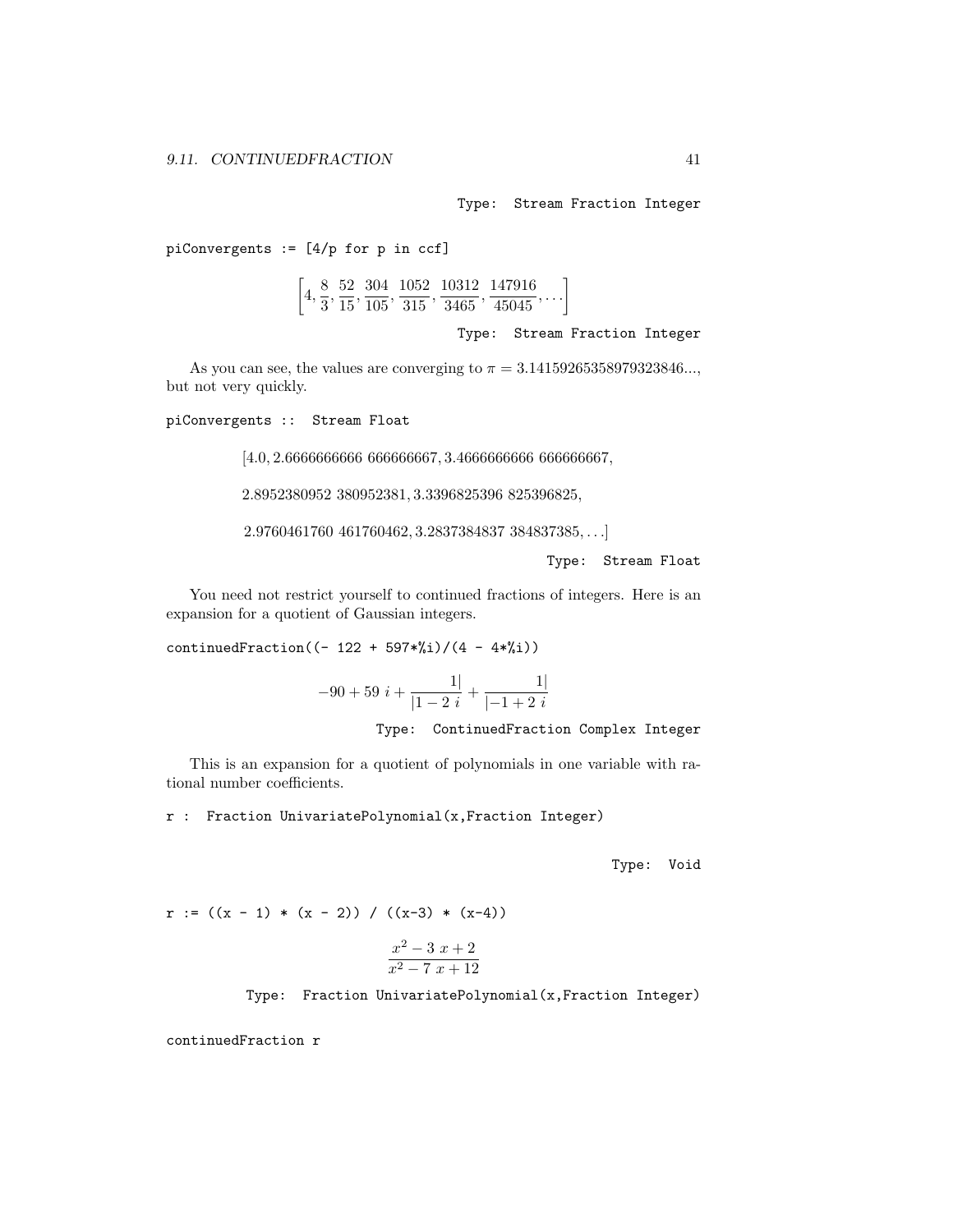Type: Stream Fraction Integer

```
piConvergents := [4/p for p in ccf]
```

$$\left[4, \frac{8}{3}, \frac{52}{15}, \frac{304}{105}, \frac{1052}{315}, \frac{10312}{3465}, \frac{147916}{45045}, \ldots\right]$$

Type: Stream Fraction Integer

As you can see, the values are converging to $\pi = 3.14159265358979323846...$, but not very quickly.

```
piConvergents :: Stream Float
```

$$[4.0, 2.6666666666\ 666666667, 3.4666666666\ 666666667,$$

$$2.8952380952\ 380952381, 3.3396825396\ 825396825,$$

$$2.9760461760\ 461760462, 3.2837384837\ 384837385, \ldots]$$

Type: Stream Float

You need not restrict yourself to continued fractions of integers. Here is an expansion for a quotient of Gaussian integers.

```
continuedFraction((- 122 + 597*%i)/(4 - 4*%i))
```

$$-90 + 59\ i + \frac{1|}{|1 - 2\ i} + \frac{1|}{|-1 + 2\ i}$$

Type: ContinuedFraction Complex Integer

This is an expansion for a quotient of polynomials in one variable with rational number coefficients.

```
r : Fraction UnivariatePolynomial(x,Fraction Integer)
```

Type: Void

```
r := ((x - 1) * (x - 2)) / ((x-3) * (x-4))
```

$$\frac{x^2 - 3\ x + 2}{x^2 - 7\ x + 12}$$

Type: Fraction UnivariatePolynomial(x,Fraction Integer)

```
continuedFraction r
```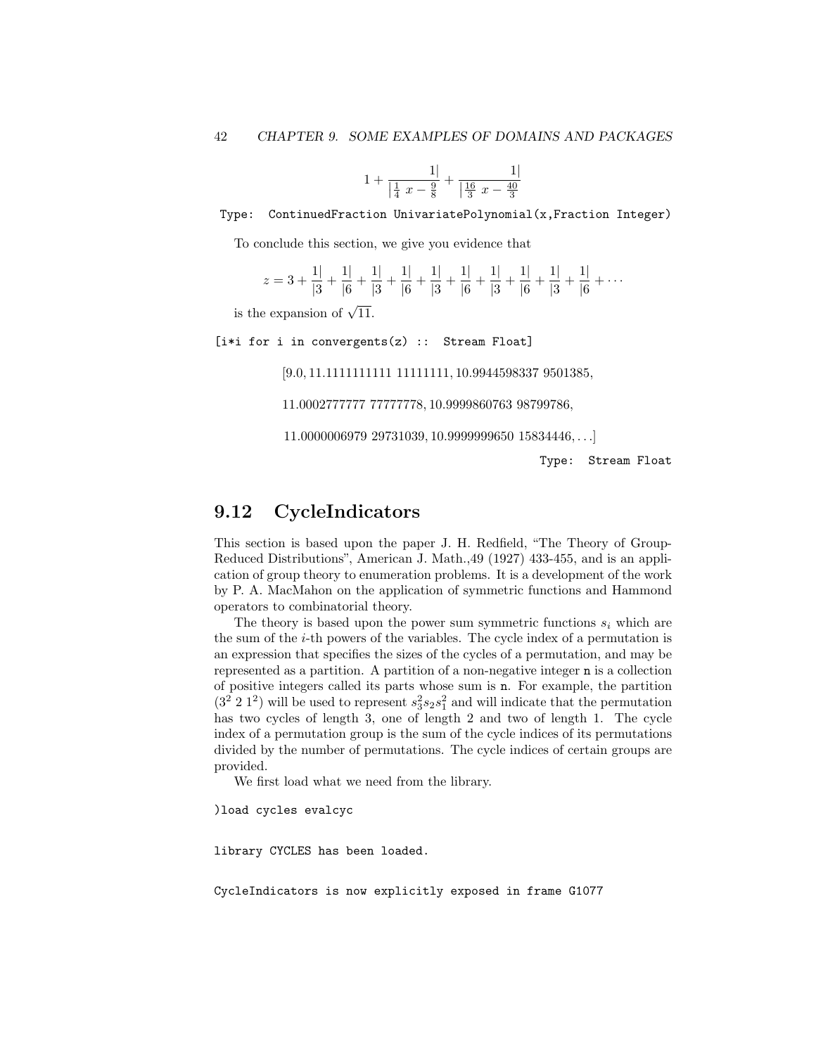$$1 + \frac{1|}{\left| \frac{1}{4}\ x - \frac{9}{8} \right.} + \frac{1|}{\left| \frac{16}{3}\ x - \frac{40}{3} \right.}$$

Type: ContinuedFraction UnivariatePolynomial(x,Fraction Integer)

To conclude this section, we give you evidence that

$$z = 3 + \frac{1|}{|3} + \frac{1|}{|6} + \frac{1|}{|3} + \frac{1|}{|6} + \frac{1|}{|3} + \frac{1|}{|6} + \frac{1|}{|3} + \frac{1|}{|6} + \frac{1|}{|3} + \frac{1|}{|6} + \cdots$$

is the expansion of $\sqrt{11}$.

```
[i*i for i in convergents(z) :: Stream Float]
```

$[9.0, 11.1111111111\ 11111111, 10.9944598337\ 9501385,$

$11.0002777777\ 77777778, 10.9999860763\ 98799786,$

$11.0000006979\ 29731039, 10.9999999650\ 15834446, \ldots]$

Type: Stream Float

## 9.12 CycleIndicators

This section is based upon the paper J. H. Redfield, "The Theory of Group-Reduced Distributions", American J. Math.,49 (1927) 433-455, and is an application of group theory to enumeration problems. It is a development of the work by P. A. MacMahon on the application of symmetric functions and Hammond operators to combinatorial theory.

The theory is based upon the power sum symmetric functions $s_i$ which are the sum of the $i$-th powers of the variables. The cycle index of a permutation is an expression that specifies the sizes of the cycles of a permutation, and may be represented as a partition. A partition of a non-negative integer n is a collection of positive integers called its parts whose sum is n. For example, the partition $(3^2\ 2\ 1^2)$ will be used to represent $s_3^2 s_2 s_1^2$ and will indicate that the permutation has two cycles of length 3, one of length 2 and two of length 1. The cycle index of a permutation group is the sum of the cycle indices of its permutations divided by the number of permutations. The cycle indices of certain groups are provided.

We first load what we need from the library.

```
)load cycles evalcyc
```

```
library CYCLES has been loaded.
```

```
CycleIndicators is now explicitly exposed in frame G1077
```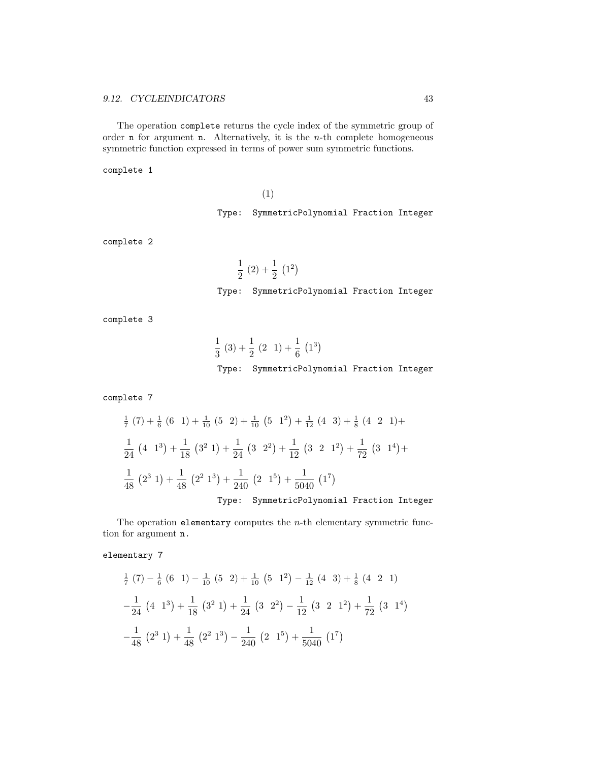The operation `complete` returns the cycle index of the symmetric group of order `n` for argument `n`. Alternatively, it is the $n$-th complete homogeneous symmetric function expressed in terms of power sum symmetric functions.

```
complete 1
```

$$(1)$$

Type: SymmetricPolynomial Fraction Integer

```
complete 2
```

$$\frac{1}{2}\ (2) + \frac{1}{2}\ \left(1^2\right)$$

Type: SymmetricPolynomial Fraction Integer

```
complete 3
```

$$\frac{1}{3}\ (3) + \frac{1}{2}\ (2\ \ 1) + \frac{1}{6}\ \left(1^3\right)$$

Type: SymmetricPolynomial Fraction Integer

```
complete 7
```

$$\frac{1}{7}\ (7) + \frac{1}{6}\ (6\ \ 1) + \frac{1}{10}\ (5\ \ 2) + \frac{1}{10}\ \left(5\ \ 1^2\right) + \frac{1}{12}\ (4\ \ 3) + \frac{1}{8}\ (4\ \ 2\ \ 1) +$$
$$\frac{1}{24}\ \left(4\ \ 1^3\right) + \frac{1}{18}\ \left(3^2\ 1\right) + \frac{1}{24}\ \left(3\ \ 2^2\right) + \frac{1}{12}\ \left(3\ \ 2\ \ 1^2\right) + \frac{1}{72}\ \left(3\ \ 1^4\right) +$$
$$\frac{1}{48}\ \left(2^3\ 1\right) + \frac{1}{48}\ \left(2^2\ 1^3\right) + \frac{1}{240}\ \left(2\ \ 1^5\right) + \frac{1}{5040}\ \left(1^7\right)$$

Type: SymmetricPolynomial Fraction Integer

The operation `elementary` computes the $n$-th elementary symmetric function for argument `n`.

```
elementary 7
```

$$\frac{1}{7}\ (7) - \frac{1}{6}\ (6\ \ 1) - \frac{1}{10}\ (5\ \ 2) + \frac{1}{10}\ \left(5\ \ 1^2\right) - \frac{1}{12}\ (4\ \ 3) + \frac{1}{8}\ (4\ \ 2\ \ 1)$$
$$-\frac{1}{24}\ \left(4\ \ 1^3\right) + \frac{1}{18}\ \left(3^2\ 1\right) + \frac{1}{24}\ \left(3\ \ 2^2\right) - \frac{1}{12}\ \left(3\ \ 2\ \ 1^2\right) + \frac{1}{72}\ \left(3\ \ 1^4\right)$$
$$-\frac{1}{48}\ \left(2^3\ 1\right) + \frac{1}{48}\ \left(2^2\ 1^3\right) - \frac{1}{240}\ \left(2\ \ 1^5\right) + \frac{1}{5040}\ \left(1^7\right)$$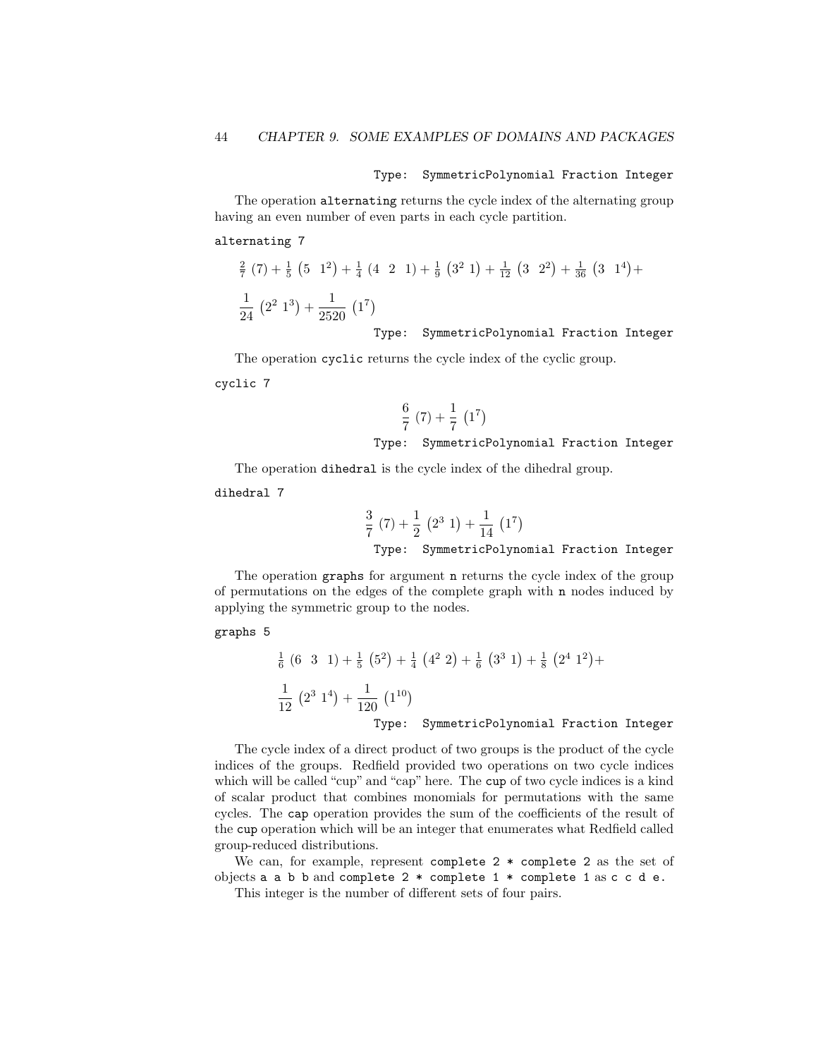Type: SymmetricPolynomial Fraction Integer

The operation `alternating` returns the cycle index of the alternating group having an even number of even parts in each cycle partition.

```
alternating 7
```

$$\frac{2}{7}\,(7) + \frac{1}{5}\,\left(5\ \ 1^2\right) + \frac{1}{4}\,(4\ \ 2\ \ 1) + \frac{1}{9}\,\left(3^2\ 1\right) + \frac{1}{12}\,\left(3\ \ 2^2\right) + \frac{1}{36}\,\left(3\ \ 1^4\right) +$$
$$\frac{1}{24}\,\left(2^2\ 1^3\right) + \frac{1}{2520}\,\left(1^7\right)$$

Type: SymmetricPolynomial Fraction Integer

The operation `cyclic` returns the cycle index of the cyclic group.

```
cyclic 7
```

$$\frac{6}{7}\,(7) + \frac{1}{7}\,\left(1^7\right)$$

Type: SymmetricPolynomial Fraction Integer

The operation `dihedral` is the cycle index of the dihedral group.

```
dihedral 7
```

$$\frac{3}{7}\,(7) + \frac{1}{2}\,\left(2^3\ 1\right) + \frac{1}{14}\,\left(1^7\right)$$

Type: SymmetricPolynomial Fraction Integer

The operation `graphs` for argument `n` returns the cycle index of the group of permutations on the edges of the complete graph with `n` nodes induced by applying the symmetric group to the nodes.

```
graphs 5
```

$$\frac{1}{6}\,(6\ \ 3\ \ 1) + \frac{1}{5}\,\left(5^2\right) + \frac{1}{4}\,\left(4^2\ 2\right) + \frac{1}{6}\,\left(3^3\ 1\right) + \frac{1}{8}\,\left(2^4\ 1^2\right) +$$
$$\frac{1}{12}\,\left(2^3\ 1^4\right) + \frac{1}{120}\,\left(1^{10}\right)$$

Type: SymmetricPolynomial Fraction Integer

The cycle index of a direct product of two groups is the product of the cycle indices of the groups. Redfield provided two operations on two cycle indices which will be called "cup" and "cap" here. The `cup` of two cycle indices is a kind of scalar product that combines monomials for permutations with the same cycles. The `cap` operation provides the sum of the coefficients of the result of the `cup` operation which will be an integer that enumerates what Redfield called group-reduced distributions.

We can, for example, represent `complete 2 * complete 2` as the set of objects `a a b b` and `complete 2 * complete 1 * complete 1` as `c c d e.`

This integer is the number of different sets of four pairs.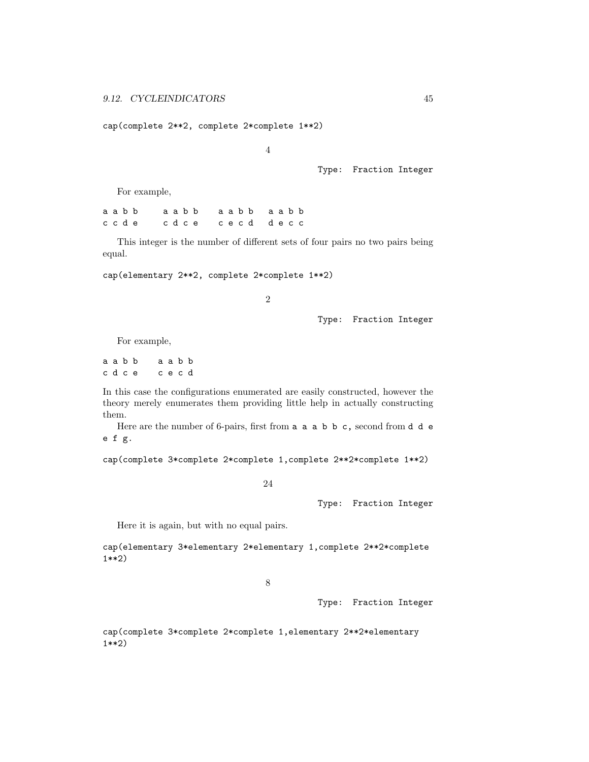```
cap(complete 2**2, complete 2*complete 1**2)
```

$$4$$

Type: Fraction Integer

For example,

```
a a b b     a a b b    a a b b   a a b b
c c d e     c d c e    c e c d   d e c c
```

This integer is the number of different sets of four pairs no two pairs being equal.

```
cap(elementary 2**2, complete 2*complete 1**2)
```

$$2$$

Type: Fraction Integer

For example,

```
a a b b    a a b b
c d c e    c e c d
```

In this case the configurations enumerated are easily constructed, however the theory merely enumerates them providing little help in actually constructing them.

Here are the number of 6-pairs, first from `a a a b b c`, second from `d d e e f g`.

```
cap(complete 3*complete 2*complete 1,complete 2**2*complete 1**2)
```

$$24$$

Type: Fraction Integer

Here it is again, but with no equal pairs.

```
cap(elementary 3*elementary 2*elementary 1,complete 2**2*complete
1**2)
```

$$8$$

Type: Fraction Integer

```
cap(complete 3*complete 2*complete 1,elementary 2**2*elementary
1**2)
```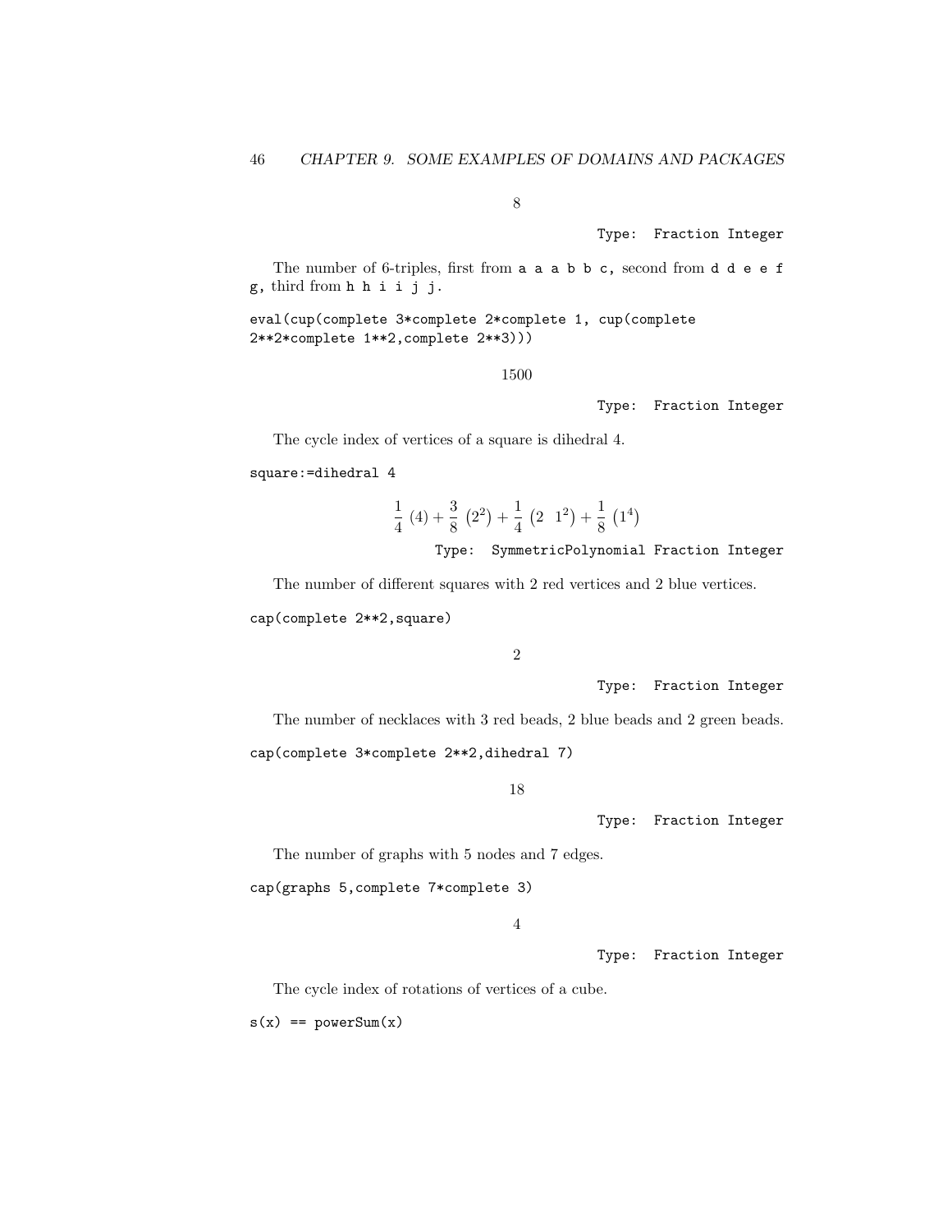$$8$$

Type: Fraction Integer

The number of 6-triples, first from `a a a b b c`, second from `d d e e f g`, third from `h h i i j j`.

```
eval(cup(complete 3*complete 2*complete 1, cup(complete
2**2*complete 1**2,complete 2**3)))
```

$$1500$$

Type: Fraction Integer

The cycle index of vertices of a square is dihedral 4.

```
square:=dihedral 4
```

$$\frac{1}{4}\ (4) + \frac{3}{8}\ \left(2^2\right) + \frac{1}{4}\ \left(2\ \ 1^2\right) + \frac{1}{8}\ \left(1^4\right)$$

Type: SymmetricPolynomial Fraction Integer

The number of different squares with 2 red vertices and 2 blue vertices.

```
cap(complete 2**2,square)
```

$$2$$

Type: Fraction Integer

The number of necklaces with 3 red beads, 2 blue beads and 2 green beads.

```
cap(complete 3*complete 2**2,dihedral 7)
```

$$18$$

Type: Fraction Integer

The number of graphs with 5 nodes and 7 edges.

```
cap(graphs 5,complete 7*complete 3)
```

$$4$$

Type: Fraction Integer

The cycle index of rotations of vertices of a cube.

```
s(x) == powerSum(x)
```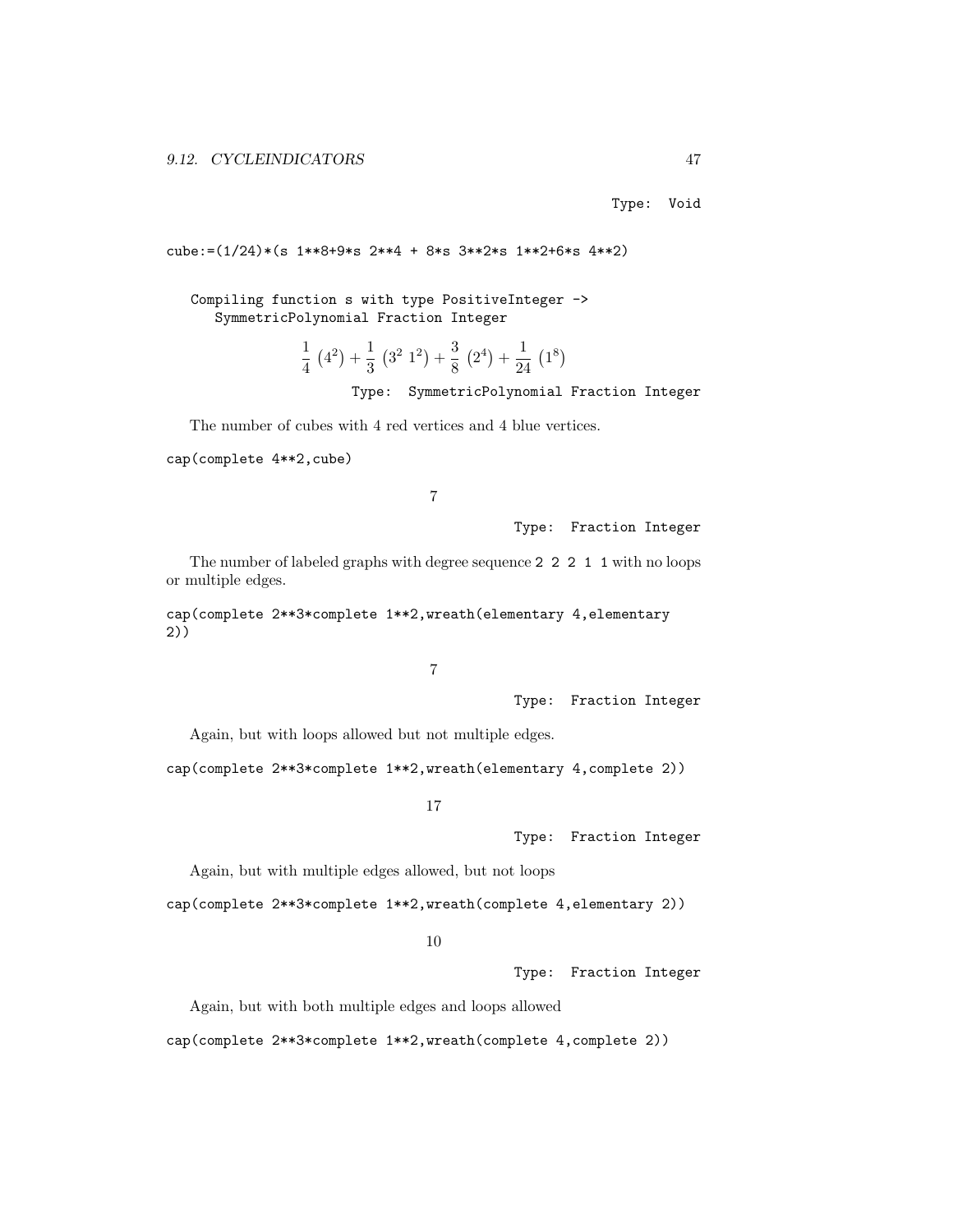Type: Void

```
cube:=(1/24)*(s 1**8+9*s 2**4 + 8*s 3**2*s 1**2+6*s 4**2)
```

```
Compiling function s with type PositiveInteger ->
   SymmetricPolynomial Fraction Integer
```

$$\frac{1}{4}\left(4^2\right)+\frac{1}{3}\left(3^2\ 1^2\right)+\frac{3}{8}\left(2^4\right)+\frac{1}{24}\left(1^8\right)$$

Type: SymmetricPolynomial Fraction Integer

The number of cubes with 4 red vertices and 4 blue vertices.

```
cap(complete 4**2,cube)
```

$$7$$

Type: Fraction Integer

The number of labeled graphs with degree sequence `2 2 2 1 1` with no loops or multiple edges.

```
cap(complete 2**3*complete 1**2,wreath(elementary 4,elementary
2))
```

$$7$$

Type: Fraction Integer

Again, but with loops allowed but not multiple edges.

```
cap(complete 2**3*complete 1**2,wreath(elementary 4,complete 2))
```

$$17$$

Type: Fraction Integer

Again, but with multiple edges allowed, but not loops

```
cap(complete 2**3*complete 1**2,wreath(complete 4,elementary 2))
```

$$10$$

Type: Fraction Integer

Again, but with both multiple edges and loops allowed

```
cap(complete 2**3*complete 1**2,wreath(complete 4,complete 2))
```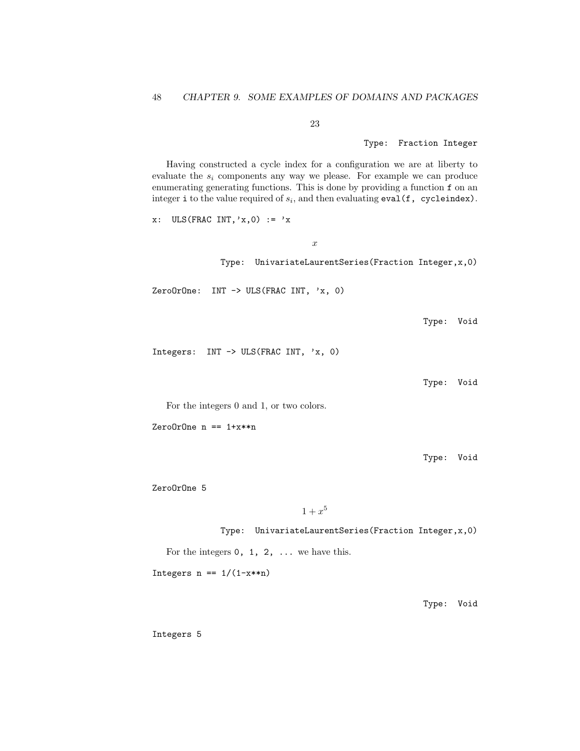$$23$$

Type: Fraction Integer

Having constructed a cycle index for a configuration we are at liberty to evaluate the $s_i$ components any way we please. For example we can produce enumerating generating functions. This is done by providing a function `f` on an integer `i` to the value required of $s_i$, and then evaluating `eval(f, cycleindex)`.

```
x:  ULS(FRAC INT,'x,0) := 'x
```

$$x$$

Type: UnivariateLaurentSeries(Fraction Integer,x,0)

```
ZeroOrOne:  INT -> ULS(FRAC INT, 'x, 0)
```

Type: Void

```
Integers:  INT -> ULS(FRAC INT, 'x, 0)
```

Type: Void

For the integers 0 and 1, or two colors.

```
ZeroOrOne n == 1+x**n
```

Type: Void

```
ZeroOrOne 5
```

$$1 + x^5$$

Type: UnivariateLaurentSeries(Fraction Integer,x,0)

For the integers `0, 1, 2, ...` we have this.

```
Integers n == 1/(1-x**n)
```

Type: Void

```
Integers 5
```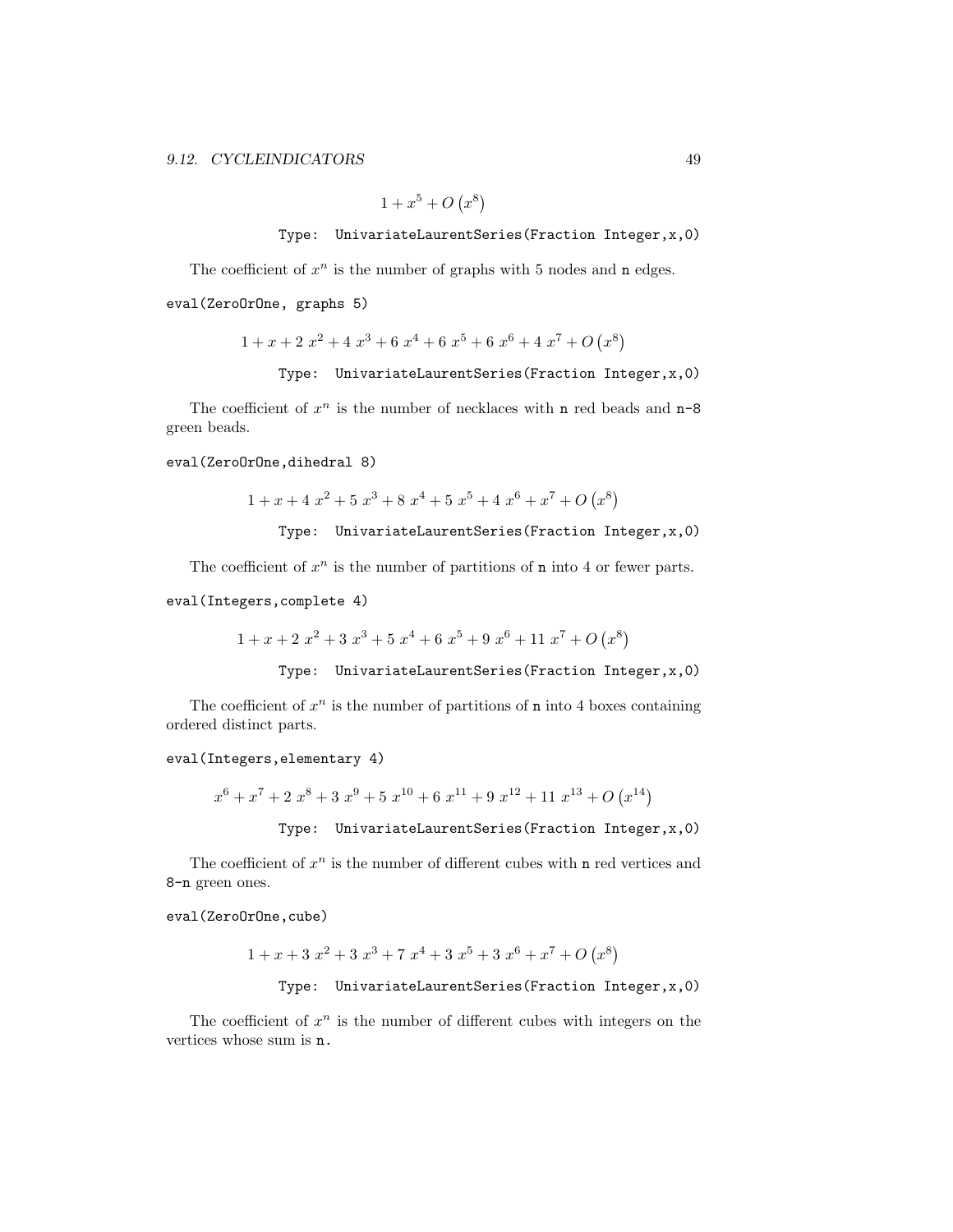$$1 + x^5 + O\left(x^8\right)$$

```
Type: UnivariateLaurentSeries(Fraction Integer,x,0)
```

The coefficient of $x^n$ is the number of graphs with 5 nodes and `n` edges.

```
eval(ZeroOrOne, graphs 5)
```

$$1 + x + 2\ x^2 + 4\ x^3 + 6\ x^4 + 6\ x^5 + 6\ x^6 + 4\ x^7 + O\left(x^8\right)$$

```
Type: UnivariateLaurentSeries(Fraction Integer,x,0)
```

The coefficient of $x^n$ is the number of necklaces with `n` red beads and `n-8` green beads.

```
eval(ZeroOrOne,dihedral 8)
```

$$1 + x + 4\ x^2 + 5\ x^3 + 8\ x^4 + 5\ x^5 + 4\ x^6 + x^7 + O\left(x^8\right)$$

```
Type: UnivariateLaurentSeries(Fraction Integer,x,0)
```

The coefficient of $x^n$ is the number of partitions of `n` into 4 or fewer parts.

```
eval(Integers,complete 4)
```

$$1 + x + 2\ x^2 + 3\ x^3 + 5\ x^4 + 6\ x^5 + 9\ x^6 + 11\ x^7 + O\left(x^8\right)$$

```
Type: UnivariateLaurentSeries(Fraction Integer,x,0)
```

The coefficient of $x^n$ is the number of partitions of `n` into 4 boxes containing ordered distinct parts.

```
eval(Integers,elementary 4)
```

$$x^6 + x^7 + 2\ x^8 + 3\ x^9 + 5\ x^{10} + 6\ x^{11} + 9\ x^{12} + 11\ x^{13} + O\left(x^{14}\right)$$

```
Type: UnivariateLaurentSeries(Fraction Integer,x,0)
```

The coefficient of $x^n$ is the number of different cubes with `n` red vertices and `8-n` green ones.

```
eval(ZeroOrOne,cube)
```

$$1 + x + 3\ x^2 + 3\ x^3 + 7\ x^4 + 3\ x^5 + 3\ x^6 + x^7 + O\left(x^8\right)$$

```
Type: UnivariateLaurentSeries(Fraction Integer,x,0)
```

The coefficient of $x^n$ is the number of different cubes with integers on the vertices whose sum is `n`.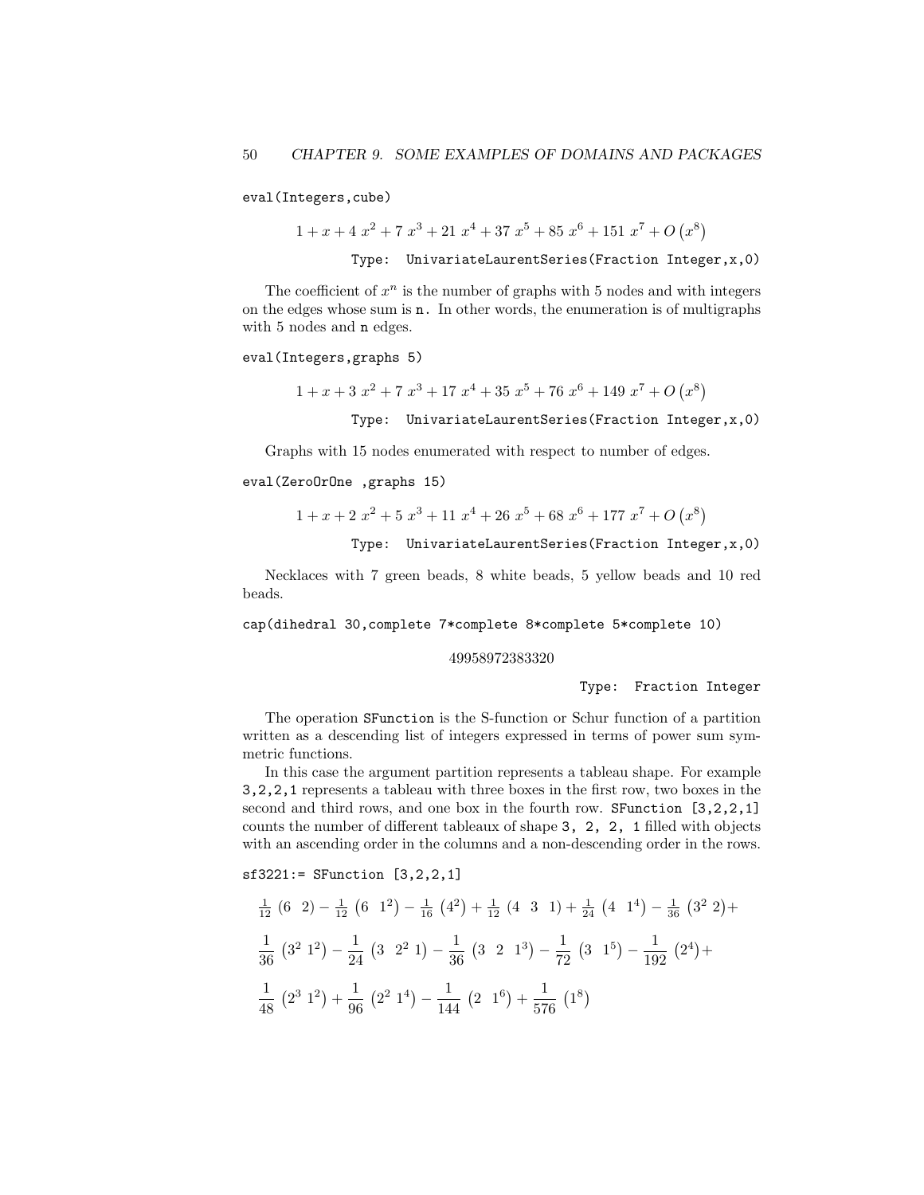```
eval(Integers,cube)
```

$$1 + x + 4\ x^2 + 7\ x^3 + 21\ x^4 + 37\ x^5 + 85\ x^6 + 151\ x^7 + O\left(x^8\right)$$

Type: UnivariateLaurentSeries(Fraction Integer,x,0)

The coefficient of $x^n$ is the number of graphs with 5 nodes and with integers on the edges whose sum is n. In other words, the enumeration is of multigraphs with 5 nodes and n edges.

```
eval(Integers,graphs 5)
```

$$1 + x + 3\ x^2 + 7\ x^3 + 17\ x^4 + 35\ x^5 + 76\ x^6 + 149\ x^7 + O\left(x^8\right)$$

Type: UnivariateLaurentSeries(Fraction Integer,x,0)

Graphs with 15 nodes enumerated with respect to number of edges.

```
eval(ZeroOrOne ,graphs 15)
```

$$1 + x + 2\ x^2 + 5\ x^3 + 11\ x^4 + 26\ x^5 + 68\ x^6 + 177\ x^7 + O\left(x^8\right)$$

Type: UnivariateLaurentSeries(Fraction Integer,x,0)

Necklaces with 7 green beads, 8 white beads, 5 yellow beads and 10 red beads.

```
cap(dihedral 30,complete 7*complete 8*complete 5*complete 10)
```

$$49958972383320$$

Type: Fraction Integer

The operation SFunction is the S-function or Schur function of a partition written as a descending list of integers expressed in terms of power sum symmetric functions.

In this case the argument partition represents a tableau shape. For example 3,2,2,1 represents a tableau with three boxes in the first row, two boxes in the second and third rows, and one box in the fourth row. SFunction [3,2,2,1] counts the number of different tableaux of shape 3, 2, 2, 1 filled with objects with an ascending order in the columns and a non-descending order in the rows.

```
sf3221:= SFunction [3,2,2,1]
```

$$\frac{1}{12}\left(6\ \ 2\right) - \frac{1}{12}\left(6\ \ 1^2\right) - \frac{1}{16}\left(4^2\right) + \frac{1}{12}\left(4\ \ 3\ \ 1\right) + \frac{1}{24}\left(4\ \ 1^4\right) - \frac{1}{36}\left(3^2\ 2\right) +$$
$$\frac{1}{36}\left(3^2\ 1^2\right) - \frac{1}{24}\left(3\ \ 2^2\ 1\right) - \frac{1}{36}\left(3\ \ 2\ \ 1^3\right) - \frac{1}{72}\left(3\ \ 1^5\right) - \frac{1}{192}\left(2^4\right) +$$
$$\frac{1}{48}\left(2^3\ 1^2\right) + \frac{1}{96}\left(2^2\ 1^4\right) - \frac{1}{144}\left(2\ \ 1^6\right) + \frac{1}{576}\left(1^8\right)$$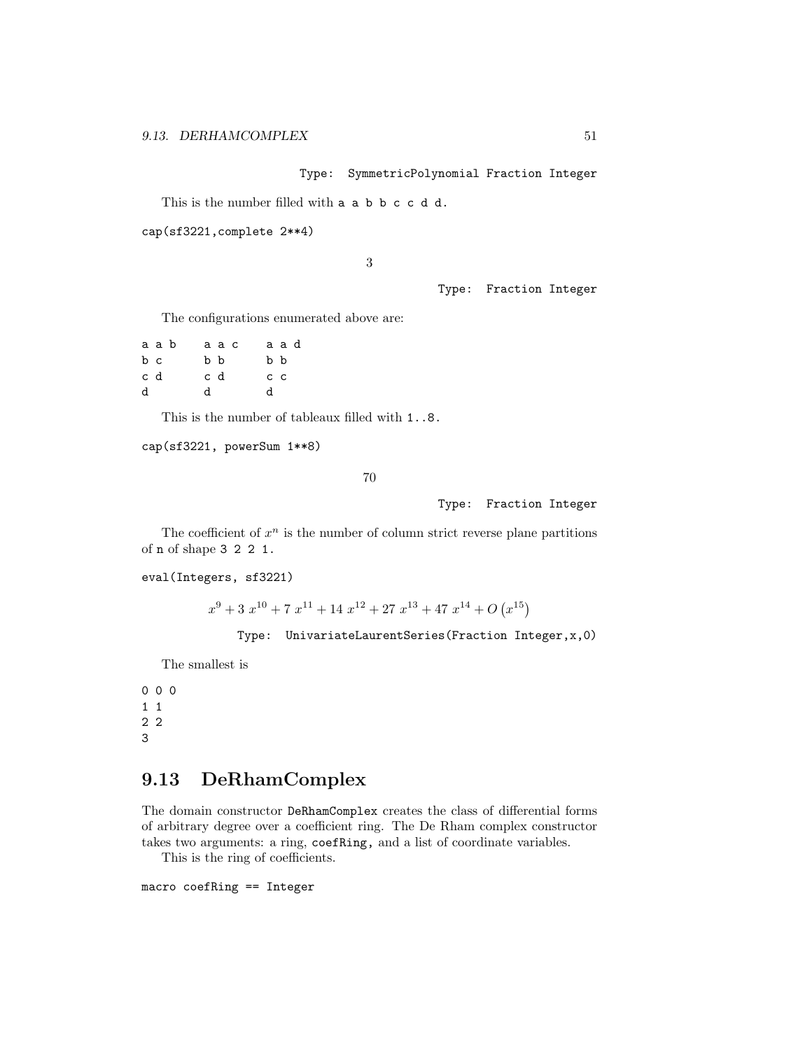```
Type: SymmetricPolynomial Fraction Integer
```

This is the number filled with `a a b b c c d d`.

```
cap(sf3221,complete 2**4)
```

$$3$$

```
Type: Fraction Integer
```

The configurations enumerated above are:

```
a a b    a a c    a a d
b c      b b      b b
c d      c d      c c
d        d        d
```

This is the number of tableaux filled with `1..8`.

```
cap(sf3221, powerSum 1**8)
```

$$70$$

```
Type: Fraction Integer
```

The coefficient of $x^n$ is the number of column strict reverse plane partitions of `n` of shape `3 2 2 1`.

```
eval(Integers, sf3221)
```

$$x^9 + 3\ x^{10} + 7\ x^{11} + 14\ x^{12} + 27\ x^{13} + 47\ x^{14} + O\left(x^{15}\right)$$

```
Type: UnivariateLaurentSeries(Fraction Integer,x,0)
```

The smallest is

```
0 0 0
1 1
2 2
3
```

## 9.13 DeRhamComplex

The domain constructor `DeRhamComplex` creates the class of differential forms of arbitrary degree over a coefficient ring. The De Rham complex constructor takes two arguments: a ring, `coefRing`, and a list of coordinate variables.

This is the ring of coefficients.

```
macro coefRing == Integer
```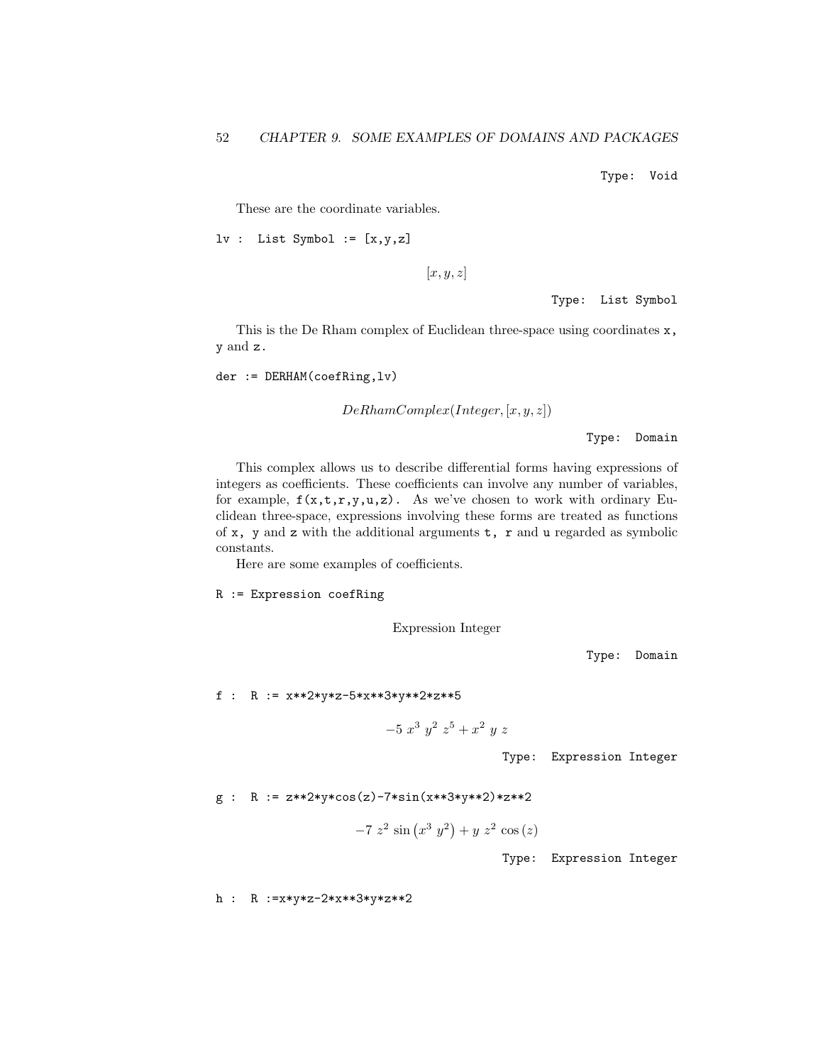Type: Void

These are the coordinate variables.

```
lv : List Symbol := [x,y,z]
```

$$[x, y, z]$$

Type: List Symbol

This is the De Rham complex of Euclidean three-space using coordinates x, y and z.

```
der := DERHAM(coefRing,lv)
```

$$DeRhamComplex(Integer, [x, y, z])$$

Type: Domain

This complex allows us to describe differential forms having expressions of integers as coefficients. These coefficients can involve any number of variables, for example, f(x,t,r,y,u,z). As we've chosen to work with ordinary Euclidean three-space, expressions involving these forms are treated as functions of x, y and z with the additional arguments t, r and u regarded as symbolic constants.

Here are some examples of coefficients.

```
R := Expression coefRing
```

Expression Integer

Type: Domain

```
f : R := x**2*y*z-5*x**3*y**2*z**5
```

$$-5\ x^3\ y^2\ z^5 + x^2\ y\ z$$

Type: Expression Integer

```
g : R := z**2*y*cos(z)-7*sin(x**3*y**2)*z**2
```

$$-7\ z^2\ \sin\left(x^3\ y^2\right) + y\ z^2\ \cos\left(z\right)$$

Type: Expression Integer

```
h : R :=x*y*z-2*x**3*y*z**2
```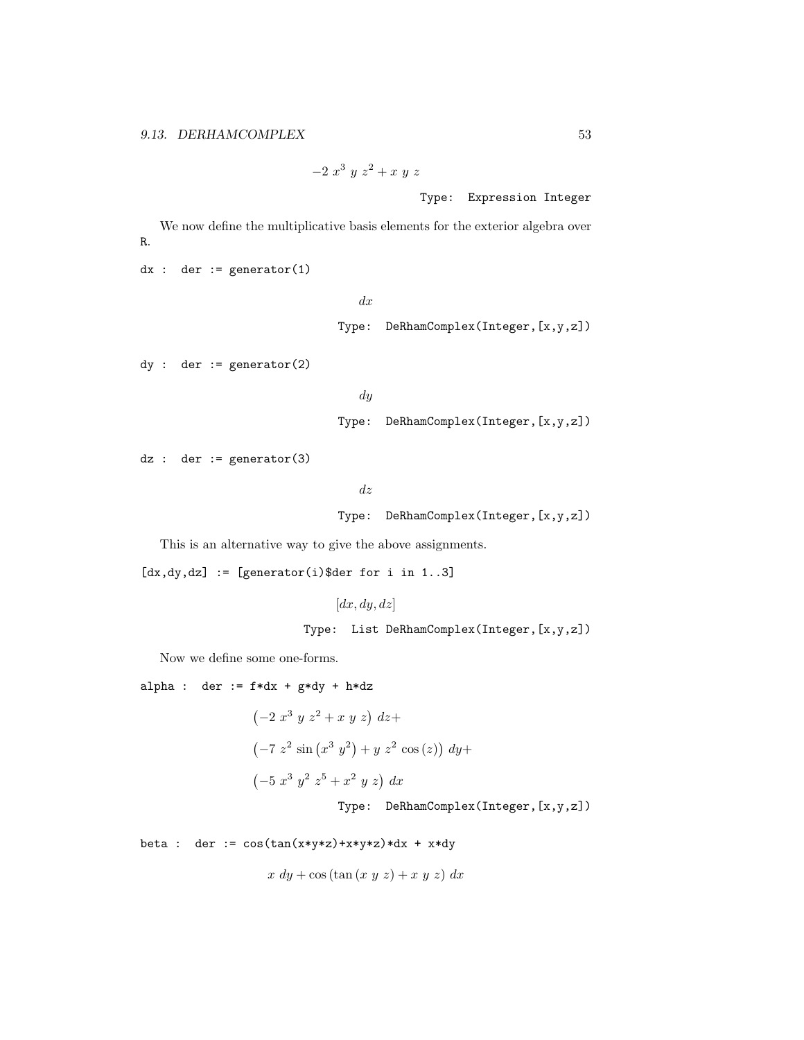$$-2\ x^3\ y\ z^2 + x\ y\ z$$

Type: Expression Integer

We now define the multiplicative basis elements for the exterior algebra over R.

```
dx : der := generator(1)
```

$$dx$$

Type: DeRhamComplex(Integer,[x,y,z])

```
dy : der := generator(2)
```

$$dy$$

Type: DeRhamComplex(Integer,[x,y,z])

```
dz : der := generator(3)
```

$$dz$$

Type: DeRhamComplex(Integer,[x,y,z])

This is an alternative way to give the above assignments.

```
[dx,dy,dz] := [generator(i)$der for i in 1..3]
```

$$[dx, dy, dz]$$

Type: List DeRhamComplex(Integer,[x,y,z])

Now we define some one-forms.

```
alpha : der := f*dx + g*dy + h*dz
```

$$\left(-2\ x^3\ y\ z^2 + x\ y\ z\right)\ dz +$$
$$\left(-7\ z^2\ \sin\left(x^3\ y^2\right) + y\ z^2\ \cos\left(z\right)\right)\ dy +$$
$$\left(-5\ x^3\ y^2\ z^5 + x^2\ y\ z\right)\ dx$$

Type: DeRhamComplex(Integer,[x,y,z])

```
beta : der := cos(tan(x*y*z)+x*y*z)*dx + x*dy
```

$$x\ dy + \cos\left(\tan\left(x\ y\ z\right) + x\ y\ z\right)\ dx$$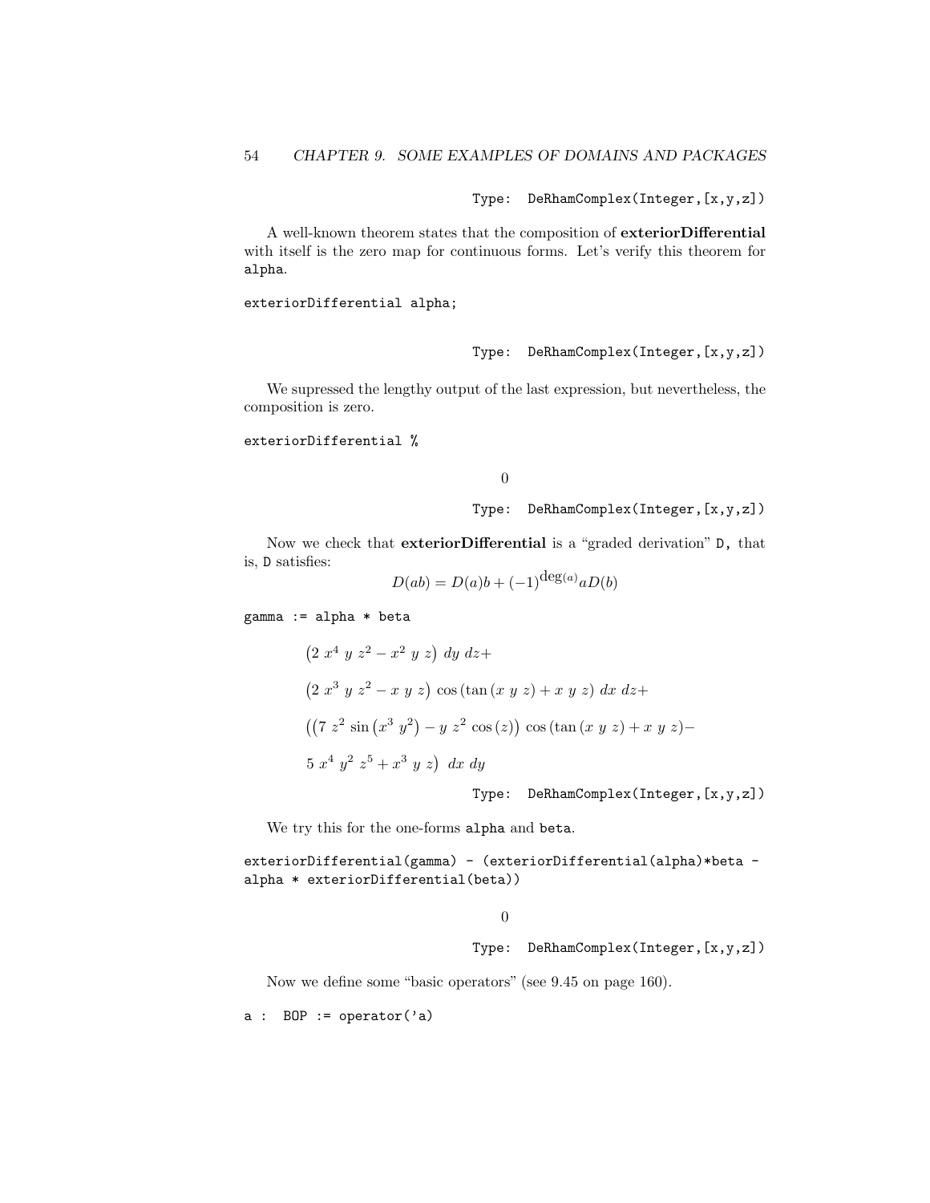```
Type: DeRhamComplex(Integer,[x,y,z])
```

A well-known theorem states that the composition of **exteriorDifferential** with itself is the zero map for continuous forms. Let's verify this theorem for `alpha`.

```
exteriorDifferential alpha;
```

```
Type: DeRhamComplex(Integer,[x,y,z])
```

We supressed the lengthy output of the last expression, but nevertheless, the composition is zero.

```
exteriorDifferential %
```

$$0$$

```
Type: DeRhamComplex(Integer,[x,y,z])
```

Now we check that **exteriorDifferential** is a "graded derivation" `D`, that is, `D` satisfies:

$$D(ab) = D(a)b + (-1)^{\deg(a)} aD(b)$$

```
gamma := alpha * beta
```

$$\left(2\ x^4\ y\ z^2 - x^2\ y\ z\right)\ dy\ dz +$$

$$\left(2\ x^3\ y\ z^2 - x\ y\ z\right)\ \cos\left(\tan\left(x\ y\ z\right) + x\ y\ z\right)\ dx\ dz +$$

$$\left(\left(7\ z^2\ \sin\left(x^3\ y^2\right) - y\ z^2\ \cos\left(z\right)\right)\ \cos\left(\tan\left(x\ y\ z\right) + x\ y\ z\right) -\right.$$

$$\left.5\ x^4\ y^2\ z^5 + x^3\ y\ z\right)\ dx\ dy$$

```
Type: DeRhamComplex(Integer,[x,y,z])
```

We try this for the one-forms `alpha` and `beta`.

```
exteriorDifferential(gamma) - (exteriorDifferential(alpha)*beta -
alpha * exteriorDifferential(beta))
```

$$0$$

```
Type: DeRhamComplex(Integer,[x,y,z])
```

Now we define some "basic operators" (see 9.45 on page 160).

```
a : BOP := operator('a)
```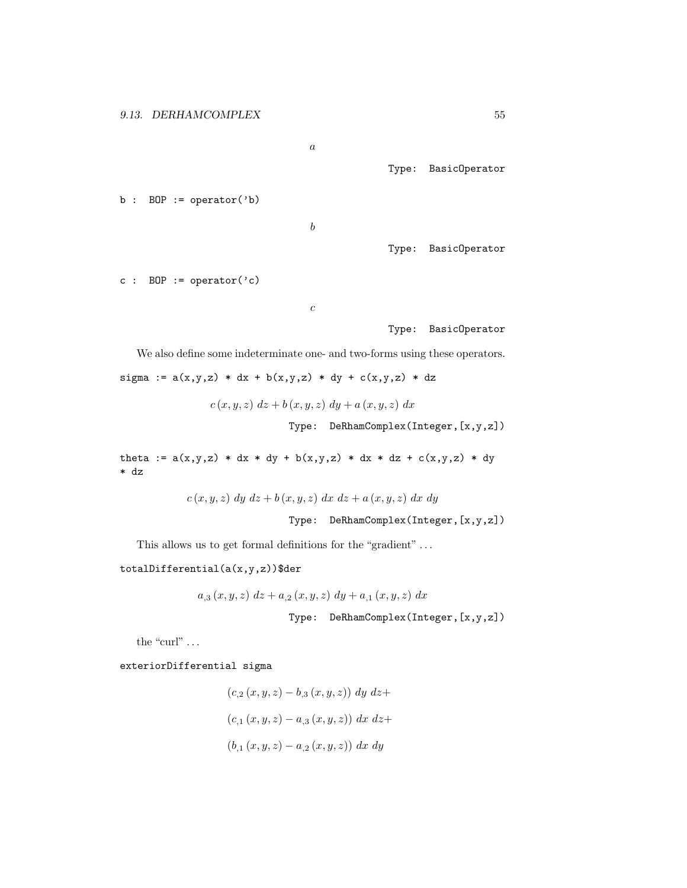$$a$$

Type: BasicOperator

```
b : BOP := operator('b)
```

$$b$$

Type: BasicOperator

```
c : BOP := operator('c)
```

$$c$$

Type: BasicOperator

We also define some indeterminate one- and two-forms using these operators.

```
sigma := a(x,y,z) * dx + b(x,y,z) * dy + c(x,y,z) * dz
```

$$c(x, y, z)\ dz + b(x, y, z)\ dy + a(x, y, z)\ dx$$

Type: DeRhamComplex(Integer,[x,y,z])

```
theta := a(x,y,z) * dx * dy + b(x,y,z) * dx * dz + c(x,y,z) * dy
* dz
```

$$c(x, y, z)\ dy\ dz + b(x, y, z)\ dx\ dz + a(x, y, z)\ dx\ dy$$

Type: DeRhamComplex(Integer,[x,y,z])

This allows us to get formal definitions for the "gradient" ...

```
totalDifferential(a(x,y,z))$der
```

$$a_{,3}(x, y, z)\ dz + a_{,2}(x, y, z)\ dy + a_{,1}(x, y, z)\ dx$$

Type: DeRhamComplex(Integer,[x,y,z])

the "curl" ...

```
exteriorDifferential sigma
```

$$\begin{array}{l}
(c_{,2}(x, y, z) - b_{,3}(x, y, z))\ dy\ dz + \\
(c_{,1}(x, y, z) - a_{,3}(x, y, z))\ dx\ dz + \\
(b_{,1}(x, y, z) - a_{,2}(x, y, z))\ dx\ dy
\end{array}$$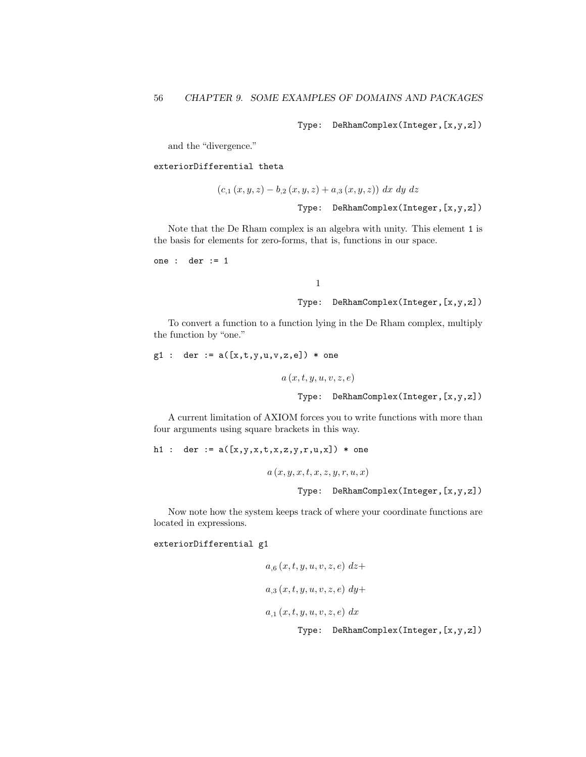Type: DeRhamComplex(Integer,[x,y,z])

and the "divergence."

```
exteriorDifferential theta
```

$$(c_{,1}(x,y,z) - b_{,2}(x,y,z) + a_{,3}(x,y,z))\ dx\ dy\ dz$$

Type: DeRhamComplex(Integer,[x,y,z])

Note that the De Rham complex is an algebra with unity. This element `1` is the basis for elements for zero-forms, that is, functions in our space.

```
one :  der := 1
```

$$1$$

Type: DeRhamComplex(Integer,[x,y,z])

To convert a function to a function lying in the De Rham complex, multiply the function by "one."

```
g1 :  der := a([x,t,y,u,v,z,e]) * one
```

$$a(x,t,y,u,v,z,e)$$

Type: DeRhamComplex(Integer,[x,y,z])

A current limitation of AXIOM forces you to write functions with more than four arguments using square brackets in this way.

```
h1 :  der := a([x,y,x,t,x,z,y,r,u,x]) * one
```

$$a(x,y,x,t,x,z,y,r,u,x)$$

Type: DeRhamComplex(Integer,[x,y,z])

Now note how the system keeps track of where your coordinate functions are located in expressions.

```
exteriorDifferential g1
```

$$a_{,6}(x,t,y,u,v,z,e)\ dz+$$
$$a_{,3}(x,t,y,u,v,z,e)\ dy+$$
$$a_{,1}(x,t,y,u,v,z,e)\ dx$$

Type: DeRhamComplex(Integer,[x,y,z])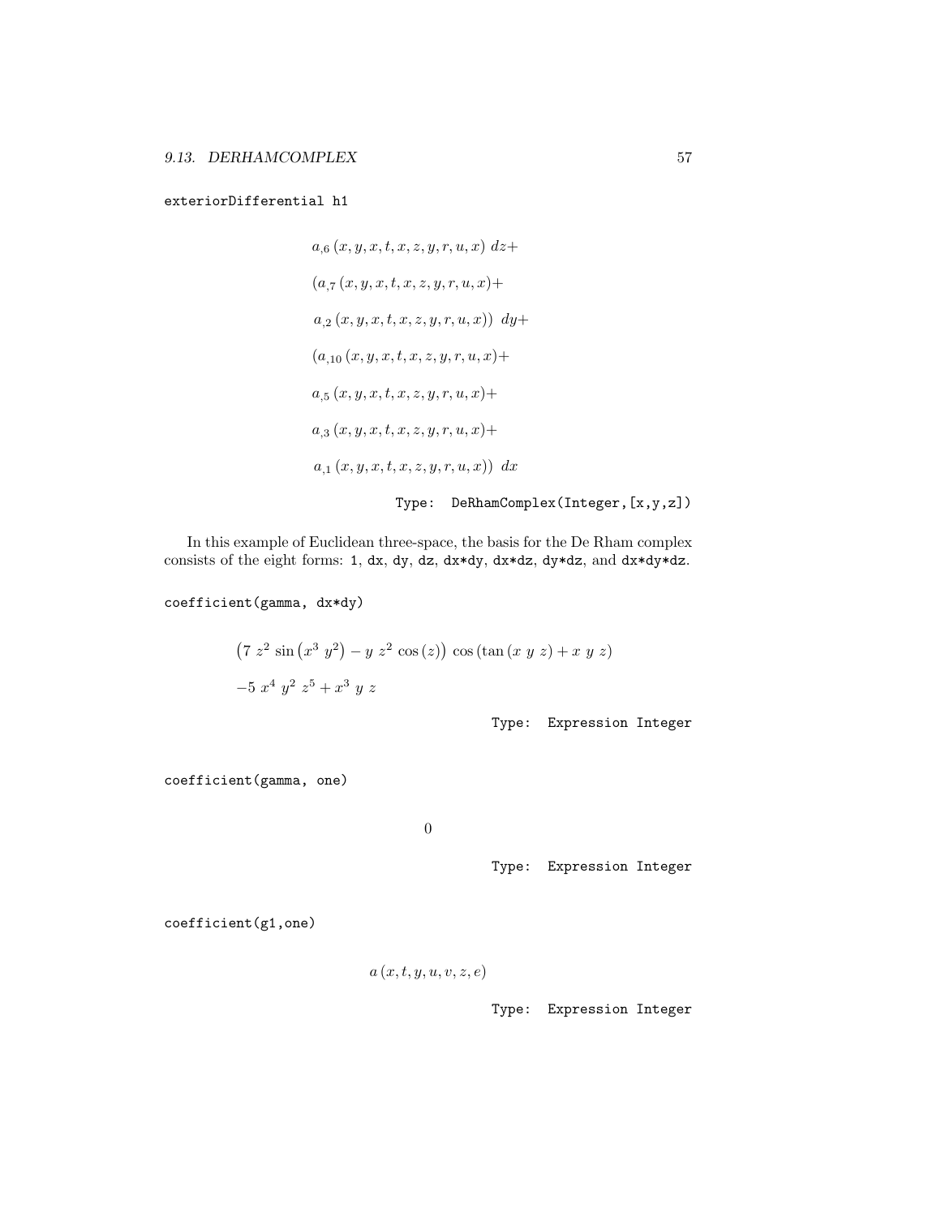```
exteriorDifferential h1
```

$$a_{,6}\left(x,y,x,t,x,z,y,r,u,x\right)\ dz+$$
$$\left(a_{,7}\left(x,y,x,t,x,z,y,r,u,x\right)+\right.$$
$$\left.a_{,2}\left(x,y,x,t,x,z,y,r,u,x\right)\right)\ dy+$$
$$\left(a_{,10}\left(x,y,x,t,x,z,y,r,u,x\right)+\right.$$
$$a_{,5}\left(x,y,x,t,x,z,y,r,u,x\right)+$$
$$a_{,3}\left(x,y,x,t,x,z,y,r,u,x\right)+$$
$$\left.a_{,1}\left(x,y,x,t,x,z,y,r,u,x\right)\right)\ dx$$

Type: DeRhamComplex(Integer,[x,y,z])

In this example of Euclidean three-space, the basis for the De Rham complex consists of the eight forms: `1`, `dx`, `dy`, `dz`, `dx*dy`, `dx*dz`, `dy*dz`, and `dx*dy*dz`.

```
coefficient(gamma, dx*dy)
```

$$\left(7\ z^2\ \sin\left(x^3\ y^2\right)-y\ z^2\ \cos\left(z\right)\right)\ \cos\left(\tan\left(x\ y\ z\right)+x\ y\ z\right)$$
$$-5\ x^4\ y^2\ z^5+x^3\ y\ z$$

Type: Expression Integer

```
coefficient(gamma, one)
```

$$0$$

Type: Expression Integer

```
coefficient(g1,one)
```

$$a\left(x,t,y,u,v,z,e\right)$$

Type: Expression Integer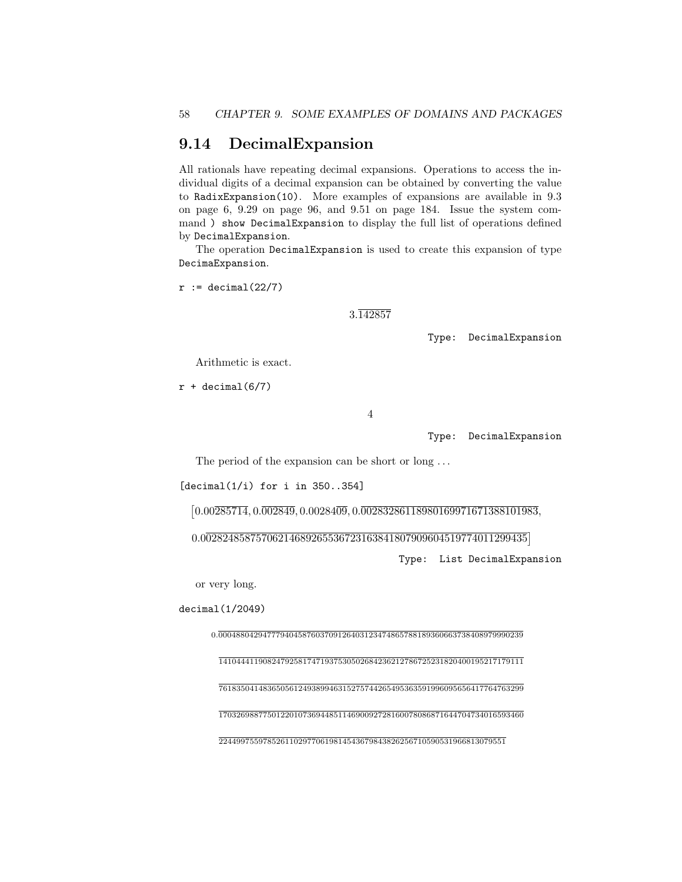## 9.14 DecimalExpansion

All rationals have repeating decimal expansions. Operations to access the individual digits of a decimal expansion can be obtained by converting the value to `RadixExpansion(10)`. More examples of expansions are available in 9.3 on page 6, 9.29 on page 96, and 9.51 on page 184. Issue the system command `) show DecimalExpansion` to display the full list of operations defined by `DecimalExpansion`.

The operation `DecimalExpansion` is used to create this expansion of type `DecimaExpansion`.

```
r := decimal(22/7)
```

$$3.\overline{142857}$$

Type: DecimalExpansion

Arithmetic is exact.

```
r + decimal(6/7)
```

$$4$$

Type: DecimalExpansion

The period of the expansion can be short or long ...

```
[decimal(1/i) for i in 350..354]
```

$$\left[0.00\overline{285714}, 0.\overline{002849}, 0.0028\overline{409}, 0.\overline{00283286118980169971671388101983},\right.$$

$$\left.0.\overline{00282485875706214689265536723163841807909604519774011299435}\right]$$

Type: List DecimalExpansion

or very long.

```
decimal(1/2049)
```

$$0.\overline{00048804294777940458760370912640312347486578818936066373840897999023914104444119082479258174719375305026842362127867252318204001952171791117618350414836505612493899463152757442654953635919960956564177647632991703269887750122010736944851146900927281600780868716447047340165934602244997559785261102977061981454367984382625671059053196681307955 1}$$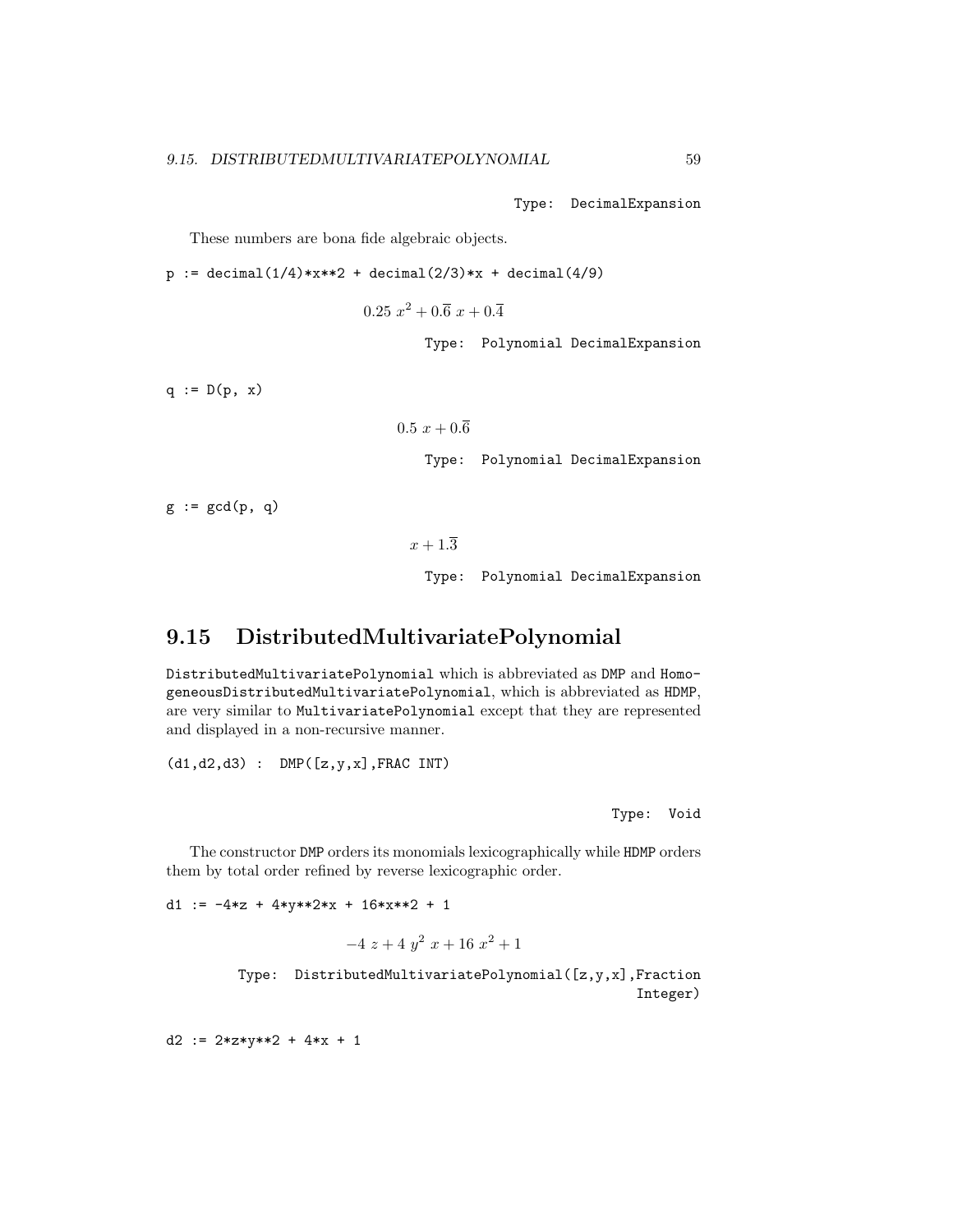Type: DecimalExpansion

These numbers are bona fide algebraic objects.

```
p := decimal(1/4)*x**2 + decimal(2/3)*x + decimal(4/9)
```

$$0.25\ x^2 + 0.\overline{6}\ x + 0.\overline{4}$$

Type: Polynomial DecimalExpansion

```
q := D(p, x)
```

$$0.5\ x + 0.\overline{6}$$

Type: Polynomial DecimalExpansion

```
g := gcd(p, q)
```

$$x + 1.\overline{3}$$

Type: Polynomial DecimalExpansion

## 9.15 DistributedMultivariatePolynomial

DistributedMultivariatePolynomial which is abbreviated as DMP and HomogeneousDistributedMultivariatePolynomial, which is abbreviated as HDMP, are very similar to MultivariatePolynomial except that they are represented and displayed in a non-recursive manner.

```
(d1,d2,d3) :  DMP([z,y,x],FRAC INT)
```

Type: Void

The constructor DMP orders its monomials lexicographically while HDMP orders them by total order refined by reverse lexicographic order.

```
d1 := -4*z + 4*y**2*x + 16*x**2 + 1
```

$$-4\ z + 4\ y^2\ x + 16\ x^2 + 1$$

Type: DistributedMultivariatePolynomial([z,y,x],Fraction Integer)

```
d2 := 2*z*y**2 + 4*x + 1
```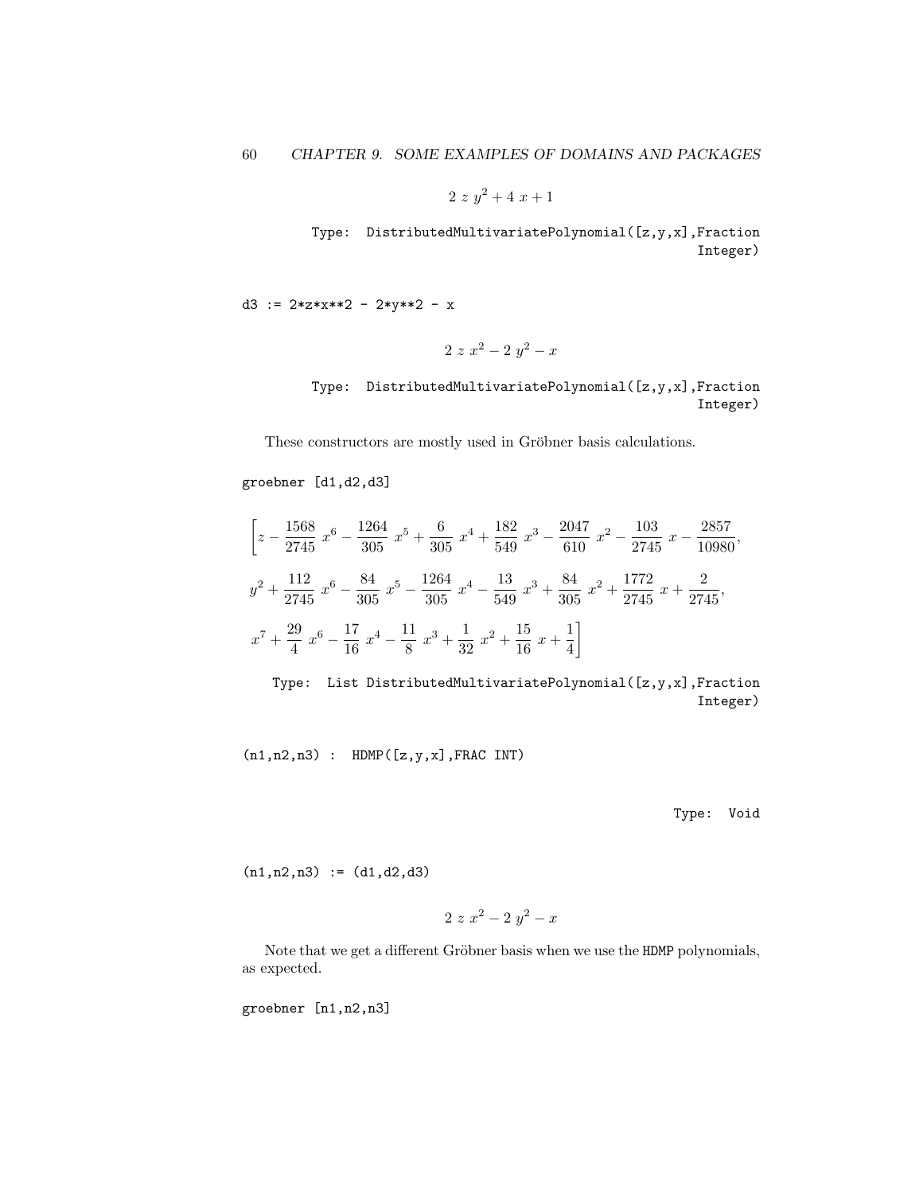$$2\ z\ y^2 + 4\ x + 1$$

Type: DistributedMultivariatePolynomial([z,y,x],Fraction Integer)

```
d3 := 2*z*x**2 - 2*y**2 - x
```

$$2\ z\ x^2 - 2\ y^2 - x$$

Type: DistributedMultivariatePolynomial([z,y,x],Fraction Integer)

These constructors are mostly used in Gröbner basis calculations.

```
groebner [d1,d2,d3]
```

$$\left[z - \frac{1568}{2745}\ x^6 - \frac{1264}{305}\ x^5 + \frac{6}{305}\ x^4 + \frac{182}{549}\ x^3 - \frac{2047}{610}\ x^2 - \frac{103}{2745}\ x - \frac{2857}{10980},\right.$$
$$y^2 + \frac{112}{2745}\ x^6 - \frac{84}{305}\ x^5 - \frac{1264}{305}\ x^4 - \frac{13}{549}\ x^3 + \frac{84}{305}\ x^2 + \frac{1772}{2745}\ x + \frac{2}{2745},$$
$$\left.x^7 + \frac{29}{4}\ x^6 - \frac{17}{16}\ x^4 - \frac{11}{8}\ x^3 + \frac{1}{32}\ x^2 + \frac{15}{16}\ x + \frac{1}{4}\right]$$

Type: List DistributedMultivariatePolynomial([z,y,x],Fraction Integer)

```
(n1,n2,n3) : HDMP([z,y,x],FRAC INT)
```

Type: Void

```
(n1,n2,n3) := (d1,d2,d3)
```

$$2\ z\ x^2 - 2\ y^2 - x$$

Note that we get a different Gröbner basis when we use the HDMP polynomials, as expected.

```
groebner [n1,n2,n3]
```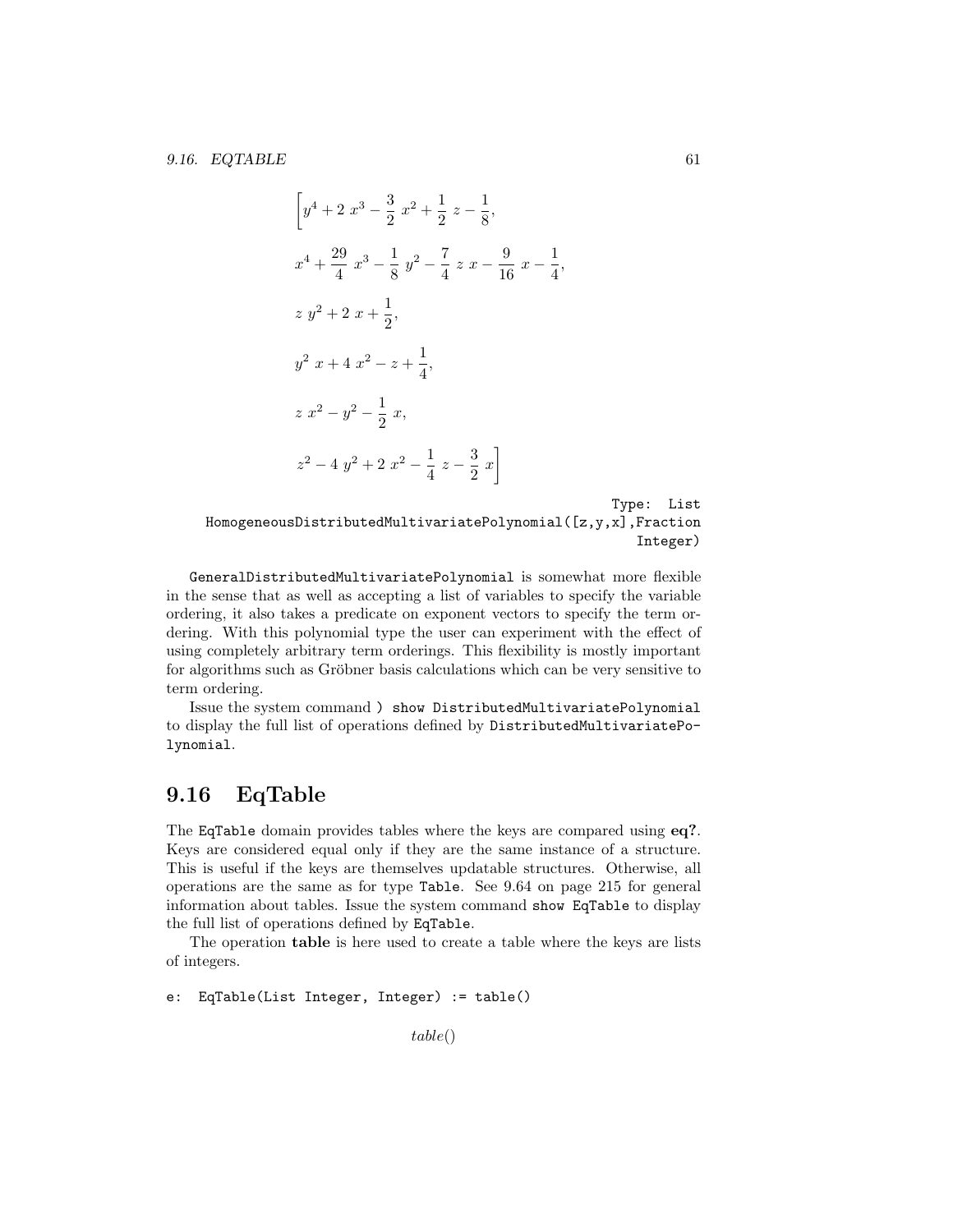$$
\left[y^4 + 2\ x^3 - \frac{3}{2}\ x^2 + \frac{1}{2}\ z - \frac{1}{8},\right.
$$

$$
x^4 + \frac{29}{4}\ x^3 - \frac{1}{8}\ y^2 - \frac{7}{4}\ z\ x - \frac{9}{16}\ x - \frac{1}{4},
$$

$$
z\ y^2 + 2\ x + \frac{1}{2},
$$

$$
y^2\ x + 4\ x^2 - z + \frac{1}{4},
$$

$$
z\ x^2 - y^2 - \frac{1}{2}\ x,
$$

$$
\left.z^2 - 4\ y^2 + 2\ x^2 - \frac{1}{4}\ z - \frac{3}{2}\ x\right]
$$

Type: List HomogeneousDistributedMultivariatePolynomial([z,y,x],Fraction Integer)

`GeneralDistributedMultivariatePolynomial` is somewhat more flexible in the sense that as well as accepting a list of variables to specify the variable ordering, it also takes a predicate on exponent vectors to specify the term ordering. With this polynomial type the user can experiment with the effect of using completely arbitrary term orderings. This flexibility is mostly important for algorithms such as Gröbner basis calculations which can be very sensitive to term ordering.

Issue the system command `) show DistributedMultivariatePolynomial` to display the full list of operations defined by `DistributedMultivariatePolynomial`.

## 9.16 EqTable

The `EqTable` domain provides tables where the keys are compared using **eq?**. Keys are considered equal only if they are the same instance of a structure. This is useful if the keys are themselves updatable structures. Otherwise, all operations are the same as for type `Table`. See 9.64 on page 215 for general information about tables. Issue the system command `show EqTable` to display the full list of operations defined by `EqTable`.

The operation **table** is here used to create a table where the keys are lists of integers.

```
e:  EqTable(List Integer, Integer) := table()
```

$$
table()
$$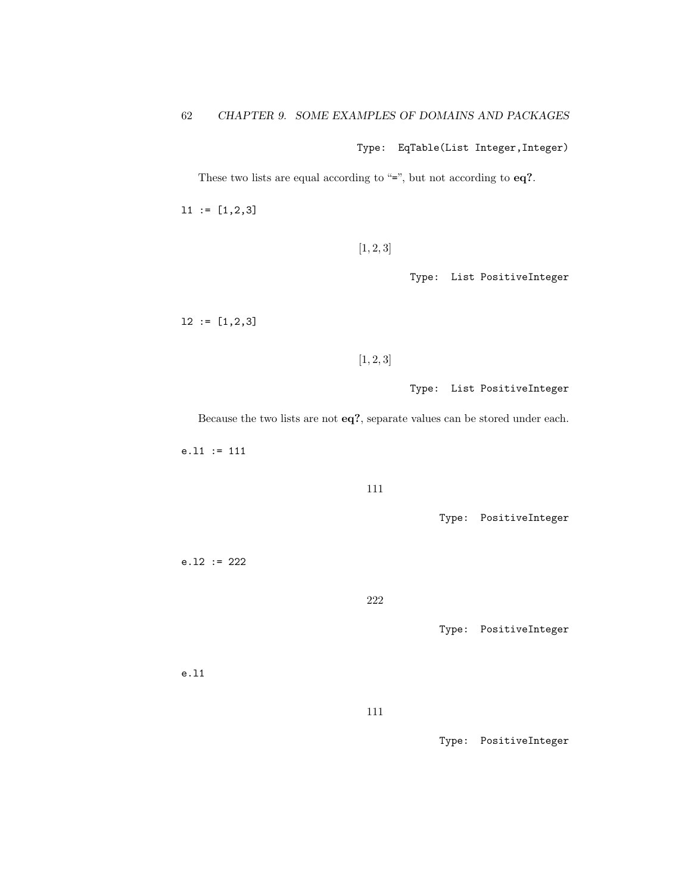Type: EqTable(List Integer,Integer)

These two lists are equal according to "=", but not according to **eq?**.

```
l1 := [1,2,3]
```

$$[1, 2, 3]$$

Type: List PositiveInteger

```
l2 := [1,2,3]
```

$$[1, 2, 3]$$

Type: List PositiveInteger

Because the two lists are not **eq?**, separate values can be stored under each.

```
e.l1 := 111
```

111

Type: PositiveInteger

```
e.l2 := 222
```

222

Type: PositiveInteger

```
e.l1
```

111

Type: PositiveInteger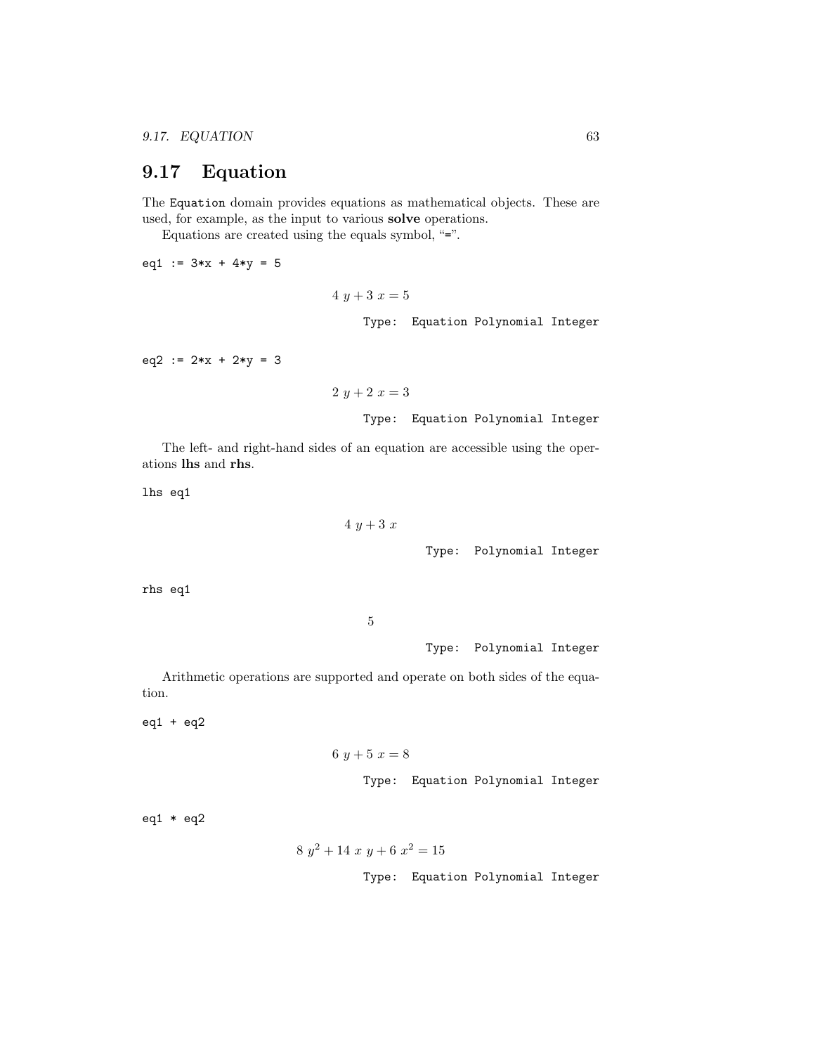## 9.17 Equation

The `Equation` domain provides equations as mathematical objects. These are used, for example, as the input to various **solve** operations.

Equations are created using the equals symbol, "`=`".

```
eq1 := 3*x + 4*y = 5
```

$$4\ y + 3\ x = 5$$

Type: Equation Polynomial Integer

```
eq2 := 2*x + 2*y = 3
```

$$2\ y + 2\ x = 3$$

Type: Equation Polynomial Integer

The left- and right-hand sides of an equation are accessible using the operations **lhs** and **rhs**.

```
lhs eq1
```

$$4\ y + 3\ x$$

Type: Polynomial Integer

```
rhs eq1
```

$$5$$

Type: Polynomial Integer

Arithmetic operations are supported and operate on both sides of the equation.

```
eq1 + eq2
```

$$6\ y + 5\ x = 8$$

Type: Equation Polynomial Integer

```
eq1 * eq2
```

$$8\ y^2 + 14\ x\ y + 6\ x^2 = 15$$

Type: Equation Polynomial Integer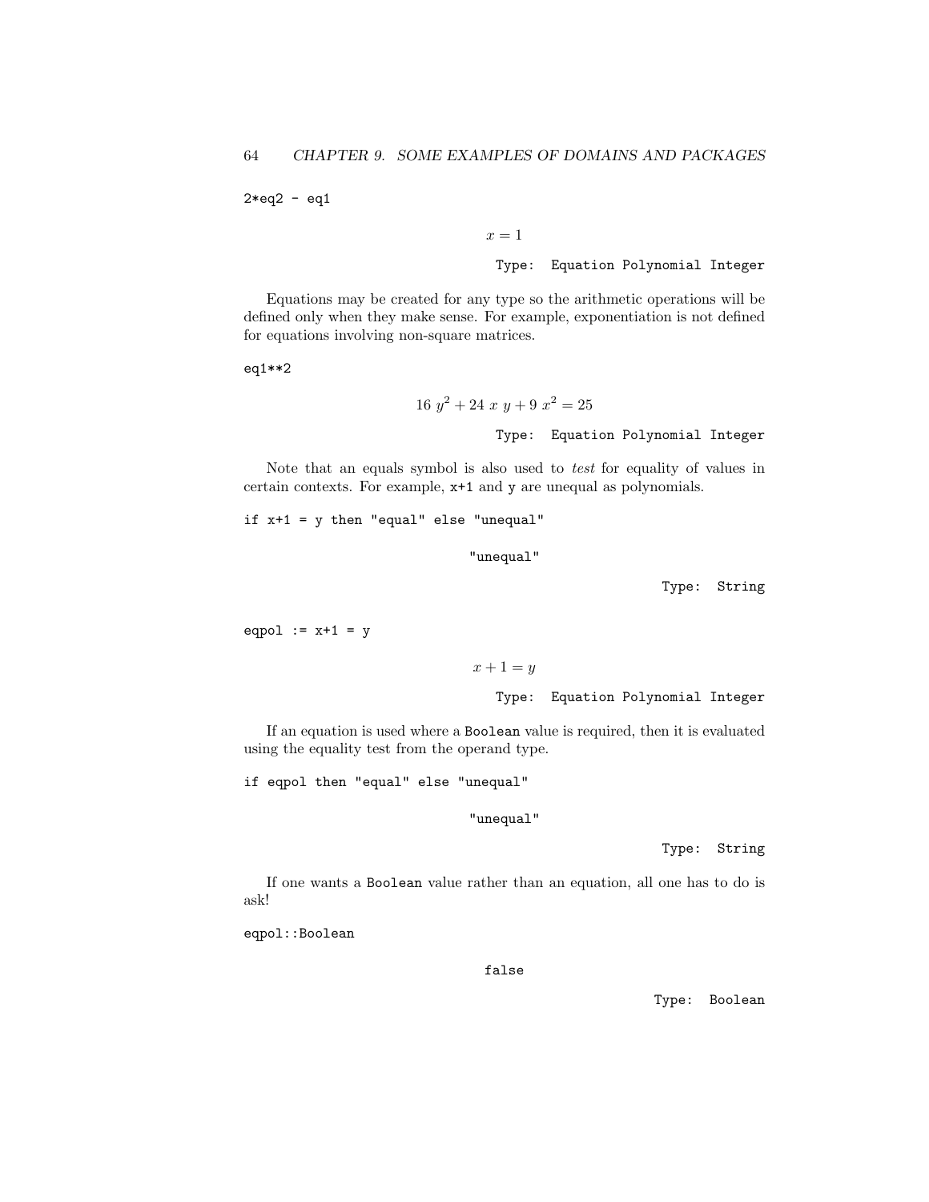```
2*eq2 - eq1
```

$$x = 1$$

Type: Equation Polynomial Integer

Equations may be created for any type so the arithmetic operations will be defined only when they make sense. For example, exponentiation is not defined for equations involving non-square matrices.

```
eq1**2
```

$$16\ y^2 + 24\ x\ y + 9\ x^2 = 25$$

Type: Equation Polynomial Integer

Note that an equals symbol is also used to *test* for equality of values in certain contexts. For example, `x+1` and `y` are unequal as polynomials.

```
if x+1 = y then "equal" else "unequal"
```

"unequal"

Type: String

```
eqpol := x+1 = y
```

$$x + 1 = y$$

Type: Equation Polynomial Integer

If an equation is used where a `Boolean` value is required, then it is evaluated using the equality test from the operand type.

```
if eqpol then "equal" else "unequal"
```

"unequal"

Type: String

If one wants a `Boolean` value rather than an equation, all one has to do is ask!

```
eqpol::Boolean
```

false

Type: Boolean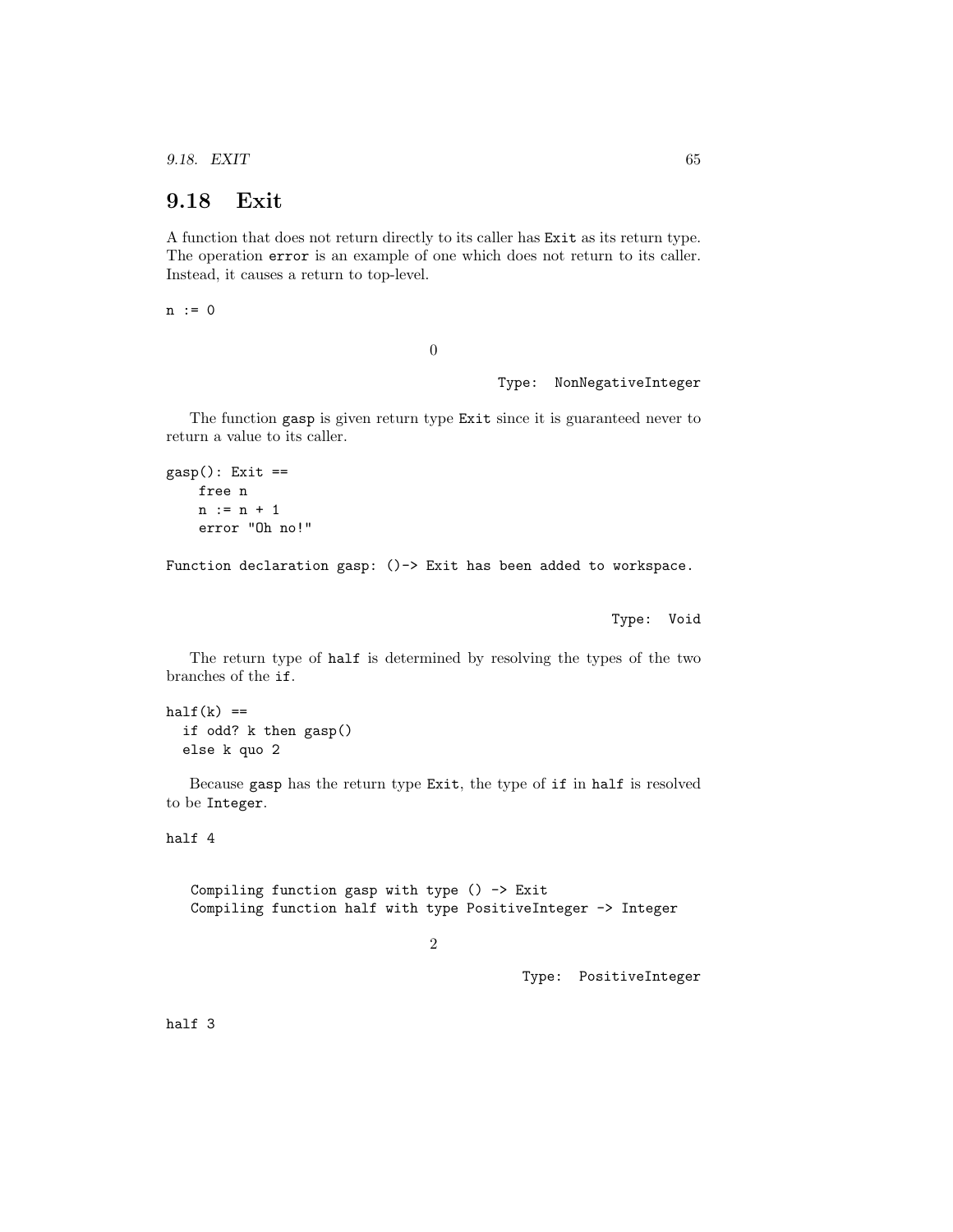## 9.18 Exit

A function that does not return directly to its caller has `Exit` as its return type. The operation `error` is an example of one which does not return to its caller. Instead, it causes a return to top-level.

```
n := 0
```

$$0$$

Type: NonNegativeInteger

The function `gasp` is given return type `Exit` since it is guaranteed never to return a value to its caller.

```
gasp(): Exit ==
    free n
    n := n + 1
    error "Oh no!"
```

```
Function declaration gasp: ()-> Exit has been added to workspace.
```

Type: Void

The return type of `half` is determined by resolving the types of the two branches of the `if`.

```
half(k) ==
  if odd? k then gasp()
  else k quo 2
```

Because `gasp` has the return type `Exit`, the type of `if` in `half` is resolved to be `Integer`.

```
half 4
```

```
   Compiling function gasp with type () -> Exit
   Compiling function half with type PositiveInteger -> Integer
```

$$2$$

Type: PositiveInteger

```
half 3
```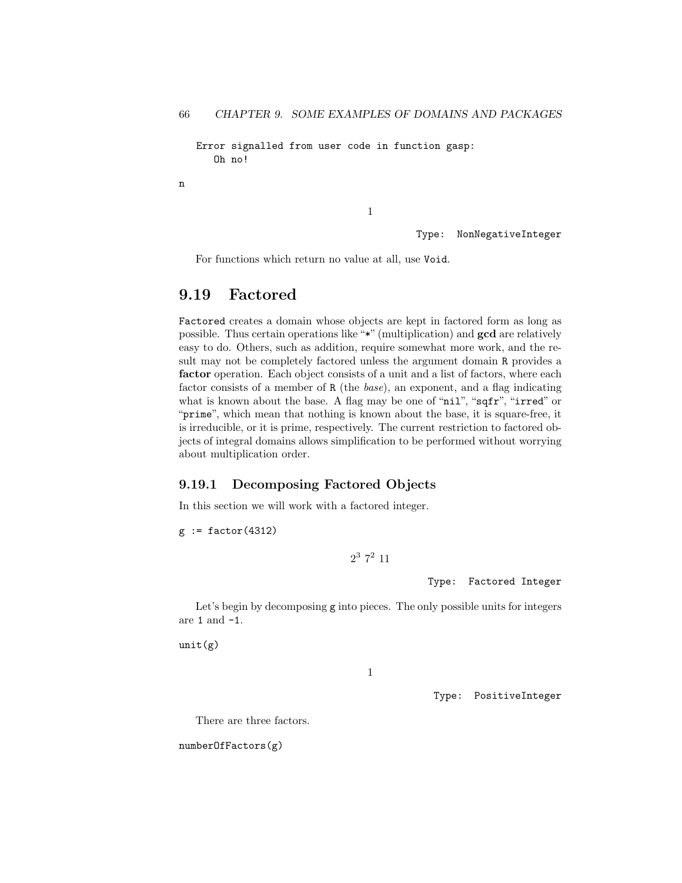```
   Error signalled from user code in function gasp:
      Oh no!
```

```
n
```

$$1$$

Type: NonNegativeInteger

For functions which return no value at all, use `Void`.

## 9.19 Factored

`Factored` creates a domain whose objects are kept in factored form as long as possible. Thus certain operations like "`*`" (multiplication) and **gcd** are relatively easy to do. Others, such as addition, require somewhat more work, and the result may not be completely factored unless the argument domain `R` provides a **factor** operation. Each object consists of a unit and a list of factors, where each factor consists of a member of `R` (the *base*), an exponent, and a flag indicating what is known about the base. A flag may be one of "`nil`", "`sqfr`", "`irred`" or "`prime`", which mean that nothing is known about the base, it is square-free, it is irreducible, or it is prime, respectively. The current restriction to factored objects of integral domains allows simplification to be performed without worrying about multiplication order.

### 9.19.1 Decomposing Factored Objects

In this section we will work with a factored integer.

```
g := factor(4312)
```

$$2^3\ 7^2\ 11$$

Type: Factored Integer

Let's begin by decomposing `g` into pieces. The only possible units for integers are `1` and `-1`.

```
unit(g)
```

$$1$$

Type: PositiveInteger

There are three factors.

```
numberOfFactors(g)
```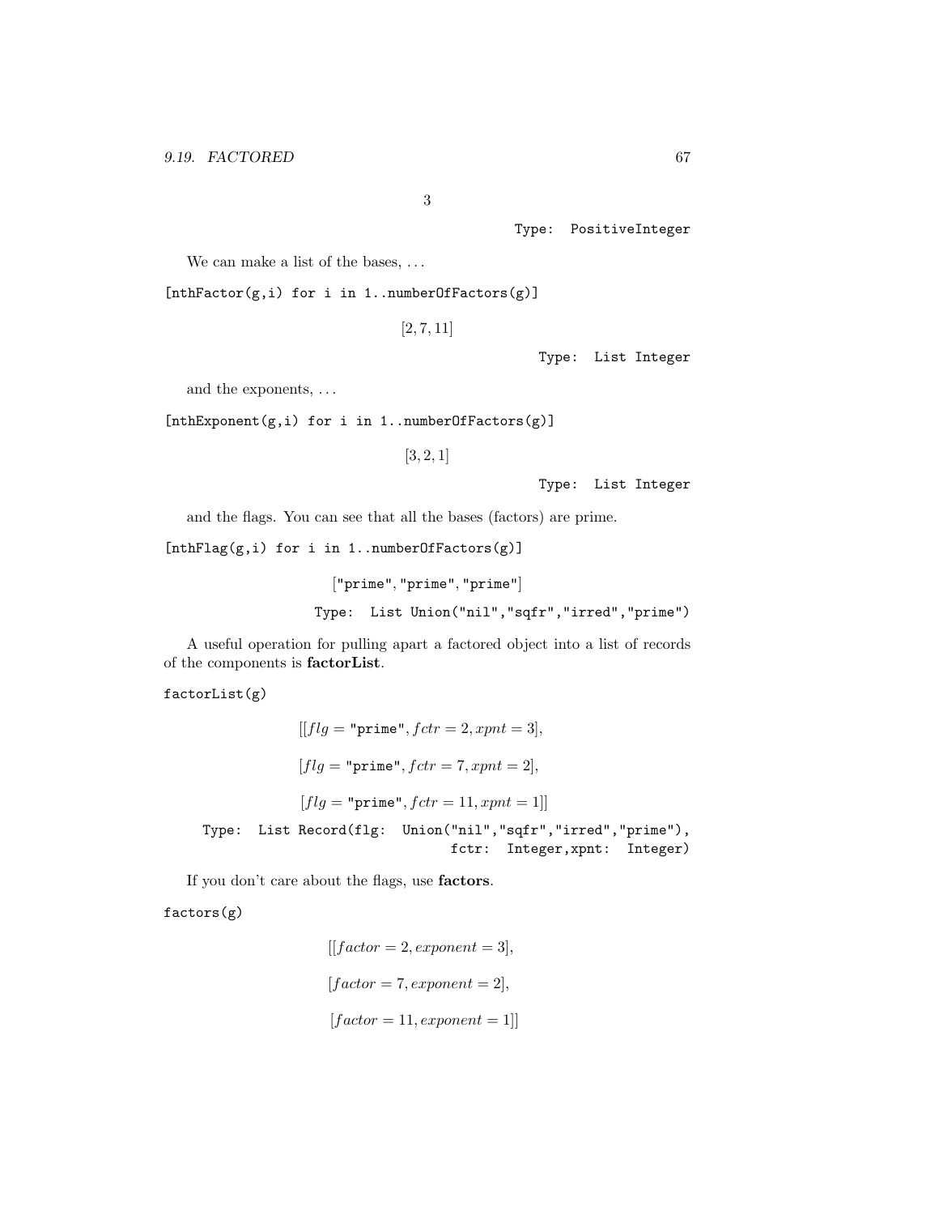$$3$$

Type: PositiveInteger

We can make a list of the bases, ...

```
[nthFactor(g,i) for i in 1..numberOfFactors(g)]
```

$$[2, 7, 11]$$

Type: List Integer

and the exponents, ...

```
[nthExponent(g,i) for i in 1..numberOfFactors(g)]
```

$$[3, 2, 1]$$

Type: List Integer

and the flags. You can see that all the bases (factors) are prime.

```
[nthFlag(g,i) for i in 1..numberOfFactors(g)]
```

["prime", "prime", "prime"]

Type: List Union("nil","sqfr","irred","prime")

A useful operation for pulling apart a factored object into a list of records of the components is **factorList**.

```
factorList(g)
```

$[[flg =$ "prime"$, fctr = 2, xpnt = 3],$

$[flg =$ "prime"$, fctr = 7, xpnt = 2],$

$[flg =$ "prime"$, fctr = 11, xpnt = 1]]$

Type: List Record(flg: Union("nil","sqfr","irred","prime"), fctr: Integer,xpnt: Integer)

If you don't care about the flags, use **factors**.

```
factors(g)
```

$$[[factor = 2, exponent = 3],$$

$$[factor = 7, exponent = 2],$$

$$[factor = 11, exponent = 1]]$$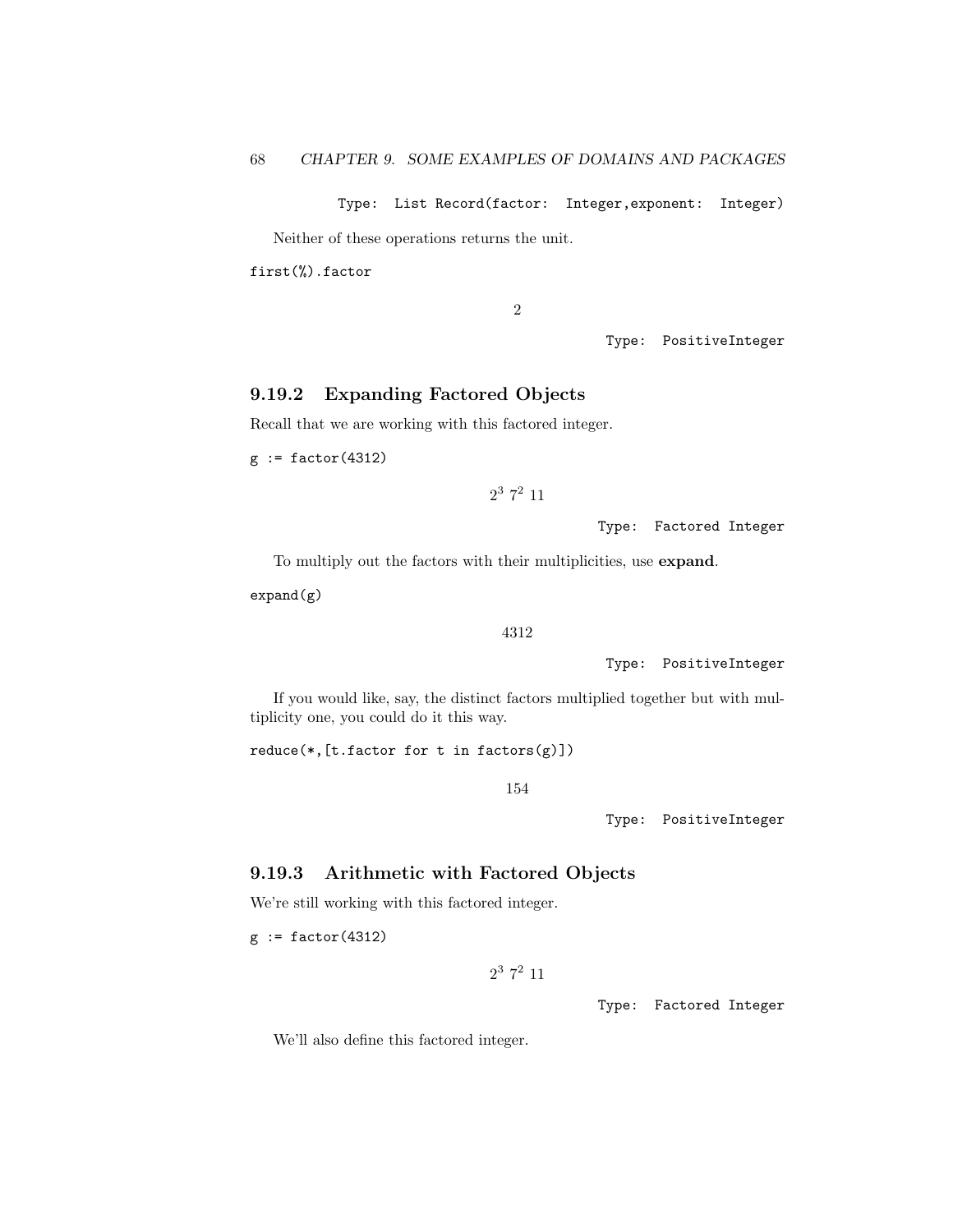Type: List Record(factor: Integer,exponent: Integer)

Neither of these operations returns the unit.

```
first(%).factor
```

$$2$$

Type: PositiveInteger

### 9.19.2 Expanding Factored Objects

Recall that we are working with this factored integer.

```
g := factor(4312)
```

$$2^3\ 7^2\ 11$$

Type: Factored Integer

To multiply out the factors with their multiplicities, use **expand**.

```
expand(g)
```

$$4312$$

Type: PositiveInteger

If you would like, say, the distinct factors multiplied together but with multiplicity one, you could do it this way.

```
reduce(*,[t.factor for t in factors(g)])
```

$$154$$

Type: PositiveInteger

### 9.19.3 Arithmetic with Factored Objects

We're still working with this factored integer.

```
g := factor(4312)
```

$$2^3\ 7^2\ 11$$

Type: Factored Integer

We'll also define this factored integer.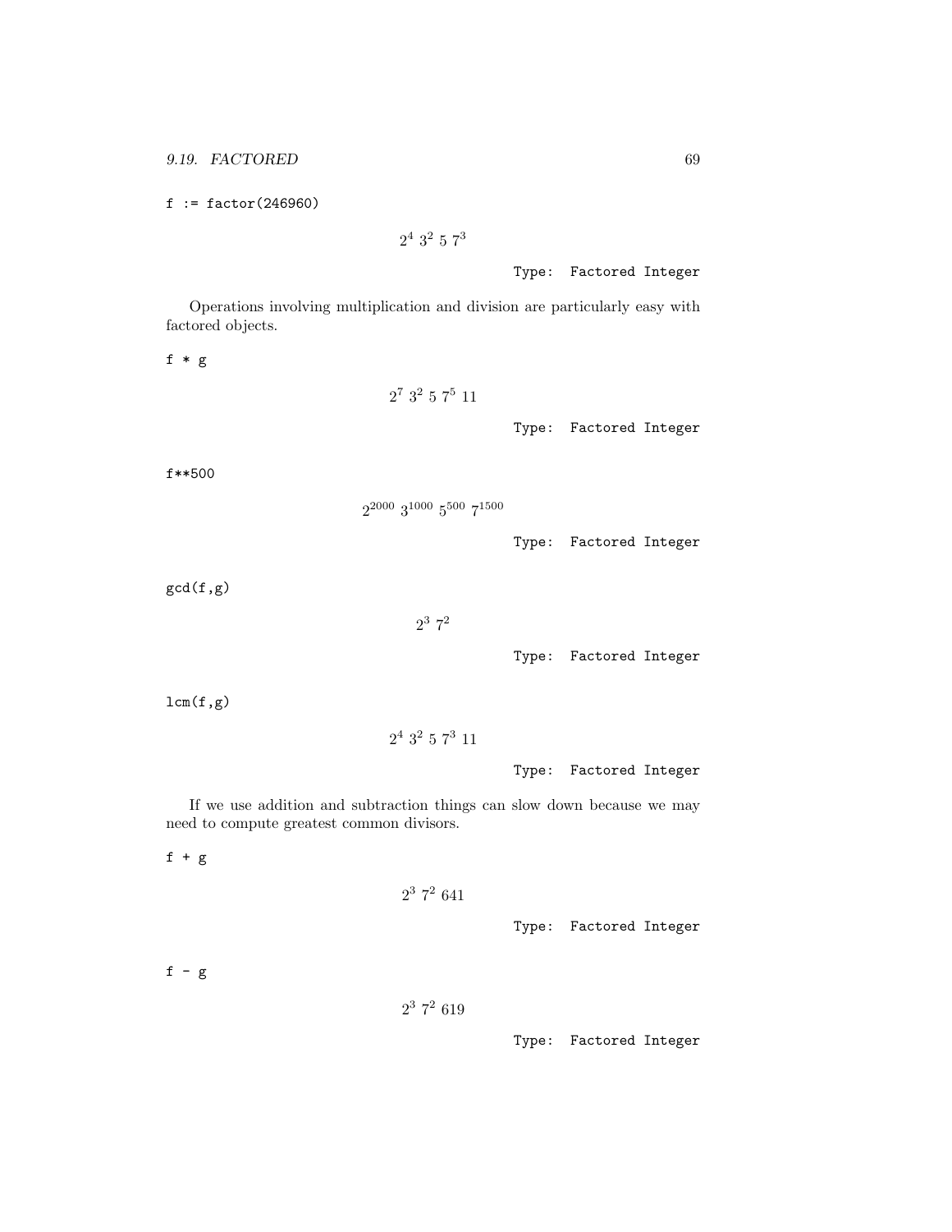```
f := factor(246960)
```

$$2^4 \ 3^2 \ 5 \ 7^3$$

Type: Factored Integer

Operations involving multiplication and division are particularly easy with factored objects.

```
f * g
```

$$2^7 \ 3^2 \ 5 \ 7^5 \ 11$$

Type: Factored Integer

```
f**500
```

$$2^{2000} \ 3^{1000} \ 5^{500} \ 7^{1500}$$

Type: Factored Integer

```
gcd(f,g)
```

$$2^3 \ 7^2$$

Type: Factored Integer

```
lcm(f,g)
```

$$2^4 \ 3^2 \ 5 \ 7^3 \ 11$$

Type: Factored Integer

If we use addition and subtraction things can slow down because we may need to compute greatest common divisors.

```
f + g
```

$$2^3 \ 7^2 \ 641$$

Type: Factored Integer

```
f - g
```

$$2^3 \ 7^2 \ 619$$

Type: Factored Integer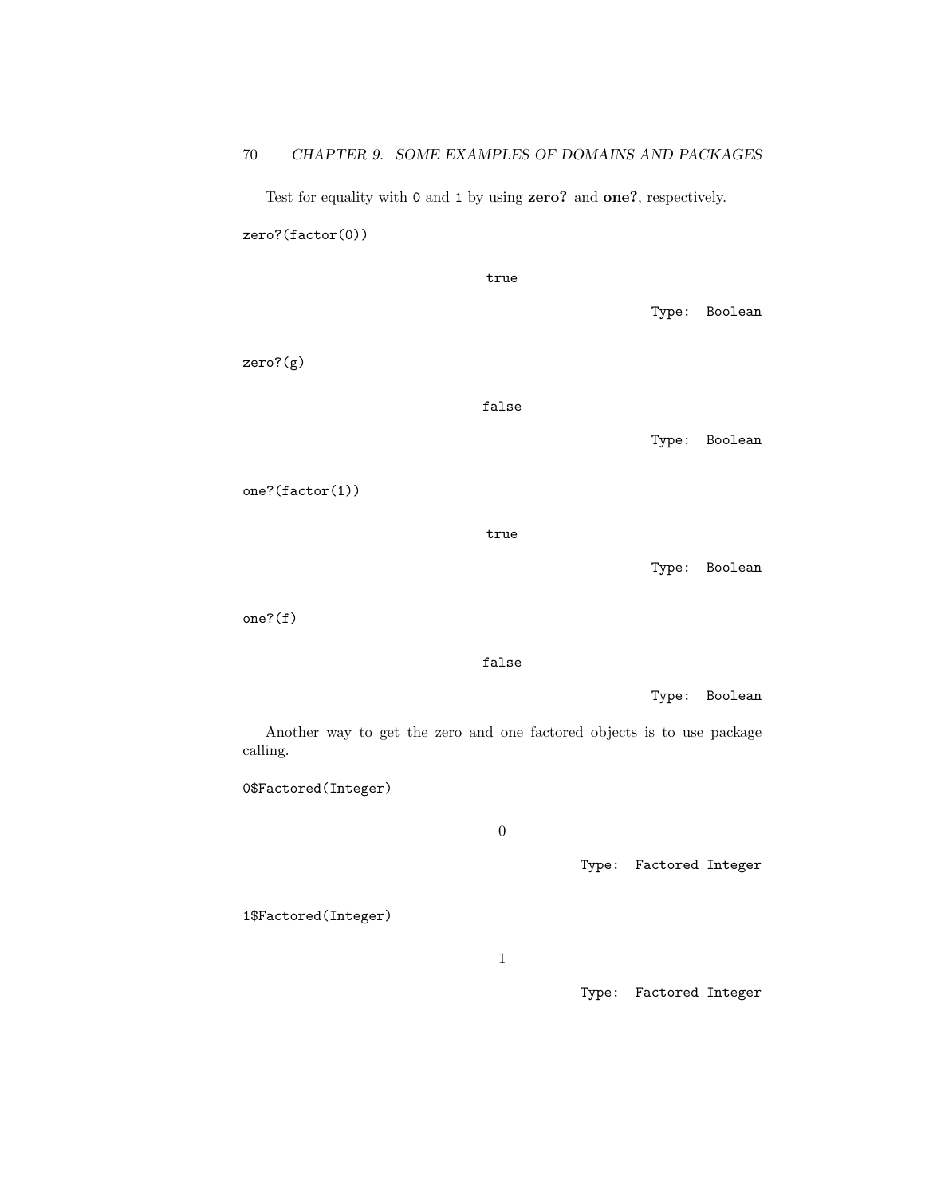Test for equality with `0` and `1` by using **zero?** and **one?**, respectively.

```
zero?(factor(0))
```

true

Type: Boolean

```
zero?(g)
```

false

Type: Boolean

```
one?(factor(1))
```

true

Type: Boolean

```
one?(f)
```

false

Type: Boolean

Another way to get the zero and one factored objects is to use package calling.

```
0$Factored(Integer)
```

$$0$$

Type: Factored Integer

```
1$Factored(Integer)
```

$$1$$

Type: Factored Integer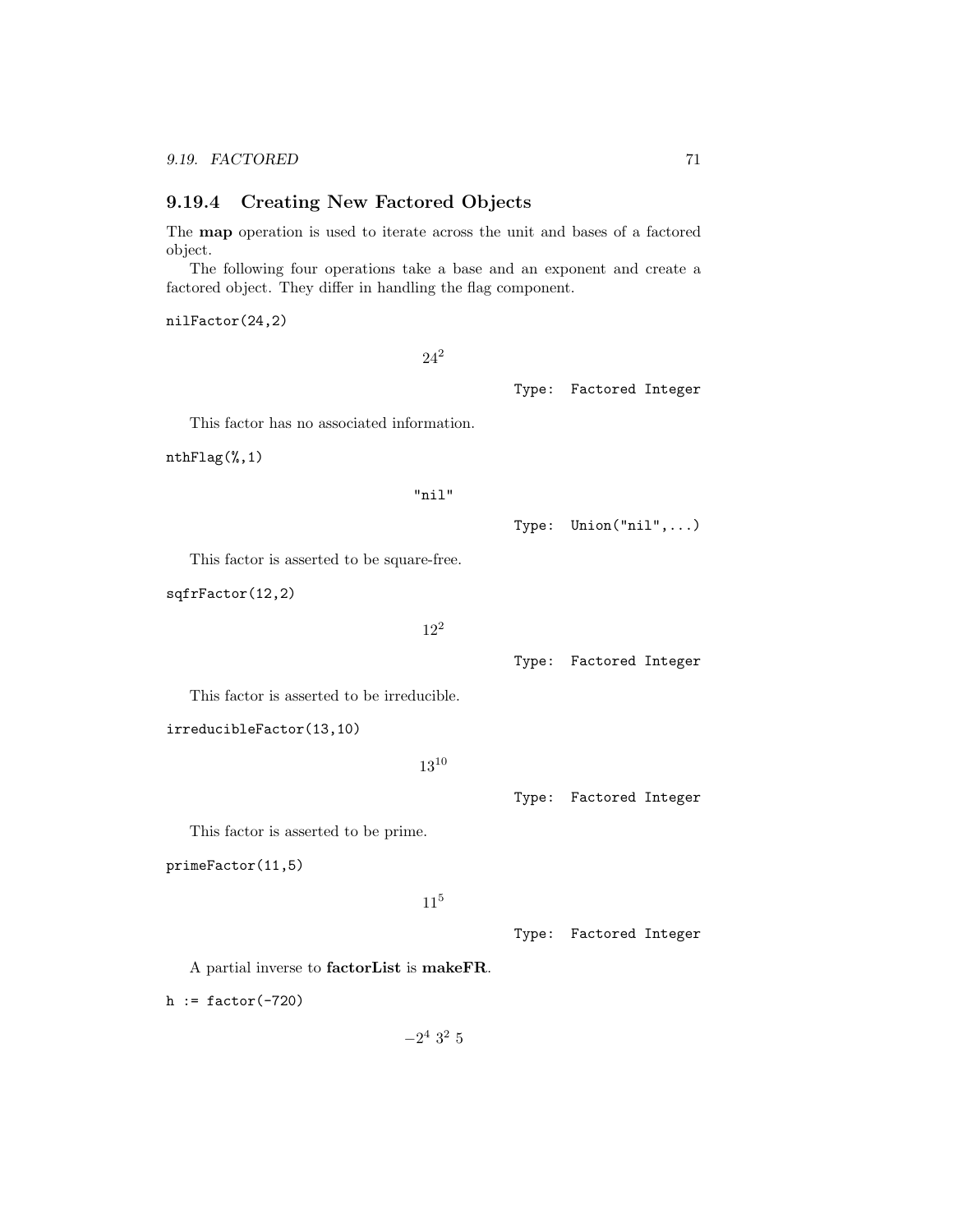### 9.19.4 Creating New Factored Objects

The **map** operation is used to iterate across the unit and bases of a factored object.

The following four operations take a base and an exponent and create a factored object. They differ in handling the flag component.

```
nilFactor(24,2)
```

$$24^2$$

Type: Factored Integer

This factor has no associated information.

```
nthFlag(%,1)
```

"nil"

Type: Union("nil",...)

This factor is asserted to be square-free.

```
sqfrFactor(12,2)
```

$$12^2$$

Type: Factored Integer

This factor is asserted to be irreducible.

```
irreducibleFactor(13,10)
```

$$13^{10}$$

Type: Factored Integer

This factor is asserted to be prime.

```
primeFactor(11,5)
```

$$11^5$$

Type: Factored Integer

A partial inverse to **factorList** is **makeFR**.

```
h := factor(-720)
```

$$-2^4\ 3^2\ 5$$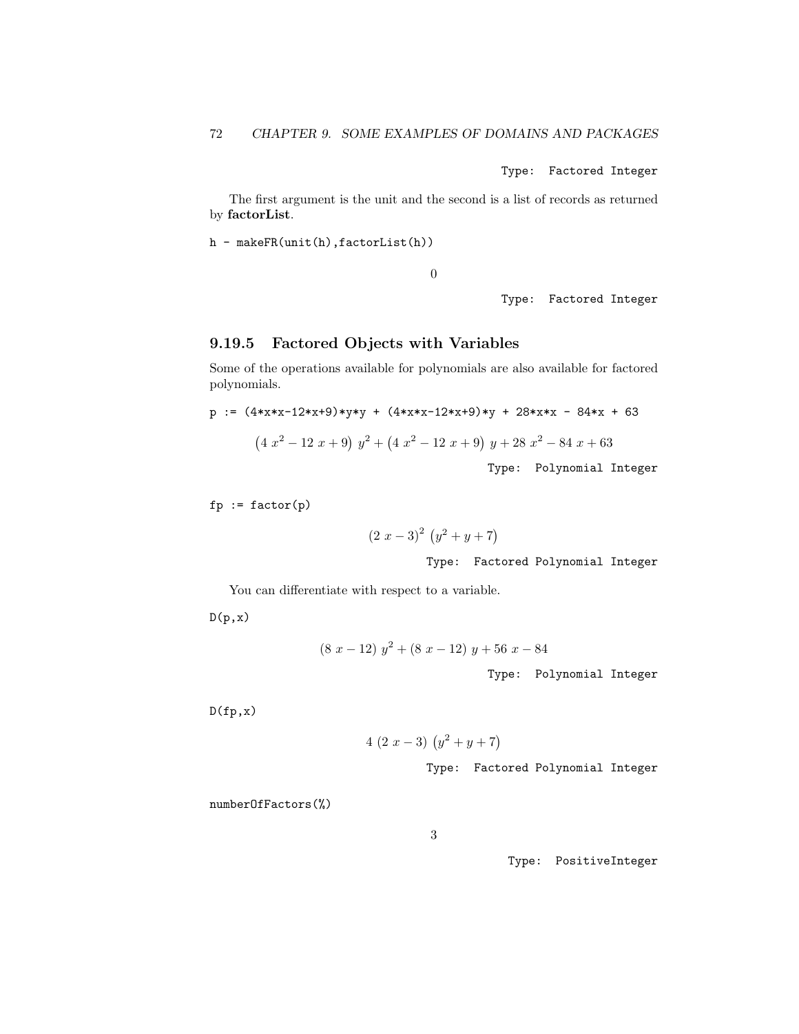Type: Factored Integer

The first argument is the unit and the second is a list of records as returned by **factorList**.

```
h - makeFR(unit(h),factorList(h))
```

$$0$$

Type: Factored Integer

### 9.19.5 Factored Objects with Variables

Some of the operations available for polynomials are also available for factored polynomials.

```
p := (4*x*x-12*x+9)*y*y + (4*x*x-12*x+9)*y + 28*x*x - 84*x + 63
```

$$\left(4\ x^2 - 12\ x + 9\right)\ y^2 + \left(4\ x^2 - 12\ x + 9\right)\ y + 28\ x^2 - 84\ x + 63$$

Type: Polynomial Integer

```
fp := factor(p)
```

$$(2\ x - 3)^2\ \left(y^2 + y + 7\right)$$

Type: Factored Polynomial Integer

You can differentiate with respect to a variable.

```
D(p,x)
```

$$(8\ x - 12)\ y^2 + (8\ x - 12)\ y + 56\ x - 84$$

Type: Polynomial Integer

```
D(fp,x)
```

$$4\ (2\ x - 3)\ \left(y^2 + y + 7\right)$$

Type: Factored Polynomial Integer

```
numberOfFactors(%)
```

$$3$$

Type: PositiveInteger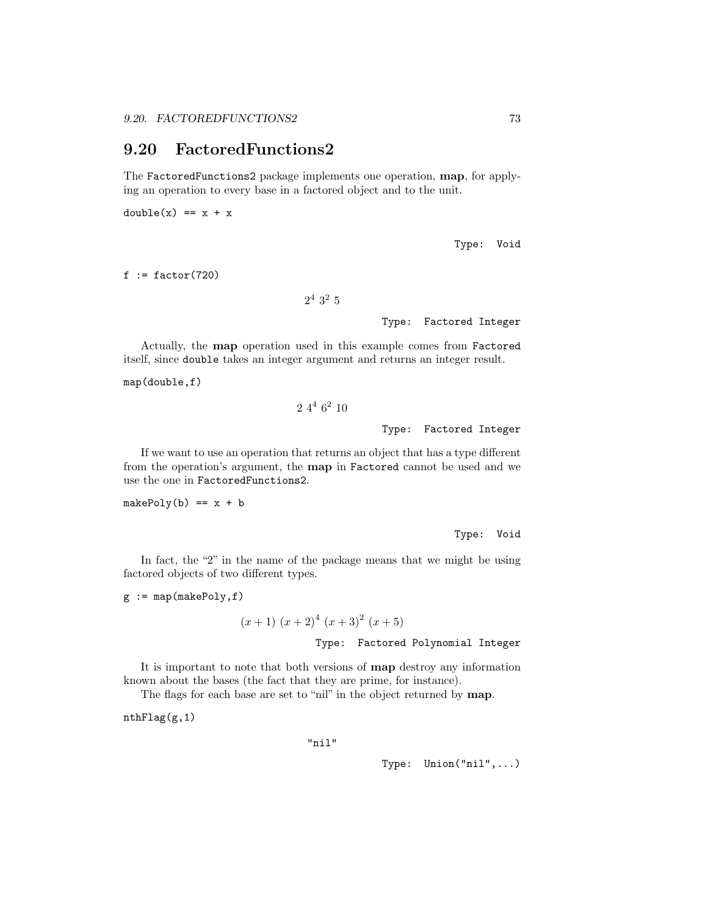## 9.20 FactoredFunctions2

The `FactoredFunctions2` package implements one operation, **map**, for applying an operation to every base in a factored object and to the unit.

```
double(x) == x + x
```

Type: Void

```
f := factor(720)
```

$$2^4\ 3^2\ 5$$

Type: Factored Integer

Actually, the **map** operation used in this example comes from `Factored` itself, since `double` takes an integer argument and returns an integer result.

```
map(double,f)
```

$$2\ 4^4\ 6^2\ 10$$

Type: Factored Integer

If we want to use an operation that returns an object that has a type different from the operation's argument, the **map** in `Factored` cannot be used and we use the one in `FactoredFunctions2`.

```
makePoly(b) == x + b
```

Type: Void

In fact, the "2" in the name of the package means that we might be using factored objects of two different types.

```
g := map(makePoly,f)
```

$$(x+1)\ (x+2)^4\ (x+3)^2\ (x+5)$$

Type: Factored Polynomial Integer

It is important to note that both versions of **map** destroy any information known about the bases (the fact that they are prime, for instance).

The flags for each base are set to "nil" in the object returned by **map**.

```
nthFlag(g,1)
```

"nil"

Type: Union("nil",...)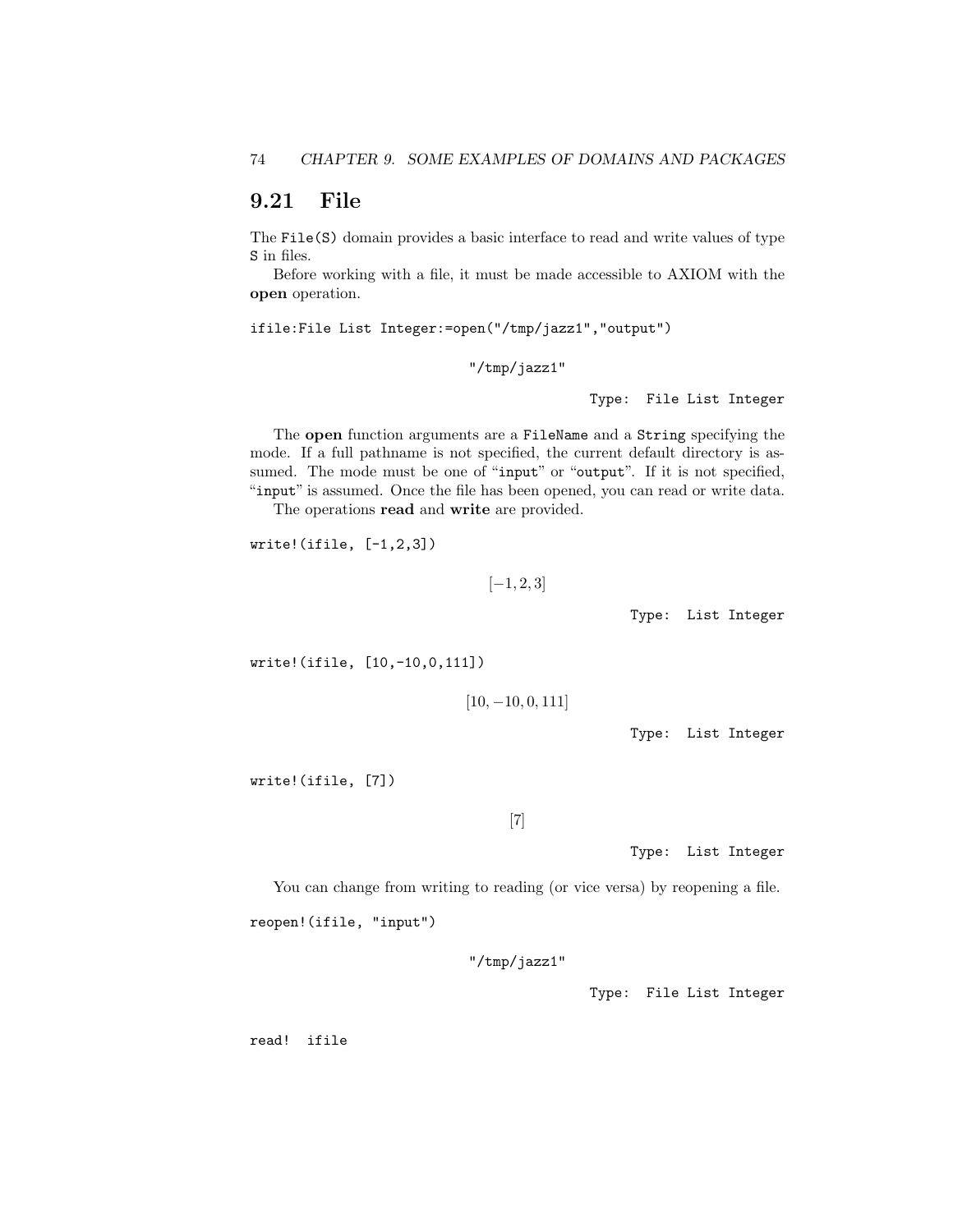## 9.21 File

The `File(S)` domain provides a basic interface to read and write values of type `S` in files.

Before working with a file, it must be made accessible to AXIOM with the **open** operation.

```
ifile:File List Integer:=open("/tmp/jazz1","output")
```

"/tmp/jazz1"

Type: File List Integer

The **open** function arguments are a `FileName` and a `String` specifying the mode. If a full pathname is not specified, the current default directory is assumed. The mode must be one of "`input`" or "`output`". If it is not specified, "`input`" is assumed. Once the file has been opened, you can read or write data.

The operations **read** and **write** are provided.

```
write!(ifile, [-1,2,3])
```

$$[-1, 2, 3]$$

Type: List Integer

```
write!(ifile, [10,-10,0,111])
```

$$[10, -10, 0, 111]$$

Type: List Integer

```
write!(ifile, [7])
```

$$[7]$$

Type: List Integer

You can change from writing to reading (or vice versa) by reopening a file.

```
reopen!(ifile, "input")
```

"/tmp/jazz1"

Type: File List Integer

```
read!  ifile
```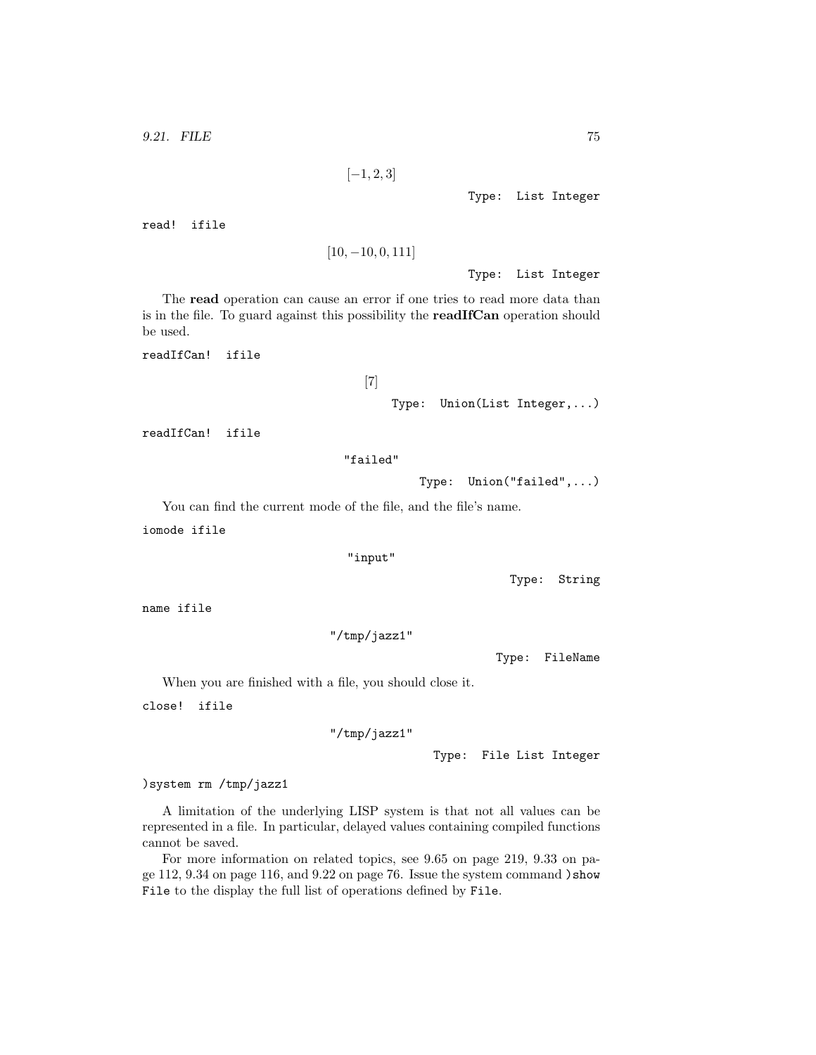$$[-1, 2, 3]$$

Type: List Integer

```
read! ifile
```

$$[10, -10, 0, 111]$$

Type: List Integer

The **read** operation can cause an error if one tries to read more data than is in the file. To guard against this possibility the **readIfCan** operation should be used.

```
readIfCan! ifile
```

$$[7]$$

Type: Union(List Integer,...)

```
readIfCan! ifile
```

"failed"

Type: Union("failed",...)

You can find the current mode of the file, and the file's name.

```
iomode ifile
```

"input"

Type: String

```
name ifile
```

"/tmp/jazz1"

Type: FileName

When you are finished with a file, you should close it.

```
close! ifile
```

"/tmp/jazz1"

Type: File List Integer

```
)system rm /tmp/jazz1
```

A limitation of the underlying LISP system is that not all values can be represented in a file. In particular, delayed values containing compiled functions cannot be saved.

For more information on related topics, see 9.65 on page 219, 9.33 on page 112, 9.34 on page 116, and 9.22 on page 76. Issue the system command `)show File` to the display the full list of operations defined by `File`.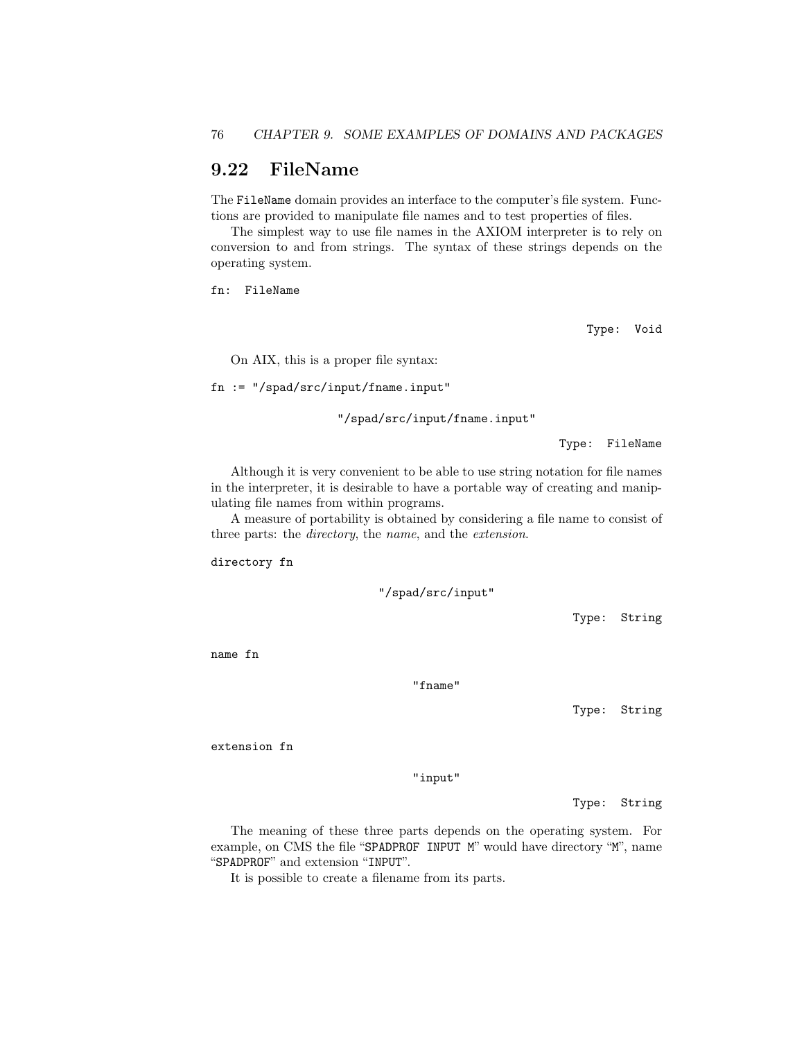## 9.22 FileName

The `FileName` domain provides an interface to the computer's file system. Functions are provided to manipulate file names and to test properties of files.

The simplest way to use file names in the AXIOM interpreter is to rely on conversion to and from strings. The syntax of these strings depends on the operating system.

```
fn: FileName
```

```
                                                    Type: Void
```

On AIX, this is a proper file syntax:

```
fn := "/spad/src/input/fname.input"
```

```
                  "/spad/src/input/fname.input"
                                                    Type: FileName
```

Although it is very convenient to be able to use string notation for file names in the interpreter, it is desirable to have a portable way of creating and manipulating file names from within programs.

A measure of portability is obtained by considering a file name to consist of three parts: the *directory*, the *name*, and the *extension*.

```
directory fn
```

```
                        "/spad/src/input"
                                                    Type: String
```

```
name fn
```

```
                             "fname"
                                                    Type: String
```

```
extension fn
```

```
                             "input"
                                                    Type: String
```

The meaning of these three parts depends on the operating system. For example, on CMS the file "`SPADPROF INPUT M`" would have directory "`M`", name "`SPADPROF`" and extension "`INPUT`".

It is possible to create a filename from its parts.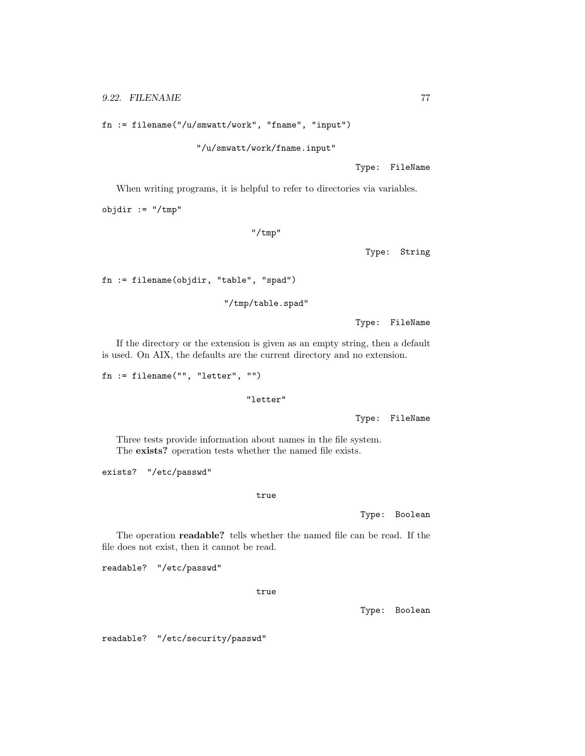```
fn := filename("/u/smwatt/work", "fname", "input")
```

```
                    "/u/smwatt/work/fname.input"
                                                        Type: FileName
```

When writing programs, it is helpful to refer to directories via variables.

```
objdir := "/tmp"
```

```
                              "/tmp"
                                                        Type: String
```

```
fn := filename(objdir, "table", "spad")
```

```
                         "/tmp/table.spad"
                                                        Type: FileName
```

If the directory or the extension is given as an empty string, then a default is used. On AIX, the defaults are the current directory and no extension.

```
fn := filename("", "letter", "")
```

```
                              "letter"
                                                        Type: FileName
```

Three tests provide information about names in the file system.

The **exists?** operation tests whether the named file exists.

```
exists?  "/etc/passwd"
```

```
                               true
                                                        Type: Boolean
```

The operation **readable?** tells whether the named file can be read. If the file does not exist, then it cannot be read.

```
readable?  "/etc/passwd"
```

```
                               true
                                                        Type: Boolean
```

```
readable?  "/etc/security/passwd"
```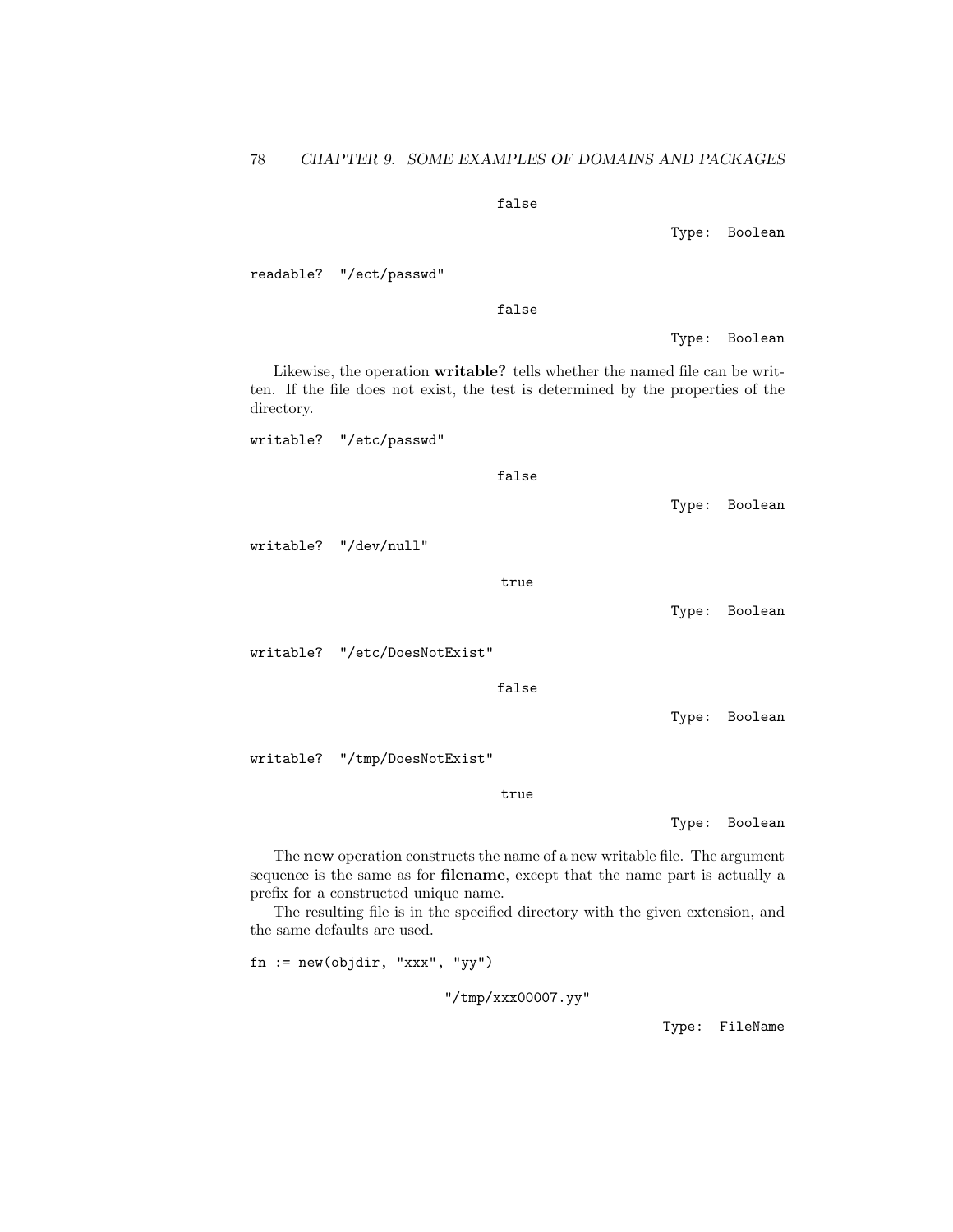```
false
```

Type: Boolean

```
readable? "/ect/passwd"
```

```
false
```

Type: Boolean

Likewise, the operation **writable?** tells whether the named file can be written. If the file does not exist, the test is determined by the properties of the directory.

```
writable? "/etc/passwd"
```

```
false
```

Type: Boolean

```
writable? "/dev/null"
```

```
true
```

Type: Boolean

```
writable? "/etc/DoesNotExist"
```

```
false
```

Type: Boolean

```
writable? "/tmp/DoesNotExist"
```

```
true
```

Type: Boolean

The **new** operation constructs the name of a new writable file. The argument sequence is the same as for **filename**, except that the name part is actually a prefix for a constructed unique name.

The resulting file is in the specified directory with the given extension, and the same defaults are used.

```
fn := new(objdir, "xxx", "yy")
```

```
"/tmp/xxx00007.yy"
```

Type: FileName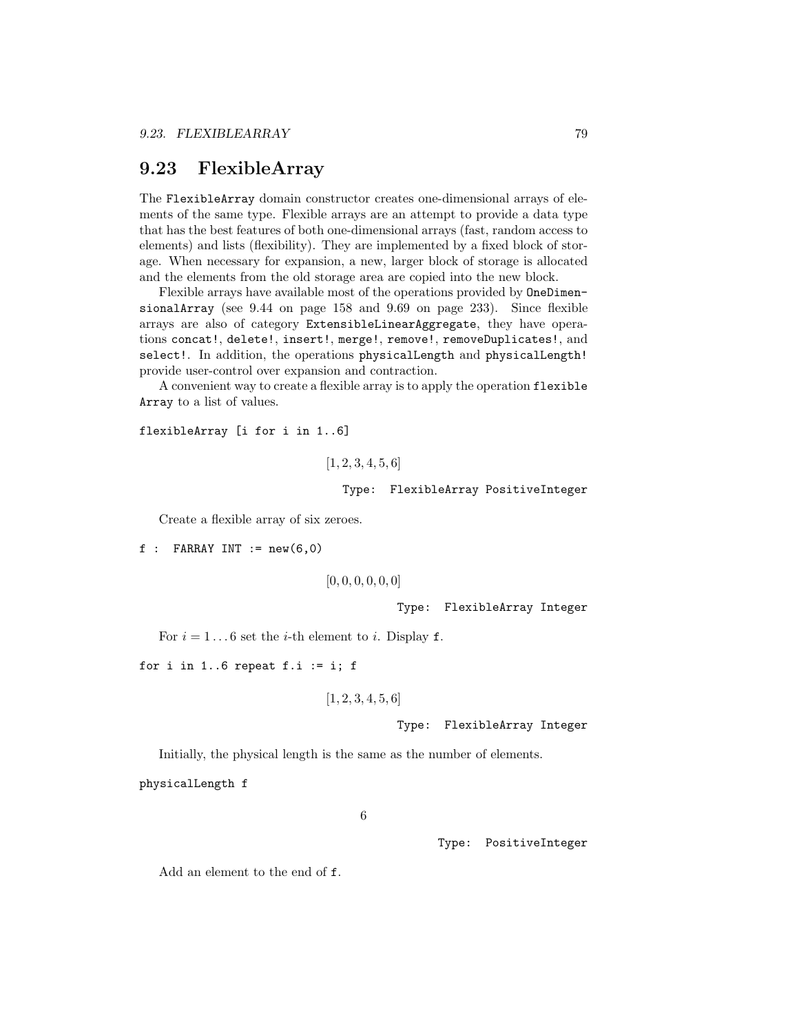## 9.23 FlexibleArray

The `FlexibleArray` domain constructor creates one-dimensional arrays of elements of the same type. Flexible arrays are an attempt to provide a data type that has the best features of both one-dimensional arrays (fast, random access to elements) and lists (flexibility). They are implemented by a fixed block of storage. When necessary for expansion, a new, larger block of storage is allocated and the elements from the old storage area are copied into the new block.

Flexible arrays have available most of the operations provided by `OneDimensionalArray` (see 9.44 on page 158 and 9.69 on page 233). Since flexible arrays are also of category `ExtensibleLinearAggregate`, they have operations `concat!`, `delete!`, `insert!`, `merge!`, `remove!`, `removeDuplicates!`, and `select!`. In addition, the operations `physicalLength` and `physicalLength!` provide user-control over expansion and contraction.

A convenient way to create a flexible array is to apply the operation `flexibleArray` to a list of values.

```
flexibleArray [i for i in 1..6]
```

$$[1, 2, 3, 4, 5, 6]$$

Type: FlexibleArray PositiveInteger

Create a flexible array of six zeroes.

```
f :  FARRAY INT := new(6,0)
```

$$[0, 0, 0, 0, 0, 0]$$

Type: FlexibleArray Integer

For $i = 1 \ldots 6$ set the $i$-th element to $i$. Display `f`.

```
for i in 1..6 repeat f.i := i; f
```

$$[1, 2, 3, 4, 5, 6]$$

Type: FlexibleArray Integer

Initially, the physical length is the same as the number of elements.

```
physicalLength f
```

$$6$$

Type: PositiveInteger

Add an element to the end of `f`.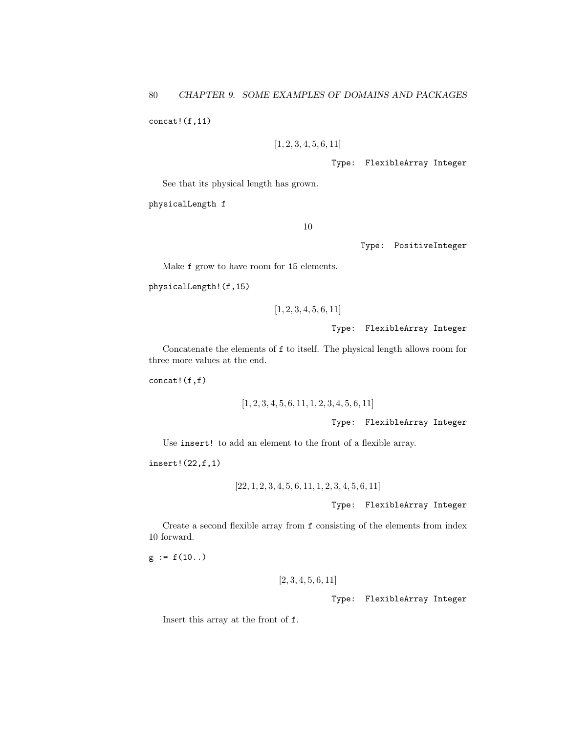```
concat!(f,11)
```

$$[1, 2, 3, 4, 5, 6, 11]$$

Type: FlexibleArray Integer

See that its physical length has grown.

```
physicalLength f
```

$$10$$

Type: PositiveInteger

Make `f` grow to have room for `15` elements.

```
physicalLength!(f,15)
```

$$[1, 2, 3, 4, 5, 6, 11]$$

Type: FlexibleArray Integer

Concatenate the elements of `f` to itself. The physical length allows room for three more values at the end.

```
concat!(f,f)
```

$$[1, 2, 3, 4, 5, 6, 11, 1, 2, 3, 4, 5, 6, 11]$$

Type: FlexibleArray Integer

Use `insert!` to add an element to the front of a flexible array.

```
insert!(22,f,1)
```

$$[22, 1, 2, 3, 4, 5, 6, 11, 1, 2, 3, 4, 5, 6, 11]$$

Type: FlexibleArray Integer

Create a second flexible array from `f` consisting of the elements from index 10 forward.

```
g := f(10..)
```

$$[2, 3, 4, 5, 6, 11]$$

Type: FlexibleArray Integer

Insert this array at the front of `f`.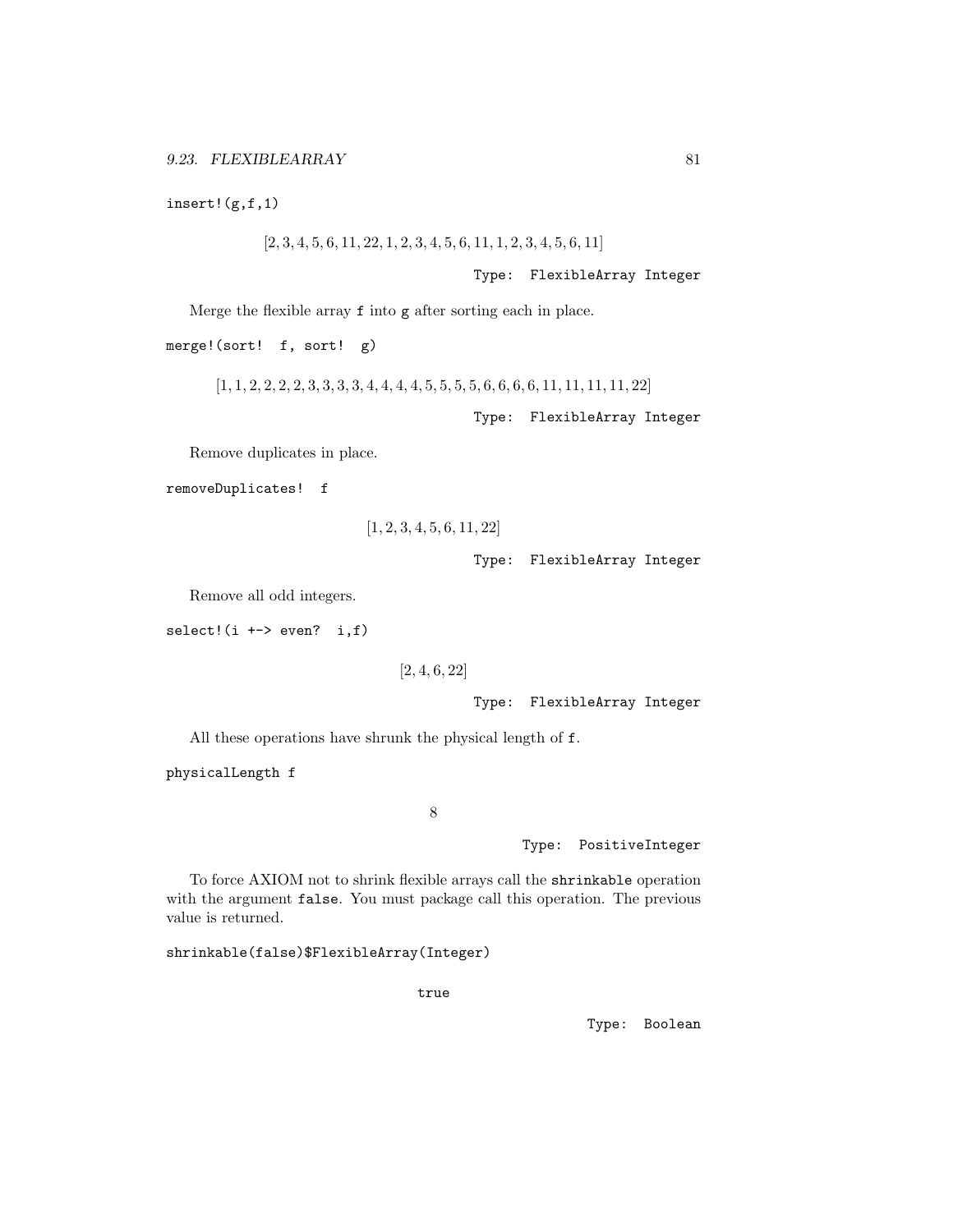```
insert!(g,f,1)
```

$$[2, 3, 4, 5, 6, 11, 22, 1, 2, 3, 4, 5, 6, 11, 1, 2, 3, 4, 5, 6, 11]$$

Type: FlexibleArray Integer

Merge the flexible array `f` into `g` after sorting each in place.

```
merge!(sort! f, sort! g)
```

$$[1, 1, 2, 2, 2, 2, 3, 3, 3, 3, 4, 4, 4, 4, 5, 5, 5, 5, 6, 6, 6, 6, 11, 11, 11, 11, 22]$$

Type: FlexibleArray Integer

Remove duplicates in place.

```
removeDuplicates! f
```

$$[1, 2, 3, 4, 5, 6, 11, 22]$$

Type: FlexibleArray Integer

Remove all odd integers.

```
select!(i +-> even? i,f)
```

$$[2, 4, 6, 22]$$

Type: FlexibleArray Integer

All these operations have shrunk the physical length of `f`.

```
physicalLength f
```

$$8$$

Type: PositiveInteger

To force AXIOM not to shrink flexible arrays call the `shrinkable` operation with the argument `false`. You must package call this operation. The previous value is returned.

```
shrinkable(false)$FlexibleArray(Integer)
```

true

Type: Boolean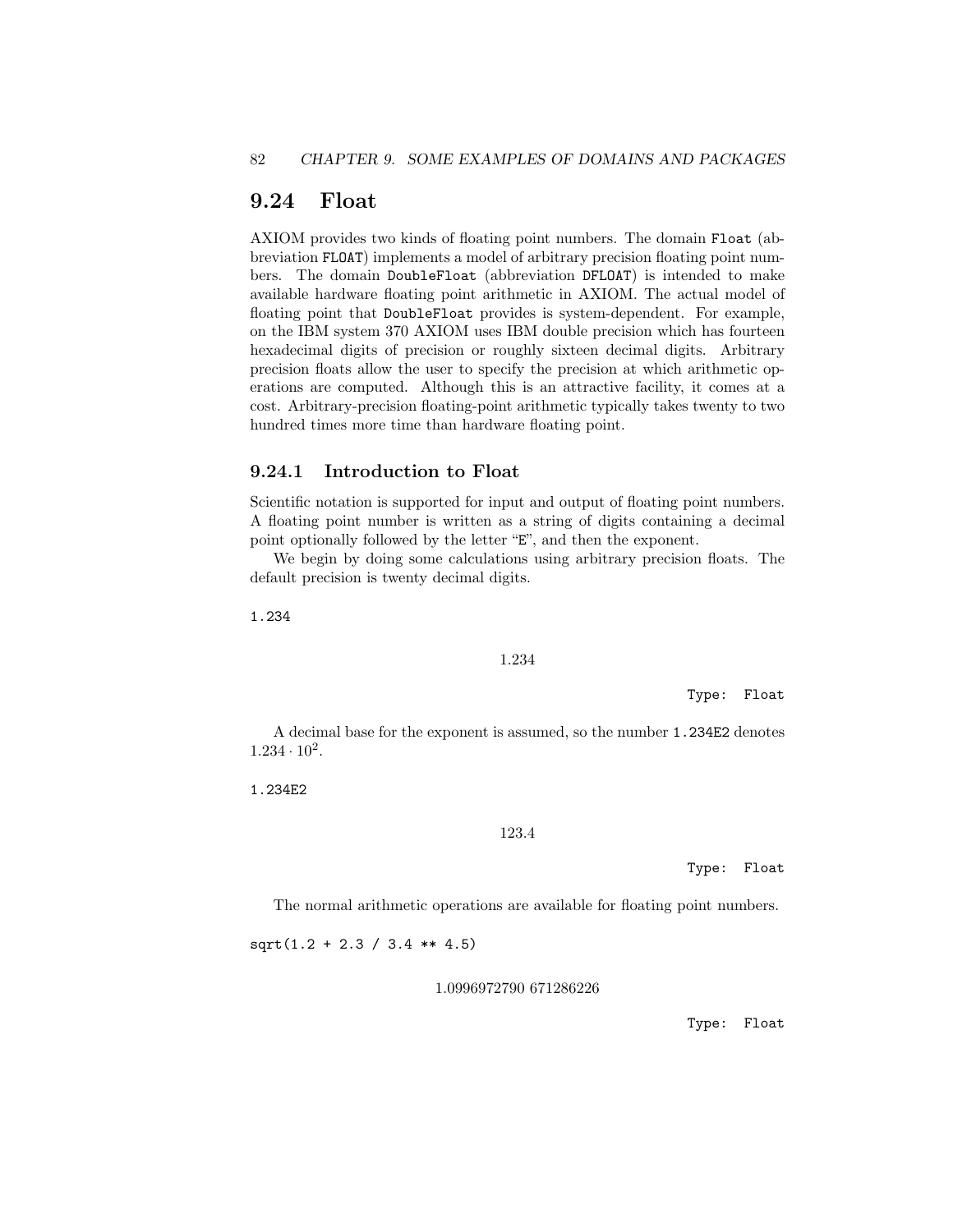## 9.24 Float

AXIOM provides two kinds of floating point numbers. The domain `Float` (abbreviation `FLOAT`) implements a model of arbitrary precision floating point numbers. The domain `DoubleFloat` (abbreviation `DFLOAT`) is intended to make available hardware floating point arithmetic in AXIOM. The actual model of floating point that `DoubleFloat` provides is system-dependent. For example, on the IBM system 370 AXIOM uses IBM double precision which has fourteen hexadecimal digits of precision or roughly sixteen decimal digits. Arbitrary precision floats allow the user to specify the precision at which arithmetic operations are computed. Although this is an attractive facility, it comes at a cost. Arbitrary-precision floating-point arithmetic typically takes twenty to two hundred times more time than hardware floating point.

### 9.24.1 Introduction to Float

Scientific notation is supported for input and output of floating point numbers. A floating point number is written as a string of digits containing a decimal point optionally followed by the letter "E", and then the exponent.

We begin by doing some calculations using arbitrary precision floats. The default precision is twenty decimal digits.

```
1.234
```

$$1.234$$

Type: Float

A decimal base for the exponent is assumed, so the number `1.234E2` denotes $1.234 \cdot 10^2$.

```
1.234E2
```

$$123.4$$

Type: Float

The normal arithmetic operations are available for floating point numbers.

```
sqrt(1.2 + 2.3 / 3.4 ** 4.5)
```

$$1.0996972790\ 671286226$$

Type: Float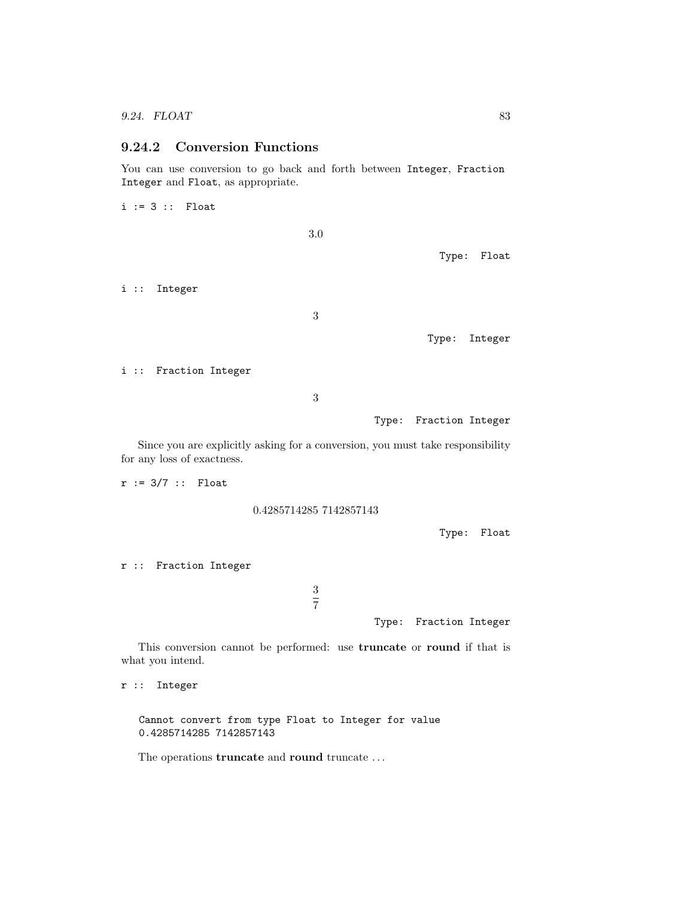### 9.24.2 Conversion Functions

You can use conversion to go back and forth between `Integer`, `Fraction Integer` and `Float`, as appropriate.

```
i := 3 :: Float
```

$$3.0$$

Type: Float

```
i :: Integer
```

$$3$$

Type: Integer

```
i :: Fraction Integer
```

$$3$$

Type: Fraction Integer

Since you are explicitly asking for a conversion, you must take responsibility for any loss of exactness.

```
r := 3/7 :: Float
```

$$0.4285714285\ 7142857143$$

Type: Float

```
r :: Fraction Integer
```

$$\frac{3}{7}$$

Type: Fraction Integer

This conversion cannot be performed: use **truncate** or **round** if that is what you intend.

```
r :: Integer
```

```
Cannot convert from type Float to Integer for value
0.4285714285 7142857143
```

The operations **truncate** and **round** truncate ...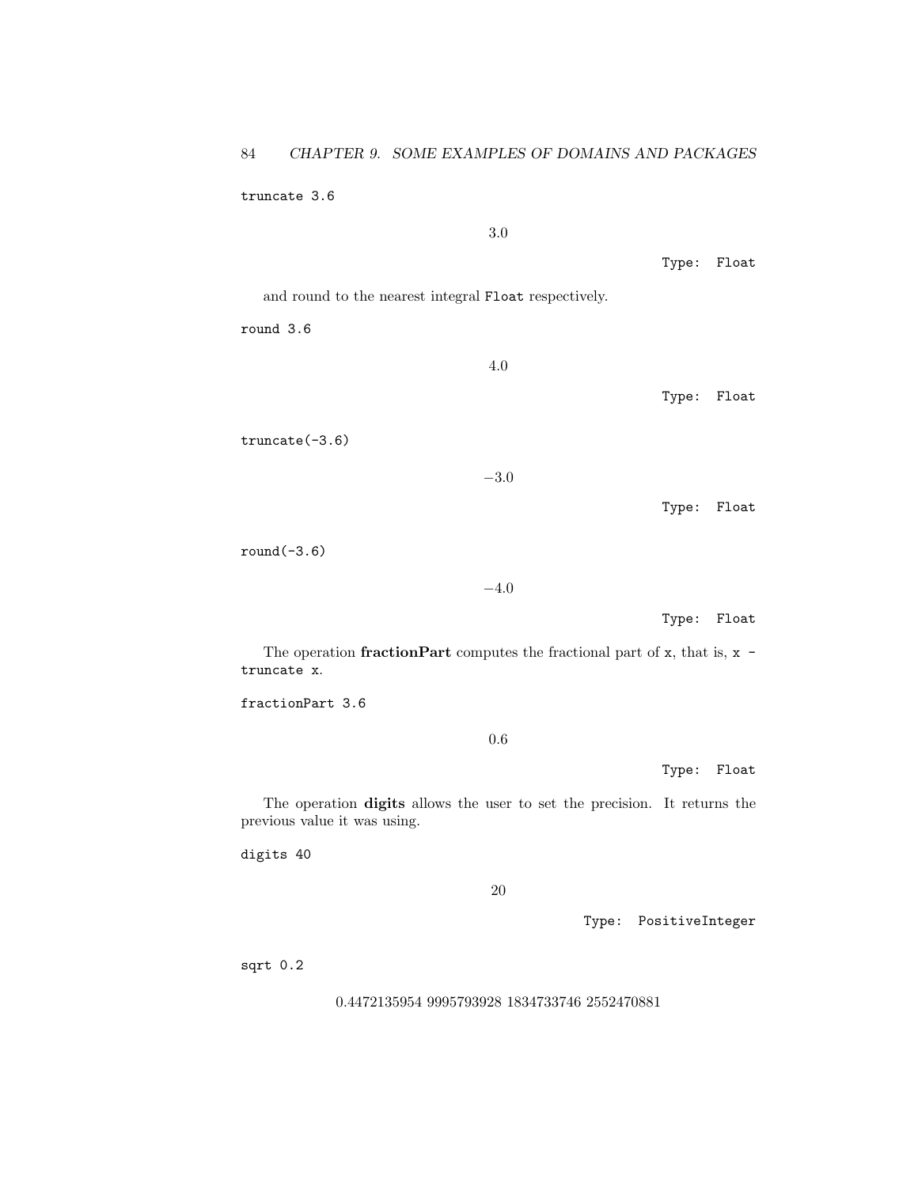```
truncate 3.6
```

$$3.0$$

Type: Float

and round to the nearest integral `Float` respectively.

```
round 3.6
```

$$4.0$$

Type: Float

```
truncate(-3.6)
```

$$-3.0$$

Type: Float

```
round(-3.6)
```

$$-4.0$$

Type: Float

The operation **fractionPart** computes the fractional part of `x`, that is, `x - truncate x`.

```
fractionPart 3.6
```

$$0.6$$

Type: Float

The operation **digits** allows the user to set the precision. It returns the previous value it was using.

```
digits 40
```

$$20$$

Type: PositiveInteger

```
sqrt 0.2
```

$$0.4472135954\ 9995793928\ 1834733746\ 2552470881$$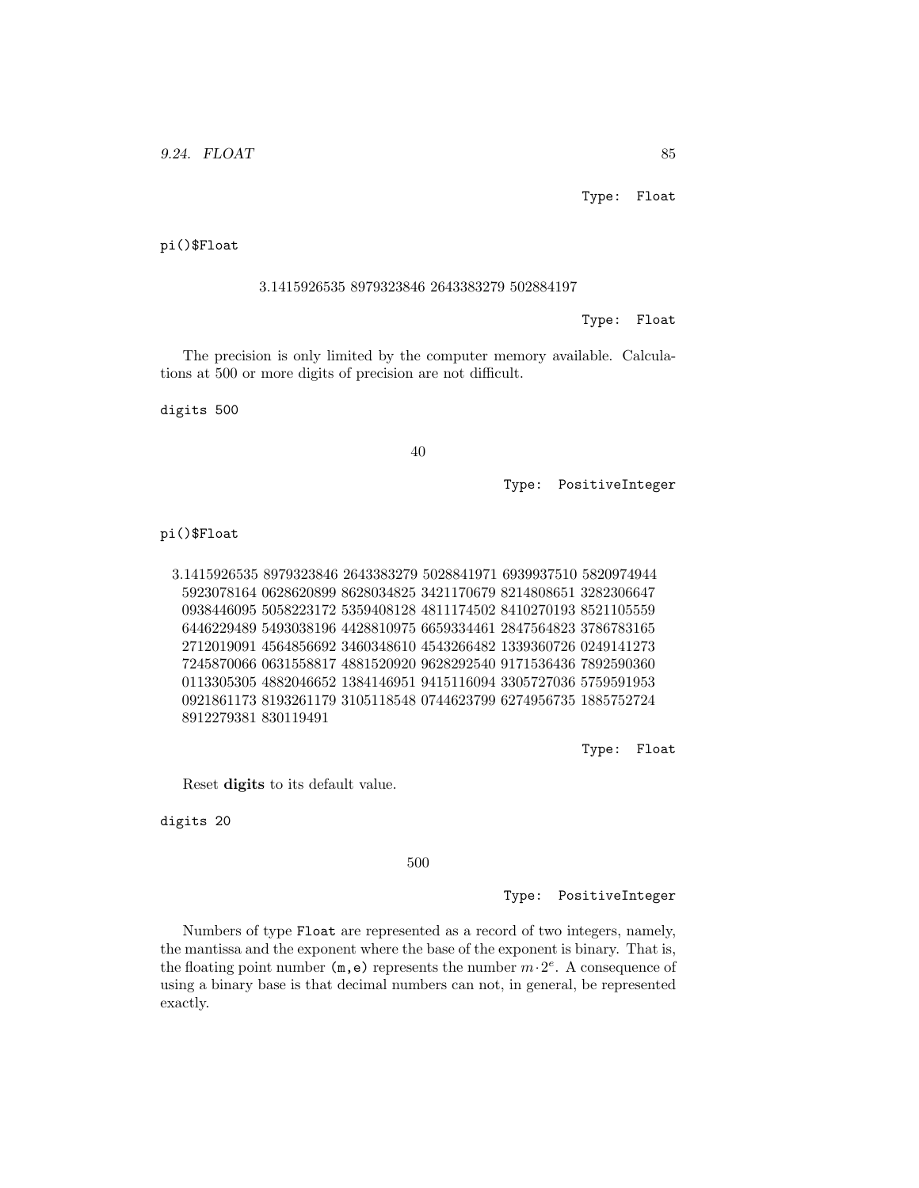Type: Float

```
pi()$Float
```

3.1415926535 8979323846 2643383279 502884197

Type: Float

The precision is only limited by the computer memory available. Calculations at 500 or more digits of precision are not difficult.

```
digits 500
```

40

Type: PositiveInteger

```
pi()$Float
```

3.1415926535 8979323846 2643383279 5028841971 6939937510 5820974944
5923078164 0628620899 8628034825 3421170679 8214808651 3282306647
0938446095 5058223172 5359408128 4811174502 8410270193 8521105559
6446229489 5493038196 4428810975 6659334461 2847564823 3786783165
2712019091 4564856692 3460348610 4543266482 1339360726 0249141273
7245870066 0631558817 4881520920 9628292540 9171536436 7892590360
0113305305 4882046652 1384146951 9415116094 3305727036 5759591953
0921861173 8193261179 3105118548 0744623799 6274956735 1885752724
8912279381 830119491

Type: Float

Reset **digits** to its default value.

```
digits 20
```

500

Type: PositiveInteger

Numbers of type `Float` are represented as a record of two integers, namely, the mantissa and the exponent where the base of the exponent is binary. That is, the floating point number `(m,e)` represents the number $m \cdot 2^e$. A consequence of using a binary base is that decimal numbers can not, in general, be represented exactly.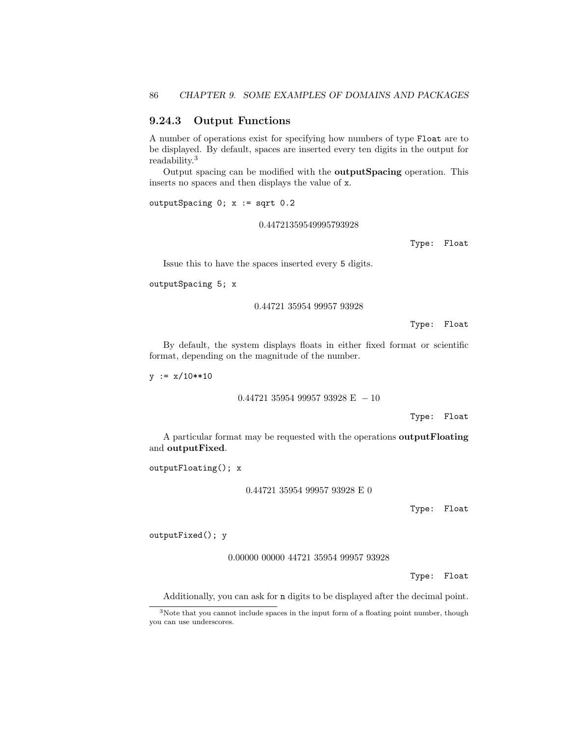### 9.24.3 Output Functions

A number of operations exist for specifying how numbers of type `Float` are to be displayed. By default, spaces are inserted every ten digits in the output for readability.[3]

Output spacing can be modified with the **outputSpacing** operation. This inserts no spaces and then displays the value of `x`.

```
outputSpacing 0; x := sqrt 0.2
```

$$0.44721359549995793928$$

Type: `Float`

Issue this to have the spaces inserted every `5` digits.

```
outputSpacing 5; x
```

$$0.44721\ 35954\ 99957\ 93928$$

Type: `Float`

By default, the system displays floats in either fixed format or scientific format, depending on the magnitude of the number.

```
y := x/10**10
```

$$0.44721\ 35954\ 99957\ 93928\ \mathrm{E}\ -10$$

Type: `Float`

A particular format may be requested with the operations **outputFloating** and **outputFixed**.

```
outputFloating(); x
```

$$0.44721\ 35954\ 99957\ 93928\ \mathrm{E}\ 0$$

Type: `Float`

```
outputFixed(); y
```

$$0.00000\ 00000\ 44721\ 35954\ 99957\ 93928$$

Type: `Float`

Additionally, you can ask for `n` digits to be displayed after the decimal point.

---

[3] Note that you cannot include spaces in the input form of a floating point number, though you can use underscores.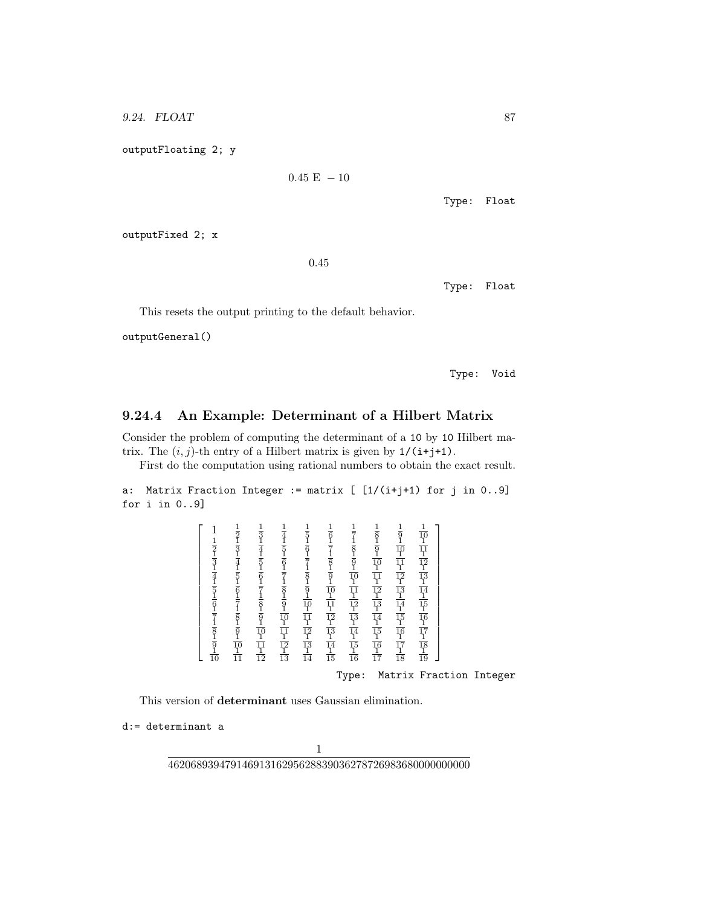```
outputFloating 2; y
```

$$0.45 \text{ E } -10$$

Type: Float

```
outputFixed 2; x
```

$$0.45$$

Type: Float

This resets the output printing to the default behavior.

```
outputGeneral()
```

Type: Void

### 9.24.4 An Example: Determinant of a Hilbert Matrix

Consider the problem of computing the determinant of a 10 by 10 Hilbert matrix. The $(i, j)$-th entry of a Hilbert matrix is given by 1/(i+j+1).

First do the computation using rational numbers to obtain the exact result.

```
a:  Matrix Fraction Integer := matrix [ [1/(i+j+1) for j in 0..9]
for i in 0..9]
```

$$\begin{bmatrix} 1 & \frac{1}{2} & \frac{1}{3} & \frac{1}{4} & \frac{1}{5} & \frac{1}{6} & \frac{1}{7} & \frac{1}{8} & \frac{1}{9} & \frac{1}{10} \\ \frac{1}{2} & \frac{1}{3} & \frac{1}{4} & \frac{1}{5} & \frac{1}{6} & \frac{1}{7} & \frac{1}{8} & \frac{1}{9} & \frac{1}{10} & \frac{1}{11} \\ \frac{1}{3} & \frac{1}{4} & \frac{1}{5} & \frac{1}{6} & \frac{1}{7} & \frac{1}{8} & \frac{1}{9} & \frac{1}{10} & \frac{1}{11} & \frac{1}{12} \\ \frac{1}{4} & \frac{1}{5} & \frac{1}{6} & \frac{1}{7} & \frac{1}{8} & \frac{1}{9} & \frac{1}{10} & \frac{1}{11} & \frac{1}{12} & \frac{1}{13} \\ \frac{1}{5} & \frac{1}{6} & \frac{1}{7} & \frac{1}{8} & \frac{1}{9} & \frac{1}{10} & \frac{1}{11} & \frac{1}{12} & \frac{1}{13} & \frac{1}{14} \\ \frac{1}{6} & \frac{1}{7} & \frac{1}{8} & \frac{1}{9} & \frac{1}{10} & \frac{1}{11} & \frac{1}{12} & \frac{1}{13} & \frac{1}{14} & \frac{1}{15} \\ \frac{1}{7} & \frac{1}{8} & \frac{1}{9} & \frac{1}{10} & \frac{1}{11} & \frac{1}{12} & \frac{1}{13} & \frac{1}{14} & \frac{1}{15} & \frac{1}{16} \\ \frac{1}{8} & \frac{1}{9} & \frac{1}{10} & \frac{1}{11} & \frac{1}{12} & \frac{1}{13} & \frac{1}{14} & \frac{1}{15} & \frac{1}{16} & \frac{1}{17} \\ \frac{1}{9} & \frac{1}{10} & \frac{1}{11} & \frac{1}{12} & \frac{1}{13} & \frac{1}{14} & \frac{1}{15} & \frac{1}{16} & \frac{1}{17} & \frac{1}{18} \\ \frac{1}{10} & \frac{1}{11} & \frac{1}{12} & \frac{1}{13} & \frac{1}{14} & \frac{1}{15} & \frac{1}{16} & \frac{1}{17} & \frac{1}{18} & \frac{1}{19} \end{bmatrix}$$

Type: Matrix Fraction Integer

This version of **determinant** uses Gaussian elimination.

```
d:= determinant a
```

$$\frac{1}{46206893947914691316295628839036278726983680000000000}$$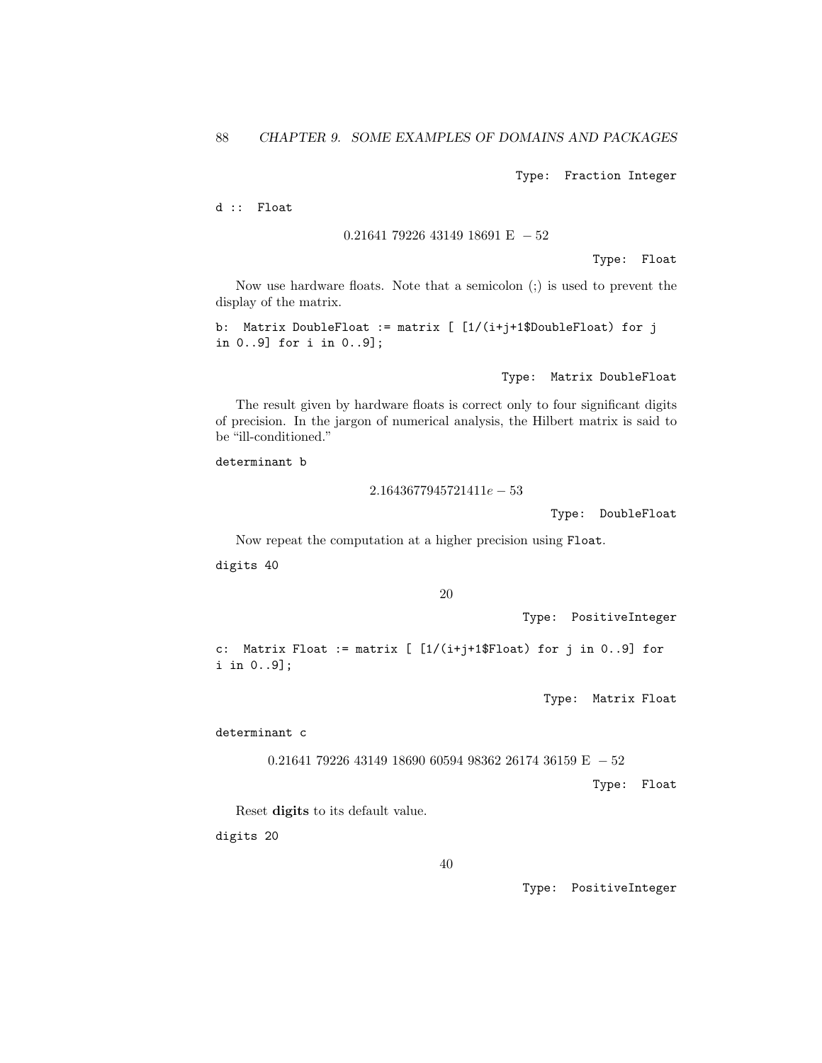Type: Fraction Integer

```
d :: Float
```

$$0.21641\ 79226\ 43149\ 18691\ \mathrm{E}\ -52$$

Type: Float

Now use hardware floats. Note that a semicolon (;) is used to prevent the display of the matrix.

```
b: Matrix DoubleFloat := matrix [ [1/(i+j+1$DoubleFloat) for j
in 0..9] for i in 0..9];
```

Type: Matrix DoubleFloat

The result given by hardware floats is correct only to four significant digits of precision. In the jargon of numerical analysis, the Hilbert matrix is said to be "ill-conditioned."

```
determinant b
```

$$2.1643677945721411e-53$$

Type: DoubleFloat

Now repeat the computation at a higher precision using `Float`.

```
digits 40
```

$$20$$

Type: PositiveInteger

```
c: Matrix Float := matrix [ [1/(i+j+1$Float) for j in 0..9] for
i in 0..9];
```

Type: Matrix Float

```
determinant c
```

$$0.21641\ 79226\ 43149\ 18690\ 60594\ 98362\ 26174\ 36159\ \mathrm{E}\ -52$$

Type: Float

Reset **digits** to its default value.

```
digits 20
```

$$40$$

Type: PositiveInteger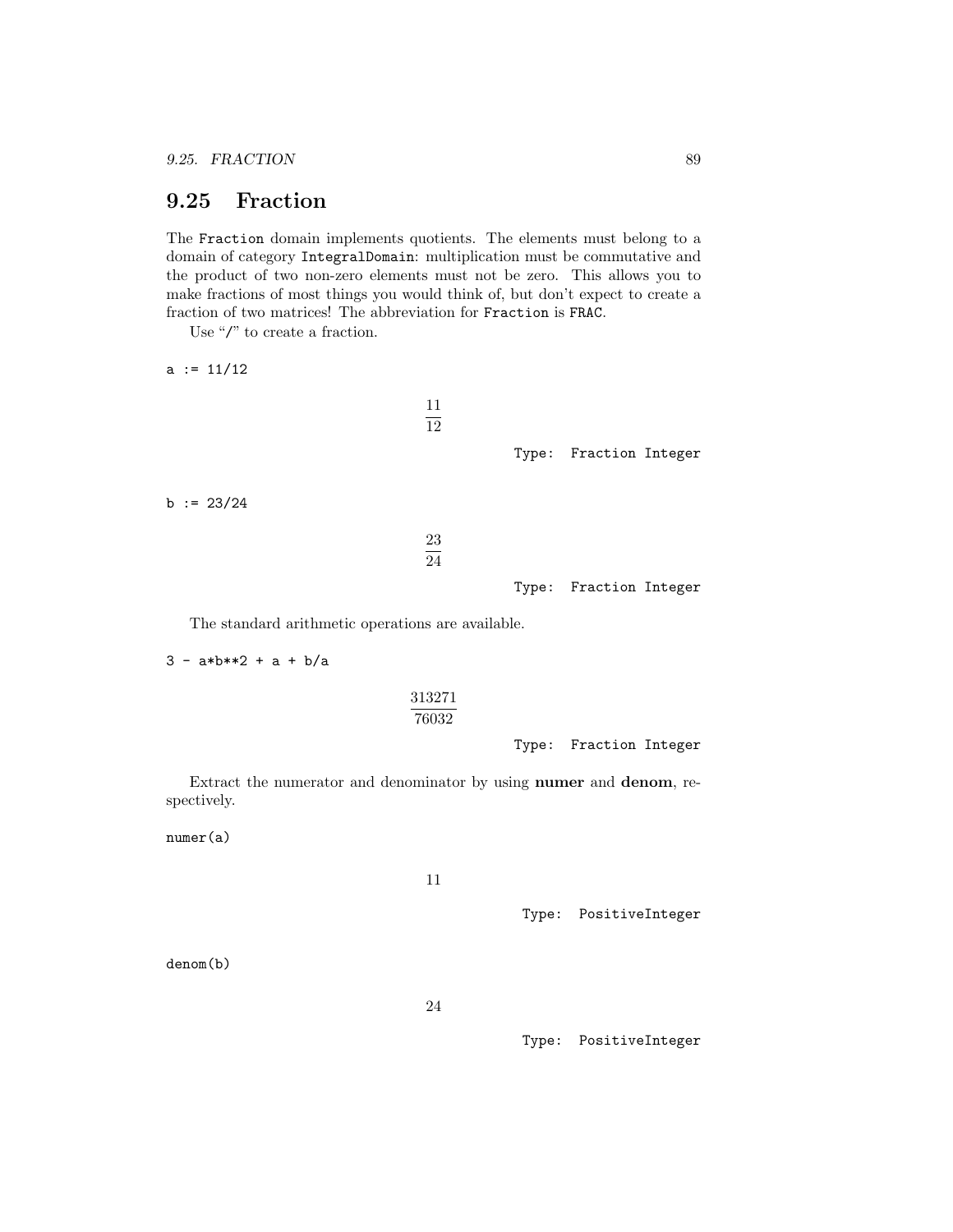## 9.25 Fraction

The `Fraction` domain implements quotients. The elements must belong to a domain of category `IntegralDomain`: multiplication must be commutative and the product of two non-zero elements must not be zero. This allows you to make fractions of most things you would think of, but don't expect to create a fraction of two matrices! The abbreviation for `Fraction` is `FRAC`.

Use "/" to create a fraction.

```
a := 11/12
```

$$\frac{11}{12}$$

Type: Fraction Integer

```
b := 23/24
```

$$\frac{23}{24}$$

Type: Fraction Integer

The standard arithmetic operations are available.

```
3 - a*b**2 + a + b/a
```

$$\frac{313271}{76032}$$

Type: Fraction Integer

Extract the numerator and denominator by using **numer** and **denom**, respectively.

```
numer(a)
```

$$11$$

Type: PositiveInteger

```
denom(b)
```

$$24$$

Type: PositiveInteger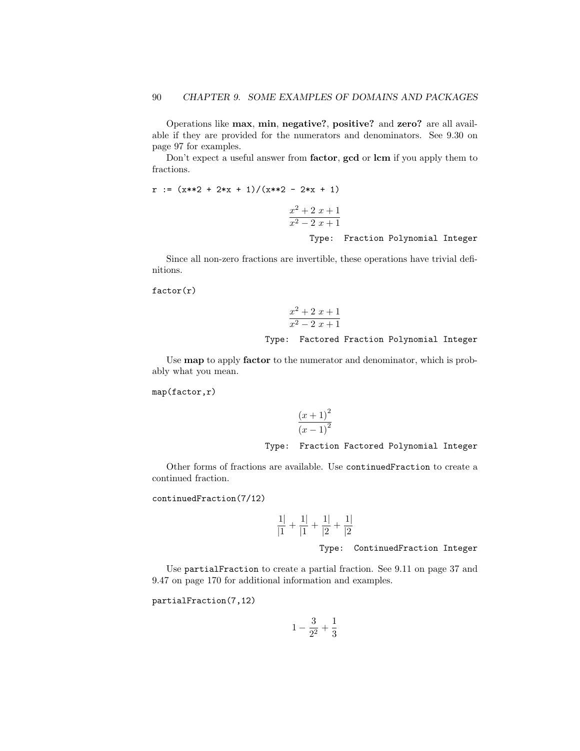Operations like **max**, **min**, **negative?**, **positive?** and **zero?** are all available if they are provided for the numerators and denominators. See 9.30 on page 97 for examples.

Don't expect a useful answer from **factor**, **gcd** or **lcm** if you apply them to fractions.

```
r := (x**2 + 2*x + 1)/(x**2 - 2*x + 1)
```

$$\frac{x^2 + 2\ x + 1}{x^2 - 2\ x + 1}$$

Type: Fraction Polynomial Integer

Since all non-zero fractions are invertible, these operations have trivial definitions.

```
factor(r)
```

$$\frac{x^2 + 2\ x + 1}{x^2 - 2\ x + 1}$$

Type: Factored Fraction Polynomial Integer

Use **map** to apply **factor** to the numerator and denominator, which is probably what you mean.

```
map(factor,r)
```

$$\frac{(x+1)^2}{(x-1)^2}$$

Type: Fraction Factored Polynomial Integer

Other forms of fractions are available. Use `continuedFraction` to create a continued fraction.

```
continuedFraction(7/12)
```

$$\frac{1|}{|1} + \frac{1|}{|1} + \frac{1|}{|2} + \frac{1|}{|2}$$

Type: ContinuedFraction Integer

Use `partialFraction` to create a partial fraction. See 9.11 on page 37 and 9.47 on page 170 for additional information and examples.

```
partialFraction(7,12)
```

$$1 - \frac{3}{2^2} + \frac{1}{3}$$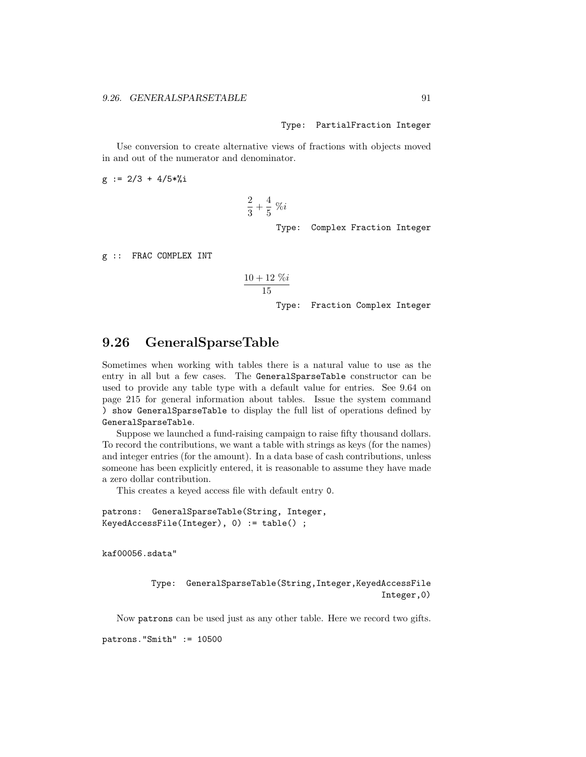Type: PartialFraction Integer

Use conversion to create alternative views of fractions with objects moved in and out of the numerator and denominator.

```
g := 2/3 + 4/5*%i
```

$$\frac{2}{3} + \frac{4}{5}\ \%i$$

Type: Complex Fraction Integer

```
g :: FRAC COMPLEX INT
```

$$\frac{10 + 12\ \%i}{15}$$

Type: Fraction Complex Integer

## 9.26 GeneralSparseTable

Sometimes when working with tables there is a natural value to use as the entry in all but a few cases. The `GeneralSparseTable` constructor can be used to provide any table type with a default value for entries. See 9.64 on page 215 for general information about tables. Issue the system command `) show GeneralSparseTable` to display the full list of operations defined by `GeneralSparseTable`.

Suppose we launched a fund-raising campaign to raise fifty thousand dollars. To record the contributions, we want a table with strings as keys (for the names) and integer entries (for the amount). In a data base of cash contributions, unless someone has been explicitly entered, it is reasonable to assume they have made a zero dollar contribution.

This creates a keyed access file with default entry `0`.

```
patrons: GeneralSparseTable(String, Integer,
KeyedAccessFile(Integer), 0) := table() ;
```

```
kaf00056.sdata"
```

Type: GeneralSparseTable(String,Integer,KeyedAccessFile Integer,0)

Now `patrons` can be used just as any other table. Here we record two gifts.

```
patrons."Smith" := 10500
```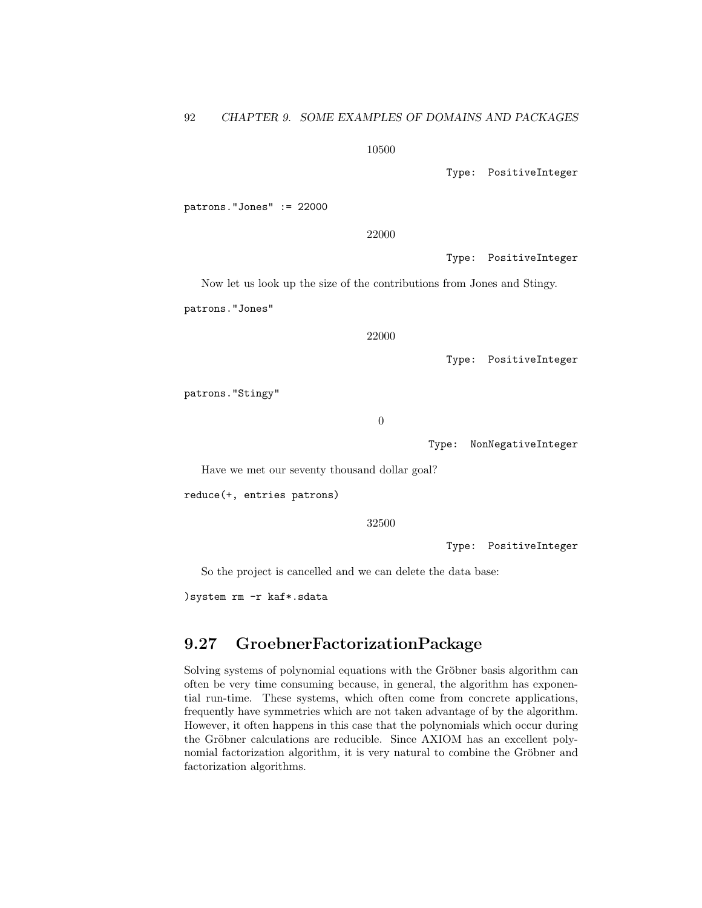$$10500$$

Type: PositiveInteger

```
patrons."Jones" := 22000
```

$$22000$$

Type: PositiveInteger

Now let us look up the size of the contributions from Jones and Stingy.

```
patrons."Jones"
```

$$22000$$

Type: PositiveInteger

```
patrons."Stingy"
```

$$0$$

Type: NonNegativeInteger

Have we met our seventy thousand dollar goal?

```
reduce(+, entries patrons)
```

$$32500$$

Type: PositiveInteger

So the project is cancelled and we can delete the data base:

```
)system rm -r kaf*.sdata
```

## 9.27 GroebnerFactorizationPackage

Solving systems of polynomial equations with the Gröbner basis algorithm can often be very time consuming because, in general, the algorithm has exponential run-time. These systems, which often come from concrete applications, frequently have symmetries which are not taken advantage of by the algorithm. However, it often happens in this case that the polynomials which occur during the Gröbner calculations are reducible. Since AXIOM has an excellent polynomial factorization algorithm, it is very natural to combine the Gröbner and factorization algorithms.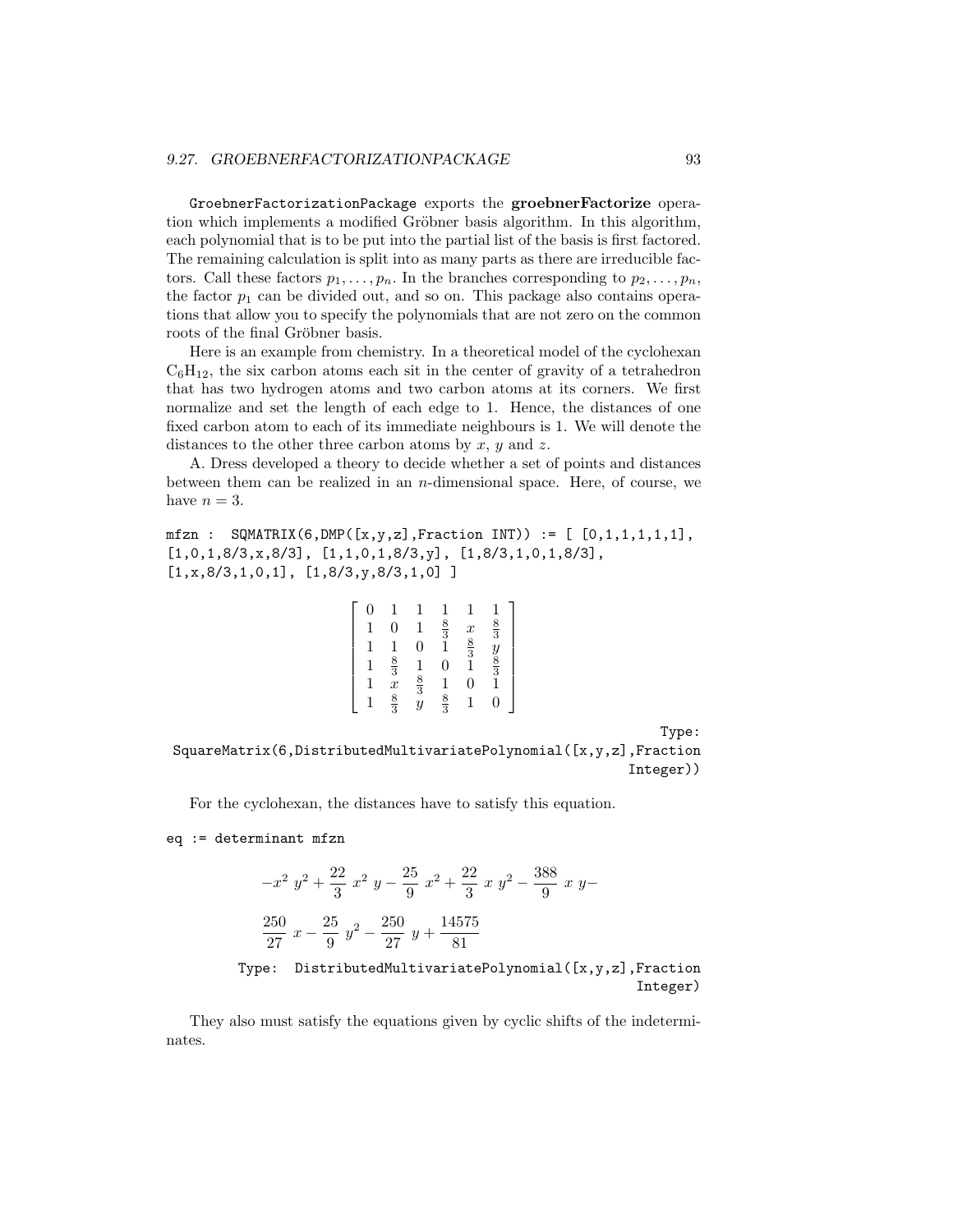GroebnerFactorizationPackage exports the **groebnerFactorize** operation which implements a modified Gröbner basis algorithm. In this algorithm, each polynomial that is to be put into the partial list of the basis is first factored. The remaining calculation is split into as many parts as there are irreducible factors. Call these factors $p_1, \ldots, p_n$. In the branches corresponding to $p_2, \ldots, p_n$, the factor $p_1$ can be divided out, and so on. This package also contains operations that allow you to specify the polynomials that are not zero on the common roots of the final Gröbner basis.

Here is an example from chemistry. In a theoretical model of the cyclohexan $C_6H_{12}$, the six carbon atoms each sit in the center of gravity of a tetrahedron that has two hydrogen atoms and two carbon atoms at its corners. We first normalize and set the length of each edge to 1. Hence, the distances of one fixed carbon atom to each of its immediate neighbours is 1. We will denote the distances to the other three carbon atoms by $x$, $y$ and $z$.

A. Dress developed a theory to decide whether a set of points and distances between them can be realized in an $n$-dimensional space. Here, of course, we have $n = 3$.

```
mfzn :  SQMATRIX(6,DMP([x,y,z],Fraction INT)) := [ [0,1,1,1,1,1],
[1,0,1,8/3,x,8/3], [1,1,0,1,8/3,y], [1,8/3,1,0,1,8/3],
[1,x,8/3,1,0,1], [1,8/3,y,8/3,1,0] ]
```

$$\begin{bmatrix} 0 & 1 & 1 & 1 & 1 & 1 \\ 1 & 0 & 1 & \frac{8}{3} & x & \frac{8}{3} \\ 1 & 1 & 0 & 1 & \frac{8}{3} & y \\ 1 & \frac{8}{3} & 1 & 0 & 1 & \frac{8}{3} \\ 1 & x & \frac{8}{3} & 1 & 0 & 1 \\ 1 & \frac{8}{3} & y & \frac{8}{3} & 1 & 0 \end{bmatrix}$$

```
Type:
SquareMatrix(6,DistributedMultivariatePolynomial([x,y,z],Fraction
Integer))
```

For the cyclohexan, the distances have to satisfy this equation.

```
eq := determinant mfzn
```

$$-x^2\ y^2 + \frac{22}{3}\ x^2\ y - \frac{25}{9}\ x^2 + \frac{22}{3}\ x\ y^2 - \frac{388}{9}\ x\ y - \frac{250}{27}\ x - \frac{25}{9}\ y^2 - \frac{250}{27}\ y + \frac{14575}{81}$$

```
Type:  DistributedMultivariatePolynomial([x,y,z],Fraction
Integer)
```

They also must satisfy the equations given by cyclic shifts of the indeterminates.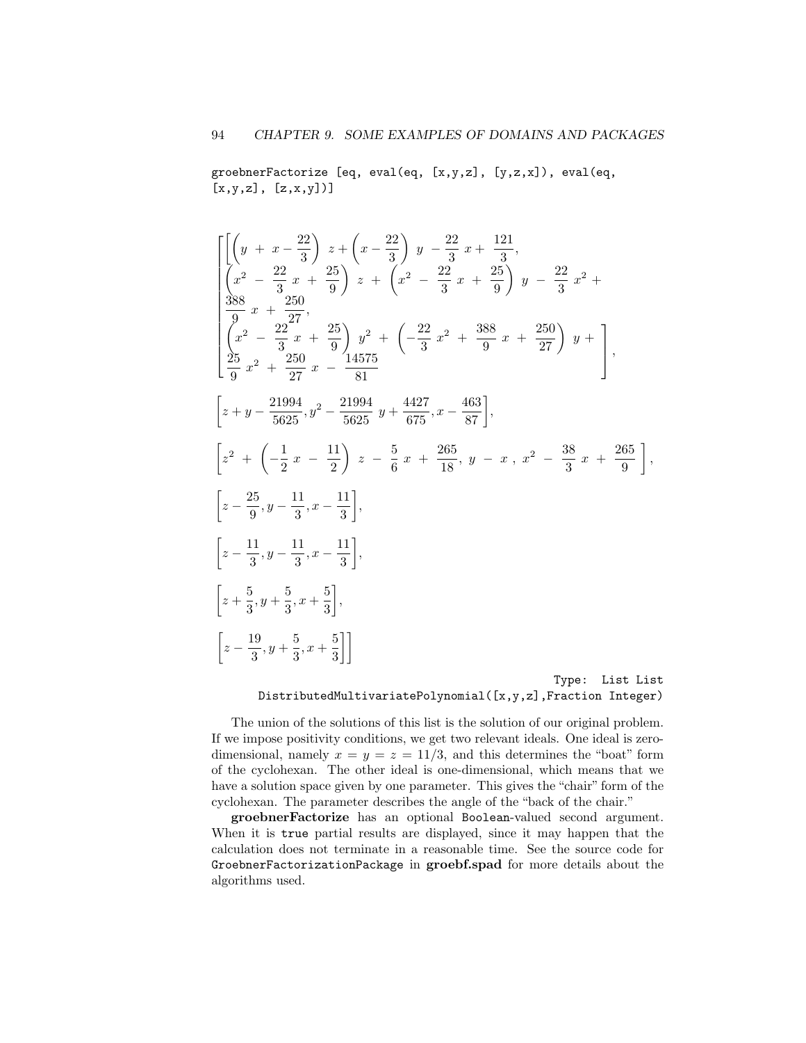```
groebnerFactorize [eq, eval(eq, [x,y,z], [y,z,x]), eval(eq,
[x,y,z], [z,x,y])]
```

$$
\left[
\begin{array}{l}
\left[\left(y + x - \frac{22}{3}\right) z + \left(x - \frac{22}{3}\right) y - \frac{22}{3} x + \frac{121}{3}, \right. \\
\left(x^2 - \frac{22}{3} x + \frac{25}{9}\right) z + \left(x^2 - \frac{22}{3} x + \frac{25}{9}\right) y - \frac{22}{3} x^2 + \\
\frac{388}{9} x + \frac{250}{27}, \\
\left(x^2 - \frac{22}{3} x + \frac{25}{9}\right) y^2 + \left(-\frac{22}{3} x^2 + \frac{388}{9} x + \frac{250}{27}\right) y + \\
\left. \frac{25}{9} x^2 + \frac{250}{27} x - \frac{14575}{81} \right], \\
\left[z + y - \frac{21994}{5625}, y^2 - \frac{21994}{5625} y + \frac{4427}{675}, x - \frac{463}{87}\right], \\
\left[z^2 + \left(-\frac{1}{2} x - \frac{11}{2}\right) z - \frac{5}{6} x + \frac{265}{18}, y - x, x^2 - \frac{38}{3} x + \frac{265}{9}\right], \\
\left[z - \frac{25}{9}, y - \frac{11}{3}, x - \frac{11}{3}\right], \\
\left[z - \frac{11}{3}, y - \frac{11}{3}, x - \frac{11}{3}\right], \\
\left[z + \frac{5}{3}, y + \frac{5}{3}, x + \frac{5}{3}\right], \\
\left[z - \frac{19}{3}, y + \frac{5}{3}, x + \frac{5}{3}\right]
\end{array}
\right]
$$

Type: List List DistributedMultivariatePolynomial([x,y,z],Fraction Integer)

The union of the solutions of this list is the solution of our original problem. If we impose positivity conditions, we get two relevant ideals. One ideal is zero-dimensional, namely $x = y = z = 11/3$, and this determines the "boat" form of the cyclohexan. The other ideal is one-dimensional, which means that we have a solution space given by one parameter. This gives the "chair" form of the cyclohexan. The parameter describes the angle of the "back of the chair."

**groebnerFactorize** has an optional `Boolean`-valued second argument. When it is `true` partial results are displayed, since it may happen that the calculation does not terminate in a reasonable time. See the source code for `GroebnerFactorizationPackage` in **groebf.spad** for more details about the algorithms used.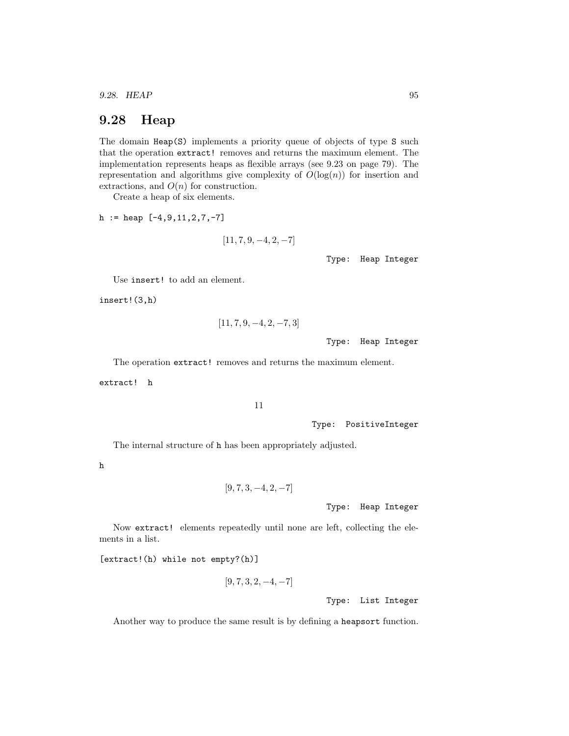## 9.28 Heap

The domain `Heap(S)` implements a priority queue of objects of type `S` such that the operation `extract!` removes and returns the maximum element. The implementation represents heaps as flexible arrays (see 9.23 on page 79). The representation and algorithms give complexity of $O(\log(n))$ for insertion and extractions, and $O(n)$ for construction.

Create a heap of six elements.

```
h := heap [-4,9,11,2,7,-7]
```

$$[11, 7, 9, -4, 2, -7]$$

Type: Heap Integer

Use `insert!` to add an element.

```
insert!(3,h)
```

$$[11, 7, 9, -4, 2, -7, 3]$$

Type: Heap Integer

The operation `extract!` removes and returns the maximum element.

```
extract! h
```

$$11$$

Type: PositiveInteger

The internal structure of `h` has been appropriately adjusted.

```
h
```

$$[9, 7, 3, -4, 2, -7]$$

Type: Heap Integer

Now `extract!` elements repeatedly until none are left, collecting the elements in a list.

```
[extract!(h) while not empty?(h)]
```

$$[9, 7, 3, 2, -4, -7]$$

Type: List Integer

Another way to produce the same result is by defining a `heapsort` function.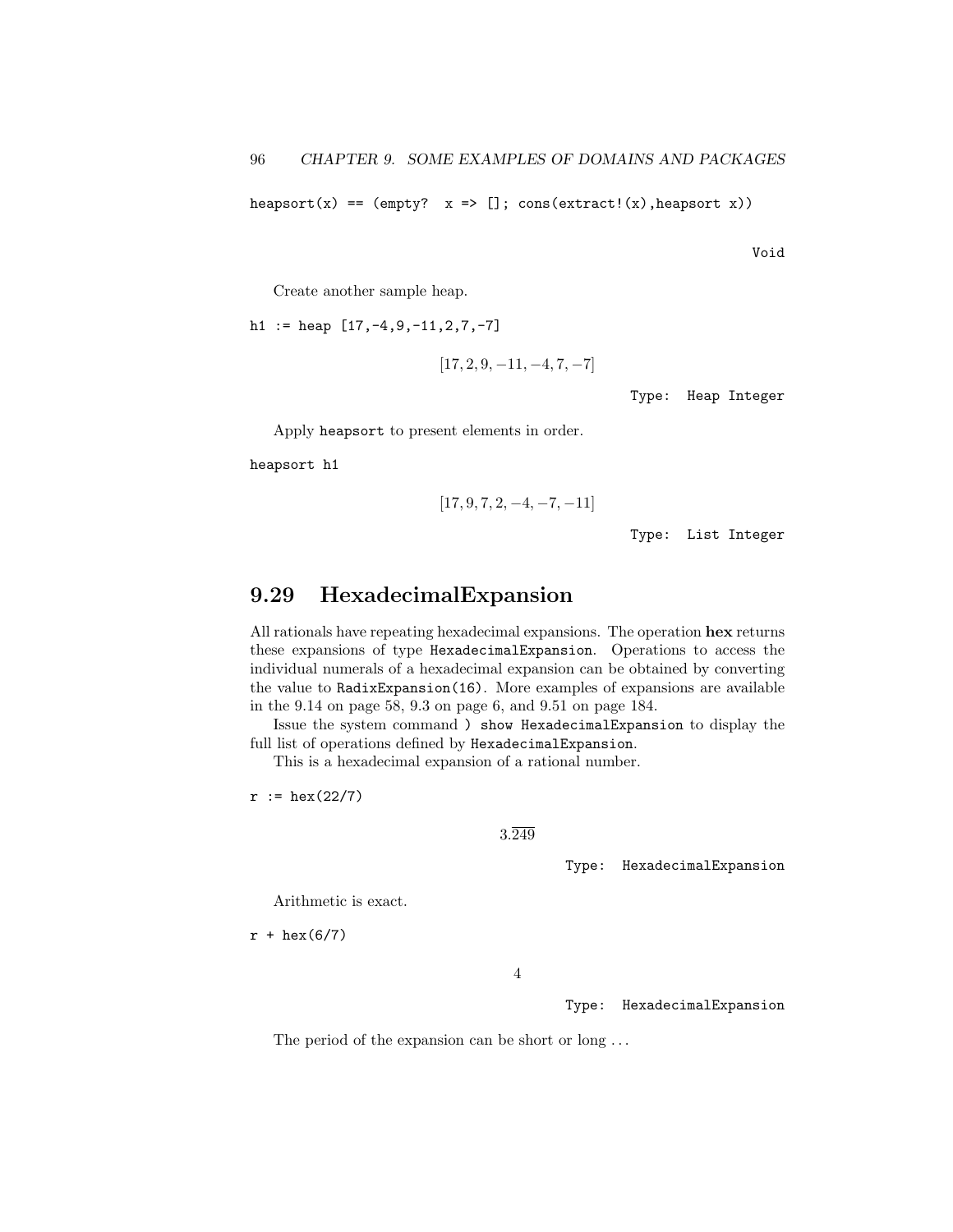```
heapsort(x) == (empty?  x => []; cons(extract!(x),heapsort x))
```

Void

Create another sample heap.

```
h1 := heap [17,-4,9,-11,2,7,-7]
```

$$[17, 2, 9, -11, -4, 7, -7]$$

Type: Heap Integer

Apply `heapsort` to present elements in order.

```
heapsort h1
```

$$[17, 9, 7, 2, -4, -7, -11]$$

Type: List Integer

## 9.29 HexadecimalExpansion

All rationals have repeating hexadecimal expansions. The operation **hex** returns these expansions of type `HexadecimalExpansion`. Operations to access the individual numerals of a hexadecimal expansion can be obtained by converting the value to `RadixExpansion(16)`. More examples of expansions are available in the 9.14 on page 58, 9.3 on page 6, and 9.51 on page 184.

Issue the system command `) show HexadecimalExpansion` to display the full list of operations defined by `HexadecimalExpansion`.

This is a hexadecimal expansion of a rational number.

```
r := hex(22/7)
```

$$3.\overline{249}$$

Type: HexadecimalExpansion

Arithmetic is exact.

```
r + hex(6/7)
```

$$4$$

Type: HexadecimalExpansion

The period of the expansion can be short or long . . .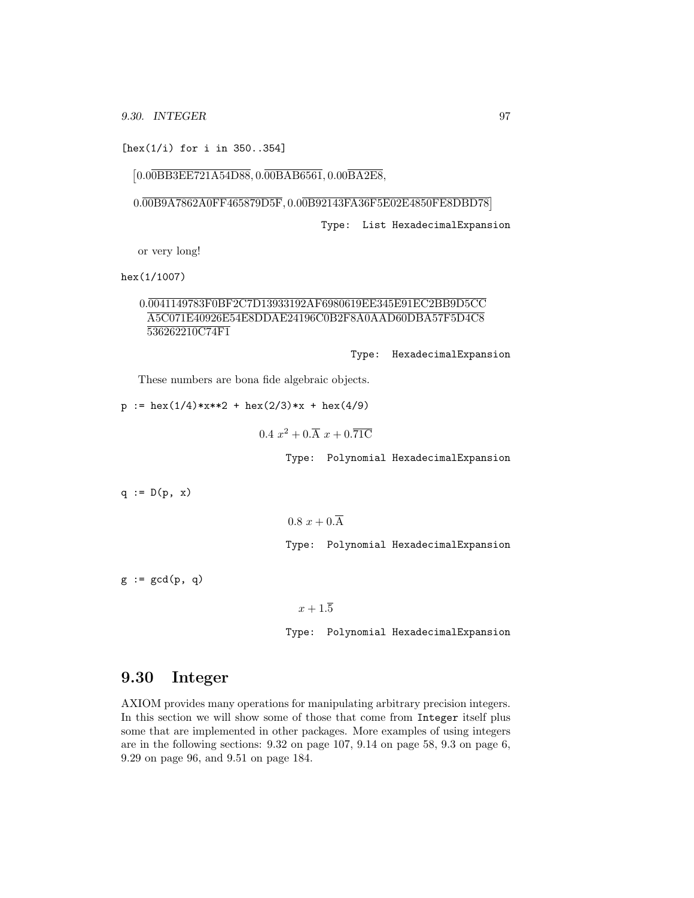```
[hex(1/i) for i in 350..354]
```

$$\left[0.00\overline{BB3EE721A54D88}, 0.\overline{00BAB6561}, 0.00\overline{BA2E8},\right.$$

$$\left.0.0\overline{0B9A7862A0FF465879D5F}, 0.0\overline{0B92143FA36F5E02E4850FE8DBD78}\right]$$

Type: List HexadecimalExpansion

or very long!

```
hex(1/1007)
```

$$0.\overline{0041149783F0BF2C7D13933192AF6980619EE345E91EC2BB9D5CC A5C071E40926E54E8DDAE24196C0B2F8A0AAD60DBA57F5D4C8 536262210C74F1}$$

Type: HexadecimalExpansion

These numbers are bona fide algebraic objects.

```
p := hex(1/4)*x**2 + hex(2/3)*x + hex(4/9)
```

$$0.4\ x^2 + 0.\overline{A}\ x + 0.\overline{71C}$$

Type: Polynomial HexadecimalExpansion

```
q := D(p, x)
```

$$0.8\ x + 0.\overline{A}$$

Type: Polynomial HexadecimalExpansion

```
g := gcd(p, q)
```

$$x + 1.\overline{5}$$

Type: Polynomial HexadecimalExpansion

## 9.30 Integer

AXIOM provides many operations for manipulating arbitrary precision integers. In this section we will show some of those that come from Integer itself plus some that are implemented in other packages. More examples of using integers are in the following sections: 9.32 on page 107, 9.14 on page 58, 9.3 on page 6, 9.29 on page 96, and 9.51 on page 184.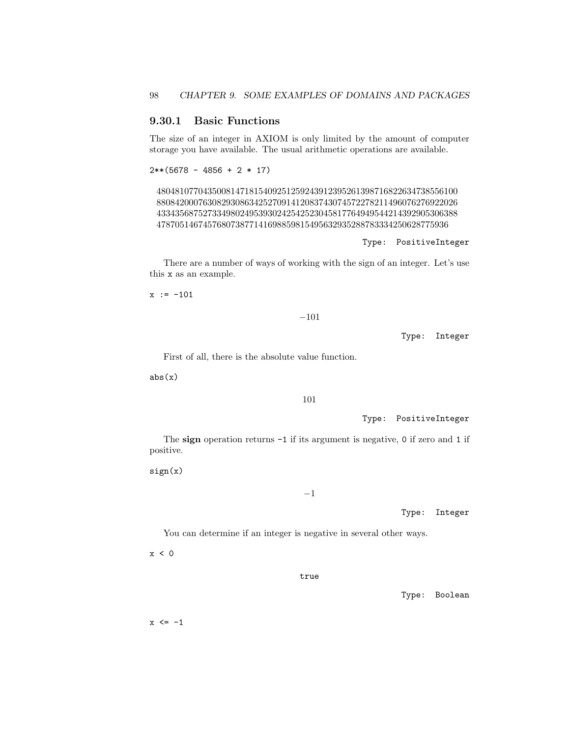### 9.30.1 Basic Functions

The size of an integer in AXIOM is only limited by the amount of computer storage you have available. The usual arithmetic operations are available.

```
2**(5678 - 4856 + 2 * 17)
```

$$
\begin{array}{l}
480481077043500814718154092512592439123952613987168226347385561 00\\
880842000763082930863425270914120837430745722782114960762769220 26\\
433435687527334980249539302425425230458177649495442143929053063 88\\
478705146745768073877141698859815495632935288783334250628775936
\end{array}
$$

Type: PositiveInteger

There are a number of ways of working with the sign of an integer. Let's use this `x` as an example.

```
x := -101
```

$$-101$$

Type: Integer

First of all, there is the absolute value function.

```
abs(x)
```

$$101$$

Type: PositiveInteger

The **sign** operation returns `-1` if its argument is negative, `0` if zero and `1` if positive.

```
sign(x)
```

$$-1$$

Type: Integer

You can determine if an integer is negative in several other ways.

```
x < 0
```

true

Type: Boolean

```
x <= -1
```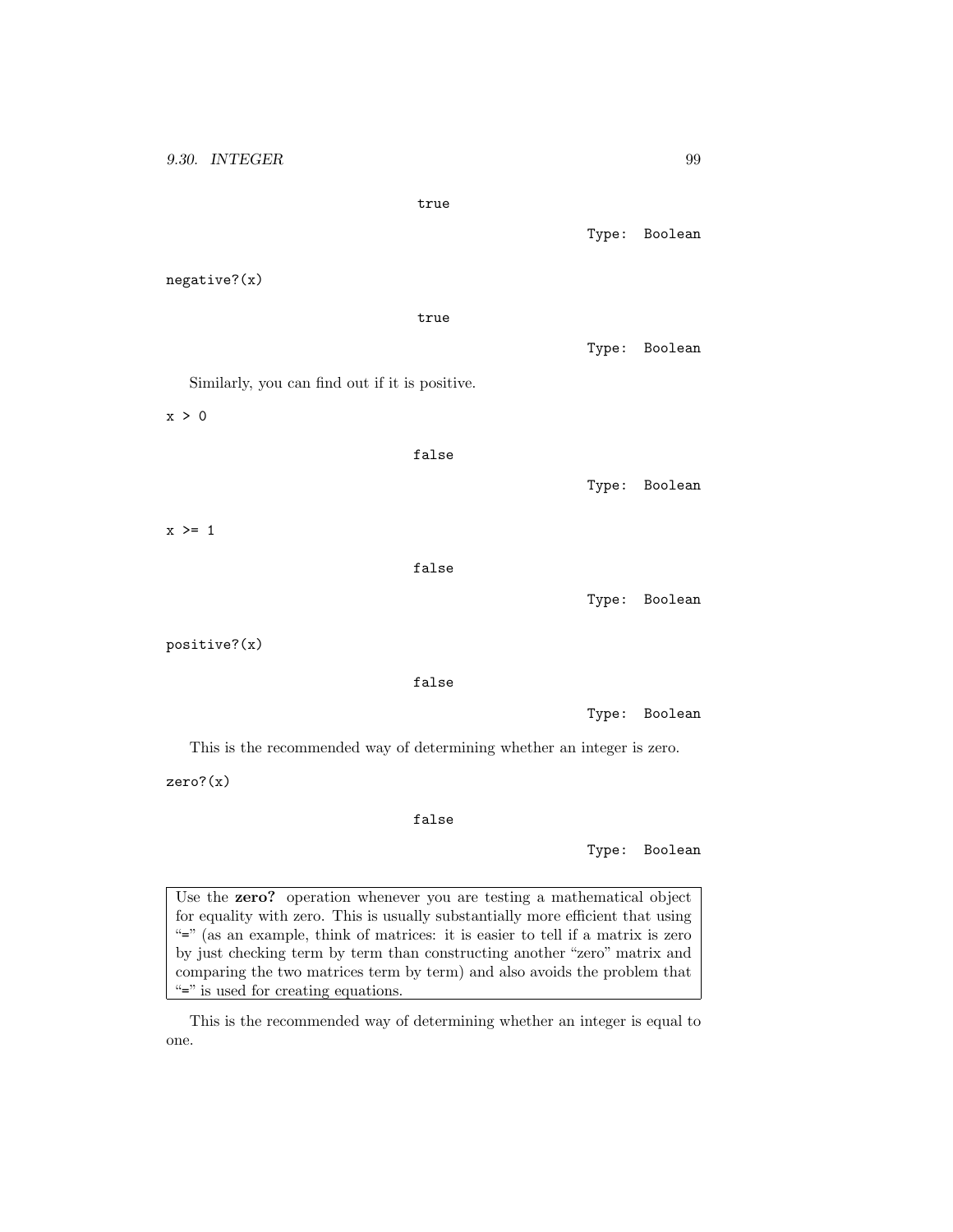```
true
```

Type: Boolean

```
negative?(x)
```

```
true
```

Type: Boolean

Similarly, you can find out if it is positive.

```
x > 0
```

```
false
```

Type: Boolean

```
x >= 1
```

```
false
```

Type: Boolean

```
positive?(x)
```

```
false
```

Type: Boolean

This is the recommended way of determining whether an integer is zero.

```
zero?(x)
```

```
false
```

Type: Boolean

> Use the **zero?** operation whenever you are testing a mathematical object for equality with zero. This is usually substantially more efficient that using "=" (as an example, think of matrices: it is easier to tell if a matrix is zero by just checking term by term than constructing another "zero" matrix and comparing the two matrices term by term) and also avoids the problem that "=" is used for creating equations.

This is the recommended way of determining whether an integer is equal to one.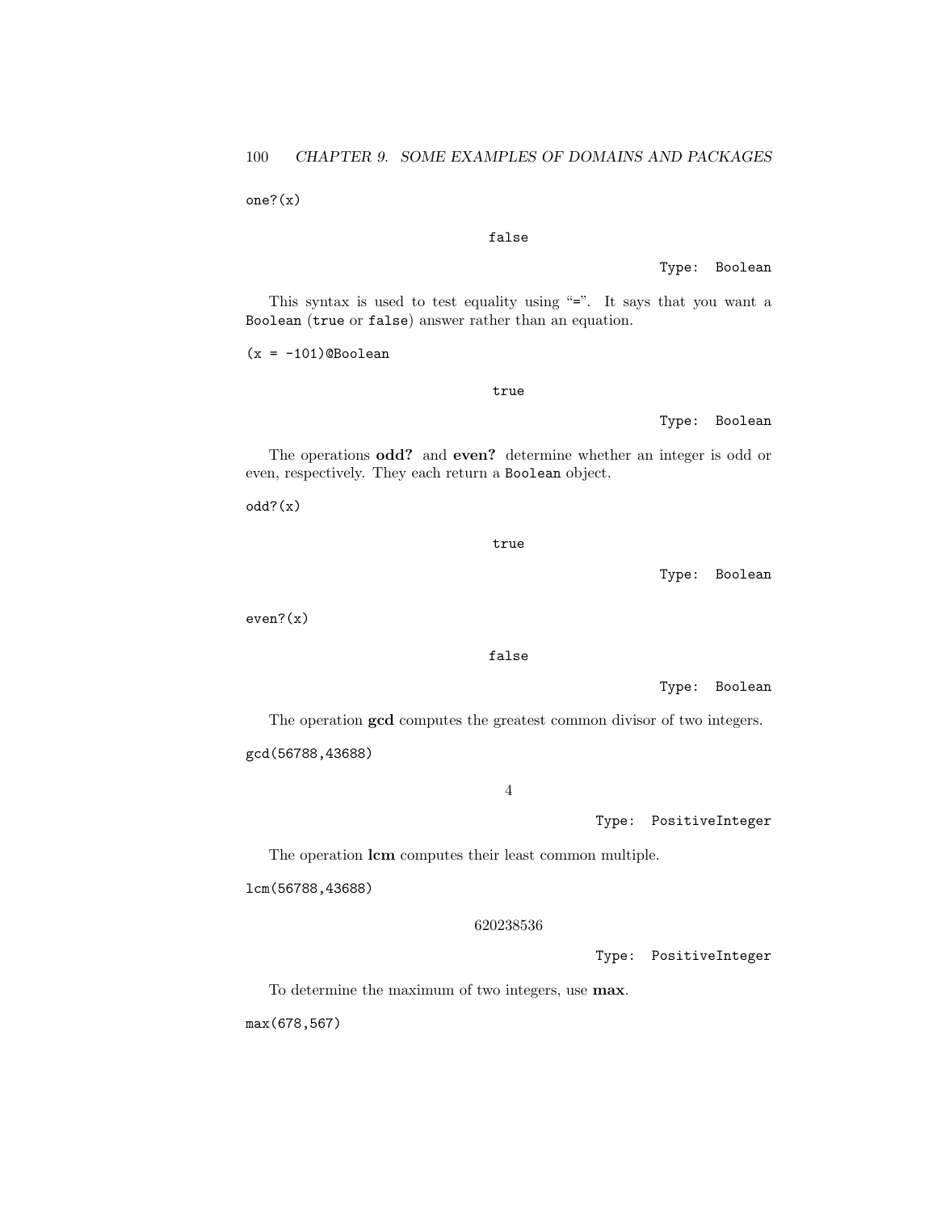```
one?(x)
```

false

Type: Boolean

This syntax is used to test equality using "=". It says that you want a Boolean (true or false) answer rather than an equation.

```
(x = -101)@Boolean
```

true

Type: Boolean

The operations **odd?** and **even?** determine whether an integer is odd or even, respectively. They each return a Boolean object.

```
odd?(x)
```

true

Type: Boolean

```
even?(x)
```

false

Type: Boolean

The operation **gcd** computes the greatest common divisor of two integers.

```
gcd(56788,43688)
```

$$4$$

Type: PositiveInteger

The operation **lcm** computes their least common multiple.

```
lcm(56788,43688)
```

$$620238536$$

Type: PositiveInteger

To determine the maximum of two integers, use **max**.

```
max(678,567)
```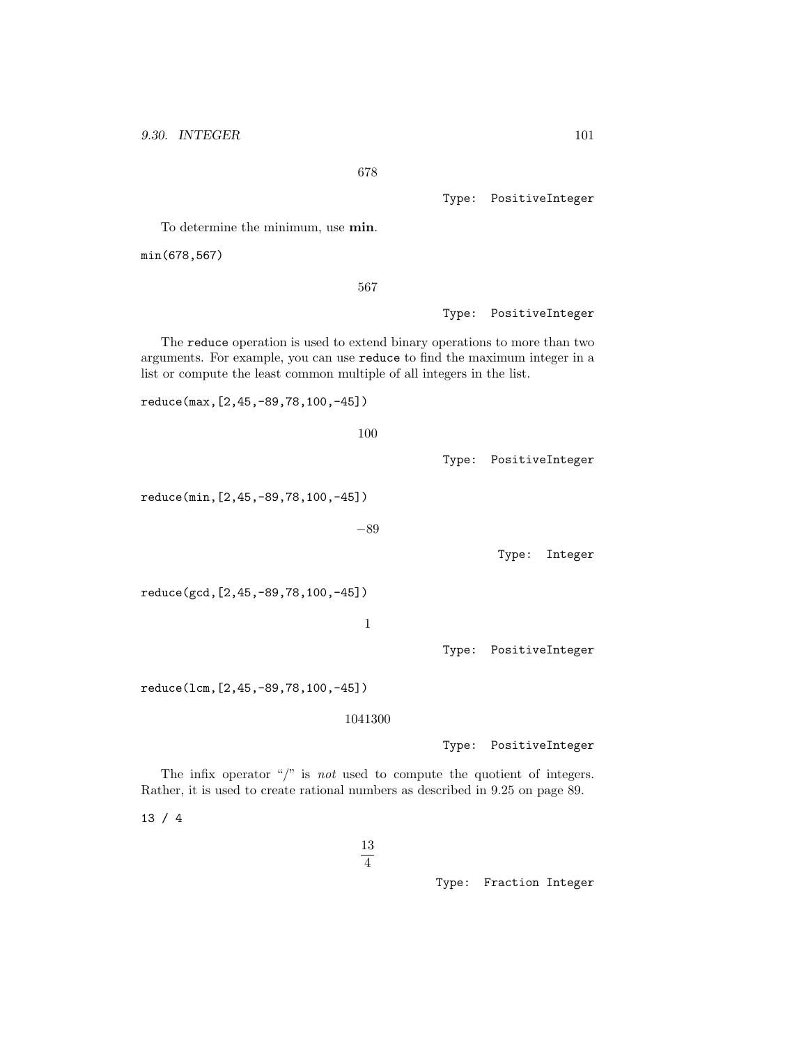$$678$$

Type: PositiveInteger

To determine the minimum, use **min**.

```
min(678,567)
```

$$567$$

Type: PositiveInteger

The `reduce` operation is used to extend binary operations to more than two arguments. For example, you can use `reduce` to find the maximum integer in a list or compute the least common multiple of all integers in the list.

```
reduce(max,[2,45,-89,78,100,-45])
```

$$100$$

Type: PositiveInteger

```
reduce(min,[2,45,-89,78,100,-45])
```

$$-89$$

Type: Integer

```
reduce(gcd,[2,45,-89,78,100,-45])
```

$$1$$

Type: PositiveInteger

```
reduce(lcm,[2,45,-89,78,100,-45])
```

$$1041300$$

Type: PositiveInteger

The infix operator "/" is *not* used to compute the quotient of integers. Rather, it is used to create rational numbers as described in 9.25 on page 89.

```
13 / 4
```

$$\frac{13}{4}$$

Type: Fraction Integer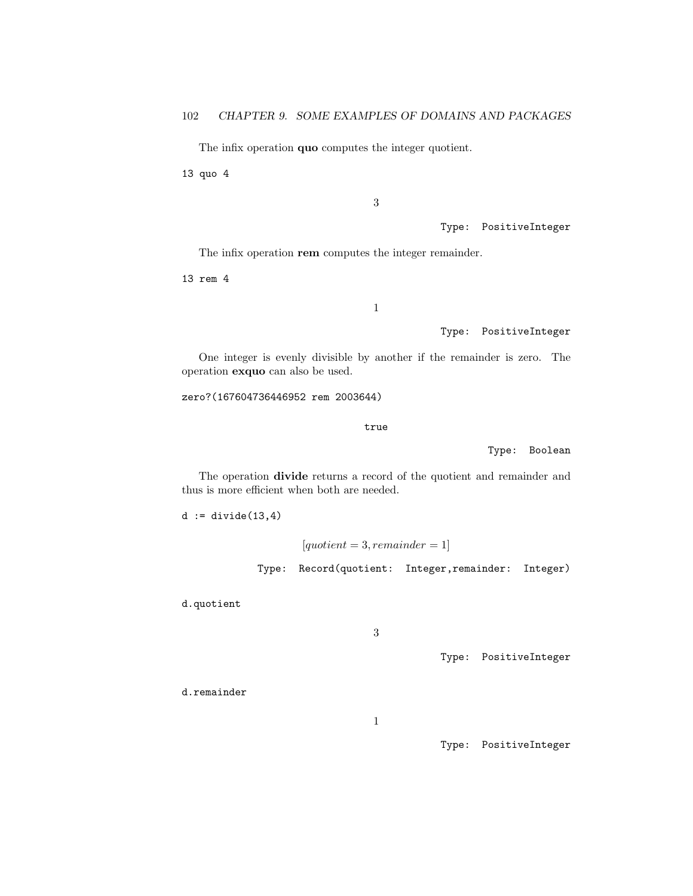The infix operation **quo** computes the integer quotient.

```
13 quo 4
```

$$3$$

Type: PositiveInteger

The infix operation **rem** computes the integer remainder.

```
13 rem 4
```

$$1$$

Type: PositiveInteger

One integer is evenly divisible by another if the remainder is zero. The operation **exquo** can also be used.

```
zero?(167604736446952 rem 2003644)
```

true

Type: Boolean

The operation **divide** returns a record of the quotient and remainder and thus is more efficient when both are needed.

```
d := divide(13,4)
```

$$[quotient = 3, remainder = 1]$$

Type: Record(quotient: Integer,remainder: Integer)

```
d.quotient
```

$$3$$

Type: PositiveInteger

```
d.remainder
```

$$1$$

Type: PositiveInteger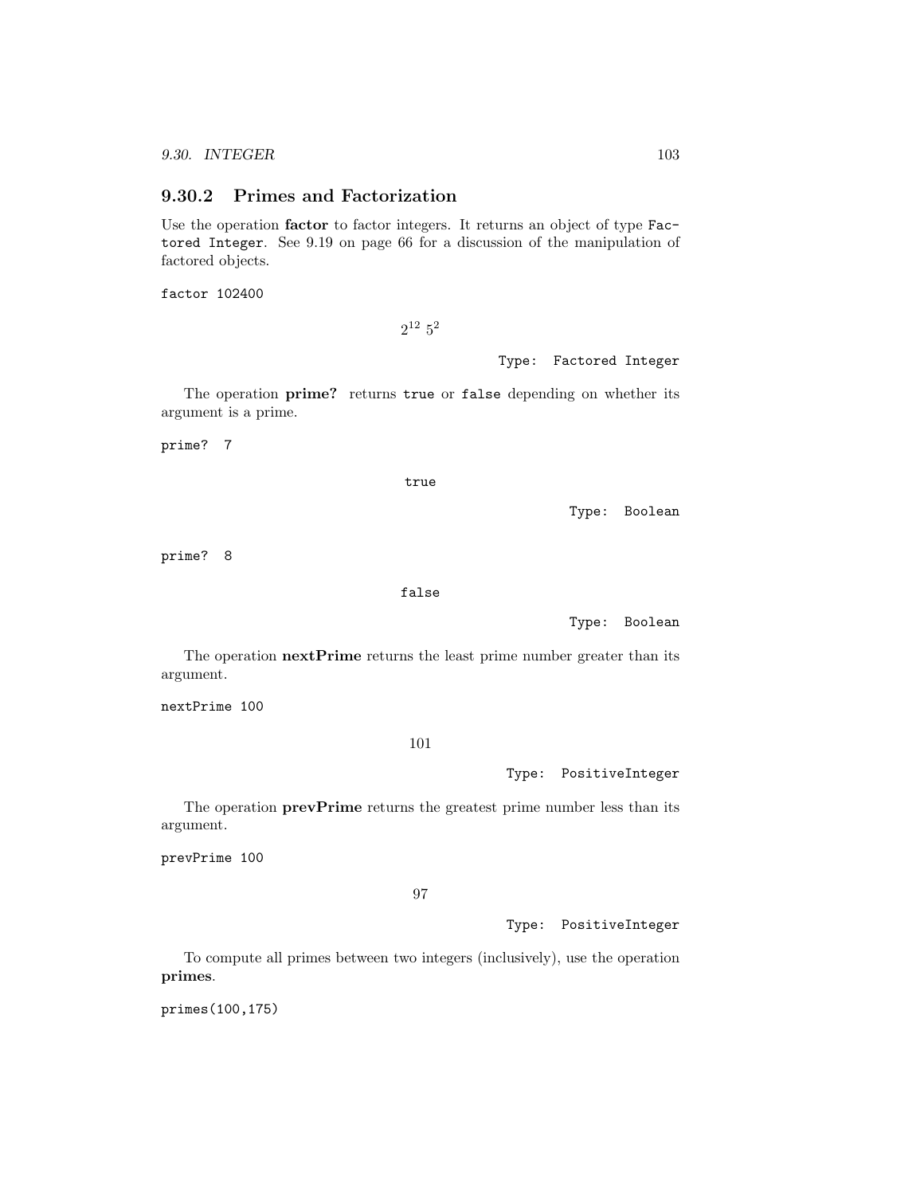### 9.30.2 Primes and Factorization

Use the operation **factor** to factor integers. It returns an object of type `Factored Integer`. See 9.19 on page 66 for a discussion of the manipulation of factored objects.

```
factor 102400
```

$$2^{12}\ 5^2$$

Type: Factored Integer

The operation **prime?** returns `true` or `false` depending on whether its argument is a prime.

```
prime? 7
```

true

Type: Boolean

```
prime? 8
```

false

Type: Boolean

The operation **nextPrime** returns the least prime number greater than its argument.

```
nextPrime 100
```

101

Type: PositiveInteger

The operation **prevPrime** returns the greatest prime number less than its argument.

```
prevPrime 100
```

97

Type: PositiveInteger

To compute all primes between two integers (inclusively), use the operation **primes**.

```
primes(100,175)
```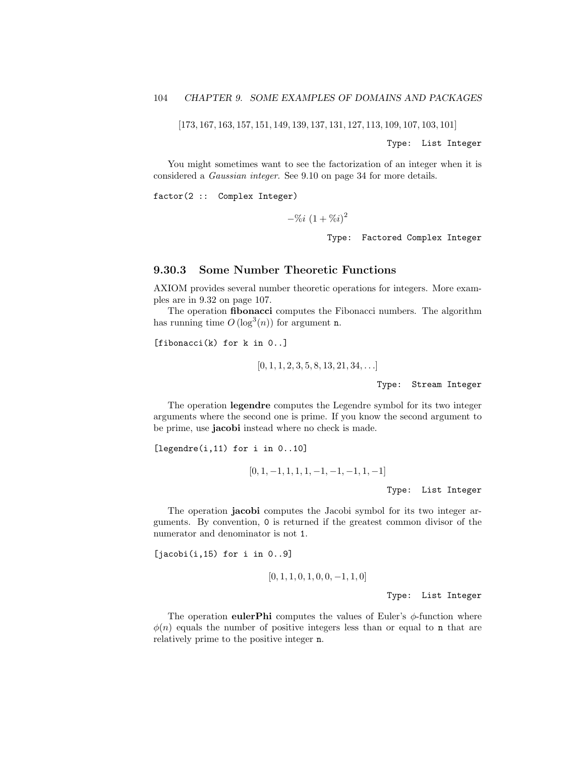$$[173, 167, 163, 157, 151, 149, 139, 137, 131, 127, 113, 109, 107, 103, 101]$$

```
Type: List Integer
```

You might sometimes want to see the factorization of an integer when it is considered a *Gaussian integer*. See 9.10 on page 34 for more details.

```
factor(2 :: Complex Integer)
```

$$-\%i\ (1 + \%i)^2$$

```
Type: Factored Complex Integer
```

### 9.30.3 Some Number Theoretic Functions

AXIOM provides several number theoretic operations for integers. More examples are in 9.32 on page 107.

The operation **fibonacci** computes the Fibonacci numbers. The algorithm has running time $O\left(\log^3(n)\right)$ for argument `n`.

```
[fibonacci(k) for k in 0..]
```

$$[0, 1, 1, 2, 3, 5, 8, 13, 21, 34, \ldots]$$

```
Type: Stream Integer
```

The operation **legendre** computes the Legendre symbol for its two integer arguments where the second one is prime. If you know the second argument to be prime, use **jacobi** instead where no check is made.

```
[legendre(i,11) for i in 0..10]
```

$$[0, 1, -1, 1, 1, 1, -1, -1, -1, 1, -1]$$

```
Type: List Integer
```

The operation **jacobi** computes the Jacobi symbol for its two integer arguments. By convention, `0` is returned if the greatest common divisor of the numerator and denominator is not `1`.

```
[jacobi(i,15) for i in 0..9]
```

$$[0, 1, 1, 0, 1, 0, 0, -1, 1, 0]$$

```
Type: List Integer
```

The operation **eulerPhi** computes the values of Euler's $\phi$-function where $\phi(n)$ equals the number of positive integers less than or equal to `n` that are relatively prime to the positive integer `n`.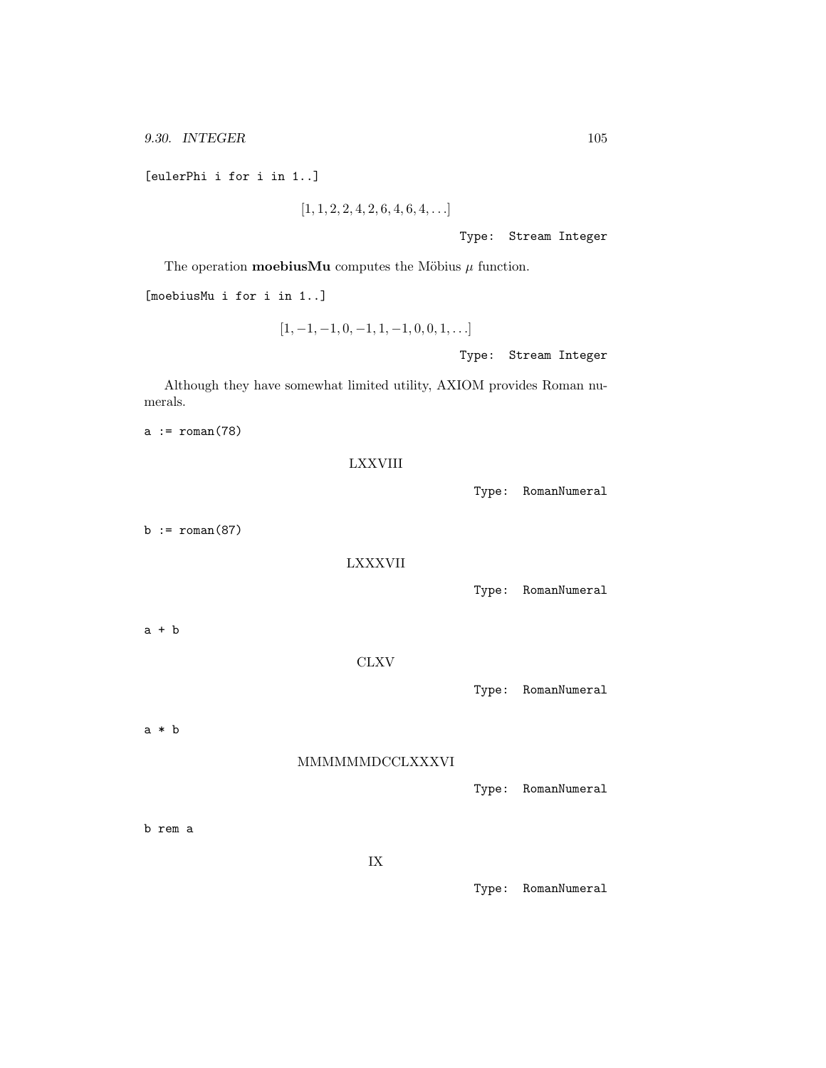```
[eulerPhi i for i in 1..]
```

$$[1, 1, 2, 2, 4, 2, 6, 4, 6, 4, \ldots]$$

Type: Stream Integer

The operation **moebiusMu** computes the Möbius $\mu$ function.

```
[moebiusMu i for i in 1..]
```

$$[1, -1, -1, 0, -1, 1, -1, 0, 0, 1, \ldots]$$

Type: Stream Integer

Although they have somewhat limited utility, AXIOM provides Roman numerals.

```
a := roman(78)
```

LXXVIII

Type: RomanNumeral

```
b := roman(87)
```

LXXXVII

Type: RomanNumeral

```
a + b
```

CLXV

Type: RomanNumeral

```
a * b
```

MMMMMMDCCLXXXVI

Type: RomanNumeral

```
b rem a
```

IX

Type: RomanNumeral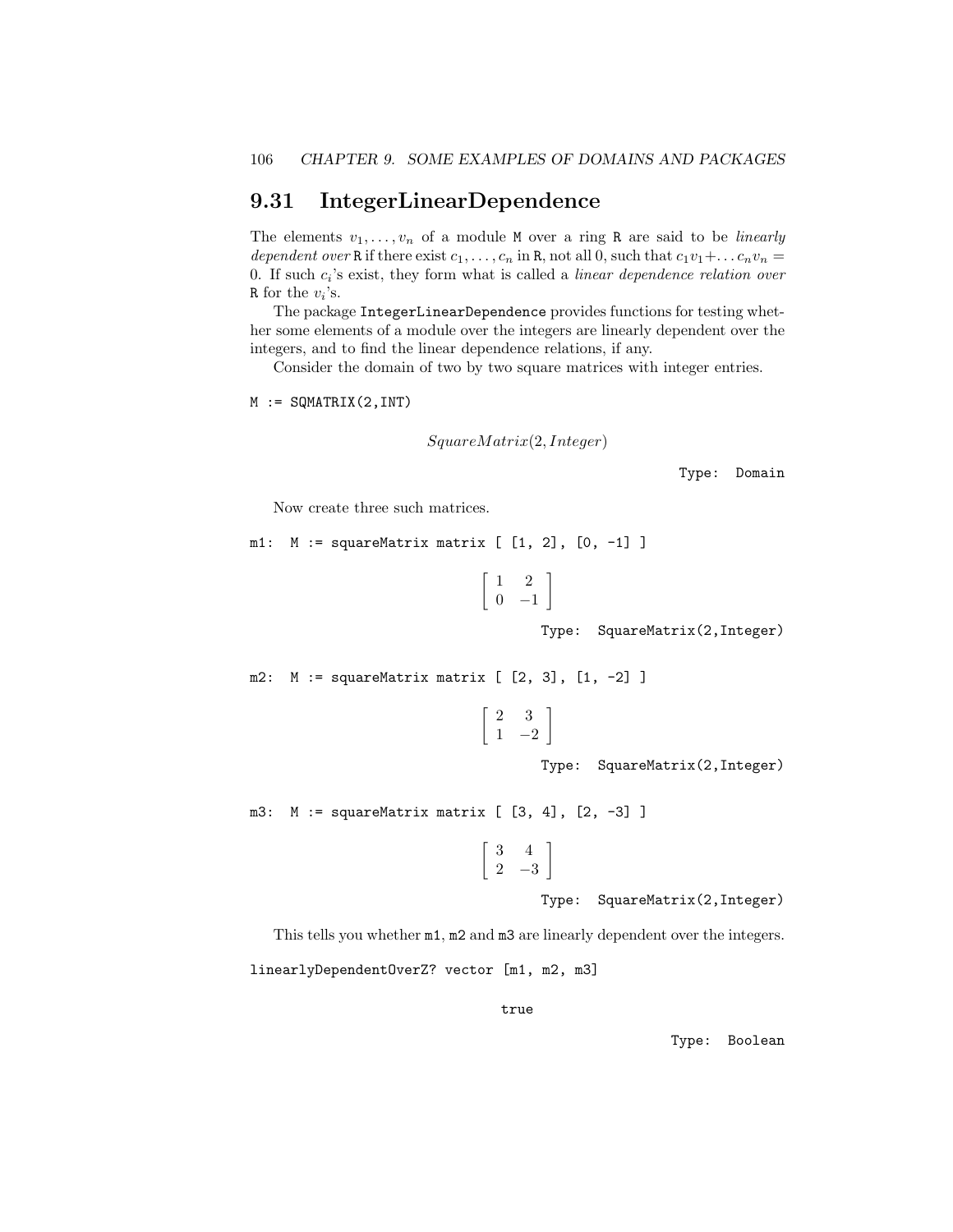## 9.31 IntegerLinearDependence

The elements $v_1, \ldots, v_n$ of a module M over a ring R are said to be *linearly dependent over* R if there exist $c_1, \ldots, c_n$ in R, not all 0, such that $c_1 v_1 + \ldots c_n v_n = 0$. If such $c_i$'s exist, they form what is called a *linear dependence relation over* R for the $v_i$'s.

The package IntegerLinearDependence provides functions for testing whether some elements of a module over the integers are linearly dependent over the integers, and to find the linear dependence relations, if any.

Consider the domain of two by two square matrices with integer entries.

```
M := SQMATRIX(2,INT)
```

$$SquareMatrix(2, Integer)$$

Type: Domain

Now create three such matrices.

```
m1: M := squareMatrix matrix [ [1, 2], [0, -1] ]
```

$$\begin{bmatrix} 1 & 2 \\ 0 & -1 \end{bmatrix}$$

Type: SquareMatrix(2,Integer)

```
m2: M := squareMatrix matrix [ [2, 3], [1, -2] ]
```

$$\begin{bmatrix} 2 & 3 \\ 1 & -2 \end{bmatrix}$$

Type: SquareMatrix(2,Integer)

```
m3: M := squareMatrix matrix [ [3, 4], [2, -3] ]
```

$$\begin{bmatrix} 3 & 4 \\ 2 & -3 \end{bmatrix}$$

Type: SquareMatrix(2,Integer)

This tells you whether m1, m2 and m3 are linearly dependent over the integers.

```
linearlyDependentOverZ? vector [m1, m2, m3]
```

true

Type: Boolean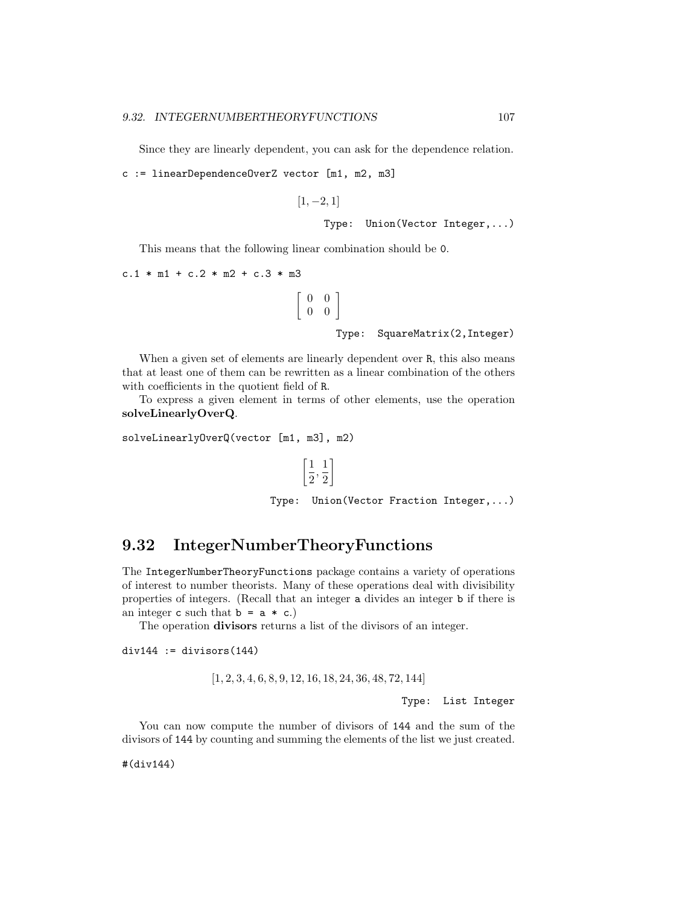Since they are linearly dependent, you can ask for the dependence relation.

```
c := linearDependenceOverZ vector [m1, m2, m3]
```

$$[1, -2, 1]$$

Type: Union(Vector Integer,...)

This means that the following linear combination should be 0.

```
c.1 * m1 + c.2 * m2 + c.3 * m3
```

$$\begin{bmatrix} 0 & 0 \\ 0 & 0 \end{bmatrix}$$

Type: SquareMatrix(2,Integer)

When a given set of elements are linearly dependent over R, this also means that at least one of them can be rewritten as a linear combination of the others with coefficients in the quotient field of R.

To express a given element in terms of other elements, use the operation **solveLinearlyOverQ**.

```
solveLinearlyOverQ(vector [m1, m3], m2)
```

$$\left[\frac{1}{2}, \frac{1}{2}\right]$$

Type: Union(Vector Fraction Integer,...)

## 9.32 IntegerNumberTheoryFunctions

The IntegerNumberTheoryFunctions package contains a variety of operations of interest to number theorists. Many of these operations deal with divisibility properties of integers. (Recall that an integer a divides an integer b if there is an integer c such that b = a * c.)

The operation **divisors** returns a list of the divisors of an integer.

```
div144 := divisors(144)
```

$$[1, 2, 3, 4, 6, 8, 9, 12, 16, 18, 24, 36, 48, 72, 144]$$

Type: List Integer

You can now compute the number of divisors of 144 and the sum of the divisors of 144 by counting and summing the elements of the list we just created.

```
#(div144)
```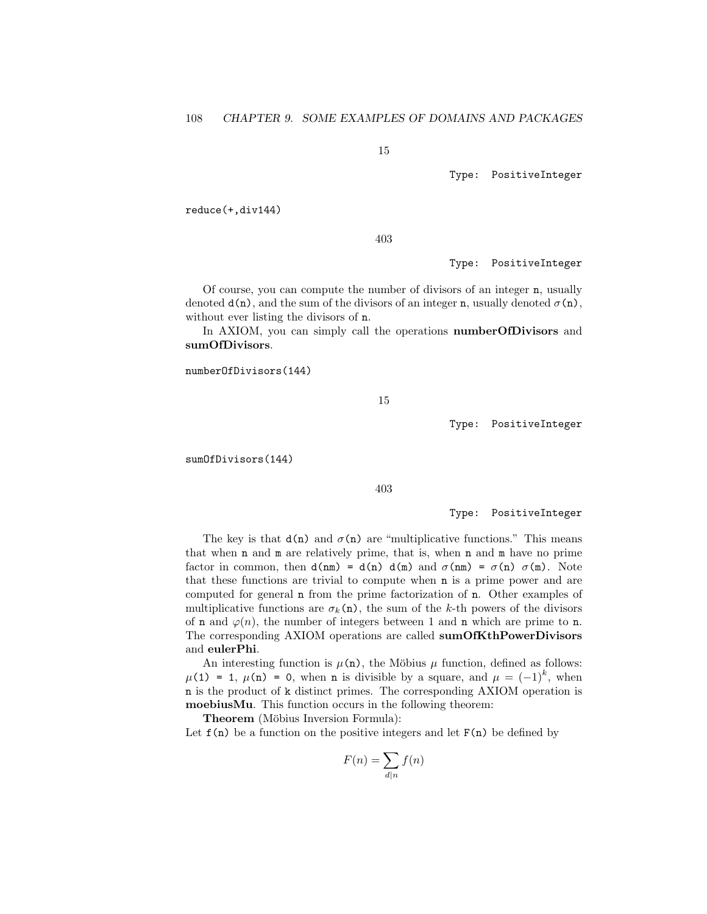$$15$$

Type: PositiveInteger

```
reduce(+,div144)
```

$$403$$

Type: PositiveInteger

Of course, you can compute the number of divisors of an integer `n`, usually denoted `d(n)`, and the sum of the divisors of an integer `n`, usually denoted $\sigma$`(n)`, without ever listing the divisors of `n`.

In AXIOM, you can simply call the operations **numberOfDivisors** and **sumOfDivisors**.

```
numberOfDivisors(144)
```

$$15$$

Type: PositiveInteger

```
sumOfDivisors(144)
```

$$403$$

Type: PositiveInteger

The key is that `d(n)` and $\sigma$`(n)` are "multiplicative functions." This means that when `n` and `m` are relatively prime, that is, when `n` and `m` have no prime factor in common, then `d(nm) = d(n) d(m)` and $\sigma$`(nm) =` $\sigma$`(n)` $\sigma$`(m)`. Note that these functions are trivial to compute when `n` is a prime power and are computed for general `n` from the prime factorization of `n`. Other examples of multiplicative functions are $\sigma_k$`(n)`, the sum of the $k$-th powers of the divisors of `n` and $\varphi(n)$, the number of integers between 1 and `n` which are prime to `n`. The corresponding AXIOM operations are called **sumOfKthPowerDivisors** and **eulerPhi**.

An interesting function is $\mu$`(n)`, the Möbius $\mu$ function, defined as follows: $\mu$`(1) = 1`, $\mu$`(n) = 0`, when `n` is divisible by a square, and $\mu = (-1)^k$, when `n` is the product of `k` distinct primes. The corresponding AXIOM operation is **moebiusMu**. This function occurs in the following theorem:

**Theorem** (Möbius Inversion Formula):
Let `f(n)` be a function on the positive integers and let `F(n)` be defined by

$$F(n) = \sum_{d|n} f(n)$$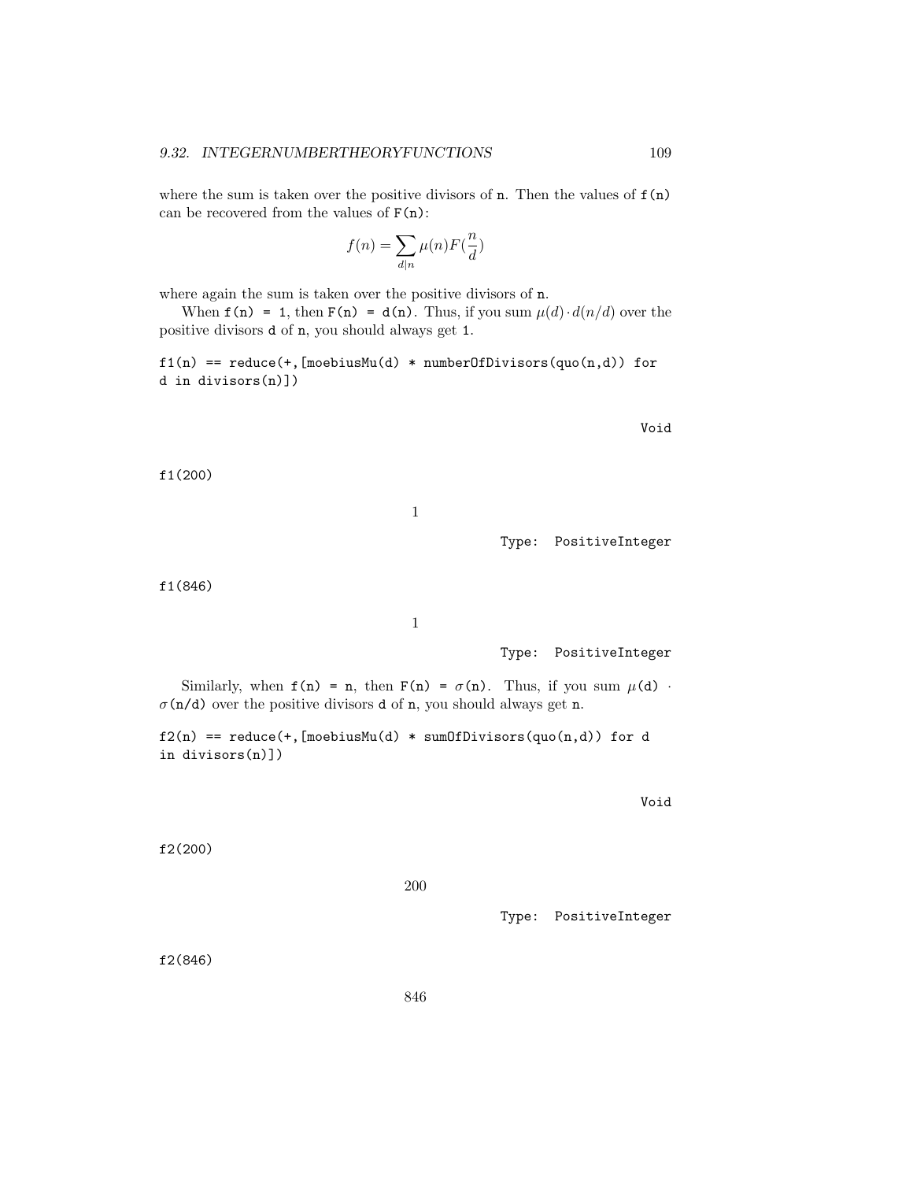where the sum is taken over the positive divisors of n. Then the values of f(n) can be recovered from the values of F(n):

$$f(n) = \sum_{d|n} \mu(n) F(\frac{n}{d})$$

where again the sum is taken over the positive divisors of n.

When f(n) = 1, then F(n) = d(n). Thus, if you sum $\mu(d) \cdot d(n/d)$ over the positive divisors d of n, you should always get 1.

```
f1(n) == reduce(+,[moebiusMu(d) * numberOfDivisors(quo(n,d)) for
d in divisors(n)])
```

Void

```
f1(200)
```

1

Type: PositiveInteger

```
f1(846)
```

1

Type: PositiveInteger

Similarly, when f(n) = n, then F(n) = $\sigma$(n). Thus, if you sum $\mu$(d) $\cdot$ $\sigma$(n/d) over the positive divisors d of n, you should always get n.

```
f2(n) == reduce(+,[moebiusMu(d) * sumOfDivisors(quo(n,d)) for d
in divisors(n)])
```

Void

```
f2(200)
```

200

Type: PositiveInteger

```
f2(846)
```

846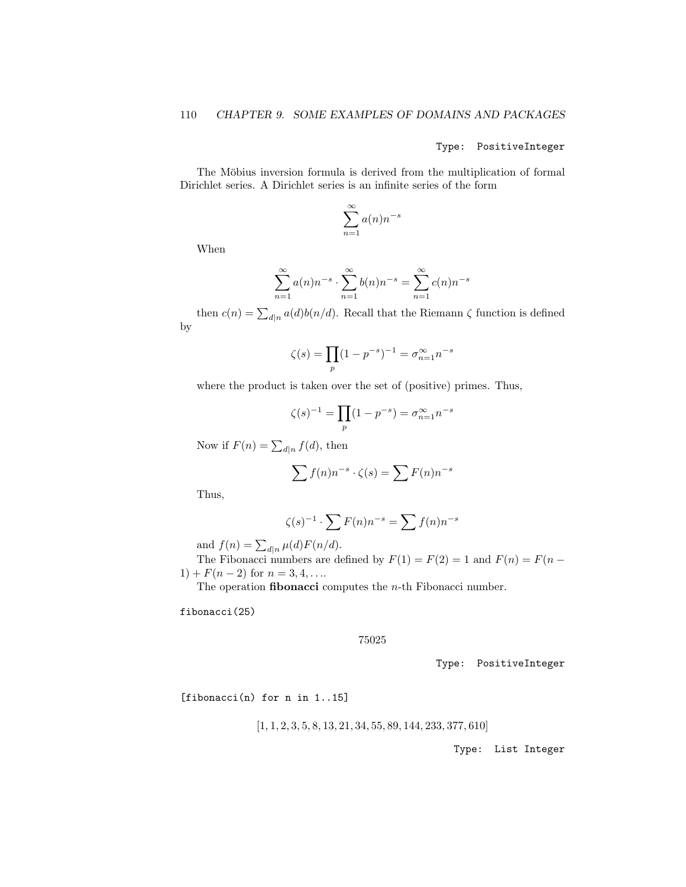Type: PositiveInteger

The Möbius inversion formula is derived from the multiplication of formal Dirichlet series. A Dirichlet series is an infinite series of the form

$$\sum_{n=1}^{\infty} a(n) n^{-s}$$

When

$$\sum_{n=1}^{\infty} a(n) n^{-s} \cdot \sum_{n=1}^{\infty} b(n) n^{-s} = \sum_{n=1}^{\infty} c(n) n^{-s}$$

then $c(n) = \sum_{d|n} a(d) b(n/d)$. Recall that the Riemann $\zeta$ function is defined by

$$\zeta(s) = \prod_{p} (1 - p^{-s})^{-1} = \sigma_{n=1}^{\infty} n^{-s}$$

where the product is taken over the set of (positive) primes. Thus,

$$\zeta(s)^{-1} = \prod_{p} (1 - p^{-s}) = \sigma_{n=1}^{\infty} n^{-s}$$

Now if $F(n) = \sum_{d|n} f(d)$, then

$$\sum f(n) n^{-s} \cdot \zeta(s) = \sum F(n) n^{-s}$$

Thus,

$$\zeta(s)^{-1} \cdot \sum F(n) n^{-s} = \sum f(n) n^{-s}$$

and $f(n) = \sum_{d|n} \mu(d) F(n/d)$.

The Fibonacci numbers are defined by $F(1) = F(2) = 1$ and $F(n) = F(n-1) + F(n-2)$ for $n = 3, 4, \ldots$.

The operation **fibonacci** computes the $n$-th Fibonacci number.

```
fibonacci(25)
```

$$75025$$

Type: PositiveInteger

```
[fibonacci(n) for n in 1..15]
```

$$[1, 1, 2, 3, 5, 8, 13, 21, 34, 55, 89, 144, 233, 377, 610]$$

Type: List Integer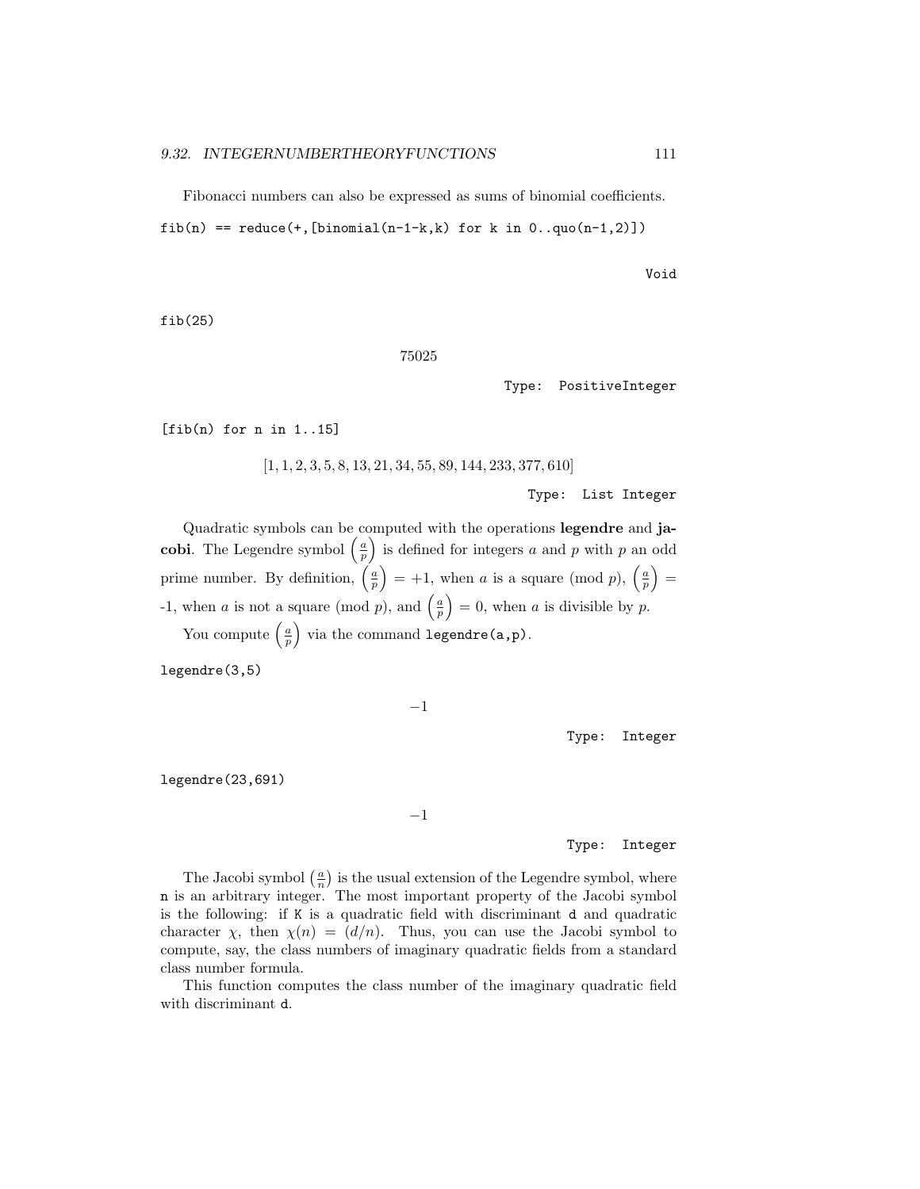Fibonacci numbers can also be expressed as sums of binomial coefficients.

```
fib(n) == reduce(+,[binomial(n-1-k,k) for k in 0..quo(n-1,2)])
```

Void

```
fib(25)
```

$$75025$$

Type: PositiveInteger

```
[fib(n) for n in 1..15]
```

$$[1, 1, 2, 3, 5, 8, 13, 21, 34, 55, 89, 144, 233, 377, 610]$$

Type: List Integer

Quadratic symbols can be computed with the operations **legendre** and **jacobi**. The Legendre symbol $\left(\frac{a}{p}\right)$ is defined for integers $a$ and $p$ with $p$ an odd prime number. By definition, $\left(\frac{a}{p}\right) = +1$, when $a$ is a square (mod $p$), $\left(\frac{a}{p}\right) =$ -1, when $a$ is not a square (mod $p$), and $\left(\frac{a}{p}\right) = 0$, when $a$ is divisible by $p$.

You compute $\left(\frac{a}{p}\right)$ via the command `legendre(a,p)`.

```
legendre(3,5)
```

$$-1$$

Type: Integer

```
legendre(23,691)
```

$$-1$$

Type: Integer

The Jacobi symbol $\left(\frac{a}{n}\right)$ is the usual extension of the Legendre symbol, where `n` is an arbitrary integer. The most important property of the Jacobi symbol is the following: if `K` is a quadratic field with discriminant `d` and quadratic character $\chi$, then $\chi(n) = (d/n)$. Thus, you can use the Jacobi symbol to compute, say, the class numbers of imaginary quadratic fields from a standard class number formula.

This function computes the class number of the imaginary quadratic field with discriminant `d`.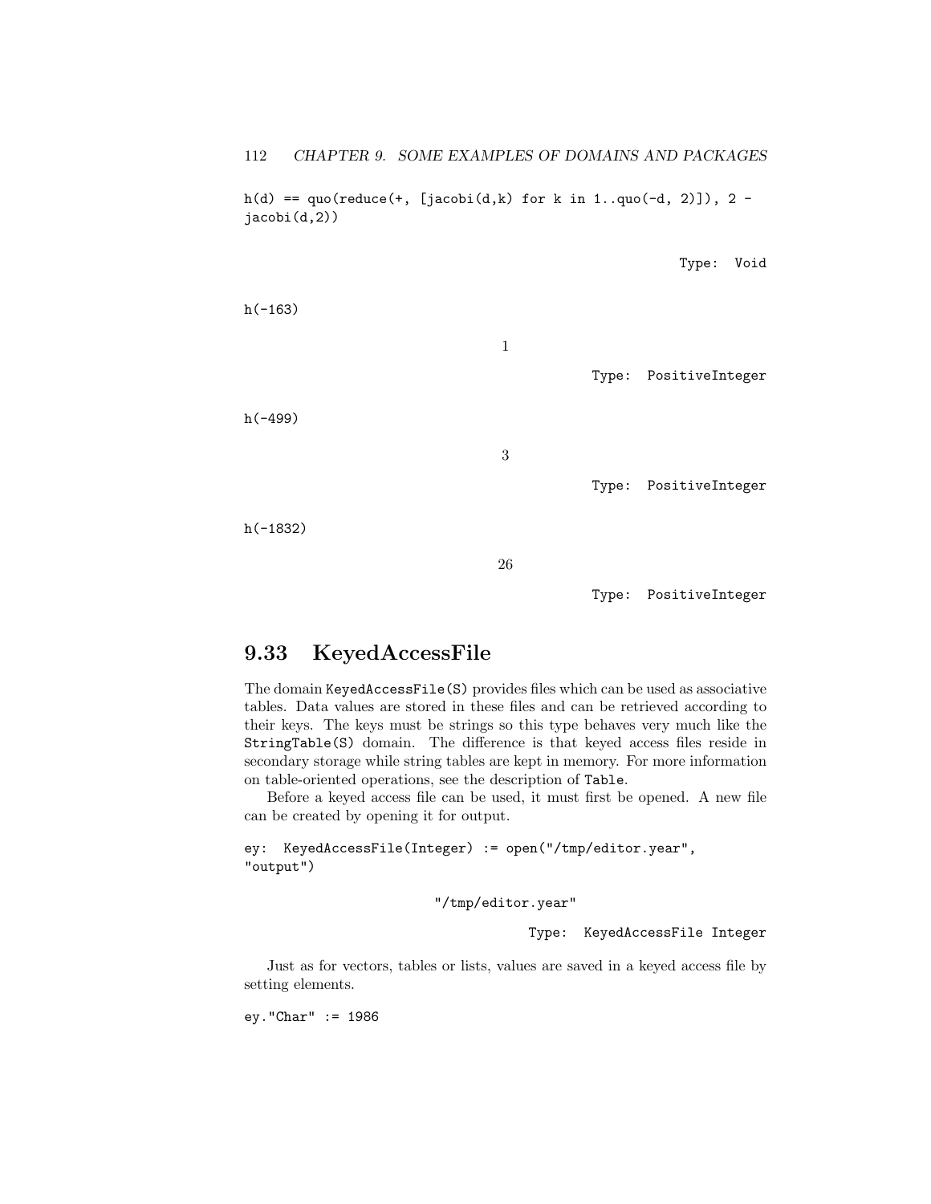```
h(d) == quo(reduce(+, [jacobi(d,k) for k in 1..quo(-d, 2)]), 2 -
jacobi(d,2))
```

Type: Void

```
h(-163)
```

1

Type: PositiveInteger

```
h(-499)
```

3

Type: PositiveInteger

```
h(-1832)
```

26

Type: PositiveInteger

## 9.33 KeyedAccessFile

The domain `KeyedAccessFile(S)` provides files which can be used as associative tables. Data values are stored in these files and can be retrieved according to their keys. The keys must be strings so this type behaves very much like the `StringTable(S)` domain. The difference is that keyed access files reside in secondary storage while string tables are kept in memory. For more information on table-oriented operations, see the description of `Table`.

Before a keyed access file can be used, it must first be opened. A new file can be created by opening it for output.

```
ey:  KeyedAccessFile(Integer) := open("/tmp/editor.year",
"output")
```

"/tmp/editor.year"

Type: KeyedAccessFile Integer

Just as for vectors, tables or lists, values are saved in a keyed access file by setting elements.

```
ey."Char" := 1986
```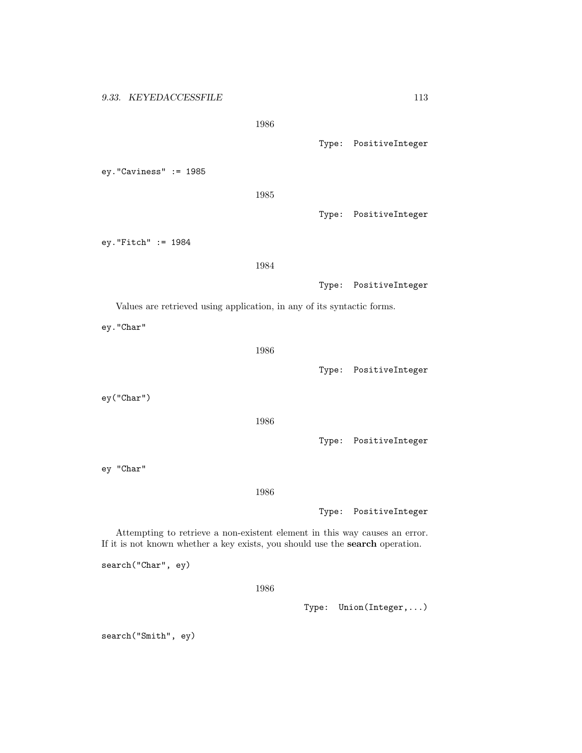1986

Type: PositiveInteger

```
ey."Caviness" := 1985
```

1985

Type: PositiveInteger

```
ey."Fitch" := 1984
```

1984

Type: PositiveInteger

Values are retrieved using application, in any of its syntactic forms.

```
ey."Char"
```

1986

Type: PositiveInteger

```
ey("Char")
```

1986

Type: PositiveInteger

```
ey "Char"
```

1986

Type: PositiveInteger

Attempting to retrieve a non-existent element in this way causes an error. If it is not known whether a key exists, you should use the **search** operation.

```
search("Char", ey)
```

1986

Type: Union(Integer,...)

```
search("Smith", ey)
```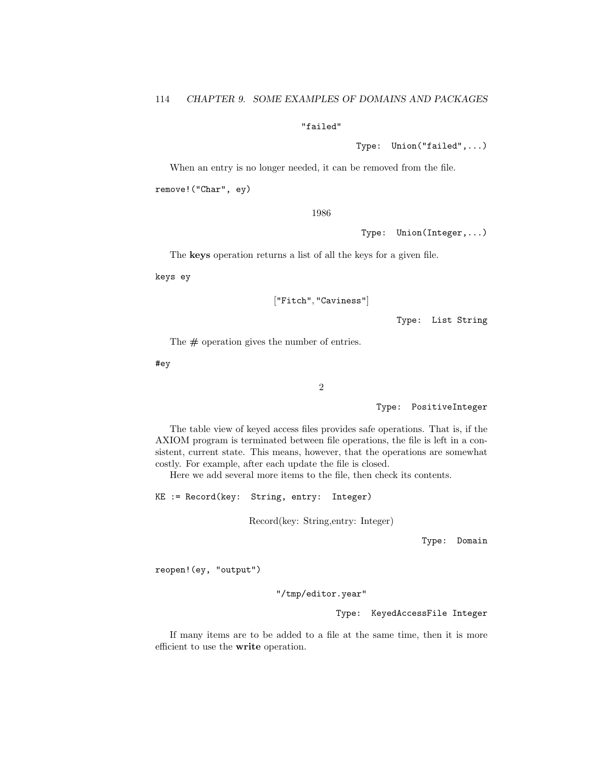```
"failed"
```

Type: Union("failed",...)

When an entry is no longer needed, it can be removed from the file.

```
remove!("Char", ey)
```

1986

Type: Union(Integer,...)

The **keys** operation returns a list of all the keys for a given file.

```
keys ey
```

["Fitch", "Caviness"]

Type: List String

The # operation gives the number of entries.

```
#ey
```

2

Type: PositiveInteger

The table view of keyed access files provides safe operations. That is, if the AXIOM program is terminated between file operations, the file is left in a consistent, current state. This means, however, that the operations are somewhat costly. For example, after each update the file is closed.

Here we add several more items to the file, then check its contents.

```
KE := Record(key: String, entry: Integer)
```

Record(key: String,entry: Integer)

Type: Domain

```
reopen!(ey, "output")
```

"/tmp/editor.year"

Type: KeyedAccessFile Integer

If many items are to be added to a file at the same time, then it is more efficient to use the **write** operation.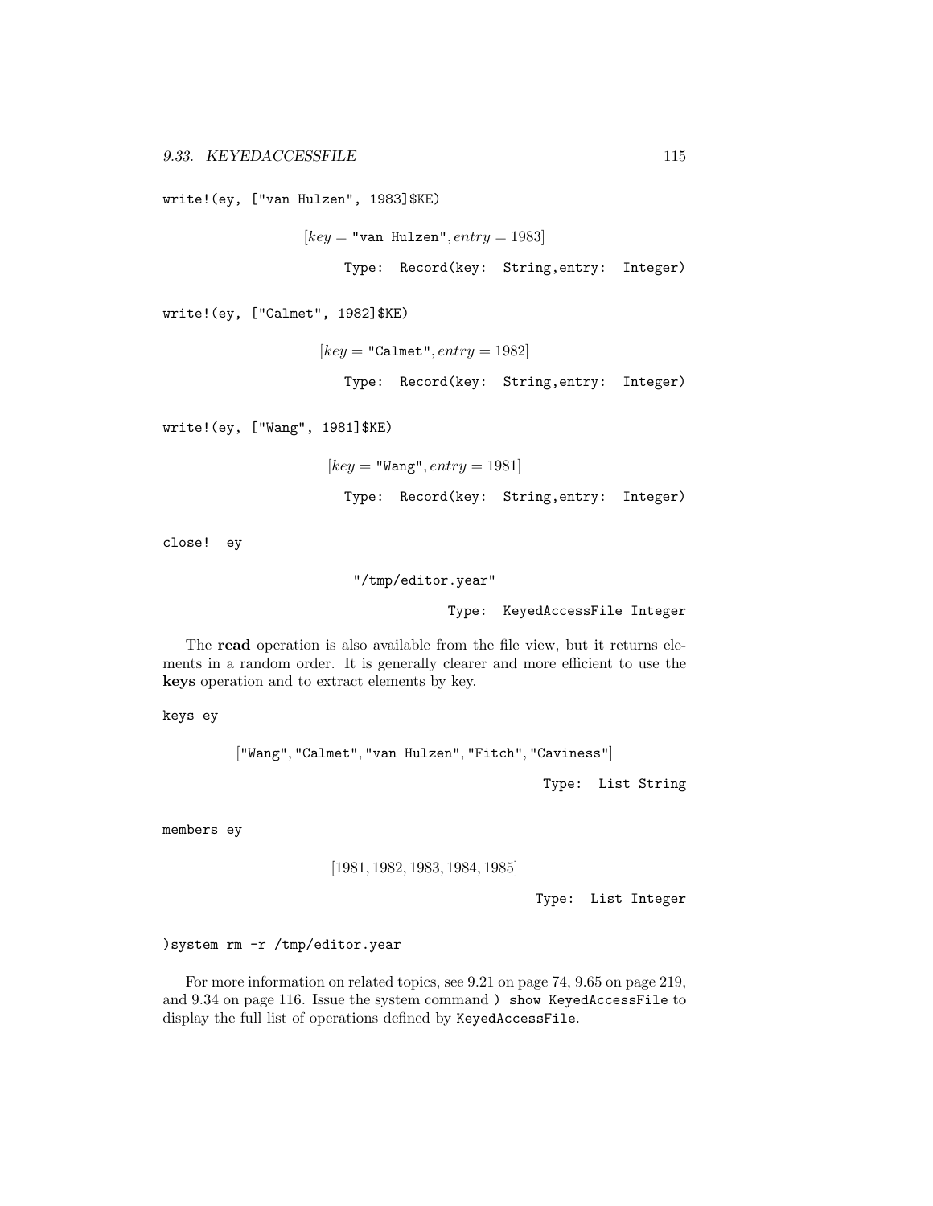```
write!(ey, ["van Hulzen", 1983]$KE)
```

$[key = $ "van Hulzen"$, entry = 1983]$

Type: Record(key: String,entry: Integer)

```
write!(ey, ["Calmet", 1982]$KE)
```

$[key = $ "Calmet"$, entry = 1982]$

Type: Record(key: String,entry: Integer)

```
write!(ey, ["Wang", 1981]$KE)
```

$[key = $ "Wang"$, entry = 1981]$

Type: Record(key: String,entry: Integer)

```
close! ey
```

"/tmp/editor.year"

Type: KeyedAccessFile Integer

The **read** operation is also available from the file view, but it returns elements in a random order. It is generally clearer and more efficient to use the **keys** operation and to extract elements by key.

```
keys ey
```

["Wang", "Calmet", "van Hulzen", "Fitch", "Caviness"]

Type: List String

```
members ey
```

$[1981, 1982, 1983, 1984, 1985]$

Type: List Integer

```
)system rm -r /tmp/editor.year
```

For more information on related topics, see 9.21 on page 74, 9.65 on page 219, and 9.34 on page 116. Issue the system command `) show KeyedAccessFile` to display the full list of operations defined by `KeyedAccessFile`.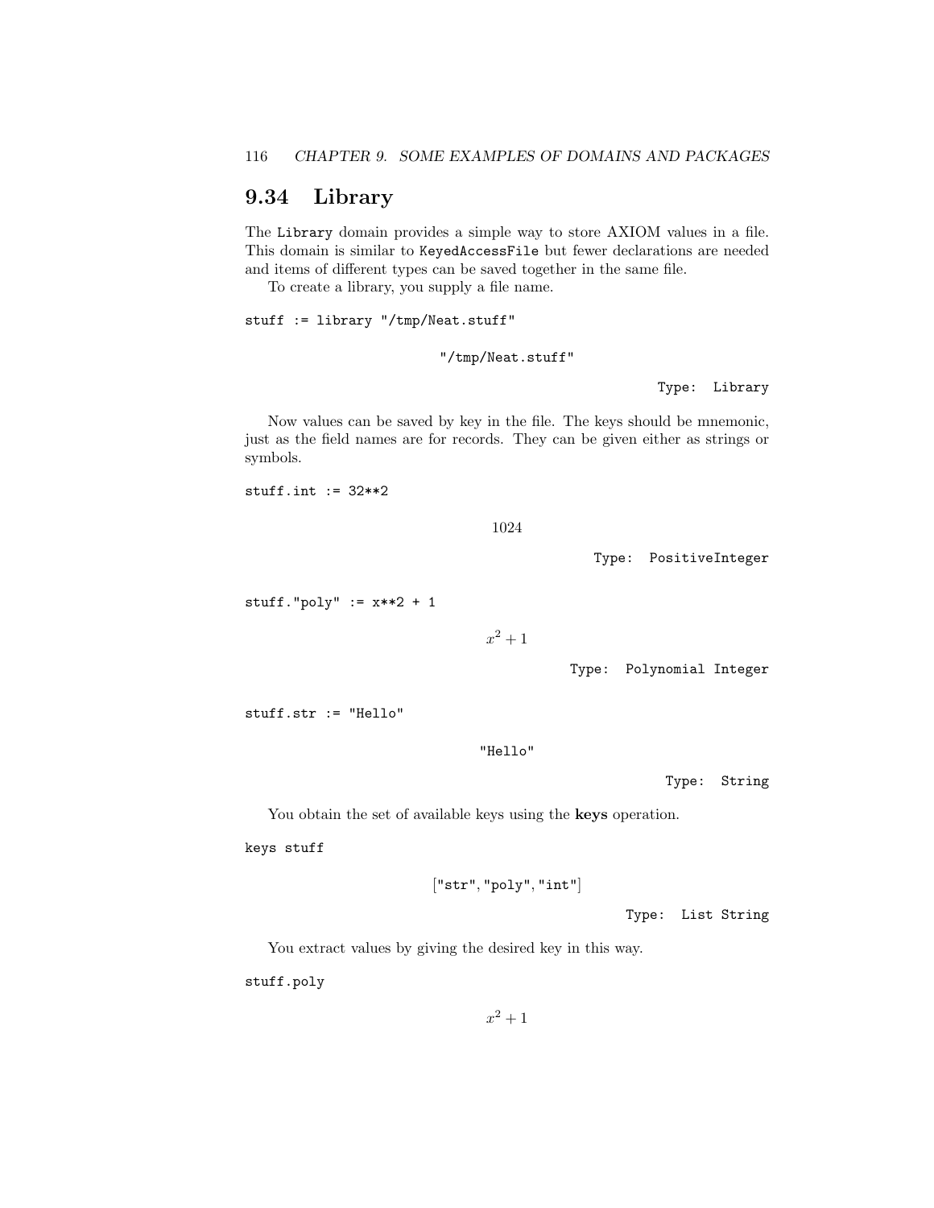## 9.34 Library

The `Library` domain provides a simple way to store AXIOM values in a file. This domain is similar to `KeyedAccessFile` but fewer declarations are needed and items of different types can be saved together in the same file.

To create a library, you supply a file name.

```
stuff := library "/tmp/Neat.stuff"
```

```
"/tmp/Neat.stuff"
```

Type: Library

Now values can be saved by key in the file. The keys should be mnemonic, just as the field names are for records. They can be given either as strings or symbols.

```
stuff.int := 32**2
```

$$1024$$

Type: PositiveInteger

```
stuff."poly" := x**2 + 1
```

$$x^2 + 1$$

Type: Polynomial Integer

```
stuff.str := "Hello"
```

```
"Hello"
```

Type: String

You obtain the set of available keys using the **keys** operation.

```
keys stuff
```

```
["str","poly","int"]
```

Type: List String

You extract values by giving the desired key in this way.

```
stuff.poly
```

$$x^2 + 1$$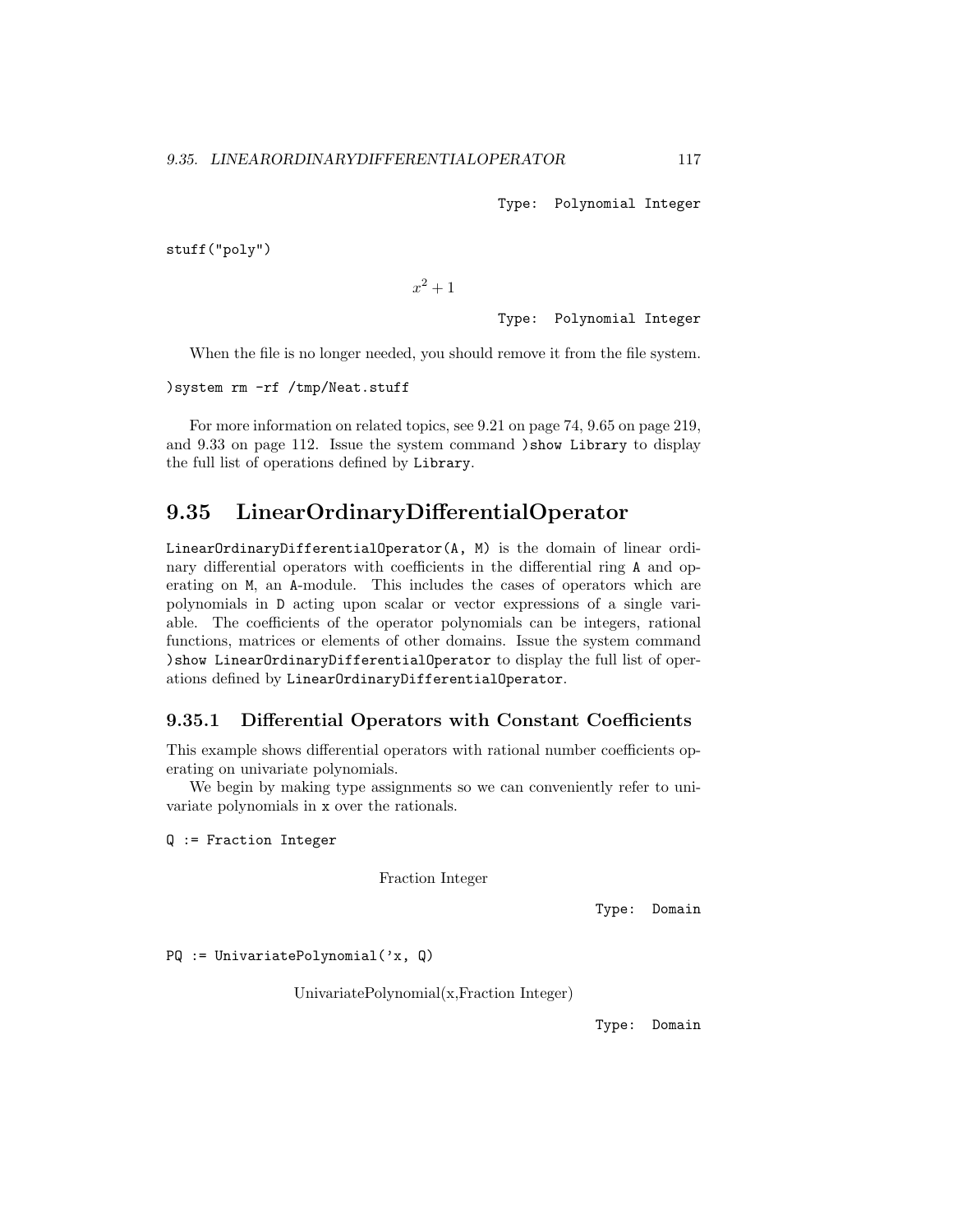Type: Polynomial Integer

```
stuff("poly")
```

$$x^2 + 1$$

Type: Polynomial Integer

When the file is no longer needed, you should remove it from the file system.

```
)system rm -rf /tmp/Neat.stuff
```

For more information on related topics, see 9.21 on page 74, 9.65 on page 219, and 9.33 on page 112. Issue the system command `)show Library` to display the full list of operations defined by `Library`.

## 9.35 LinearOrdinaryDifferentialOperator

`LinearOrdinaryDifferentialOperator(A, M)` is the domain of linear ordinary differential operators with coefficients in the differential ring `A` and operating on `M`, an `A`-module. This includes the cases of operators which are polynomials in `D` acting upon scalar or vector expressions of a single variable. The coefficients of the operator polynomials can be integers, rational functions, matrices or elements of other domains. Issue the system command `)show LinearOrdinaryDifferentialOperator` to display the full list of operations defined by `LinearOrdinaryDifferentialOperator`.

### 9.35.1 Differential Operators with Constant Coefficients

This example shows differential operators with rational number coefficients operating on univariate polynomials.

We begin by making type assignments so we can conveniently refer to univariate polynomials in `x` over the rationals.

```
Q := Fraction Integer
```

Fraction Integer

Type: Domain

```
PQ := UnivariatePolynomial('x, Q)
```

UnivariatePolynomial(x,Fraction Integer)

Type: Domain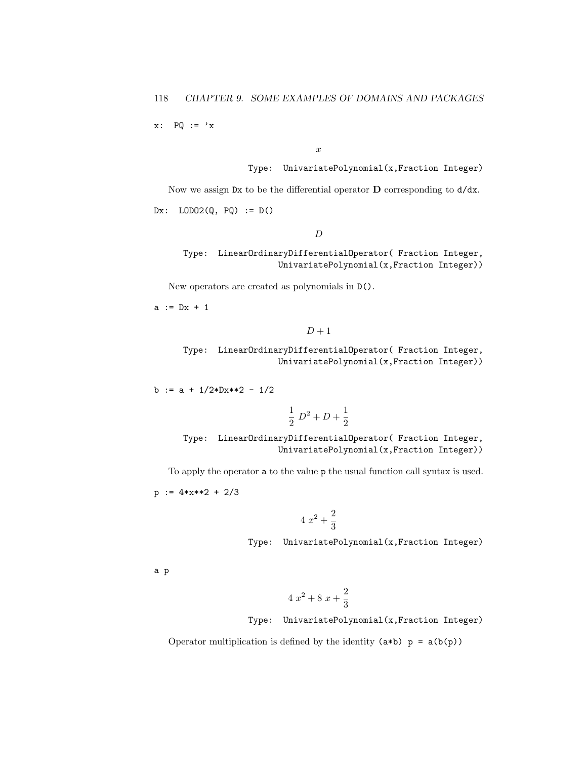```
x:  PQ := 'x
```

$$x$$

Type: UnivariatePolynomial(x,Fraction Integer)

Now we assign `Dx` to be the differential operator **D** corresponding to `d/dx`.

```
Dx:  LODO2(Q, PQ) := D()
```

$$D$$

Type: LinearOrdinaryDifferentialOperator( Fraction Integer, UnivariatePolynomial(x,Fraction Integer))

New operators are created as polynomials in `D()`.

```
a := Dx + 1
```

$$D + 1$$

Type: LinearOrdinaryDifferentialOperator( Fraction Integer, UnivariatePolynomial(x,Fraction Integer))

```
b := a + 1/2*Dx**2 - 1/2
```

$$\frac{1}{2}\ D^2 + D + \frac{1}{2}$$

Type: LinearOrdinaryDifferentialOperator( Fraction Integer, UnivariatePolynomial(x,Fraction Integer))

To apply the operator `a` to the value `p` the usual function call syntax is used.

```
p := 4*x**2 + 2/3
```

$$4\ x^2 + \frac{2}{3}$$

Type: UnivariatePolynomial(x,Fraction Integer)

```
a p
```

$$4\ x^2 + 8\ x + \frac{2}{3}$$

Type: UnivariatePolynomial(x,Fraction Integer)

Operator multiplication is defined by the identity `(a*b) p = a(b(p))`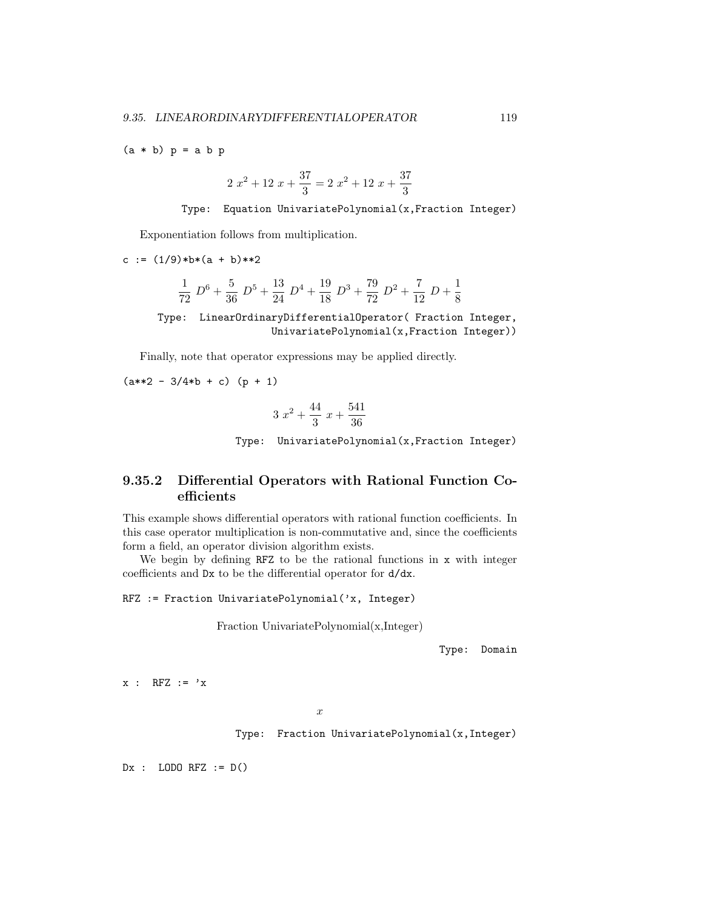```
(a * b) p = a b p
```

$$2\ x^2 + 12\ x + \frac{37}{3} = 2\ x^2 + 12\ x + \frac{37}{3}$$

Type: Equation UnivariatePolynomial(x,Fraction Integer)

Exponentiation follows from multiplication.

```
c := (1/9)*b*(a + b)**2
```

$$\frac{1}{72}\ D^6 + \frac{5}{36}\ D^5 + \frac{13}{24}\ D^4 + \frac{19}{18}\ D^3 + \frac{79}{72}\ D^2 + \frac{7}{12}\ D + \frac{1}{8}$$

Type: LinearOrdinaryDifferentialOperator( Fraction Integer, UnivariatePolynomial(x,Fraction Integer))

Finally, note that operator expressions may be applied directly.

```
(a**2 - 3/4*b + c) (p + 1)
```

$$3\ x^2 + \frac{44}{3}\ x + \frac{541}{36}$$

Type: UnivariatePolynomial(x,Fraction Integer)

### 9.35.2 Differential Operators with Rational Function Coefficients

This example shows differential operators with rational function coefficients. In this case operator multiplication is non-commutative and, since the coefficients form a field, an operator division algorithm exists.

We begin by defining `RFZ` to be the rational functions in `x` with integer coefficients and `Dx` to be the differential operator for `d/dx`.

```
RFZ := Fraction UnivariatePolynomial('x, Integer)
```

Fraction UnivariatePolynomial(x,Integer)

Type: Domain

```
x : RFZ := 'x
```

$$x$$

Type: Fraction UnivariatePolynomial(x,Integer)

```
Dx : LODO RFZ := D()
```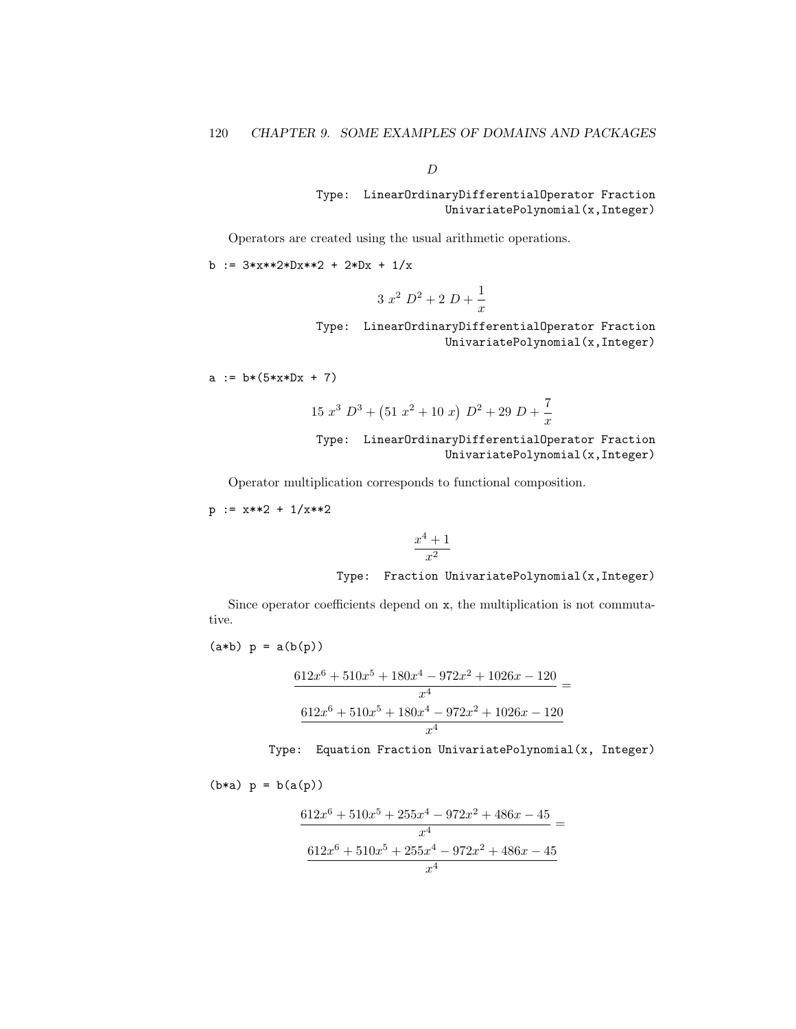$$D$$

Type: LinearOrdinaryDifferentialOperator Fraction UnivariatePolynomial(x,Integer)

Operators are created using the usual arithmetic operations.

```
b := 3*x**2*Dx**2 + 2*Dx + 1/x
```

$$3\ x^2\ D^2 + 2\ D + \frac{1}{x}$$

Type: LinearOrdinaryDifferentialOperator Fraction UnivariatePolynomial(x,Integer)

```
a := b*(5*x*Dx + 7)
```

$$15\ x^3\ D^3 + \left(51\ x^2 + 10\ x\right)\ D^2 + 29\ D + \frac{7}{x}$$

Type: LinearOrdinaryDifferentialOperator Fraction UnivariatePolynomial(x,Integer)

Operator multiplication corresponds to functional composition.

```
p := x**2 + 1/x**2
```

$$\frac{x^4 + 1}{x^2}$$

Type: Fraction UnivariatePolynomial(x,Integer)

Since operator coefficients depend on x, the multiplication is not commutative.

```
(a*b) p = a(b(p))
```

$$\frac{612x^6 + 510x^5 + 180x^4 - 972x^2 + 1026x - 120}{x^4} = \frac{612x^6 + 510x^5 + 180x^4 - 972x^2 + 1026x - 120}{x^4}$$

Type: Equation Fraction UnivariatePolynomial(x, Integer)

```
(b*a) p = b(a(p))
```

$$\frac{612x^6 + 510x^5 + 255x^4 - 972x^2 + 486x - 45}{x^4} = \frac{612x^6 + 510x^5 + 255x^4 - 972x^2 + 486x - 45}{x^4}$$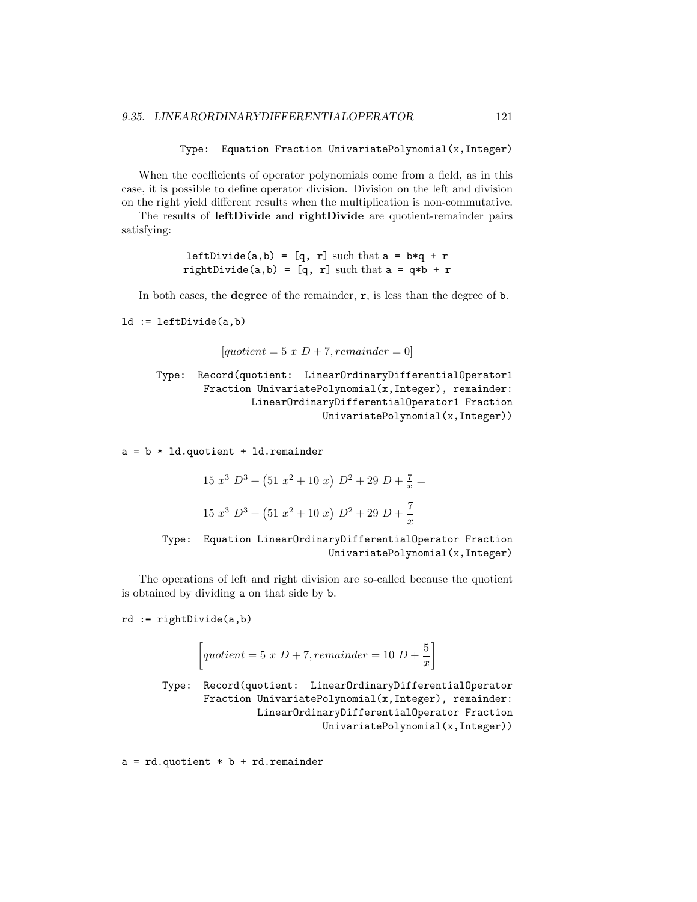Type: Equation Fraction UnivariatePolynomial(x,Integer)

When the coefficients of operator polynomials come from a field, as in this case, it is possible to define operator division. Division on the left and division on the right yield different results when the multiplication is non-commutative.

The results of **leftDivide** and **rightDivide** are quotient-remainder pairs satisfying:

leftDivide(a,b) = [q, r] such that a = b*q + r
rightDivide(a,b) = [q, r] such that a = q*b + r

In both cases, the **degree** of the remainder, r, is less than the degree of b.

```
ld := leftDivide(a,b)
```

$$[quotient = 5\ x\ D + 7, remainder = 0]$$

Type: Record(quotient: LinearOrdinaryDifferentialOperator1 Fraction UnivariatePolynomial(x,Integer), remainder: LinearOrdinaryDifferentialOperator1 Fraction UnivariatePolynomial(x,Integer))

```
a = b * ld.quotient + ld.remainder
```

$$15\ x^3\ D^3 + \left(51\ x^2 + 10\ x\right)\ D^2 + 29\ D + \frac{7}{x} =$$

$$15\ x^3\ D^3 + \left(51\ x^2 + 10\ x\right)\ D^2 + 29\ D + \frac{7}{x}$$

Type: Equation LinearOrdinaryDifferentialOperator Fraction UnivariatePolynomial(x,Integer)

The operations of left and right division are so-called because the quotient is obtained by dividing a on that side by b.

```
rd := rightDivide(a,b)
```

$$\left[quotient = 5\ x\ D + 7, remainder = 10\ D + \frac{5}{x}\right]$$

Type: Record(quotient: LinearOrdinaryDifferentialOperator Fraction UnivariatePolynomial(x,Integer), remainder: LinearOrdinaryDifferentialOperator Fraction UnivariatePolynomial(x,Integer))

```
a = rd.quotient * b + rd.remainder
```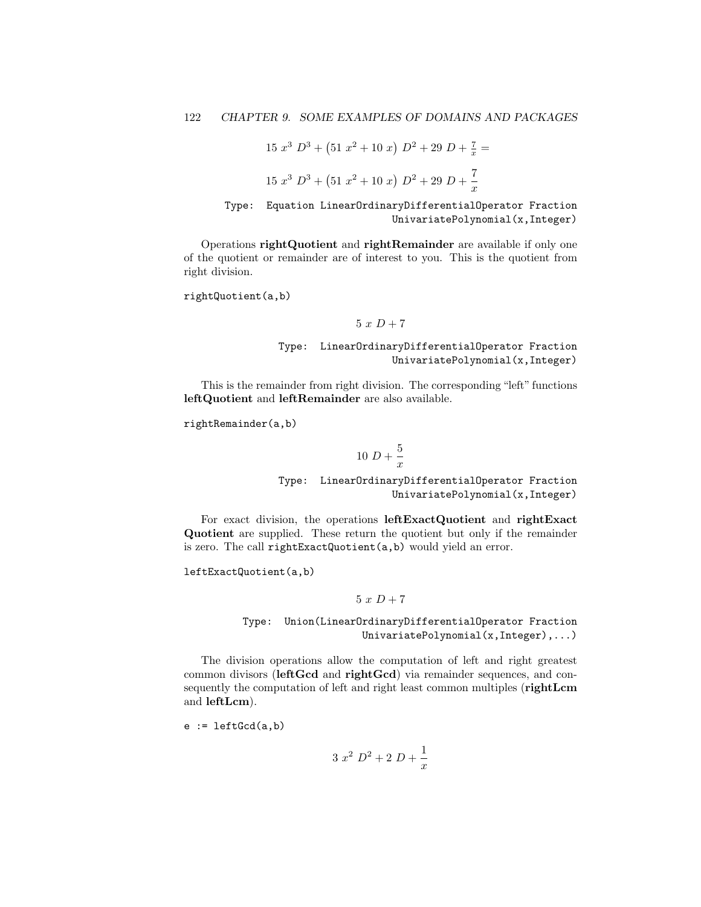$$15\ x^3\ D^3 + \left(51\ x^2 + 10\ x\right)\ D^2 + 29\ D + \tfrac{7}{x} =$$

$$15\ x^3\ D^3 + \left(51\ x^2 + 10\ x\right)\ D^2 + 29\ D + \frac{7}{x}$$

Type: Equation LinearOrdinaryDifferentialOperator Fraction UnivariatePolynomial(x,Integer)

Operations **rightQuotient** and **rightRemainder** are available if only one of the quotient or remainder are of interest to you. This is the quotient from right division.

```
rightQuotient(a,b)
```

$$5\ x\ D + 7$$

Type: LinearOrdinaryDifferentialOperator Fraction UnivariatePolynomial(x,Integer)

This is the remainder from right division. The corresponding "left" functions **leftQuotient** and **leftRemainder** are also available.

```
rightRemainder(a,b)
```

$$10\ D + \frac{5}{x}$$

Type: LinearOrdinaryDifferentialOperator Fraction UnivariatePolynomial(x,Integer)

For exact division, the operations **leftExactQuotient** and **rightExact Quotient** are supplied. These return the quotient but only if the remainder is zero. The call `rightExactQuotient(a,b)` would yield an error.

```
leftExactQuotient(a,b)
```

$$5\ x\ D + 7$$

Type: Union(LinearOrdinaryDifferentialOperator Fraction UnivariatePolynomial(x,Integer),...)

The division operations allow the computation of left and right greatest common divisors (**leftGcd** and **rightGcd**) via remainder sequences, and consequently the computation of left and right least common multiples (**rightLcm** and **leftLcm**).

```
e := leftGcd(a,b)
```

$$3\ x^2\ D^2 + 2\ D + \frac{1}{x}$$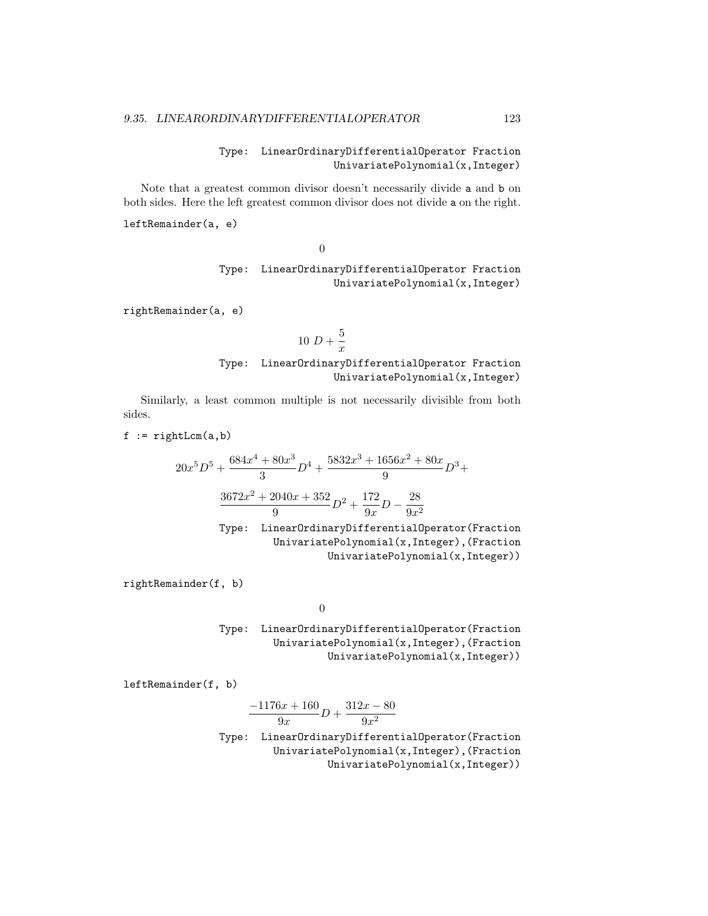Type: LinearOrdinaryDifferentialOperator Fraction UnivariatePolynomial(x,Integer)

Note that a greatest common divisor doesn't necessarily divide a and b on both sides. Here the left greatest common divisor does not divide a on the right.

```
leftRemainder(a, e)
```

$$0$$

Type: LinearOrdinaryDifferentialOperator Fraction UnivariatePolynomial(x,Integer)

```
rightRemainder(a, e)
```

$$10\ D + \frac{5}{x}$$

Type: LinearOrdinaryDifferentialOperator Fraction UnivariatePolynomial(x,Integer)

Similarly, a least common multiple is not necessarily divisible from both sides.

```
f := rightLcm(a,b)
```

$$20x^5D^5 + \frac{684x^4 + 80x^3}{3}D^4 + \frac{5832x^3 + 1656x^2 + 80x}{9}D^3 +$$
$$\frac{3672x^2 + 2040x + 352}{9}D^2 + \frac{172}{9x}D - \frac{28}{9x^2}$$

Type: LinearOrdinaryDifferentialOperator(Fraction UnivariatePolynomial(x,Integer),(Fraction UnivariatePolynomial(x,Integer))

```
rightRemainder(f, b)
```

$$0$$

Type: LinearOrdinaryDifferentialOperator(Fraction UnivariatePolynomial(x,Integer),(Fraction UnivariatePolynomial(x,Integer))

```
leftRemainder(f, b)
```

$$\frac{-1176x + 160}{9x}D + \frac{312x - 80}{9x^2}$$

Type: LinearOrdinaryDifferentialOperator(Fraction UnivariatePolynomial(x,Integer),(Fraction UnivariatePolynomial(x,Integer))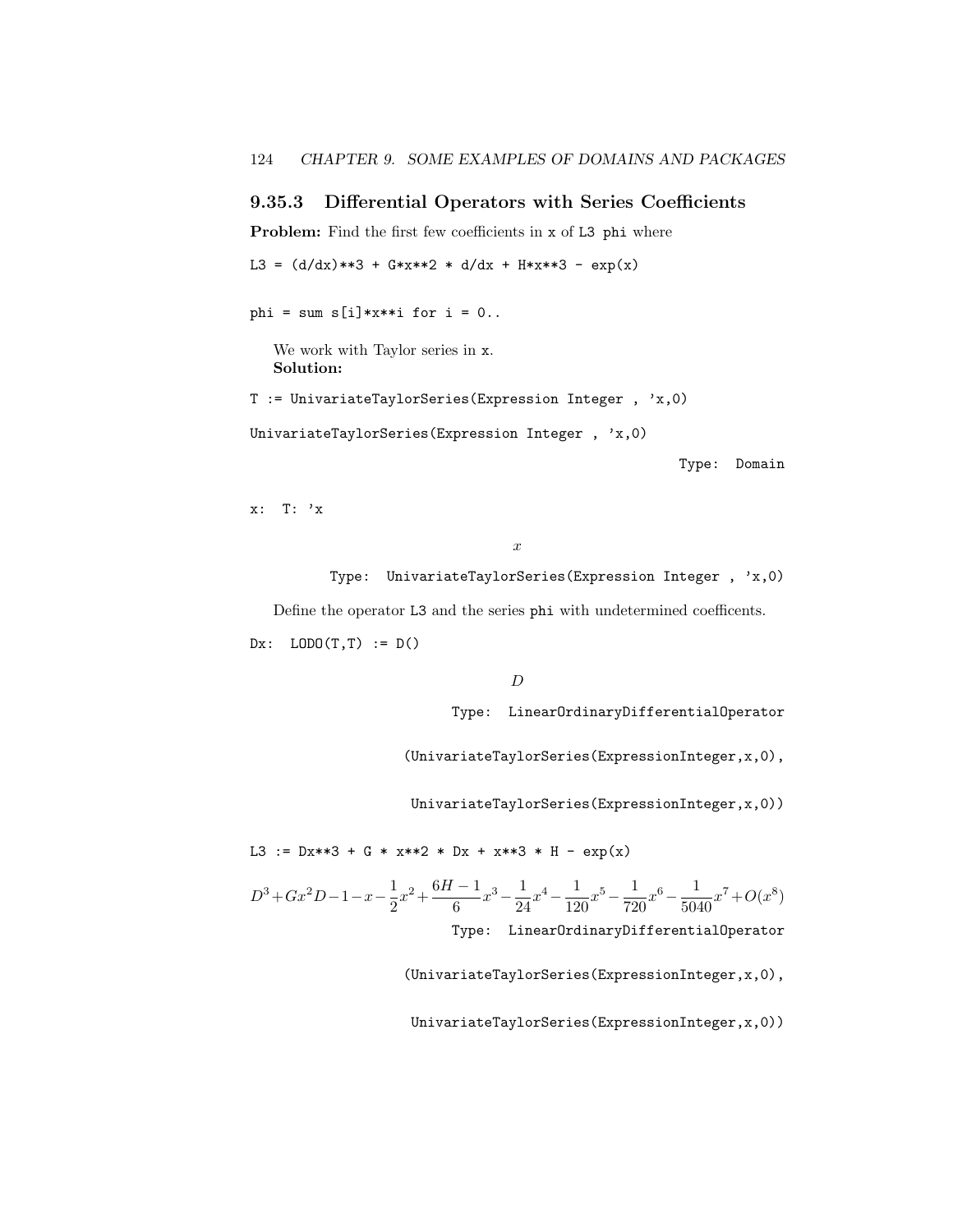### 9.35.3 Differential Operators with Series Coefficients

**Problem:** Find the first few coefficients in x of L3 phi where

```
L3 = (d/dx)**3 + G*x**2 * d/dx + H*x**3 - exp(x)
```

```
phi = sum s[i]*x**i for i = 0..
```

We work with Taylor series in x.
**Solution:**

```
T := UnivariateTaylorSeries(Expression Integer , 'x,0)
```

```
UnivariateTaylorSeries(Expression Integer , 'x,0)
```

Type: Domain

```
x:  T: 'x
```

$$x$$

Type: UnivariateTaylorSeries(Expression Integer , 'x,0)

Define the operator L3 and the series phi with undetermined coefficents.

```
Dx:  LODO(T,T) := D()
```

$$D$$

Type: LinearOrdinaryDifferentialOperator

(UnivariateTaylorSeries(ExpressionInteger,x,0),

UnivariateTaylorSeries(ExpressionInteger,x,0))

```
L3 := Dx**3 + G * x**2 * Dx + x**3 * H - exp(x)
```

$$D^3+Gx^2D-1-x-\frac{1}{2}x^2+\frac{6H-1}{6}x^3-\frac{1}{24}x^4-\frac{1}{120}x^5-\frac{1}{720}x^6-\frac{1}{5040}x^7+O(x^8)$$

Type: LinearOrdinaryDifferentialOperator

(UnivariateTaylorSeries(ExpressionInteger,x,0),

UnivariateTaylorSeries(ExpressionInteger,x,0))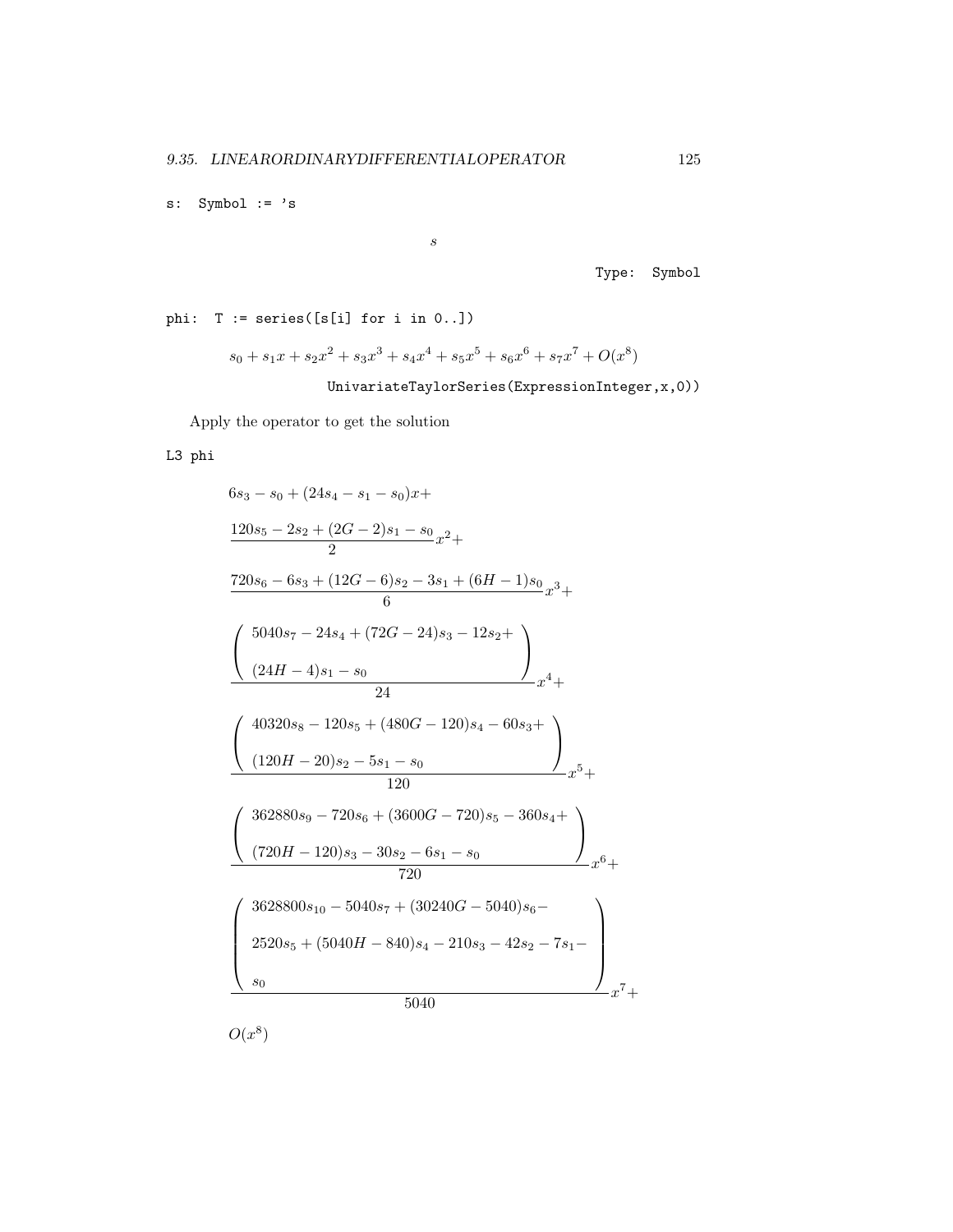```
s:  Symbol := 's
```

$$s$$

Type: Symbol

```
phi:  T := series([s[i] for i in 0..])
```

$$s_0 + s_1 x + s_2 x^2 + s_3 x^3 + s_4 x^4 + s_5 x^5 + s_6 x^6 + s_7 x^7 + O(x^8)$$

UnivariateTaylorSeries(ExpressionInteger,x,0))

Apply the operator to get the solution

```
L3 phi
```

$$
\begin{array}{l}
6s_3 - s_0 + (24s_4 - s_1 - s_0)x + \\
\dfrac{120s_5 - 2s_2 + (2G - 2)s_1 - s_0}{2} x^2 + \\
\dfrac{720s_6 - 6s_3 + (12G - 6)s_2 - 3s_1 + (6H - 1)s_0}{6} x^3 + \\
\dfrac{\left( \begin{array}{l} 5040s_7 - 24s_4 + (72G - 24)s_3 - 12s_2 + \\ (24H - 4)s_1 - s_0 \end{array} \right)}{24} x^4 + \\
\dfrac{\left( \begin{array}{l} 40320s_8 - 120s_5 + (480G - 120)s_4 - 60s_3 + \\ (120H - 20)s_2 - 5s_1 - s_0 \end{array} \right)}{120} x^5 + \\
\dfrac{\left( \begin{array}{l} 362880s_9 - 720s_6 + (3600G - 720)s_5 - 360s_4 + \\ (720H - 120)s_3 - 30s_2 - 6s_1 - s_0 \end{array} \right)}{720} x^6 + \\
\dfrac{\left( \begin{array}{l} 3628800s_{10} - 5040s_7 + (30240G - 5040)s_6 - \\ 2520s_5 + (5040H - 840)s_4 - 210s_3 - 42s_2 - 7s_1 - \\ s_0 \end{array} \right)}{5040} x^7 + \\
O(x^8)
\end{array}
$$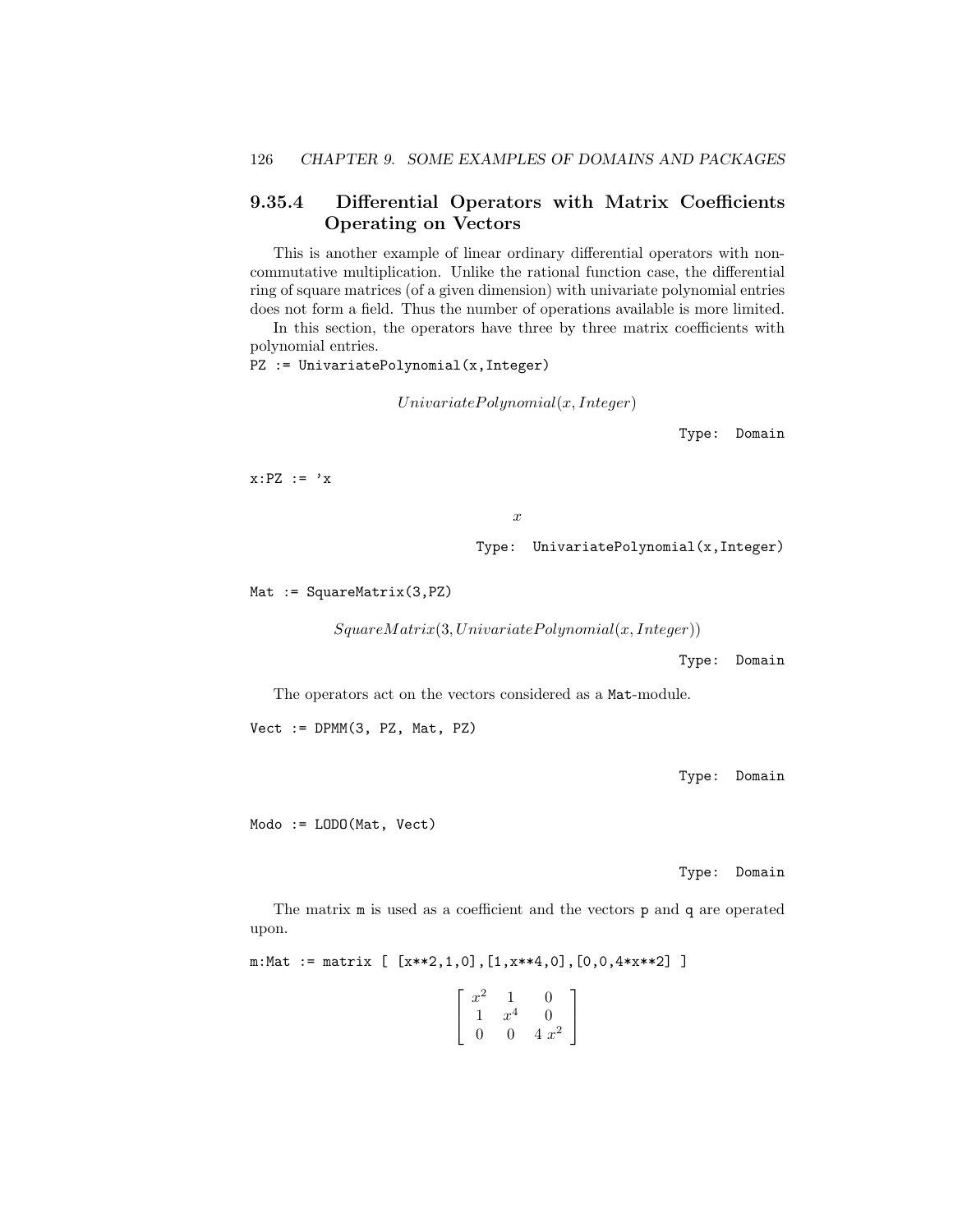### 9.35.4 Differential Operators with Matrix Coefficients Operating on Vectors

This is another example of linear ordinary differential operators with non-commutative multiplication. Unlike the rational function case, the differential ring of square matrices (of a given dimension) with univariate polynomial entries does not form a field. Thus the number of operations available is more limited.

In this section, the operators have three by three matrix coefficients with polynomial entries.

```
PZ := UnivariatePolynomial(x,Integer)
```

$$UnivariatePolynomial(x, Integer)$$

Type: Domain

```
x:PZ := 'x
```

$$x$$

Type: UnivariatePolynomial(x,Integer)

```
Mat := SquareMatrix(3,PZ)
```

$$SquareMatrix(3, UnivariatePolynomial(x, Integer))$$

Type: Domain

The operators act on the vectors considered as a `Mat`-module.

```
Vect := DPMM(3, PZ, Mat, PZ)
```

Type: Domain

```
Modo := LODO(Mat, Vect)
```

Type: Domain

The matrix `m` is used as a coefficient and the vectors `p` and `q` are operated upon.

```
m:Mat := matrix [ [x**2,1,0],[1,x**4,0],[0,0,4*x**2] ]
```

$$\begin{bmatrix} x^2 & 1 & 0 \\ 1 & x^4 & 0 \\ 0 & 0 & 4\,x^2 \end{bmatrix}$$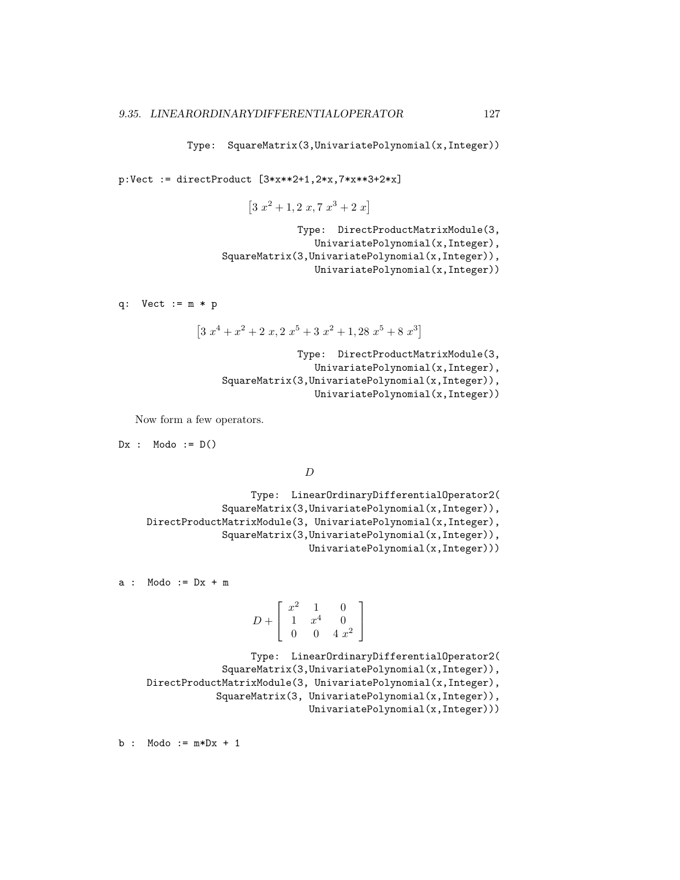```
                    Type: SquareMatrix(3,UnivariatePolynomial(x,Integer))
```

```
p:Vect := directProduct [3*x**2+1,2*x,7*x**3+2*x]
```

$$\left[3\ x^2+1, 2\ x, 7\ x^3+2\ x\right]$$

```
                              Type: DirectProductMatrixModule(3,
                                  UnivariatePolynomial(x,Integer),
                      SquareMatrix(3,UnivariatePolynomial(x,Integer)),
                                  UnivariatePolynomial(x,Integer))
```

```
q:  Vect := m * p
```

$$\left[3\ x^4+x^2+2\ x, 2\ x^5+3\ x^2+1, 28\ x^5+8\ x^3\right]$$

```
                              Type: DirectProductMatrixModule(3,
                                  UnivariatePolynomial(x,Integer),
                      SquareMatrix(3,UnivariatePolynomial(x,Integer)),
                                  UnivariatePolynomial(x,Integer))
```

Now form a few operators.

```
Dx :  Modo := D()
```

$$D$$

```
                       Type: LinearOrdinaryDifferentialOperator2(
                    SquareMatrix(3,UnivariatePolynomial(x,Integer)),
         DirectProductMatrixModule(3, UnivariatePolynomial(x,Integer),
                    SquareMatrix(3,UnivariatePolynomial(x,Integer)),
                                  UnivariatePolynomial(x,Integer)))
```

```
a :  Modo := Dx + m
```

$$D+\left[\begin{array}{ccc} x^2 & 1 & 0 \\ 1 & x^4 & 0 \\ 0 & 0 & 4\ x^2 \end{array}\right]$$

```
                       Type: LinearOrdinaryDifferentialOperator2(
                    SquareMatrix(3,UnivariatePolynomial(x,Integer)),
         DirectProductMatrixModule(3, UnivariatePolynomial(x,Integer),
                   SquareMatrix(3, UnivariatePolynomial(x,Integer)),
                                  UnivariatePolynomial(x,Integer)))
```

```
b :  Modo := m*Dx + 1
```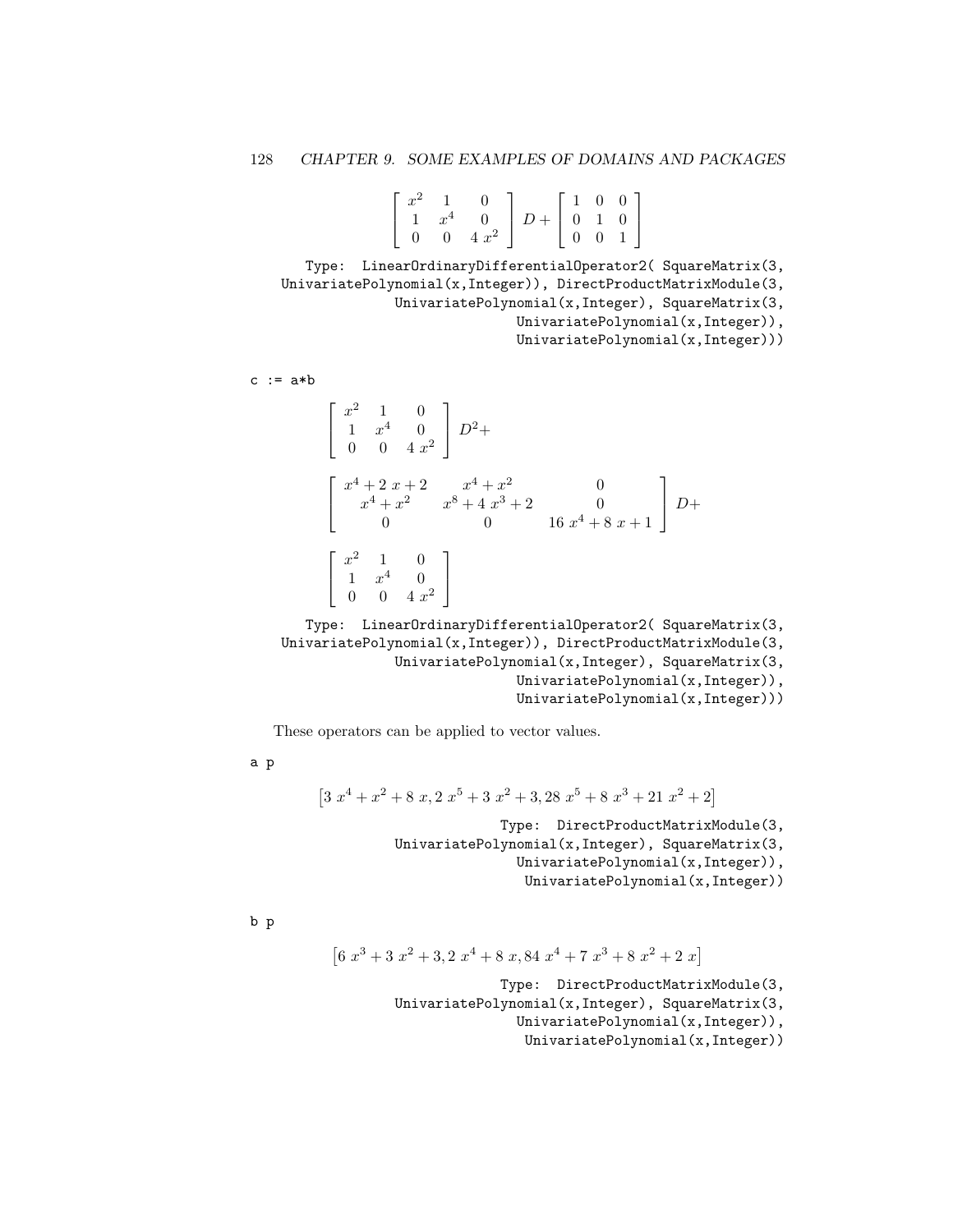$$\left[\begin{array}{ccc} x^2 & 1 & 0 \\ 1 & x^4 & 0 \\ 0 & 0 & 4\,x^2 \end{array}\right] D + \left[\begin{array}{ccc} 1 & 0 & 0 \\ 0 & 1 & 0 \\ 0 & 0 & 1 \end{array}\right]$$

```
Type: LinearOrdinaryDifferentialOperator2( SquareMatrix(3,
  UnivariatePolynomial(x,Integer)), DirectProductMatrixModule(3,
      UnivariatePolynomial(x,Integer), SquareMatrix(3,
          UnivariatePolynomial(x,Integer)),
          UnivariatePolynomial(x,Integer)))
```

```
c := a*b
```

$$\left[\begin{array}{ccc} x^2 & 1 & 0 \\ 1 & x^4 & 0 \\ 0 & 0 & 4\,x^2 \end{array}\right] D^2 +$$

$$\left[\begin{array}{ccc} x^4 + 2\,x + 2 & x^4 + x^2 & 0 \\ x^4 + x^2 & x^8 + 4\,x^3 + 2 & 0 \\ 0 & 0 & 16\,x^4 + 8\,x + 1 \end{array}\right] D +$$

$$\left[\begin{array}{ccc} x^2 & 1 & 0 \\ 1 & x^4 & 0 \\ 0 & 0 & 4\,x^2 \end{array}\right]$$

```
Type: LinearOrdinaryDifferentialOperator2( SquareMatrix(3,
  UnivariatePolynomial(x,Integer)), DirectProductMatrixModule(3,
      UnivariatePolynomial(x,Integer), SquareMatrix(3,
          UnivariatePolynomial(x,Integer)),
          UnivariatePolynomial(x,Integer)))
```

These operators can be applied to vector values.

```
a p
```

$$\left[3\,x^4 + x^2 + 8\,x, 2\,x^5 + 3\,x^2 + 3, 28\,x^5 + 8\,x^3 + 21\,x^2 + 2\right]$$

```
Type: DirectProductMatrixModule(3,
      UnivariatePolynomial(x,Integer), SquareMatrix(3,
          UnivariatePolynomial(x,Integer)),
          UnivariatePolynomial(x,Integer))
```

```
b p
```

$$\left[6\,x^3 + 3\,x^2 + 3, 2\,x^4 + 8\,x, 84\,x^4 + 7\,x^3 + 8\,x^2 + 2\,x\right]$$

```
Type: DirectProductMatrixModule(3,
      UnivariatePolynomial(x,Integer), SquareMatrix(3,
          UnivariatePolynomial(x,Integer)),
          UnivariatePolynomial(x,Integer))
```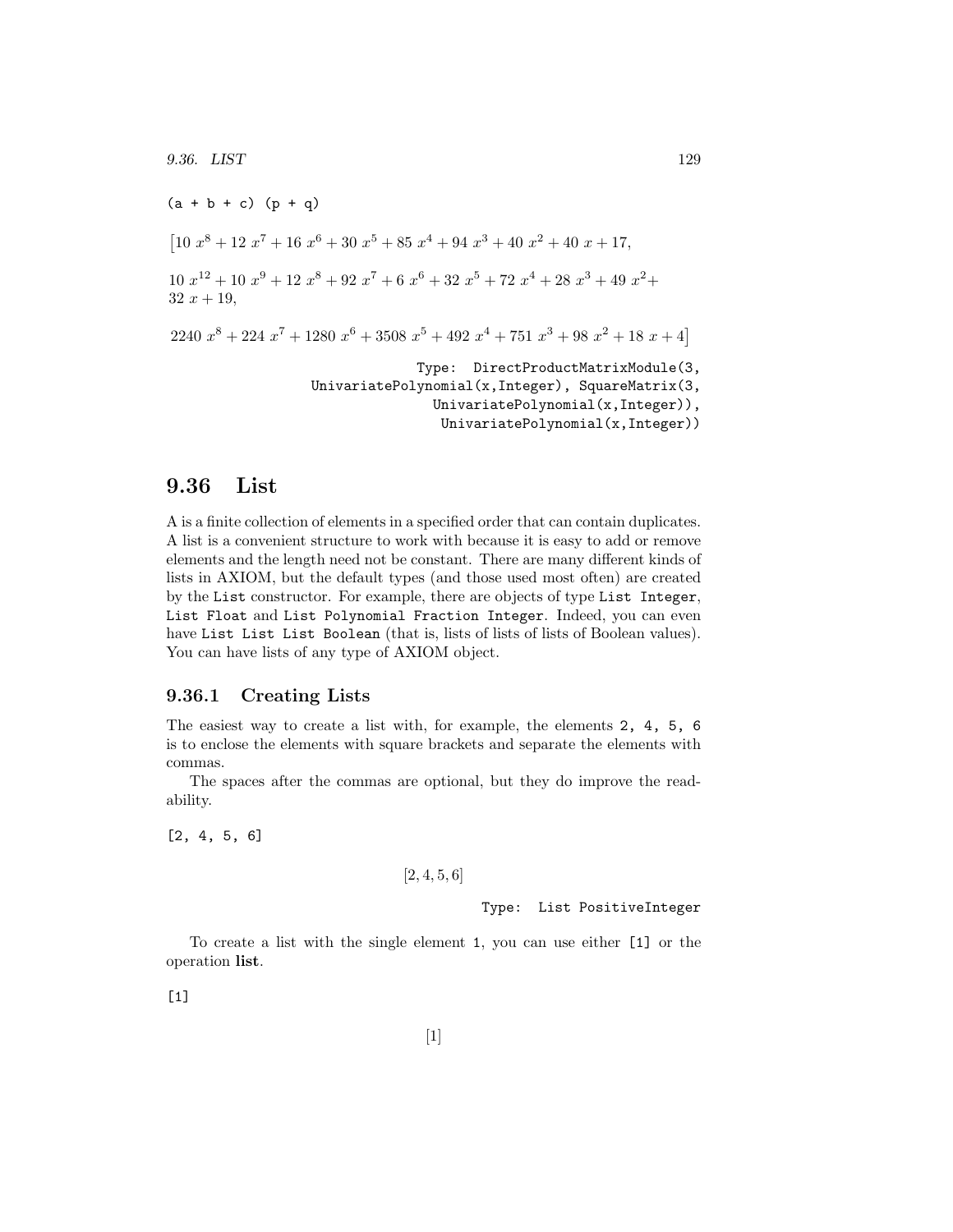```
(a + b + c) (p + q)
```

$$\left[10\ x^8 + 12\ x^7 + 16\ x^6 + 30\ x^5 + 85\ x^4 + 94\ x^3 + 40\ x^2 + 40\ x + 17,\right.$$

$$10\ x^{12} + 10\ x^9 + 12\ x^8 + 92\ x^7 + 6\ x^6 + 32\ x^5 + 72\ x^4 + 28\ x^3 + 49\ x^2 + 32\ x + 19,$$

$$\left.2240\ x^8 + 224\ x^7 + 1280\ x^6 + 3508\ x^5 + 492\ x^4 + 751\ x^3 + 98\ x^2 + 18\ x + 4\right]$$

```
Type: DirectProductMatrixModule(3,
UnivariatePolynomial(x,Integer), SquareMatrix(3,
UnivariatePolynomial(x,Integer)),
UnivariatePolynomial(x,Integer))
```

## 9.36 List

A is a finite collection of elements in a specified order that can contain duplicates. A list is a convenient structure to work with because it is easy to add or remove elements and the length need not be constant. There are many different kinds of lists in AXIOM, but the default types (and those used most often) are created by the `List` constructor. For example, there are objects of type `List Integer`, `List Float` and `List Polynomial Fraction Integer`. Indeed, you can even have `List List List Boolean` (that is, lists of lists of lists of Boolean values). You can have lists of any type of AXIOM object.

### 9.36.1 Creating Lists

The easiest way to create a list with, for example, the elements `2, 4, 5, 6` is to enclose the elements with square brackets and separate the elements with commas.

The spaces after the commas are optional, but they do improve the readability.

```
[2, 4, 5, 6]
```

$$[2, 4, 5, 6]$$

```
Type: List PositiveInteger
```

To create a list with the single element `1`, you can use either `[1]` or the operation **list**.

```
[1]
```

$$[1]$$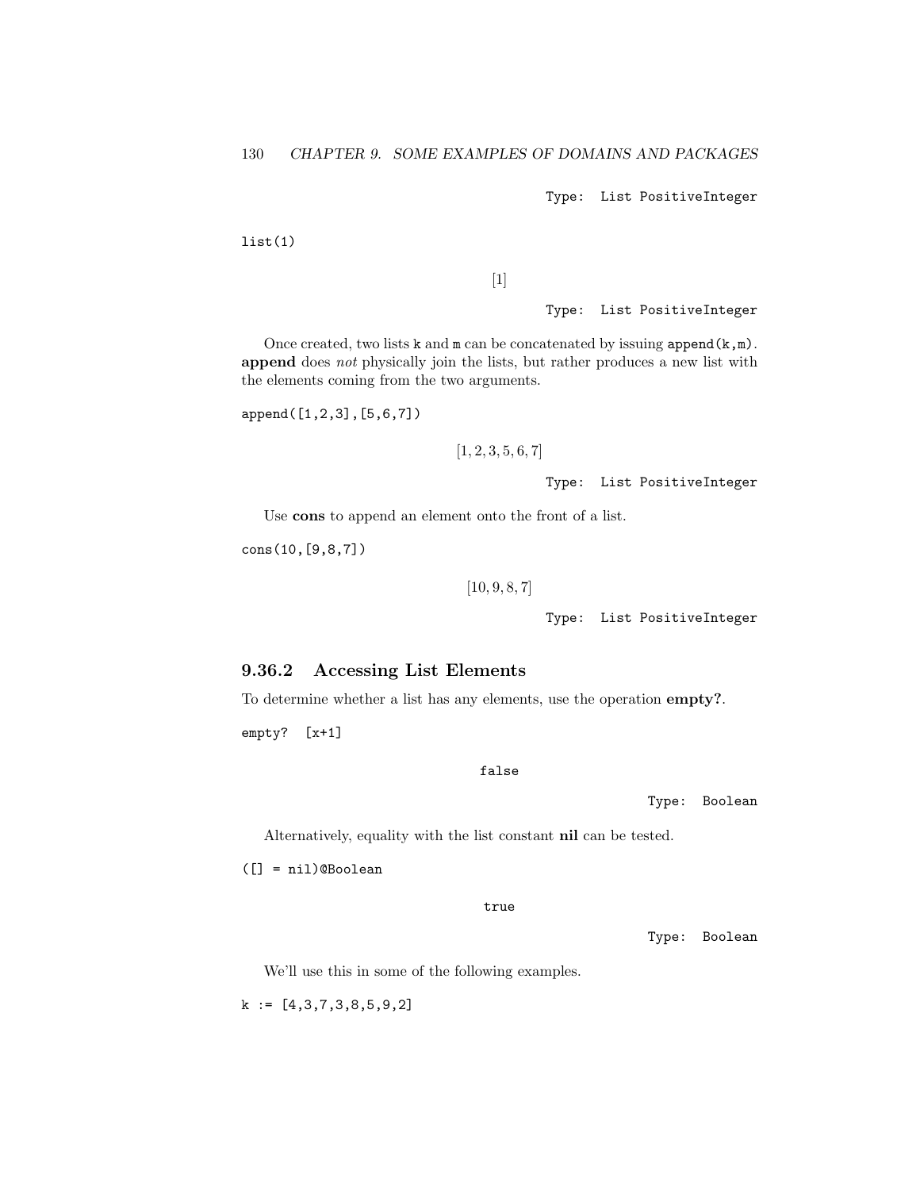Type: List PositiveInteger

```
list(1)
```

$$[1]$$

Type: List PositiveInteger

Once created, two lists k and m can be concatenated by issuing `append(k,m)`. **append** does *not* physically join the lists, but rather produces a new list with the elements coming from the two arguments.

```
append([1,2,3],[5,6,7])
```

$$[1, 2, 3, 5, 6, 7]$$

Type: List PositiveInteger

Use **cons** to append an element onto the front of a list.

```
cons(10,[9,8,7])
```

$$[10, 9, 8, 7]$$

Type: List PositiveInteger

### 9.36.2 Accessing List Elements

To determine whether a list has any elements, use the operation **empty?**.

```
empty? [x+1]
```

false

Type: Boolean

Alternatively, equality with the list constant **nil** can be tested.

```
([] = nil)@Boolean
```

true

Type: Boolean

We'll use this in some of the following examples.

```
k := [4,3,7,3,8,5,9,2]
```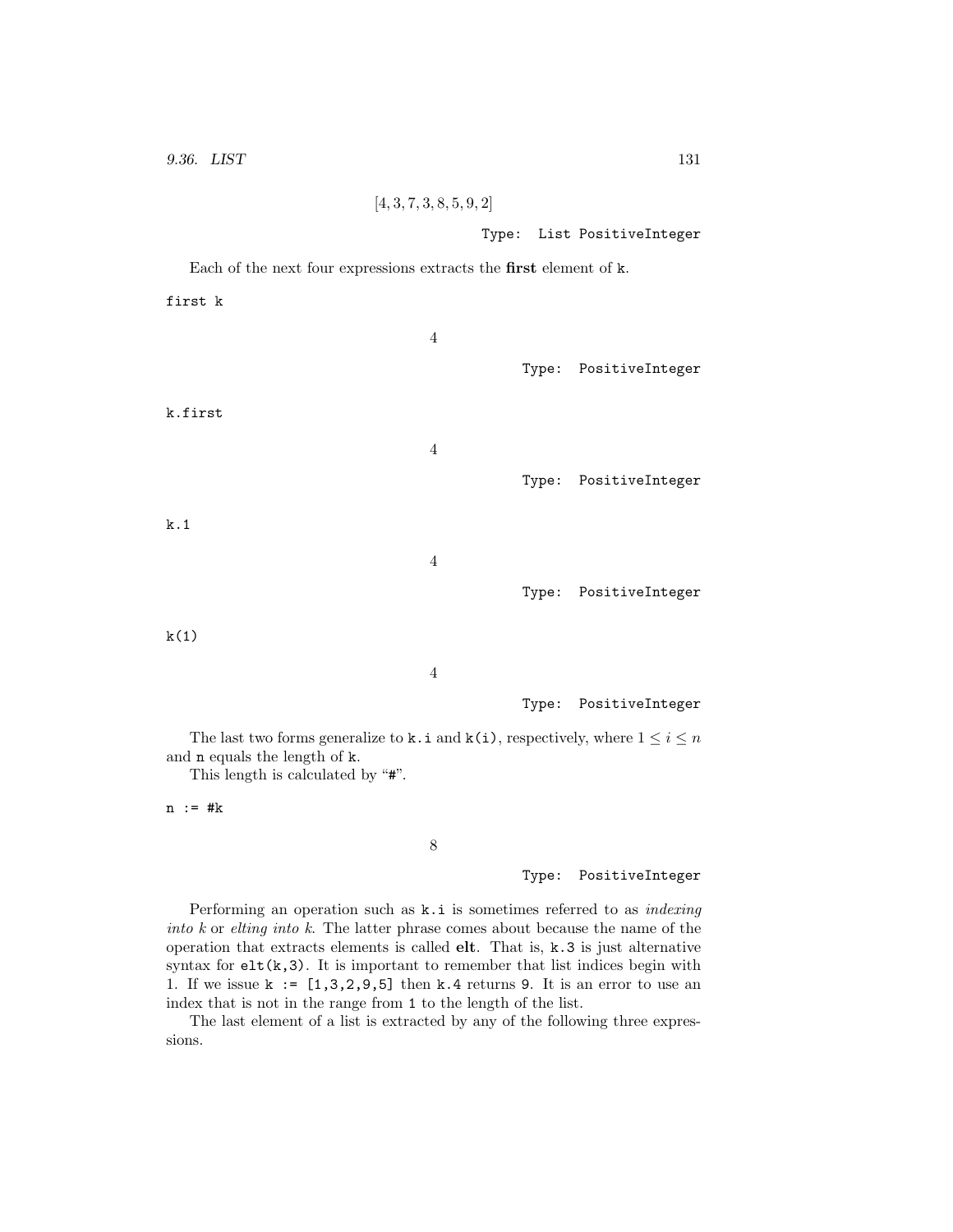$$[4, 3, 7, 3, 8, 5, 9, 2]$$

Type: List PositiveInteger

Each of the next four expressions extracts the **first** element of k.

```
first k
```

$$4$$

Type: PositiveInteger

```
k.first
```

$$4$$

Type: PositiveInteger

```
k.1
```

$$4$$

Type: PositiveInteger

```
k(1)
```

$$4$$

Type: PositiveInteger

The last two forms generalize to `k.i` and `k(i)`, respectively, where $1 \leq i \leq n$ and `n` equals the length of `k`.

This length is calculated by "`#`".

```
n := #k
```

$$8$$

Type: PositiveInteger

Performing an operation such as `k.i` is sometimes referred to as *indexing into k* or *elting into k*. The latter phrase comes about because the name of the operation that extracts elements is called **elt**. That is, `k.3` is just alternative syntax for `elt(k,3)`. It is important to remember that list indices begin with 1. If we issue `k := [1,3,2,9,5]` then `k.4` returns `9`. It is an error to use an index that is not in the range from `1` to the length of the list.

The last element of a list is extracted by any of the following three expressions.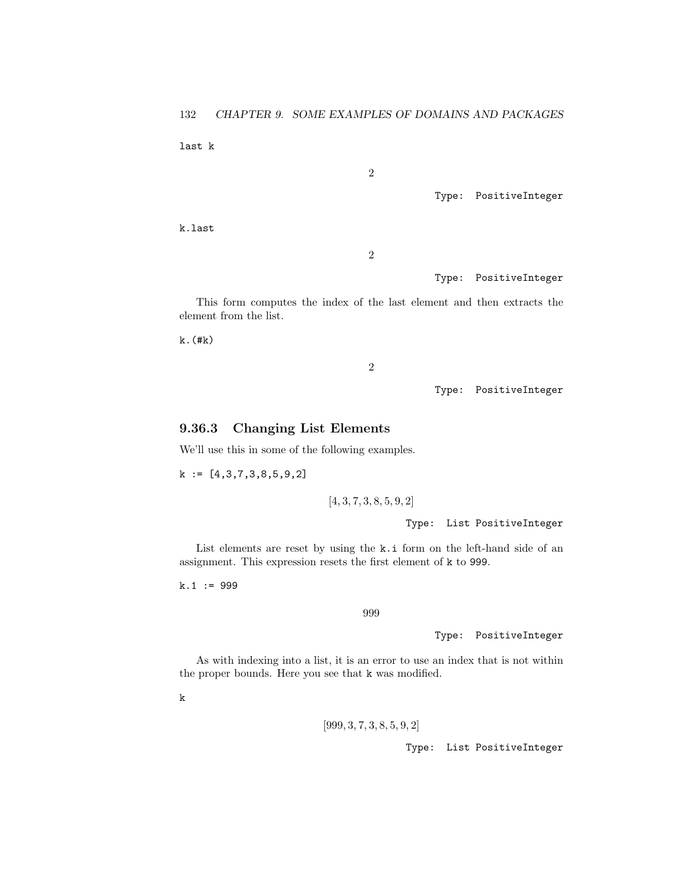```
last k
```

$$2$$

Type: PositiveInteger

```
k.last
```

$$2$$

Type: PositiveInteger

This form computes the index of the last element and then extracts the element from the list.

```
k.(#k)
```

$$2$$

Type: PositiveInteger

### 9.36.3 Changing List Elements

We'll use this in some of the following examples.

```
k := [4,3,7,3,8,5,9,2]
```

$$[4, 3, 7, 3, 8, 5, 9, 2]$$

Type: List PositiveInteger

List elements are reset by using the `k.i` form on the left-hand side of an assignment. This expression resets the first element of `k` to `999`.

```
k.1 := 999
```

$$999$$

Type: PositiveInteger

As with indexing into a list, it is an error to use an index that is not within the proper bounds. Here you see that `k` was modified.

```
k
```

$$[999, 3, 7, 3, 8, 5, 9, 2]$$

Type: List PositiveInteger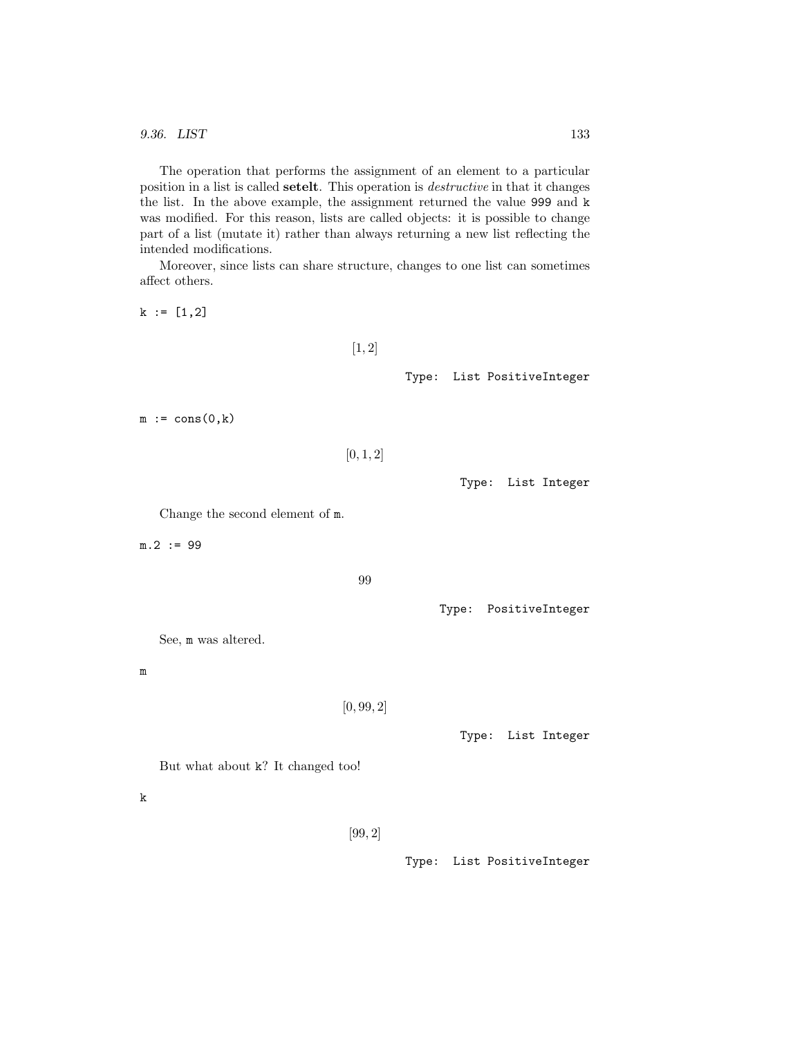The operation that performs the assignment of an element to a particular position in a list is called **setelt**. This operation is *destructive* in that it changes the list. In the above example, the assignment returned the value `999` and `k` was modified. For this reason, lists are called objects: it is possible to change part of a list (mutate it) rather than always returning a new list reflecting the intended modifications.

Moreover, since lists can share structure, changes to one list can sometimes affect others.

```
k := [1,2]
```

$$[1,2]$$

Type: List PositiveInteger

```
m := cons(0,k)
```

$$[0,1,2]$$

Type: List Integer

Change the second element of `m`.

```
m.2 := 99
```

$$99$$

Type: PositiveInteger

See, `m` was altered.

```
m
```

$$[0,99,2]$$

Type: List Integer

But what about `k`? It changed too!

```
k
```

$$[99,2]$$

Type: List PositiveInteger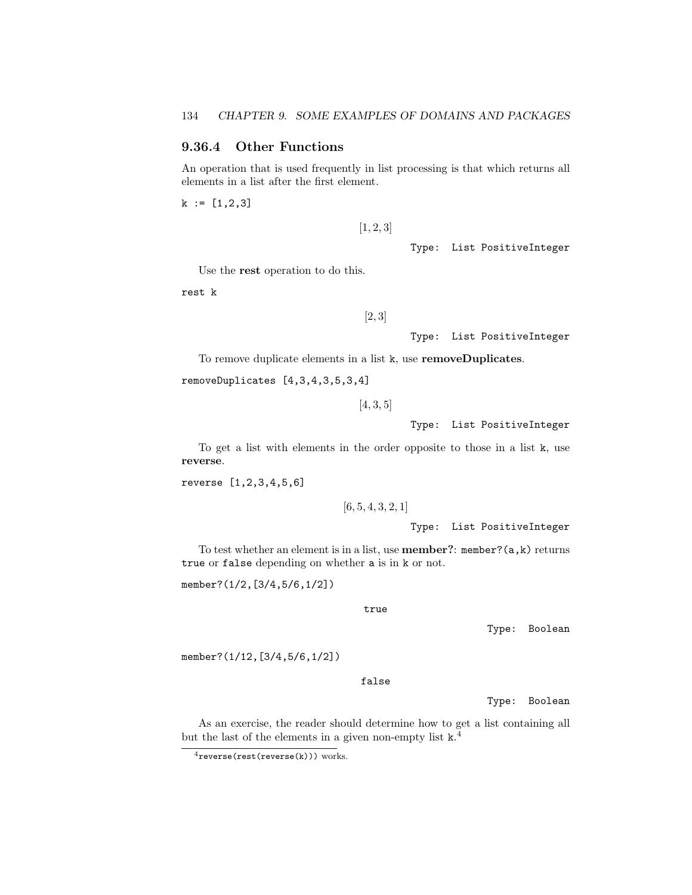### 9.36.4 Other Functions

An operation that is used frequently in list processing is that which returns all elements in a list after the first element.

```
k := [1,2,3]
```

$$[1, 2, 3]$$

Type: List PositiveInteger

Use the **rest** operation to do this.

```
rest k
```

$$[2, 3]$$

Type: List PositiveInteger

To remove duplicate elements in a list `k`, use **removeDuplicates**.

```
removeDuplicates [4,3,4,3,5,3,4]
```

$$[4, 3, 5]$$

Type: List PositiveInteger

To get a list with elements in the order opposite to those in a list `k`, use **reverse**.

```
reverse [1,2,3,4,5,6]
```

$$[6, 5, 4, 3, 2, 1]$$

Type: List PositiveInteger

To test whether an element is in a list, use **member?**: `member?(a,k)` returns `true` or `false` depending on whether `a` is in `k` or not.

```
member?(1/2,[3/4,5/6,1/2])
```

true

Type: Boolean

```
member?(1/12,[3/4,5/6,1/2])
```

false

Type: Boolean

As an exercise, the reader should determine how to get a list containing all but the last of the elements in a given non-empty list `k`.[4]

[4] `reverse(rest(reverse(k)))` works.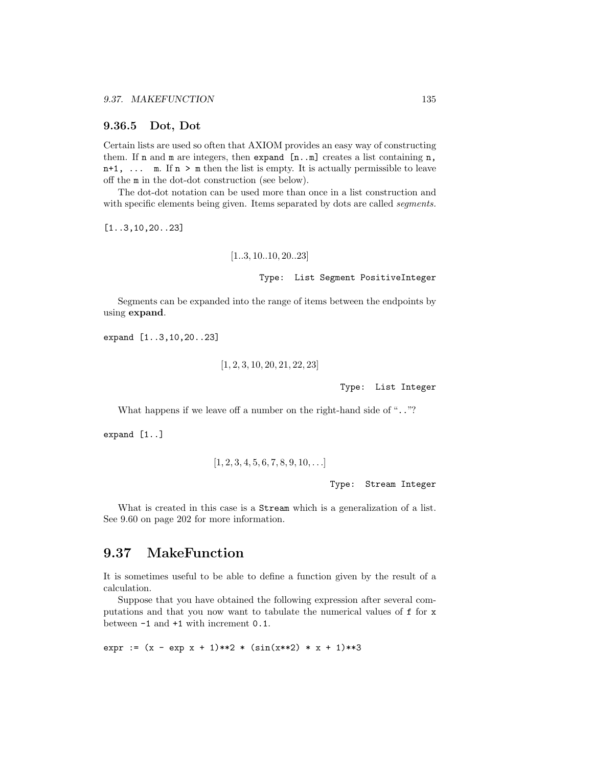### 9.36.5 Dot, Dot

Certain lists are used so often that AXIOM provides an easy way of constructing them. If `n` and `m` are integers, then `expand [n..m]` creates a list containing `n, n+1, ... m`. If `n > m` then the list is empty. It is actually permissible to leave off the `m` in the dot-dot construction (see below).

The dot-dot notation can be used more than once in a list construction and with specific elements being given. Items separated by dots are called *segments*.

```
[1..3,10,20..23]
```

$$[1..3, 10..10, 20..23]$$

Type: List Segment PositiveInteger

Segments can be expanded into the range of items between the endpoints by using **expand**.

```
expand [1..3,10,20..23]
```

$$[1, 2, 3, 10, 20, 21, 22, 23]$$

Type: List Integer

What happens if we leave off a number on the right-hand side of "`..`"?

```
expand [1..]
```

$$[1, 2, 3, 4, 5, 6, 7, 8, 9, 10, \ldots]$$

Type: Stream Integer

What is created in this case is a `Stream` which is a generalization of a list. See 9.60 on page 202 for more information.

## 9.37 MakeFunction

It is sometimes useful to be able to define a function given by the result of a calculation.

Suppose that you have obtained the following expression after several computations and that you now want to tabulate the numerical values of `f` for `x` between `-1` and `+1` with increment `0.1`.

```
expr := (x - exp x + 1)**2 * (sin(x**2) * x + 1)**3
```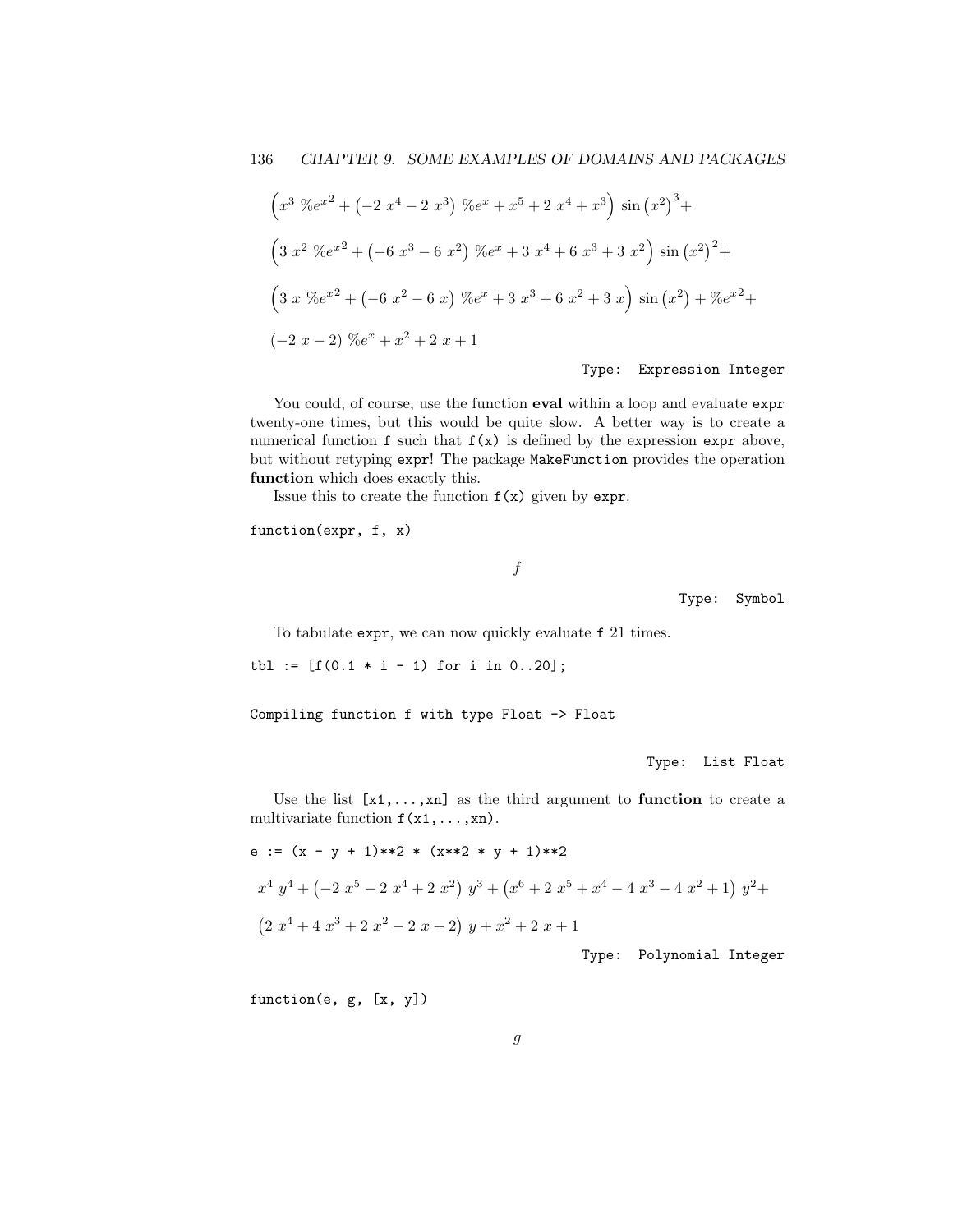$$\left(x^3\ \%e^{x^2}+\left(-2\ x^4-2\ x^3\right)\ \%e^x+x^5+2\ x^4+x^3\right)\ \sin\left(x^2\right)^3+$$

$$\left(3\ x^2\ \%e^{x^2}+\left(-6\ x^3-6\ x^2\right)\ \%e^x+3\ x^4+6\ x^3+3\ x^2\right)\ \sin\left(x^2\right)^2+$$

$$\left(3\ x\ \%e^{x^2}+\left(-6\ x^2-6\ x\right)\ \%e^x+3\ x^3+6\ x^2+3\ x\right)\ \sin\left(x^2\right)+\%e^{x^2}+$$

$$\left(-2\ x-2\right)\ \%e^x+x^2+2\ x+1$$

Type: Expression Integer

You could, of course, use the function **eval** within a loop and evaluate `expr` twenty-one times, but this would be quite slow. A better way is to create a numerical function `f` such that `f(x)` is defined by the expression `expr` above, but without retyping `expr`! The package `MakeFunction` provides the operation **function** which does exactly this.

Issue this to create the function `f(x)` given by `expr`.

```
function(expr, f, x)
```

$$f$$

Type: Symbol

To tabulate `expr`, we can now quickly evaluate `f` 21 times.

```
tbl := [f(0.1 * i - 1) for i in 0..20];
```

```
Compiling function f with type Float -> Float
```

Type: List Float

Use the list `[x1,...,xn]` as the third argument to **function** to create a multivariate function `f(x1,...,xn)`.

```
e := (x - y + 1)**2 * (x**2 * y + 1)**2
```

$$x^4\ y^4+\left(-2\ x^5-2\ x^4+2\ x^2\right)\ y^3+\left(x^6+2\ x^5+x^4-4\ x^3-4\ x^2+1\right)\ y^2+$$

$$\left(2\ x^4+4\ x^3+2\ x^2-2\ x-2\right)\ y+x^2+2\ x+1$$

Type: Polynomial Integer

```
function(e, g, [x, y])
```

$$g$$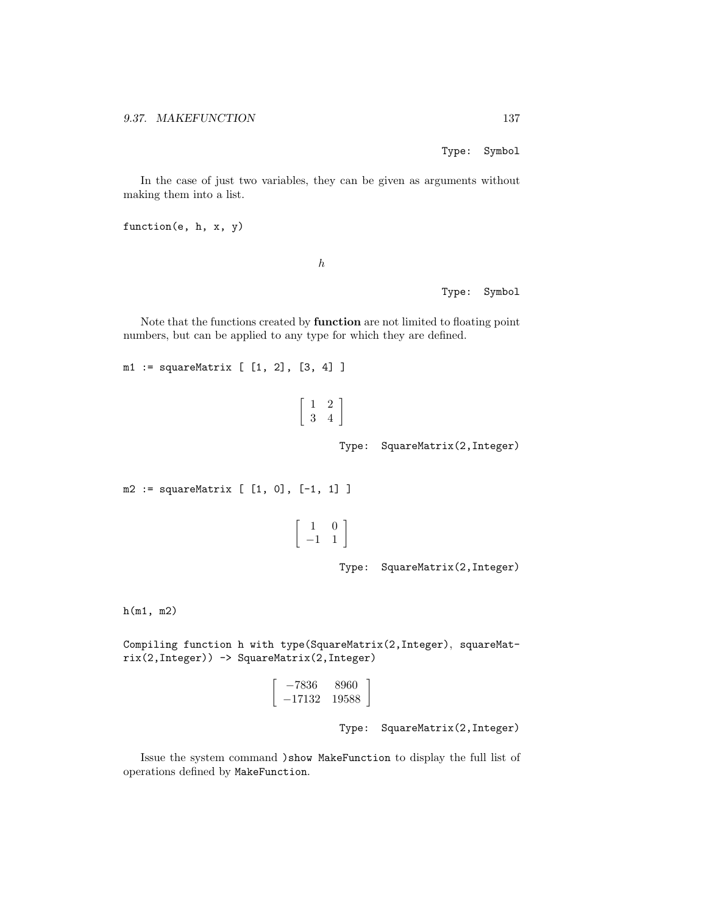Type: Symbol

In the case of just two variables, they can be given as arguments without making them into a list.

```
function(e, h, x, y)
```

$$h$$

Type: Symbol

Note that the functions created by **function** are not limited to floating point numbers, but can be applied to any type for which they are defined.

```
m1 := squareMatrix [ [1, 2], [3, 4] ]
```

$$\begin{bmatrix} 1 & 2 \\ 3 & 4 \end{bmatrix}$$

Type: SquareMatrix(2,Integer)

```
m2 := squareMatrix [ [1, 0], [-1, 1] ]
```

$$\begin{bmatrix} 1 & 0 \\ -1 & 1 \end{bmatrix}$$

Type: SquareMatrix(2,Integer)

```
h(m1, m2)
```

```
Compiling function h with type(SquareMatrix(2,Integer), squareMatrix(2,Integer)) -> SquareMatrix(2,Integer)
```

$$\begin{bmatrix} -7836 & 8960 \\ -17132 & 19588 \end{bmatrix}$$

Type: SquareMatrix(2,Integer)

Issue the system command `)show MakeFunction` to display the full list of operations defined by `MakeFunction`.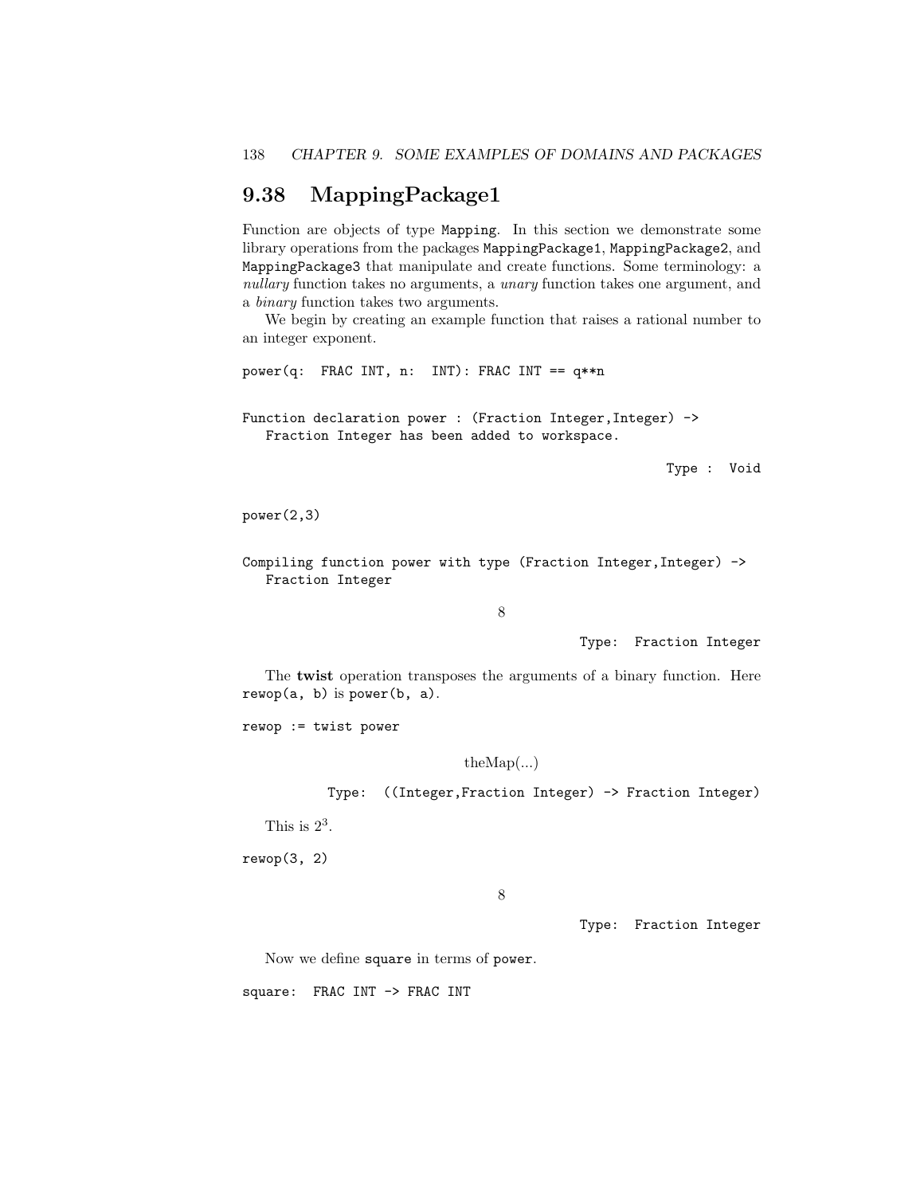## 9.38 MappingPackage1

Function are objects of type `Mapping`. In this section we demonstrate some library operations from the packages `MappingPackage1`, `MappingPackage2`, and `MappingPackage3` that manipulate and create functions. Some terminology: a *nullary* function takes no arguments, a *unary* function takes one argument, and a *binary* function takes two arguments.

We begin by creating an example function that raises a rational number to an integer exponent.

```
power(q:  FRAC INT, n:  INT): FRAC INT == q**n
```

```
Function declaration power : (Fraction Integer,Integer) ->
   Fraction Integer has been added to workspace.
```

```
                                                  Type :  Void
```

```
power(2,3)
```

```
Compiling function power with type (Fraction Integer,Integer) ->
   Fraction Integer
```

$$8$$

```
                                          Type:  Fraction Integer
```

The **twist** operation transposes the arguments of a binary function. Here `rewop(a, b)` is `power(b, a)`.

```
rewop := twist power
```

theMap(...)

```
           Type:  ((Integer,Fraction Integer) -> Fraction Integer)
```

This is $2^3$.

```
rewop(3, 2)
```

$$8$$

```
                                          Type:  Fraction Integer
```

Now we define `square` in terms of `power`.

```
square:  FRAC INT -> FRAC INT
```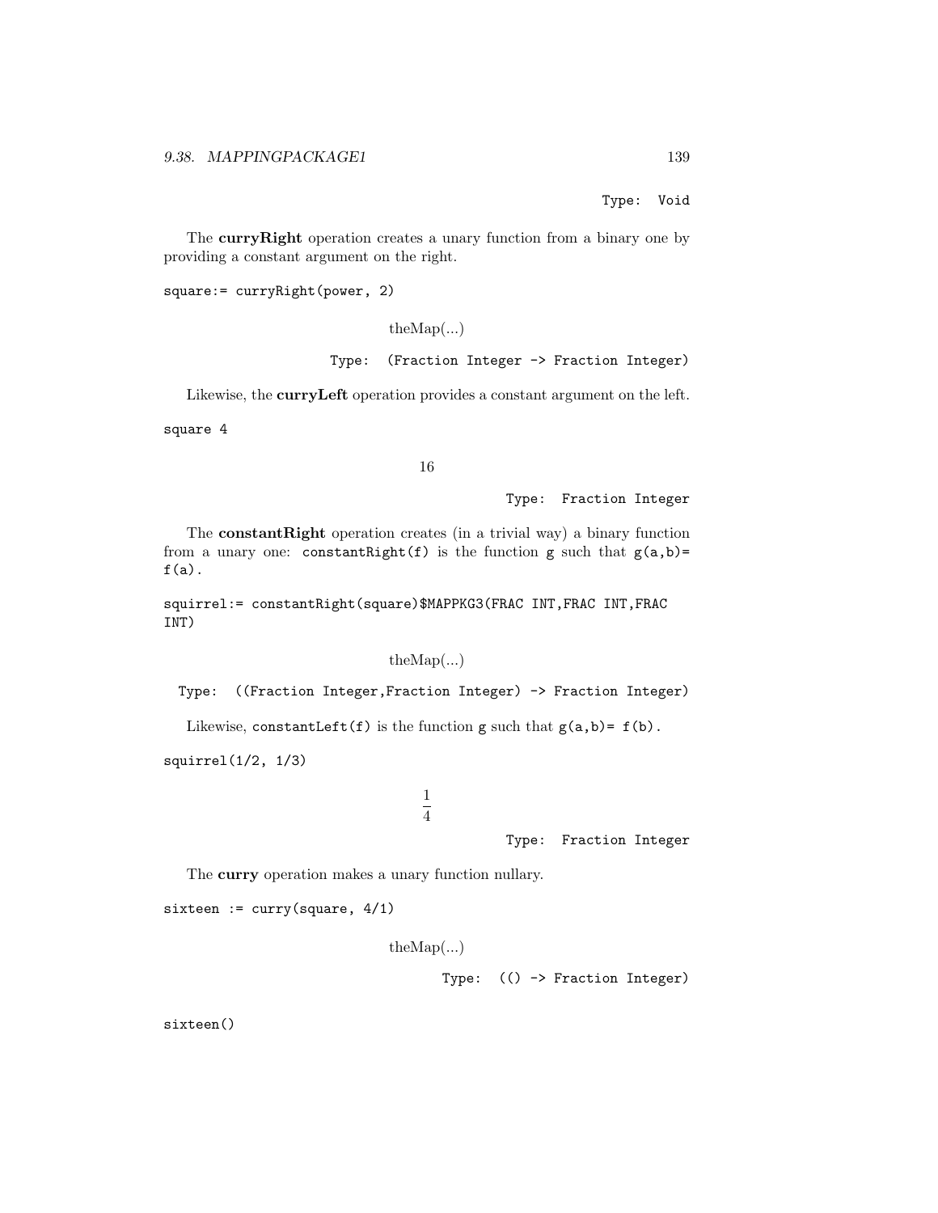Type: Void

The **curryRight** operation creates a unary function from a binary one by providing a constant argument on the right.

```
square:= curryRight(power, 2)
```

theMap(...)

Type: (Fraction Integer -> Fraction Integer)

Likewise, the **curryLeft** operation provides a constant argument on the left.

```
square 4
```

16

Type: Fraction Integer

The **constantRight** operation creates (in a trivial way) a binary function from a unary one: `constantRight(f)` is the function `g` such that `g(a,b)= f(a)`.

```
squirrel:= constantRight(square)$MAPPKG3(FRAC INT,FRAC INT,FRAC
INT)
```

theMap(...)

Type: ((Fraction Integer,Fraction Integer) -> Fraction Integer)

Likewise, `constantLeft(f)` is the function `g` such that `g(a,b)= f(b)`.

```
squirrel(1/2, 1/3)
```

$$\frac{1}{4}$$

Type: Fraction Integer

The **curry** operation makes a unary function nullary.

```
sixteen := curry(square, 4/1)
```

theMap(...)

Type: (() -> Fraction Integer)

```
sixteen()
```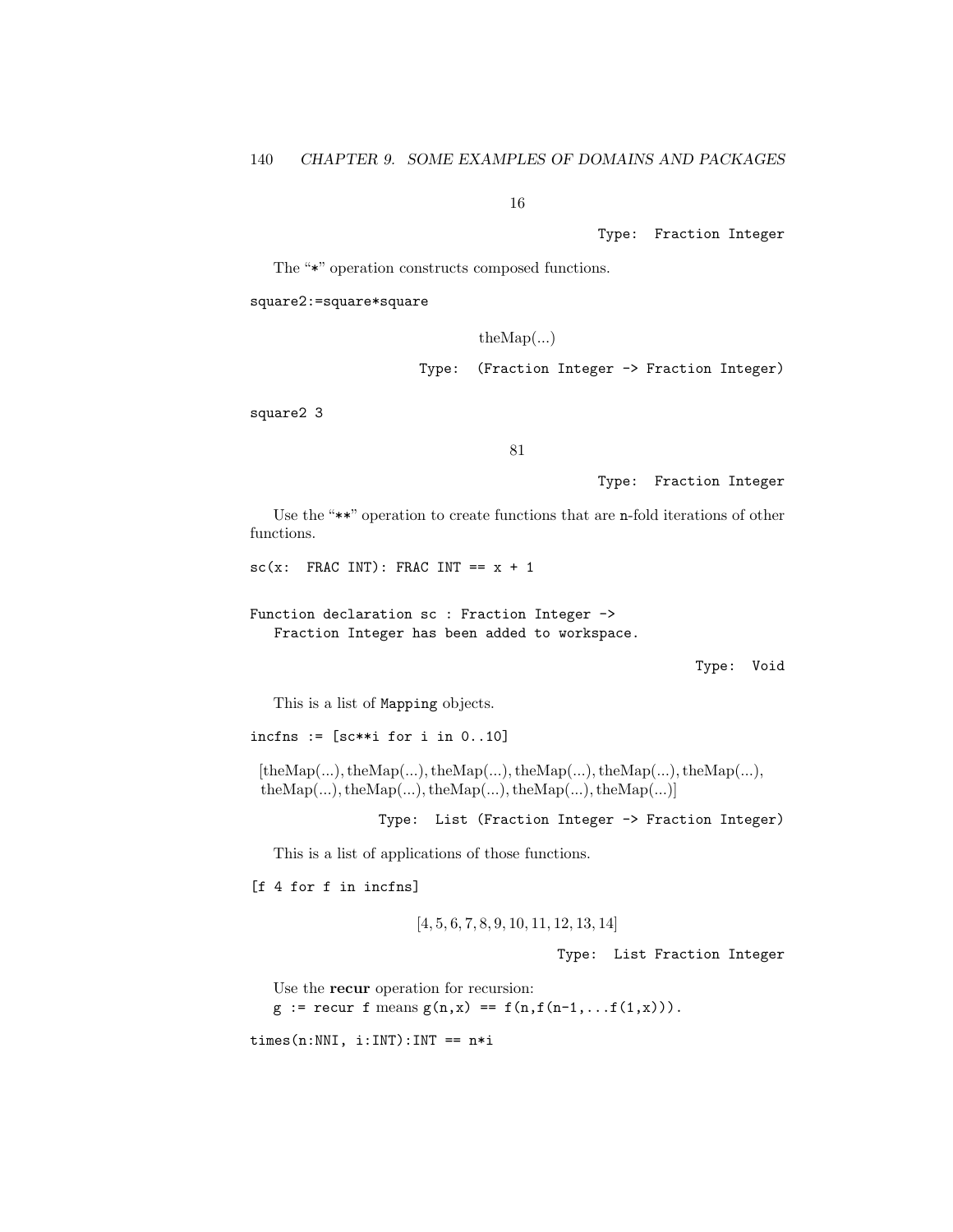$$16$$

Type: Fraction Integer

The "*" operation constructs composed functions.

```
square2:=square*square
```

theMap(...)

Type: (Fraction Integer -> Fraction Integer)

```
square2 3
```

$$81$$

Type: Fraction Integer

Use the "**" operation to create functions that are n-fold iterations of other functions.

```
sc(x:  FRAC INT): FRAC INT == x + 1
```

```
Function declaration sc : Fraction Integer ->
   Fraction Integer has been added to workspace.
```

Type: Void

This is a list of Mapping objects.

```
incfns := [sc**i for i in 0..10]
```

[theMap(...), theMap(...), theMap(...), theMap(...), theMap(...), theMap(...), theMap(...), theMap(...), theMap(...), theMap(...), theMap(...)]

Type: List (Fraction Integer -> Fraction Integer)

This is a list of applications of those functions.

```
[f 4 for f in incfns]
```

$$[4, 5, 6, 7, 8, 9, 10, 11, 12, 13, 14]$$

Type: List Fraction Integer

Use the **recur** operation for recursion:
`g := recur f` means `g(n,x) == f(n,f(n-1,...f(1,x)))`.

```
times(n:NNI, i:INT):INT == n*i
```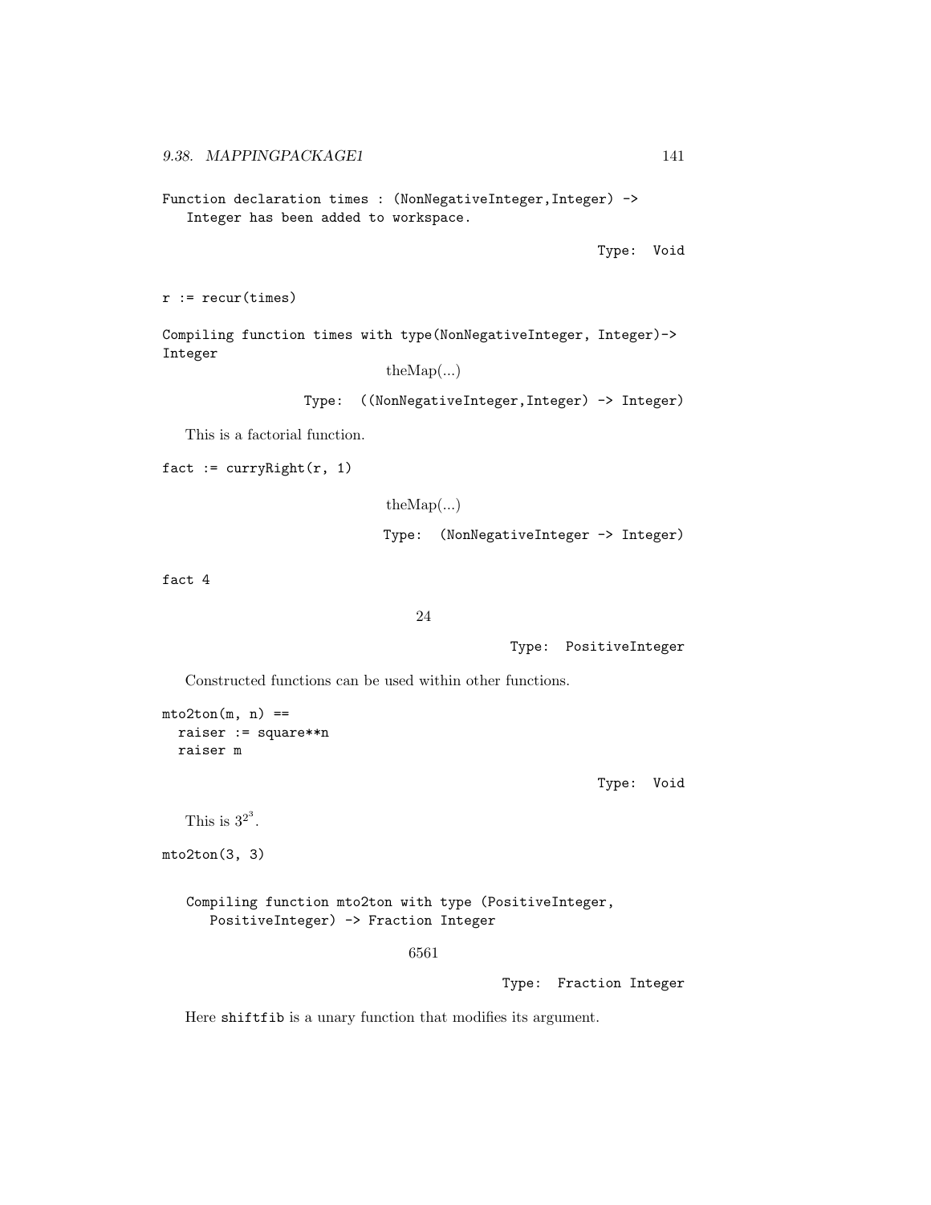```
Function declaration times : (NonNegativeInteger,Integer) ->
   Integer has been added to workspace.
```

Type: Void

```
r := recur(times)
```

```
Compiling function times with type(NonNegativeInteger, Integer)->
Integer
```

theMap(...)

Type: ((NonNegativeInteger,Integer) -> Integer)

This is a factorial function.

```
fact := curryRight(r, 1)
```

theMap(...)

Type: (NonNegativeInteger -> Integer)

```
fact 4
```

24

Type: PositiveInteger

Constructed functions can be used within other functions.

```
mto2ton(m, n) ==
  raiser := square**n
  raiser m
```

Type: Void

This is $3^{2^3}$.

```
mto2ton(3, 3)
```

```
   Compiling function mto2ton with type (PositiveInteger,
      PositiveInteger) -> Fraction Integer
```

6561

Type: Fraction Integer

Here `shiftfib` is a unary function that modifies its argument.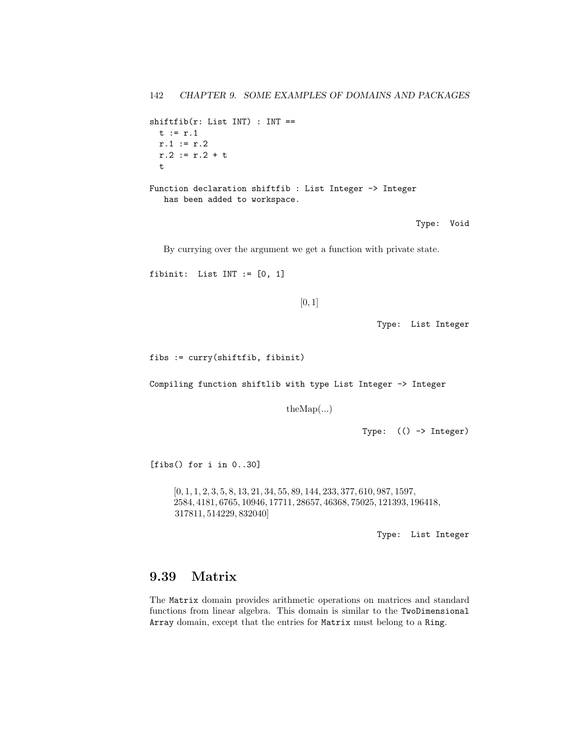```
shiftfib(r: List INT) : INT ==
  t := r.1
  r.1 := r.2
  r.2 := r.2 + t
  t
```

```
Function declaration shiftfib : List Integer -> Integer
   has been added to workspace.
```

Type: Void

By currying over the argument we get a function with private state.

```
fibinit:  List INT := [0, 1]
```

$$[0, 1]$$

Type: List Integer

```
fibs := curry(shiftfib, fibinit)
```

```
Compiling function shiftlib with type List Integer -> Integer
```

$$\mathrm{theMap}(...)$$

Type: (() -> Integer)

```
[fibs() for i in 0..30]
```

$$[0, 1, 1, 2, 3, 5, 8, 13, 21, 34, 55, 89, 144, 233, 377, 610, 987, 1597, 2584, 4181, 6765, 10946, 17711, 28657, 46368, 75025, 121393, 196418, 317811, 514229, 832040]$$

Type: List Integer

## 9.39 Matrix

The `Matrix` domain provides arithmetic operations on matrices and standard functions from linear algebra. This domain is similar to the `TwoDimensional Array` domain, except that the entries for `Matrix` must belong to a `Ring`.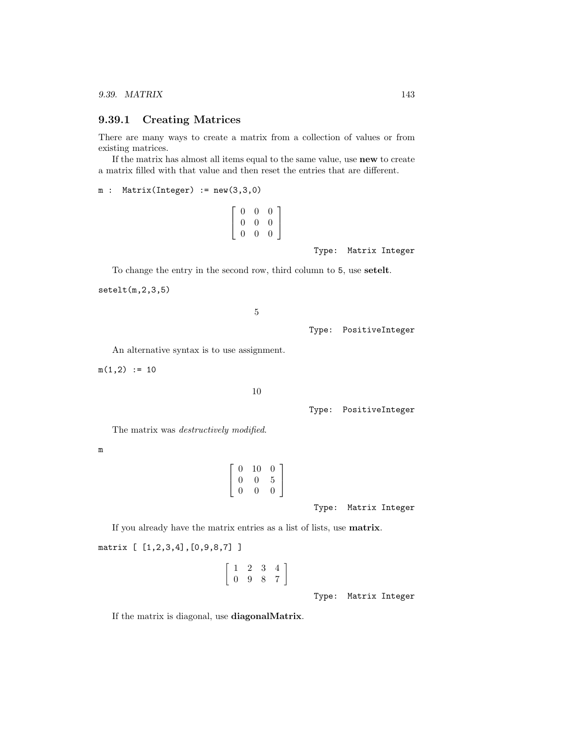### 9.39.1 Creating Matrices

There are many ways to create a matrix from a collection of values or from existing matrices.

If the matrix has almost all items equal to the same value, use **new** to create a matrix filled with that value and then reset the entries that are different.

```
m : Matrix(Integer) := new(3,3,0)
```

$$\begin{bmatrix} 0 & 0 & 0 \\ 0 & 0 & 0 \\ 0 & 0 & 0 \end{bmatrix}$$

Type: Matrix Integer

To change the entry in the second row, third column to 5, use **setelt**.

```
setelt(m,2,3,5)
```

$$5$$

Type: PositiveInteger

An alternative syntax is to use assignment.

```
m(1,2) := 10
```

$$10$$

Type: PositiveInteger

The matrix was *destructively modified*.

```
m
```

$$\begin{bmatrix} 0 & 10 & 0 \\ 0 & 0 & 5 \\ 0 & 0 & 0 \end{bmatrix}$$

Type: Matrix Integer

If you already have the matrix entries as a list of lists, use **matrix**.

```
matrix [ [1,2,3,4],[0,9,8,7] ]
```

$$\begin{bmatrix} 1 & 2 & 3 & 4 \\ 0 & 9 & 8 & 7 \end{bmatrix}$$

Type: Matrix Integer

If the matrix is diagonal, use **diagonalMatrix**.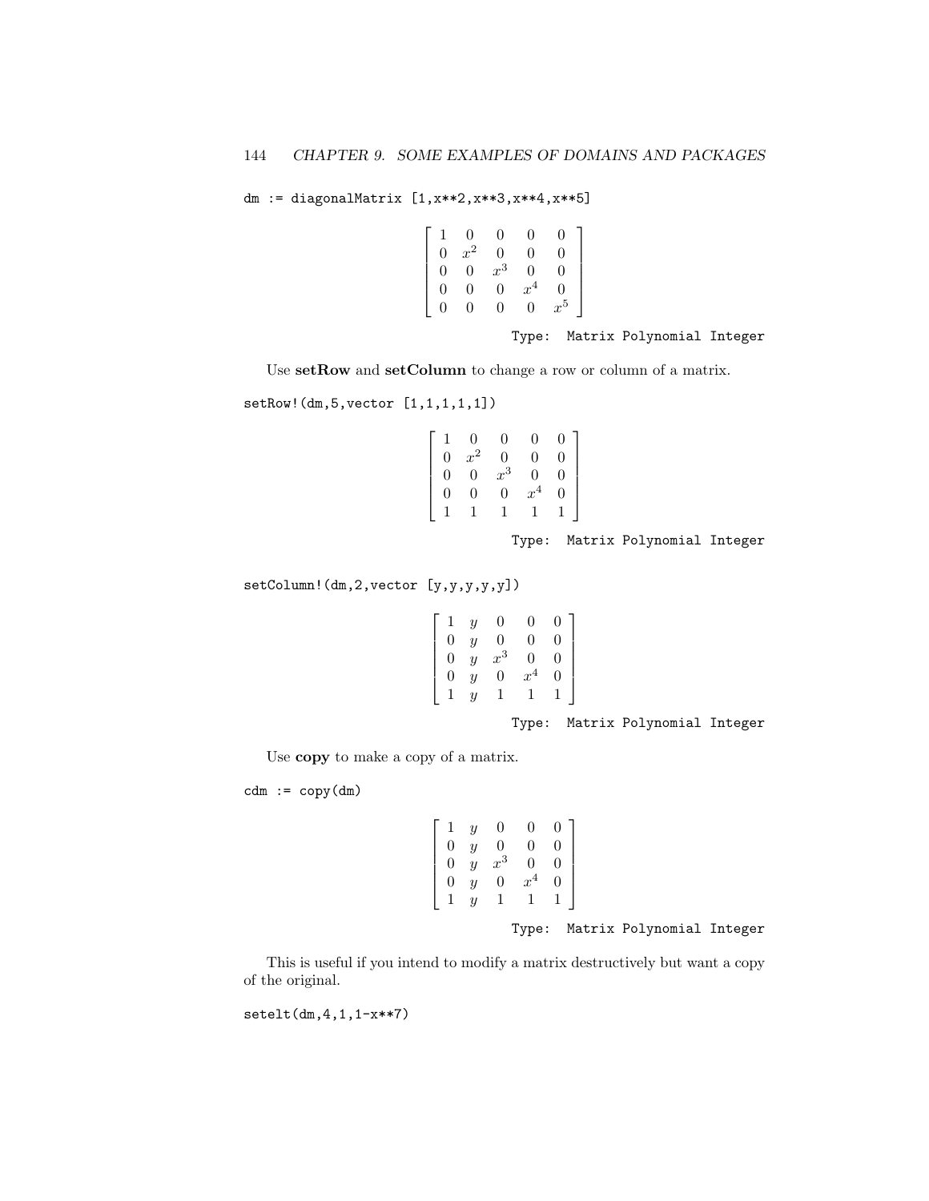```
dm := diagonalMatrix [1,x**2,x**3,x**4,x**5]
```

$$
\begin{bmatrix}
1 & 0 & 0 & 0 & 0 \\
0 & x^2 & 0 & 0 & 0 \\
0 & 0 & x^3 & 0 & 0 \\
0 & 0 & 0 & x^4 & 0 \\
0 & 0 & 0 & 0 & x^5
\end{bmatrix}
$$

Type: Matrix Polynomial Integer

Use **setRow** and **setColumn** to change a row or column of a matrix.

```
setRow!(dm,5,vector [1,1,1,1,1])
```

$$
\begin{bmatrix}
1 & 0 & 0 & 0 & 0 \\
0 & x^2 & 0 & 0 & 0 \\
0 & 0 & x^3 & 0 & 0 \\
0 & 0 & 0 & x^4 & 0 \\
1 & 1 & 1 & 1 & 1
\end{bmatrix}
$$

Type: Matrix Polynomial Integer

```
setColumn!(dm,2,vector [y,y,y,y,y])
```

$$
\begin{bmatrix}
1 & y & 0 & 0 & 0 \\
0 & y & 0 & 0 & 0 \\
0 & y & x^3 & 0 & 0 \\
0 & y & 0 & x^4 & 0 \\
1 & y & 1 & 1 & 1
\end{bmatrix}
$$

Type: Matrix Polynomial Integer

Use **copy** to make a copy of a matrix.

```
cdm := copy(dm)
```

$$
\begin{bmatrix}
1 & y & 0 & 0 & 0 \\
0 & y & 0 & 0 & 0 \\
0 & y & x^3 & 0 & 0 \\
0 & y & 0 & x^4 & 0 \\
1 & y & 1 & 1 & 1
\end{bmatrix}
$$

Type: Matrix Polynomial Integer

This is useful if you intend to modify a matrix destructively but want a copy of the original.

```
setelt(dm,4,1,1-x**7)
```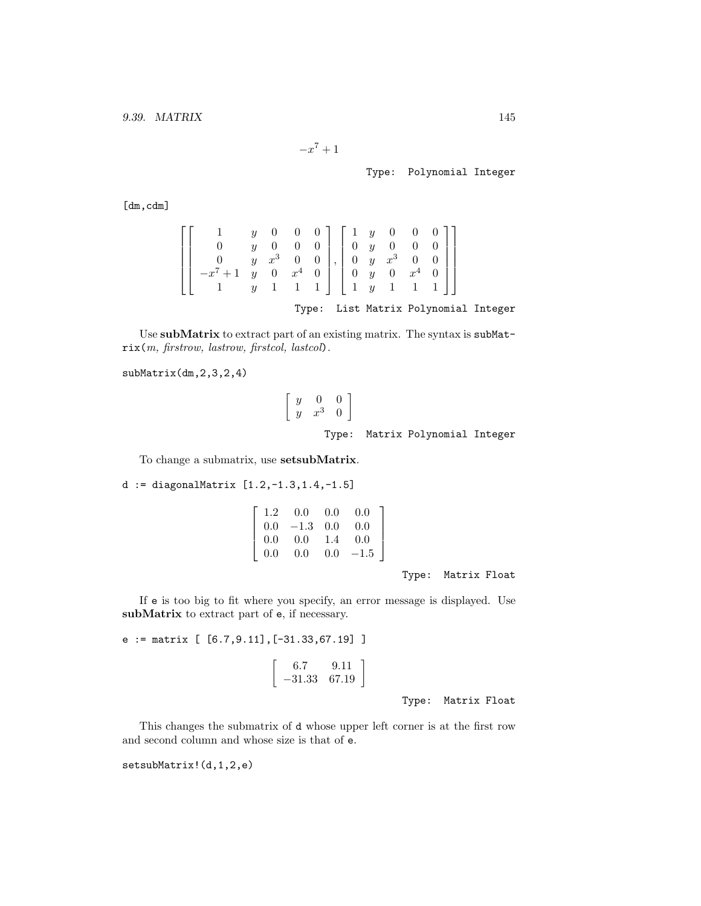$$-x^7 + 1$$

Type: Polynomial Integer

```
[dm,cdm]
```

$$\left[\begin{bmatrix} 1 & y & 0 & 0 & 0 \\ 0 & y & 0 & 0 & 0 \\ 0 & y & x^3 & 0 & 0 \\ -x^7+1 & y & 0 & x^4 & 0 \\ 1 & y & 1 & 1 & 1 \end{bmatrix}, \begin{bmatrix} 1 & y & 0 & 0 & 0 \\ 0 & y & 0 & 0 & 0 \\ 0 & y & x^3 & 0 & 0 \\ 0 & y & 0 & x^4 & 0 \\ 1 & y & 1 & 1 & 1 \end{bmatrix}\right]$$

Type: List Matrix Polynomial Integer

Use **subMatrix** to extract part of an existing matrix. The syntax is `subMatrix(`*m, firstrow, lastrow, firstcol, lastcol*`)`.

```
subMatrix(dm,2,3,2,4)
```

$$\begin{bmatrix} y & 0 & 0 \\ y & x^3 & 0 \end{bmatrix}$$

Type: Matrix Polynomial Integer

To change a submatrix, use **setsubMatrix**.

```
d := diagonalMatrix [1.2,-1.3,1.4,-1.5]
```

$$\begin{bmatrix} 1.2 & 0.0 & 0.0 & 0.0 \\ 0.0 & -1.3 & 0.0 & 0.0 \\ 0.0 & 0.0 & 1.4 & 0.0 \\ 0.0 & 0.0 & 0.0 & -1.5 \end{bmatrix}$$

Type: Matrix Float

If `e` is too big to fit where you specify, an error message is displayed. Use **subMatrix** to extract part of `e`, if necessary.

```
e := matrix [ [6.7,9.11],[-31.33,67.19] ]
```

$$\begin{bmatrix} 6.7 & 9.11 \\ -31.33 & 67.19 \end{bmatrix}$$

Type: Matrix Float

This changes the submatrix of `d` whose upper left corner is at the first row and second column and whose size is that of `e`.

```
setsubMatrix!(d,1,2,e)
```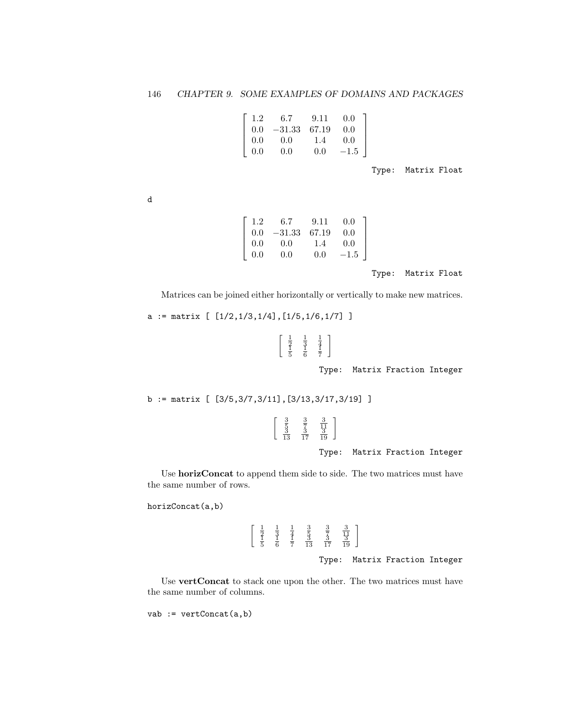$$\begin{bmatrix} 1.2 & 6.7 & 9.11 & 0.0 \\ 0.0 & -31.33 & 67.19 & 0.0 \\ 0.0 & 0.0 & 1.4 & 0.0 \\ 0.0 & 0.0 & 0.0 & -1.5 \end{bmatrix}$$

Type: Matrix Float

```
d
```

$$\begin{bmatrix} 1.2 & 6.7 & 9.11 & 0.0 \\ 0.0 & -31.33 & 67.19 & 0.0 \\ 0.0 & 0.0 & 1.4 & 0.0 \\ 0.0 & 0.0 & 0.0 & -1.5 \end{bmatrix}$$

Type: Matrix Float

Matrices can be joined either horizontally or vertically to make new matrices.

```
a := matrix [ [1/2,1/3,1/4],[1/5,1/6,1/7] ]
```

$$\begin{bmatrix} \frac{1}{2} & \frac{1}{3} & \frac{1}{4} \\ \frac{1}{5} & \frac{1}{6} & \frac{1}{7} \end{bmatrix}$$

Type: Matrix Fraction Integer

```
b := matrix [ [3/5,3/7,3/11],[3/13,3/17,3/19] ]
```

$$\begin{bmatrix} \frac{3}{5} & \frac{3}{7} & \frac{3}{11} \\ \frac{3}{13} & \frac{3}{17} & \frac{3}{19} \end{bmatrix}$$

Type: Matrix Fraction Integer

Use **horizConcat** to append them side to side. The two matrices must have the same number of rows.

```
horizConcat(a,b)
```

$$\begin{bmatrix} \frac{1}{2} & \frac{1}{3} & \frac{1}{4} & \frac{3}{5} & \frac{3}{7} & \frac{3}{11} \\ \frac{1}{5} & \frac{1}{6} & \frac{1}{7} & \frac{3}{13} & \frac{3}{17} & \frac{3}{19} \end{bmatrix}$$

Type: Matrix Fraction Integer

Use **vertConcat** to stack one upon the other. The two matrices must have the same number of columns.

```
vab := vertConcat(a,b)
```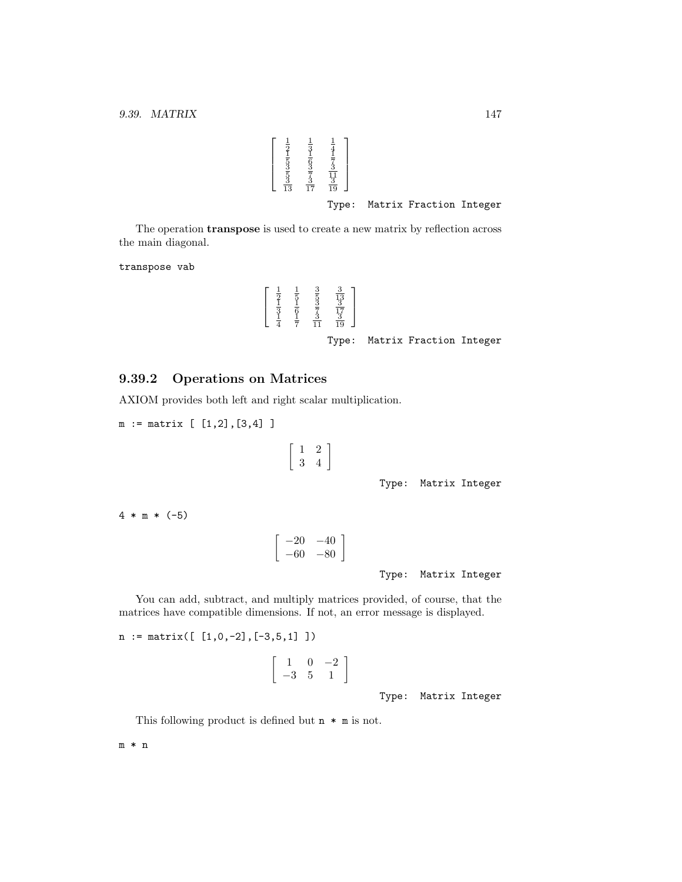$$\begin{bmatrix} \frac{1}{2} & \frac{1}{3} & \frac{1}{4} \\ \frac{1}{5} & \frac{1}{6} & \frac{1}{7} \\ \frac{3}{5} & \frac{3}{7} & \frac{3}{11} \\ \frac{3}{13} & \frac{3}{17} & \frac{3}{19} \end{bmatrix}$$

Type: Matrix Fraction Integer

The operation **transpose** is used to create a new matrix by reflection across the main diagonal.

```
transpose vab
```

$$\begin{bmatrix} \frac{1}{2} & \frac{1}{5} & \frac{3}{5} & \frac{3}{13} \\ \frac{1}{3} & \frac{1}{6} & \frac{3}{7} & \frac{3}{17} \\ \frac{1}{4} & \frac{1}{7} & \frac{3}{11} & \frac{3}{19} \end{bmatrix}$$

Type: Matrix Fraction Integer

### 9.39.2 Operations on Matrices

AXIOM provides both left and right scalar multiplication.

```
m := matrix [ [1,2],[3,4] ]
```

$$\begin{bmatrix} 1 & 2 \\ 3 & 4 \end{bmatrix}$$

Type: Matrix Integer

```
4 * m * (-5)
```

$$\begin{bmatrix} -20 & -40 \\ -60 & -80 \end{bmatrix}$$

Type: Matrix Integer

You can add, subtract, and multiply matrices provided, of course, that the matrices have compatible dimensions. If not, an error message is displayed.

```
n := matrix([ [1,0,-2],[-3,5,1] ])
```

$$\begin{bmatrix} 1 & 0 & -2 \\ -3 & 5 & 1 \end{bmatrix}$$

Type: Matrix Integer

This following product is defined but `n * m` is not.

```
m * n
```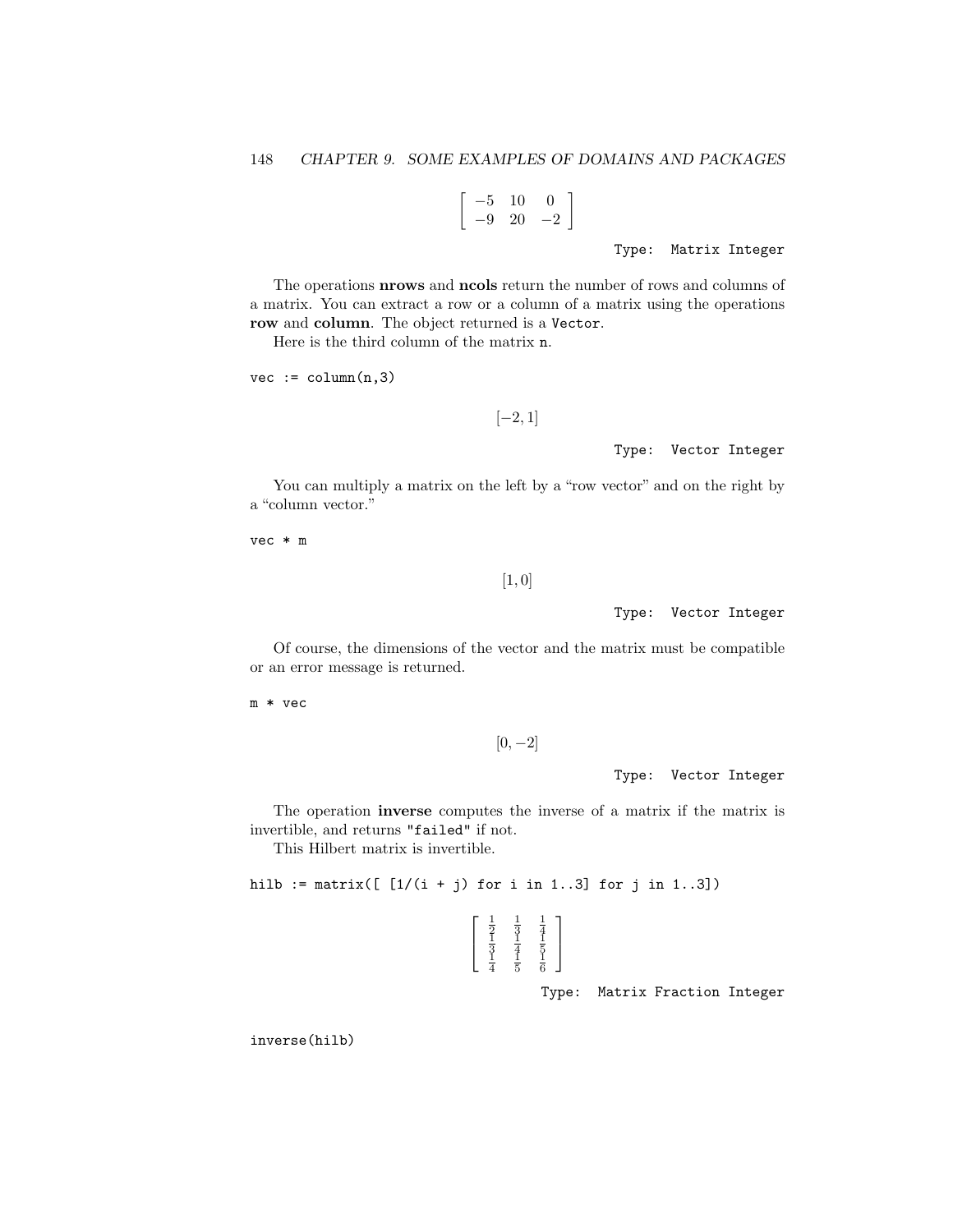$$\begin{bmatrix} -5 & 10 & 0 \\ -9 & 20 & -2 \end{bmatrix}$$

Type: Matrix Integer

The operations **nrows** and **ncols** return the number of rows and columns of a matrix. You can extract a row or a column of a matrix using the operations **row** and **column**. The object returned is a `Vector`.

Here is the third column of the matrix `n`.

```
vec := column(n,3)
```

$$[-2, 1]$$

Type: Vector Integer

You can multiply a matrix on the left by a "row vector" and on the right by a "column vector."

```
vec * m
```

$$[1, 0]$$

Type: Vector Integer

Of course, the dimensions of the vector and the matrix must be compatible or an error message is returned.

```
m * vec
```

$$[0, -2]$$

Type: Vector Integer

The operation **inverse** computes the inverse of a matrix if the matrix is invertible, and returns `"failed"` if not.

This Hilbert matrix is invertible.

```
hilb := matrix([ [1/(i + j) for i in 1..3] for j in 1..3])
```

$$\begin{bmatrix} \frac{1}{2} & \frac{1}{3} & \frac{1}{4} \\ \frac{1}{3} & \frac{1}{4} & \frac{1}{5} \\ \frac{1}{4} & \frac{1}{5} & \frac{1}{6} \end{bmatrix}$$

Type: Matrix Fraction Integer

```
inverse(hilb)
```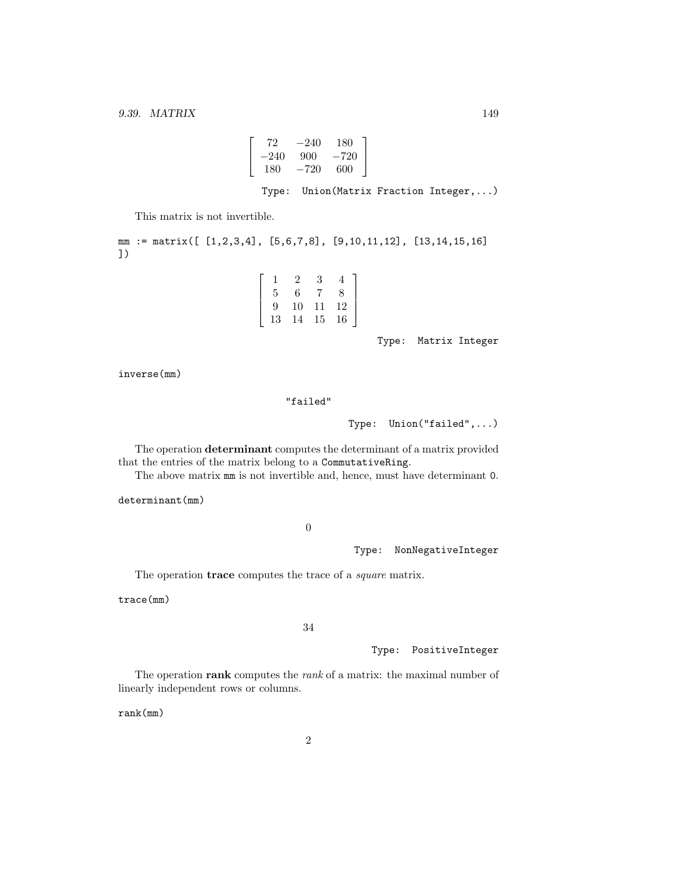$$\begin{bmatrix} 72 & -240 & 180 \\ -240 & 900 & -720 \\ 180 & -720 & 600 \end{bmatrix}$$

Type: Union(Matrix Fraction Integer,...)

This matrix is not invertible.

```
mm := matrix([ [1,2,3,4], [5,6,7,8], [9,10,11,12], [13,14,15,16]
])
```

$$\begin{bmatrix} 1 & 2 & 3 & 4 \\ 5 & 6 & 7 & 8 \\ 9 & 10 & 11 & 12 \\ 13 & 14 & 15 & 16 \end{bmatrix}$$

Type: Matrix Integer

```
inverse(mm)
```

"failed"

Type: Union("failed",...)

The operation **determinant** computes the determinant of a matrix provided that the entries of the matrix belong to a `CommutativeRing`.

The above matrix `mm` is not invertible and, hence, must have determinant `0`.

```
determinant(mm)
```

$$0$$

Type: NonNegativeInteger

The operation **trace** computes the trace of a *square* matrix.

```
trace(mm)
```

$$34$$

Type: PositiveInteger

The operation **rank** computes the *rank* of a matrix: the maximal number of linearly independent rows or columns.

```
rank(mm)
```

$$2$$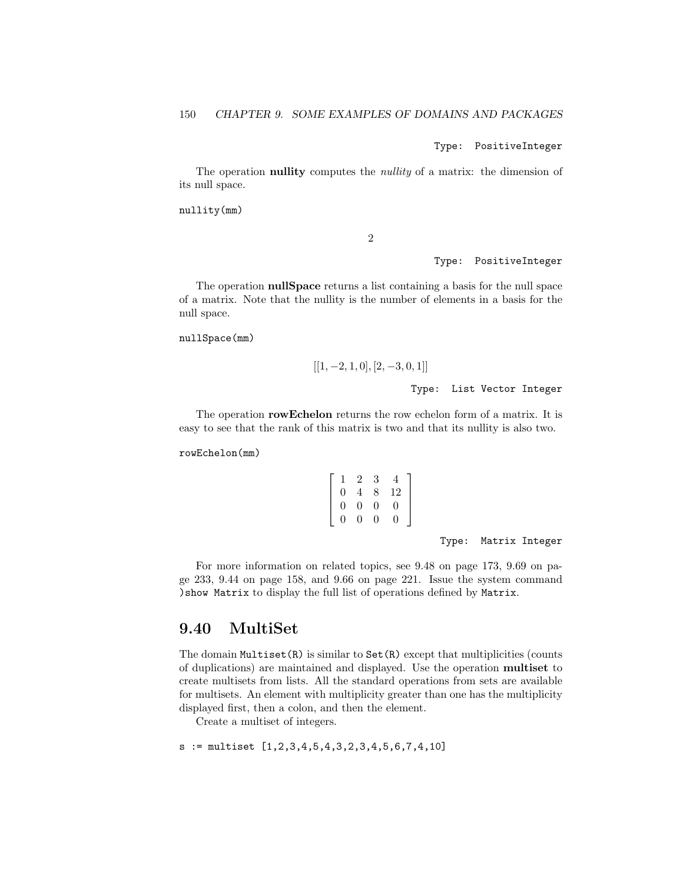Type: PositiveInteger

The operation **nullity** computes the *nullity* of a matrix: the dimension of its null space.

```
nullity(mm)
```

$$2$$

Type: PositiveInteger

The operation **nullSpace** returns a list containing a basis for the null space of a matrix. Note that the nullity is the number of elements in a basis for the null space.

```
nullSpace(mm)
```

$$[[1, -2, 1, 0], [2, -3, 0, 1]]$$

Type: List Vector Integer

The operation **rowEchelon** returns the row echelon form of a matrix. It is easy to see that the rank of this matrix is two and that its nullity is also two.

```
rowEchelon(mm)
```

$$\begin{bmatrix} 1 & 2 & 3 & 4 \\ 0 & 4 & 8 & 12 \\ 0 & 0 & 0 & 0 \\ 0 & 0 & 0 & 0 \end{bmatrix}$$

Type: Matrix Integer

For more information on related topics, see 9.48 on page 173, 9.69 on page 233, 9.44 on page 158, and 9.66 on page 221. Issue the system command `)show Matrix` to display the full list of operations defined by `Matrix`.

## 9.40 MultiSet

The domain `Multiset(R)` is similar to `Set(R)` except that multiplicities (counts of duplications) are maintained and displayed. Use the operation **multiset** to create multisets from lists. All the standard operations from sets are available for multisets. An element with multiplicity greater than one has the multiplicity displayed first, then a colon, and then the element.

Create a multiset of integers.

```
s := multiset [1,2,3,4,5,4,3,2,3,4,5,6,7,4,10]
```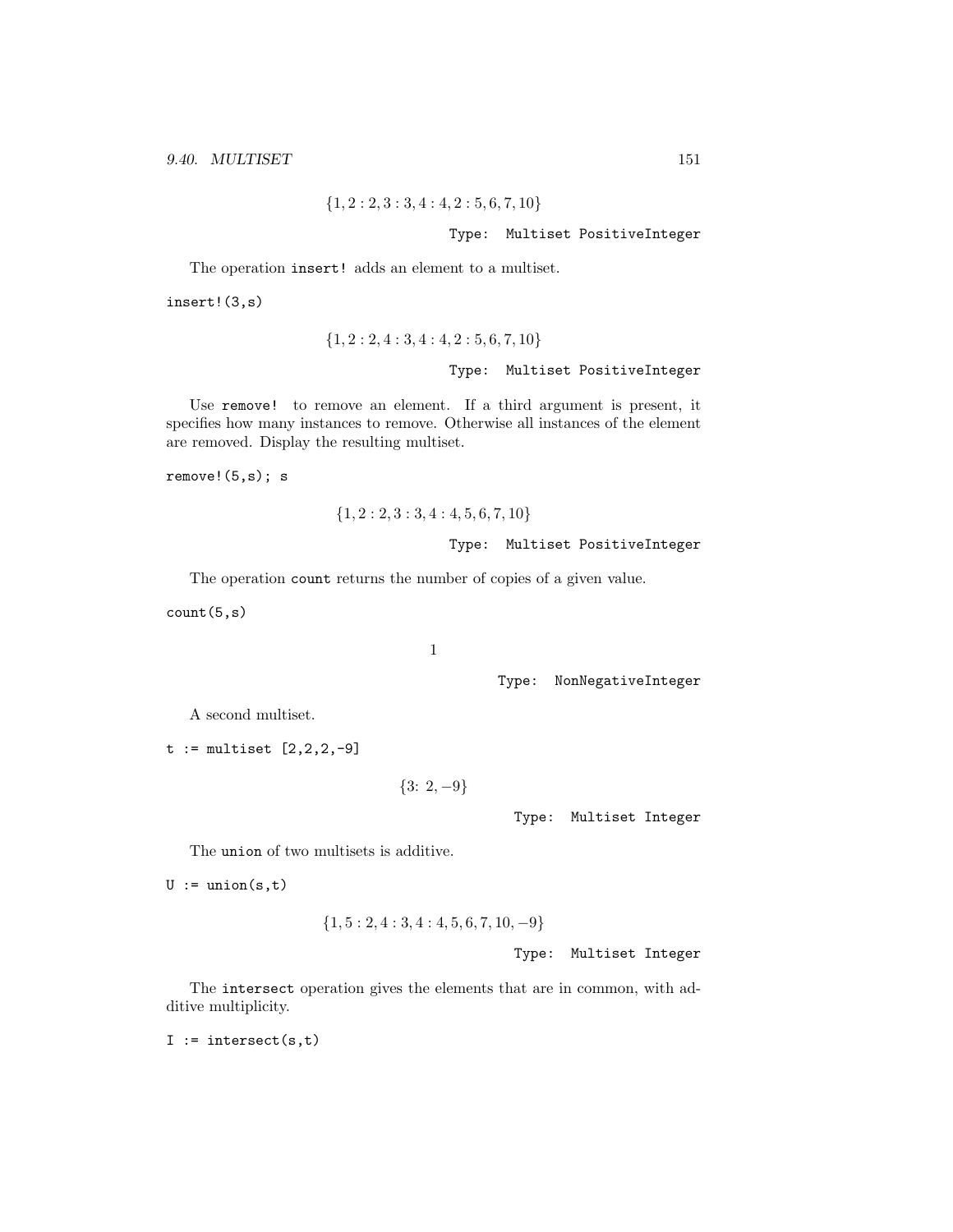$$\{1, 2:2, 3:3, 4:4, 2:5, 6, 7, 10\}$$

Type: Multiset PositiveInteger

The operation `insert!` adds an element to a multiset.

```
insert!(3,s)
```

$$\{1, 2:2, 4:3, 4:4, 2:5, 6, 7, 10\}$$

Type: Multiset PositiveInteger

Use `remove!` to remove an element. If a third argument is present, it specifies how many instances to remove. Otherwise all instances of the element are removed. Display the resulting multiset.

```
remove!(5,s); s
```

$$\{1, 2:2, 3:3, 4:4, 5, 6, 7, 10\}$$

Type: Multiset PositiveInteger

The operation `count` returns the number of copies of a given value.

```
count(5,s)
```

$$1$$

Type: NonNegativeInteger

A second multiset.

```
t := multiset [2,2,2,-9]
```

$$\{3\colon 2, -9\}$$

Type: Multiset Integer

The `union` of two multisets is additive.

```
U := union(s,t)
```

$$\{1, 5:2, 4:3, 4:4, 5, 6, 7, 10, -9\}$$

Type: Multiset Integer

The `intersect` operation gives the elements that are in common, with additive multiplicity.

```
I := intersect(s,t)
```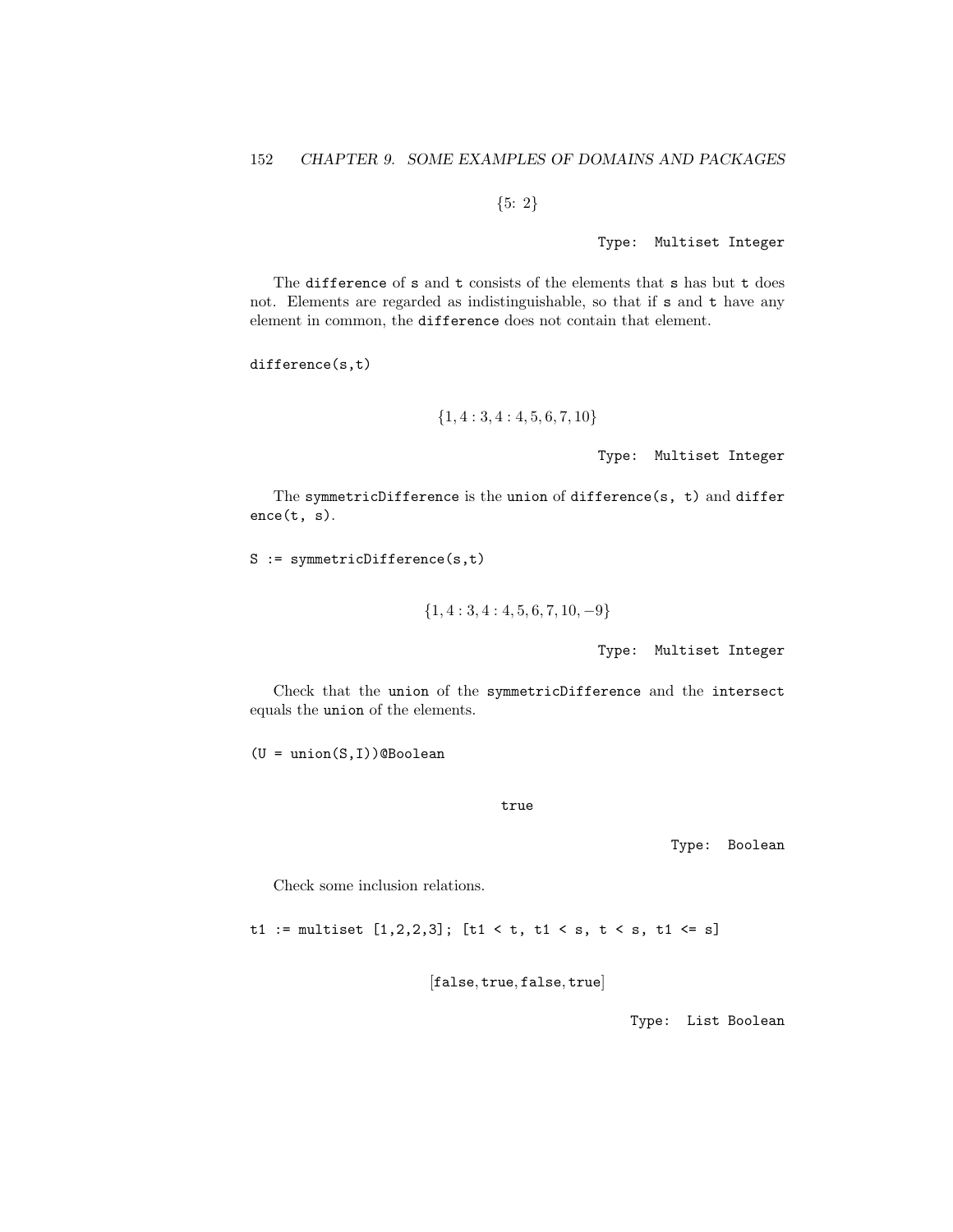$$\{5\colon 2\}$$

Type: Multiset Integer

The difference of s and t consists of the elements that s has but t does not. Elements are regarded as indistinguishable, so that if s and t have any element in common, the difference does not contain that element.

```
difference(s,t)
```

$$\{1, 4:3, 4:4, 5, 6, 7, 10\}$$

Type: Multiset Integer

The symmetricDifference is the union of difference(s, t) and difference(t, s).

```
S := symmetricDifference(s,t)
```

$$\{1, 4:3, 4:4, 5, 6, 7, 10, -9\}$$

Type: Multiset Integer

Check that the union of the symmetricDifference and the intersect equals the union of the elements.

```
(U = union(S,I))@Boolean
```

true

Type: Boolean

Check some inclusion relations.

```
t1 := multiset [1,2,2,3]; [t1 < t, t1 < s, t < s, t1 <= s]
```

[false, true, false, true]

Type: List Boolean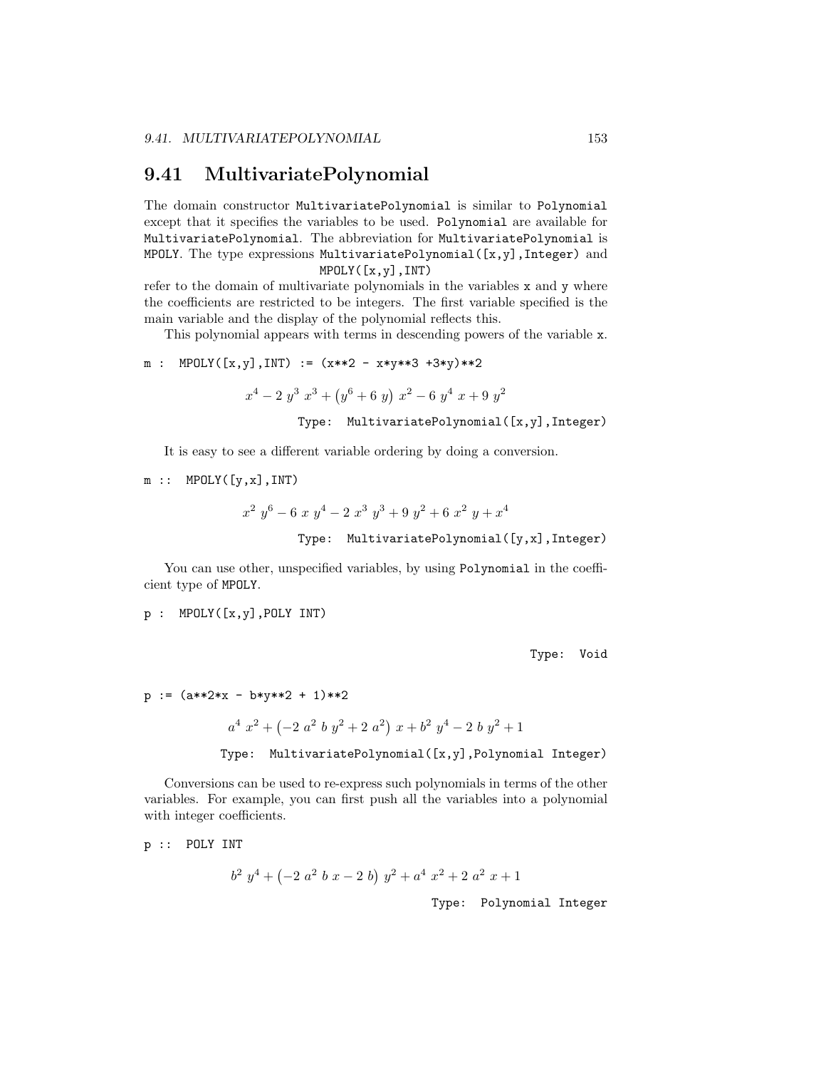## 9.41 MultivariatePolynomial

The domain constructor `MultivariatePolynomial` is similar to `Polynomial` except that it specifies the variables to be used. `Polynomial` are available for `MultivariatePolynomial`. The abbreviation for `MultivariatePolynomial` is `MPOLY`. The type expressions `MultivariatePolynomial([x,y],Integer)` and `MPOLY([x,y],INT)` refer to the domain of multivariate polynomials in the variables `x` and `y` where the coefficients are restricted to be integers. The first variable specified is the main variable and the display of the polynomial reflects this.

This polynomial appears with terms in descending powers of the variable `x`.

```
m :  MPOLY([x,y],INT) := (x**2 - x*y**3 +3*y)**2
```

$$x^4 - 2\ y^3\ x^3 + \left(y^6 + 6\ y\right)\ x^2 - 6\ y^4\ x + 9\ y^2$$

Type: MultivariatePolynomial([x,y],Integer)

It is easy to see a different variable ordering by doing a conversion.

```
m ::  MPOLY([y,x],INT)
```

$$x^2\ y^6 - 6\ x\ y^4 - 2\ x^3\ y^3 + 9\ y^2 + 6\ x^2\ y + x^4$$

Type: MultivariatePolynomial([y,x],Integer)

You can use other, unspecified variables, by using `Polynomial` in the coefficient type of `MPOLY`.

```
p :  MPOLY([x,y],POLY INT)
```

Type: Void

```
p := (a**2*x - b*y**2 + 1)**2
```

$$a^4\ x^2 + \left(-2\ a^2\ b\ y^2 + 2\ a^2\right)\ x + b^2\ y^4 - 2\ b\ y^2 + 1$$

Type: MultivariatePolynomial([x,y],Polynomial Integer)

Conversions can be used to re-express such polynomials in terms of the other variables. For example, you can first push all the variables into a polynomial with integer coefficients.

```
p ::  POLY INT
```

$$b^2\ y^4 + \left(-2\ a^2\ b\ x - 2\ b\right)\ y^2 + a^4\ x^2 + 2\ a^2\ x + 1$$

Type: Polynomial Integer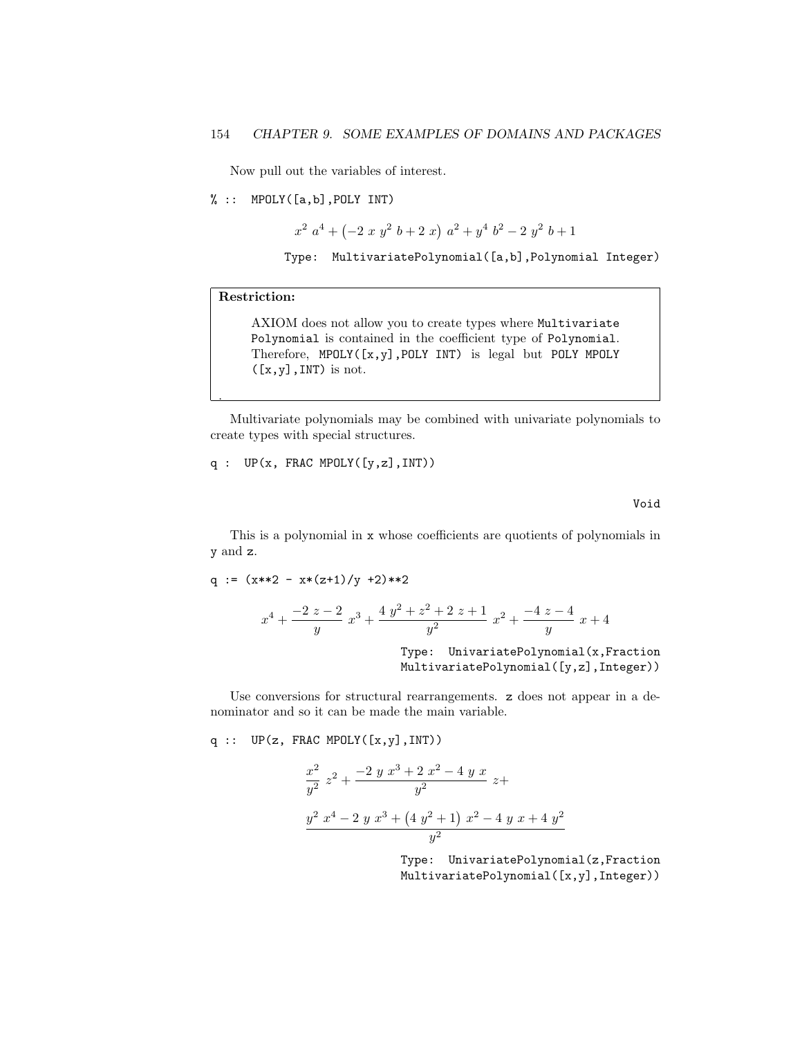Now pull out the variables of interest.

```
% ::  MPOLY([a,b],POLY INT)
```

$$x^2\ a^4 + \left(-2\ x\ y^2\ b + 2\ x\right)\ a^2 + y^4\ b^2 - 2\ y^2\ b + 1$$

Type: MultivariatePolynomial([a,b],Polynomial Integer)

> **Restriction:**
>
> AXIOM does not allow you to create types where `MultivariatePolynomial` is contained in the coefficient type of `Polynomial`. Therefore, `MPOLY([x,y],POLY INT)` is legal but `POLY MPOLY([x,y],INT)` is not.
>
> .

Multivariate polynomials may be combined with univariate polynomials to create types with special structures.

```
q :  UP(x, FRAC MPOLY([y,z],INT))
```

Void

This is a polynomial in `x` whose coefficients are quotients of polynomials in `y` and `z`.

```
q := (x**2 - x*(z+1)/y +2)**2
```

$$x^4 + \frac{-2\ z - 2}{y}\ x^3 + \frac{4\ y^2 + z^2 + 2\ z + 1}{y^2}\ x^2 + \frac{-4\ z - 4}{y}\ x + 4$$

Type: UnivariatePolynomial(x,Fraction MultivariatePolynomial([y,z],Integer))

Use conversions for structural rearrangements. `z` does not appear in a denominator and so it can be made the main variable.

```
q ::  UP(z, FRAC MPOLY([x,y],INT))
```

$$\frac{x^2}{y^2}\ z^2 + \frac{-2\ y\ x^3 + 2\ x^2 - 4\ y\ x}{y^2}\ z +$$

$$\frac{y^2\ x^4 - 2\ y\ x^3 + \left(4\ y^2 + 1\right)\ x^2 - 4\ y\ x + 4\ y^2}{y^2}$$

Type: UnivariatePolynomial(z,Fraction MultivariatePolynomial([x,y],Integer))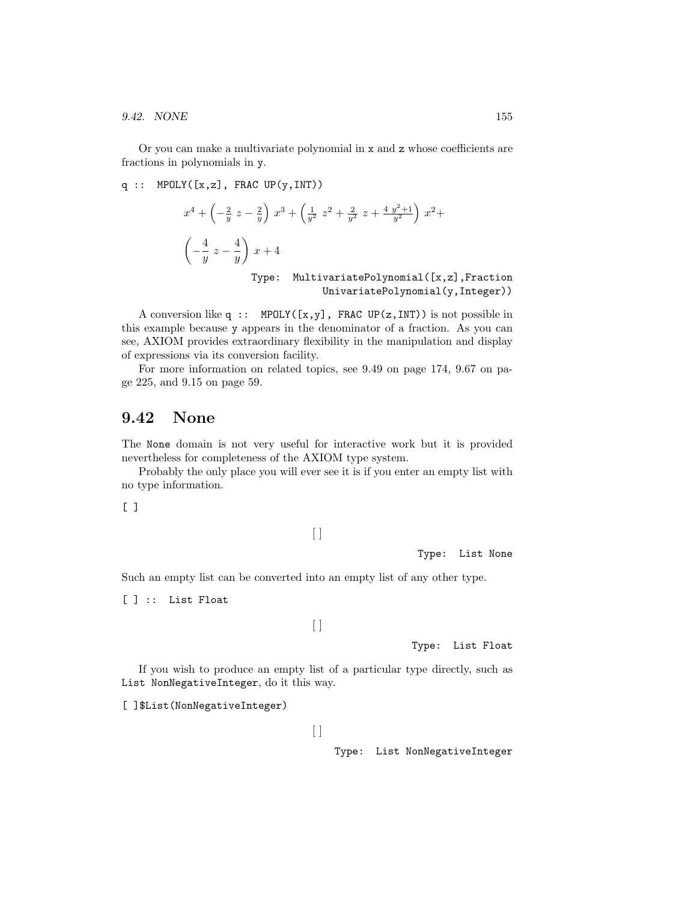Or you can make a multivariate polynomial in x and z whose coefficients are fractions in polynomials in y.

```
q :: MPOLY([x,z], FRAC UP(y,INT))
```

$$x^4 + \left(-\frac{2}{y}\ z - \frac{2}{y}\right)\ x^3 + \left(\frac{1}{y^2}\ z^2 + \frac{2}{y^2}\ z + \frac{4\ y^2+1}{y^2}\right)\ x^2 + \left(-\frac{4}{y}\ z - \frac{4}{y}\right)\ x + 4$$

Type: MultivariatePolynomial([x,z],Fraction UnivariatePolynomial(y,Integer))

A conversion like `q :: MPOLY([x,y], FRAC UP(z,INT))` is not possible in this example because y appears in the denominator of a fraction. As you can see, AXIOM provides extraordinary flexibility in the manipulation and display of expressions via its conversion facility.

For more information on related topics, see 9.49 on page 174, 9.67 on page 225, and 9.15 on page 59.

## 9.42 None

The None domain is not very useful for interactive work but it is provided nevertheless for completeness of the AXIOM type system.

Probably the only place you will ever see it is if you enter an empty list with no type information.

```
[ ]
```

$$[\,]$$

Type: List None

Such an empty list can be converted into an empty list of any other type.

```
[ ] :: List Float
```

$$[\,]$$

Type: List Float

If you wish to produce an empty list of a particular type directly, such as List NonNegativeInteger, do it this way.

```
[ ]$List(NonNegativeInteger)
```

$$[\,]$$

Type: List NonNegativeInteger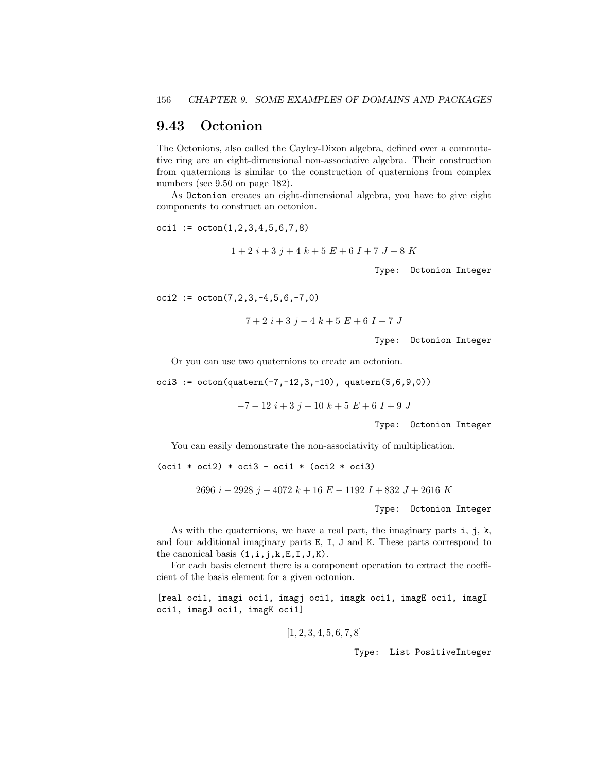## 9.43 Octonion

The Octonions, also called the Cayley-Dixon algebra, defined over a commutative ring are an eight-dimensional non-associative algebra. Their construction from quaternions is similar to the construction of quaternions from complex numbers (see 9.50 on page 182).

As `Octonion` creates an eight-dimensional algebra, you have to give eight components to construct an octonion.

```
oci1 := octon(1,2,3,4,5,6,7,8)
```

$$1 + 2\ i + 3\ j + 4\ k + 5\ E + 6\ I + 7\ J + 8\ K$$

Type: Octonion Integer

```
oci2 := octon(7,2,3,-4,5,6,-7,0)
```

$$7 + 2\ i + 3\ j - 4\ k + 5\ E + 6\ I - 7\ J$$

Type: Octonion Integer

Or you can use two quaternions to create an octonion.

```
oci3 := octon(quatern(-7,-12,3,-10), quatern(5,6,9,0))
```

$$-7 - 12\ i + 3\ j - 10\ k + 5\ E + 6\ I + 9\ J$$

Type: Octonion Integer

You can easily demonstrate the non-associativity of multiplication.

```
(oci1 * oci2) * oci3 - oci1 * (oci2 * oci3)
```

$$2696\ i - 2928\ j - 4072\ k + 16\ E - 1192\ I + 832\ J + 2616\ K$$

Type: Octonion Integer

As with the quaternions, we have a real part, the imaginary parts `i`, `j`, `k`, and four additional imaginary parts `E`, `I`, `J` and `K`. These parts correspond to the canonical basis `(1,i,j,k,E,I,J,K)`.

For each basis element there is a component operation to extract the coefficient of the basis element for a given octonion.

```
[real oci1, imagi oci1, imagj oci1, imagk oci1, imagE oci1, imagI
oci1, imagJ oci1, imagK oci1]
```

$$[1, 2, 3, 4, 5, 6, 7, 8]$$

Type: List PositiveInteger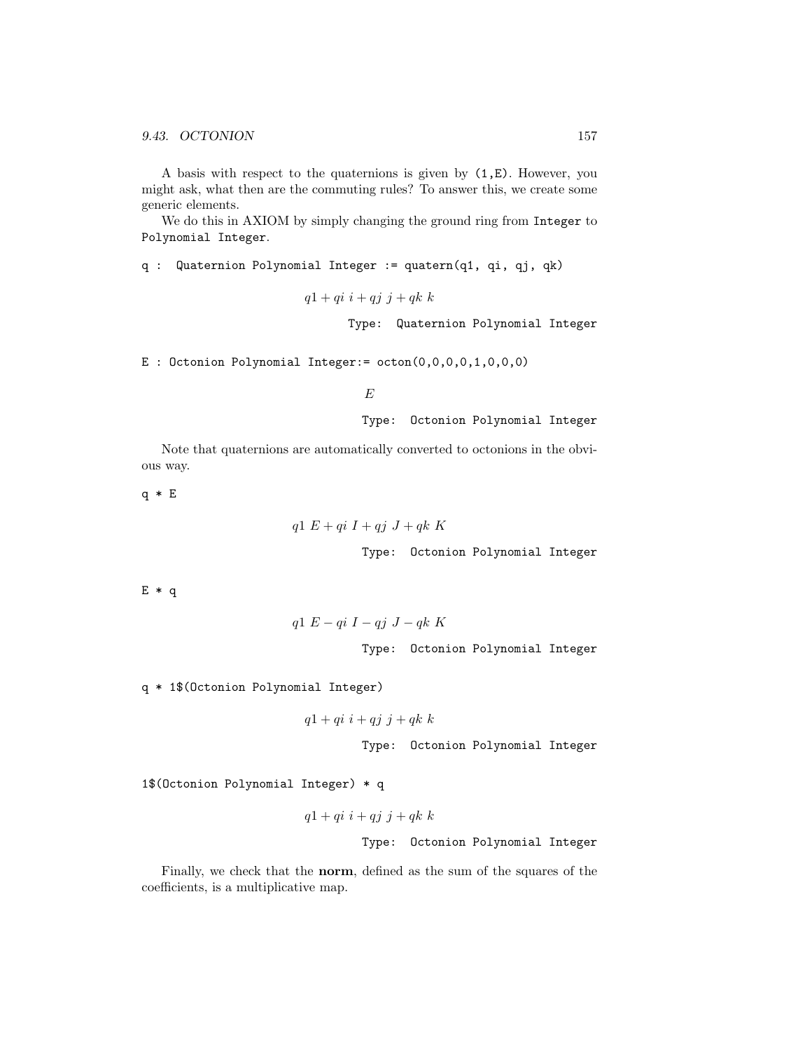A basis with respect to the quaternions is given by (1,E). However, you might ask, what then are the commuting rules? To answer this, we create some generic elements.

We do this in AXIOM by simply changing the ground ring from Integer to Polynomial Integer.

```
q :  Quaternion Polynomial Integer := quatern(q1, qi, qj, qk)
```

$$q1 + qi\ i + qj\ j + qk\ k$$

Type: Quaternion Polynomial Integer

```
E : Octonion Polynomial Integer:= octon(0,0,0,0,1,0,0,0)
```

$$E$$

Type: Octonion Polynomial Integer

Note that quaternions are automatically converted to octonions in the obvious way.

```
q * E
```

$$q1\ E + qi\ I + qj\ J + qk\ K$$

Type: Octonion Polynomial Integer

```
E * q
```

$$q1\ E - qi\ I - qj\ J - qk\ K$$

Type: Octonion Polynomial Integer

```
q * 1$(Octonion Polynomial Integer)
```

$$q1 + qi\ i + qj\ j + qk\ k$$

Type: Octonion Polynomial Integer

```
1$(Octonion Polynomial Integer) * q
```

$$q1 + qi\ i + qj\ j + qk\ k$$

Type: Octonion Polynomial Integer

Finally, we check that the **norm**, defined as the sum of the squares of the coefficients, is a multiplicative map.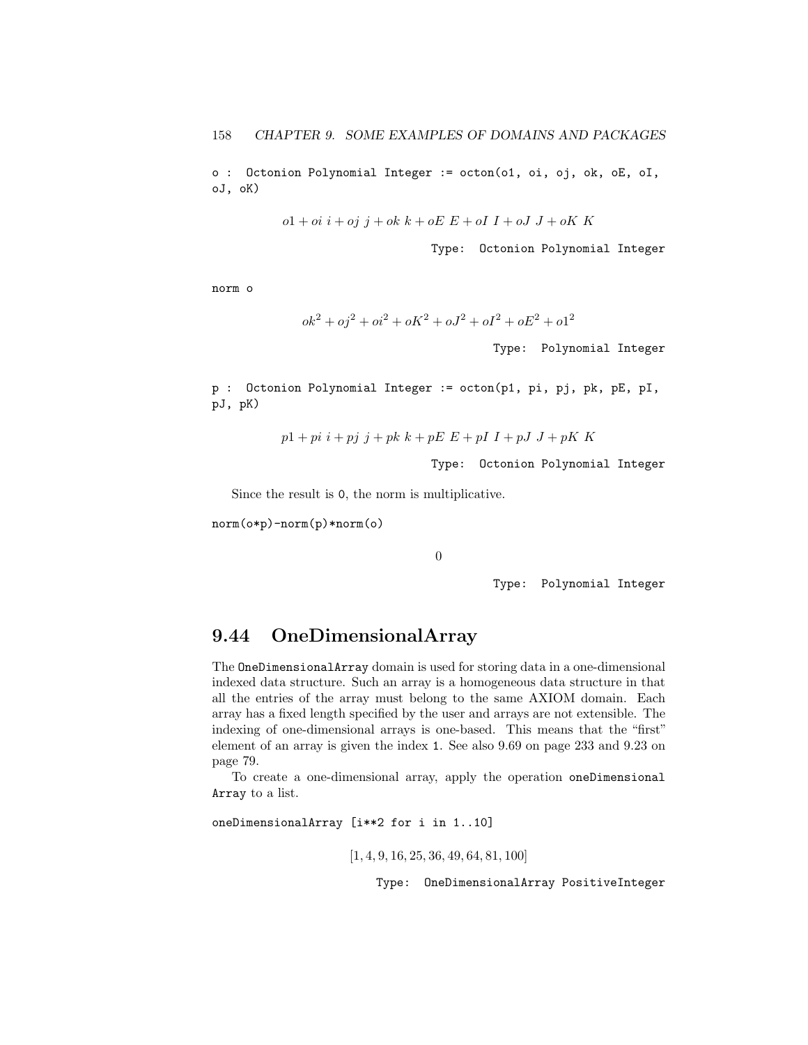```
o : Octonion Polynomial Integer := octon(o1, oi, oj, ok, oE, oI,
oJ, oK)
```

$$o1 + oi\ i + oj\ j + ok\ k + oE\ E + oI\ I + oJ\ J + oK\ K$$

Type: Octonion Polynomial Integer

```
norm o
```

$$ok^2 + oj^2 + oi^2 + oK^2 + oJ^2 + oI^2 + oE^2 + o1^2$$

Type: Polynomial Integer

```
p : Octonion Polynomial Integer := octon(p1, pi, pj, pk, pE, pI,
pJ, pK)
```

$$p1 + pi\ i + pj\ j + pk\ k + pE\ E + pI\ I + pJ\ J + pK\ K$$

Type: Octonion Polynomial Integer

Since the result is 0, the norm is multiplicative.

```
norm(o*p)-norm(p)*norm(o)
```

$$0$$

Type: Polynomial Integer

## 9.44 OneDimensionalArray

The OneDimensionalArray domain is used for storing data in a one-dimensional indexed data structure. Such an array is a homogeneous data structure in that all the entries of the array must belong to the same AXIOM domain. Each array has a fixed length specified by the user and arrays are not extensible. The indexing of one-dimensional arrays is one-based. This means that the "first" element of an array is given the index 1. See also 9.69 on page 233 and 9.23 on page 79.

To create a one-dimensional array, apply the operation oneDimensional Array to a list.

```
oneDimensionalArray [i**2 for i in 1..10]
```

$$[1, 4, 9, 16, 25, 36, 49, 64, 81, 100]$$

Type: OneDimensionalArray PositiveInteger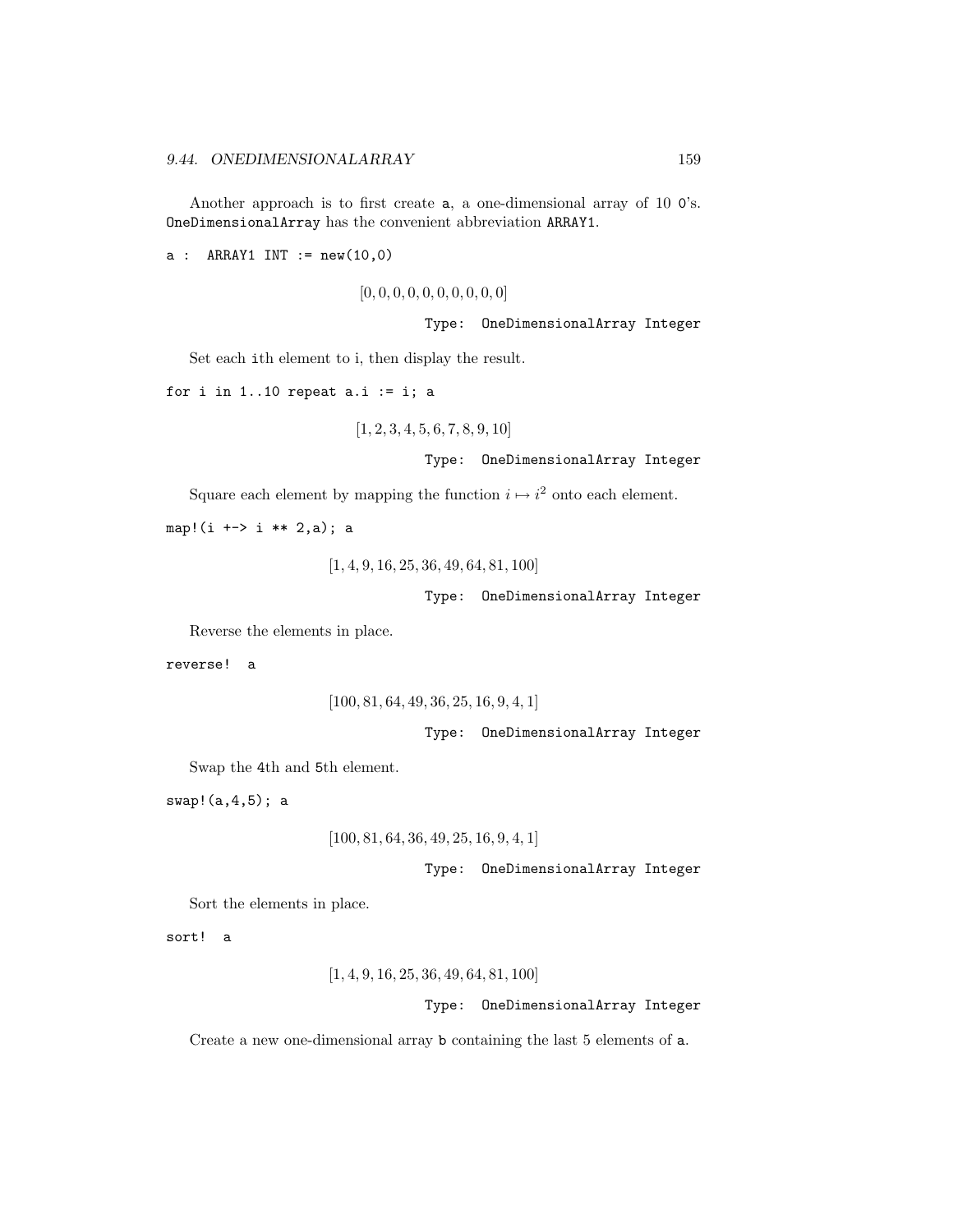Another approach is to first create `a`, a one-dimensional array of 10 `0`'s. `OneDimensionalArray` has the convenient abbreviation `ARRAY1`.

```
a :  ARRAY1 INT := new(10,0)
```

$$[0, 0, 0, 0, 0, 0, 0, 0, 0, 0]$$

Type: OneDimensionalArray Integer

Set each `i`th element to i, then display the result.

```
for i in 1..10 repeat a.i := i; a
```

$$[1, 2, 3, 4, 5, 6, 7, 8, 9, 10]$$

Type: OneDimensionalArray Integer

Square each element by mapping the function $i \mapsto i^2$ onto each element.

```
map!(i +-> i ** 2,a); a
```

$$[1, 4, 9, 16, 25, 36, 49, 64, 81, 100]$$

Type: OneDimensionalArray Integer

Reverse the elements in place.

```
reverse!  a
```

$$[100, 81, 64, 49, 36, 25, 16, 9, 4, 1]$$

Type: OneDimensionalArray Integer

Swap the `4`th and `5`th element.

```
swap!(a,4,5); a
```

$$[100, 81, 64, 36, 49, 25, 16, 9, 4, 1]$$

Type: OneDimensionalArray Integer

Sort the elements in place.

```
sort!  a
```

$$[1, 4, 9, 16, 25, 36, 49, 64, 81, 100]$$

Type: OneDimensionalArray Integer

Create a new one-dimensional array `b` containing the last 5 elements of `a`.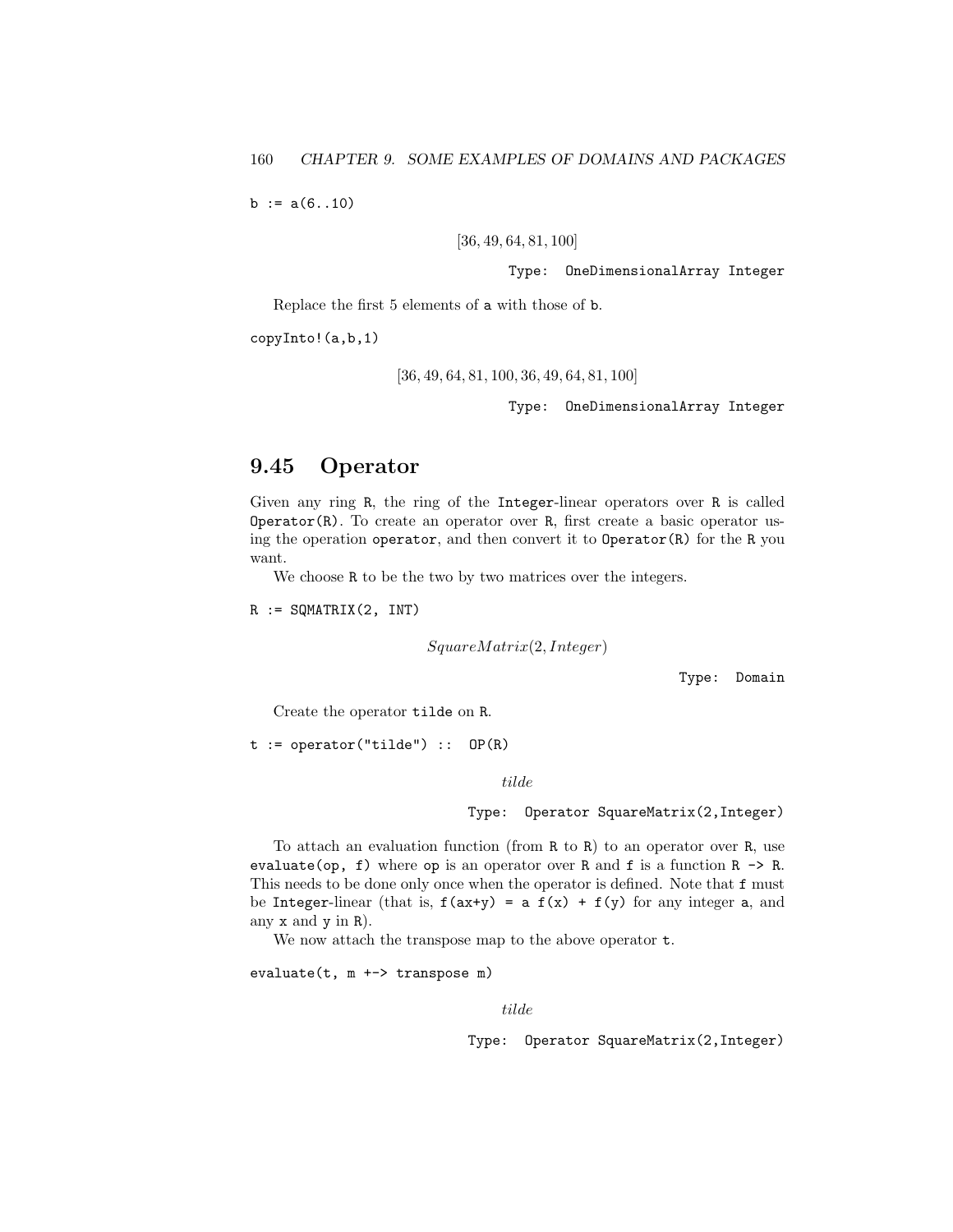```
b := a(6..10)
```

$$[36, 49, 64, 81, 100]$$

Type: OneDimensionalArray Integer

Replace the first 5 elements of a with those of b.

```
copyInto!(a,b,1)
```

$$[36, 49, 64, 81, 100, 36, 49, 64, 81, 100]$$

Type: OneDimensionalArray Integer

## 9.45 Operator

Given any ring R, the ring of the Integer-linear operators over R is called Operator(R). To create an operator over R, first create a basic operator using the operation operator, and then convert it to Operator(R) for the R you want.

We choose R to be the two by two matrices over the integers.

```
R := SQMATRIX(2, INT)
```

$$SquareMatrix(2, Integer)$$

Type: Domain

Create the operator tilde on R.

```
t := operator("tilde") :: OP(R)
```

$$tilde$$

Type: Operator SquareMatrix(2,Integer)

To attach an evaluation function (from R to R) to an operator over R, use evaluate(op, f) where op is an operator over R and f is a function R -> R. This needs to be done only once when the operator is defined. Note that f must be Integer-linear (that is, f(ax+y) = a f(x) + f(y) for any integer a, and any x and y in R).

We now attach the transpose map to the above operator t.

```
evaluate(t, m +-> transpose m)
```

$$tilde$$

Type: Operator SquareMatrix(2,Integer)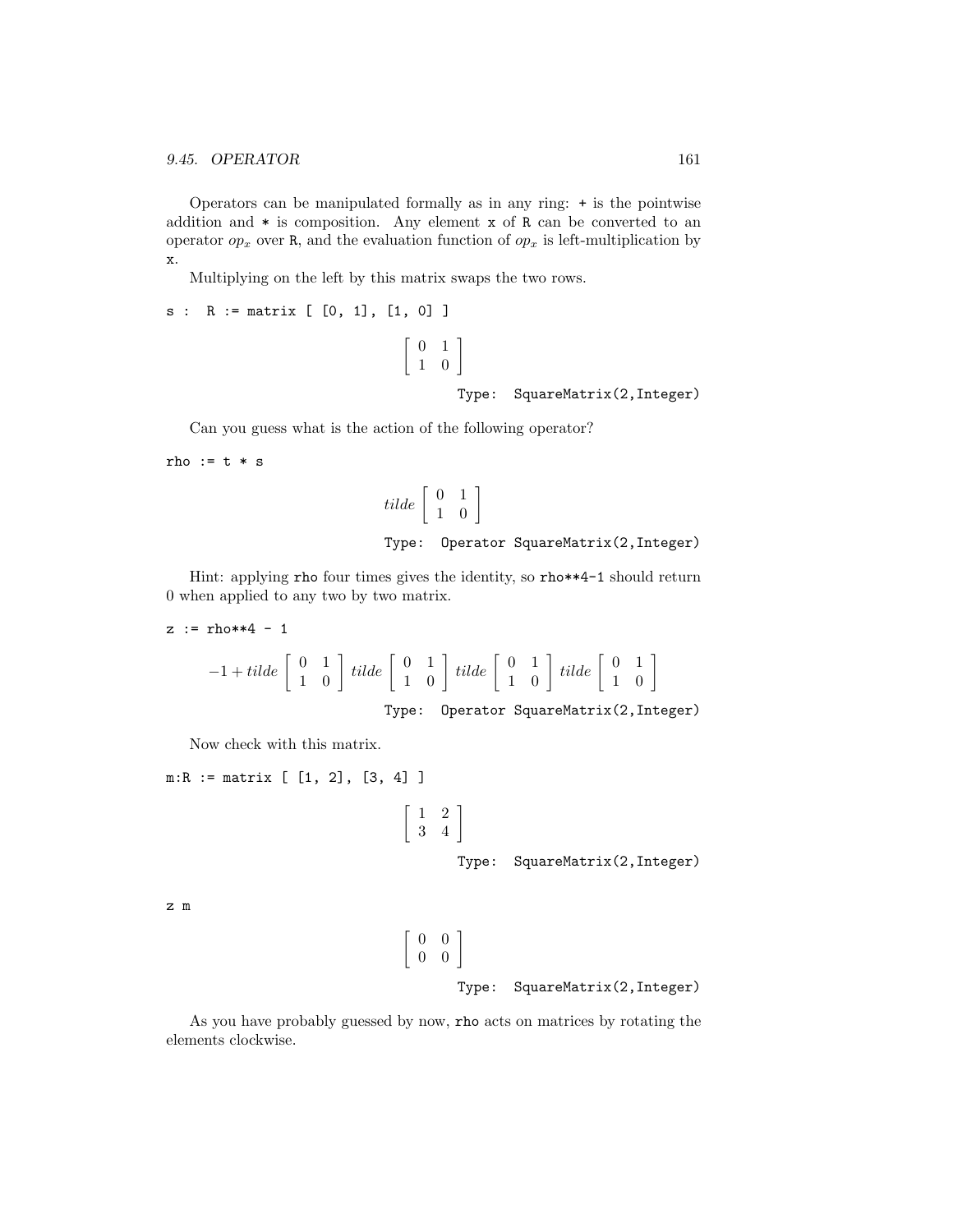Operators can be manipulated formally as in any ring: + is the pointwise addition and * is composition. Any element x of R can be converted to an operator $op_x$ over R, and the evaluation function of $op_x$ is left-multiplication by x.

Multiplying on the left by this matrix swaps the two rows.

```
s :  R := matrix [ [0, 1], [1, 0] ]
```

$$\begin{bmatrix} 0 & 1 \\ 1 & 0 \end{bmatrix}$$

Type: SquareMatrix(2,Integer)

Can you guess what is the action of the following operator?

```
rho := t * s
```

$$tilde \begin{bmatrix} 0 & 1 \\ 1 & 0 \end{bmatrix}$$

Type: Operator SquareMatrix(2,Integer)

Hint: applying rho four times gives the identity, so rho**4-1 should return 0 when applied to any two by two matrix.

```
z := rho**4 - 1
```

$$-1 + tilde \begin{bmatrix} 0 & 1 \\ 1 & 0 \end{bmatrix} tilde \begin{bmatrix} 0 & 1 \\ 1 & 0 \end{bmatrix} tilde \begin{bmatrix} 0 & 1 \\ 1 & 0 \end{bmatrix} tilde \begin{bmatrix} 0 & 1 \\ 1 & 0 \end{bmatrix}$$

Type: Operator SquareMatrix(2,Integer)

Now check with this matrix.

```
m:R := matrix [ [1, 2], [3, 4] ]
```

$$\begin{bmatrix} 1 & 2 \\ 3 & 4 \end{bmatrix}$$

Type: SquareMatrix(2,Integer)

```
z m
```

$$\begin{bmatrix} 0 & 0 \\ 0 & 0 \end{bmatrix}$$

Type: SquareMatrix(2,Integer)

As you have probably guessed by now, rho acts on matrices by rotating the elements clockwise.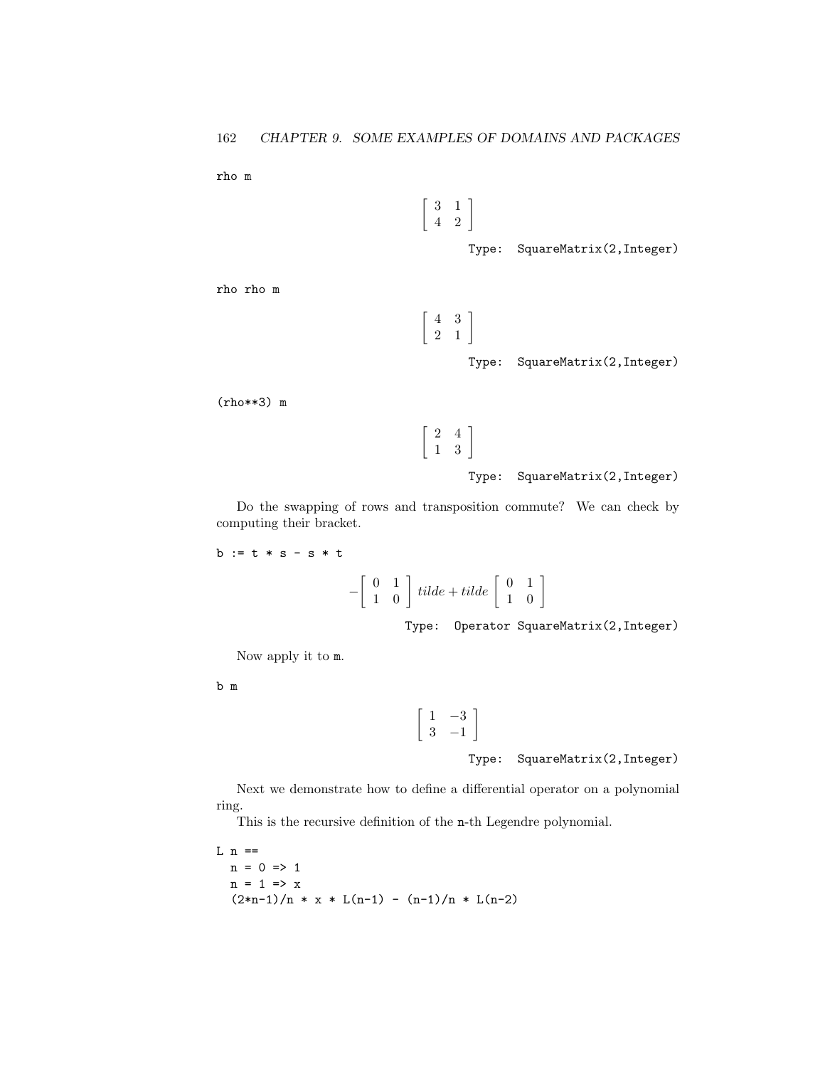```
rho m
```

$$\left[\begin{array}{cc} 3 & 1 \\ 4 & 2 \end{array}\right]$$

Type: SquareMatrix(2,Integer)

```
rho rho m
```

$$\left[\begin{array}{cc} 4 & 3 \\ 2 & 1 \end{array}\right]$$

Type: SquareMatrix(2,Integer)

```
(rho**3) m
```

$$\left[\begin{array}{cc} 2 & 4 \\ 1 & 3 \end{array}\right]$$

Type: SquareMatrix(2,Integer)

Do the swapping of rows and transposition commute? We can check by computing their bracket.

```
b := t * s - s * t
```

$$-\left[\begin{array}{cc} 0 & 1 \\ 1 & 0 \end{array}\right] tilde + tilde \left[\begin{array}{cc} 0 & 1 \\ 1 & 0 \end{array}\right]$$

Type: Operator SquareMatrix(2,Integer)

Now apply it to m.

```
b m
```

$$\left[\begin{array}{cc} 1 & -3 \\ 3 & -1 \end{array}\right]$$

Type: SquareMatrix(2,Integer)

Next we demonstrate how to define a differential operator on a polynomial ring.

This is the recursive definition of the n-th Legendre polynomial.

```
L n ==
  n = 0 => 1
  n = 1 => x
  (2*n-1)/n * x * L(n-1) - (n-1)/n * L(n-2)
```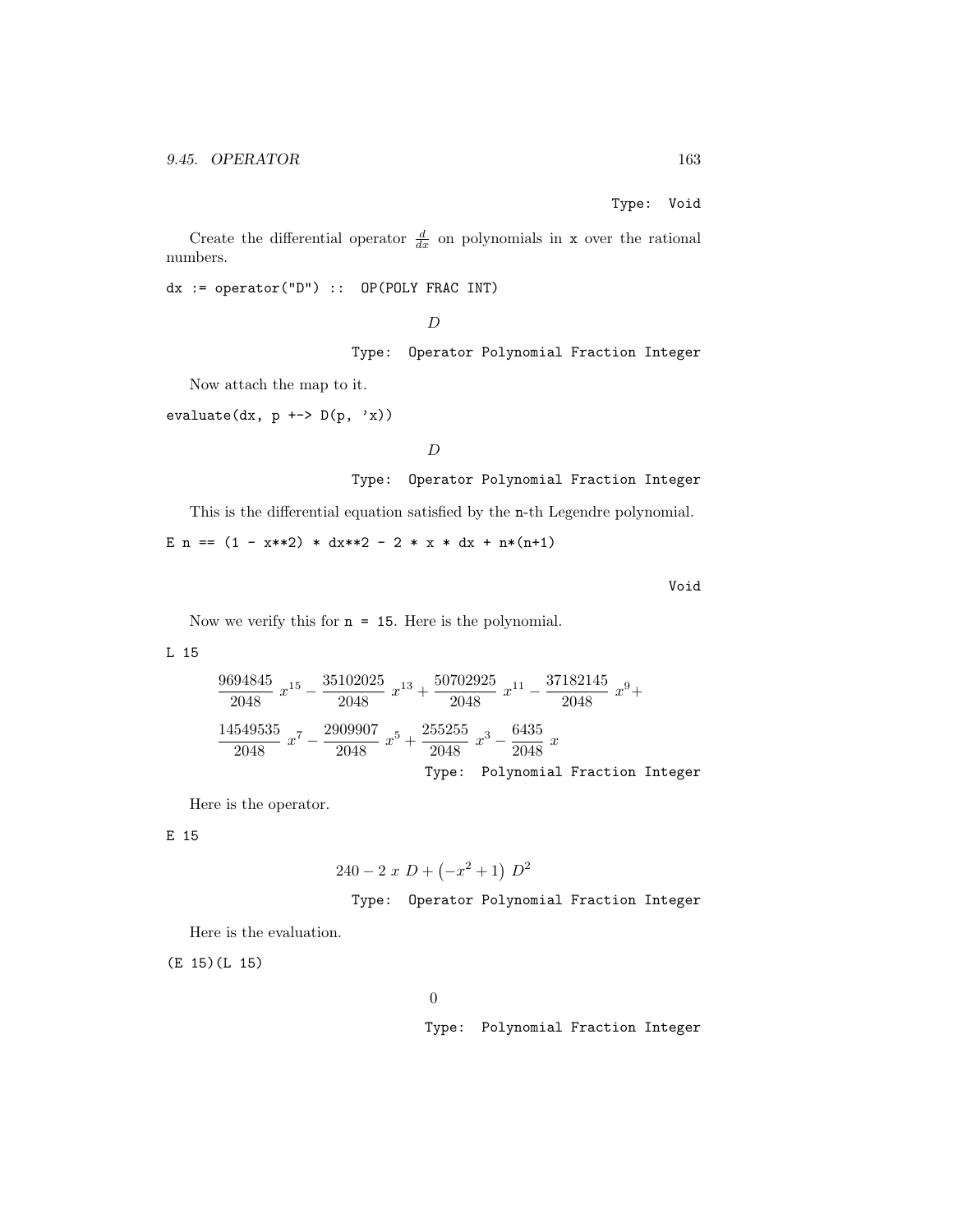Type: Void

Create the differential operator $\frac{d}{dx}$ on polynomials in x over the rational numbers.

```
dx := operator("D") :: OP(POLY FRAC INT)
```

$$D$$

Type: Operator Polynomial Fraction Integer

Now attach the map to it.

```
evaluate(dx, p +-> D(p, 'x))
```

$$D$$

Type: Operator Polynomial Fraction Integer

This is the differential equation satisfied by the n-th Legendre polynomial.

```
E n == (1 - x**2) * dx**2 - 2 * x * dx + n*(n+1)
```

Void

Now we verify this for n = 15. Here is the polynomial.

```
L 15
```

$$\frac{9694845}{2048}\ x^{15} - \frac{35102025}{2048}\ x^{13} + \frac{50702925}{2048}\ x^{11} - \frac{37182145}{2048}\ x^{9} + \frac{14549535}{2048}\ x^{7} - \frac{2909907}{2048}\ x^{5} + \frac{255255}{2048}\ x^{3} - \frac{6435}{2048}\ x$$

Type: Polynomial Fraction Integer

Here is the operator.

```
E 15
```

$$240 - 2\ x\ D + \left(-x^2 + 1\right)\ D^2$$

Type: Operator Polynomial Fraction Integer

Here is the evaluation.

```
(E 15)(L 15)
```

$$0$$

Type: Polynomial Fraction Integer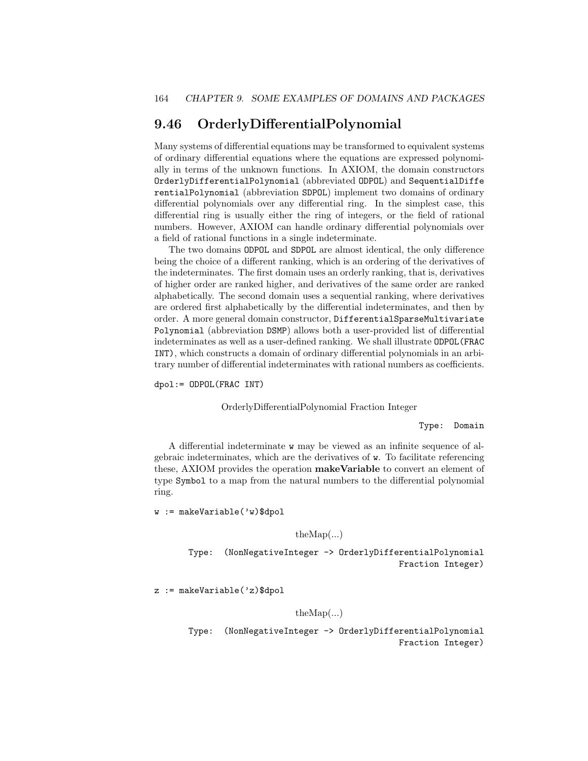## 9.46 OrderlyDifferentialPolynomial

Many systems of differential equations may be transformed to equivalent systems of ordinary differential equations where the equations are expressed polynomially in terms of the unknown functions. In AXIOM, the domain constructors `OrderlyDifferentialPolynomial` (abbreviated `ODPOL`) and `SequentialDifferentialPolynomial` (abbreviation `SDPOL`) implement two domains of ordinary differential polynomials over any differential ring. In the simplest case, this differential ring is usually either the ring of integers, or the field of rational numbers. However, AXIOM can handle ordinary differential polynomials over a field of rational functions in a single indeterminate.

The two domains `ODPOL` and `SDPOL` are almost identical, the only difference being the choice of a different ranking, which is an ordering of the derivatives of the indeterminates. The first domain uses an orderly ranking, that is, derivatives of higher order are ranked higher, and derivatives of the same order are ranked alphabetically. The second domain uses a sequential ranking, where derivatives are ordered first alphabetically by the differential indeterminates, and then by order. A more general domain constructor, `DifferentialSparseMultivariatePolynomial` (abbreviation `DSMP`) allows both a user-provided list of differential indeterminates as well as a user-defined ranking. We shall illustrate `ODPOL(FRAC INT)`, which constructs a domain of ordinary differential polynomials in an arbitrary number of differential indeterminates with rational numbers as coefficients.

```
dpol:= ODPOL(FRAC INT)
```

OrderlyDifferentialPolynomial Fraction Integer

```
Type: Domain
```

A differential indeterminate `w` may be viewed as an infinite sequence of algebraic indeterminates, which are the derivatives of `w`. To facilitate referencing these, AXIOM provides the operation **makeVariable** to convert an element of type `Symbol` to a map from the natural numbers to the differential polynomial ring.

```
w := makeVariable('w)$dpol
```

theMap(...)

```
Type: (NonNegativeInteger -> OrderlyDifferentialPolynomial
                                          Fraction Integer)
```

```
z := makeVariable('z)$dpol
```

theMap(...)

```
Type: (NonNegativeInteger -> OrderlyDifferentialPolynomial
                                          Fraction Integer)
```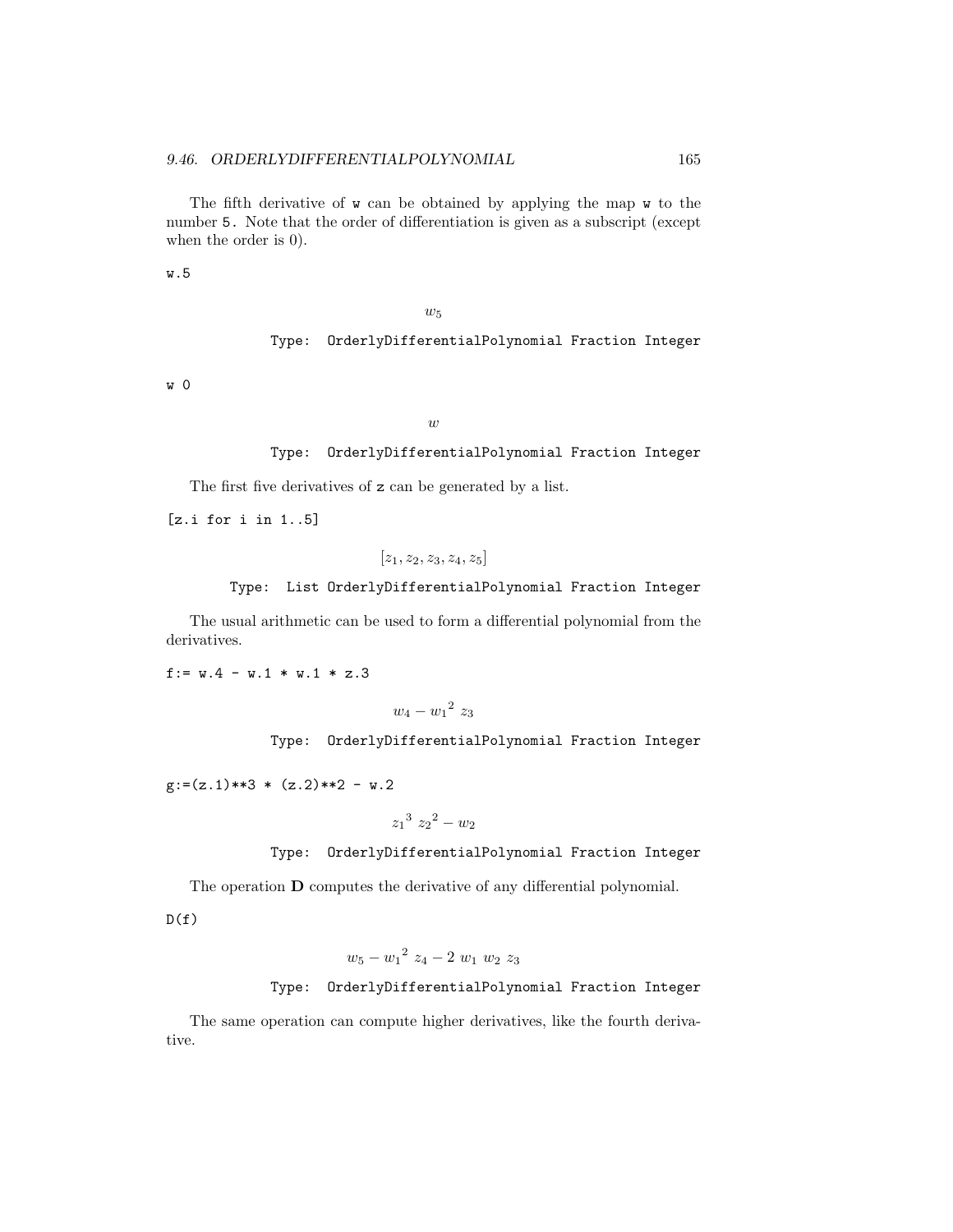The fifth derivative of `w` can be obtained by applying the map `w` to the number `5.` Note that the order of differentiation is given as a subscript (except when the order is 0).

```
w.5
```

$$w_5$$

Type: OrderlyDifferentialPolynomial Fraction Integer

```
w 0
```

$$w$$

Type: OrderlyDifferentialPolynomial Fraction Integer

The first five derivatives of `z` can be generated by a list.

```
[z.i for i in 1..5]
```

$$[z_1, z_2, z_3, z_4, z_5]$$

Type: List OrderlyDifferentialPolynomial Fraction Integer

The usual arithmetic can be used to form a differential polynomial from the derivatives.

```
f:= w.4 - w.1 * w.1 * z.3
```

$$w_4 - {w_1}^2 \ z_3$$

Type: OrderlyDifferentialPolynomial Fraction Integer

```
g:=(z.1)**3 * (z.2)**2 - w.2
```

$${z_1}^3 \ {z_2}^2 - w_2$$

Type: OrderlyDifferentialPolynomial Fraction Integer

The operation **D** computes the derivative of any differential polynomial.

```
D(f)
```

$$w_5 - {w_1}^2 \ z_4 - 2 \ w_1 \ w_2 \ z_3$$

Type: OrderlyDifferentialPolynomial Fraction Integer

The same operation can compute higher derivatives, like the fourth derivative.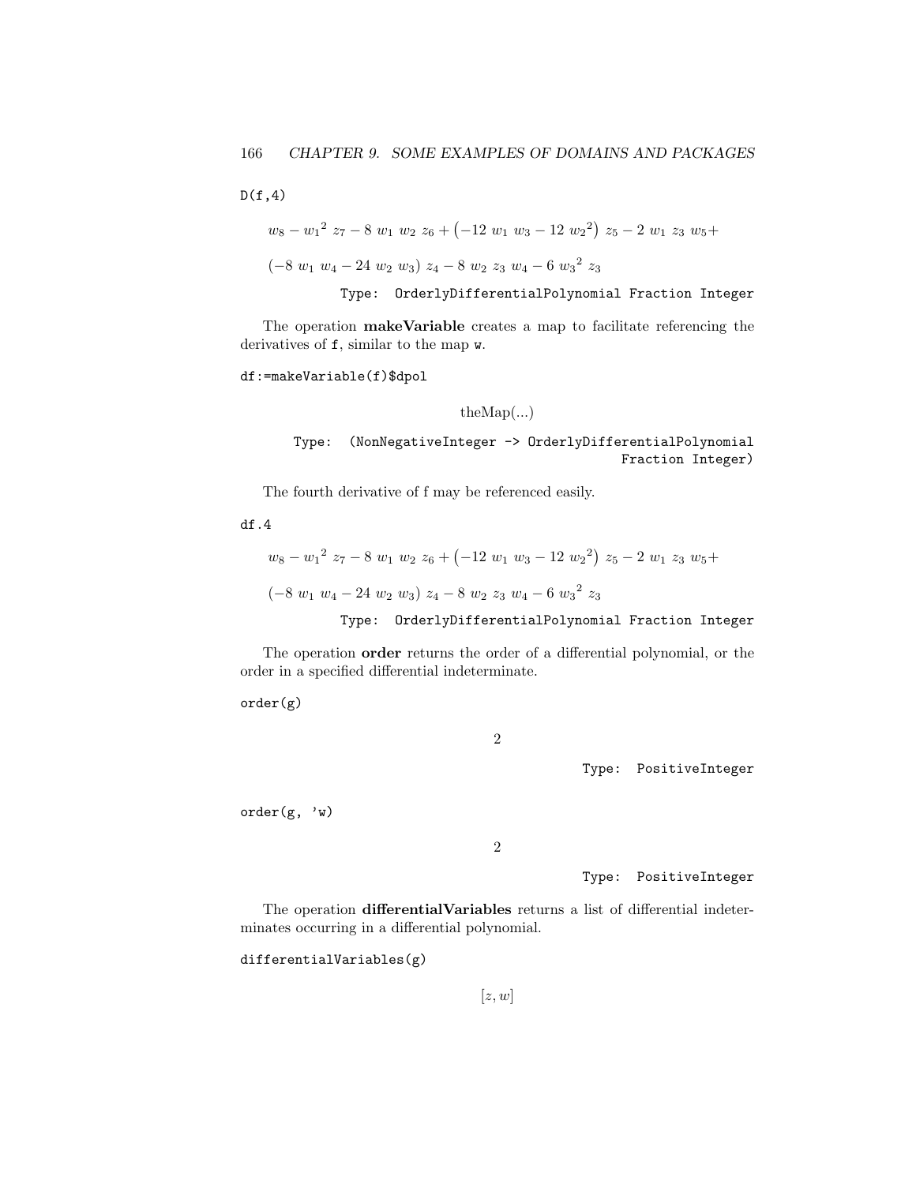```
D(f,4)
```

$$w_8 - {w_1}^2\ z_7 - 8\ w_1\ w_2\ z_6 + \left(-12\ w_1\ w_3 - 12\ {w_2}^2\right)\ z_5 - 2\ w_1\ z_3\ w_5 +$$

$$\left(-8\ w_1\ w_4 - 24\ w_2\ w_3\right)\ z_4 - 8\ w_2\ z_3\ w_4 - 6\ {w_3}^2\ z_3$$

Type: OrderlyDifferentialPolynomial Fraction Integer

The operation **makeVariable** creates a map to facilitate referencing the derivatives of `f`, similar to the map `w`.

```
df:=makeVariable(f)$dpol
```

theMap(...)

Type: (NonNegativeInteger -> OrderlyDifferentialPolynomial Fraction Integer)

The fourth derivative of f may be referenced easily.

```
df.4
```

$$w_8 - {w_1}^2\ z_7 - 8\ w_1\ w_2\ z_6 + \left(-12\ w_1\ w_3 - 12\ {w_2}^2\right)\ z_5 - 2\ w_1\ z_3\ w_5 +$$

$$\left(-8\ w_1\ w_4 - 24\ w_2\ w_3\right)\ z_4 - 8\ w_2\ z_3\ w_4 - 6\ {w_3}^2\ z_3$$

Type: OrderlyDifferentialPolynomial Fraction Integer

The operation **order** returns the order of a differential polynomial, or the order in a specified differential indeterminate.

```
order(g)
```

$$2$$

Type: PositiveInteger

```
order(g, 'w)
```

$$2$$

Type: PositiveInteger

The operation **differentialVariables** returns a list of differential indeterminates occurring in a differential polynomial.

```
differentialVariables(g)
```

$$[z, w]$$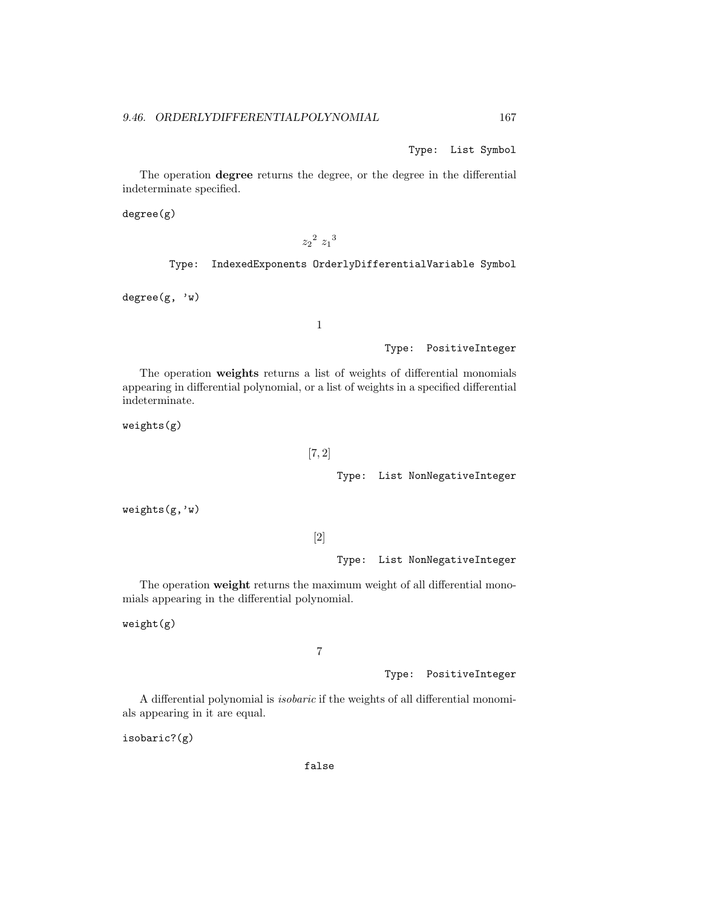Type: List Symbol

The operation **degree** returns the degree, or the degree in the differential indeterminate specified.

```
degree(g)
```

$${z_2}^2 \ {z_1}^3$$

Type: IndexedExponents OrderlyDifferentialVariable Symbol

```
degree(g, 'w)
```

$$1$$

Type: PositiveInteger

The operation **weights** returns a list of weights of differential monomials appearing in differential polynomial, or a list of weights in a specified differential indeterminate.

```
weights(g)
```

$$[7, 2]$$

Type: List NonNegativeInteger

```
weights(g,'w)
```

$$[2]$$

Type: List NonNegativeInteger

The operation **weight** returns the maximum weight of all differential monomials appearing in the differential polynomial.

```
weight(g)
```

$$7$$

Type: PositiveInteger

A differential polynomial is *isobaric* if the weights of all differential monomials appearing in it are equal.

```
isobaric?(g)
```

false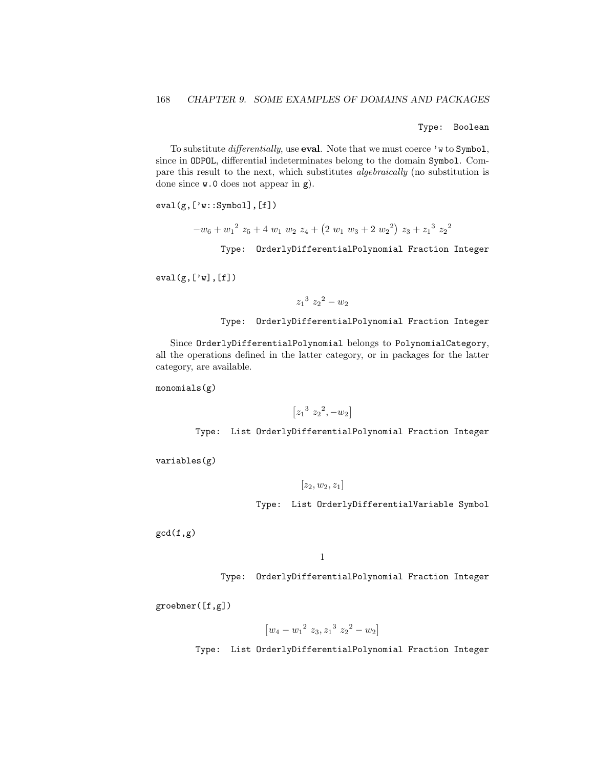Type: Boolean

To substitute *differentially*, use **eval**. Note that we must coerce `'w` to `Symbol`, since in `ODPOL`, differential indeterminates belong to the domain `Symbol`. Compare this result to the next, which substitutes *algebraically* (no substitution is done since `w.0` does not appear in `g`).

```
eval(g,['w::Symbol],[f])
```

$$-w_6 + {w_1}^2\ z_5 + 4\ w_1\ w_2\ z_4 + \left(2\ w_1\ w_3 + 2\ {w_2}^2\right)\ z_3 + {z_1}^3\ {z_2}^2$$

Type: OrderlyDifferentialPolynomial Fraction Integer

```
eval(g,['w],[f])
```

$${z_1}^3\ {z_2}^2 - w_2$$

Type: OrderlyDifferentialPolynomial Fraction Integer

Since `OrderlyDifferentialPolynomial` belongs to `PolynomialCategory`, all the operations defined in the latter category, or in packages for the latter category, are available.

```
monomials(g)
```

$$\left[{z_1}^3\ {z_2}^2, -w_2\right]$$

Type: List OrderlyDifferentialPolynomial Fraction Integer

```
variables(g)
```

$$[z_2, w_2, z_1]$$

Type: List OrderlyDifferentialVariable Symbol

```
gcd(f,g)
```

$$1$$

Type: OrderlyDifferentialPolynomial Fraction Integer

```
groebner([f,g])
```

$$\left[w_4 - {w_1}^2\ z_3, {z_1}^3\ {z_2}^2 - w_2\right]$$

Type: List OrderlyDifferentialPolynomial Fraction Integer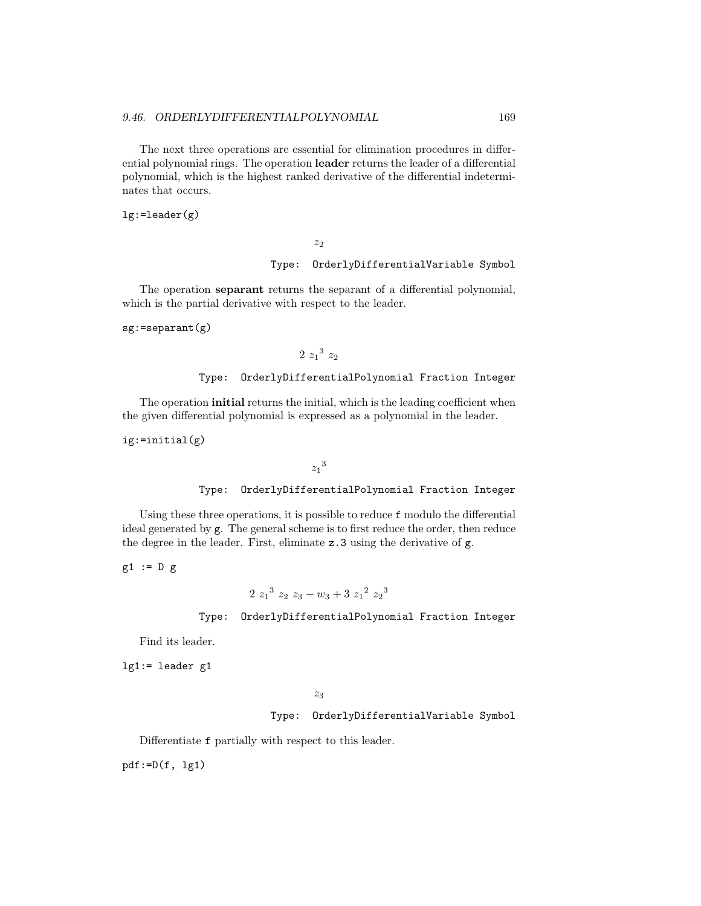The next three operations are essential for elimination procedures in differential polynomial rings. The operation **leader** returns the leader of a differential polynomial, which is the highest ranked derivative of the differential indeterminates that occurs.

```
lg:=leader(g)
```

$$z_2$$

```
Type: OrderlyDifferentialVariable Symbol
```

The operation **separant** returns the separant of a differential polynomial, which is the partial derivative with respect to the leader.

```
sg:=separant(g)
```

$$2\ {z_1}^3\ z_2$$

```
Type: OrderlyDifferentialPolynomial Fraction Integer
```

The operation **initial** returns the initial, which is the leading coefficient when the given differential polynomial is expressed as a polynomial in the leader.

```
ig:=initial(g)
```

$${z_1}^3$$

```
Type: OrderlyDifferentialPolynomial Fraction Integer
```

Using these three operations, it is possible to reduce `f` modulo the differential ideal generated by `g`. The general scheme is to first reduce the order, then reduce the degree in the leader. First, eliminate `z.3` using the derivative of `g`.

```
g1 := D g
```

$$2\ {z_1}^3\ z_2\ z_3 - w_3 + 3\ {z_1}^2\ {z_2}^3$$

```
Type: OrderlyDifferentialPolynomial Fraction Integer
```

Find its leader.

```
lg1:= leader g1
```

$$z_3$$

```
Type: OrderlyDifferentialVariable Symbol
```

Differentiate `f` partially with respect to this leader.

```
pdf:=D(f, lg1)
```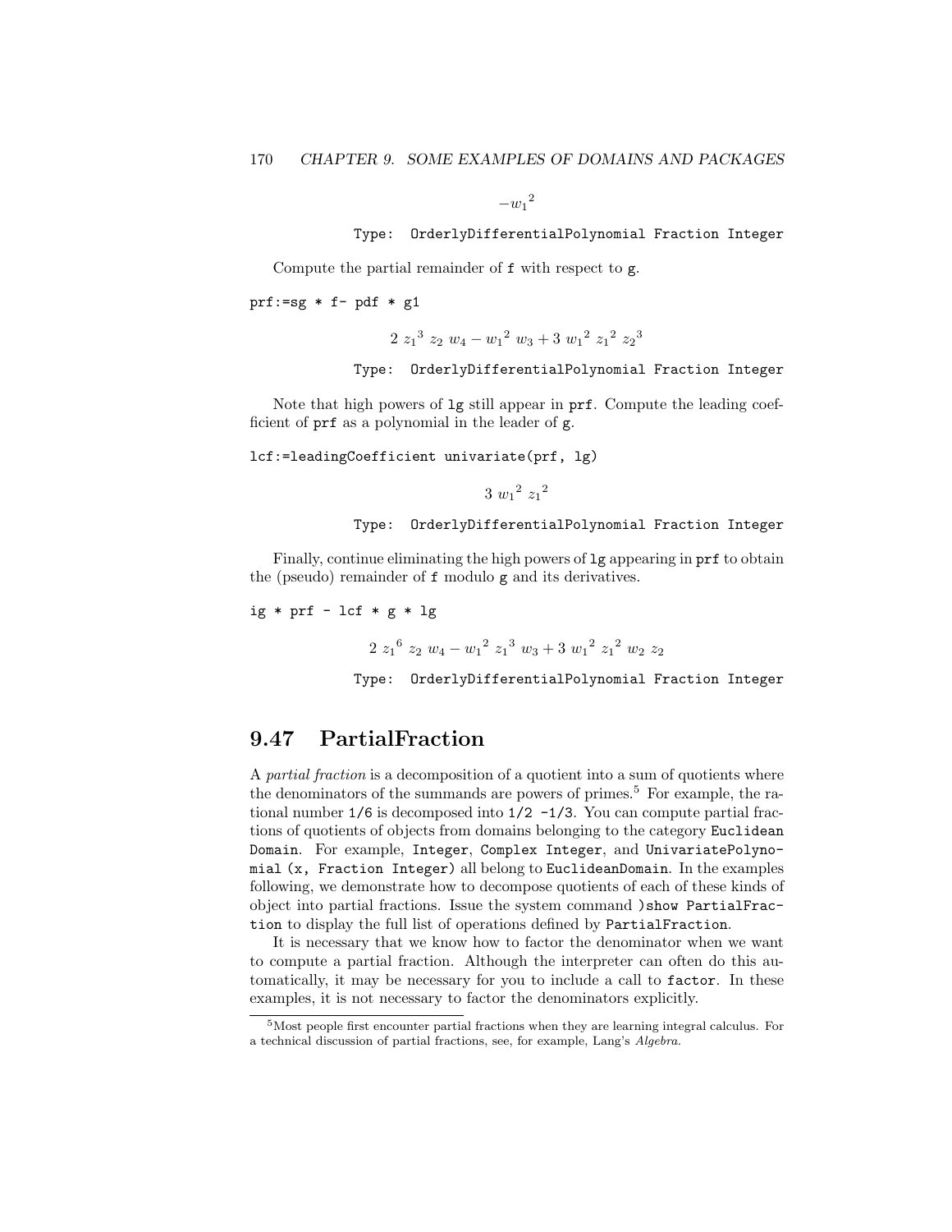$$-{w_1}^2$$

Type: OrderlyDifferentialPolynomial Fraction Integer

Compute the partial remainder of f with respect to g.

```
prf:=sg * f- pdf * g1
```

$$2\ {z_1}^3\ z_2\ w_4 - {w_1}^2\ w_3 + 3\ {w_1}^2\ {z_1}^2\ {z_2}^3$$

Type: OrderlyDifferentialPolynomial Fraction Integer

Note that high powers of lg still appear in prf. Compute the leading coefficient of prf as a polynomial in the leader of g.

```
lcf:=leadingCoefficient univariate(prf, lg)
```

$$3\ {w_1}^2\ {z_1}^2$$

Type: OrderlyDifferentialPolynomial Fraction Integer

Finally, continue eliminating the high powers of lg appearing in prf to obtain the (pseudo) remainder of f modulo g and its derivatives.

```
ig * prf - lcf * g * lg
```

$$2\ {z_1}^6\ z_2\ w_4 - {w_1}^2\ {z_1}^3\ w_3 + 3\ {w_1}^2\ {z_1}^2\ w_2\ z_2$$

Type: OrderlyDifferentialPolynomial Fraction Integer

## 9.47 PartialFraction

A *partial fraction* is a decomposition of a quotient into a sum of quotients where the denominators of the summands are powers of primes.[5] For example, the rational number 1/6 is decomposed into 1/2 -1/3. You can compute partial fractions of quotients of objects from domains belonging to the category Euclidean Domain. For example, Integer, Complex Integer, and UnivariatePolynomial (x, Fraction Integer) all belong to EuclideanDomain. In the examples following, we demonstrate how to decompose quotients of each of these kinds of object into partial fractions. Issue the system command )show PartialFraction to display the full list of operations defined by PartialFraction.

It is necessary that we know how to factor the denominator when we want to compute a partial fraction. Although the interpreter can often do this automatically, it may be necessary for you to include a call to factor. In these examples, it is not necessary to factor the denominators explicitly.

[5] Most people first encounter partial fractions when they are learning integral calculus. For a technical discussion of partial fractions, see, for example, Lang's *Algebra*.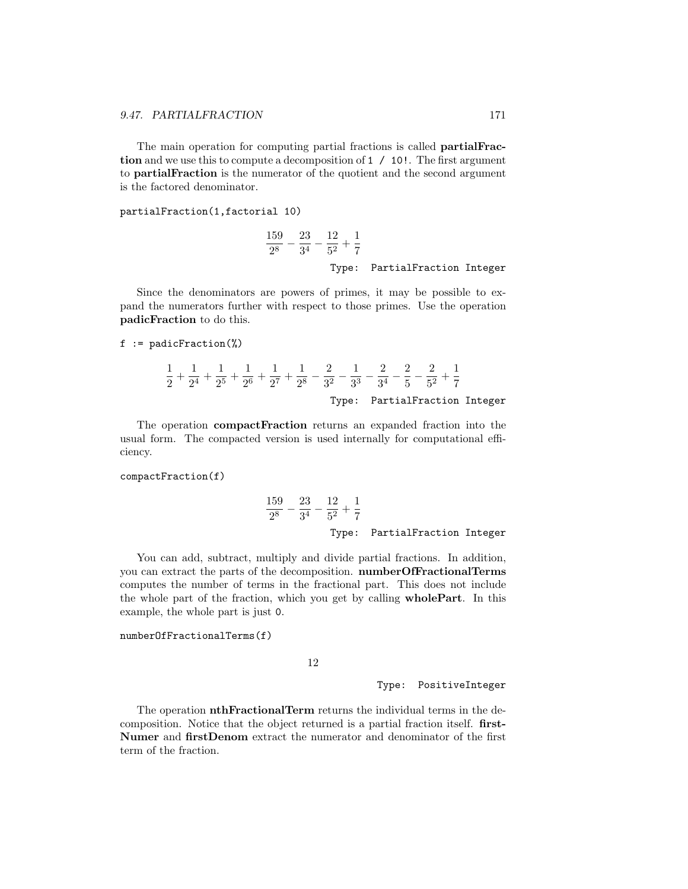The main operation for computing partial fractions is called **partialFraction** and we use this to compute a decomposition of `1 / 10!`. The first argument to **partialFraction** is the numerator of the quotient and the second argument is the factored denominator.

```
partialFraction(1,factorial 10)
```

$$\frac{159}{2^8} - \frac{23}{3^4} - \frac{12}{5^2} + \frac{1}{7}$$

Type: PartialFraction Integer

Since the denominators are powers of primes, it may be possible to expand the numerators further with respect to those primes. Use the operation **padicFraction** to do this.

```
f := padicFraction(%)
```

$$\frac{1}{2} + \frac{1}{2^4} + \frac{1}{2^5} + \frac{1}{2^6} + \frac{1}{2^7} + \frac{1}{2^8} - \frac{2}{3^2} - \frac{1}{3^3} - \frac{2}{3^4} - \frac{2}{5} - \frac{2}{5^2} + \frac{1}{7}$$

Type: PartialFraction Integer

The operation **compactFraction** returns an expanded fraction into the usual form. The compacted version is used internally for computational efficiency.

```
compactFraction(f)
```

$$\frac{159}{2^8} - \frac{23}{3^4} - \frac{12}{5^2} + \frac{1}{7}$$

Type: PartialFraction Integer

You can add, subtract, multiply and divide partial fractions. In addition, you can extract the parts of the decomposition. **numberOfFractionalTerms** computes the number of terms in the fractional part. This does not include the whole part of the fraction, which you get by calling **wholePart**. In this example, the whole part is just `0`.

```
numberOfFractionalTerms(f)
```

$$12$$

Type: PositiveInteger

The operation **nthFractionalTerm** returns the individual terms in the decomposition. Notice that the object returned is a partial fraction itself. **firstNumer** and **firstDenom** extract the numerator and denominator of the first term of the fraction.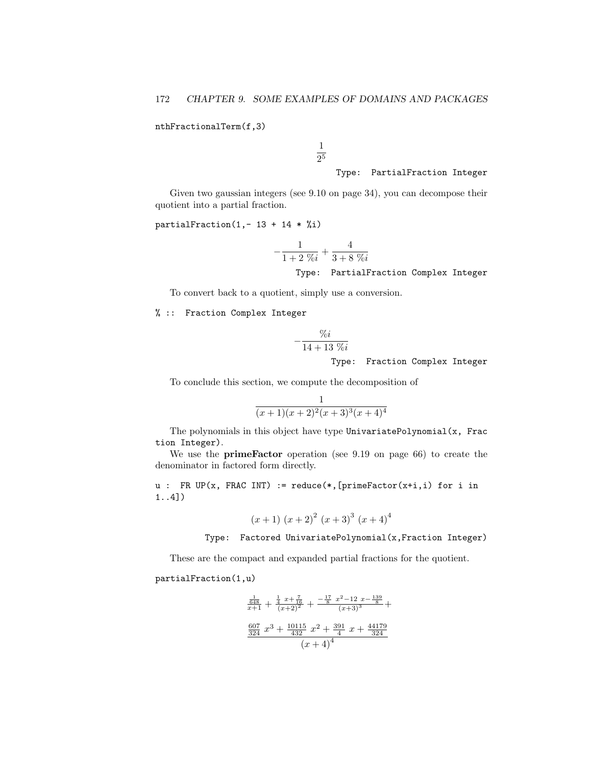```
nthFractionalTerm(f,3)
```

$$\frac{1}{2^5}$$

Type: PartialFraction Integer

Given two gaussian integers (see 9.10 on page 34), you can decompose their quotient into a partial fraction.

```
partialFraction(1,- 13 + 14 * %i)
```

$$-\frac{1}{1+2\ \%i}+\frac{4}{3+8\ \%i}$$

Type: PartialFraction Complex Integer

To convert back to a quotient, simply use a conversion.

```
% :: Fraction Complex Integer
```

$$-\frac{\%i}{14+13\ \%i}$$

Type: Fraction Complex Integer

To conclude this section, we compute the decomposition of

$$\frac{1}{(x+1)(x+2)^2(x+3)^3(x+4)^4}$$

The polynomials in this object have type UnivariatePolynomial(x, Fraction Integer).

We use the **primeFactor** operation (see 9.19 on page 66) to create the denominator in factored form directly.

```
u : FR UP(x, FRAC INT) := reduce(*,[primeFactor(x+i,i) for i in
1..4])
```

$$(x+1)\ (x+2)^2\ (x+3)^3\ (x+4)^4$$

Type: Factored UnivariatePolynomial(x,Fraction Integer)

These are the compact and expanded partial fractions for the quotient.

```
partialFraction(1,u)
```

$$\frac{\frac{1}{648}}{x+1}+\frac{\frac{1}{4}\ x+\frac{7}{16}}{(x+2)^2}+\frac{-\frac{17}{8}\ x^2-12\ x-\frac{139}{8}}{(x+3)^3}+$$

$$\frac{\frac{607}{324}\ x^3+\frac{10115}{432}\ x^2+\frac{391}{4}\ x+\frac{44179}{324}}{(x+4)^4}$$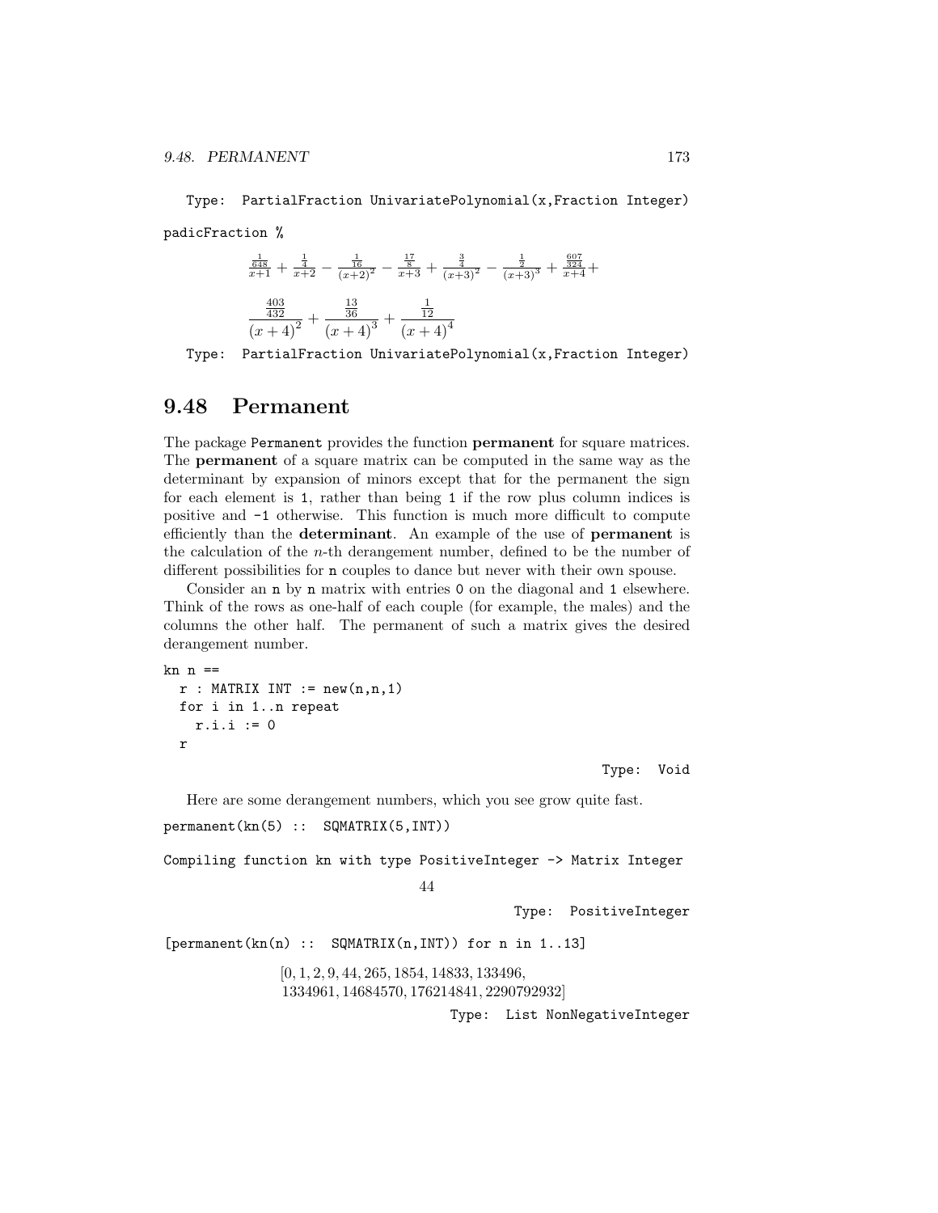Type: PartialFraction UnivariatePolynomial(x,Fraction Integer)

```
padicFraction %
```

$$\frac{\frac{1}{648}}{x+1} + \frac{\frac{1}{4}}{x+2} - \frac{\frac{1}{16}}{(x+2)^2} - \frac{\frac{17}{8}}{x+3} + \frac{\frac{3}{4}}{(x+3)^2} - \frac{\frac{1}{2}}{(x+3)^3} + \frac{\frac{607}{324}}{x+4} +$$

$$\frac{\frac{403}{432}}{(x+4)^2} + \frac{\frac{13}{36}}{(x+4)^3} + \frac{\frac{1}{12}}{(x+4)^4}$$

Type: PartialFraction UnivariatePolynomial(x,Fraction Integer)

## 9.48 Permanent

The package Permanent provides the function **permanent** for square matrices. The **permanent** of a square matrix can be computed in the same way as the determinant by expansion of minors except that for the permanent the sign for each element is 1, rather than being 1 if the row plus column indices is positive and -1 otherwise. This function is much more difficult to compute efficiently than the **determinant**. An example of the use of **permanent** is the calculation of the $n$-th derangement number, defined to be the number of different possibilities for n couples to dance but never with their own spouse.

Consider an n by n matrix with entries 0 on the diagonal and 1 elsewhere. Think of the rows as one-half of each couple (for example, the males) and the columns the other half. The permanent of such a matrix gives the desired derangement number.

```
kn n ==
  r : MATRIX INT := new(n,n,1)
  for i in 1..n repeat
    r.i.i := 0
  r
```

Type: Void

Here are some derangement numbers, which you see grow quite fast.

```
permanent(kn(5) :: SQMATRIX(5,INT))
```

```
Compiling function kn with type PositiveInteger -> Matrix Integer
```

$$44$$

Type: PositiveInteger

```
[permanent(kn(n) :: SQMATRIX(n,INT)) for n in 1..13]
```

$$[0, 1, 2, 9, 44, 265, 1854, 14833, 133496,$$
$$1334961, 14684570, 176214841, 2290792932]$$

Type: List NonNegativeInteger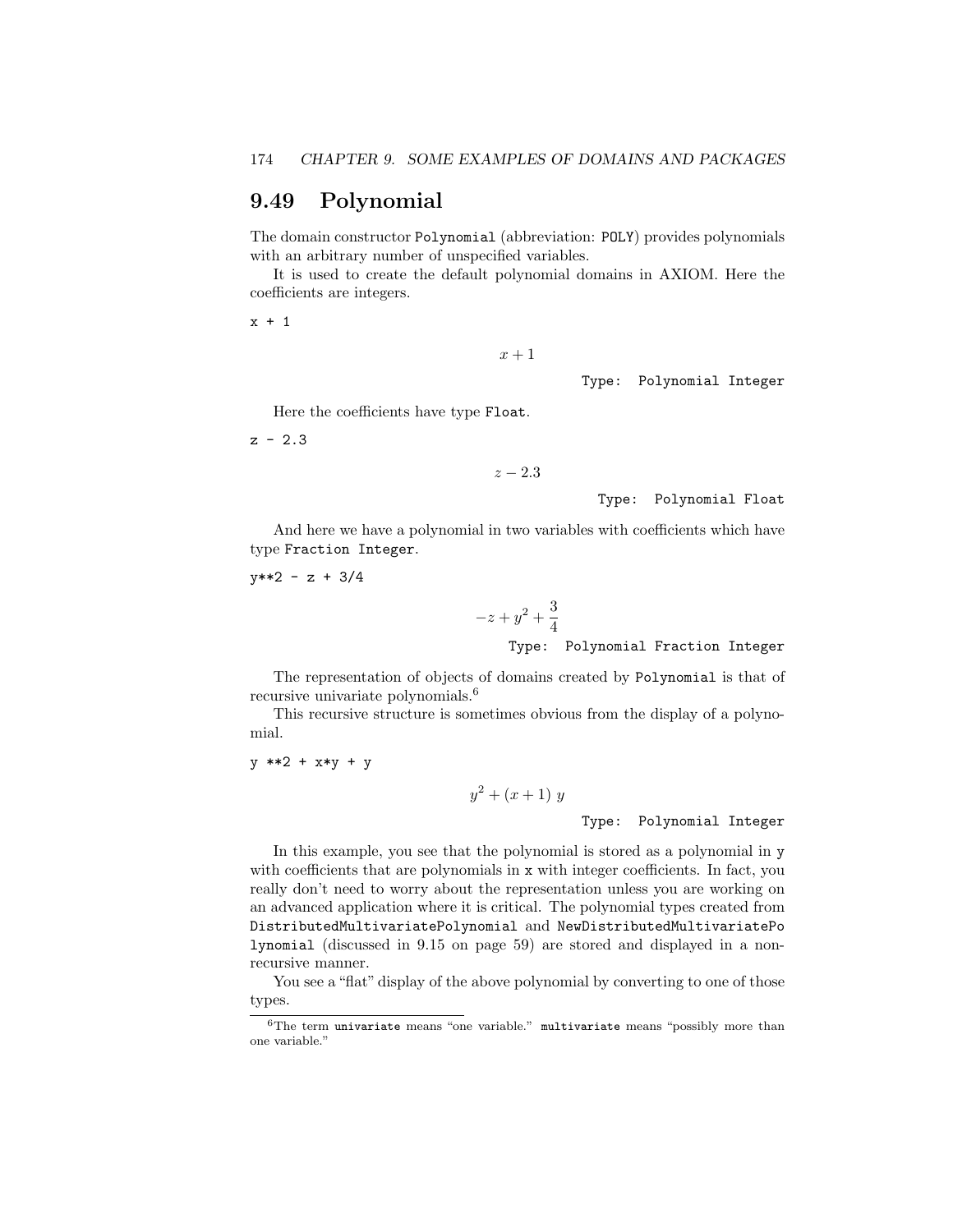## 9.49 Polynomial

The domain constructor `Polynomial` (abbreviation: `POLY`) provides polynomials with an arbitrary number of unspecified variables.

It is used to create the default polynomial domains in AXIOM. Here the coefficients are integers.

```
x + 1
```

$$x + 1$$

Type: Polynomial Integer

Here the coefficients have type `Float`.

```
z - 2.3
```

$$z - 2.3$$

Type: Polynomial Float

And here we have a polynomial in two variables with coefficients which have type `Fraction Integer`.

```
y**2 - z + 3/4
```

$$-z + y^2 + \frac{3}{4}$$

Type: Polynomial Fraction Integer

The representation of objects of domains created by `Polynomial` is that of recursive univariate polynomials.[6]

This recursive structure is sometimes obvious from the display of a polynomial.

```
y **2 + x*y + y
```

$$y^2 + (x + 1)\ y$$

Type: Polynomial Integer

In this example, you see that the polynomial is stored as a polynomial in `y` with coefficients that are polynomials in `x` with integer coefficients. In fact, you really don't need to worry about the representation unless you are working on an advanced application where it is critical. The polynomial types created from `DistributedMultivariatePolynomial` and `NewDistributedMultivariatePolynomial` (discussed in 9.15 on page 59) are stored and displayed in a non-recursive manner.

You see a "flat" display of the above polynomial by converting to one of those types.

[6]The term `univariate` means "one variable." `multivariate` means "possibly more than one variable."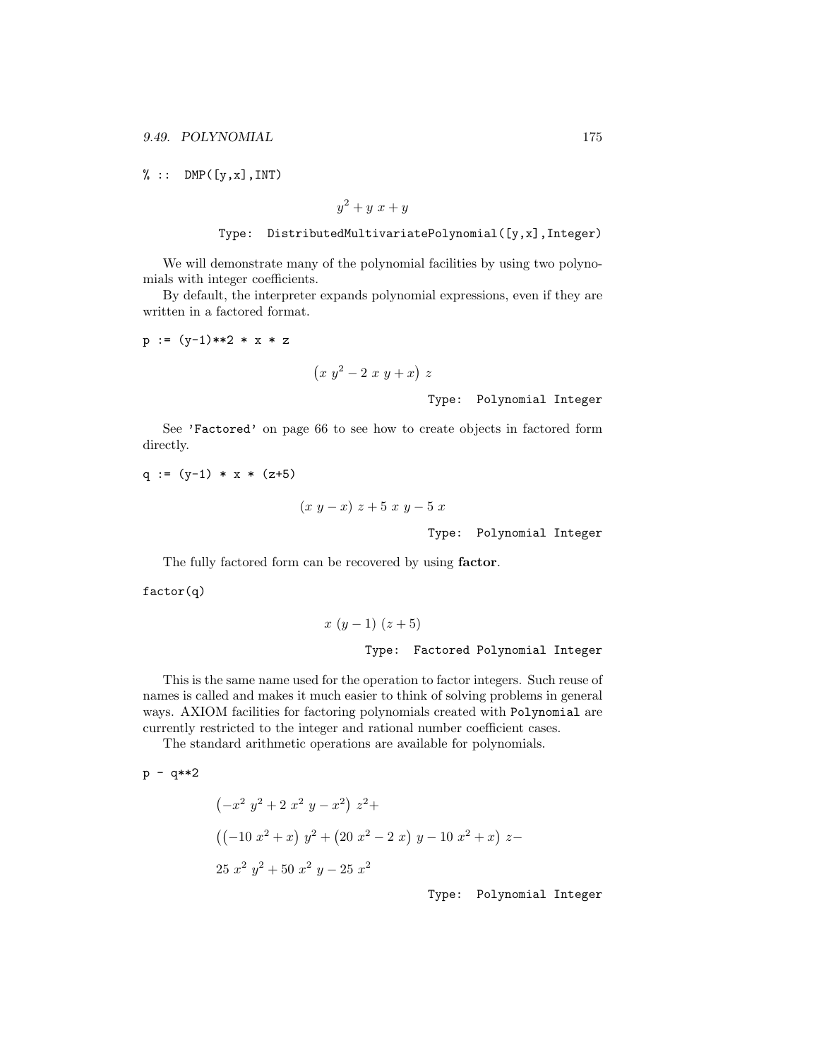```
% :: DMP([y,x],INT)
```

$$y^2 + y\ x + y$$

Type: DistributedMultivariatePolynomial([y,x],Integer)

We will demonstrate many of the polynomial facilities by using two polynomials with integer coefficients.

By default, the interpreter expands polynomial expressions, even if they are written in a factored format.

```
p := (y-1)**2 * x * z
```

$$\left(x\ y^2 - 2\ x\ y + x\right)\ z$$

Type: Polynomial Integer

See 'Factored' on page 66 to see how to create objects in factored form directly.

```
q := (y-1) * x * (z+5)
```

$$(x\ y - x)\ z + 5\ x\ y - 5\ x$$

Type: Polynomial Integer

The fully factored form can be recovered by using **factor**.

```
factor(q)
```

$$x\ (y-1)\ (z+5)$$

Type: Factored Polynomial Integer

This is the same name used for the operation to factor integers. Such reuse of names is called and makes it much easier to think of solving problems in general ways. AXIOM facilities for factoring polynomials created with Polynomial are currently restricted to the integer and rational number coefficient cases.

The standard arithmetic operations are available for polynomials.

```
p - q**2
```

$$\begin{array}{l}\left(-x^2\ y^2 + 2\ x^2\ y - x^2\right)\ z^2 + \\ \left(\left(-10\ x^2 + x\right)\ y^2 + \left(20\ x^2 - 2\ x\right)\ y - 10\ x^2 + x\right)\ z - \\ 25\ x^2\ y^2 + 50\ x^2\ y - 25\ x^2\end{array}$$

Type: Polynomial Integer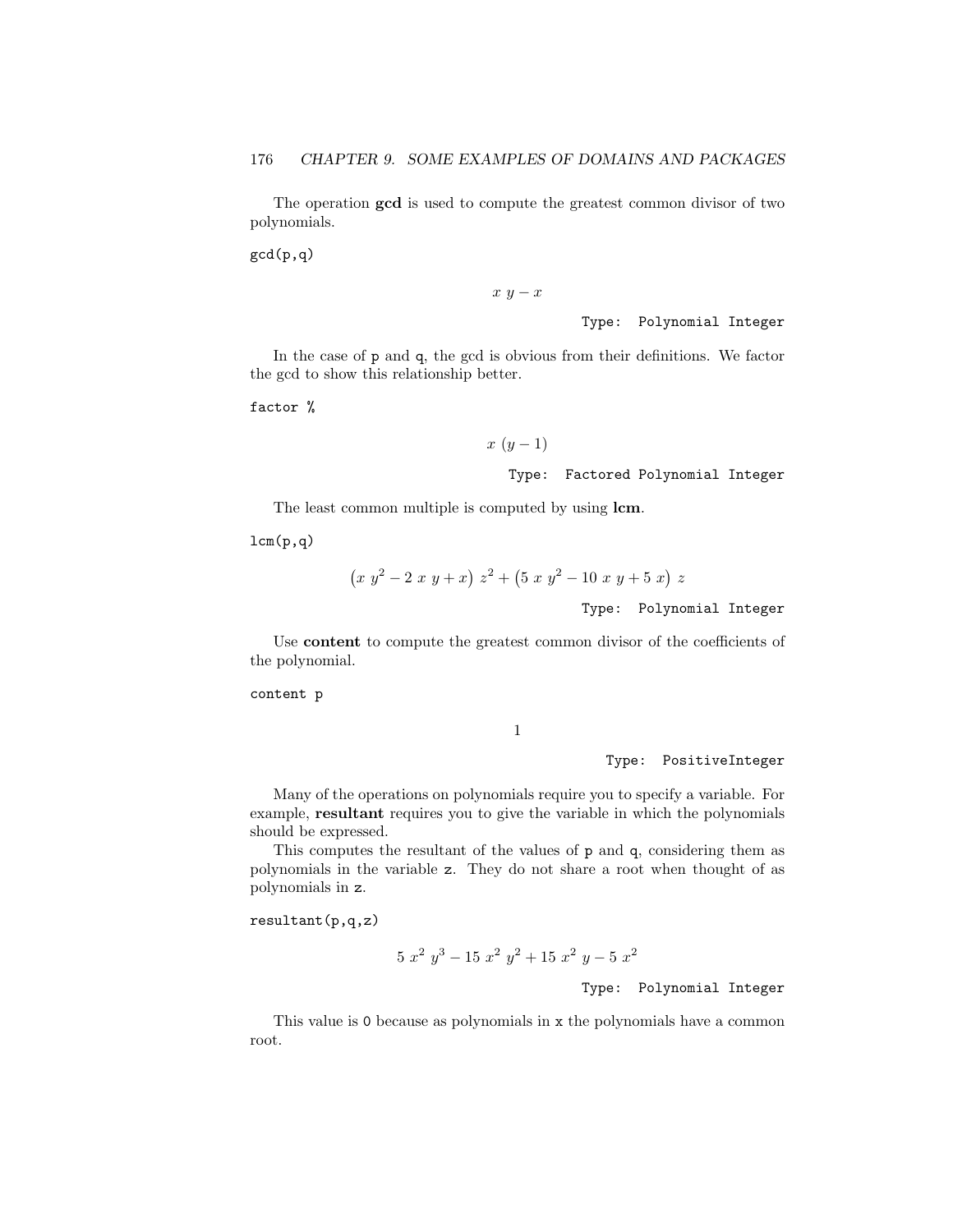The operation **gcd** is used to compute the greatest common divisor of two polynomials.

```
gcd(p,q)
```

$$x\ y - x$$

Type: Polynomial Integer

In the case of p and q, the gcd is obvious from their definitions. We factor the gcd to show this relationship better.

```
factor %
```

$$x\ (y - 1)$$

Type: Factored Polynomial Integer

The least common multiple is computed by using **lcm**.

```
lcm(p,q)
```

$$\left(x\ y^2 - 2\ x\ y + x\right)\ z^2 + \left(5\ x\ y^2 - 10\ x\ y + 5\ x\right)\ z$$

Type: Polynomial Integer

Use **content** to compute the greatest common divisor of the coefficients of the polynomial.

```
content p
```

$$1$$

Type: PositiveInteger

Many of the operations on polynomials require you to specify a variable. For example, **resultant** requires you to give the variable in which the polynomials should be expressed.

This computes the resultant of the values of p and q, considering them as polynomials in the variable z. They do not share a root when thought of as polynomials in z.

```
resultant(p,q,z)
```

$$5\ x^2\ y^3 - 15\ x^2\ y^2 + 15\ x^2\ y - 5\ x^2$$

Type: Polynomial Integer

This value is 0 because as polynomials in x the polynomials have a common root.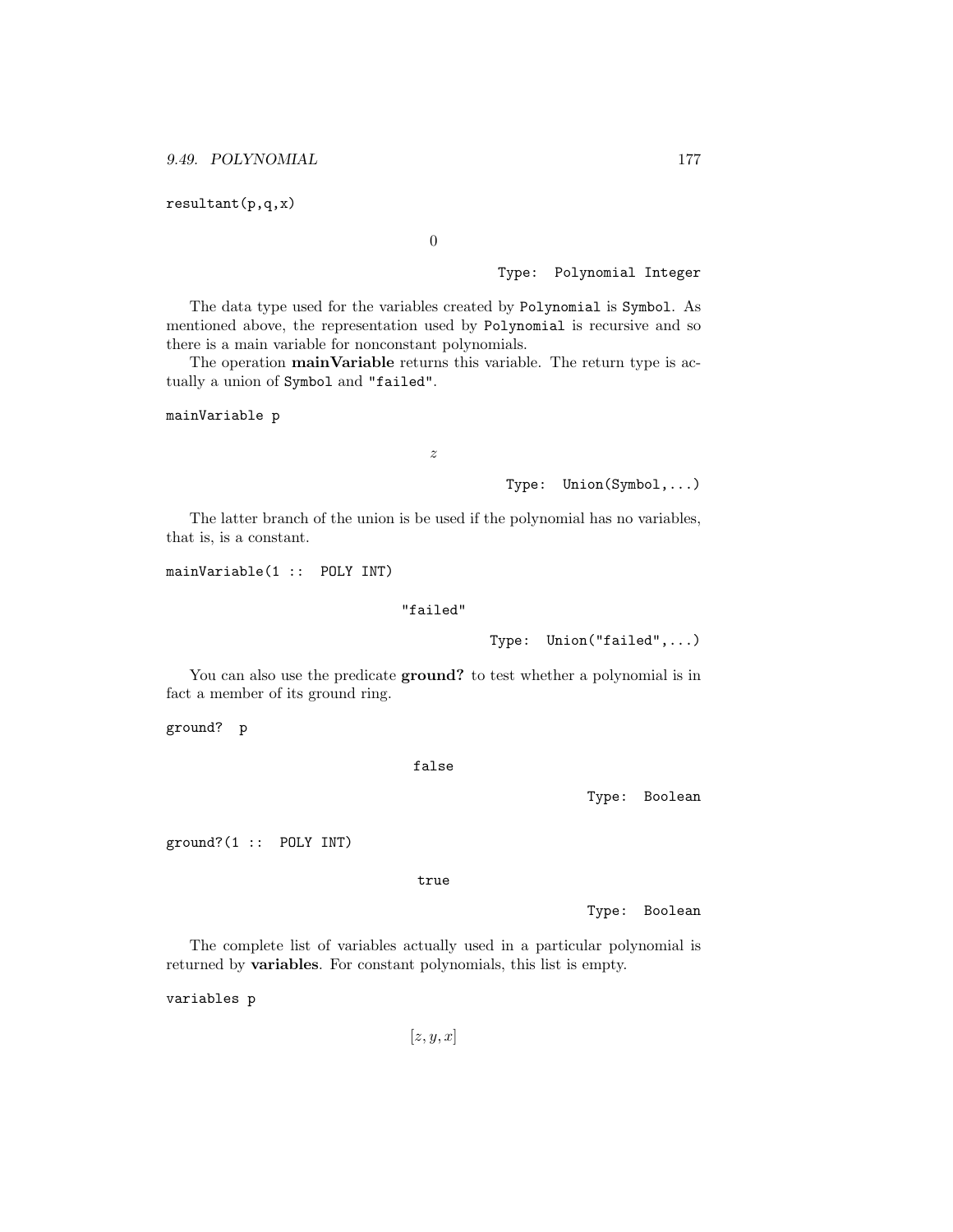```
resultant(p,q,x)
```

$$0$$

Type: Polynomial Integer

The data type used for the variables created by `Polynomial` is `Symbol`. As mentioned above, the representation used by `Polynomial` is recursive and so there is a main variable for nonconstant polynomials.

The operation **mainVariable** returns this variable. The return type is actually a union of `Symbol` and `"failed"`.

```
mainVariable p
```

$$z$$

Type: Union(Symbol,...)

The latter branch of the union is be used if the polynomial has no variables, that is, is a constant.

```
mainVariable(1 :: POLY INT)
```

"failed"

Type: Union("failed",...)

You can also use the predicate **ground?** to test whether a polynomial is in fact a member of its ground ring.

```
ground? p
```

false

Type: Boolean

```
ground?(1 :: POLY INT)
```

true

Type: Boolean

The complete list of variables actually used in a particular polynomial is returned by **variables**. For constant polynomials, this list is empty.

```
variables p
```

$$[z, y, x]$$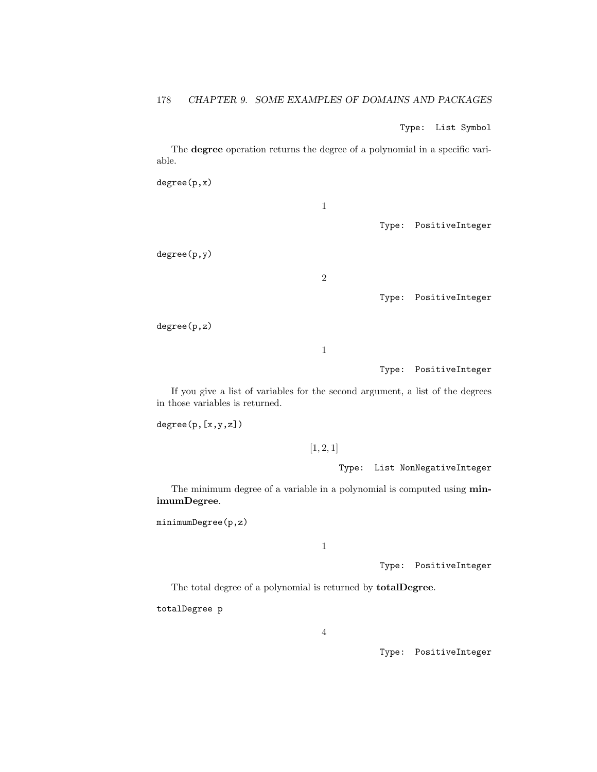Type: List Symbol

The **degree** operation returns the degree of a polynomial in a specific variable.

```
degree(p,x)
```

$$1$$

Type: PositiveInteger

```
degree(p,y)
```

$$2$$

Type: PositiveInteger

```
degree(p,z)
```

$$1$$

Type: PositiveInteger

If you give a list of variables for the second argument, a list of the degrees in those variables is returned.

```
degree(p,[x,y,z])
```

$$[1, 2, 1]$$

Type: List NonNegativeInteger

The minimum degree of a variable in a polynomial is computed using **minimumDegree**.

```
minimumDegree(p,z)
```

$$1$$

Type: PositiveInteger

The total degree of a polynomial is returned by **totalDegree**.

```
totalDegree p
```

$$4$$

Type: PositiveInteger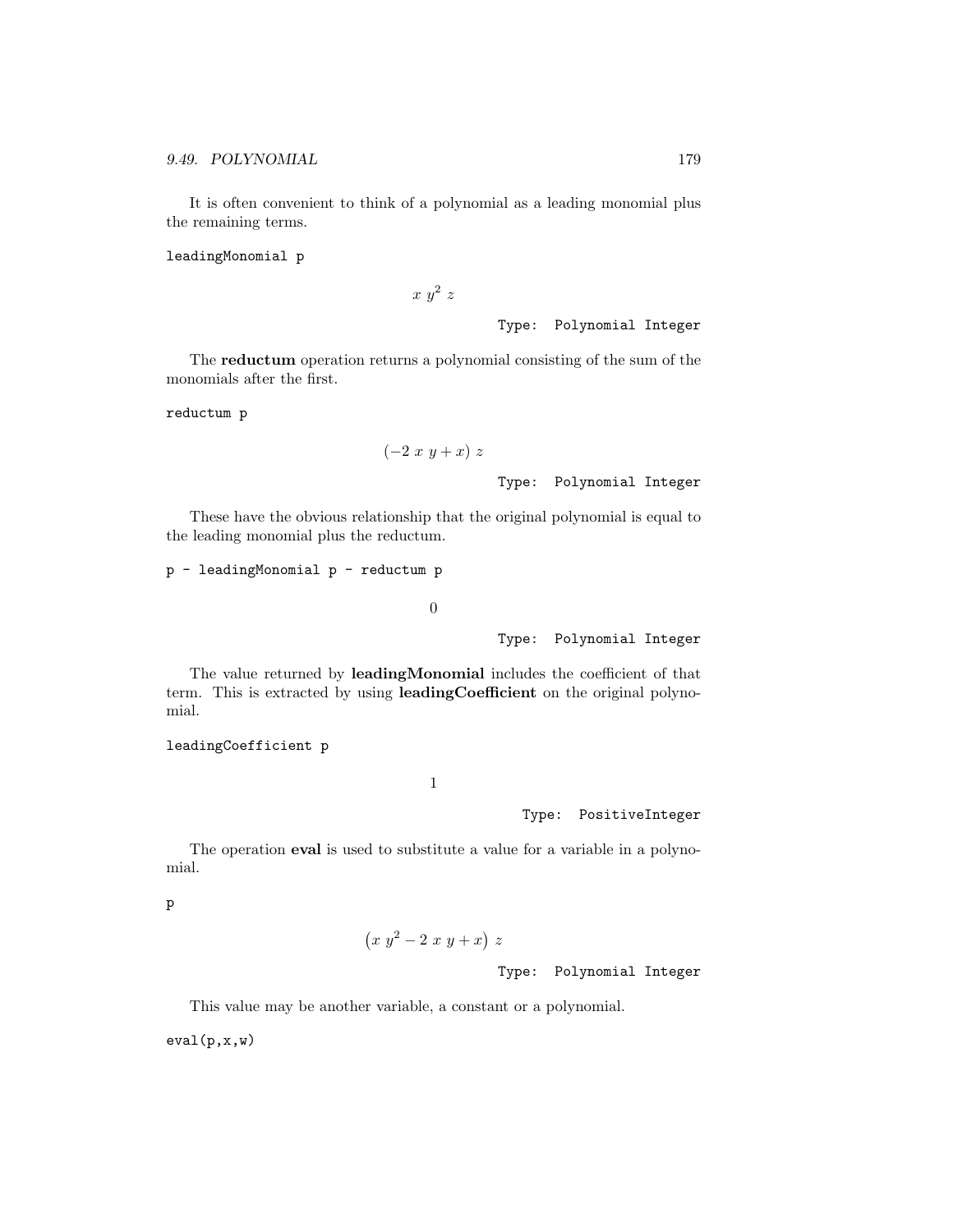It is often convenient to think of a polynomial as a leading monomial plus the remaining terms.

```
leadingMonomial p
```

$$x\ y^2\ z$$

Type: Polynomial Integer

The **reductum** operation returns a polynomial consisting of the sum of the monomials after the first.

```
reductum p
```

$$(-2\ x\ y + x)\ z$$

Type: Polynomial Integer

These have the obvious relationship that the original polynomial is equal to the leading monomial plus the reductum.

```
p - leadingMonomial p - reductum p
```

$$0$$

Type: Polynomial Integer

The value returned by **leadingMonomial** includes the coefficient of that term. This is extracted by using **leadingCoefficient** on the original polynomial.

```
leadingCoefficient p
```

$$1$$

Type: PositiveInteger

The operation **eval** is used to substitute a value for a variable in a polynomial.

```
p
```

$$\left(x\ y^2 - 2\ x\ y + x\right)\ z$$

Type: Polynomial Integer

This value may be another variable, a constant or a polynomial.

```
eval(p,x,w)
```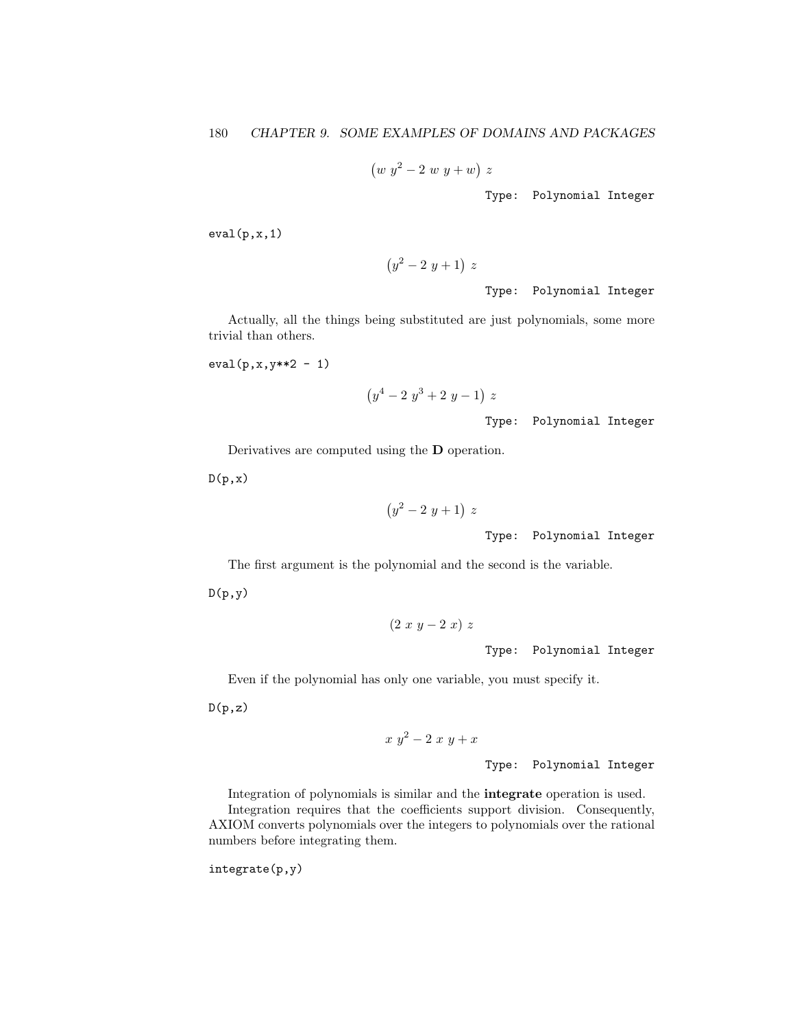$$\left(w\ y^2 - 2\ w\ y + w\right)\ z$$

Type: Polynomial Integer

```
eval(p,x,1)
```

$$\left(y^2 - 2\ y + 1\right)\ z$$

Type: Polynomial Integer

Actually, all the things being substituted are just polynomials, some more trivial than others.

```
eval(p,x,y**2 - 1)
```

$$\left(y^4 - 2\ y^3 + 2\ y - 1\right)\ z$$

Type: Polynomial Integer

Derivatives are computed using the **D** operation.

```
D(p,x)
```

$$\left(y^2 - 2\ y + 1\right)\ z$$

Type: Polynomial Integer

The first argument is the polynomial and the second is the variable.

```
D(p,y)
```

$$(2\ x\ y - 2\ x)\ z$$

Type: Polynomial Integer

Even if the polynomial has only one variable, you must specify it.

```
D(p,z)
```

$$x\ y^2 - 2\ x\ y + x$$

Type: Polynomial Integer

Integration of polynomials is similar and the **integrate** operation is used.

Integration requires that the coefficients support division. Consequently, AXIOM converts polynomials over the integers to polynomials over the rational numbers before integrating them.

```
integrate(p,y)
```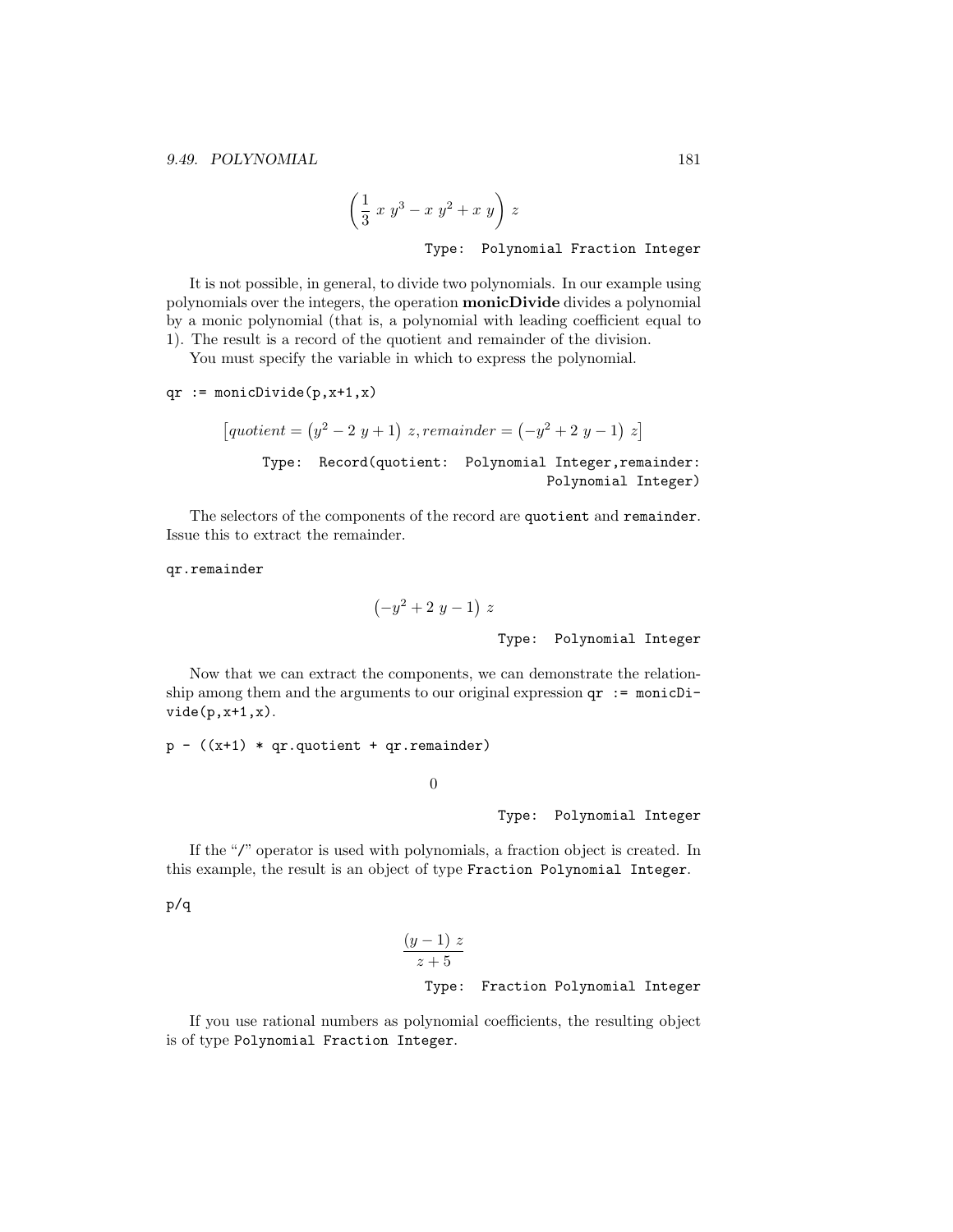$$\left(\frac{1}{3}\ x\ y^3 - x\ y^2 + x\ y\right)\ z$$

Type: Polynomial Fraction Integer

It is not possible, in general, to divide two polynomials. In our example using polynomials over the integers, the operation **monicDivide** divides a polynomial by a monic polynomial (that is, a polynomial with leading coefficient equal to 1). The result is a record of the quotient and remainder of the division.

You must specify the variable in which to express the polynomial.

```
qr := monicDivide(p,x+1,x)
```

$$\left[quotient = \left(y^2 - 2\ y + 1\right)\ z, remainder = \left(-y^2 + 2\ y - 1\right)\ z\right]$$

Type: Record(quotient: Polynomial Integer,remainder: Polynomial Integer)

The selectors of the components of the record are `quotient` and `remainder`. Issue this to extract the remainder.

```
qr.remainder
```

$$\left(-y^2 + 2\ y - 1\right)\ z$$

Type: Polynomial Integer

Now that we can extract the components, we can demonstrate the relationship among them and the arguments to our original expression `qr := monicDivide(p,x+1,x)`.

```
p - ((x+1) * qr.quotient + qr.remainder)
```

$$0$$

Type: Polynomial Integer

If the "/" operator is used with polynomials, a fraction object is created. In this example, the result is an object of type `Fraction Polynomial Integer`.

```
p/q
```

$$\frac{(y-1)\ z}{z+5}$$

Type: Fraction Polynomial Integer

If you use rational numbers as polynomial coefficients, the resulting object is of type `Polynomial Fraction Integer`.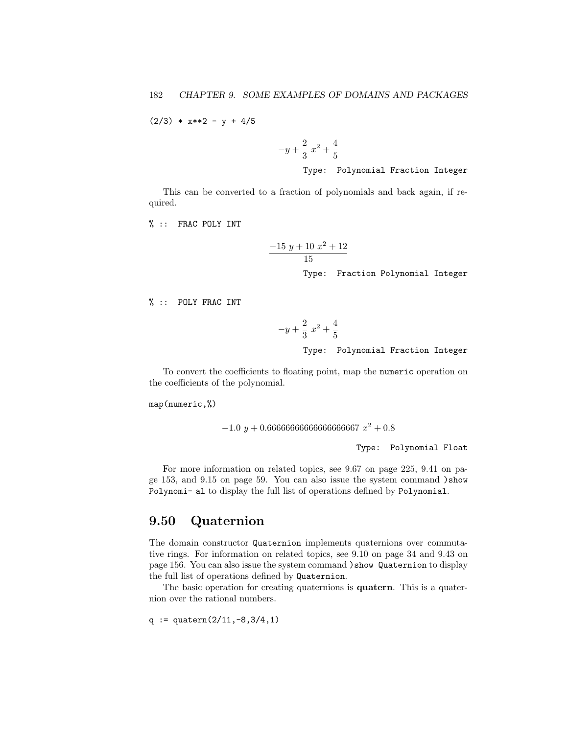```
(2/3) * x**2 - y + 4/5
```

$$-y + \frac{2}{3}\ x^2 + \frac{4}{5}$$

Type: Polynomial Fraction Integer

This can be converted to a fraction of polynomials and back again, if required.

```
% :: FRAC POLY INT
```

$$\frac{-15\ y + 10\ x^2 + 12}{15}$$

Type: Fraction Polynomial Integer

```
% :: POLY FRAC INT
```

$$-y + \frac{2}{3}\ x^2 + \frac{4}{5}$$

Type: Polynomial Fraction Integer

To convert the coefficients to floating point, map the `numeric` operation on the coefficients of the polynomial.

```
map(numeric,%)
```

$$-1.0\ y + 0.66666666666666666667\ x^2 + 0.8$$

Type: Polynomial Float

For more information on related topics, see 9.67 on page 225, 9.41 on page 153, and 9.15 on page 59. You can also issue the system command `)show Polynomial` to display the full list of operations defined by `Polynomial`.

## 9.50 Quaternion

The domain constructor `Quaternion` implements quaternions over commutative rings. For information on related topics, see 9.10 on page 34 and 9.43 on page 156. You can also issue the system command `)show Quaternion` to display the full list of operations defined by `Quaternion`.

The basic operation for creating quaternions is **quatern**. This is a quaternion over the rational numbers.

```
q := quatern(2/11,-8,3/4,1)
```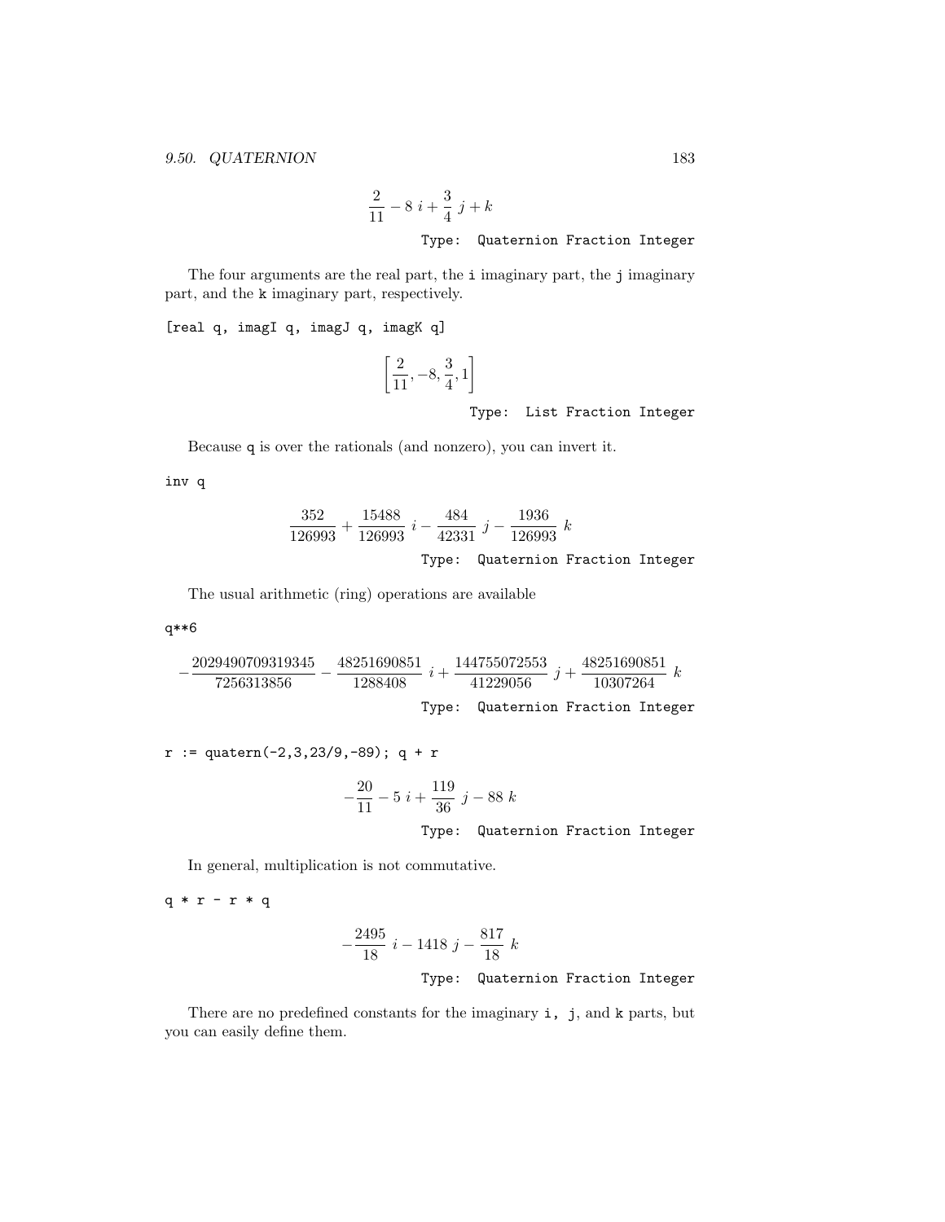$$\frac{2}{11} - 8\ i + \frac{3}{4}\ j + k$$

Type: Quaternion Fraction Integer

The four arguments are the real part, the i imaginary part, the j imaginary part, and the k imaginary part, respectively.

```
[real q, imagI q, imagJ q, imagK q]
```

$$\left[\frac{2}{11}, -8, \frac{3}{4}, 1\right]$$

Type: List Fraction Integer

Because q is over the rationals (and nonzero), you can invert it.

```
inv q
```

$$\frac{352}{126993} + \frac{15488}{126993}\ i - \frac{484}{42331}\ j - \frac{1936}{126993}\ k$$

Type: Quaternion Fraction Integer

The usual arithmetic (ring) operations are available

```
q**6
```

$$-\frac{2029490709319345}{7256313856} - \frac{48251690851}{1288408}\ i + \frac{144755072553}{41229056}\ j + \frac{48251690851}{10307264}\ k$$

Type: Quaternion Fraction Integer

```
r := quatern(-2,3,23/9,-89); q + r
```

$$-\frac{20}{11} - 5\ i + \frac{119}{36}\ j - 88\ k$$

Type: Quaternion Fraction Integer

In general, multiplication is not commutative.

```
q * r - r * q
```

$$-\frac{2495}{18}\ i - 1418\ j - \frac{817}{18}\ k$$

Type: Quaternion Fraction Integer

There are no predefined constants for the imaginary i, j, and k parts, but you can easily define them.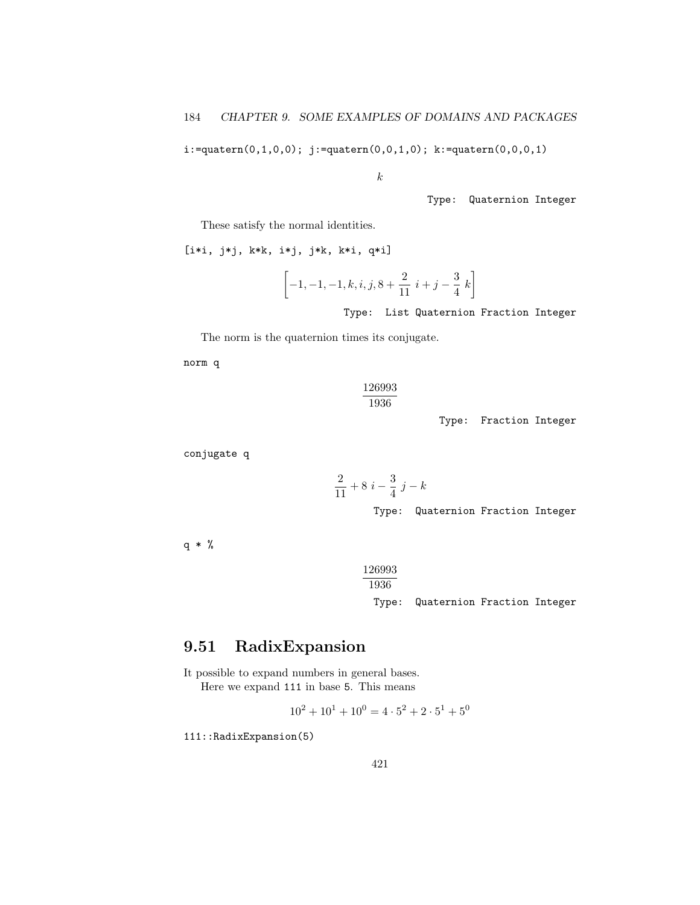```
i:=quatern(0,1,0,0); j:=quatern(0,0,1,0); k:=quatern(0,0,0,1)
```

$$k$$

Type: Quaternion Integer

These satisfy the normal identities.

```
[i*i, j*j, k*k, i*j, j*k, k*i, q*i]
```

$$\left[-1, -1, -1, k, i, j, 8 + \frac{2}{11}\ i + j - \frac{3}{4}\ k\right]$$

Type: List Quaternion Fraction Integer

The norm is the quaternion times its conjugate.

```
norm q
```

$$\frac{126993}{1936}$$

Type: Fraction Integer

```
conjugate q
```

$$\frac{2}{11} + 8\ i - \frac{3}{4}\ j - k$$

Type: Quaternion Fraction Integer

```
q * %
```

$$\frac{126993}{1936}$$

Type: Quaternion Fraction Integer

## 9.51 RadixExpansion

It possible to expand numbers in general bases.

Here we expand 111 in base 5. This means

$$10^2 + 10^1 + 10^0 = 4 \cdot 5^2 + 2 \cdot 5^1 + 5^0$$

```
111::RadixExpansion(5)
```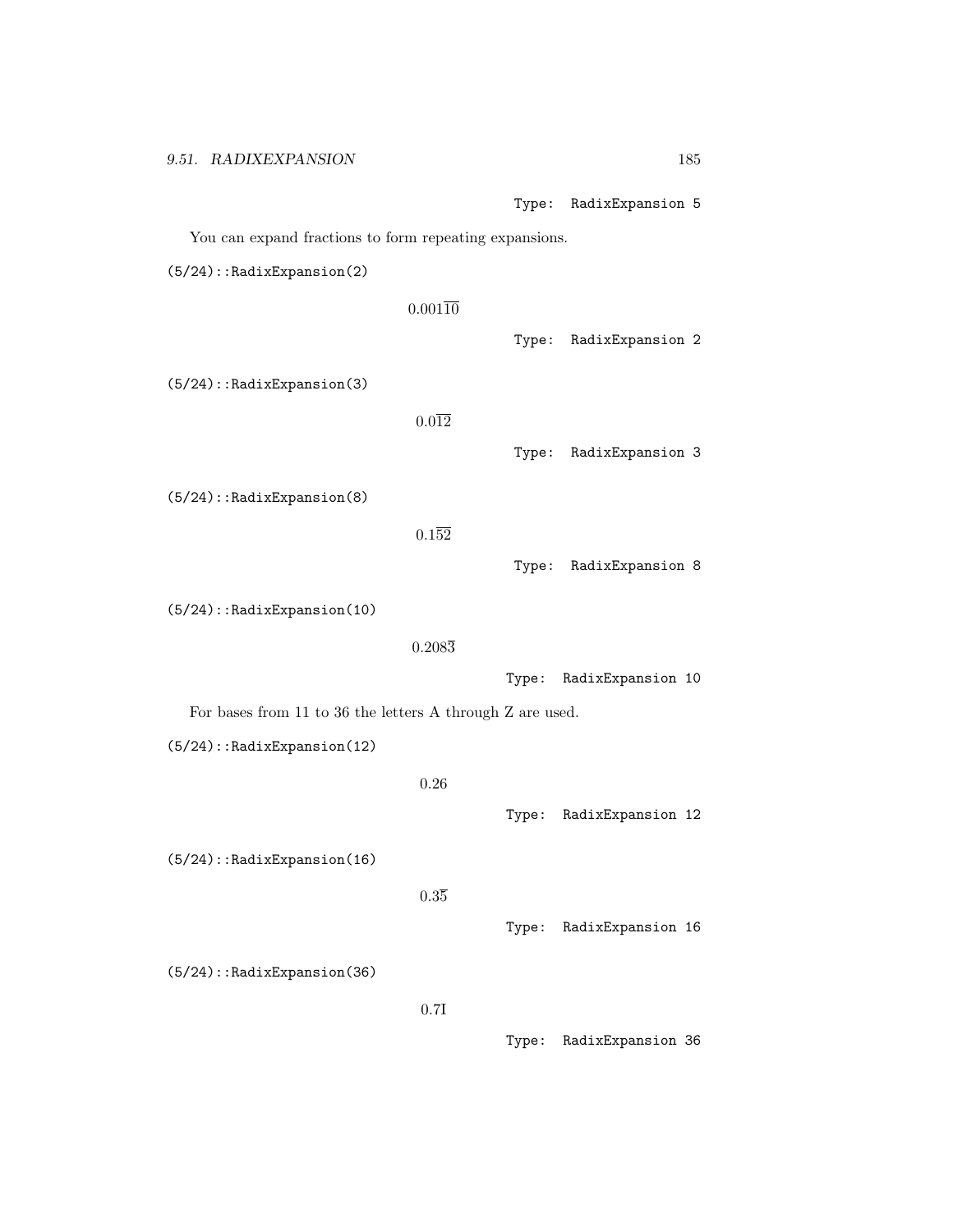Type: RadixExpansion 5

You can expand fractions to form repeating expansions.

```
(5/24)::RadixExpansion(2)
```

$$0.001\overline{10}$$

Type: RadixExpansion 2

```
(5/24)::RadixExpansion(3)
```

$$0.0\overline{12}$$

Type: RadixExpansion 3

```
(5/24)::RadixExpansion(8)
```

$$0.1\overline{52}$$

Type: RadixExpansion 8

```
(5/24)::RadixExpansion(10)
```

$$0.208\overline{3}$$

Type: RadixExpansion 10

For bases from 11 to 36 the letters A through Z are used.

```
(5/24)::RadixExpansion(12)
```

$$0.26$$

Type: RadixExpansion 12

```
(5/24)::RadixExpansion(16)
```

$$0.3\overline{5}$$

Type: RadixExpansion 16

```
(5/24)::RadixExpansion(36)
```

$$0.7\mathrm{I}$$

Type: RadixExpansion 36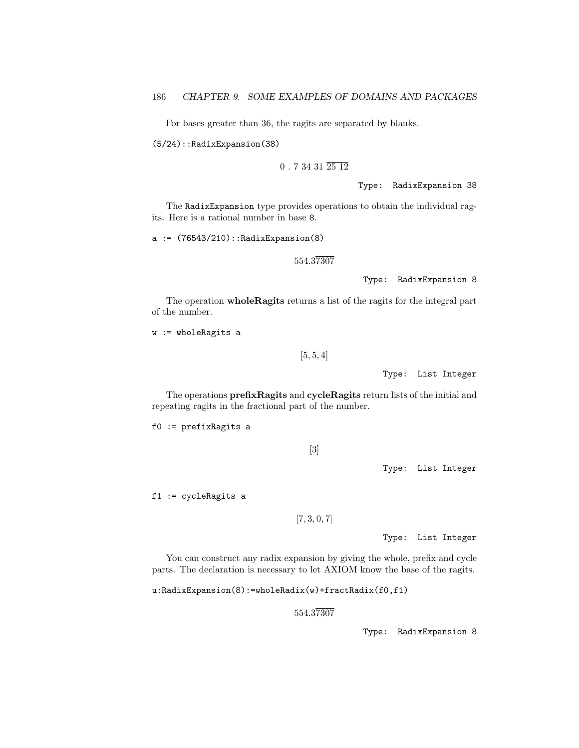For bases greater than 36, the ragits are separated by blanks.

```
(5/24)::RadixExpansion(38)
```

$$0\ .\ 7\ 34\ 31\ \overline{25\ 12}$$

Type: RadixExpansion 38

The RadixExpansion type provides operations to obtain the individual ragits. Here is a rational number in base 8.

```
a := (76543/210)::RadixExpansion(8)
```

$$554.3\overline{7307}$$

Type: RadixExpansion 8

The operation **wholeRagits** returns a list of the ragits for the integral part of the number.

```
w := wholeRagits a
```

$$[5, 5, 4]$$

Type: List Integer

The operations **prefixRagits** and **cycleRagits** return lists of the initial and repeating ragits in the fractional part of the number.

```
f0 := prefixRagits a
```

$$[3]$$

Type: List Integer

```
f1 := cycleRagits a
```

$$[7, 3, 0, 7]$$

Type: List Integer

You can construct any radix expansion by giving the whole, prefix and cycle parts. The declaration is necessary to let AXIOM know the base of the ragits.

```
u:RadixExpansion(8):=wholeRadix(w)+fractRadix(f0,f1)
```

$$554.3\overline{7307}$$

Type: RadixExpansion 8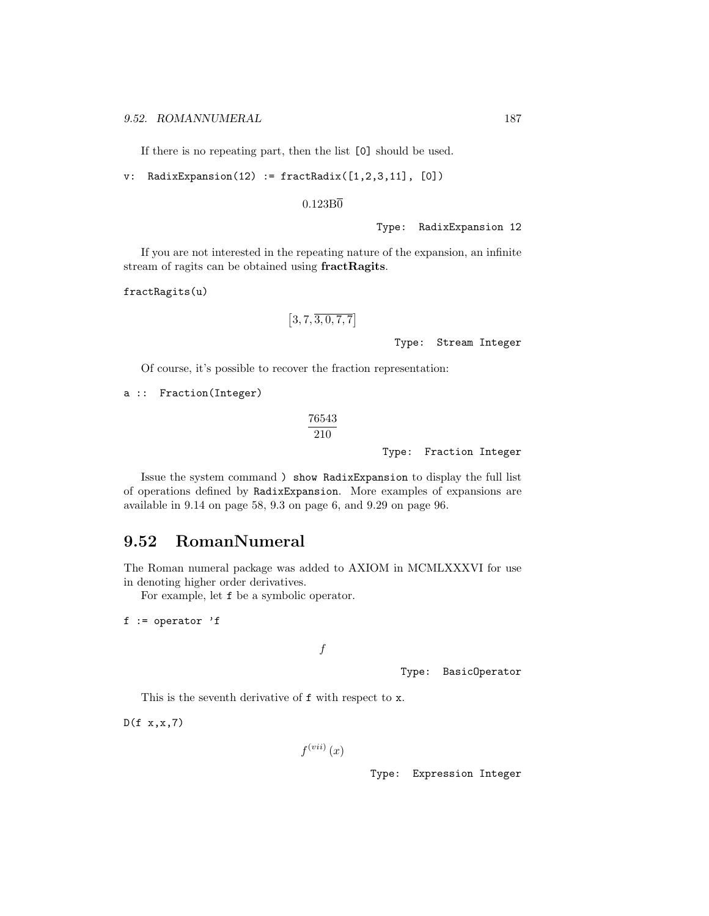If there is no repeating part, then the list [0] should be used.

```
v:  RadixExpansion(12) := fractRadix([1,2,3,11], [0])
```

$$0.123B\overline{0}$$

Type: RadixExpansion 12

If you are not interested in the repeating nature of the expansion, an infinite stream of ragits can be obtained using **fractRagits**.

```
fractRagits(u)
```

$$[3, 7, \overline{3, 0, 7, 7}]$$

Type: Stream Integer

Of course, it's possible to recover the fraction representation:

```
a ::  Fraction(Integer)
```

$$\frac{76543}{210}$$

Type: Fraction Integer

Issue the system command `) show RadixExpansion` to display the full list of operations defined by `RadixExpansion`. More examples of expansions are available in 9.14 on page 58, 9.3 on page 6, and 9.29 on page 96.

## 9.52 RomanNumeral

The Roman numeral package was added to AXIOM in MCMLXXXVI for use in denoting higher order derivatives.

For example, let `f` be a symbolic operator.

```
f := operator 'f
```

$$f$$

Type: BasicOperator

This is the seventh derivative of `f` with respect to `x`.

```
D(f x,x,7)
```

$$f^{(vii)}(x)$$

Type: Expression Integer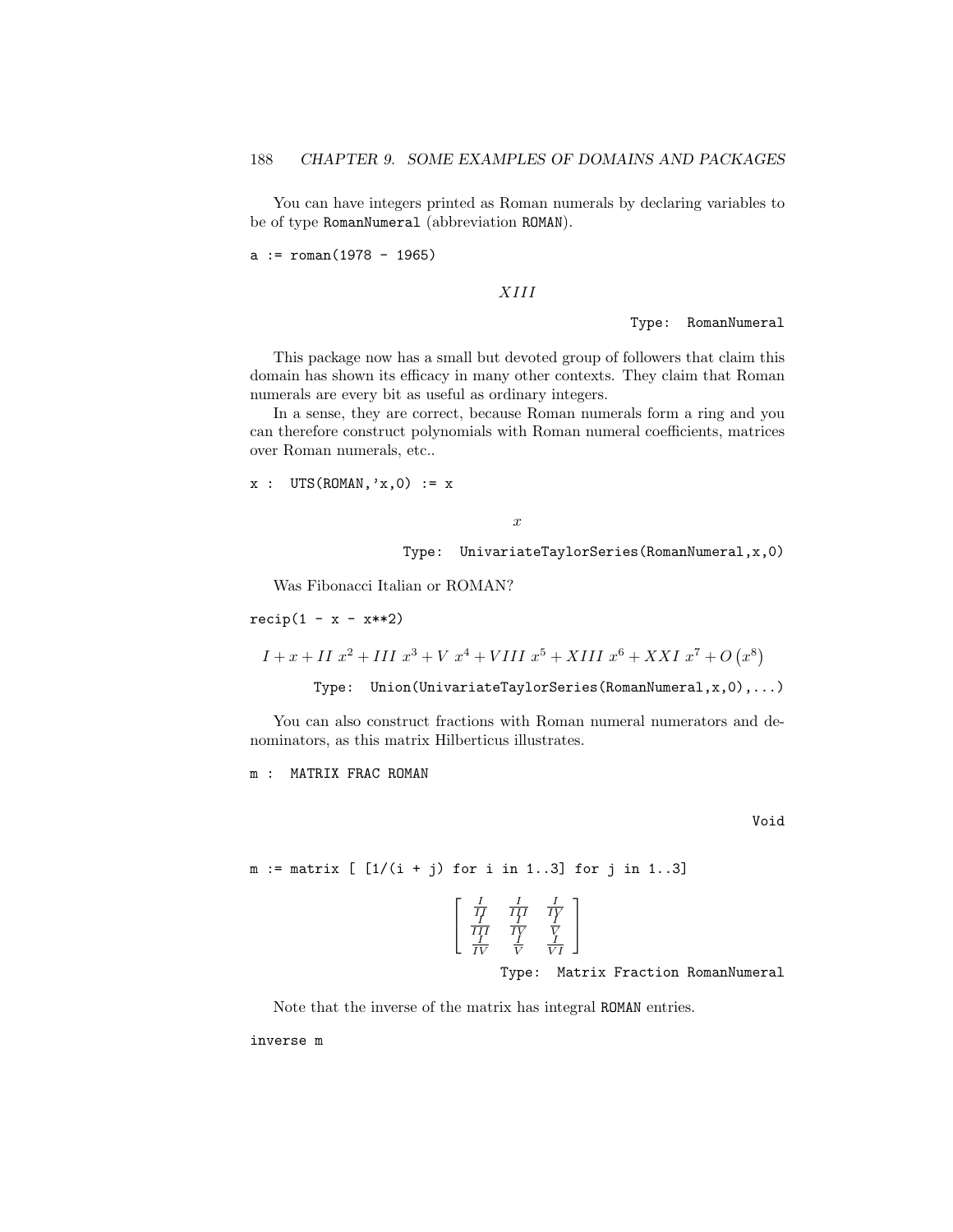You can have integers printed as Roman numerals by declaring variables to be of type RomanNumeral (abbreviation ROMAN).

```
a := roman(1978 - 1965)
```

$$XIII$$

Type: RomanNumeral

This package now has a small but devoted group of followers that claim this domain has shown its efficacy in many other contexts. They claim that Roman numerals are every bit as useful as ordinary integers.

In a sense, they are correct, because Roman numerals form a ring and you can therefore construct polynomials with Roman numeral coefficients, matrices over Roman numerals, etc..

```
x : UTS(ROMAN,'x,0) := x
```

$$x$$

Type: UnivariateTaylorSeries(RomanNumeral,x,0)

Was Fibonacci Italian or ROMAN?

```
recip(1 - x - x**2)
```

$$I + x + II\ x^2 + III\ x^3 + V\ x^4 + VIII\ x^5 + XIII\ x^6 + XXI\ x^7 + O\left(x^8\right)$$

Type: Union(UnivariateTaylorSeries(RomanNumeral,x,0),...)

You can also construct fractions with Roman numeral numerators and denominators, as this matrix Hilberticus illustrates.

```
m : MATRIX FRAC ROMAN
```

Void

```
m := matrix [ [1/(i + j) for i in 1..3] for j in 1..3]
```

$$\begin{bmatrix} \frac{I}{II} & \frac{I}{III} & \frac{I}{IV} \\ \frac{I}{III} & \frac{I}{IV} & \frac{I}{V} \\ \frac{I}{IV} & \frac{I}{V} & \frac{I}{VI} \end{bmatrix}$$

Type: Matrix Fraction RomanNumeral

Note that the inverse of the matrix has integral ROMAN entries.

```
inverse m
```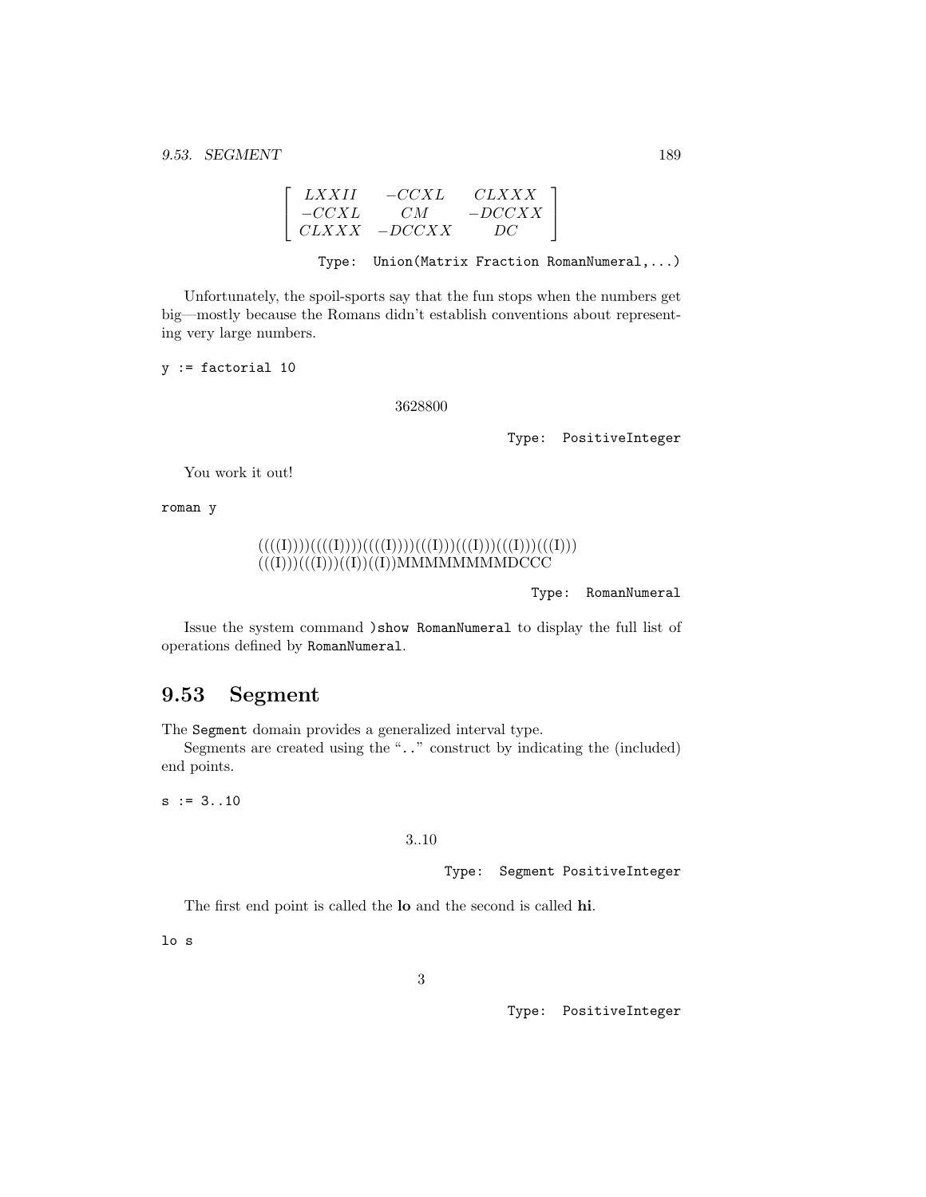$$
\begin{bmatrix} LXXII & -CCXL & CLXXX \\ -CCXL & CM & -DCCXX \\ CLXXX & -DCCXX & DC \end{bmatrix}
$$

Type: Union(Matrix Fraction RomanNumeral,...)

Unfortunately, the spoil-sports say that the fun stops when the numbers get big—mostly because the Romans didn't establish conventions about representing very large numbers.

```
y := factorial 10
```

3628800

Type: PositiveInteger

You work it out!

```
roman y
```

((((I))))((((I))))((((I))))(((I)))(((I)))(((I)))(((I)))
(((I)))(((I)))((I))((I))MMMMMMMMDCCC

Type: RomanNumeral

Issue the system command `)show RomanNumeral` to display the full list of operations defined by `RomanNumeral`.

## 9.53 Segment

The `Segment` domain provides a generalized interval type.

Segments are created using the ".." construct by indicating the (included) end points.

```
s := 3..10
```

3..10

Type: Segment PositiveInteger

The first end point is called the **lo** and the second is called **hi**.

```
lo s
```

3

Type: PositiveInteger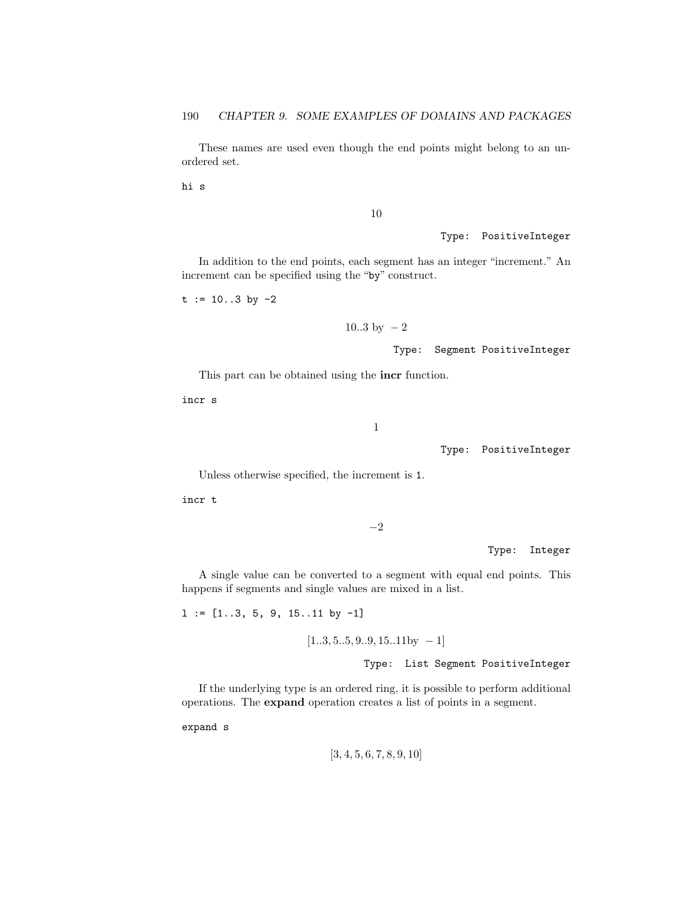These names are used even though the end points might belong to an unordered set.

```
hi s
```

$$10$$

Type: PositiveInteger

In addition to the end points, each segment has an integer "increment." An increment can be specified using the "by" construct.

```
t := 10..3 by -2
```

$$10..3 \text{ by } -2$$

Type: Segment PositiveInteger

This part can be obtained using the **incr** function.

```
incr s
```

$$1$$

Type: PositiveInteger

Unless otherwise specified, the increment is 1.

```
incr t
```

$$-2$$

Type: Integer

A single value can be converted to a segment with equal end points. This happens if segments and single values are mixed in a list.

```
l := [1..3, 5, 9, 15..11 by -1]
```

$$[1..3, 5..5, 9..9, 15..11 \text{by } -1]$$

Type: List Segment PositiveInteger

If the underlying type is an ordered ring, it is possible to perform additional operations. The **expand** operation creates a list of points in a segment.

```
expand s
```

$$[3, 4, 5, 6, 7, 8, 9, 10]$$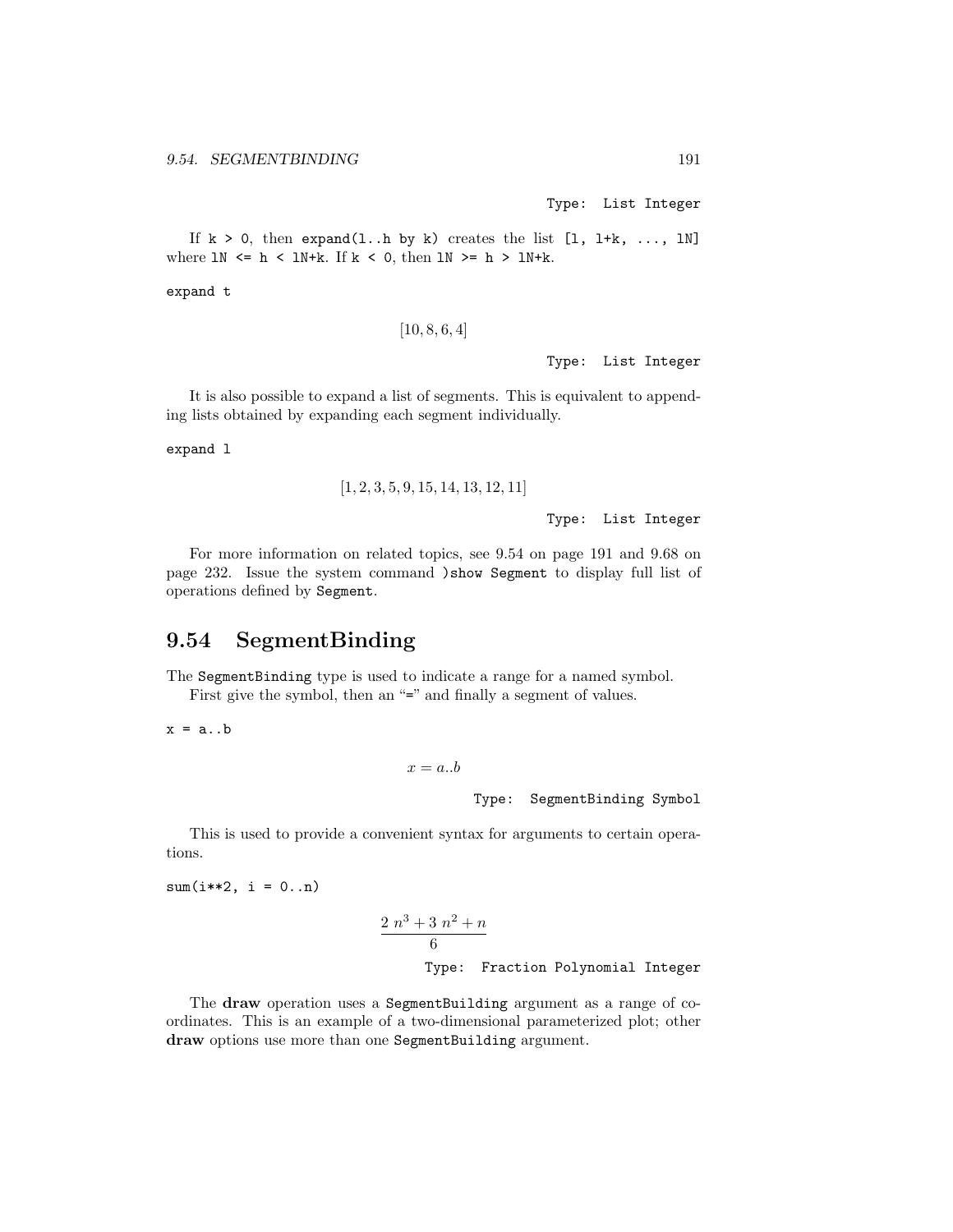Type: List Integer

If `k > 0`, then `expand(l..h by k)` creates the list `[l, l+k, ..., lN]` where `lN <= h < lN+k`. If `k < 0`, then `lN >= h > lN+k`.

```
expand t
```

$$[10, 8, 6, 4]$$

Type: List Integer

It is also possible to expand a list of segments. This is equivalent to appending lists obtained by expanding each segment individually.

```
expand l
```

$$[1, 2, 3, 5, 9, 15, 14, 13, 12, 11]$$

Type: List Integer

For more information on related topics, see 9.54 on page 191 and 9.68 on page 232. Issue the system command `)show Segment` to display full list of operations defined by `Segment`.

## 9.54 SegmentBinding

The `SegmentBinding` type is used to indicate a range for a named symbol.

First give the symbol, then an "`=`" and finally a segment of values.

```
x = a..b
```

$$x = a..b$$

Type: SegmentBinding Symbol

This is used to provide a convenient syntax for arguments to certain operations.

```
sum(i**2, i = 0..n)
```

$$\frac{2\ n^3 + 3\ n^2 + n}{6}$$

Type: Fraction Polynomial Integer

The **draw** operation uses a `SegmentBuilding` argument as a range of coordinates. This is an example of a two-dimensional parameterized plot; other **draw** options use more than one `SegmentBuilding` argument.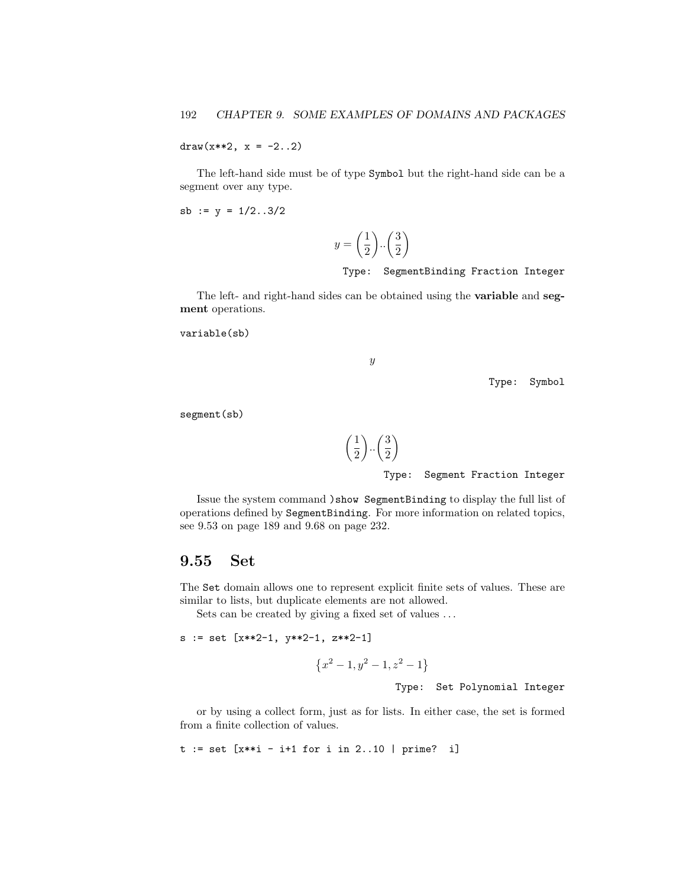```
draw(x**2, x = -2..2)
```

The left-hand side must be of type `Symbol` but the right-hand side can be a segment over any type.

```
sb := y = 1/2..3/2
```

$$y = \left(\frac{1}{2}\right)..\left(\frac{3}{2}\right)$$

Type: SegmentBinding Fraction Integer

The left- and right-hand sides can be obtained using the **variable** and **segment** operations.

```
variable(sb)
```

$$y$$

Type: Symbol

```
segment(sb)
```

$$\left(\frac{1}{2}\right)..\left(\frac{3}{2}\right)$$

Type: Segment Fraction Integer

Issue the system command `)show SegmentBinding` to display the full list of operations defined by `SegmentBinding`. For more information on related topics, see 9.53 on page 189 and 9.68 on page 232.

## 9.55 Set

The `Set` domain allows one to represent explicit finite sets of values. These are similar to lists, but duplicate elements are not allowed.

Sets can be created by giving a fixed set of values . . .

```
s := set [x**2-1, y**2-1, z**2-1]
```

$$\left\{x^2 - 1, y^2 - 1, z^2 - 1\right\}$$

Type: Set Polynomial Integer

or by using a collect form, just as for lists. In either case, the set is formed from a finite collection of values.

```
t := set [x**i - i+1 for i in 2..10 | prime?  i]
```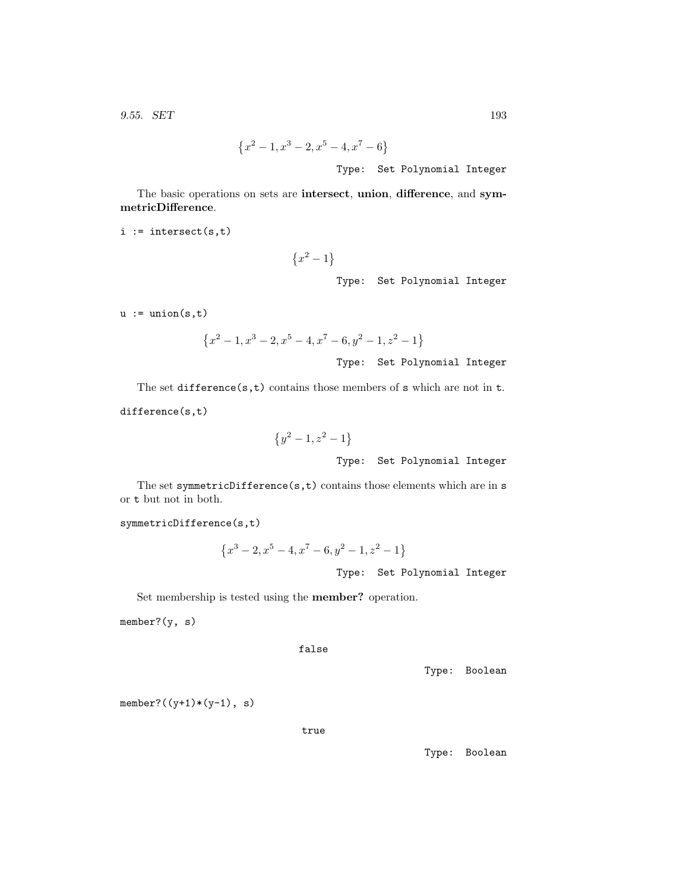$$\left\{x^2-1, x^3-2, x^5-4, x^7-6\right\}$$

Type: Set Polynomial Integer

The basic operations on sets are **intersect**, **union**, **difference**, and **symmetricDifference**.

```
i := intersect(s,t)
```

$$\left\{x^2-1\right\}$$

Type: Set Polynomial Integer

```
u := union(s,t)
```

$$\left\{x^2-1, x^3-2, x^5-4, x^7-6, y^2-1, z^2-1\right\}$$

Type: Set Polynomial Integer

The set `difference(s,t)` contains those members of `s` which are not in `t`.

```
difference(s,t)
```

$$\left\{y^2-1, z^2-1\right\}$$

Type: Set Polynomial Integer

The set `symmetricDifference(s,t)` contains those elements which are in `s` or `t` but not in both.

```
symmetricDifference(s,t)
```

$$\left\{x^3-2, x^5-4, x^7-6, y^2-1, z^2-1\right\}$$

Type: Set Polynomial Integer

Set membership is tested using the **member?** operation.

```
member?(y, s)
```

```
false
```

Type: Boolean

```
member?((y+1)*(y-1), s)
```

```
true
```

Type: Boolean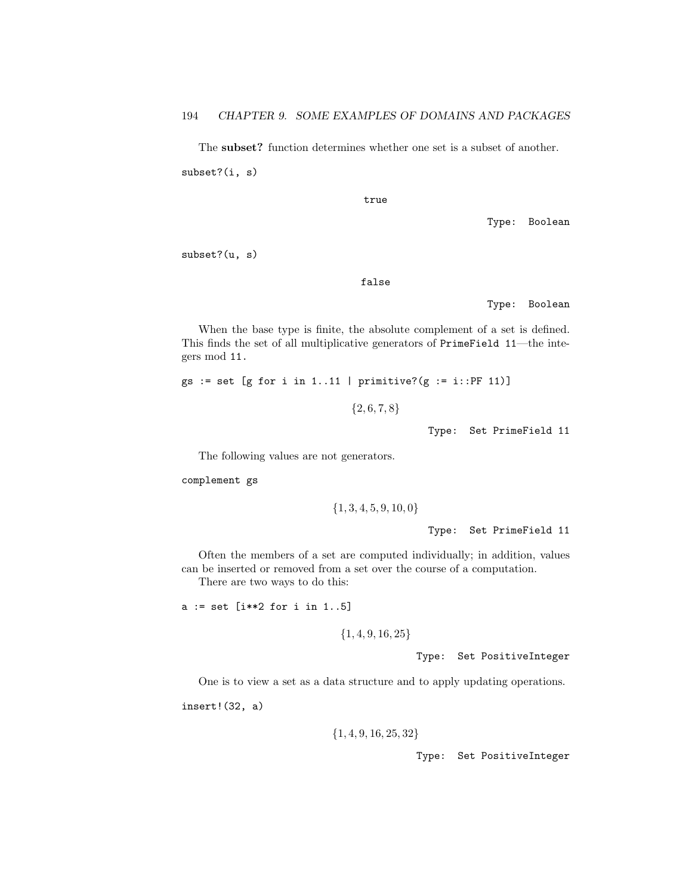The **subset?** function determines whether one set is a subset of another.

```
subset?(i, s)
```

```
true
```

Type: Boolean

```
subset?(u, s)
```

```
false
```

Type: Boolean

When the base type is finite, the absolute complement of a set is defined. This finds the set of all multiplicative generators of `PrimeField 11`—the integers mod `11`.

```
gs := set [g for i in 1..11 | primitive?(g := i::PF 11)]
```

$$\{2, 6, 7, 8\}$$

Type: Set PrimeField 11

The following values are not generators.

```
complement gs
```

$$\{1, 3, 4, 5, 9, 10, 0\}$$

Type: Set PrimeField 11

Often the members of a set are computed individually; in addition, values can be inserted or removed from a set over the course of a computation.

There are two ways to do this:

```
a := set [i**2 for i in 1..5]
```

$$\{1, 4, 9, 16, 25\}$$

Type: Set PositiveInteger

One is to view a set as a data structure and to apply updating operations.

```
insert!(32, a)
```

$$\{1, 4, 9, 16, 25, 32\}$$

Type: Set PositiveInteger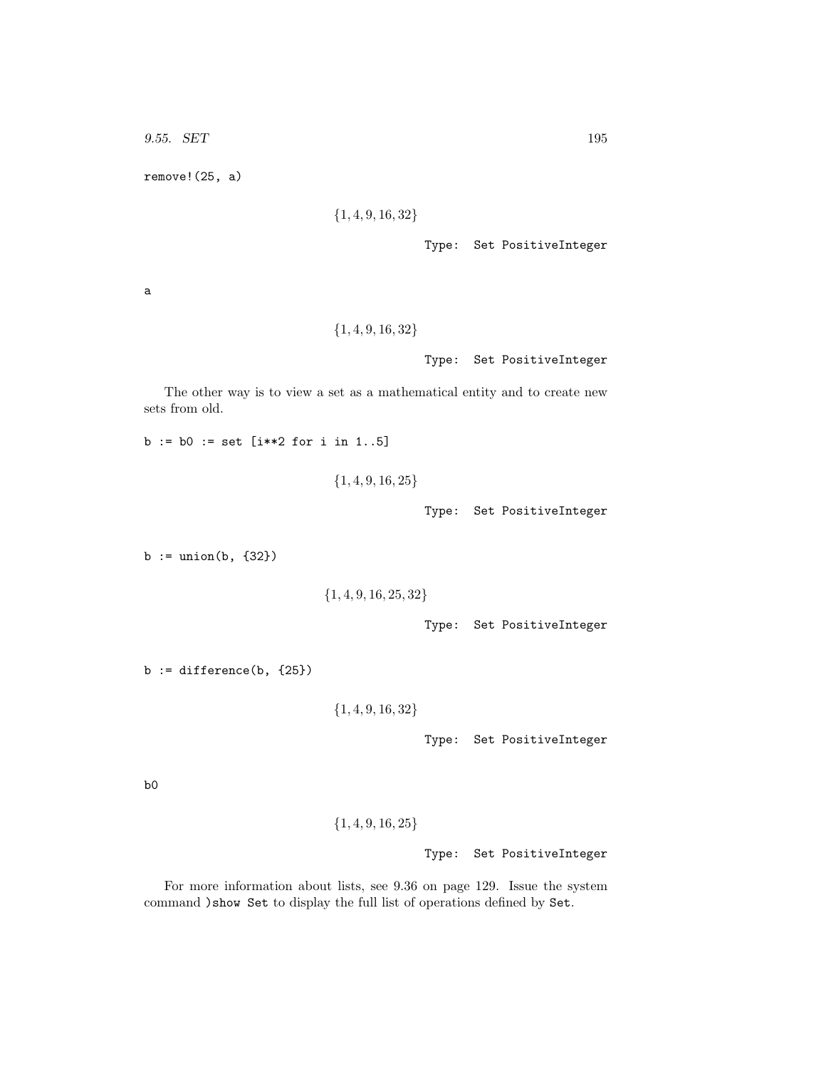```
remove!(25, a)
```

$$\{1, 4, 9, 16, 32\}$$

Type: Set PositiveInteger

```
a
```

$$\{1, 4, 9, 16, 32\}$$

Type: Set PositiveInteger

The other way is to view a set as a mathematical entity and to create new sets from old.

```
b := b0 := set [i**2 for i in 1..5]
```

$$\{1, 4, 9, 16, 25\}$$

Type: Set PositiveInteger

```
b := union(b, {32})
```

$$\{1, 4, 9, 16, 25, 32\}$$

Type: Set PositiveInteger

```
b := difference(b, {25})
```

$$\{1, 4, 9, 16, 32\}$$

Type: Set PositiveInteger

```
b0
```

$$\{1, 4, 9, 16, 25\}$$

Type: Set PositiveInteger

For more information about lists, see 9.36 on page 129. Issue the system command `)show Set` to display the full list of operations defined by `Set`.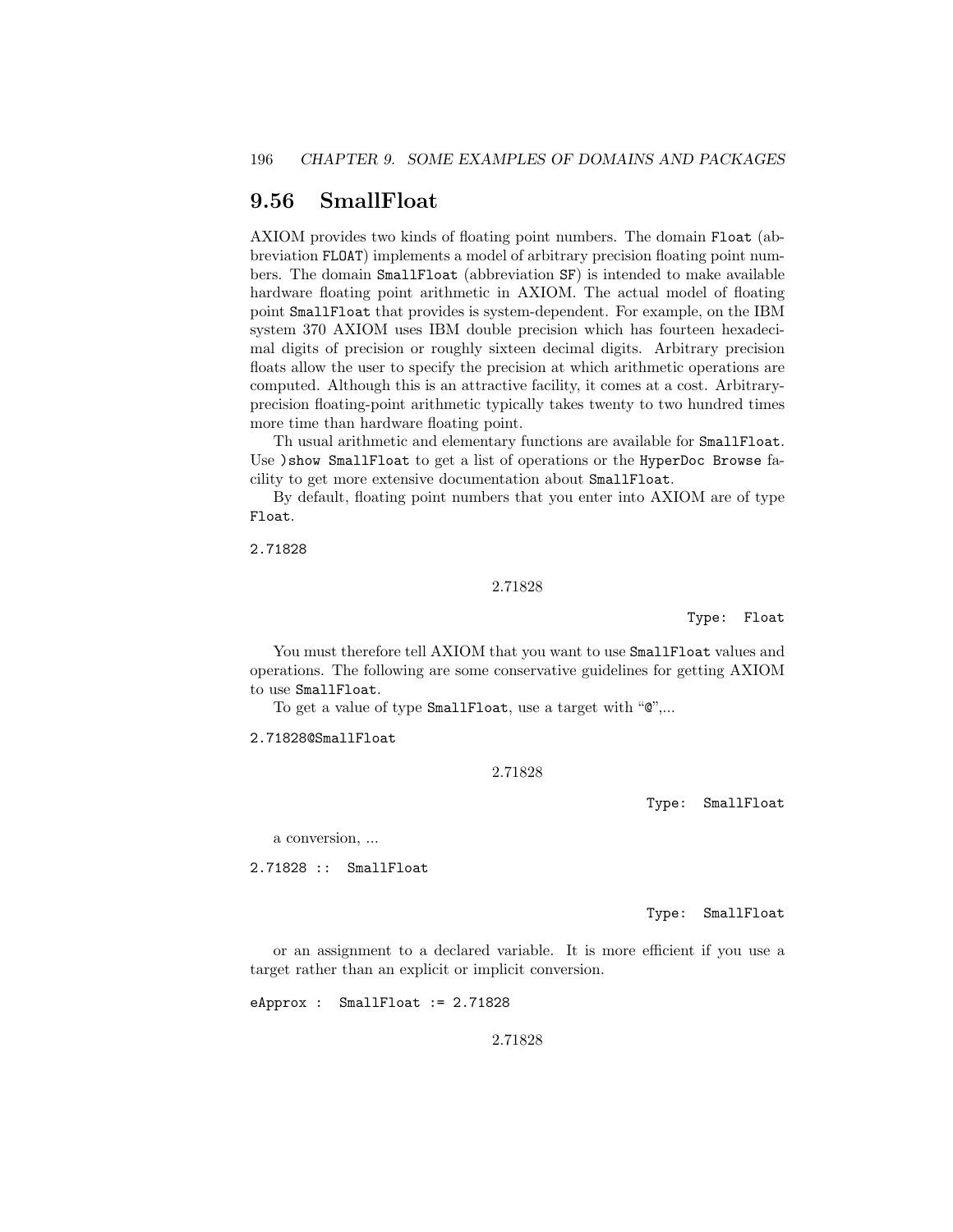## 9.56 SmallFloat

AXIOM provides two kinds of floating point numbers. The domain `Float` (abbreviation `FLOAT`) implements a model of arbitrary precision floating point numbers. The domain `SmallFloat` (abbreviation `SF`) is intended to make available hardware floating point arithmetic in AXIOM. The actual model of floating point `SmallFloat` that provides is system-dependent. For example, on the IBM system 370 AXIOM uses IBM double precision which has fourteen hexadecimal digits of precision or roughly sixteen decimal digits. Arbitrary precision floats allow the user to specify the precision at which arithmetic operations are computed. Although this is an attractive facility, it comes at a cost. Arbitrary-precision floating-point arithmetic typically takes twenty to two hundred times more time than hardware floating point.

Th usual arithmetic and elementary functions are available for `SmallFloat`. Use `)show SmallFloat` to get a list of operations or the `HyperDoc Browse` facility to get more extensive documentation about `SmallFloat`.

By default, floating point numbers that you enter into AXIOM are of type `Float`.

```
2.71828
```

$$2.71828$$

Type: Float

You must therefore tell AXIOM that you want to use `SmallFloat` values and operations. The following are some conservative guidelines for getting AXIOM to use `SmallFloat`.

To get a value of type `SmallFloat`, use a target with "`@`",...

```
2.71828@SmallFloat
```

$$2.71828$$

Type: SmallFloat

a conversion, ...

```
2.71828 :: SmallFloat
```

Type: SmallFloat

or an assignment to a declared variable. It is more efficient if you use a target rather than an explicit or implicit conversion.

```
eApprox : SmallFloat := 2.71828
```

$$2.71828$$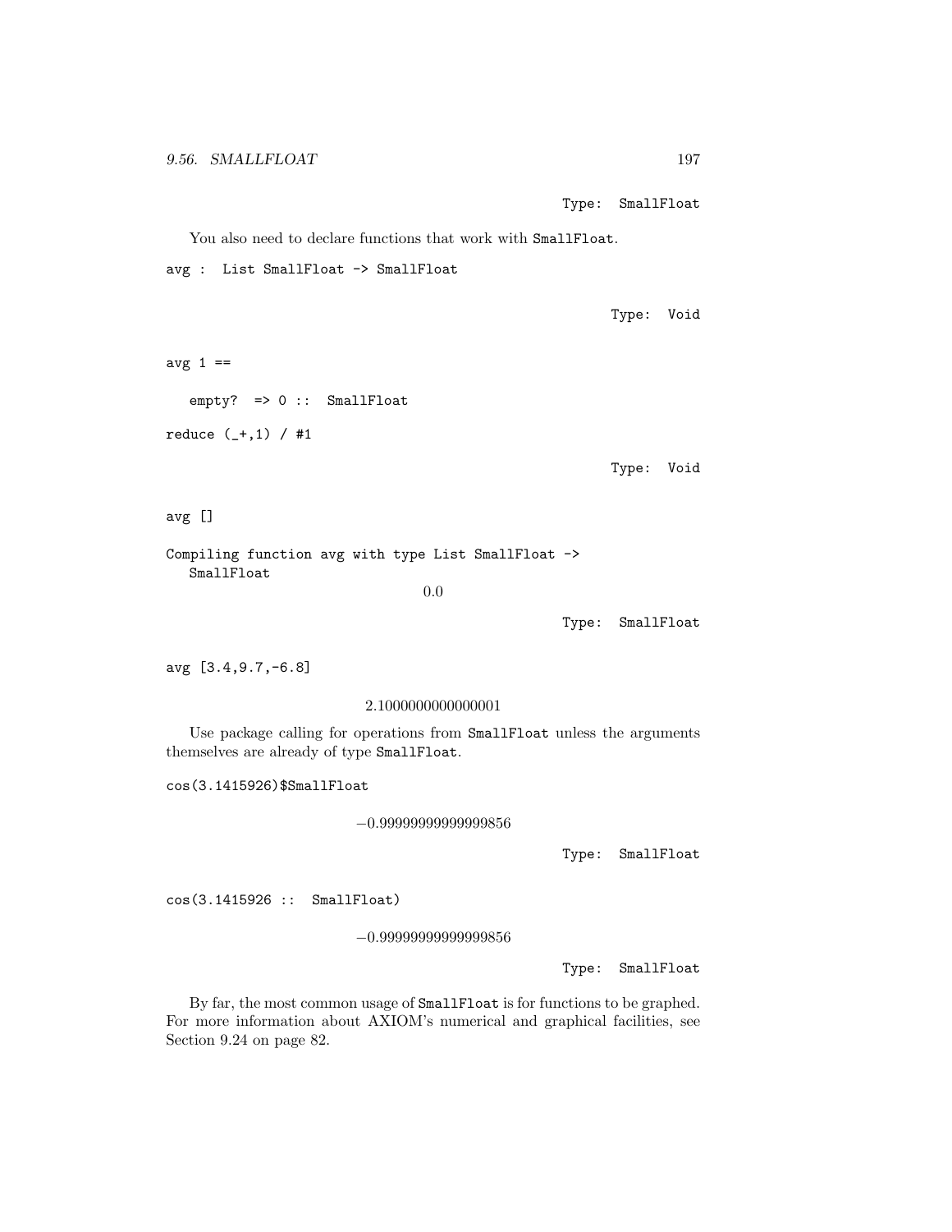```
Type: SmallFloat
```

You also need to declare functions that work with SmallFloat.

```
avg : List SmallFloat -> SmallFloat
```

```
Type: Void
```

```
avg 1 ==

   empty?  => 0 :: SmallFloat

reduce (_+,1) / #1
```

```
Type: Void
```

```
avg []

Compiling function avg with type List SmallFloat ->
   SmallFloat
```

0.0

```
Type: SmallFloat
```

```
avg [3.4,9.7,-6.8]
```

2.1000000000000001

Use package calling for operations from SmallFloat unless the arguments themselves are already of type SmallFloat.

```
cos(3.1415926)$SmallFloat
```

$-0.99999999999999856$

```
Type: SmallFloat
```

```
cos(3.1415926 :: SmallFloat)
```

$-0.99999999999999856$

```
Type: SmallFloat
```

By far, the most common usage of SmallFloat is for functions to be graphed. For more information about AXIOM's numerical and graphical facilities, see Section 9.24 on page 82.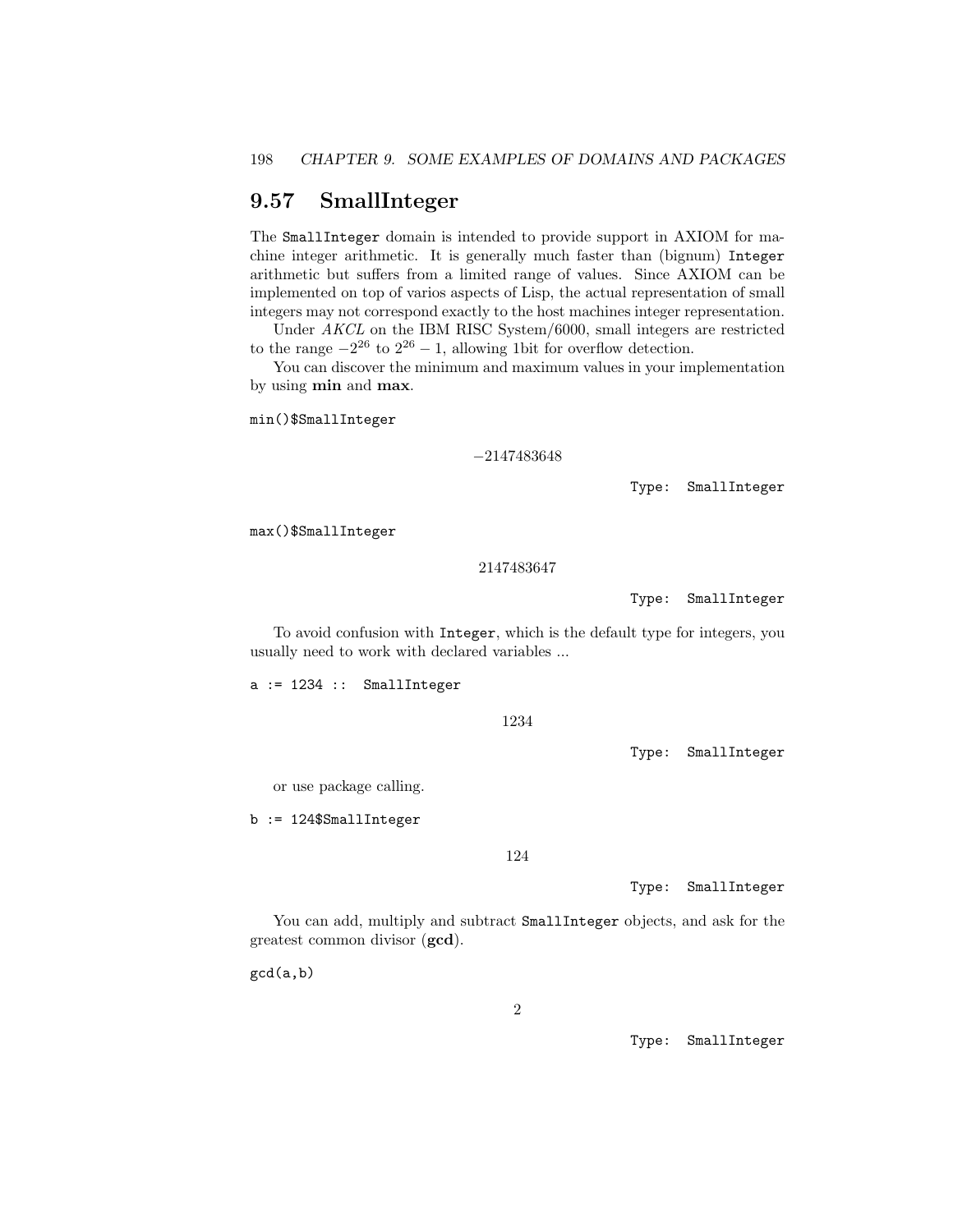## 9.57 SmallInteger

The `SmallInteger` domain is intended to provide support in AXIOM for machine integer arithmetic. It is generally much faster than (bignum) `Integer` arithmetic but suffers from a limited range of values. Since AXIOM can be implemented on top of varios aspects of Lisp, the actual representation of small integers may not correspond exactly to the host machines integer representation.

Under *AKCL* on the IBM RISC System/6000, small integers are restricted to the range $-2^{26}$ to $2^{26}-1$, allowing 1bit for overflow detection.

You can discover the minimum and maximum values in your implementation by using **min** and **max**.

```
min()$SmallInteger
```

$$-2147483648$$

Type: SmallInteger

```
max()$SmallInteger
```

$$2147483647$$

Type: SmallInteger

To avoid confusion with `Integer`, which is the default type for integers, you usually need to work with declared variables ...

```
a := 1234 ::  SmallInteger
```

$$1234$$

Type: SmallInteger

or use package calling.

```
b := 124$SmallInteger
```

$$124$$

Type: SmallInteger

You can add, multiply and subtract `SmallInteger` objects, and ask for the greatest common divisor (**gcd**).

```
gcd(a,b)
```

$$2$$

Type: SmallInteger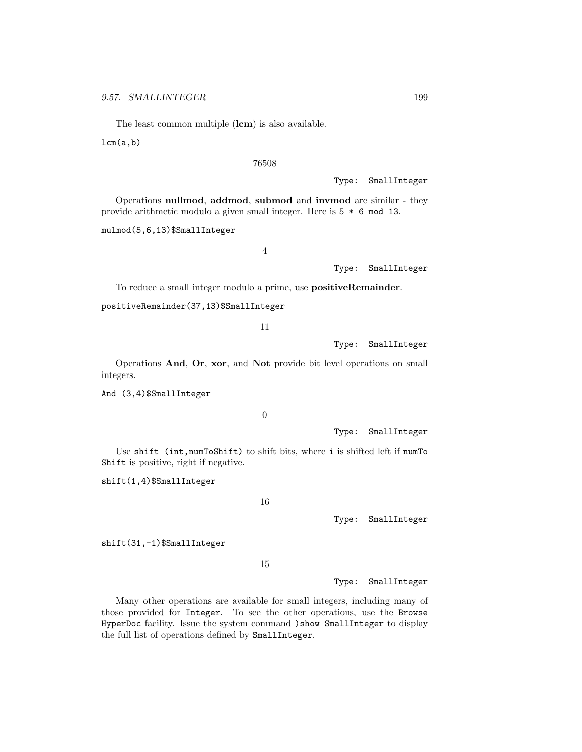The least common multiple (**lcm**) is also available.

```
lcm(a,b)
```

76508

Type: SmallInteger

Operations **nullmod**, **addmod**, **submod** and **invmod** are similar - they provide arithmetic modulo a given small integer. Here is `5 * 6 mod 13`.

```
mulmod(5,6,13)$SmallInteger
```

4

Type: SmallInteger

To reduce a small integer modulo a prime, use **positiveRemainder**.

```
positiveRemainder(37,13)$SmallInteger
```

11

Type: SmallInteger

Operations **And**, **Or**, **xor**, and **Not** provide bit level operations on small integers.

```
And (3,4)$SmallInteger
```

0

Type: SmallInteger

Use `shift (int,numToShift)` to shift bits, where `i` is shifted left if `numToShift` is positive, right if negative.

```
shift(1,4)$SmallInteger
```

16

Type: SmallInteger

```
shift(31,-1)$SmallInteger
```

15

Type: SmallInteger

Many other operations are available for small integers, including many of those provided for `Integer`. To see the other operations, use the `Browse HyperDoc` facility. Issue the system command `)show SmallInteger` to display the full list of operations defined by `SmallInteger`.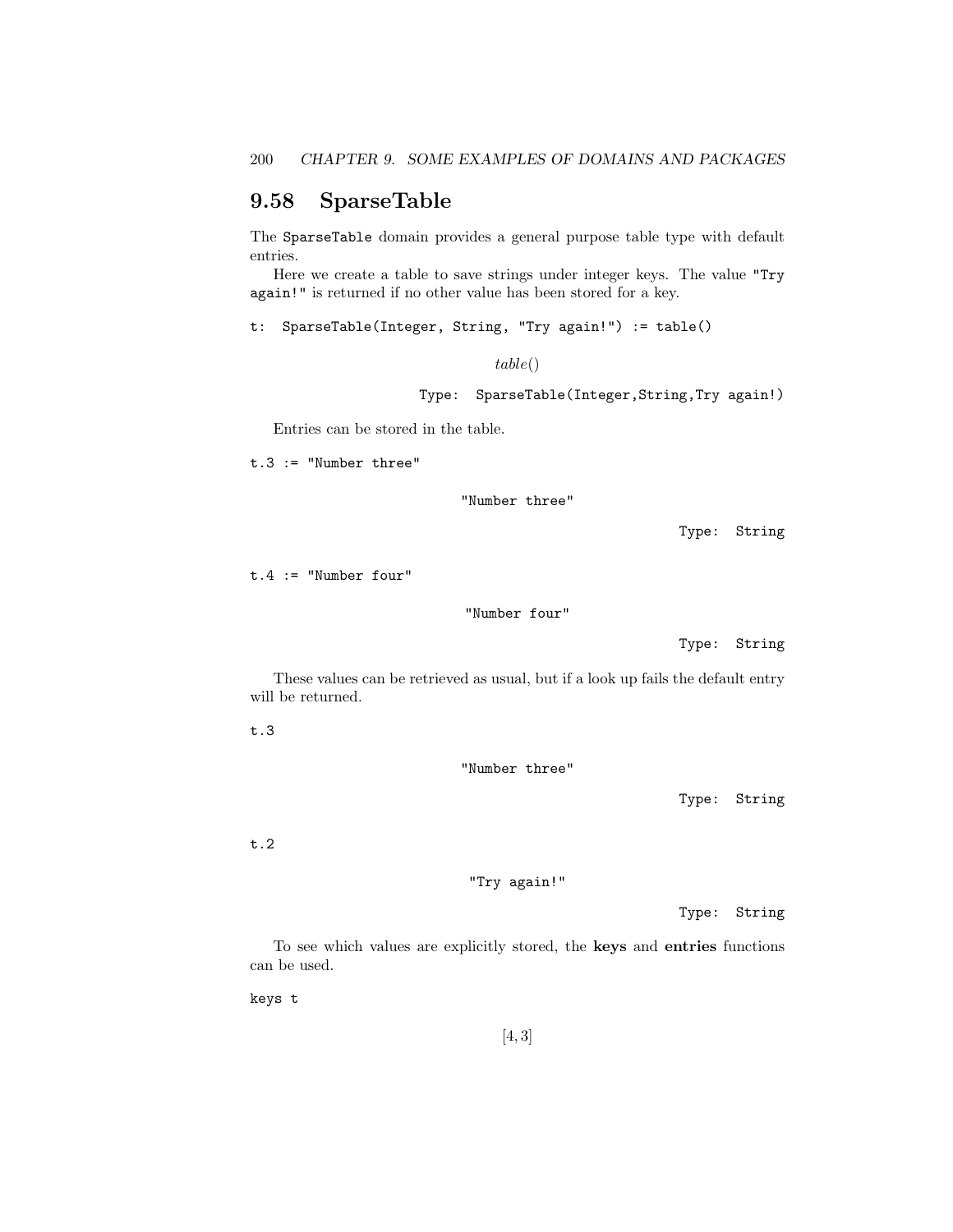## 9.58 SparseTable

The `SparseTable` domain provides a general purpose table type with default entries.

Here we create a table to save strings under integer keys. The value `"Try again!"` is returned if no other value has been stored for a key.

```
t:  SparseTable(Integer, String, "Try again!") := table()
```

$$table()$$

```
Type:  SparseTable(Integer,String,Try again!)
```

Entries can be stored in the table.

```
t.3 := "Number three"
```

```
"Number three"
```

```
Type:  String
```

```
t.4 := "Number four"
```

```
"Number four"
```

```
Type:  String
```

These values can be retrieved as usual, but if a look up fails the default entry will be returned.

```
t.3
```

```
"Number three"
```

```
Type:  String
```

```
t.2
```

```
"Try again!"
```

```
Type:  String
```

To see which values are explicitly stored, the **keys** and **entries** functions can be used.

```
keys t
```

$$[4, 3]$$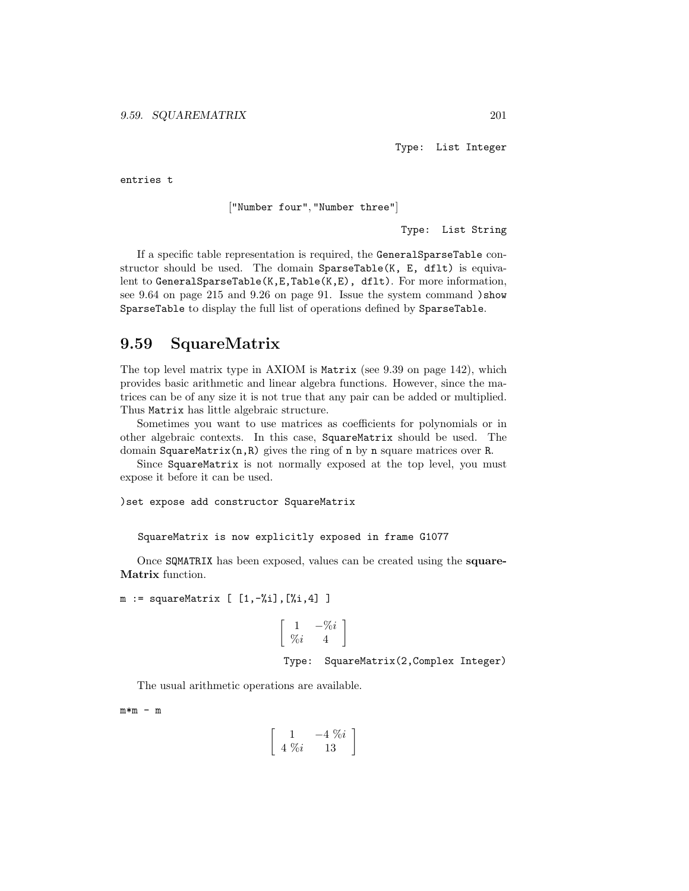Type: List Integer

```
entries t
```

["Number four","Number three"]

Type: List String

If a specific table representation is required, the `GeneralSparseTable` constructor should be used. The domain `SparseTable(K, E, dflt)` is equivalent to `GeneralSparseTable(K,E,Table(K,E), dflt)`. For more information, see 9.64 on page 215 and 9.26 on page 91. Issue the system command `)show SparseTable` to display the full list of operations defined by `SparseTable`.

## 9.59 SquareMatrix

The top level matrix type in AXIOM is `Matrix` (see 9.39 on page 142), which provides basic arithmetic and linear algebra functions. However, since the matrices can be of any size it is not true that any pair can be added or multiplied. Thus `Matrix` has little algebraic structure.

Sometimes you want to use matrices as coefficients for polynomials or in other algebraic contexts. In this case, `SquareMatrix` should be used. The domain `SquareMatrix(n,R)` gives the ring of `n` by `n` square matrices over `R`.

Since `SquareMatrix` is not normally exposed at the top level, you must expose it before it can be used.

```
)set expose add constructor SquareMatrix
```

```
SquareMatrix is now explicitly exposed in frame G1077
```

Once `SQMATRIX` has been exposed, values can be created using the **squareMatrix** function.

```
m := squareMatrix [ [1,-%i],[%i,4] ]
```

$$\begin{bmatrix} 1 & -\%i \\ \%i & 4 \end{bmatrix}$$

Type: SquareMatrix(2,Complex Integer)

The usual arithmetic operations are available.

```
m*m - m
```

$$\begin{bmatrix} 1 & -4\ \%i \\ 4\ \%i & 13 \end{bmatrix}$$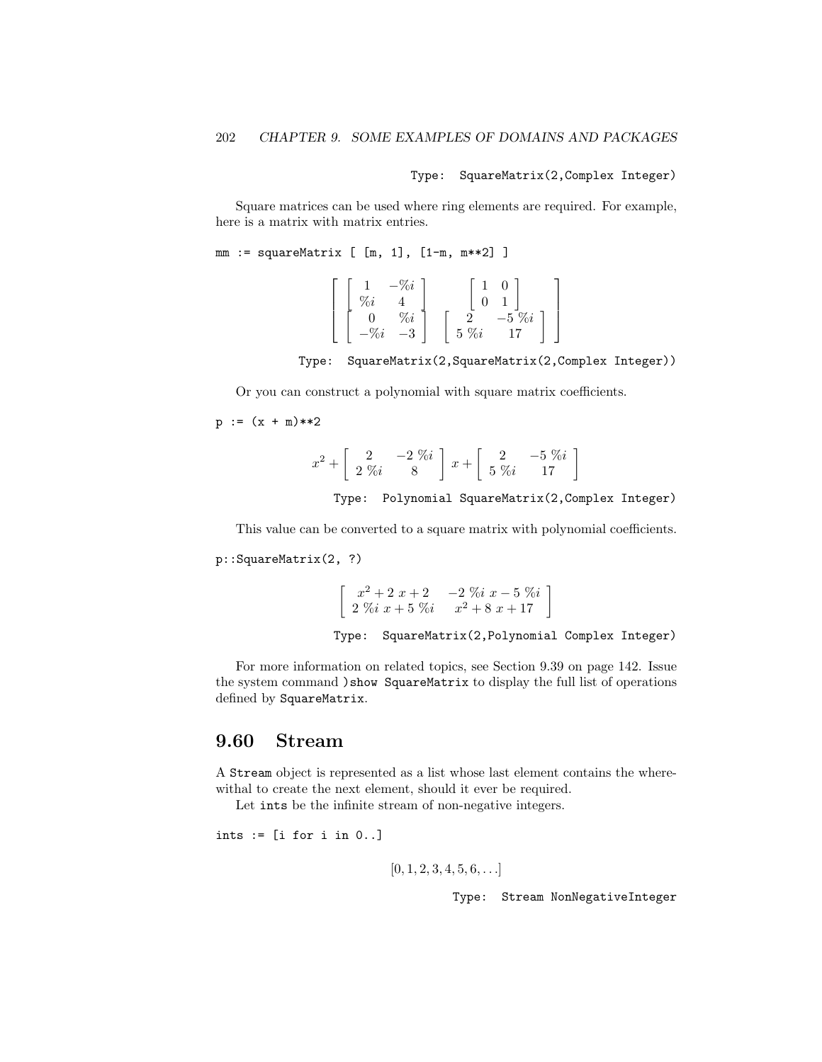Type: SquareMatrix(2,Complex Integer)

Square matrices can be used where ring elements are required. For example, here is a matrix with matrix entries.

```
mm := squareMatrix [ [m, 1], [1-m, m**2] ]
```

$$\begin{bmatrix} \begin{bmatrix} 1 & -\%i \\ \%i & 4 \end{bmatrix} & \begin{bmatrix} 1 & 0 \\ 0 & 1 \end{bmatrix} \\ \begin{bmatrix} 0 & \%i \\ -\%i & -3 \end{bmatrix} & \begin{bmatrix} 2 & -5\ \%i \\ 5\ \%i & 17 \end{bmatrix} \end{bmatrix}$$

Type: SquareMatrix(2,SquareMatrix(2,Complex Integer))

Or you can construct a polynomial with square matrix coefficients.

```
p := (x + m)**2
```

$$x^2 + \begin{bmatrix} 2 & -2\ \%i \\ 2\ \%i & 8 \end{bmatrix} x + \begin{bmatrix} 2 & -5\ \%i \\ 5\ \%i & 17 \end{bmatrix}$$

Type: Polynomial SquareMatrix(2,Complex Integer)

This value can be converted to a square matrix with polynomial coefficients.

```
p::SquareMatrix(2, ?)
```

$$\begin{bmatrix} x^2 + 2\ x + 2 & -2\ \%i\ x - 5\ \%i \\ 2\ \%i\ x + 5\ \%i & x^2 + 8\ x + 17 \end{bmatrix}$$

Type: SquareMatrix(2,Polynomial Complex Integer)

For more information on related topics, see Section 9.39 on page 142. Issue the system command `)show SquareMatrix` to display the full list of operations defined by `SquareMatrix`.

## 9.60 Stream

A `Stream` object is represented as a list whose last element contains the wherewithal to create the next element, should it ever be required.

Let `ints` be the infinite stream of non-negative integers.

```
ints := [i for i in 0..]
```

$$[0, 1, 2, 3, 4, 5, 6, \ldots]$$

Type: Stream NonNegativeInteger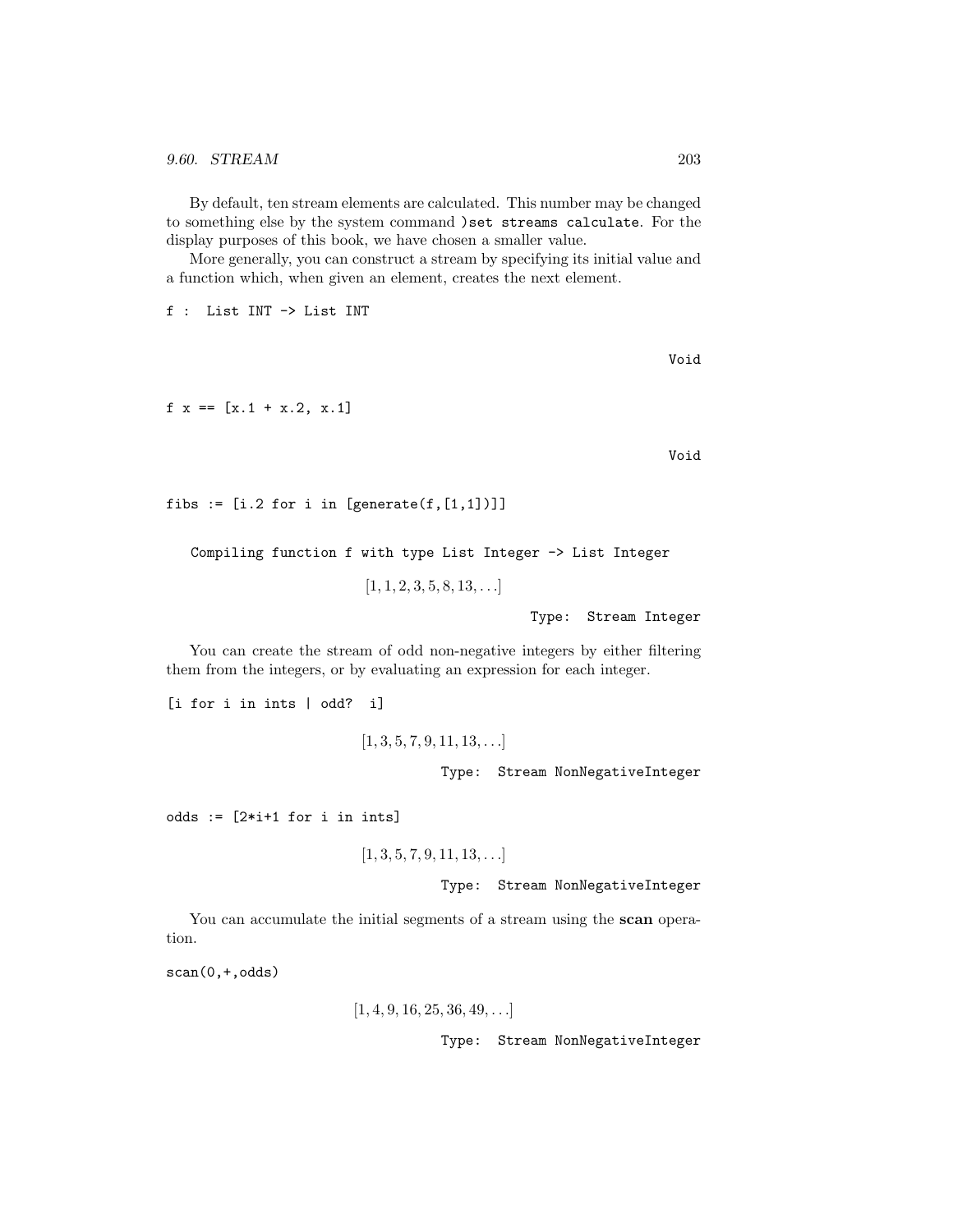By default, ten stream elements are calculated. This number may be changed to something else by the system command `)set streams calculate`. For the display purposes of this book, we have chosen a smaller value.

More generally, you can construct a stream by specifying its initial value and a function which, when given an element, creates the next element.

```
f :  List INT -> List INT
```

```
                                                                    Void
```

```
f x == [x.1 + x.2, x.1]
```

```
                                                                    Void
```

```
fibs := [i.2 for i in [generate(f,[1,1])]]
```

```
   Compiling function f with type List Integer -> List Integer
```

$$[1, 1, 2, 3, 5, 8, 13, \ldots]$$

```
                                                  Type:  Stream Integer
```

You can create the stream of odd non-negative integers by either filtering them from the integers, or by evaluating an expression for each integer.

```
[i for i in ints | odd?  i]
```

$$[1, 3, 5, 7, 9, 11, 13, \ldots]$$

```
                                      Type:  Stream NonNegativeInteger
```

```
odds := [2*i+1 for i in ints]
```

$$[1, 3, 5, 7, 9, 11, 13, \ldots]$$

```
                                      Type:  Stream NonNegativeInteger
```

You can accumulate the initial segments of a stream using the **scan** operation.

```
scan(0,+,odds)
```

$$[1, 4, 9, 16, 25, 36, 49, \ldots]$$

```
                                      Type:  Stream NonNegativeInteger
```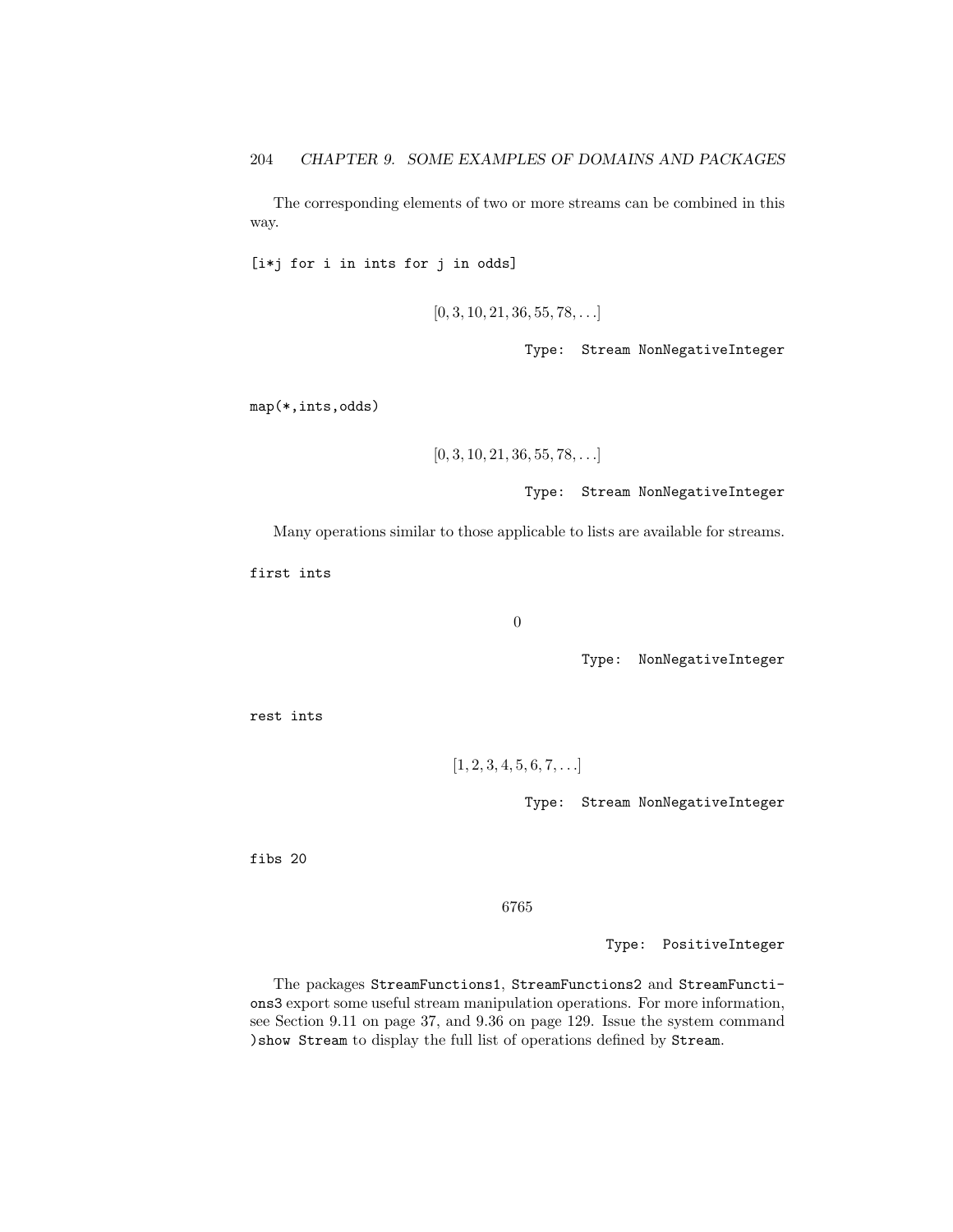The corresponding elements of two or more streams can be combined in this way.

```
[i*j for i in ints for j in odds]
```

$$[0, 3, 10, 21, 36, 55, 78, \ldots]$$

Type: Stream NonNegativeInteger

```
map(*,ints,odds)
```

$$[0, 3, 10, 21, 36, 55, 78, \ldots]$$

Type: Stream NonNegativeInteger

Many operations similar to those applicable to lists are available for streams.

```
first ints
```

$$0$$

Type: NonNegativeInteger

```
rest ints
```

$$[1, 2, 3, 4, 5, 6, 7, \ldots]$$

Type: Stream NonNegativeInteger

```
fibs 20
```

$$6765$$

Type: PositiveInteger

The packages StreamFunctions1, StreamFunctions2 and StreamFunctions3 export some useful stream manipulation operations. For more information, see Section 9.11 on page 37, and 9.36 on page 129. Issue the system command )show Stream to display the full list of operations defined by Stream.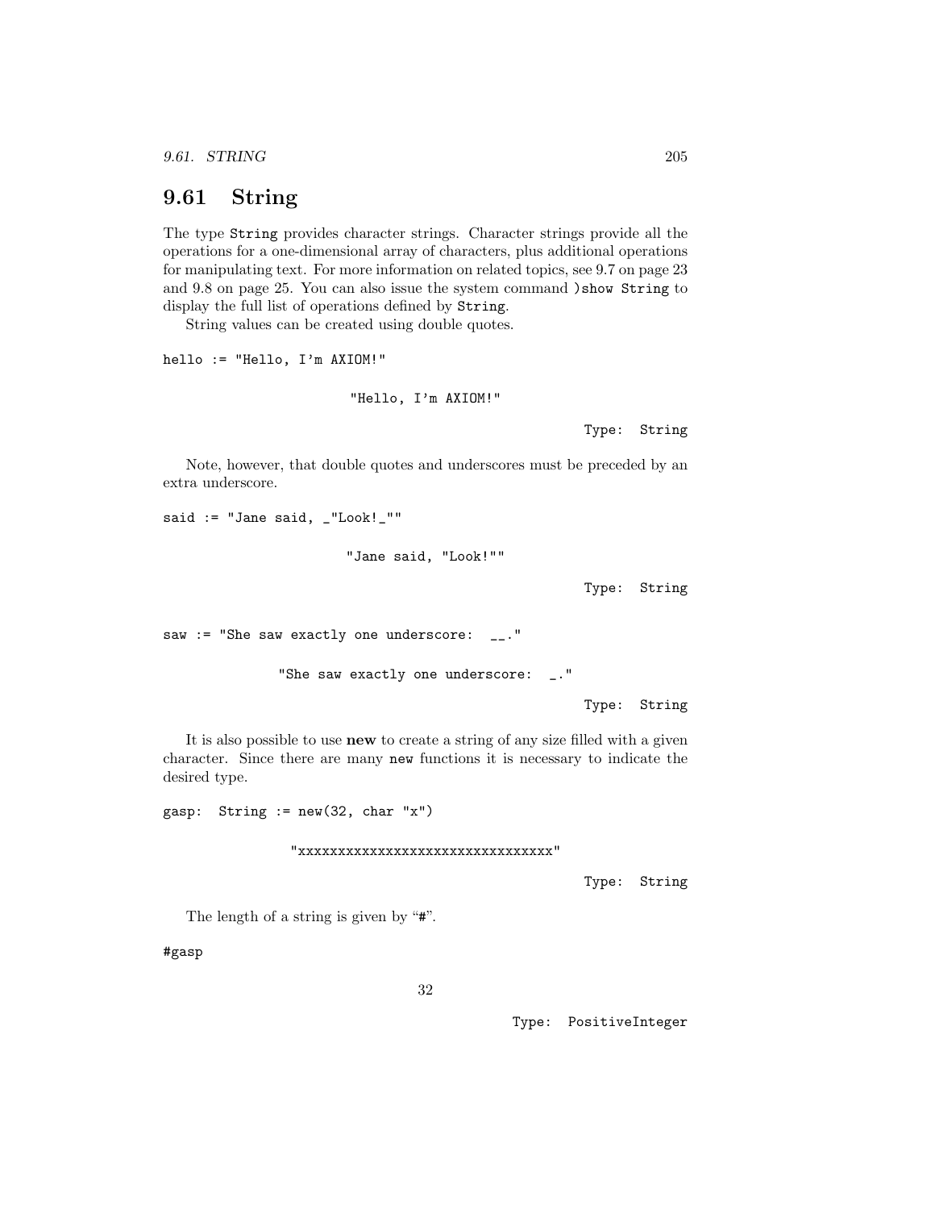## 9.61 String

The type `String` provides character strings. Character strings provide all the operations for a one-dimensional array of characters, plus additional operations for manipulating text. For more information on related topics, see 9.7 on page 23 and 9.8 on page 25. You can also issue the system command `)show String` to display the full list of operations defined by `String`.

String values can be created using double quotes.

```
hello := "Hello, I'm AXIOM!"
```

```
"Hello, I'm AXIOM!"
```

Type: String

Note, however, that double quotes and underscores must be preceded by an extra underscore.

```
said := "Jane said, _"Look!_""
```

```
"Jane said, "Look!""
```

Type: String

```
saw := "She saw exactly one underscore:  __."
```

```
"She saw exactly one underscore:  _."
```

Type: String

It is also possible to use **new** to create a string of any size filled with a given character. Since there are many `new` functions it is necessary to indicate the desired type.

```
gasp:  String := new(32, char "x")
```

```
"xxxxxxxxxxxxxxxxxxxxxxxxxxxxxxxx"
```

Type: String

The length of a string is given by "`#`".

```
#gasp
```

```
32
```

Type: PositiveInteger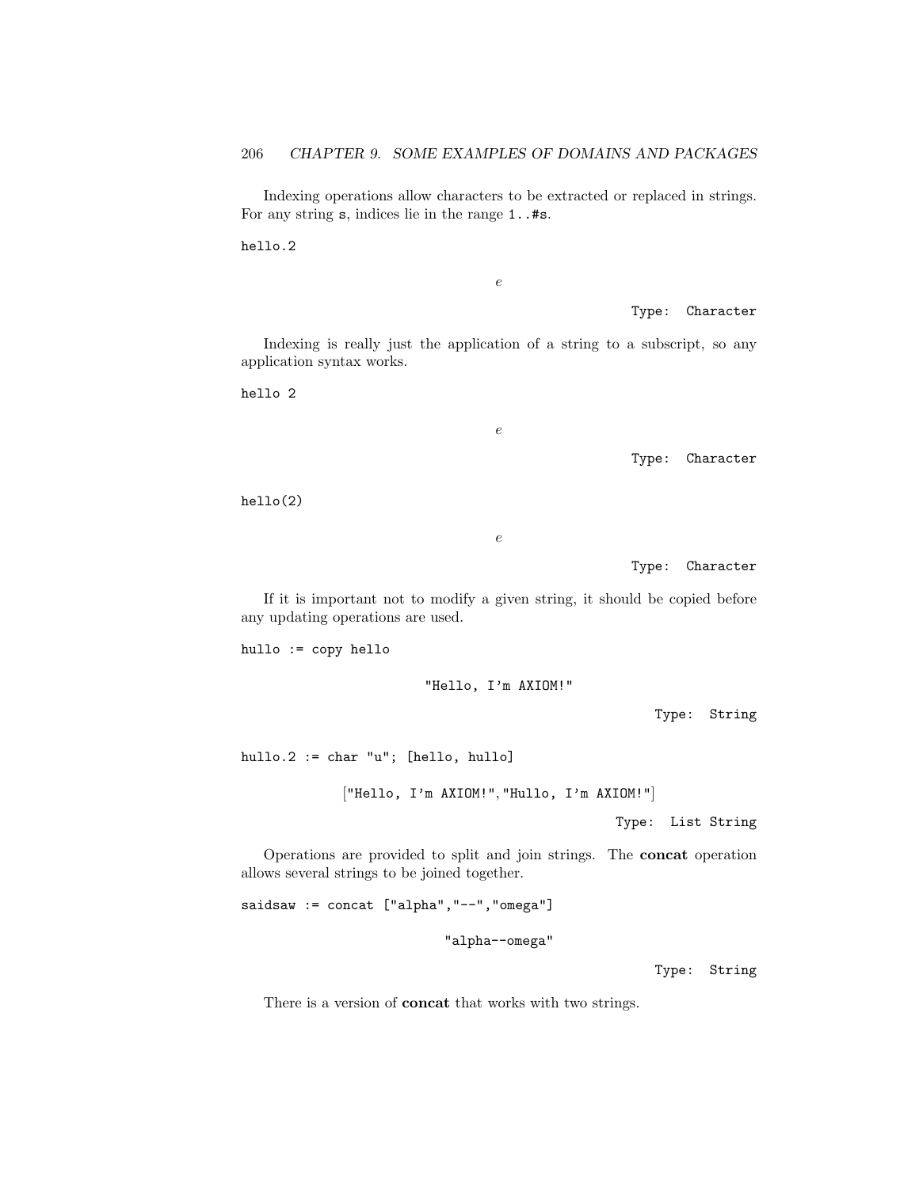Indexing operations allow characters to be extracted or replaced in strings. For any string `s`, indices lie in the range `1..#s`.

```
hello.2
```

$$e$$

Type: Character

Indexing is really just the application of a string to a subscript, so any application syntax works.

```
hello 2
```

$$e$$

Type: Character

```
hello(2)
```

$$e$$

Type: Character

If it is important not to modify a given string, it should be copied before any updating operations are used.

```
hullo := copy hello
```

```
"Hello, I'm AXIOM!"
```

Type: String

```
hullo.2 := char "u"; [hello, hullo]
```

```
["Hello, I'm AXIOM!","Hullo, I'm AXIOM!"]
```

Type: List String

Operations are provided to split and join strings. The **concat** operation allows several strings to be joined together.

```
saidsaw := concat ["alpha","--","omega"]
```

```
"alpha--omega"
```

Type: String

There is a version of **concat** that works with two strings.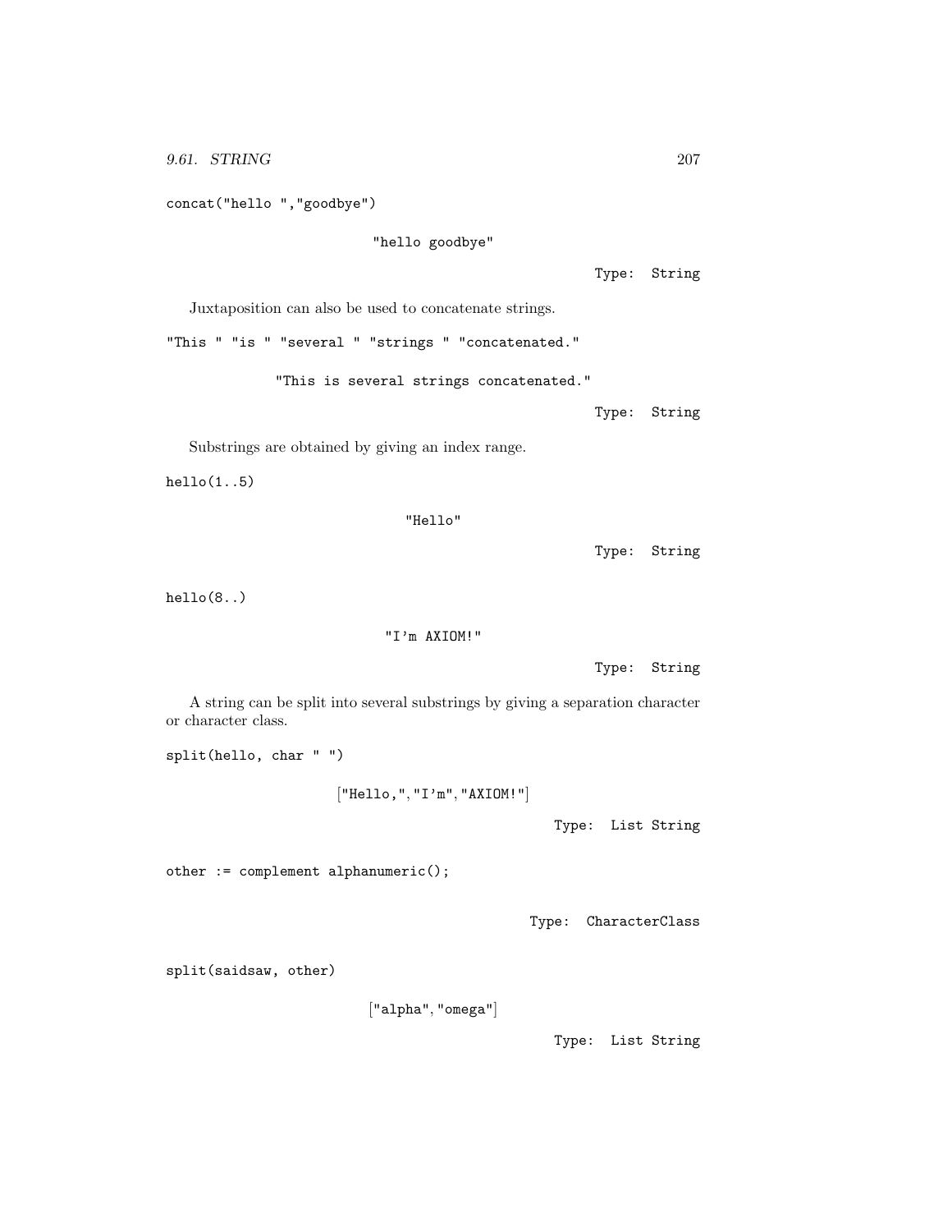```
concat("hello ","goodbye")
```

"hello goodbye"

Type: String

Juxtaposition can also be used to concatenate strings.

```
"This " "is " "several " "strings " "concatenated."
```

"This is several strings concatenated."

Type: String

Substrings are obtained by giving an index range.

```
hello(1..5)
```

"Hello"

Type: String

```
hello(8..)
```

"I'm AXIOM!"

Type: String

A string can be split into several substrings by giving a separation character or character class.

```
split(hello, char " ")
```

["Hello,","I'm","AXIOM!"]

Type: List String

```
other := complement alphanumeric();
```

Type: CharacterClass

```
split(saidsaw, other)
```

["alpha","omega"]

Type: List String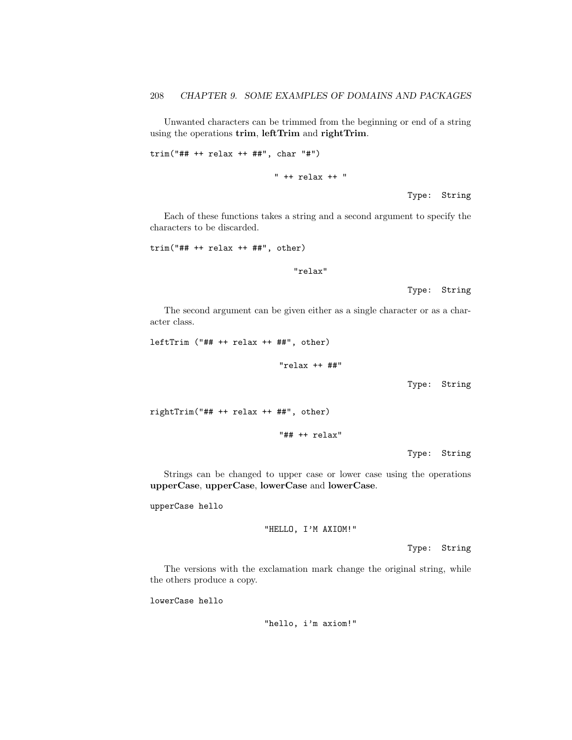Unwanted characters can be trimmed from the beginning or end of a string using the operations **trim**, **leftTrim** and **rightTrim**.

```
trim("## ++ relax ++ ##", char "#")
```

```
" ++ relax ++ "
```

Type: String

Each of these functions takes a string and a second argument to specify the characters to be discarded.

```
trim("## ++ relax ++ ##", other)
```

```
"relax"
```

Type: String

The second argument can be given either as a single character or as a character class.

```
leftTrim ("## ++ relax ++ ##", other)
```

```
"relax ++ ##"
```

Type: String

```
rightTrim("## ++ relax ++ ##", other)
```

```
"## ++ relax"
```

Type: String

Strings can be changed to upper case or lower case using the operations **upperCase**, **upperCase**, **lowerCase** and **lowerCase**.

```
upperCase hello
```

```
"HELLO, I'M AXIOM!"
```

Type: String

The versions with the exclamation mark change the original string, while the others produce a copy.

```
lowerCase hello
```

```
"hello, i'm axiom!"
```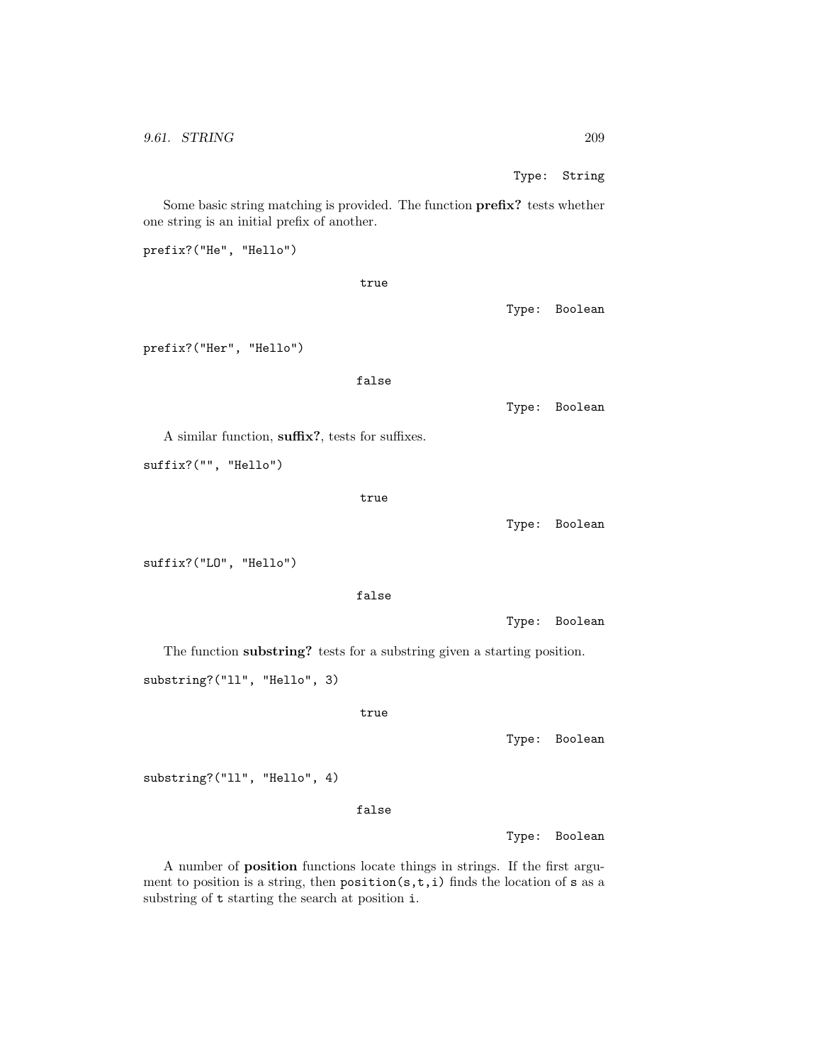Type: String

Some basic string matching is provided. The function **prefix?** tests whether one string is an initial prefix of another.

```
prefix?("He", "Hello")
```

true

Type: Boolean

```
prefix?("Her", "Hello")
```

false

Type: Boolean

A similar function, **suffix?**, tests for suffixes.

```
suffix?("", "Hello")
```

true

Type: Boolean

```
suffix?("LO", "Hello")
```

false

Type: Boolean

The function **substring?** tests for a substring given a starting position.

```
substring?("ll", "Hello", 3)
```

true

Type: Boolean

```
substring?("ll", "Hello", 4)
```

false

Type: Boolean

A number of **position** functions locate things in strings. If the first argument to position is a string, then `position(s,t,i)` finds the location of `s` as a substring of `t` starting the search at position `i`.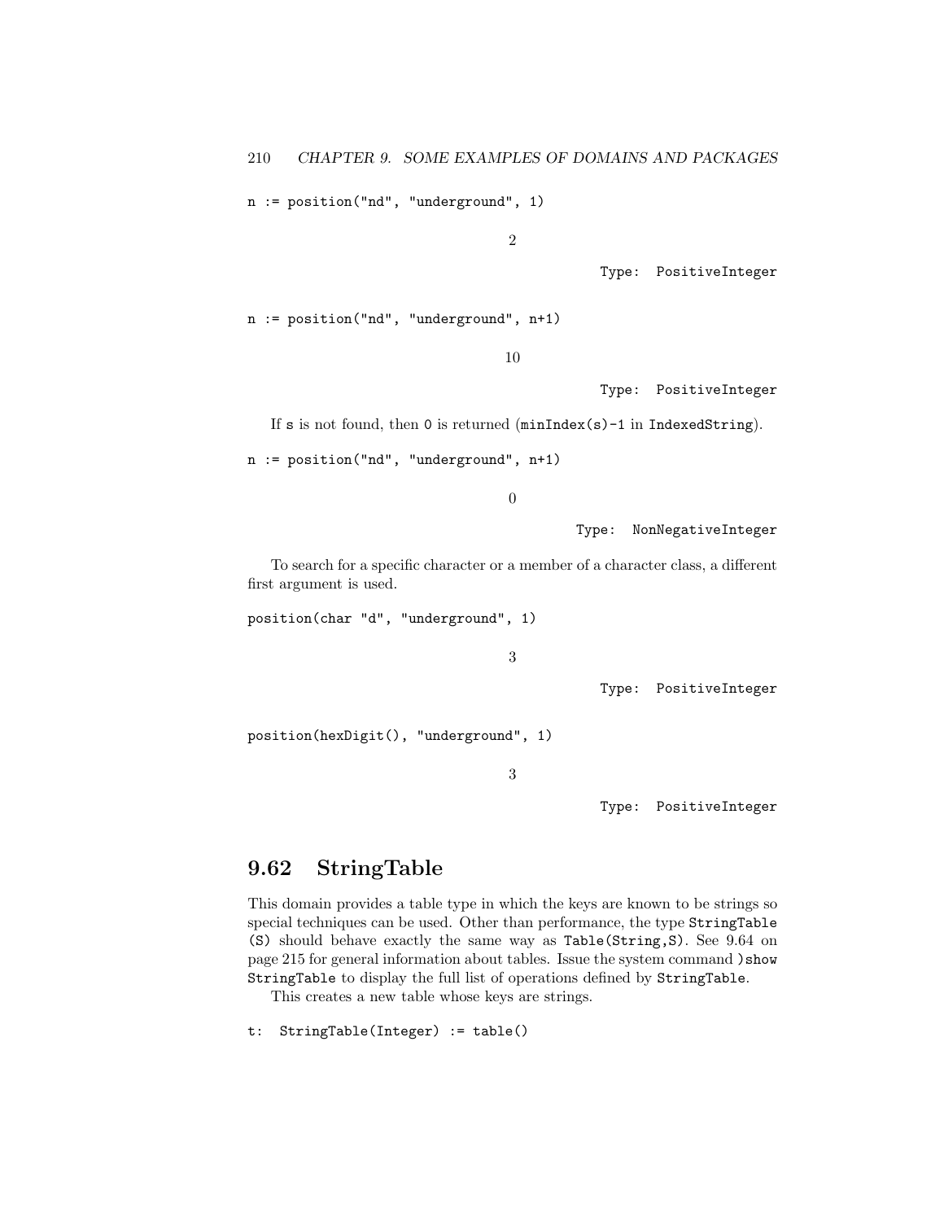```
n := position("nd", "underground", 1)
```

$$2$$

Type: PositiveInteger

```
n := position("nd", "underground", n+1)
```

$$10$$

Type: PositiveInteger

If `s` is not found, then `0` is returned (`minIndex(s)-1` in `IndexedString`).

```
n := position("nd", "underground", n+1)
```

$$0$$

Type: NonNegativeInteger

To search for a specific character or a member of a character class, a different first argument is used.

```
position(char "d", "underground", 1)
```

$$3$$

Type: PositiveInteger

```
position(hexDigit(), "underground", 1)
```

$$3$$

Type: PositiveInteger

## 9.62 StringTable

This domain provides a table type in which the keys are known to be strings so special techniques can be used. Other than performance, the type `StringTable (S)` should behave exactly the same way as `Table(String,S)`. See 9.64 on page 215 for general information about tables. Issue the system command `)show StringTable` to display the full list of operations defined by `StringTable`.

This creates a new table whose keys are strings.

```
t:  StringTable(Integer) := table()
```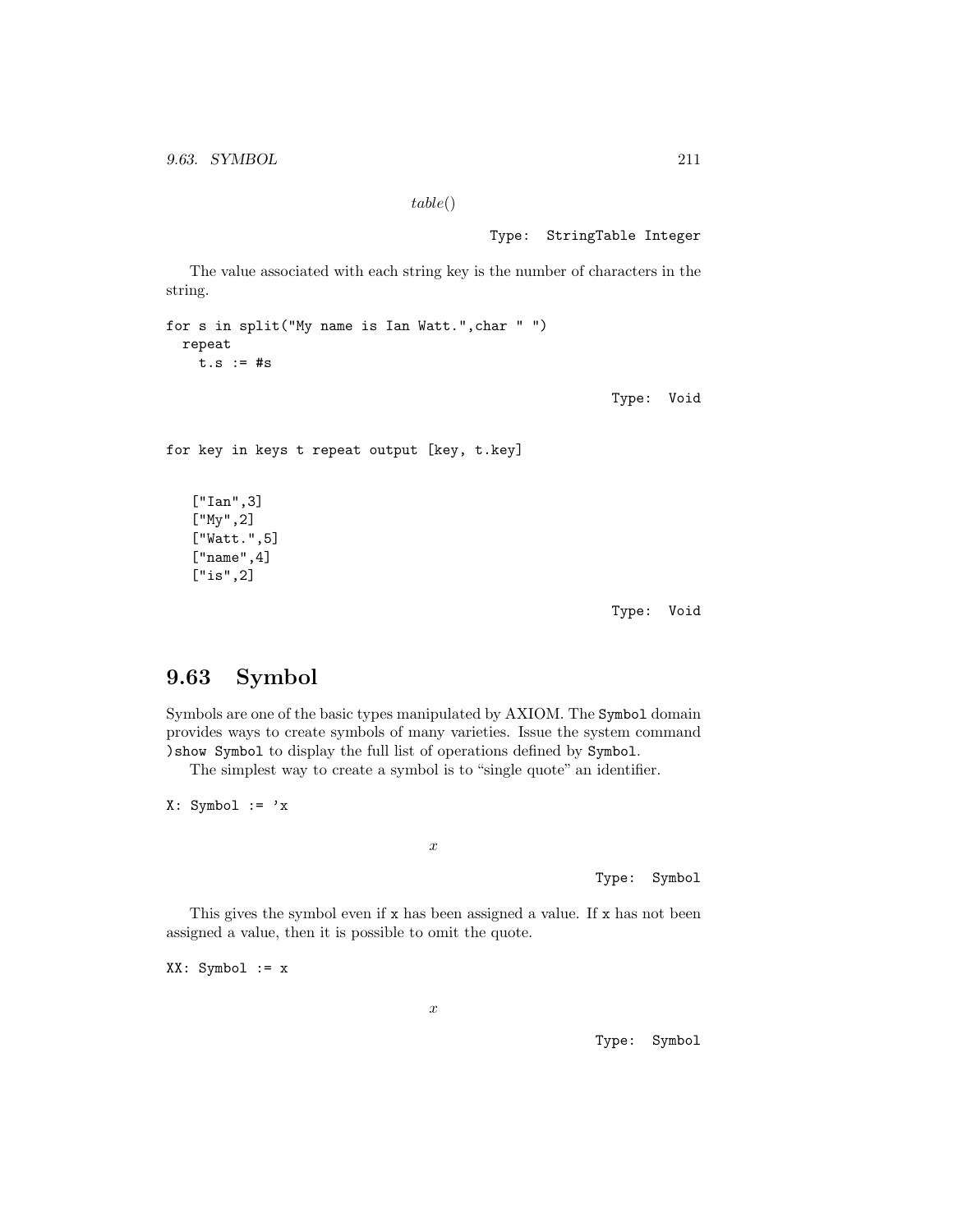$$table()$$

Type: StringTable Integer

The value associated with each string key is the number of characters in the string.

```
for s in split("My name is Ian Watt.",char " ")
  repeat
    t.s := #s
```

Type: Void

```
for key in keys t repeat output [key, t.key]
```

```
["Ian",3]
["My",2]
["Watt.",5]
["name",4]
["is",2]
```

Type: Void

## 9.63 Symbol

Symbols are one of the basic types manipulated by AXIOM. The `Symbol` domain provides ways to create symbols of many varieties. Issue the system command `)show Symbol` to display the full list of operations defined by `Symbol`.

The simplest way to create a symbol is to "single quote" an identifier.

```
X: Symbol := 'x
```

$$x$$

Type: Symbol

This gives the symbol even if `x` has been assigned a value. If `x` has not been assigned a value, then it is possible to omit the quote.

```
XX: Symbol := x
```

$$x$$

Type: Symbol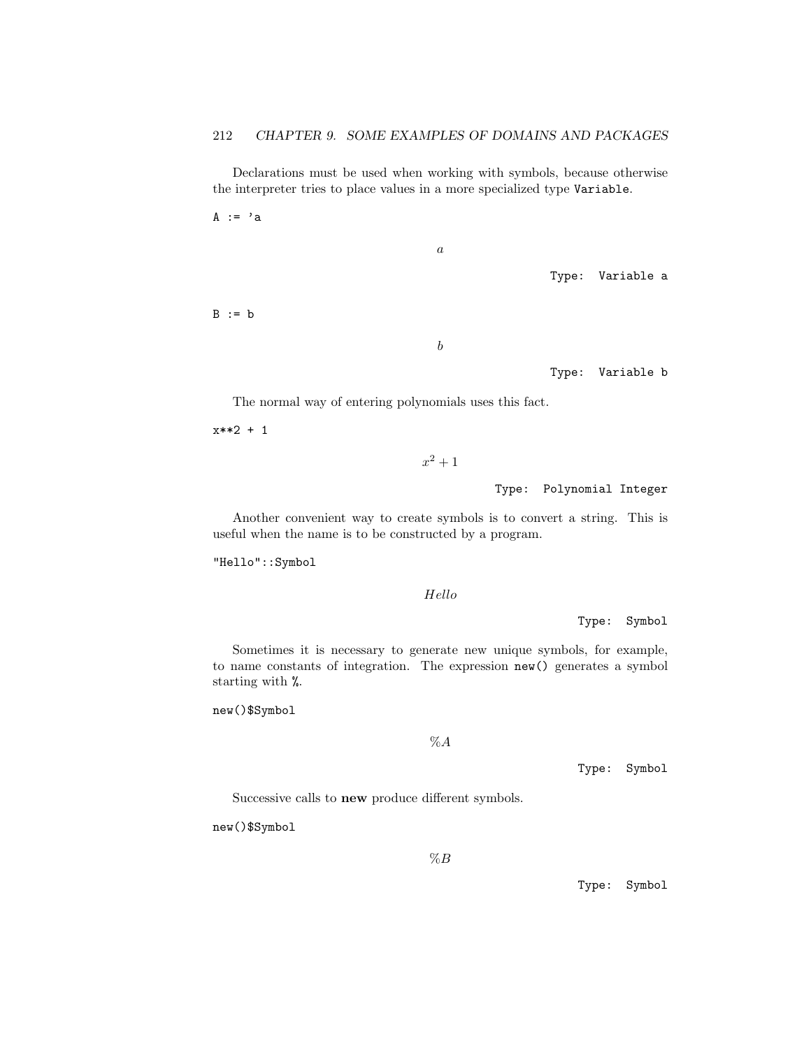Declarations must be used when working with symbols, because otherwise the interpreter tries to place values in a more specialized type `Variable`.

```
A := 'a
```

$$a$$

Type: Variable a

```
B := b
```

$$b$$

Type: Variable b

The normal way of entering polynomials uses this fact.

```
x**2 + 1
```

$$x^2 + 1$$

Type: Polynomial Integer

Another convenient way to create symbols is to convert a string. This is useful when the name is to be constructed by a program.

```
"Hello"::Symbol
```

$$Hello$$

Type: Symbol

Sometimes it is necessary to generate new unique symbols, for example, to name constants of integration. The expression `new()` generates a symbol starting with `%`.

```
new()$Symbol
```

$$\%A$$

Type: Symbol

Successive calls to **new** produce different symbols.

```
new()$Symbol
```

$$\%B$$

Type: Symbol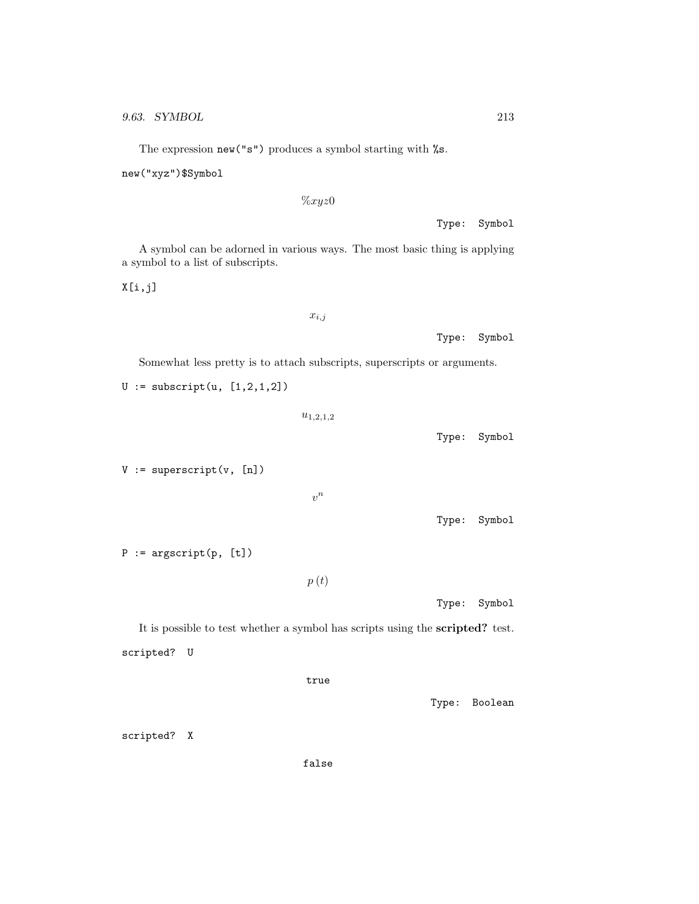The expression `new("s")` produces a symbol starting with `%s`.

```
new("xyz")$Symbol
```

$$\%xyz0$$

Type: Symbol

A symbol can be adorned in various ways. The most basic thing is applying a symbol to a list of subscripts.

```
X[i,j]
```

$$x_{i,j}$$

Type: Symbol

Somewhat less pretty is to attach subscripts, superscripts or arguments.

```
U := subscript(u, [1,2,1,2])
```

$$u_{1,2,1,2}$$

Type: Symbol

```
V := superscript(v, [n])
```

$$v^{n}$$

Type: Symbol

```
P := argscript(p, [t])
```

$$p\,(t)$$

Type: Symbol

It is possible to test whether a symbol has scripts using the **scripted?** test.

```
scripted? U
```

`true`

Type: Boolean

```
scripted? X
```

`false`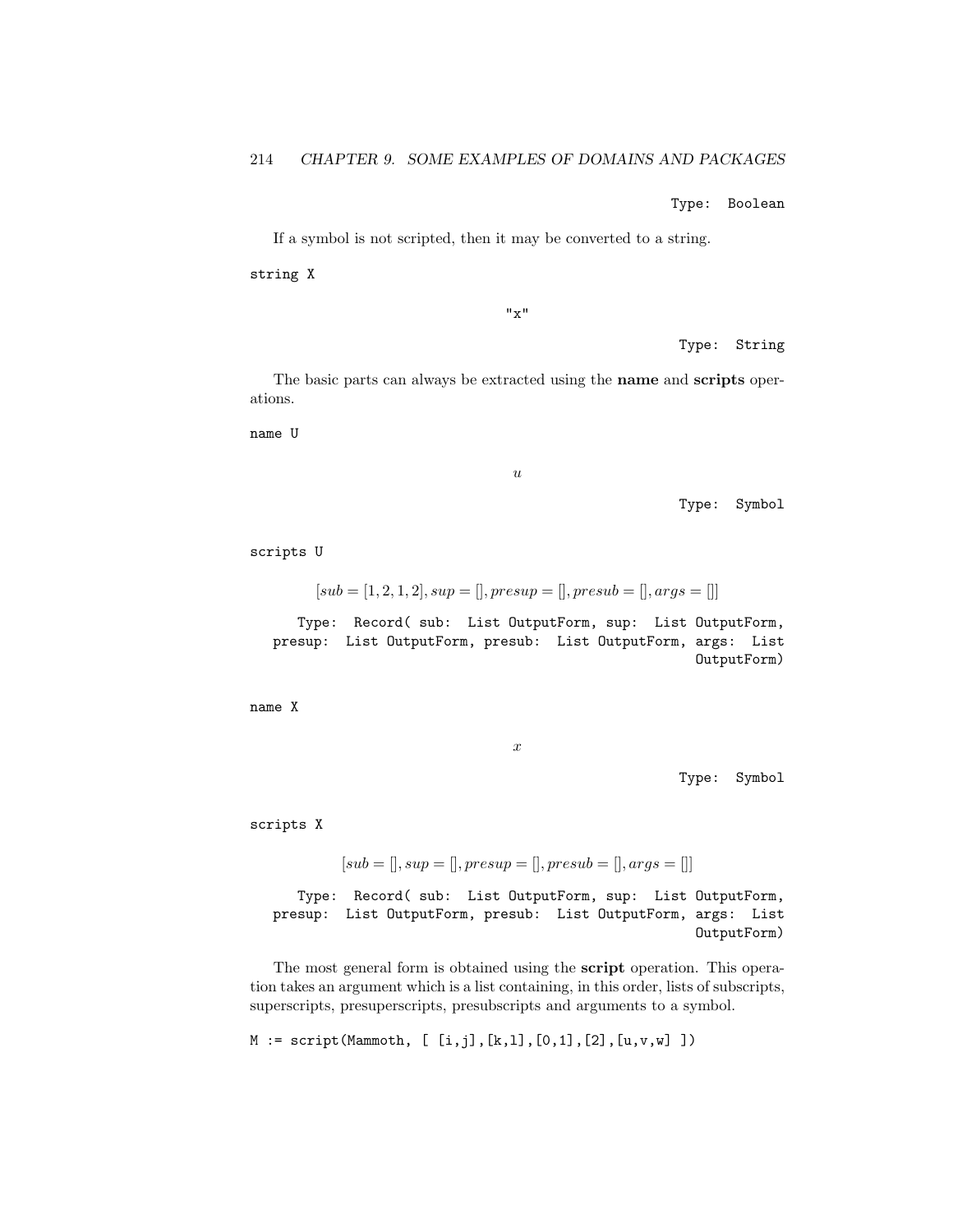Type: Boolean

If a symbol is not scripted, then it may be converted to a string.

```
string X
```

"x"

Type: String

The basic parts can always be extracted using the **name** and **scripts** operations.

```
name U
```

$u$

Type: Symbol

```
scripts U
```

$$[sub = [1, 2, 1, 2], sup = [], presup = [], presub = [], args = []]$$

Type: Record( sub: List OutputForm, sup: List OutputForm, presup: List OutputForm, presub: List OutputForm, args: List OutputForm)

```
name X
```

$x$

Type: Symbol

```
scripts X
```

$$[sub = [], sup = [], presup = [], presub = [], args = []]$$

Type: Record( sub: List OutputForm, sup: List OutputForm, presup: List OutputForm, presub: List OutputForm, args: List OutputForm)

The most general form is obtained using the **script** operation. This operation takes an argument which is a list containing, in this order, lists of subscripts, superscripts, presuperscripts, presubscripts and arguments to a symbol.

```
M := script(Mammoth, [ [i,j],[k,l],[0,1],[2],[u,v,w] ])
```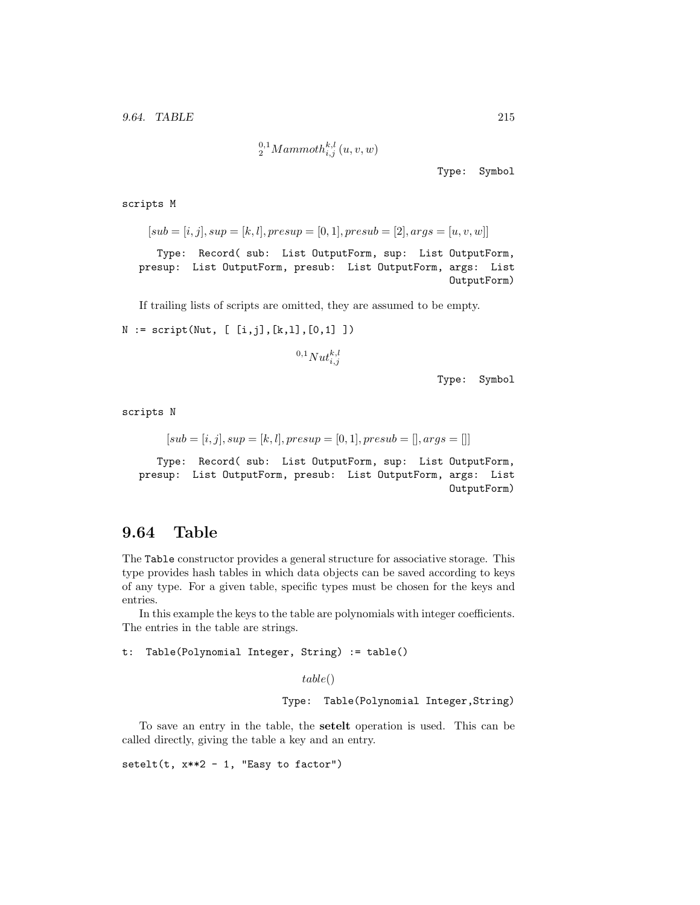$${}_{2}^{0,1}Mammoth_{i,j}^{k,l}(u,v,w)$$

Type: Symbol

```
scripts M
```

$$[sub = [i,j], sup = [k,l], presup = [0,1], presub = [2], args = [u,v,w]]$$

Type: Record( sub: List OutputForm, sup: List OutputForm, presup: List OutputForm, presub: List OutputForm, args: List OutputForm)

If trailing lists of scripts are omitted, they are assumed to be empty.

```
N := script(Nut, [ [i,j],[k,l],[0,1] ])
```

$${}^{0,1}Nut_{i,j}^{k,l}$$

Type: Symbol

```
scripts N
```

$$[sub = [i,j], sup = [k,l], presup = [0,1], presub = [], args = []]$$

Type: Record( sub: List OutputForm, sup: List OutputForm, presup: List OutputForm, presub: List OutputForm, args: List OutputForm)

## 9.64 Table

The Table constructor provides a general structure for associative storage. This type provides hash tables in which data objects can be saved according to keys of any type. For a given table, specific types must be chosen for the keys and entries.

In this example the keys to the table are polynomials with integer coefficients. The entries in the table are strings.

```
t:  Table(Polynomial Integer, String) := table()
```

$$table()$$

Type: Table(Polynomial Integer,String)

To save an entry in the table, the **setelt** operation is used. This can be called directly, giving the table a key and an entry.

```
setelt(t, x**2 - 1, "Easy to factor")
```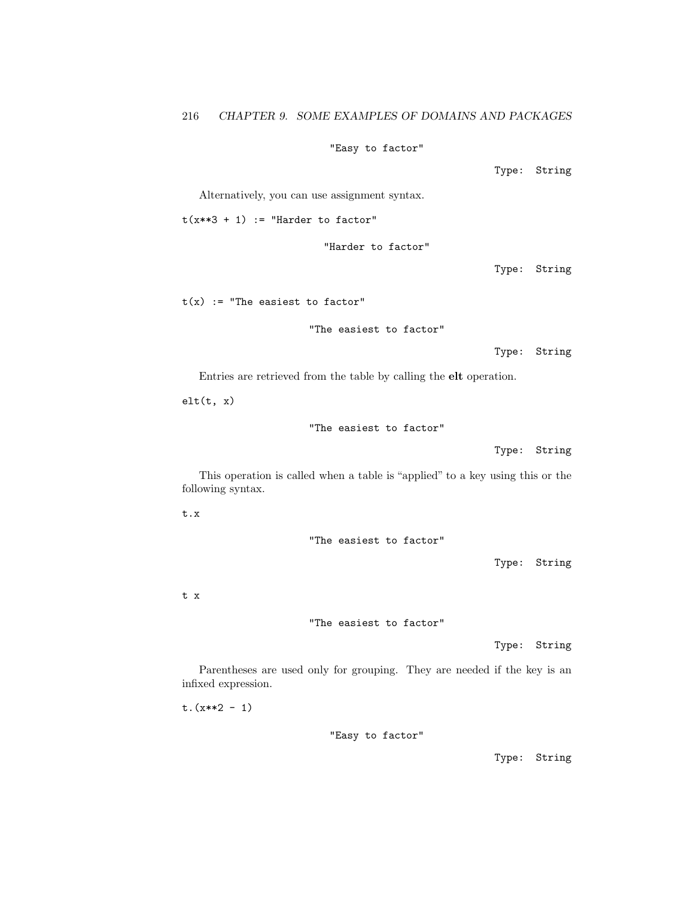```
"Easy to factor"
```

Type: String

Alternatively, you can use assignment syntax.

```
t(x**3 + 1) := "Harder to factor"
```

```
"Harder to factor"
```

Type: String

```
t(x) := "The easiest to factor"
```

```
"The easiest to factor"
```

Type: String

Entries are retrieved from the table by calling the **elt** operation.

```
elt(t, x)
```

```
"The easiest to factor"
```

Type: String

This operation is called when a table is "applied" to a key using this or the following syntax.

```
t.x
```

```
"The easiest to factor"
```

Type: String

```
t x
```

```
"The easiest to factor"
```

Type: String

Parentheses are used only for grouping. They are needed if the key is an infixed expression.

```
t.(x**2 - 1)
```

```
"Easy to factor"
```

Type: String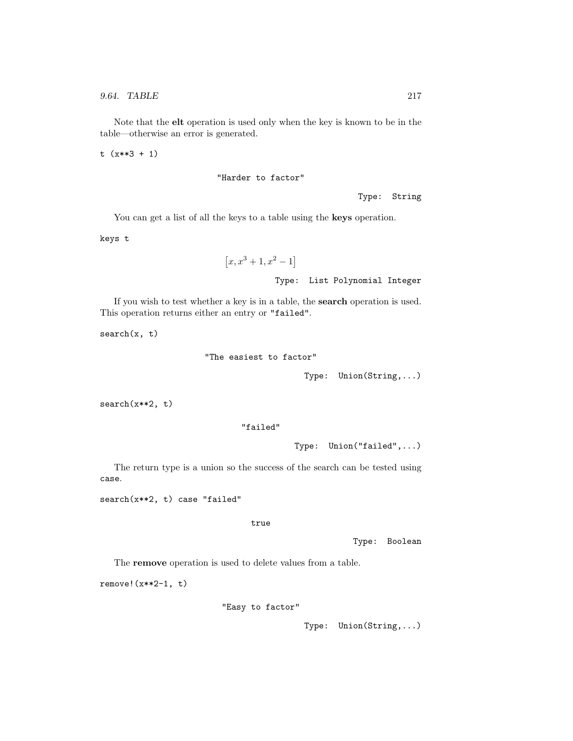Note that the **elt** operation is used only when the key is known to be in the table—otherwise an error is generated.

```
t (x**3 + 1)
```

"Harder to factor"

Type: String

You can get a list of all the keys to a table using the **keys** operation.

```
keys t
```

$$[x, x^3 + 1, x^2 - 1]$$

Type: List Polynomial Integer

If you wish to test whether a key is in a table, the **search** operation is used. This operation returns either an entry or `"failed"`.

```
search(x, t)
```

"The easiest to factor"

Type: Union(String,...)

```
search(x**2, t)
```

"failed"

Type: Union("failed",...)

The return type is a union so the success of the search can be tested using `case`.

```
search(x**2, t) case "failed"
```

true

Type: Boolean

The **remove** operation is used to delete values from a table.

```
remove!(x**2-1, t)
```

"Easy to factor"

Type: Union(String,...)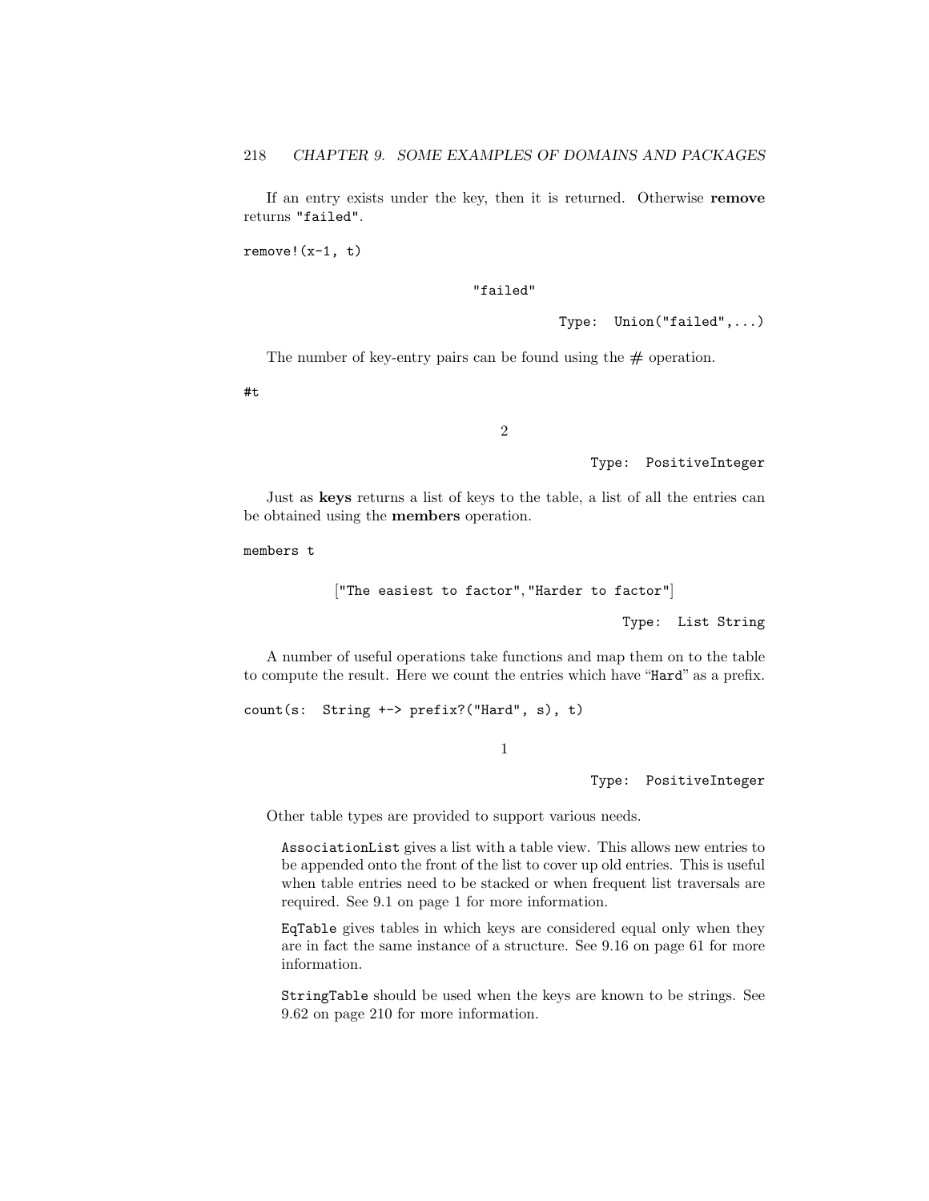If an entry exists under the key, then it is returned. Otherwise **remove** returns "failed".

```
remove!(x-1, t)
```

"failed"

Type: Union("failed",...)

The number of key-entry pairs can be found using the # operation.

```
#t
```

2

Type: PositiveInteger

Just as **keys** returns a list of keys to the table, a list of all the entries can be obtained using the **members** operation.

```
members t
```

["The easiest to factor","Harder to factor"]

Type: List String

A number of useful operations take functions and map them on to the table to compute the result. Here we count the entries which have "Hard" as a prefix.

```
count(s: String +-> prefix?("Hard", s), t)
```

1

Type: PositiveInteger

Other table types are provided to support various needs.

AssociationList gives a list with a table view. This allows new entries to be appended onto the front of the list to cover up old entries. This is useful when table entries need to be stacked or when frequent list traversals are required. See 9.1 on page 1 for more information.

EqTable gives tables in which keys are considered equal only when they are in fact the same instance of a structure. See 9.16 on page 61 for more information.

StringTable should be used when the keys are known to be strings. See 9.62 on page 210 for more information.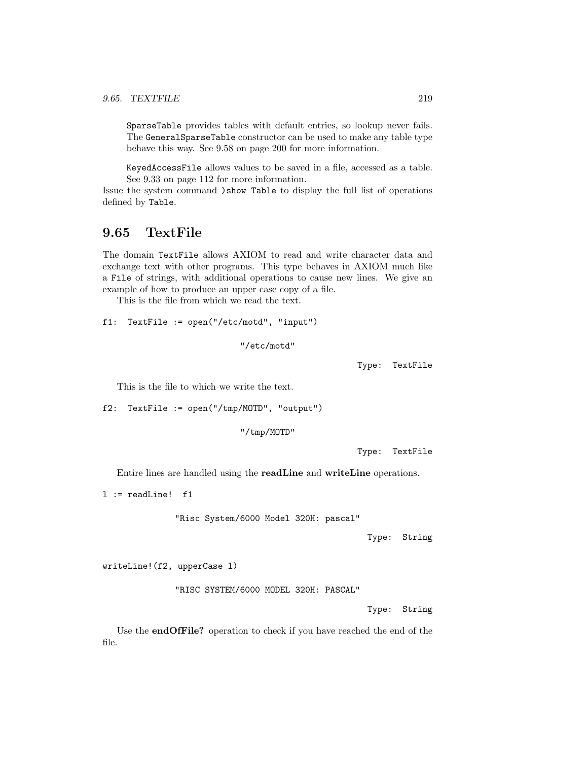`SparseTable` provides tables with default entries, so lookup never fails. The `GeneralSparseTable` constructor can be used to make any table type behave this way. See 9.58 on page 200 for more information.

`KeyedAccessFile` allows values to be saved in a file, accessed as a table. See 9.33 on page 112 for more information.

Issue the system command `)show Table` to display the full list of operations defined by `Table`.

## 9.65 TextFile

The domain `TextFile` allows AXIOM to read and write character data and exchange text with other programs. This type behaves in AXIOM much like a `File` of strings, with additional operations to cause new lines. We give an example of how to produce an upper case copy of a file.

This is the file from which we read the text.

```
f1:  TextFile := open("/etc/motd", "input")

                              "/etc/motd"

                                                  Type:  TextFile
```

This is the file to which we write the text.

```
f2:  TextFile := open("/tmp/MOTD", "output")

                              "/tmp/MOTD"

                                                  Type:  TextFile
```

Entire lines are handled using the **readLine** and **writeLine** operations.

```
l := readLine!  f1

              "Risc System/6000 Model 320H: pascal"

                                                    Type:  String

writeLine!(f2, upperCase l)

              "RISC SYSTEM/6000 MODEL 320H: PASCAL"

                                                    Type:  String
```

Use the **endOfFile?** operation to check if you have reached the end of the file.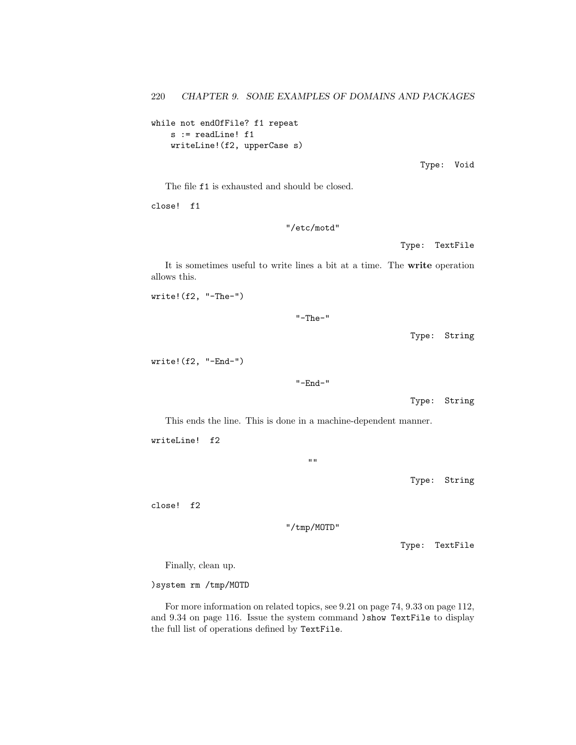```
while not endOfFile? f1 repeat
    s := readLine! f1
    writeLine!(f2, upperCase s)
```

Type: Void

The file `f1` is exhausted and should be closed.

```
close! f1
```

"/etc/motd"

Type: TextFile

It is sometimes useful to write lines a bit at a time. The **write** operation allows this.

```
write!(f2, "-The-")
```

"-The-"

Type: String

```
write!(f2, "-End-")
```

"-End-"

Type: String

This ends the line. This is done in a machine-dependent manner.

```
writeLine! f2
```

""

Type: String

```
close! f2
```

"/tmp/MOTD"

Type: TextFile

Finally, clean up.

```
)system rm /tmp/MOTD
```

For more information on related topics, see 9.21 on page 74, 9.33 on page 112, and 9.34 on page 116. Issue the system command `)show TextFile` to display the full list of operations defined by `TextFile`.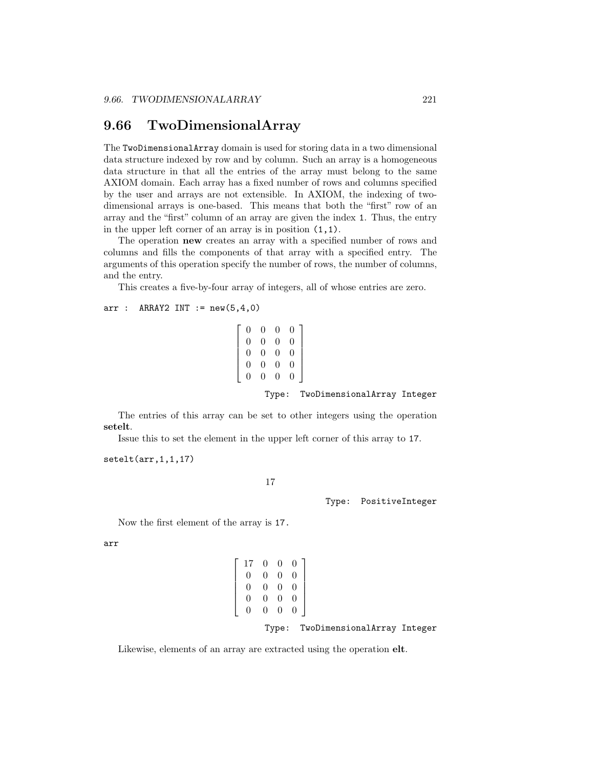## 9.66 TwoDimensionalArray

The `TwoDimensionalArray` domain is used for storing data in a two dimensional data structure indexed by row and by column. Such an array is a homogeneous data structure in that all the entries of the array must belong to the same AXIOM domain. Each array has a fixed number of rows and columns specified by the user and arrays are not extensible. In AXIOM, the indexing of two-dimensional arrays is one-based. This means that both the "first" row of an array and the "first" column of an array are given the index `1`. Thus, the entry in the upper left corner of an array is in position `(1,1)`.

The operation **new** creates an array with a specified number of rows and columns and fills the components of that array with a specified entry. The arguments of this operation specify the number of rows, the number of columns, and the entry.

This creates a five-by-four array of integers, all of whose entries are zero.

```
arr :  ARRAY2 INT := new(5,4,0)
```

$$\begin{bmatrix} 0 & 0 & 0 & 0 \\ 0 & 0 & 0 & 0 \\ 0 & 0 & 0 & 0 \\ 0 & 0 & 0 & 0 \\ 0 & 0 & 0 & 0 \end{bmatrix}$$

`Type: TwoDimensionalArray Integer`

The entries of this array can be set to other integers using the operation **setelt**.

Issue this to set the element in the upper left corner of this array to `17`.

```
setelt(arr,1,1,17)
```

$$17$$

`Type: PositiveInteger`

Now the first element of the array is `17`.

```
arr
```

$$\begin{bmatrix} 17 & 0 & 0 & 0 \\ 0 & 0 & 0 & 0 \\ 0 & 0 & 0 & 0 \\ 0 & 0 & 0 & 0 \\ 0 & 0 & 0 & 0 \end{bmatrix}$$

`Type: TwoDimensionalArray Integer`

Likewise, elements of an array are extracted using the operation **elt**.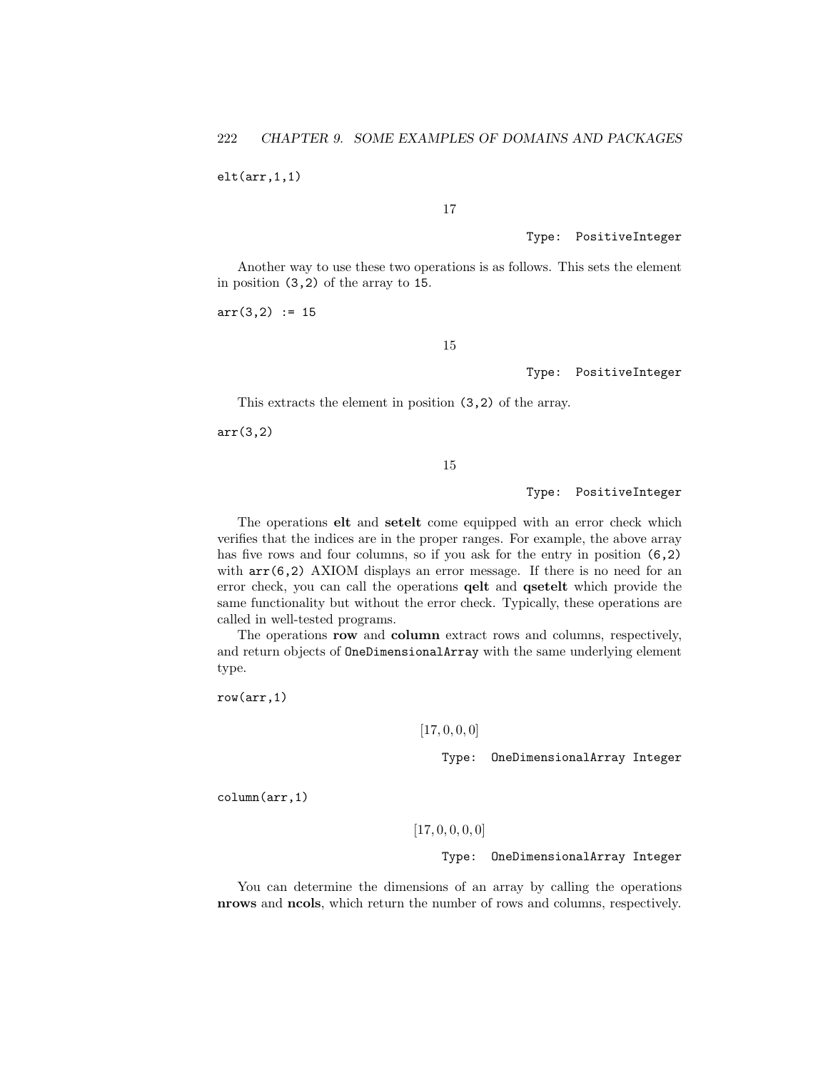```
elt(arr,1,1)
```

$$17$$

Type: PositiveInteger

Another way to use these two operations is as follows. This sets the element in position `(3,2)` of the array to `15`.

```
arr(3,2) := 15
```

$$15$$

Type: PositiveInteger

This extracts the element in position `(3,2)` of the array.

```
arr(3,2)
```

$$15$$

Type: PositiveInteger

The operations **elt** and **setelt** come equipped with an error check which verifies that the indices are in the proper ranges. For example, the above array has five rows and four columns, so if you ask for the entry in position `(6,2)` with `arr(6,2)` AXIOM displays an error message. If there is no need for an error check, you can call the operations **qelt** and **qsetelt** which provide the same functionality but without the error check. Typically, these operations are called in well-tested programs.

The operations **row** and **column** extract rows and columns, respectively, and return objects of `OneDimensionalArray` with the same underlying element type.

```
row(arr,1)
```

$$[17, 0, 0, 0]$$

Type: OneDimensionalArray Integer

```
column(arr,1)
```

$$[17, 0, 0, 0, 0]$$

Type: OneDimensionalArray Integer

You can determine the dimensions of an array by calling the operations **nrows** and **ncols**, which return the number of rows and columns, respectively.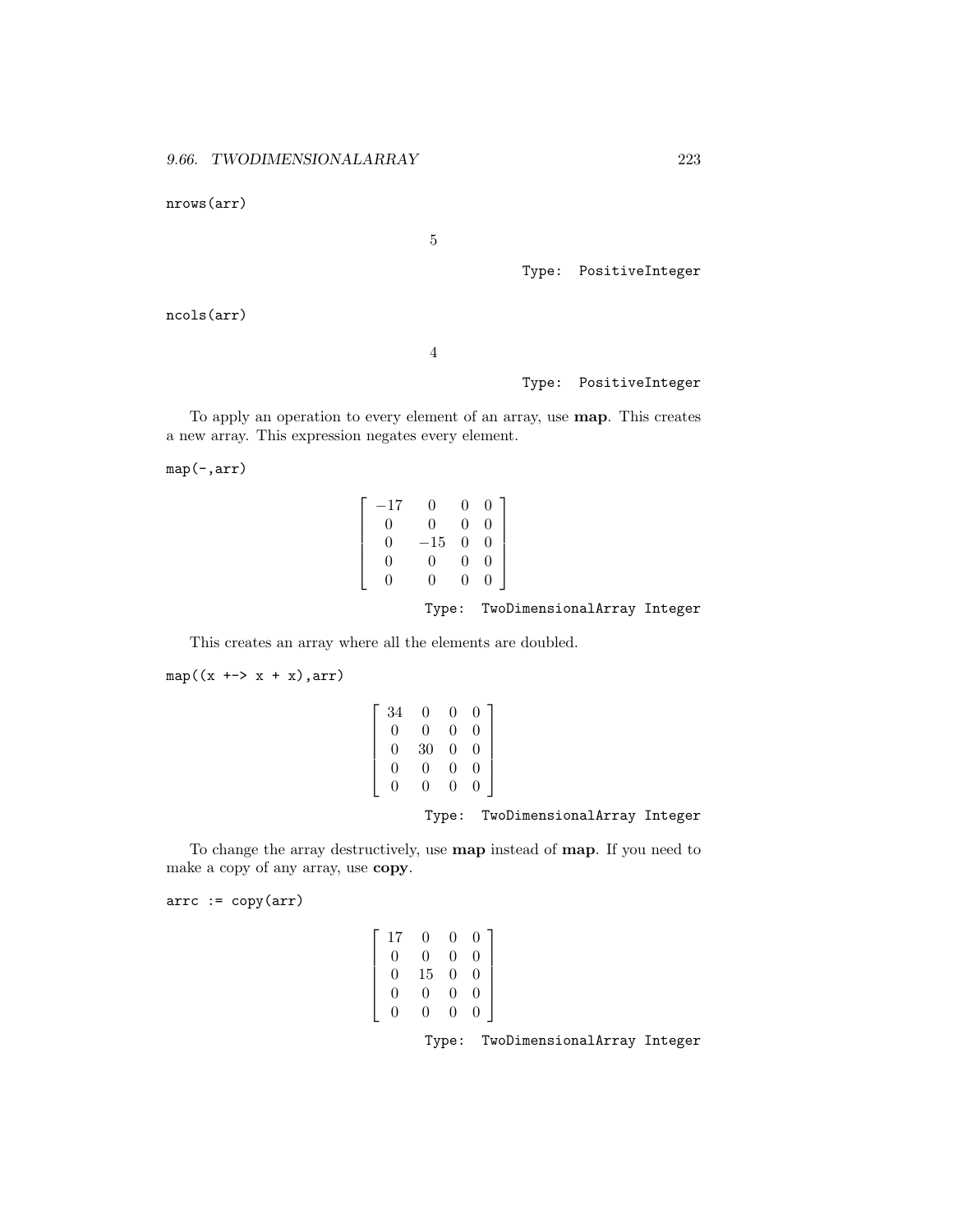```
nrows(arr)
```

$$5$$

Type: PositiveInteger

```
ncols(arr)
```

$$4$$

Type: PositiveInteger

To apply an operation to every element of an array, use **map**. This creates a new array. This expression negates every element.

```
map(-,arr)
```

$$\begin{bmatrix} -17 & 0 & 0 & 0 \\ 0 & 0 & 0 & 0 \\ 0 & -15 & 0 & 0 \\ 0 & 0 & 0 & 0 \\ 0 & 0 & 0 & 0 \end{bmatrix}$$

Type: TwoDimensionalArray Integer

This creates an array where all the elements are doubled.

```
map((x +-> x + x),arr)
```

$$\begin{bmatrix} 34 & 0 & 0 & 0 \\ 0 & 0 & 0 & 0 \\ 0 & 30 & 0 & 0 \\ 0 & 0 & 0 & 0 \\ 0 & 0 & 0 & 0 \end{bmatrix}$$

Type: TwoDimensionalArray Integer

To change the array destructively, use **map** instead of **map**. If you need to make a copy of any array, use **copy**.

```
arrc := copy(arr)
```

$$\begin{bmatrix} 17 & 0 & 0 & 0 \\ 0 & 0 & 0 & 0 \\ 0 & 15 & 0 & 0 \\ 0 & 0 & 0 & 0 \\ 0 & 0 & 0 & 0 \end{bmatrix}$$

Type: TwoDimensionalArray Integer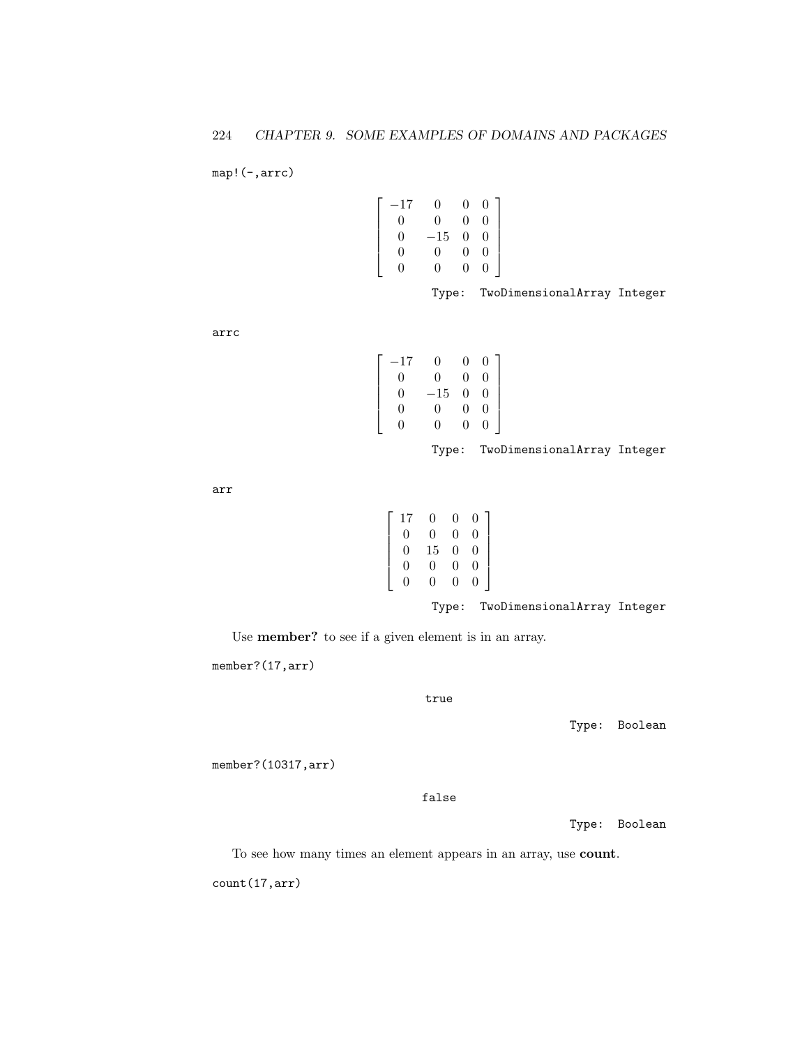```
map!(-,arrc)
```

$$\begin{bmatrix} -17 & 0 & 0 & 0 \\ 0 & 0 & 0 & 0 \\ 0 & -15 & 0 & 0 \\ 0 & 0 & 0 & 0 \\ 0 & 0 & 0 & 0 \end{bmatrix}$$

Type: TwoDimensionalArray Integer

```
arrc
```

$$\begin{bmatrix} -17 & 0 & 0 & 0 \\ 0 & 0 & 0 & 0 \\ 0 & -15 & 0 & 0 \\ 0 & 0 & 0 & 0 \\ 0 & 0 & 0 & 0 \end{bmatrix}$$

Type: TwoDimensionalArray Integer

```
arr
```

$$\begin{bmatrix} 17 & 0 & 0 & 0 \\ 0 & 0 & 0 & 0 \\ 0 & 15 & 0 & 0 \\ 0 & 0 & 0 & 0 \\ 0 & 0 & 0 & 0 \end{bmatrix}$$

Type: TwoDimensionalArray Integer

Use **member?** to see if a given element is in an array.

```
member?(17,arr)
```

true

Type: Boolean

```
member?(10317,arr)
```

false

Type: Boolean

To see how many times an element appears in an array, use **count**.

```
count(17,arr)
```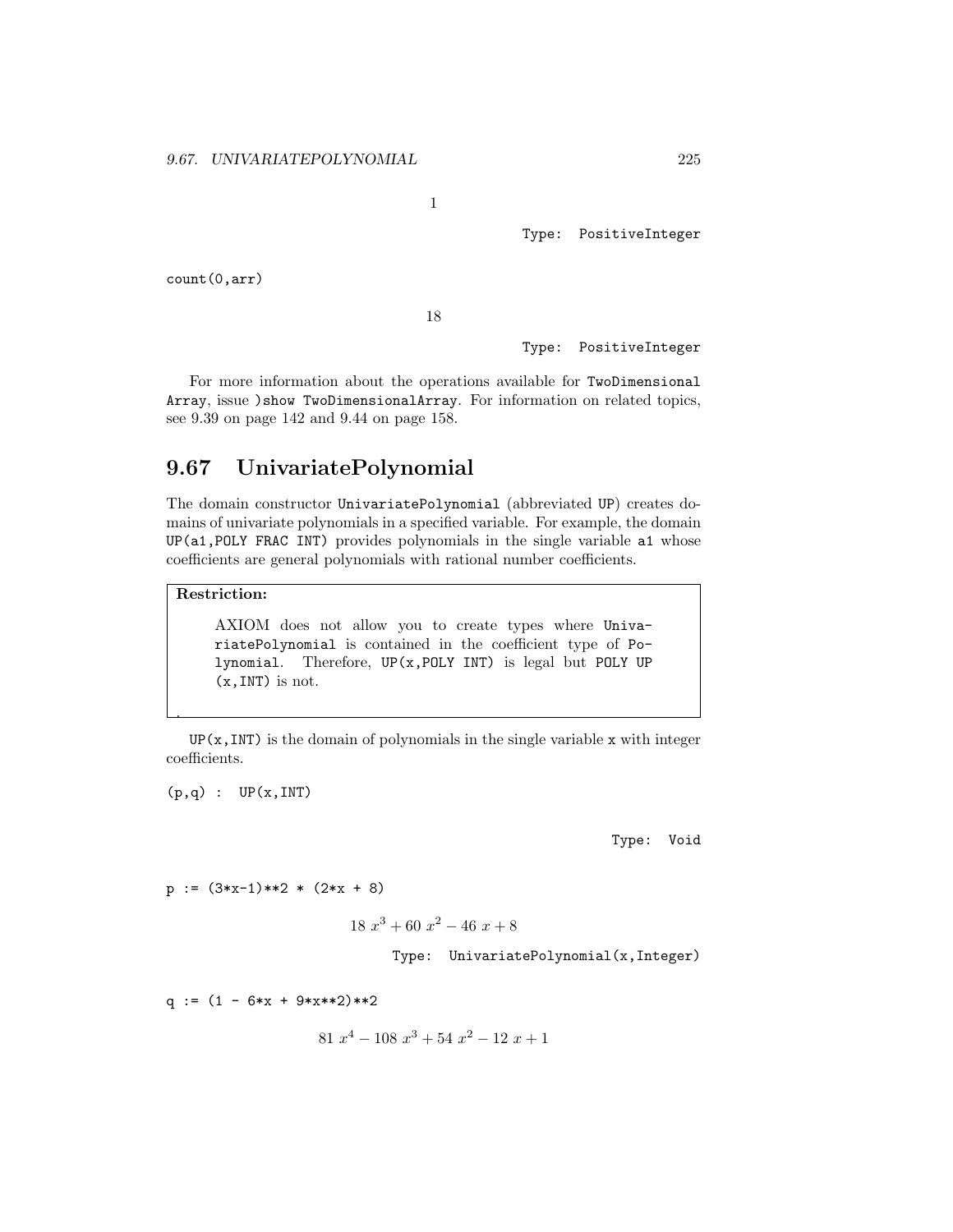$$1$$

Type: PositiveInteger

```
count(0,arr)
```

$$18$$

Type: PositiveInteger

For more information about the operations available for `TwoDimensional Array`, issue `)show TwoDimensionalArray`. For information on related topics, see 9.39 on page 142 and 9.44 on page 158.

## 9.67 UnivariatePolynomial

The domain constructor `UnivariatePolynomial` (abbreviated `UP`) creates domains of univariate polynomials in a specified variable. For example, the domain `UP(a1,POLY FRAC INT)` provides polynomials in the single variable `a1` whose coefficients are general polynomials with rational number coefficients.

> **Restriction:**
>
> AXIOM does not allow you to create types where `UnivariatePolynomial` is contained in the coefficient type of `Polynomial`. Therefore, `UP(x,POLY INT)` is legal but `POLY UP (x,INT)` is not.

`UP(x,INT)` is the domain of polynomials in the single variable `x` with integer coefficients.

```
(p,q) :  UP(x,INT)
```

Type: Void

```
p := (3*x-1)**2 * (2*x + 8)
```

$$18\ x^3 + 60\ x^2 - 46\ x + 8$$

Type: UnivariatePolynomial(x,Integer)

```
q := (1 - 6*x + 9*x**2)**2
```

$$81\ x^4 - 108\ x^3 + 54\ x^2 - 12\ x + 1$$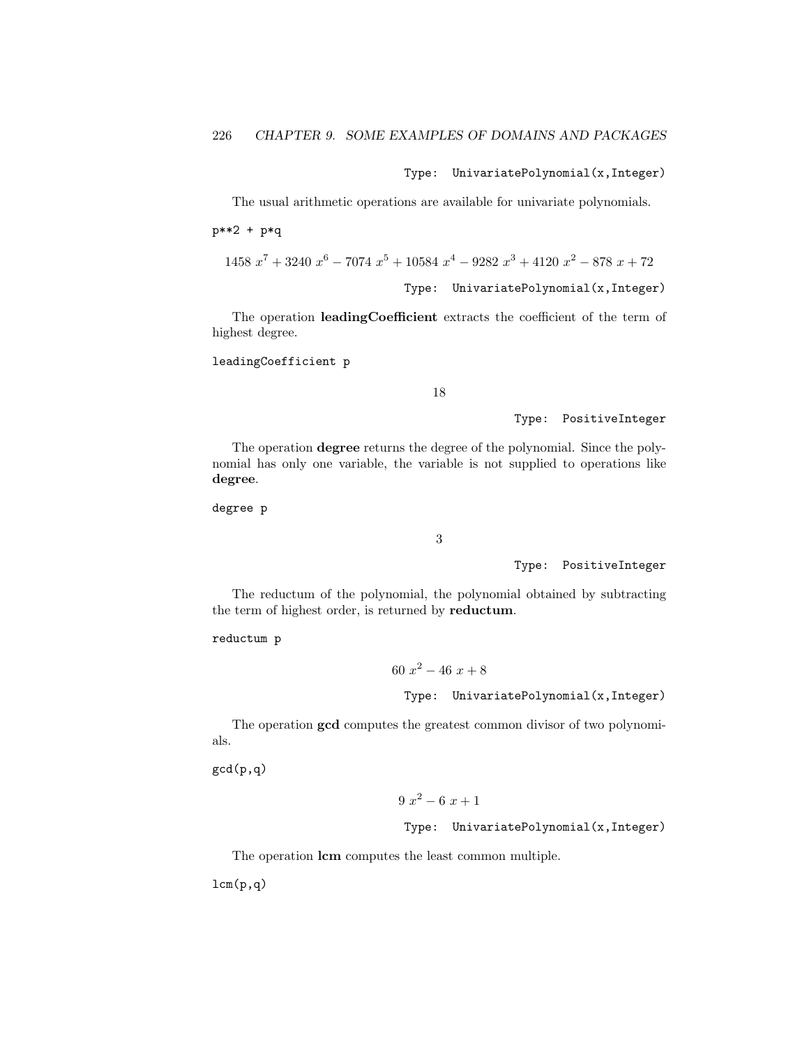Type: UnivariatePolynomial(x,Integer)

The usual arithmetic operations are available for univariate polynomials.

```
p**2 + p*q
```

$$1458\ x^7 + 3240\ x^6 - 7074\ x^5 + 10584\ x^4 - 9282\ x^3 + 4120\ x^2 - 878\ x + 72$$

Type: UnivariatePolynomial(x,Integer)

The operation **leadingCoefficient** extracts the coefficient of the term of highest degree.

```
leadingCoefficient p
```

$$18$$

Type: PositiveInteger

The operation **degree** returns the degree of the polynomial. Since the polynomial has only one variable, the variable is not supplied to operations like **degree**.

```
degree p
```

$$3$$

Type: PositiveInteger

The reductum of the polynomial, the polynomial obtained by subtracting the term of highest order, is returned by **reductum**.

```
reductum p
```

$$60\ x^2 - 46\ x + 8$$

Type: UnivariatePolynomial(x,Integer)

The operation **gcd** computes the greatest common divisor of two polynomials.

```
gcd(p,q)
```

$$9\ x^2 - 6\ x + 1$$

Type: UnivariatePolynomial(x,Integer)

The operation **lcm** computes the least common multiple.

```
lcm(p,q)
```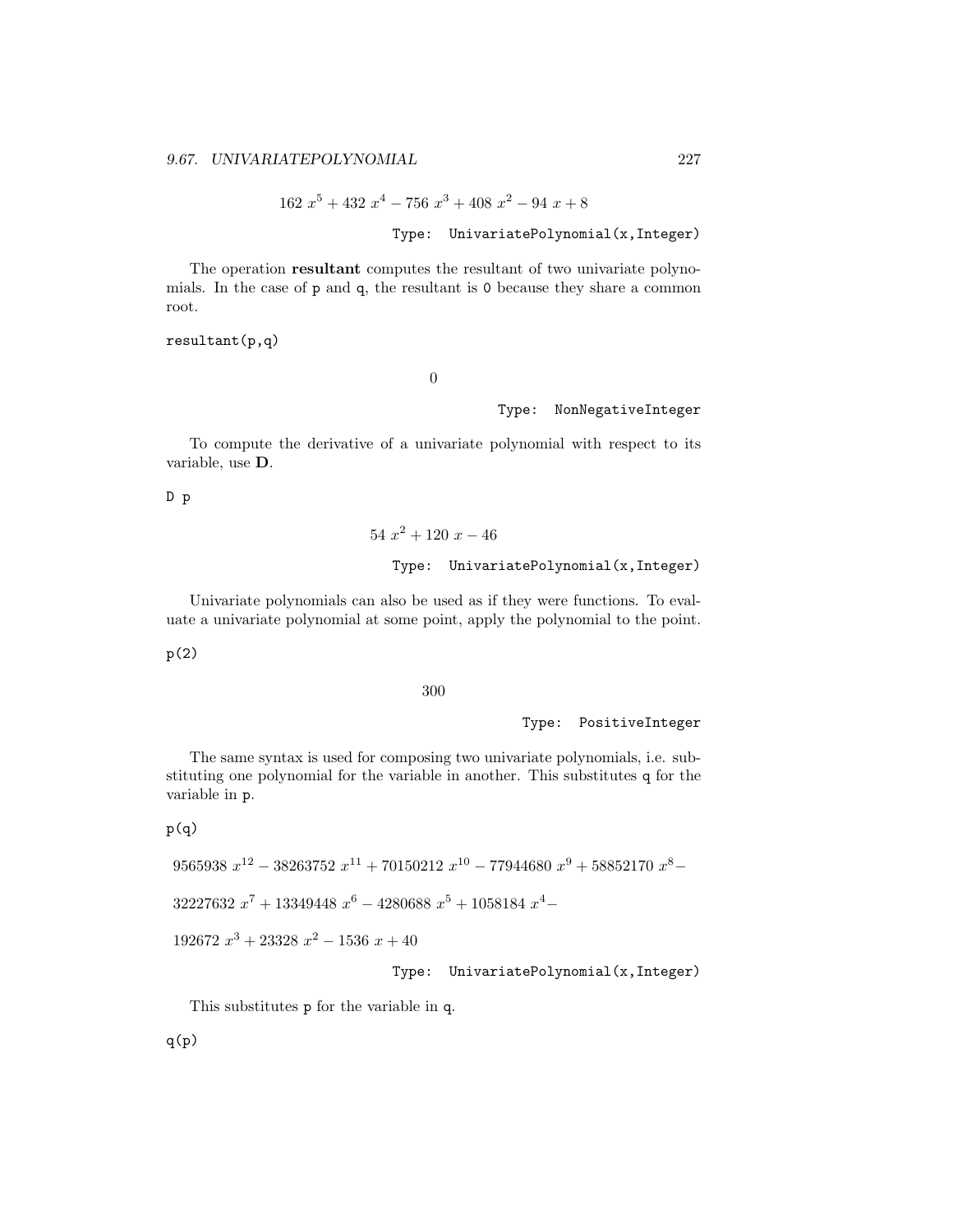$$162\ x^5 + 432\ x^4 - 756\ x^3 + 408\ x^2 - 94\ x + 8$$

Type: UnivariatePolynomial(x,Integer)

The operation **resultant** computes the resultant of two univariate polynomials. In the case of `p` and `q`, the resultant is `0` because they share a common root.

```
resultant(p,q)
```

$$0$$

Type: NonNegativeInteger

To compute the derivative of a univariate polynomial with respect to its variable, use **D**.

```
D p
```

$$54\ x^2 + 120\ x - 46$$

Type: UnivariatePolynomial(x,Integer)

Univariate polynomials can also be used as if they were functions. To evaluate a univariate polynomial at some point, apply the polynomial to the point.

```
p(2)
```

$$300$$

Type: PositiveInteger

The same syntax is used for composing two univariate polynomials, i.e. substituting one polynomial for the variable in another. This substitutes `q` for the variable in `p`.

```
p(q)
```

$$9565938\ x^{12} - 38263752\ x^{11} + 70150212\ x^{10} - 77944680\ x^9 + 58852170\ x^8 -$$
$$32227632\ x^7 + 13349448\ x^6 - 4280688\ x^5 + 1058184\ x^4 -$$
$$192672\ x^3 + 23328\ x^2 - 1536\ x + 40$$

Type: UnivariatePolynomial(x,Integer)

This substitutes `p` for the variable in `q`.

```
q(p)
```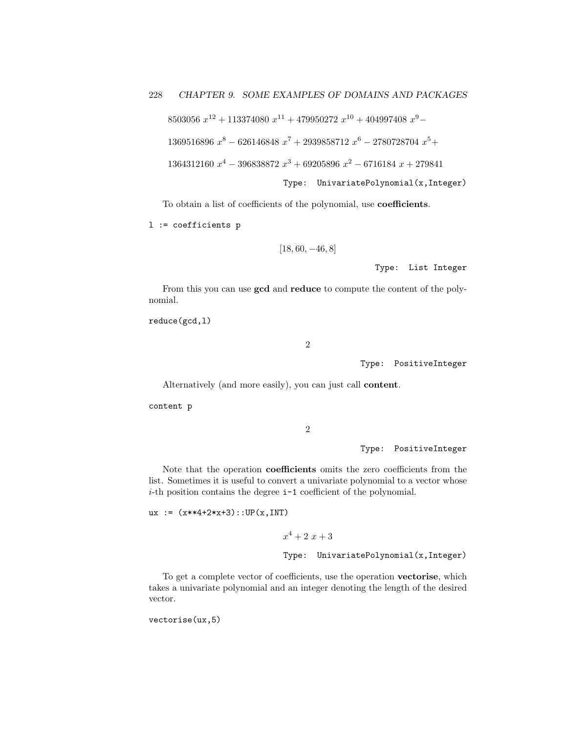$$8503056\ x^{12} + 113374080\ x^{11} + 479950272\ x^{10} + 404997408\ x^{9} -$$

$$1369516896\ x^{8} - 626146848\ x^{7} + 2939858712\ x^{6} - 2780728704\ x^{5} +$$

$$1364312160\ x^{4} - 396838872\ x^{3} + 69205896\ x^{2} - 6716184\ x + 279841$$

Type: UnivariatePolynomial(x,Integer)

To obtain a list of coefficients of the polynomial, use **coefficients**.

```
l := coefficients p
```

$$[18, 60, -46, 8]$$

Type: List Integer

From this you can use **gcd** and **reduce** to compute the content of the polynomial.

```
reduce(gcd,l)
```

$$2$$

Type: PositiveInteger

Alternatively (and more easily), you can just call **content**.

```
content p
```

$$2$$

Type: PositiveInteger

Note that the operation **coefficients** omits the zero coefficients from the list. Sometimes it is useful to convert a univariate polynomial to a vector whose $i$-th position contains the degree `i-1` coefficient of the polynomial.

```
ux := (x**4+2*x+3)::UP(x,INT)
```

$$x^4 + 2\ x + 3$$

Type: UnivariatePolynomial(x,Integer)

To get a complete vector of coefficients, use the operation **vectorise**, which takes a univariate polynomial and an integer denoting the length of the desired vector.

```
vectorise(ux,5)
```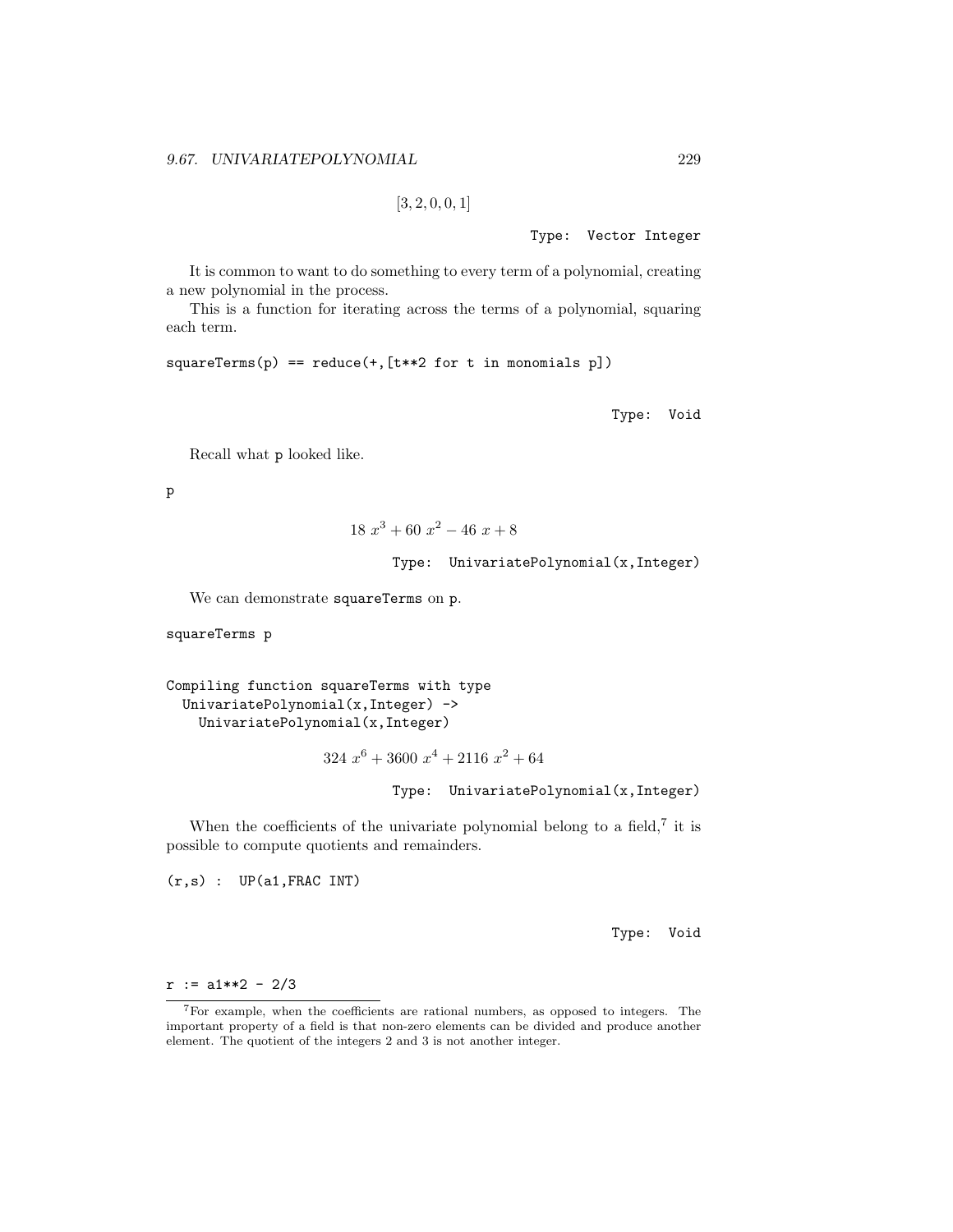$$[3, 2, 0, 0, 1]$$

Type: Vector Integer

It is common to want to do something to every term of a polynomial, creating a new polynomial in the process.

This is a function for iterating across the terms of a polynomial, squaring each term.

```
squareTerms(p) == reduce(+,[t**2 for t in monomials p])
```

Type: Void

Recall what p looked like.

```
p
```

$$18\ x^3 + 60\ x^2 - 46\ x + 8$$

Type: UnivariatePolynomial(x,Integer)

We can demonstrate squareTerms on p.

```
squareTerms p
```

```
Compiling function squareTerms with type
  UnivariatePolynomial(x,Integer) ->
    UnivariatePolynomial(x,Integer)
```

$$324\ x^6 + 3600\ x^4 + 2116\ x^2 + 64$$

Type: UnivariatePolynomial(x,Integer)

When the coefficients of the univariate polynomial belong to a field,[7] it is possible to compute quotients and remainders.

```
(r,s) :  UP(a1,FRAC INT)
```

Type: Void

```
r := a1**2 - 2/3
```

[7]For example, when the coefficients are rational numbers, as opposed to integers. The important property of a field is that non-zero elements can be divided and produce another element. The quotient of the integers 2 and 3 is not another integer.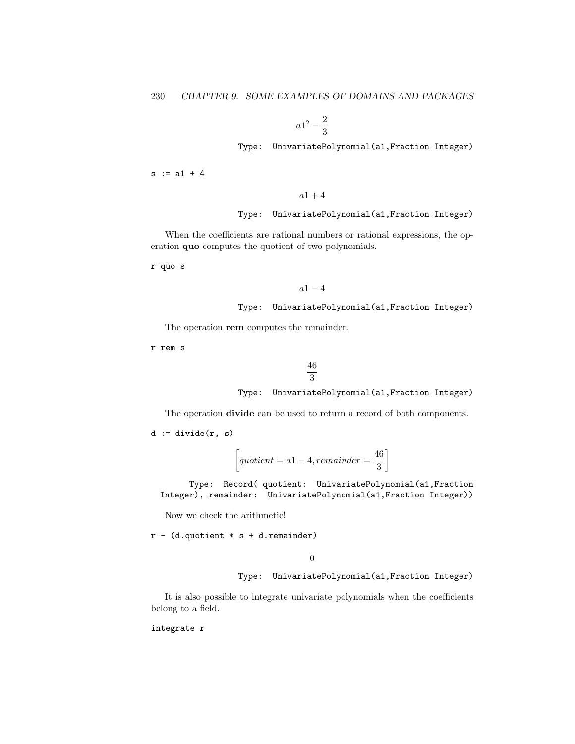$$a1^2 - \frac{2}{3}$$

Type: UnivariatePolynomial(a1,Fraction Integer)

```
s := a1 + 4
```

$$a1 + 4$$

Type: UnivariatePolynomial(a1,Fraction Integer)

When the coefficients are rational numbers or rational expressions, the operation **quo** computes the quotient of two polynomials.

```
r quo s
```

$$a1 - 4$$

Type: UnivariatePolynomial(a1,Fraction Integer)

The operation **rem** computes the remainder.

```
r rem s
```

$$\frac{46}{3}$$

Type: UnivariatePolynomial(a1,Fraction Integer)

The operation **divide** can be used to return a record of both components.

```
d := divide(r, s)
```

$$\left[quotient = a1 - 4, remainder = \frac{46}{3}\right]$$

Type: Record( quotient: UnivariatePolynomial(a1,Fraction Integer), remainder: UnivariatePolynomial(a1,Fraction Integer))

Now we check the arithmetic!

```
r - (d.quotient * s + d.remainder)
```

$$0$$

Type: UnivariatePolynomial(a1,Fraction Integer)

It is also possible to integrate univariate polynomials when the coefficients belong to a field.

```
integrate r
```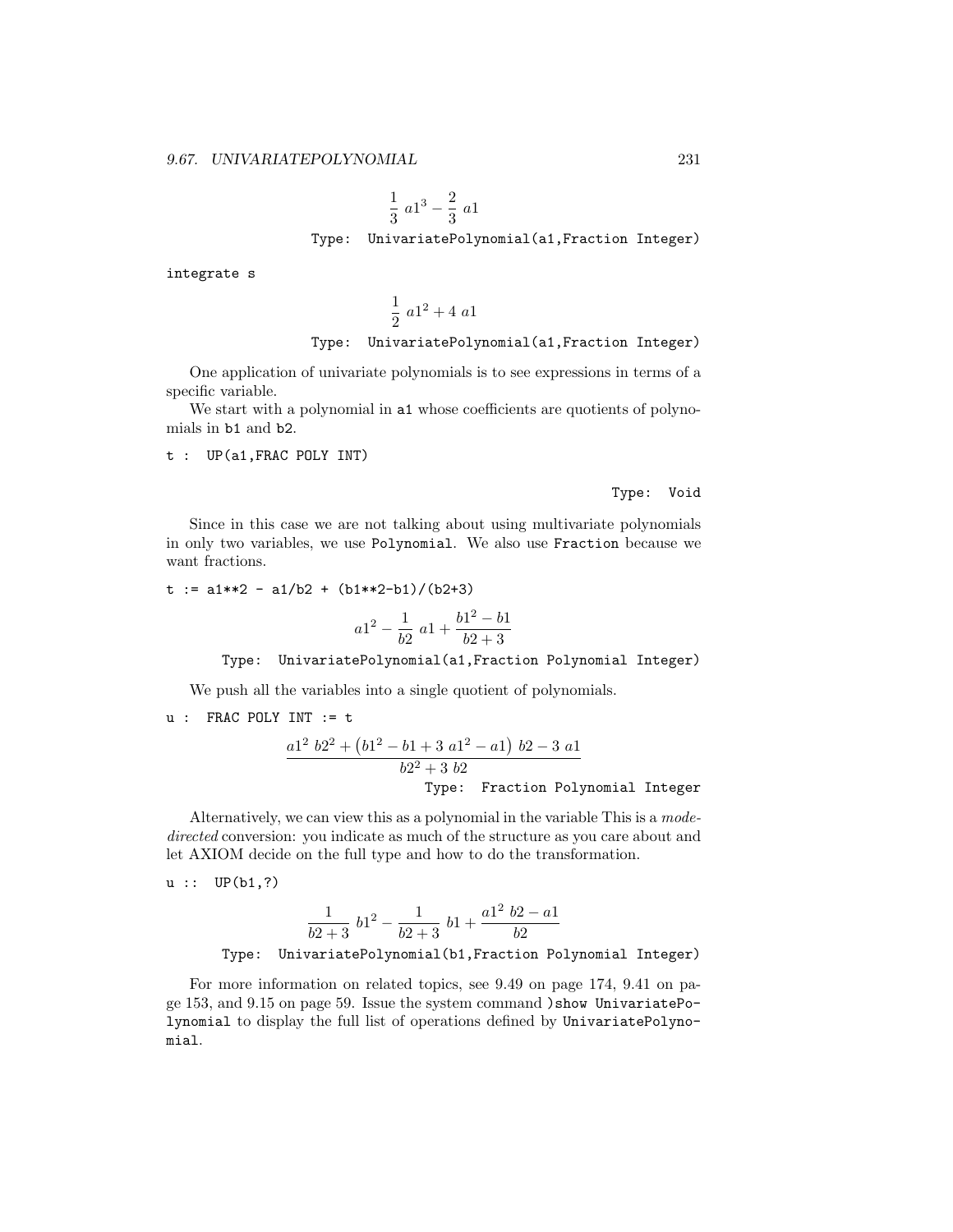$$\frac{1}{3}\ a1^3 - \frac{2}{3}\ a1$$

Type: UnivariatePolynomial(a1,Fraction Integer)

```
integrate s
```

$$\frac{1}{2}\ a1^2 + 4\ a1$$

Type: UnivariatePolynomial(a1,Fraction Integer)

One application of univariate polynomials is to see expressions in terms of a specific variable.

We start with a polynomial in `a1` whose coefficients are quotients of polynomials in `b1` and `b2`.

```
t :  UP(a1,FRAC POLY INT)
```

Type: Void

Since in this case we are not talking about using multivariate polynomials in only two variables, we use `Polynomial`. We also use `Fraction` because we want fractions.

```
t := a1**2 - a1/b2 + (b1**2-b1)/(b2+3)
```

$$a1^2 - \frac{1}{b2}\ a1 + \frac{b1^2 - b1}{b2 + 3}$$

Type: UnivariatePolynomial(a1,Fraction Polynomial Integer)

We push all the variables into a single quotient of polynomials.

```
u :  FRAC POLY INT := t
```

$$\frac{a1^2\ b2^2 + \left(b1^2 - b1 + 3\ a1^2 - a1\right)\ b2 - 3\ a1}{b2^2 + 3\ b2}$$

Type: Fraction Polynomial Integer

Alternatively, we can view this as a polynomial in the variable This is a *mode-directed* conversion: you indicate as much of the structure as you care about and let AXIOM decide on the full type and how to do the transformation.

```
u ::  UP(b1,?)
```

$$\frac{1}{b2 + 3}\ b1^2 - \frac{1}{b2 + 3}\ b1 + \frac{a1^2\ b2 - a1}{b2}$$

Type: UnivariatePolynomial(b1,Fraction Polynomial Integer)

For more information on related topics, see 9.49 on page 174, 9.41 on page 153, and 9.15 on page 59. Issue the system command `)show UnivariatePolynomial` to display the full list of operations defined by `UnivariatePolynomial`.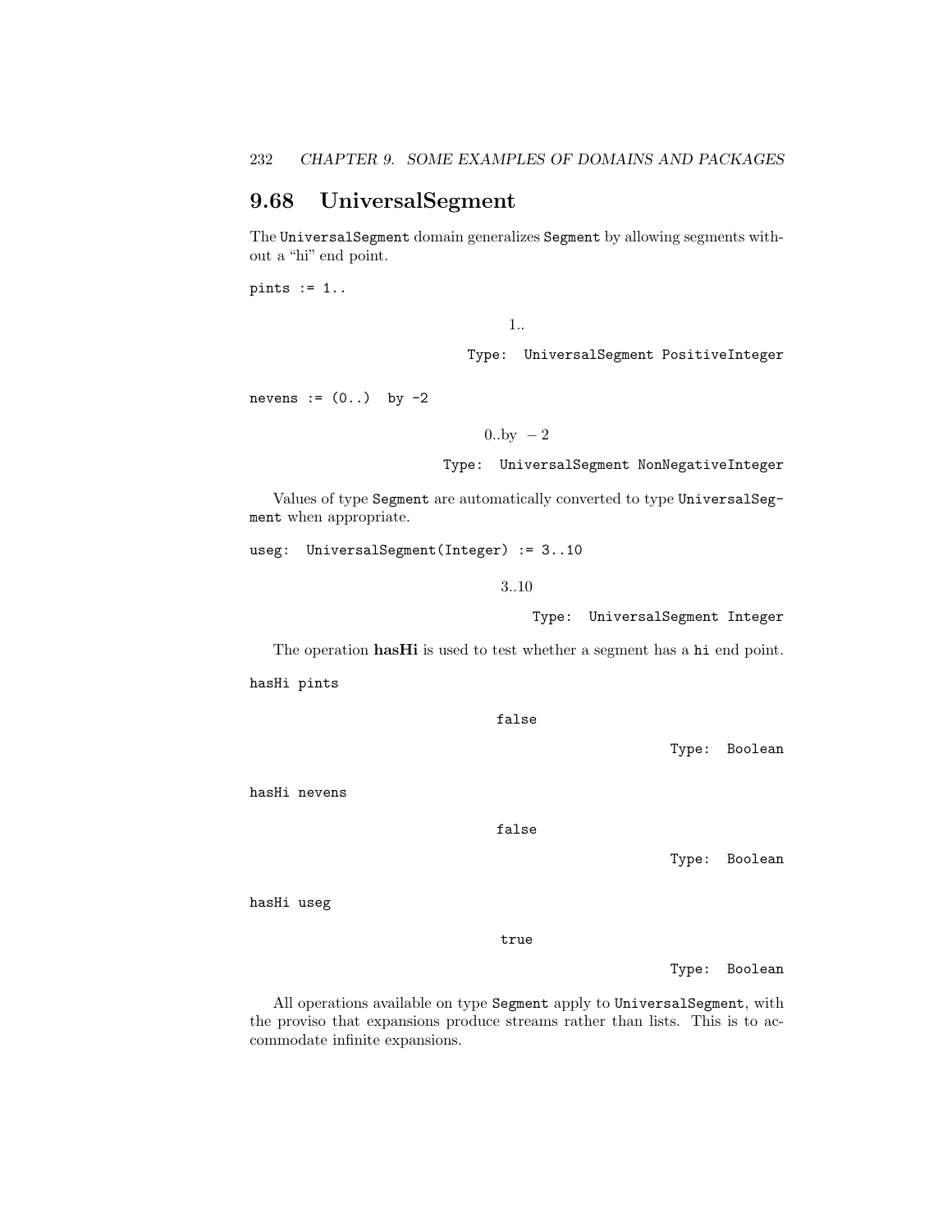## 9.68 UniversalSegment

The `UniversalSegment` domain generalizes `Segment` by allowing segments without a "hi" end point.

```
pints := 1..
```

$$1..$$

Type: UniversalSegment PositiveInteger

```
nevens := (0..) by -2
```

$$0..\text{by } -2$$

Type: UniversalSegment NonNegativeInteger

Values of type `Segment` are automatically converted to type `UniversalSegment` when appropriate.

```
useg: UniversalSegment(Integer) := 3..10
```

$$3..10$$

Type: UniversalSegment Integer

The operation **hasHi** is used to test whether a segment has a `hi` end point.

```
hasHi pints
```

false

Type: Boolean

```
hasHi nevens
```

false

Type: Boolean

```
hasHi useg
```

true

Type: Boolean

All operations available on type `Segment` apply to `UniversalSegment`, with the proviso that expansions produce streams rather than lists. This is to accommodate infinite expansions.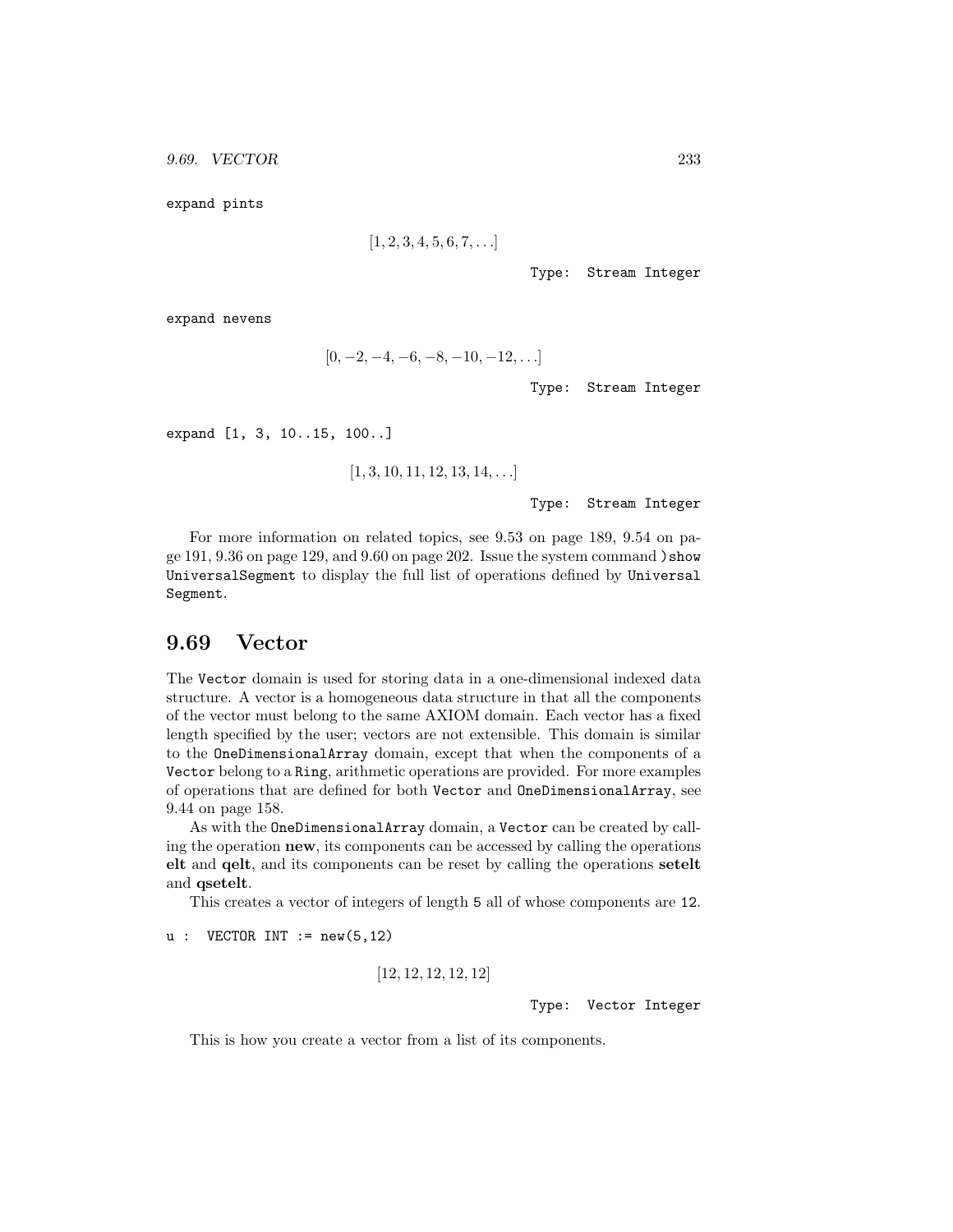```
expand pints
```

$$[1, 2, 3, 4, 5, 6, 7, \ldots]$$

Type: Stream Integer

```
expand nevens
```

$$[0, -2, -4, -6, -8, -10, -12, \ldots]$$

Type: Stream Integer

```
expand [1, 3, 10..15, 100..]
```

$$[1, 3, 10, 11, 12, 13, 14, \ldots]$$

Type: Stream Integer

For more information on related topics, see 9.53 on page 189, 9.54 on page 191, 9.36 on page 129, and 9.60 on page 202. Issue the system command `)show UniversalSegment` to display the full list of operations defined by `UniversalSegment`.

## 9.69 Vector

The `Vector` domain is used for storing data in a one-dimensional indexed data structure. A vector is a homogeneous data structure in that all the components of the vector must belong to the same AXIOM domain. Each vector has a fixed length specified by the user; vectors are not extensible. This domain is similar to the `OneDimensionalArray` domain, except that when the components of a `Vector` belong to a `Ring`, arithmetic operations are provided. For more examples of operations that are defined for both `Vector` and `OneDimensionalArray`, see 9.44 on page 158.

As with the `OneDimensionalArray` domain, a `Vector` can be created by calling the operation **new**, its components can be accessed by calling the operations **elt** and **qelt**, and its components can be reset by calling the operations **setelt** and **qsetelt**.

This creates a vector of integers of length 5 all of whose components are 12.

```
u :  VECTOR INT := new(5,12)
```

$$[12, 12, 12, 12, 12]$$

Type: Vector Integer

This is how you create a vector from a list of its components.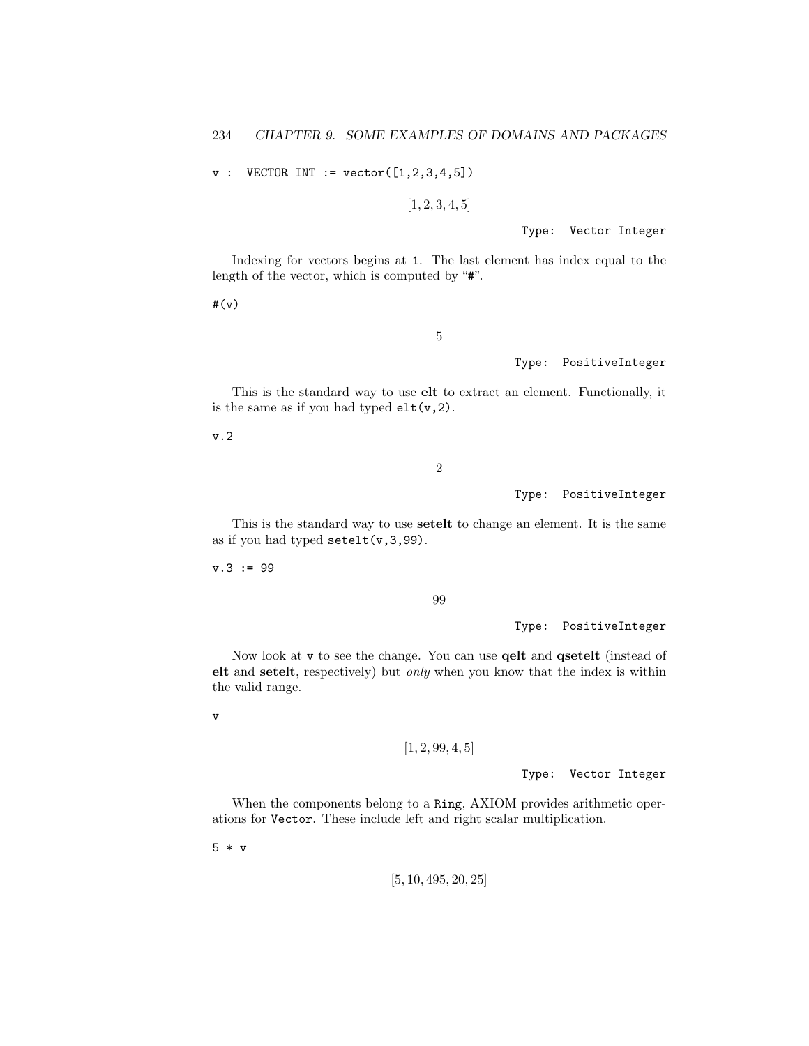```
v : VECTOR INT := vector([1,2,3,4,5])
```

$$[1, 2, 3, 4, 5]$$

Type: Vector Integer

Indexing for vectors begins at `1`. The last element has index equal to the length of the vector, which is computed by "`#`".

```
#(v)
```

$$5$$

Type: PositiveInteger

This is the standard way to use **elt** to extract an element. Functionally, it is the same as if you had typed `elt(v,2)`.

```
v.2
```

$$2$$

Type: PositiveInteger

This is the standard way to use **setelt** to change an element. It is the same as if you had typed `setelt(v,3,99)`.

```
v.3 := 99
```

$$99$$

Type: PositiveInteger

Now look at `v` to see the change. You can use **qelt** and **qsetelt** (instead of **elt** and **setelt**, respectively) but *only* when you know that the index is within the valid range.

```
v
```

$$[1, 2, 99, 4, 5]$$

Type: Vector Integer

When the components belong to a `Ring`, AXIOM provides arithmetic operations for `Vector`. These include left and right scalar multiplication.

```
5 * v
```

$$[5, 10, 495, 20, 25]$$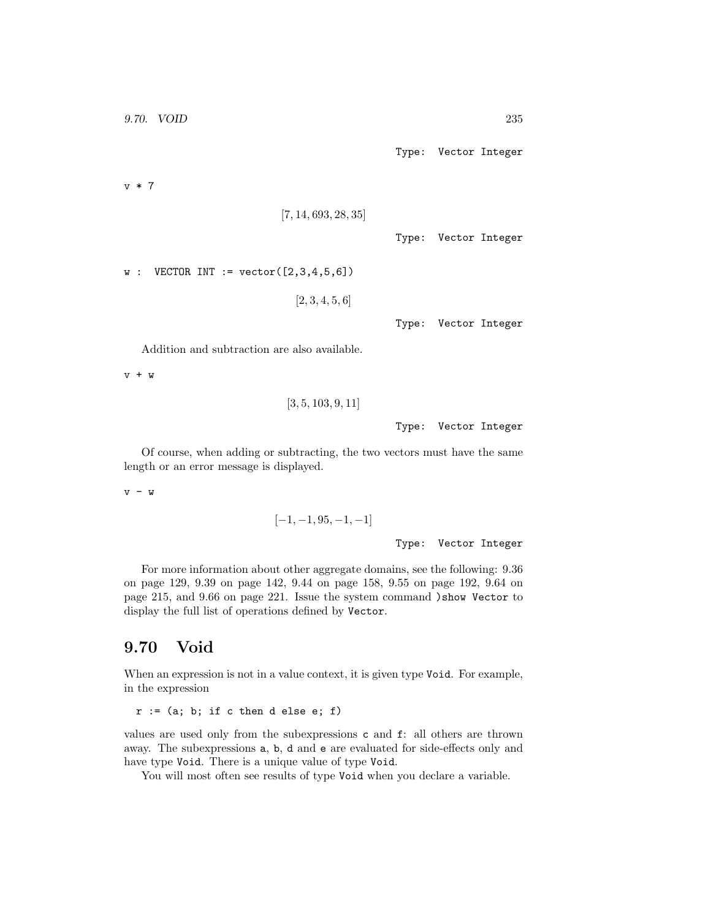Type: Vector Integer

```
v * 7
```

$$[7, 14, 693, 28, 35]$$

Type: Vector Integer

```
w :  VECTOR INT := vector([2,3,4,5,6])
```

$$[2, 3, 4, 5, 6]$$

Type: Vector Integer

Addition and subtraction are also available.

```
v + w
```

$$[3, 5, 103, 9, 11]$$

Type: Vector Integer

Of course, when adding or subtracting, the two vectors must have the same length or an error message is displayed.

```
v - w
```

$$[-1, -1, 95, -1, -1]$$

Type: Vector Integer

For more information about other aggregate domains, see the following: 9.36 on page 129, 9.39 on page 142, 9.44 on page 158, 9.55 on page 192, 9.64 on page 215, and 9.66 on page 221. Issue the system command `)show Vector` to display the full list of operations defined by `Vector`.

## 9.70 Void

When an expression is not in a value context, it is given type `Void`. For example, in the expression

```
r := (a; b; if c then d else e; f)
```

values are used only from the subexpressions `c` and `f`: all others are thrown away. The subexpressions `a`, `b`, `d` and `e` are evaluated for side-effects only and have type `Void`. There is a unique value of type `Void`.

You will most often see results of type `Void` when you declare a variable.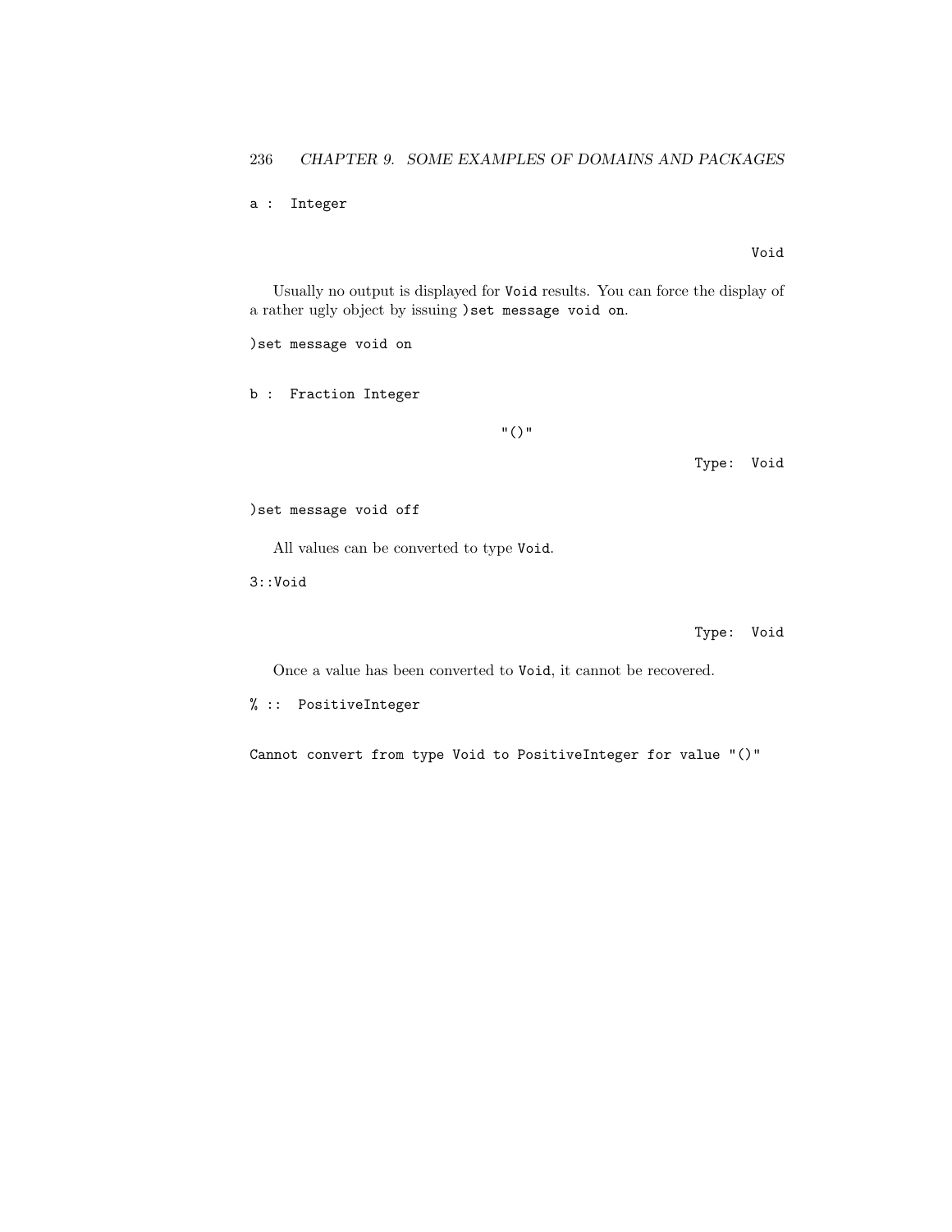```
a : Integer
```

```
                                                    Void
```

Usually no output is displayed for `Void` results. You can force the display of a rather ugly object by issuing `)set message void on`.

```
)set message void on
```

```
b : Fraction Integer
```

```
                              "()"

                                              Type: Void
```

```
)set message void off
```

All values can be converted to type `Void`.

```
3::Void
```

```
                                              Type: Void
```

Once a value has been converted to `Void`, it cannot be recovered.

```
% :: PositiveInteger
```

```
Cannot convert from type Void to PositiveInteger for value "()"
```